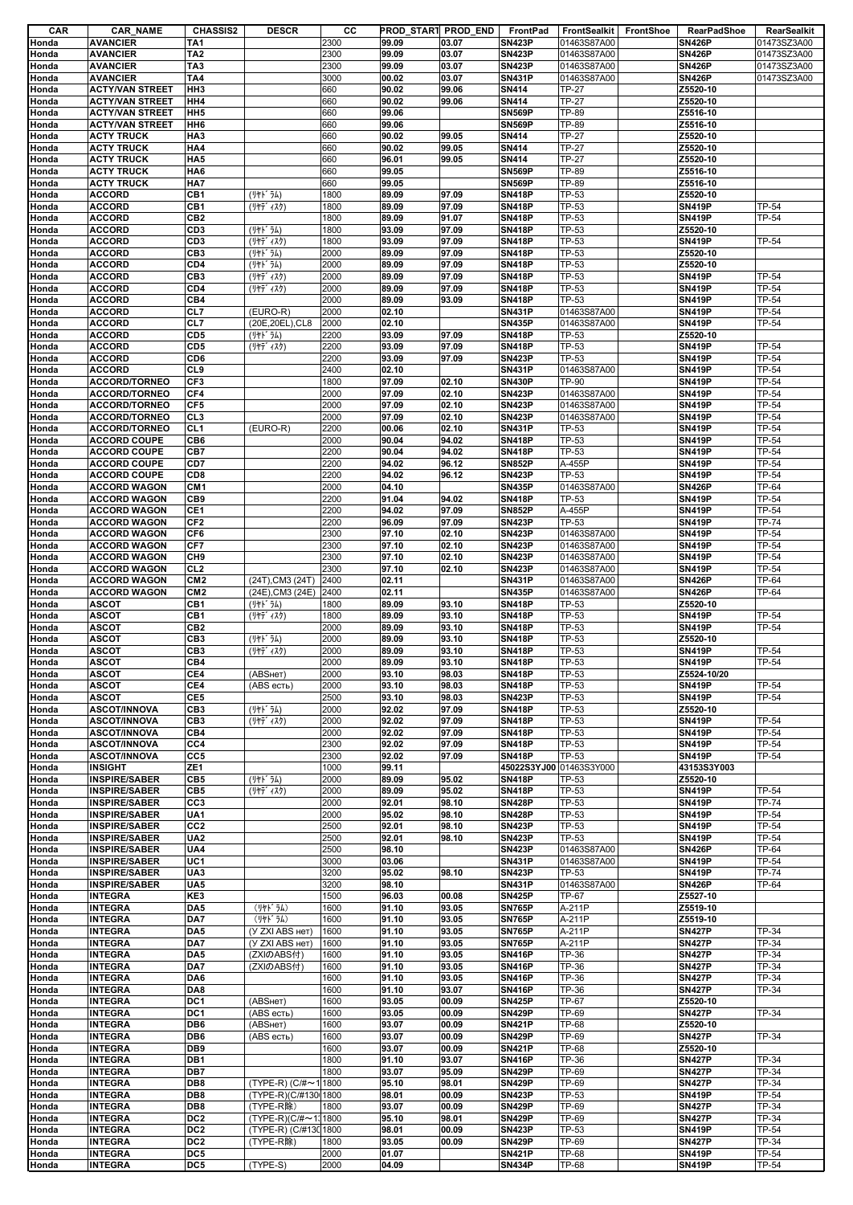| CAR | CAR_NAME | CHASSIS2 | DESCR | CC | PROD_START | PROD_END | FrontPad | FrontSealkit | FrontShoe | RearPadShoe | RearSealkit |
|---|---|---|---|---|---|---|---|---|---|---|---|
| Honda | AVANCIER | TA1 | | 2300 | 99.09 | 03.07 | SN423P | 01463S87A00 | | SN426P | 01473SZ3A00 |
| Honda | AVANCIER | TA2 | | 2300 | 99.09 | 03.07 | SN423P | 01463S87A00 | | SN426P | 01473SZ3A00 |
| Honda | AVANCIER | TA3 | | 2300 | 99.09 | 03.07 | SN423P | 01463S87A00 | | SN426P | 01473SZ3A00 |
| Honda | AVANCIER | TA4 | | 3000 | 00.02 | 03.07 | SN431P | 01463S87A00 | | SN426P | 01473SZ3A00 |
| Honda | ACTY/VAN STREET | HH3 | | 660 | 90.02 | 99.06 | SN414 | TP-27 | | Z5520-10 | |
| Honda | ACTY/VAN STREET | HH4 | | 660 | 90.02 | 99.06 | SN414 | TP-27 | | Z5520-10 | |
| Honda | ACTY/VAN STREET | HH5 | | 660 | 99.06 | | SN569P | TP-89 | | Z5516-10 | |
| Honda | ACTY/VAN STREET | HH6 | | 660 | 99.06 | | SN569P | TP-89 | | Z5516-10 | |
| Honda | ACTY TRUCK | HA3 | | 660 | 90.02 | 99.05 | SN414 | TP-27 | | Z5520-10 | |
| Honda | ACTY TRUCK | HA4 | | 660 | 90.02 | 99.05 | SN414 | TP-27 | | Z5520-10 | |
| Honda | ACTY TRUCK | HA5 | | 660 | 96.01 | 99.05 | SN414 | TP-27 | | Z5520-10 | |
| Honda | ACTY TRUCK | HA6 | | 660 | 99.05 | | SN569P | TP-89 | | Z5516-10 | |
| Honda | ACTY TRUCK | HA7 | | 660 | 99.05 | | SN569P | TP-89 | | Z5516-10 | |
| Honda | ACCORD | CB1 | (ﾘﾔﾄﾞﾗﾑ) | 1800 | 89.09 | 97.09 | SN418P | TP-53 | | Z5520-10 | |
| Honda | ACCORD | CB1 | (ﾘﾔﾃﾞｨｽｸ) | 1800 | 89.09 | 97.09 | SN418P | TP-53 | | SN419P | TP-54 |
| Honda | ACCORD | CB2 | | 1800 | 89.09 | 91.07 | SN418P | TP-53 | | SN419P | TP-54 |
| Honda | ACCORD | CD3 | (ﾘﾔﾄﾞﾗﾑ) | 1800 | 93.09 | 97.09 | SN418P | TP-53 | | Z5520-10 | |
| Honda | ACCORD | CD3 | (ﾘﾔﾃﾞｨｽｸ) | 1800 | 93.09 | 97.09 | SN418P | TP-53 | | SN419P | TP-54 |
| Honda | ACCORD | CB3 | (ﾘﾔﾄﾞﾗﾑ) | 2000 | 89.09 | 97.09 | SN418P | TP-53 | | Z5520-10 | |
| Honda | ACCORD | CD4 | (ﾘﾔﾄﾞﾗﾑ) | 2000 | 89.09 | 97.09 | SN418P | TP-53 | | Z5520-10 | |
| Honda | ACCORD | CB3 | (ﾘﾔﾃﾞｨｽｸ) | 2000 | 89.09 | 97.09 | SN418P | TP-53 | | SN419P | TP-54 |
| Honda | ACCORD | CD4 | (ﾘﾔﾃﾞｨｽｸ) | 2000 | 89.09 | 97.09 | SN418P | TP-53 | | SN419P | TP-54 |
| Honda | ACCORD | CB4 | | 2000 | 89.09 | 93.09 | SN418P | TP-53 | | SN419P | TP-54 |
| Honda | ACCORD | CL7 | (EURO-R) | 2000 | 02.10 | | SN431P | 01463S87A00 | | SN419P | TP-54 |
| Honda | ACCORD | CL7 | (20E,20EL),CL8 | 2000 | 02.10 | | SN435P | 01463S87A00 | | SN419P | TP-54 |
| Honda | ACCORD | CD5 | (ﾘﾔﾄﾞﾗﾑ) | 2200 | 93.09 | 97.09 | SN418P | TP-53 | | Z5520-10 | |
| Honda | ACCORD | CD5 | (ﾘﾔﾃﾞｨｽｸ) | 2200 | 93.09 | 97.09 | SN418P | TP-53 | | SN419P | TP-54 |
| Honda | ACCORD | CD6 | | 2200 | 93.09 | 97.09 | SN423P | TP-53 | | SN419P | TP-54 |
| Honda | ACCORD | CL9 | | 2400 | 02.10 | | SN431P | 01463S87A00 | | SN419P | TP-54 |
| Honda | ACCORD/TORNEO | CF3 | | 1800 | 97.09 | 02.10 | SN430P | TP-90 | | SN419P | TP-54 |
| Honda | ACCORD/TORNEO | CF4 | | 2000 | 97.09 | 02.10 | SN423P | 01463S87A00 | | SN419P | TP-54 |
| Honda | ACCORD/TORNEO | CF5 | | 2000 | 97.09 | 02.10 | SN423P | 01463S87A00 | | SN419P | TP-54 |
| Honda | ACCORD/TORNEO | CL3 | | 2000 | 97.09 | 02.10 | SN423P | 01463S87A00 | | SN419P | TP-54 |
| Honda | ACCORD/TORNEO | CL1 | (EURO-R) | 2200 | 00.06 | 02.10 | SN431P | TP-53 | | SN419P | TP-54 |
| Honda | ACCORD COUPE | CB6 | | 2000 | 90.04 | 94.02 | SN418P | TP-53 | | SN419P | TP-54 |
| Honda | ACCORD COUPE | CB7 | | 2200 | 90.04 | 94.02 | SN418P | TP-53 | | SN419P | TP-54 |
| Honda | ACCORD COUPE | CD7 | | 2200 | 94.02 | 96.12 | SN852P | A-455P | | SN419P | TP-54 |
| Honda | ACCORD COUPE | CD8 | | 2200 | 94.02 | 96.12 | SN423P | TP-53 | | SN419P | TP-54 |
| Honda | ACCORD WAGON | CM1 | | 2000 | 04.10 | | SN435P | 01463S87A00 | | SN426P | TP-64 |
| Honda | ACCORD WAGON | CB9 | | 2200 | 91.04 | 94.02 | SN418P | TP-53 | | SN419P | TP-54 |
| Honda | ACCORD WAGON | CE1 | | 2200 | 94.02 | 97.09 | SN852P | A-455P | | SN419P | TP-54 |
| Honda | ACCORD WAGON | CF2 | | 2200 | 96.09 | 97.09 | SN423P | TP-53 | | SN419P | TP-74 |
| Honda | ACCORD WAGON | CF6 | | 2300 | 97.10 | 02.10 | SN423P | 01463S87A00 | | SN419P | TP-54 |
| Honda | ACCORD WAGON | CF7 | | 2300 | 97.10 | 02.10 | SN423P | 01463S87A00 | | SN419P | TP-54 |
| Honda | ACCORD WAGON | CH9 | | 2300 | 97.10 | 02.10 | SN423P | 01463S87A00 | | SN419P | TP-54 |
| Honda | ACCORD WAGON | CL2 | | 2300 | 97.10 | 02.10 | SN423P | 01463S87A00 | | SN419P | TP-54 |
| Honda | ACCORD WAGON | CM2 | (24T),CM3 (24T) | 2400 | 02.11 | | SN431P | 01463S87A00 | | SN426P | TP-64 |
| Honda | ACCORD WAGON | CM2 | (24E),CM3 (24E) | 2400 | 02.11 | | SN435P | 01463S87A00 | | SN426P | TP-64 |
| Honda | ASCOT | CB1 | (ﾘﾔﾄﾞﾗﾑ) | 1800 | 89.09 | 93.10 | SN418P | TP-53 | | Z5520-10 | |
| Honda | ASCOT | CB1 | (ﾘﾔﾃﾞｨｽｸ) | 1800 | 89.09 | 93.10 | SN418P | TP-53 | | SN419P | TP-54 |
| Honda | ASCOT | CB2 | | 2000 | 89.09 | 93.10 | SN418P | TP-53 | | SN419P | TP-54 |
| Honda | ASCOT | CB3 | (ﾘﾔﾄﾞﾗﾑ) | 2000 | 89.09 | 93.10 | SN418P | TP-53 | | Z5520-10 | |
| Honda | ASCOT | CB3 | (ﾘﾔﾃﾞｨｽｸ) | 2000 | 89.09 | 93.10 | SN418P | TP-53 | | SN419P | TP-54 |
| Honda | ASCOT | CB4 | | 2000 | 89.09 | 93.10 | SN418P | TP-53 | | SN419P | TP-54 |
| Honda | ASCOT | CE4 | (ABSнет) | 2000 | 93.10 | 98.03 | SN418P | TP-53 | | Z5524-10/20 | |
| Honda | ASCOT | CE4 | (ABS есть) | 2000 | 93.10 | 98.03 | SN418P | TP-53 | | SN419P | TP-54 |
| Honda | ASCOT | CE5 | | 2500 | 93.10 | 98.03 | SN423P | TP-53 | | SN419P | TP-54 |
| Honda | ASCOT/INNOVA | CB3 | (ﾘﾔﾄﾞﾗﾑ) | 2000 | 92.02 | 97.09 | SN418P | TP-53 | | Z5520-10 | |
| Honda | ASCOT/INNOVA | CB3 | (ﾘﾔﾃﾞｨｽｸ) | 2000 | 92.02 | 97.09 | SN418P | TP-53 | | SN419P | TP-54 |
| Honda | ASCOT/INNOVA | CB4 | | 2000 | 92.02 | 97.09 | SN418P | TP-53 | | SN419P | TP-54 |
| Honda | ASCOT/INNOVA | CC4 | | 2300 | 92.02 | 97.09 | SN418P | TP-53 | | SN419P | TP-54 |
| Honda | ASCOT/INNOVA | CC5 | | 2300 | 92.02 | 97.09 | SN418P | TP-53 | | SN419P | TP-54 |
| Honda | INSIGHT | ZE1 | | 1000 | 99.11 | | 45022S3YJ00 | 01463S3Y000 | | 43153S3Y003 | |
| Honda | INSPIRE/SABER | CB5 | (ﾘﾔﾄﾞﾗﾑ) | 2000 | 89.09 | 95.02 | SN418P | TP-53 | | Z5520-10 | |
| Honda | INSPIRE/SABER | CB5 | (ﾘﾔﾃﾞｨｽｸ) | 2000 | 89.09 | 95.02 | SN418P | TP-53 | | SN419P | TP-54 |
| Honda | INSPIRE/SABER | CC3 | | 2000 | 92.01 | 98.10 | SN428P | TP-53 | | SN419P | TP-74 |
| Honda | INSPIRE/SABER | UA1 | | 2000 | 95.02 | 98.10 | SN428P | TP-53 | | SN419P | TP-54 |
| Honda | INSPIRE/SABER | CC2 | | 2500 | 92.01 | 98.10 | SN423P | TP-53 | | SN419P | TP-54 |
| Honda | INSPIRE/SABER | UA2 | | 2500 | 92.01 | 98.10 | SN423P | TP-53 | | SN419P | TP-54 |
| Honda | INSPIRE/SABER | UA4 | | 2500 | 98.10 | | SN423P | 01463S87A00 | | SN426P | TP-64 |
| Honda | INSPIRE/SABER | UC1 | | 3000 | 03.06 | | SN431P | 01463S87A00 | | SN419P | TP-54 |
| Honda | INSPIRE/SABER | UA3 | | 3200 | 95.02 | 98.10 | SN423P | TP-53 | | SN419P | TP-74 |
| Honda | INSPIRE/SABER | UA5 | | 3200 | 98.10 | | SN431P | 01463S87A00 | | SN426P | TP-64 |
| Honda | INTEGRA | KE3 | | 1500 | 96.03 | 00.08 | SN425P | TP-67 | | Z5527-10 | |
| Honda | INTEGRA | DA5 | (ﾘﾔﾄﾞﾗﾑ) | 1600 | 91.10 | 93.05 | SN765P | A-211P | | Z5519-10 | |
| Honda | INTEGRA | DA7 | (ﾘﾔﾄﾞﾗﾑ) | 1600 | 91.10 | 93.05 | SN765P | A-211P | | Z5519-10 | |
| Honda | INTEGRA | DA5 | (У ZXI ABS нет) | 1600 | 91.10 | 93.05 | SN765P | A-211P | | SN427P | TP-34 |
| Honda | INTEGRA | DA7 | (У ZXI ABS нет) | 1600 | 91.10 | 93.05 | SN765P | A-211P | | SN427P | TP-34 |
| Honda | INTEGRA | DA5 | (ZXIのABS付) | 1600 | 91.10 | 93.05 | SN416P | TP-36 | | SN427P | TP-34 |
| Honda | INTEGRA | DA7 | (ZXIのABS付) | 1600 | 91.10 | 93.05 | SN416P | TP-36 | | SN427P | TP-34 |
| Honda | INTEGRA | DA6 | | 1600 | 91.10 | 93.05 | SN416P | TP-36 | | SN427P | TP-34 |
| Honda | INTEGRA | DA8 | | 1600 | 91.10 | 93.07 | SN416P | TP-36 | | SN427P | TP-34 |
| Honda | INTEGRA | DC1 | (ABSнет) | 1600 | 93.05 | 00.09 | SN425P | TP-67 | | Z5520-10 | |
| Honda | INTEGRA | DC1 | (ABS есть) | 1600 | 93.05 | 00.09 | SN429P | TP-69 | | SN427P | TP-34 |
| Honda | INTEGRA | DB6 | (ABSнет) | 1600 | 93.07 | 00.09 | SN421P | TP-68 | | Z5520-10 | |
| Honda | INTEGRA | DB6 | (ABS есть) | 1600 | 93.07 | 00.09 | SN429P | TP-69 | | SN427P | TP-34 |
| Honda | INTEGRA | DB9 | | 1600 | 93.07 | 00.09 | SN421P | TP-68 | | Z5520-10 | |
| Honda | INTEGRA | DB1 | | 1800 | 91.10 | 93.07 | SN416P | TP-36 | | SN427P | TP-34 |
| Honda | INTEGRA | DB7 | | 1800 | 93.07 | 95.09 | SN429P | TP-69 | | SN427P | TP-34 |
| Honda | INTEGRA | DB8 | (TYPE-R) (C/#～1 | 1800 | 95.10 | 98.01 | SN429P | TP-69 | | SN427P | TP-34 |
| Honda | INTEGRA | DB8 | (TYPE-R)(C/#130 | 1800 | 98.01 | 00.09 | SN423P | TP-53 | | SN419P | TP-54 |
| Honda | INTEGRA | DB8 | (TYPE-R除) | 1800 | 93.07 | 00.09 | SN429P | TP-69 | | SN427P | TP-34 |
| Honda | INTEGRA | DC2 | (TYPE-R)(C/#～1 | 1800 | 95.10 | 98.01 | SN429P | TP-69 | | SN427P | TP-34 |
| Honda | INTEGRA | DC2 | (TYPE-R) (C/#130 | 1800 | 98.01 | 00.09 | SN423P | TP-53 | | SN419P | TP-54 |
| Honda | INTEGRA | DC2 | (TYPE-R除) | 1800 | 93.05 | 00.09 | SN429P | TP-69 | | SN427P | TP-34 |
| Honda | INTEGRA | DC5 | | 2000 | 01.07 | | SN421P | TP-68 | | SN419P | TP-54 |
| Honda | INTEGRA | DC5 | (TYPE-S) | 2000 | 04.09 | | SN434P | TP-68 | | SN419P | TP-54 |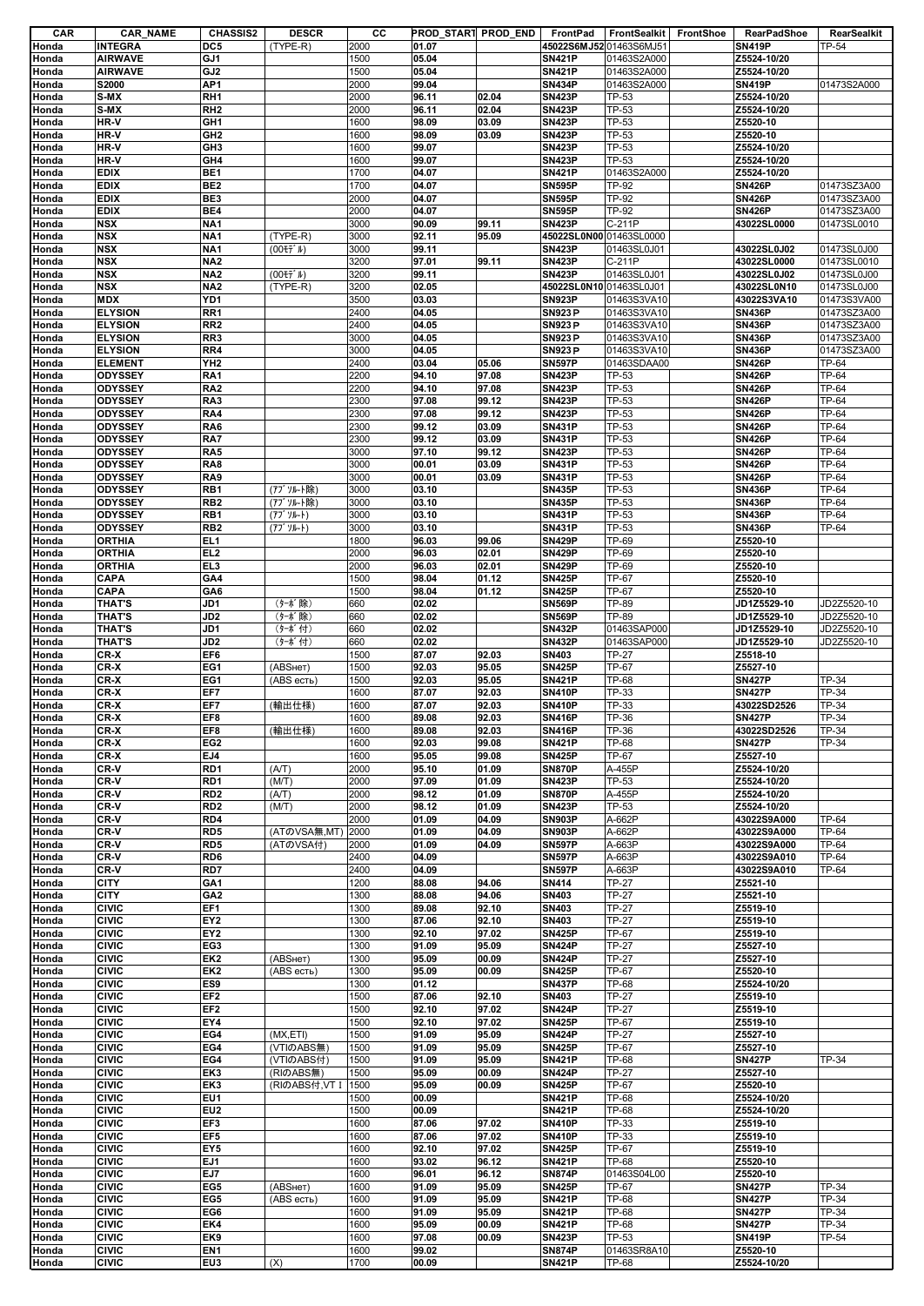| CAR | CAR_NAME | CHASSIS2 | DESCR | CC | PROD_START | PROD_END | FrontPad | FrontSealkit | FrontShoe | RearPadShoe | RearSealkit |
|---|---|---|---|---|---|---|---|---|---|---|---|
| Honda | INTEGRA | DC5 | (TYPE-R) | 2000 | 01.07 | | 45022S6MJ52 | 01463S6MJ51 | | SN419P | TP-54 |
| Honda | AIRWAVE | GJ1 | | 1500 | 05.04 | | SN421P | 01463S2A000 | | Z5524-10/20 | |
| Honda | AIRWAVE | GJ2 | | 1500 | 05.04 | | SN421P | 01463S2A000 | | Z5524-10/20 | |
| Honda | S2000 | AP1 | | 2000 | 99.04 | | SN434P | 01463S2A000 | | SN419P | 01473S2A000 |
| Honda | S-MX | RH1 | | 2000 | 96.11 | 02.04 | SN423P | TP-53 | | Z5524-10/20 | |
| Honda | S-MX | RH2 | | 2000 | 96.11 | 02.04 | SN423P | TP-53 | | Z5524-10/20 | |
| Honda | HR-V | GH1 | | 1600 | 98.09 | 03.09 | SN423P | TP-53 | | Z5520-10 | |
| Honda | HR-V | GH2 | | 1600 | 98.09 | 03.09 | SN423P | TP-53 | | Z5520-10 | |
| Honda | HR-V | GH3 | | 1600 | 99.07 | | SN423P | TP-53 | | Z5524-10/20 | |
| Honda | HR-V | GH4 | | 1600 | 99.07 | | SN423P | TP-53 | | Z5524-10/20 | |
| Honda | EDIX | BE1 | | 1700 | 04.07 | | SN421P | 01463S2A000 | | Z5524-10/20 | |
| Honda | EDIX | BE2 | | 1700 | 04.07 | | SN595P | TP-92 | | SN426P | 01473SZ3A00 |
| Honda | EDIX | BE3 | | 2000 | 04.07 | | SN595P | TP-92 | | SN426P | 01473SZ3A00 |
| Honda | EDIX | BE4 | | 2000 | 04.07 | | SN595P | TP-92 | | SN426P | 01473SZ3A00 |
| Honda | NSX | NA1 | | 3000 | 90.09 | 99.11 | SN423P | C-211P | | 43022SL0000 | 01473SL0010 |
| Honda | NSX | NA1 | (TYPE-R) | 3000 | 92.11 | 95.09 | 45022SL0N00 | 01463SL0000 | | | |
| Honda | NSX | NA1 | (00ﾓﾃﾞﾙ) | 3000 | 99.11 | | SN423P | 01463SL0J01 | | 43022SL0J02 | 01473SL0J00 |
| Honda | NSX | NA2 | | 3200 | 97.01 | 99.11 | SN423P | C-211P | | 43022SL0000 | 01473SL0010 |
| Honda | NSX | NA2 | (00ﾓﾃﾞﾙ) | 3200 | 99.11 | | SN423P | 01463SL0J01 | | 43022SL0J02 | 01473SL0J00 |
| Honda | NSX | NA2 | (TYPE-R) | 3200 | 02.05 | | 45022SL0N10 | 01463SL0J01 | | 43022SL0N10 | 01473SL0J00 |
| Honda | MDX | YD1 | | 3500 | 03.03 | | SN923P | 01463S3VA10 | | 43022S3VA10 | 01473S3VA00 |
| Honda | ELYSION | RR1 | | 2400 | 04.05 | | SN923P | 01463S3VA10 | | SN436P | 01473SZ3A00 |
| Honda | ELYSION | RR2 | | 2400 | 04.05 | | SN923P | 01463S3VA10 | | SN436P | 01473SZ3A00 |
| Honda | ELYSION | RR3 | | 3000 | 04.05 | | SN923P | 01463S3VA10 | | SN436P | 01473SZ3A00 |
| Honda | ELYSION | RR4 | | 3000 | 04.05 | | SN923P | 01463S3VA10 | | SN436P | 01473SZ3A00 |
| Honda | ELEMENT | YH2 | | 2400 | 03.04 | 05.06 | SN597P | 01463SDAA00 | | SN426P | TP-64 |
| Honda | ODYSSEY | RA1 | | 2200 | 94.10 | 97.08 | SN423P | TP-53 | | SN426P | TP-64 |
| Honda | ODYSSEY | RA2 | | 2200 | 94.10 | 97.08 | SN423P | TP-53 | | SN426P | TP-64 |
| Honda | ODYSSEY | RA3 | | 2300 | 97.08 | 99.12 | SN423P | TP-53 | | SN426P | TP-64 |
| Honda | ODYSSEY | RA4 | | 2300 | 97.08 | 99.12 | SN423P | TP-53 | | SN426P | TP-64 |
| Honda | ODYSSEY | RA6 | | 2300 | 99.12 | 03.09 | SN431P | TP-53 | | SN426P | TP-64 |
| Honda | ODYSSEY | RA7 | | 2300 | 99.12 | 03.09 | SN431P | TP-53 | | SN426P | TP-64 |
| Honda | ODYSSEY | RA5 | | 3000 | 97.10 | 99.12 | SN423P | TP-53 | | SN426P | TP-64 |
| Honda | ODYSSEY | RA8 | | 3000 | 00.01 | 03.09 | SN431P | TP-53 | | SN426P | TP-64 |
| Honda | ODYSSEY | RA9 | | 3000 | 00.01 | 03.09 | SN431P | TP-53 | | SN426P | TP-64 |
| Honda | ODYSSEY | RB1 | (ｱﾌﾞｿﾙｰﾄ除) | 3000 | 03.10 | | SN435P | TP-53 | | SN436P | TP-64 |
| Honda | ODYSSEY | RB2 | (ｱﾌﾞｿﾙｰﾄ除) | 3000 | 03.10 | | SN435P | TP-53 | | SN436P | TP-64 |
| Honda | ODYSSEY | RB1 | (ｱﾌﾞｿﾙｰﾄ) | 3000 | 03.10 | | SN431P | TP-53 | | SN436P | TP-64 |
| Honda | ODYSSEY | RB2 | (ｱﾌﾞｿﾙｰﾄ) | 3000 | 03.10 | | SN431P | TP-53 | | SN436P | TP-64 |
| Honda | ORTHIA | EL1 | | 1800 | 96.03 | 99.06 | SN429P | TP-69 | | Z5520-10 | |
| Honda | ORTHIA | EL2 | | 2000 | 96.03 | 02.01 | SN429P | TP-69 | | Z5520-10 | |
| Honda | ORTHIA | EL3 | | 2000 | 96.03 | 02.01 | SN429P | TP-69 | | Z5520-10 | |
| Honda | CAPA | GA4 | | 1500 | 98.04 | 01.12 | SN425P | TP-67 | | Z5520-10 | |
| Honda | CAPA | GA6 | | 1500 | 98.04 | 01.12 | SN425P | TP-67 | | Z5520-10 | |
| Honda | THAT'S | JD1 | (ﾀｰﾎﾞ除) | 660 | 02.02 | | SN569P | TP-89 | | JD1Z5529-10 | JD2Z5520-10 |
| Honda | THAT'S | JD2 | (ﾀｰﾎﾞ除) | 660 | 02.02 | | SN569P | TP-89 | | JD1Z5529-10 | JD2Z5520-10 |
| Honda | THAT'S | JD1 | (ﾀｰﾎﾞ付) | 660 | 02.02 | | SN432P | 01463SAP000 | | JD1Z5529-10 | JD2Z5520-10 |
| Honda | THAT'S | JD2 | (ﾀｰﾎﾞ付) | 660 | 02.02 | | SN432P | 01463SAP000 | | JD1Z5529-10 | JD2Z5520-10 |
| Honda | CR-X | EF6 | | 1500 | 87.07 | 92.03 | SN403 | TP-27 | | Z5518-10 | |
| Honda | CR-X | EG1 | (ABSнет) | 1500 | 92.03 | 95.05 | SN425P | TP-67 | | Z5527-10 | |
| Honda | CR-X | EG1 | (ABS есть) | 1500 | 92.03 | 95.05 | SN421P | TP-68 | | SN427P | TP-34 |
| Honda | CR-X | EF7 | | 1600 | 87.07 | 92.03 | SN410P | TP-33 | | SN427P | TP-34 |
| Honda | CR-X | EF7 | (輸出仕様) | 1600 | 87.07 | 92.03 | SN410P | TP-33 | | 43022SD2526 | TP-34 |
| Honda | CR-X | EF8 | | 1600 | 89.08 | 92.03 | SN416P | TP-36 | | SN427P | TP-34 |
| Honda | CR-X | EF8 | (輸出仕様) | 1600 | 89.08 | 92.03 | SN416P | TP-36 | | 43022SD2526 | TP-34 |
| Honda | CR-X | EG2 | | 1600 | 92.03 | 99.08 | SN421P | TP-68 | | SN427P | TP-34 |
| Honda | CR-X | EJ4 | | 1600 | 95.05 | 99.08 | SN425P | TP-67 | | Z5527-10 | |
| Honda | CR-V | RD1 | (A/T) | 2000 | 95.10 | 01.09 | SN870P | A-455P | | Z5524-10/20 | |
| Honda | CR-V | RD1 | (M/T) | 2000 | 97.09 | 01.09 | SN423P | TP-53 | | Z5524-10/20 | |
| Honda | CR-V | RD2 | (A/T) | 2000 | 98.12 | 01.09 | SN870P | A-455P | | Z5524-10/20 | |
| Honda | CR-V | RD2 | (M/T) | 2000 | 98.12 | 01.09 | SN423P | TP-53 | | Z5524-10/20 | |
| Honda | CR-V | RD4 | | 2000 | 01.09 | 04.09 | SN903P | A-662P | | 43022S9A000 | TP-64 |
| Honda | CR-V | RD5 | (ATのVSA無,MT) | 2000 | 01.09 | 04.09 | SN903P | A-662P | | 43022S9A000 | TP-64 |
| Honda | CR-V | RD5 | (ATのVSA付) | 2000 | 01.09 | 04.09 | SN597P | A-663P | | 43022S9A000 | TP-64 |
| Honda | CR-V | RD6 | | 2400 | 04.09 | | SN597P | A-663P | | 43022S9A010 | TP-64 |
| Honda | CR-V | RD7 | | 2400 | 04.09 | | SN597P | A-663P | | 43022S9A010 | TP-64 |
| Honda | CITY | GA1 | | 1200 | 88.08 | 94.06 | SN414 | TP-27 | | Z5521-10 | |
| Honda | CITY | GA2 | | 1300 | 88.08 | 94.06 | SN403 | TP-27 | | Z5521-10 | |
| Honda | CIVIC | EF1 | | 1300 | 89.08 | 92.10 | SN403 | TP-27 | | Z5519-10 | |
| Honda | CIVIC | EY2 | | 1300 | 87.06 | 92.10 | SN403 | TP-27 | | Z5519-10 | |
| Honda | CIVIC | EY2 | | 1300 | 92.10 | 97.02 | SN425P | TP-67 | | Z5519-10 | |
| Honda | CIVIC | EG3 | | 1300 | 91.09 | 95.09 | SN424P | TP-27 | | Z5527-10 | |
| Honda | CIVIC | EK2 | (ABSнет) | 1300 | 95.09 | 00.09 | SN424P | TP-27 | | Z5527-10 | |
| Honda | CIVIC | EK2 | (ABS есть) | 1300 | 95.09 | 00.09 | SN425P | TP-67 | | Z5520-10 | |
| Honda | CIVIC | ES9 | | 1300 | 01.12 | | SN437P | TP-68 | | Z5524-10/20 | |
| Honda | CIVIC | EF2 | | 1500 | 87.06 | 92.10 | SN403 | TP-27 | | Z5519-10 | |
| Honda | CIVIC | EF2 | | 1500 | 92.10 | 97.02 | SN424P | TP-27 | | Z5519-10 | |
| Honda | CIVIC | EY4 | | 1500 | 92.10 | 97.02 | SN425P | TP-67 | | Z5519-10 | |
| Honda | CIVIC | EG4 | (MX,ETI) | 1500 | 91.09 | 95.09 | SN424P | TP-27 | | Z5527-10 | |
| Honda | CIVIC | EG4 | (VTIのABS無) | 1500 | 91.09 | 95.09 | SN425P | TP-67 | | Z5527-10 | |
| Honda | CIVIC | EG4 | (VTIのABS付) | 1500 | 91.09 | 95.09 | SN421P | TP-68 | | SN427P | TP-34 |
| Honda | CIVIC | EK3 | (RIのABS無) | 1500 | 95.09 | 00.09 | SN424P | TP-27 | | Z5527-10 | |
| Honda | CIVIC | EK3 | (RIのABS付,VTｌ | 1500 | 95.09 | 00.09 | SN425P | TP-67 | | Z5520-10 | |
| Honda | CIVIC | EU1 | | 1500 | 00.09 | | SN421P | TP-68 | | Z5524-10/20 | |
| Honda | CIVIC | EU2 | | 1500 | 00.09 | | SN421P | TP-68 | | Z5524-10/20 | |
| Honda | CIVIC | EF3 | | 1600 | 87.06 | 97.02 | SN410P | TP-33 | | Z5519-10 | |
| Honda | CIVIC | EF5 | | 1600 | 87.06 | 97.02 | SN410P | TP-33 | | Z5519-10 | |
| Honda | CIVIC | EY5 | | 1600 | 92.10 | 97.02 | SN425P | TP-67 | | Z5519-10 | |
| Honda | CIVIC | EJ1 | | 1600 | 93.02 | 96.12 | SN421P | TP-68 | | Z5520-10 | |
| Honda | CIVIC | EJ7 | | 1600 | 96.01 | 96.12 | SN874P | 01463S04L00 | | Z5520-10 | |
| Honda | CIVIC | EG5 | (ABSнет) | 1600 | 91.09 | 95.09 | SN425P | TP-67 | | SN427P | TP-34 |
| Honda | CIVIC | EG5 | (ABS есть) | 1600 | 91.09 | 95.09 | SN421P | TP-68 | | SN427P | TP-34 |
| Honda | CIVIC | EG6 | | 1600 | 91.09 | 95.09 | SN421P | TP-68 | | SN427P | TP-34 |
| Honda | CIVIC | EK4 | | 1600 | 95.09 | 00.09 | SN421P | TP-68 | | SN427P | TP-34 |
| Honda | CIVIC | EK9 | | 1600 | 97.08 | 00.09 | SN423P | TP-53 | | SN419P | TP-54 |
| Honda | CIVIC | EN1 | | 1600 | 99.02 | | SN874P | 01463SR8A10 | | Z5520-10 | |
| Honda | CIVIC | EU3 | (X) | 1700 | 00.09 | | SN421P | TP-68 | | Z5524-10/20 | |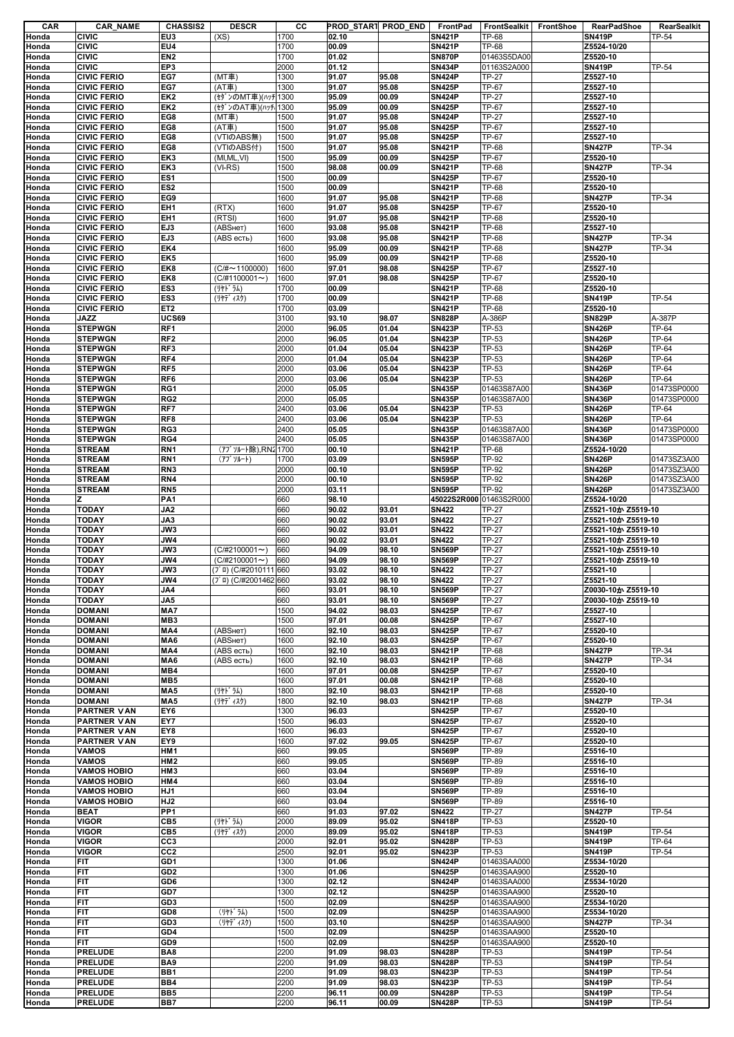| CAR | CAR_NAME | CHASSIS2 | DESCR | CC | PROD_START | PROD_END | FrontPad | FrontSealkit | FrontShoe | RearPadShoe | RearSealkit |
|---|---|---|---|---|---|---|---|---|---|---|---|
| Honda | CIVIC | EU3 | (XS) | 1700 | 02.10 | | SN421P | TP-68 | | SN419P | TP-54 |
| Honda | CIVIC | EU4 | | 1700 | 00.09 | | SN421P | TP-68 | | Z5524-10/20 | |
| Honda | CIVIC | EN2 | | 1700 | 01.02 | | SN870P | 01463S5DA00 | | Z5520-10 | |
| Honda | CIVIC | EP3 | | 2000 | 01.12 | | SN434P | 01163S2A000 | | SN419P | TP-54 |
| Honda | CIVIC FERIO | EG7 | (MT車) | 1300 | 91.07 | 95.08 | SN424P | TP-27 | | Z5527-10 | |
| Honda | CIVIC FERIO | EG7 | (AT車) | 1300 | 91.07 | 95.08 | SN425P | TP-67 | | Z5527-10 | |
| Honda | CIVIC FERIO | EK2 | (ｾﾀﾞﾝのMT車)(ﾊｯﾁ | 1300 | 95.09 | 00.09 | SN424P | TP-27 | | Z5527-10 | |
| Honda | CIVIC FERIO | EK2 | (ｾﾀﾞﾝのAT車)(ﾊｯﾁ | 1300 | 95.09 | 00.09 | SN425P | TP-67 | | Z5527-10 | |
| Honda | CIVIC FERIO | EG8 | (MT車) | 1500 | 91.07 | 95.08 | SN424P | TP-27 | | Z5527-10 | |
| Honda | CIVIC FERIO | EG8 | (AT車) | 1500 | 91.07 | 95.08 | SN425P | TP-67 | | Z5527-10 | |
| Honda | CIVIC FERIO | EG8 | (VTIのABS無) | 1500 | 91.07 | 95.08 | SN425P | TP-67 | | Z5527-10 | |
| Honda | CIVIC FERIO | EG8 | (VTIのABS付) | 1500 | 91.07 | 95.08 | SN421P | TP-68 | | SN427P | TP-34 |
| Honda | CIVIC FERIO | EK3 | (MI,ML,VI) | 1500 | 95.09 | 00.09 | SN425P | TP-67 | | Z5520-10 | |
| Honda | CIVIC FERIO | EK3 | (VI-RS) | 1500 | 98.08 | 00.09 | SN421P | TP-68 | | SN427P | TP-34 |
| Honda | CIVIC FERIO | ES1 | | 1500 | 00.09 | | SN425P | TP-67 | | Z5520-10 | |
| Honda | CIVIC FERIO | ES2 | | 1500 | 00.09 | | SN421P | TP-68 | | Z5520-10 | |
| Honda | CIVIC FERIO | EG9 | | 1600 | 91.07 | 95.08 | SN421P | TP-68 | | SN427P | TP-34 |
| Honda | CIVIC FERIO | EH1 | (RTX) | 1600 | 91.07 | 95.08 | SN425P | TP-67 | | Z5520-10 | |
| Honda | CIVIC FERIO | EH1 | (RTSI) | 1600 | 91.07 | 95.08 | SN421P | TP-68 | | Z5520-10 | |
| Honda | CIVIC FERIO | EJ3 | (ABSнет) | 1600 | 93.08 | 95.08 | SN421P | TP-68 | | Z5527-10 | |
| Honda | CIVIC FERIO | EJ3 | (ABS есть) | 1600 | 93.08 | 95.08 | SN421P | TP-68 | | SN427P | TP-34 |
| Honda | CIVIC FERIO | EK4 | | 1600 | 95.09 | 00.09 | SN421P | TP-68 | | SN427P | TP-34 |
| Honda | CIVIC FERIO | EK5 | | 1600 | 95.09 | 00.09 | SN421P | TP-68 | | Z5520-10 | |
| Honda | CIVIC FERIO | EK8 | (C/#～1100000) | 1600 | 97.01 | 98.08 | SN425P | TP-67 | | Z5527-10 | |
| Honda | CIVIC FERIO | EK8 | (C/#1100001～) | 1600 | 97.01 | 98.08 | SN425P | TP-67 | | Z5520-10 | |
| Honda | CIVIC FERIO | ES3 | (ﾘﾔﾄﾞﾗﾑ) | 1700 | 00.09 | | SN421P | TP-68 | | Z5520-10 | |
| Honda | CIVIC FERIO | ES3 | (ﾘﾔﾃﾞｨｽｸ) | 1700 | 00.09 | | SN421P | TP-68 | | SN419P | TP-54 |
| Honda | CIVIC FERIO | ET2 | | 1700 | 03.09 | | SN421P | TP-68 | | Z5520-10 | |
| Honda | JAZZ | UCS69 | | 3100 | 93.10 | 98.07 | SN828P | A-386P | | SN829P | A-387P |
| Honda | STEPWGN | RF1 | | 2000 | 96.05 | 01.04 | SN423P | TP-53 | | SN426P | TP-64 |
| Honda | STEPWGN | RF2 | | 2000 | 96.05 | 01.04 | SN423P | TP-53 | | SN426P | TP-64 |
| Honda | STEPWGN | RF3 | | 2000 | 01.04 | 05.04 | SN423P | TP-53 | | SN426P | TP-64 |
| Honda | STEPWGN | RF4 | | 2000 | 01.04 | 05.04 | SN423P | TP-53 | | SN426P | TP-64 |
| Honda | STEPWGN | RF5 | | 2000 | 03.06 | 05.04 | SN423P | TP-53 | | SN426P | TP-64 |
| Honda | STEPWGN | RF6 | | 2000 | 03.06 | 05.04 | SN423P | TP-53 | | SN426P | TP-64 |
| Honda | STEPWGN | RG1 | | 2000 | 05.05 | | SN435P | 01463S87A00 | | SN436P | 01473SP0000 |
| Honda | STEPWGN | RG2 | | 2000 | 05.05 | | SN435P | 01463S87A00 | | SN436P | 01473SP0000 |
| Honda | STEPWGN | RF7 | | 2400 | 03.06 | 05.04 | SN423P | TP-53 | | SN426P | TP-64 |
| Honda | STEPWGN | RF8 | | 2400 | 03.06 | 05.04 | SN423P | TP-53 | | SN426P | TP-64 |
| Honda | STEPWGN | RG3 | | 2400 | 05.05 | | SN435P | 01463S87A00 | | SN436P | 01473SP0000 |
| Honda | STEPWGN | RG4 | | 2400 | 05.05 | | SN435P | 01463S87A00 | | SN436P | 01473SP0000 |
| Honda | STREAM | RN1 | (ｱﾌﾞｿﾙｰﾄ除),RN2 | 1700 | 00.10 | | SN421P | TP-68 | | Z5524-10/20 | |
| Honda | STREAM | RN1 | (ｱﾌﾞｿﾙｰﾄ) | 1700 | 03.09 | | SN595P | TP-92 | | SN426P | 01473SZ3A00 |
| Honda | STREAM | RN3 | | 2000 | 00.10 | | SN595P | TP-92 | | SN426P | 01473SZ3A00 |
| Honda | STREAM | RN4 | | 2000 | 00.10 | | SN595P | TP-92 | | SN426P | 01473SZ3A00 |
| Honda | STREAM | RN5 | | 2000 | 03.11 | | SN595P | TP-92 | | SN426P | 01473SZ3A00 |
| Honda | Z | PA1 | | 660 | 98.10 | | 45022S2R000 | 01463S2R000 | | Z5524-10/20 | |
| Honda | TODAY | JA2 | | 660 | 90.02 | 93.01 | SN422 | TP-27 | | Z5521-10か Z5519-10 | |
| Honda | TODAY | JA3 | | 660 | 90.02 | 93.01 | SN422 | TP-27 | | Z5521-10か Z5519-10 | |
| Honda | TODAY | JW3 | | 660 | 90.02 | 93.01 | SN422 | TP-27 | | Z5521-10か Z5519-10 | |
| Honda | TODAY | JW4 | | 660 | 90.02 | 93.01 | SN422 | TP-27 | | Z5521-10か Z5519-10 | |
| Honda | TODAY | JW3 | (C/#2100001～) | 660 | 94.09 | 98.10 | SN569P | TP-27 | | Z5521-10か Z5519-10 | |
| Honda | TODAY | JW4 | (C/#2100001～) | 660 | 94.09 | 98.10 | SN569P | TP-27 | | Z5521-10か Z5519-10 | |
| Honda | TODAY | JW3 | (ﾌﾟﾛ) (C/#2010111 | 660 | 93.02 | 98.10 | SN422 | TP-27 | | Z5521-10 | |
| Honda | TODAY | JW4 | (ﾌﾟﾛ) (C/#2001462 | 660 | 93.02 | 98.10 | SN422 | TP-27 | | Z5521-10 | |
| Honda | TODAY | JA4 | | 660 | 93.01 | 98.10 | SN569P | TP-27 | | Z0030-10か Z5519-10 | |
| Honda | TODAY | JA5 | | 660 | 93.01 | 98.10 | SN569P | TP-27 | | Z0030-10か Z5519-10 | |
| Honda | DOMANI | MA7 | | 1500 | 94.02 | 98.03 | SN425P | TP-67 | | Z5527-10 | |
| Honda | DOMANI | MB3 | | 1500 | 97.01 | 00.08 | SN425P | TP-67 | | Z5527-10 | |
| Honda | DOMANI | MA4 | (ABSнет) | 1600 | 92.10 | 98.03 | SN425P | TP-67 | | Z5520-10 | |
| Honda | DOMANI | MA6 | (ABSнет) | 1600 | 92.10 | 98.03 | SN425P | TP-67 | | Z5520-10 | |
| Honda | DOMANI | MA4 | (ABS есть) | 1600 | 92.10 | 98.03 | SN421P | TP-68 | | SN427P | TP-34 |
| Honda | DOMANI | MA6 | (ABS есть) | 1600 | 92.10 | 98.03 | SN421P | TP-68 | | SN427P | TP-34 |
| Honda | DOMANI | MB4 | | 1600 | 97.01 | 00.08 | SN425P | TP-67 | | Z5520-10 | |
| Honda | DOMANI | MB5 | | 1600 | 97.01 | 00.08 | SN421P | TP-68 | | Z5520-10 | |
| Honda | DOMANI | MA5 | (ﾘﾔﾄﾞﾗﾑ) | 1800 | 92.10 | 98.03 | SN421P | TP-68 | | Z5520-10 | |
| Honda | DOMANI | MA5 | (ﾘﾔﾃﾞｨｽｸ) | 1800 | 92.10 | 98.03 | SN421P | TP-68 | | SN427P | TP-34 |
| Honda | PARTNER VAN | EY6 | | 1300 | 96.03 | | SN425P | TP-67 | | Z5520-10 | |
| Honda | PARTNER VAN | EY7 | | 1500 | 96.03 | | SN425P | TP-67 | | Z5520-10 | |
| Honda | PARTNER VAN | EY8 | | 1600 | 96.03 | | SN425P | TP-67 | | Z5520-10 | |
| Honda | PARTNER VAN | EY9 | | 1600 | 97.02 | 99.05 | SN425P | TP-67 | | Z5520-10 | |
| Honda | VAMOS | HM1 | | 660 | 99.05 | | SN569P | TP-89 | | Z5516-10 | |
| Honda | VAMOS | HM2 | | 660 | 99.05 | | SN569P | TP-89 | | Z5516-10 | |
| Honda | VAMOS HOBIO | HM3 | | 660 | 03.04 | | SN569P | TP-89 | | Z5516-10 | |
| Honda | VAMOS HOBIO | HM4 | | 660 | 03.04 | | SN569P | TP-89 | | Z5516-10 | |
| Honda | VAMOS HOBIO | HJ1 | | 660 | 03.04 | | SN569P | TP-89 | | Z5516-10 | |
| Honda | VAMOS HOBIO | HJ2 | | 660 | 03.04 | | SN569P | TP-89 | | Z5516-10 | |
| Honda | BEAT | PP1 | | 660 | 91.03 | 97.02 | SN422 | TP-27 | | SN427P | TP-54 |
| Honda | VIGOR | CB5 | (ﾘﾔﾄﾞﾗﾑ) | 2000 | 89.09 | 95.02 | SN418P | TP-53 | | Z5520-10 | |
| Honda | VIGOR | CB5 | (ﾘﾔﾃﾞｨｽｸ) | 2000 | 89.09 | 95.02 | SN418P | TP-53 | | SN419P | TP-54 |
| Honda | VIGOR | CC3 | | 2000 | 92.01 | 95.02 | SN428P | TP-53 | | SN419P | TP-64 |
| Honda | VIGOR | CC2 | | 2500 | 92.01 | 95.02 | SN423P | TP-53 | | SN419P | TP-54 |
| Honda | FIT | GD1 | | 1300 | 01.06 | | SN424P | 01463SAA000 | | Z5534-10/20 | |
| Honda | FIT | GD2 | | 1300 | 01.06 | | SN425P | 01463SAA900 | | Z5520-10 | |
| Honda | FIT | GD6 | | 1300 | 02.12 | | SN424P | 01463SAA000 | | Z5534-10/20 | |
| Honda | FIT | GD7 | | 1300 | 02.12 | | SN425P | 01463SAA900 | | Z5520-10 | |
| Honda | FIT | GD3 | | 1500 | 02.09 | | SN425P | 01463SAA900 | | Z5534-10/20 | |
| Honda | FIT | GD8 | (ﾘﾔﾄﾞﾗﾑ) | 1500 | 02.09 | | SN425P | 01463SAA900 | | Z5534-10/20 | |
| Honda | FIT | GD3 | (ﾘﾔﾃﾞｨｽｸ) | 1500 | 03.10 | | SN425P | 01463SAA900 | | SN427P | TP-34 |
| Honda | FIT | GD4 | | 1500 | 02.09 | | SN425P | 01463SAA900 | | Z5520-10 | |
| Honda | FIT | GD9 | | 1500 | 02.09 | | SN425P | 01463SAA900 | | Z5520-10 | |
| Honda | PRELUDE | BA8 | | 2200 | 91.09 | 98.03 | SN428P | TP-53 | | SN419P | TP-54 |
| Honda | PRELUDE | BA9 | | 2200 | 91.09 | 98.03 | SN428P | TP-53 | | SN419P | TP-54 |
| Honda | PRELUDE | BB1 | | 2200 | 91.09 | 98.03 | SN423P | TP-53 | | SN419P | TP-54 |
| Honda | PRELUDE | BB4 | | 2200 | 91.09 | 98.03 | SN423P | TP-53 | | SN419P | TP-54 |
| Honda | PRELUDE | BB5 | | 2200 | 96.11 | 00.09 | SN428P | TP-53 | | SN419P | TP-54 |
| Honda | PRELUDE | BB7 | | 2200 | 96.11 | 00.09 | SN428P | TP-53 | | SN419P | TP-54 |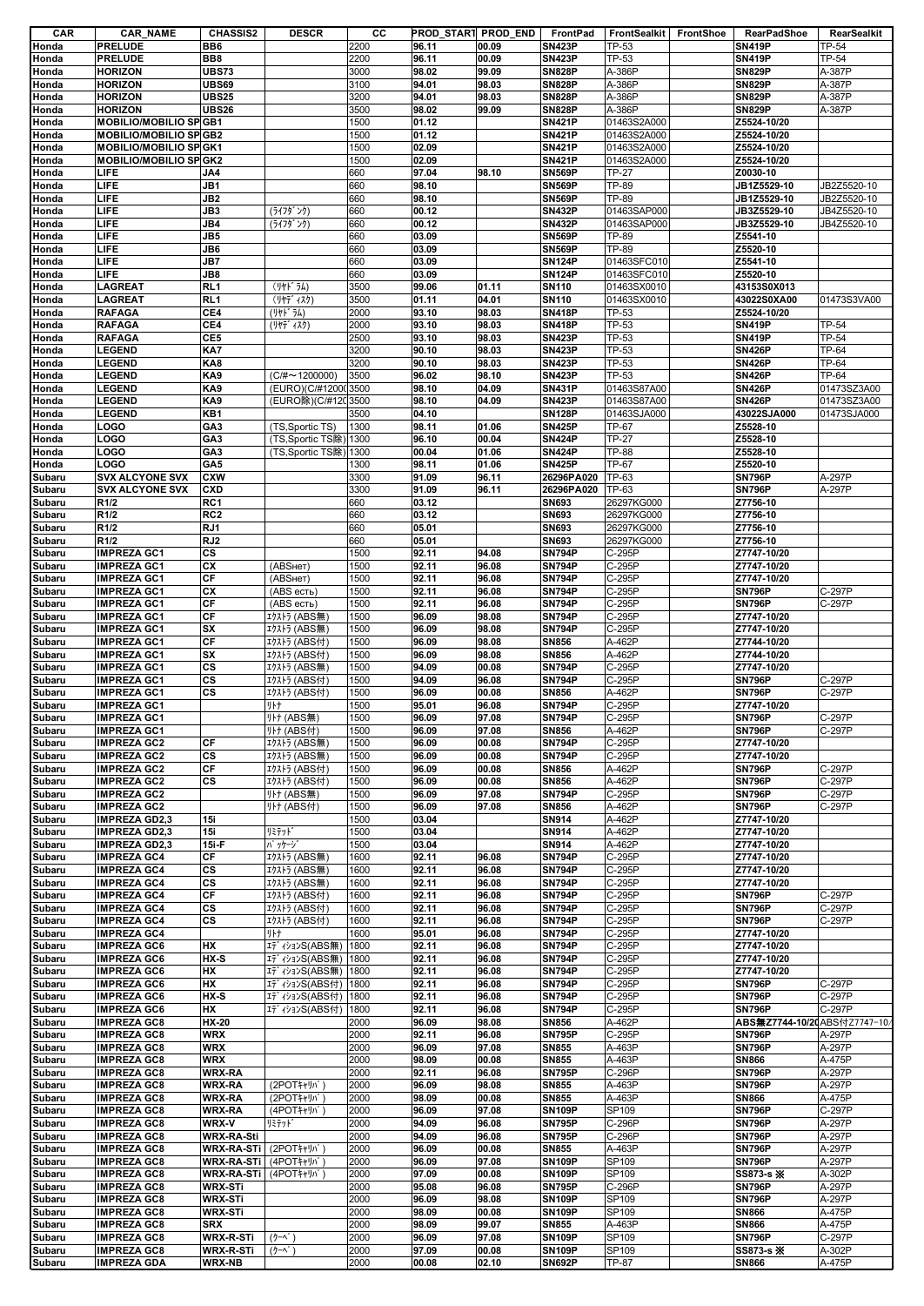| CAR | CAR_NAME | CHASSIS2 | DESCR | CC | PROD_START | PROD_END | FrontPad | FrontSealkit | FrontShoe | RearPadShoe | RearSealkit |
|---|---|---|---|---|---|---|---|---|---|---|---|
| Honda | PRELUDE | BB6 | | 2200 | 96.11 | 00.09 | SN423P | TP-53 | | SN419P | TP-54 |
| Honda | PRELUDE | BB8 | | 2200 | 96.11 | 00.09 | SN423P | TP-53 | | SN419P | TP-54 |
| Honda | HORIZON | UBS73 | | 3000 | 98.02 | 99.09 | SN828P | A-386P | | SN829P | A-387P |
| Honda | HORIZON | UBS69 | | 3100 | 94.01 | 98.03 | SN828P | A-386P | | SN829P | A-387P |
| Honda | HORIZON | UBS25 | | 3200 | 94.01 | 98.03 | SN828P | A-386P | | SN829P | A-387P |
| Honda | HORIZON | UBS26 | | 3500 | 98.02 | 99.09 | SN828P | A-386P | | SN829P | A-387P |
| Honda | MOBILIO/MOBILIO SP | GB1 | | 1500 | 01.12 | | SN421P | 01463S2A000 | | Z5524-10/20 | |
| Honda | MOBILIO/MOBILIO SP | GB2 | | 1500 | 01.12 | | SN421P | 01463S2A000 | | Z5524-10/20 | |
| Honda | MOBILIO/MOBILIO SP | GK1 | | 1500 | 02.09 | | SN421P | 01463S2A000 | | Z5524-10/20 | |
| Honda | MOBILIO/MOBILIO SP | GK2 | | 1500 | 02.09 | | SN421P | 01463S2A000 | | Z5524-10/20 | |
| Honda | LIFE | JA4 | | 660 | 97.04 | 98.10 | SN569P | TP-27 | | Z0030-10 | |
| Honda | LIFE | JB1 | | 660 | 98.10 | | SN569P | TP-89 | | JB1Z5529-10 | JB2Z5520-10 |
| Honda | LIFE | JB2 | | 660 | 98.10 | | SN569P | TP-89 | | JB1Z5529-10 | JB2Z5520-10 |
| Honda | LIFE | JB3 | (ﾗｲﾌﾀﾞﾝｸ) | 660 | 00.12 | | SN432P | 01463SAP000 | | JB3Z5529-10 | JB4Z5520-10 |
| Honda | LIFE | JB4 | (ﾗｲﾌﾀﾞﾝｸ) | 660 | 00.12 | | SN432P | 01463SAP000 | | JB3Z5529-10 | JB4Z5520-10 |
| Honda | LIFE | JB5 | | 660 | 03.09 | | SN569P | TP-89 | | Z5541-10 | |
| Honda | LIFE | JB6 | | 660 | 03.09 | | SN569P | TP-89 | | Z5520-10 | |
| Honda | LIFE | JB7 | | 660 | 03.09 | | SN124P | 01463SFC010 | | Z5541-10 | |
| Honda | LIFE | JB8 | | 660 | 03.09 | | SN124P | 01463SFC010 | | Z5520-10 | |
| Honda | LAGREAT | RL1 | (ﾘﾔﾄﾞﾗﾑ) | 3500 | 99.06 | 01.11 | SN110 | 01463SX0010 | | 43153S0X013 | |
| Honda | LAGREAT | RL1 | (ﾘﾔﾃﾞｨｽｸ) | 3500 | 01.11 | 04.01 | SN110 | 01463SX0010 | | 43022S0XA00 | 01473S3VA00 |
| Honda | RAFAGA | CE4 | (ﾘﾔﾄﾞﾗﾑ) | 2000 | 93.10 | 98.03 | SN418P | TP-53 | | Z5524-10/20 | |
| Honda | RAFAGA | CE4 | (ﾘﾔﾃﾞｨｽｸ) | 2000 | 93.10 | 98.03 | SN418P | TP-53 | | SN419P | TP-54 |
| Honda | RAFAGA | CE5 | | 2500 | 93.10 | 98.03 | SN423P | TP-53 | | SN419P | TP-54 |
| Honda | LEGEND | KA7 | | 3200 | 90.10 | 98.03 | SN423P | TP-53 | | SN426P | TP-64 |
| Honda | LEGEND | KA8 | | 3200 | 90.10 | 98.03 | SN423P | TP-53 | | SN426P | TP-64 |
| Honda | LEGEND | KA9 | (C/#～1200000) | 3500 | 96.02 | 98.10 | SN423P | TP-53 | | SN426P | TP-64 |
| Honda | LEGEND | KA9 | (EURO)(C/#1200( | 3500 | 98.10 | 04.09 | SN431P | 01463S87A00 | | SN426P | 01473SZ3A00 |
| Honda | LEGEND | KA9 | (EURO除)(C/#120 | 3500 | 98.10 | 04.09 | SN423P | 01463S87A00 | | SN426P | 01473SZ3A00 |
| Honda | LEGEND | KB1 | | 3500 | 04.10 | | SN128P | 01463SJA000 | | 43022SJA000 | 01473SJA000 |
| Honda | LOGO | GA3 | (TS,Sportic TS) | 1300 | 98.11 | 01.06 | SN425P | TP-67 | | Z5528-10 | |
| Honda | LOGO | GA3 | (TS,Sportic TS除) | 1300 | 96.10 | 00.04 | SN424P | TP-27 | | Z5528-10 | |
| Honda | LOGO | GA3 | (TS,Sportic TS除) | 1300 | 00.04 | 01.06 | SN424P | TP-88 | | Z5528-10 | |
| Honda | LOGO | GA5 | | 1300 | 98.11 | 01.06 | SN425P | TP-67 | | Z5520-10 | |
| Subaru | SVX ALCYONE SVX | CXW | | 3300 | 91.09 | 96.11 | 26296PA020 | TP-63 | | SN796P | A-297P |
| Subaru | SVX ALCYONE SVX | CXD | | 3300 | 91.09 | 96.11 | 26296PA020 | TP-63 | | SN796P | A-297P |
| Subaru | R1/2 | RC1 | | 660 | 03.12 | | SN693 | 26297KG000 | | Z7756-10 | |
| Subaru | R1/2 | RC2 | | 660 | 03.12 | | SN693 | 26297KG000 | | Z7756-10 | |
| Subaru | R1/2 | RJ1 | | 660 | 05.01 | | SN693 | 26297KG000 | | Z7756-10 | |
| Subaru | R1/2 | RJ2 | | 660 | 05.01 | | SN693 | 26297KG000 | | Z7756-10 | |
| Subaru | IMPREZA GC1 | CS | | 1500 | 92.11 | 94.08 | SN794P | C-295P | | Z7747-10/20 | |
| Subaru | IMPREZA GC1 | CX | (ABSнет) | 1500 | 92.11 | 96.08 | SN794P | C-295P | | Z7747-10/20 | |
| Subaru | IMPREZA GC1 | CF | (ABSнет) | 1500 | 92.11 | 96.08 | SN794P | C-295P | | Z7747-10/20 | |
| Subaru | IMPREZA GC1 | CX | (ABS есть) | 1500 | 92.11 | 96.08 | SN794P | C-295P | | SN796P | C-297P |
| Subaru | IMPREZA GC1 | CF | (ABS есть) | 1500 | 92.11 | 96.08 | SN794P | C-295P | | SN796P | C-297P |
| Subaru | IMPREZA GC1 | CF | ｴｸｽﾄﾗ (ABS無) | 1500 | 96.09 | 98.08 | SN794P | C-295P | | Z7747-10/20 | |
| Subaru | IMPREZA GC1 | SX | ｴｸｽﾄﾗ (ABS無) | 1500 | 96.09 | 98.08 | SN794P | C-295P | | Z7747-10/20 | |
| Subaru | IMPREZA GC1 | CF | ｴｸｽﾄﾗ (ABS付) | 1500 | 96.09 | 98.08 | SN856 | A-462P | | Z7744-10/20 | |
| Subaru | IMPREZA GC1 | SX | ｴｸｽﾄﾗ (ABS付) | 1500 | 96.09 | 98.08 | SN856 | A-462P | | Z7744-10/20 | |
| Subaru | IMPREZA GC1 | CS | ｴｸｽﾄﾗ (ABS無) | 1500 | 94.09 | 00.08 | SN794P | C-295P | | Z7747-10/20 | |
| Subaru | IMPREZA GC1 | CS | ｴｸｽﾄﾗ (ABS付) | 1500 | 94.09 | 96.08 | SN794P | C-295P | | SN796P | C-297P |
| Subaru | IMPREZA GC1 | CS | ｴｸｽﾄﾗ (ABS付) | 1500 | 96.09 | 00.08 | SN856 | A-462P | | SN796P | C-297P |
| Subaru | IMPREZA GC1 | | ﾘﾄﾅ | 1500 | 95.01 | 96.08 | SN794P | C-295P | | Z7747-10/20 | |
| Subaru | IMPREZA GC1 | | ﾘﾄﾅ (ABS無) | 1500 | 96.09 | 97.08 | SN794P | C-295P | | SN796P | C-297P |
| Subaru | IMPREZA GC1 | | ﾘﾄﾅ (ABS付) | 1500 | 96.09 | 97.08 | SN856 | A-462P | | SN796P | C-297P |
| Subaru | IMPREZA GC2 | CF | ｴｸｽﾄﾗ (ABS無) | 1500 | 96.09 | 00.08 | SN794P | C-295P | | Z7747-10/20 | |
| Subaru | IMPREZA GC2 | CS | ｴｸｽﾄﾗ (ABS無) | 1500 | 96.09 | 00.08 | SN794P | C-295P | | Z7747-10/20 | |
| Subaru | IMPREZA GC2 | CF | ｴｸｽﾄﾗ (ABS付) | 1500 | 96.09 | 00.08 | SN856 | A-462P | | SN796P | C-297P |
| Subaru | IMPREZA GC2 | CS | ｴｸｽﾄﾗ (ABS付) | 1500 | 96.09 | 00.08 | SN856 | A-462P | | SN796P | C-297P |
| Subaru | IMPREZA GC2 | | ﾘﾄﾅ (ABS無) | 1500 | 96.09 | 97.08 | SN794P | C-295P | | SN796P | C-297P |
| Subaru | IMPREZA GC2 | | ﾘﾄﾅ (ABS付) | 1500 | 96.09 | 97.08 | SN856 | A-462P | | SN796P | C-297P |
| Subaru | IMPREZA GD2,3 | 15i | | 1500 | 03.04 | | SN914 | A-462P | | Z7747-10/20 | |
| Subaru | IMPREZA GD2,3 | 15i | ﾘﾐﾃｯﾄﾞ | 1500 | 03.04 | | SN914 | A-462P | | Z7747-10/20 | |
| Subaru | IMPREZA GD2,3 | 15i-F | ﾊﾟｯｹｰｼﾞ | 1500 | 03.04 | | SN914 | A-462P | | Z7747-10/20 | |
| Subaru | IMPREZA GC4 | CF | ｴｸｽﾄﾗ (ABS無) | 1600 | 92.11 | 96.08 | SN794P | C-295P | | Z7747-10/20 | |
| Subaru | IMPREZA GC4 | CS | ｴｸｽﾄﾗ (ABS無) | 1600 | 92.11 | 96.08 | SN794P | C-295P | | Z7747-10/20 | |
| Subaru | IMPREZA GC4 | CS | ｴｸｽﾄﾗ (ABS無) | 1600 | 92.11 | 96.08 | SN794P | C-295P | | Z7747-10/20 | |
| Subaru | IMPREZA GC4 | CF | ｴｸｽﾄﾗ (ABS付) | 1600 | 92.11 | 96.08 | SN794P | C-295P | | SN796P | C-297P |
| Subaru | IMPREZA GC4 | CS | ｴｸｽﾄﾗ (ABS付) | 1600 | 92.11 | 96.08 | SN794P | C-295P | | SN796P | C-297P |
| Subaru | IMPREZA GC4 | CS | ｴｸｽﾄﾗ (ABS付) | 1600 | 92.11 | 96.08 | SN794P | C-295P | | SN796P | C-297P |
| Subaru | IMPREZA GC4 | | ﾘﾄﾅ | 1600 | 95.01 | 96.08 | SN794P | C-295P | | Z7747-10/20 | |
| Subaru | IMPREZA GC6 | HX | ｴﾃﾞｨｼｮﾝS(ABS無) | 1800 | 92.11 | 96.08 | SN794P | C-295P | | Z7747-10/20 | |
| Subaru | IMPREZA GC6 | HX-S | ｴﾃﾞｨｼｮﾝS(ABS無) | 1800 | 92.11 | 96.08 | SN794P | C-295P | | Z7747-10/20 | |
| Subaru | IMPREZA GC6 | HX | ｴﾃﾞｨｼｮﾝS(ABS無) | 1800 | 92.11 | 96.08 | SN794P | C-295P | | Z7747-10/20 | |
| Subaru | IMPREZA GC6 | HX | ｴﾃﾞｨｼｮﾝS(ABS付) | 1800 | 92.11 | 96.08 | SN794P | C-295P | | SN796P | C-297P |
| Subaru | IMPREZA GC6 | HX-S | ｴﾃﾞｨｼｮﾝS(ABS付) | 1800 | 92.11 | 96.08 | SN794P | C-295P | | SN796P | C-297P |
| Subaru | IMPREZA GC6 | HX | ｴﾃﾞｨｼｮﾝS(ABS付) | 1800 | 92.11 | 96.08 | SN794P | C-295P | | SN796P | C-297P |
| Subaru | IMPREZA GC8 | HX-20 | | 2000 | 96.09 | 98.08 | SN856 | A-462P | | ABS無Z7744-10/20 | ABS付Z7747-10/ |
| Subaru | IMPREZA GC8 | WRX | | 2000 | 92.11 | 96.08 | SN795P | C-295P | | SN796P | A-297P |
| Subaru | IMPREZA GC8 | WRX | | 2000 | 96.09 | 97.08 | SN855 | A-463P | | SN796P | A-297P |
| Subaru | IMPREZA GC8 | WRX | | 2000 | 98.09 | 00.08 | SN855 | A-463P | | SN866 | A-475P |
| Subaru | IMPREZA GC8 | WRX-RA | | 2000 | 92.11 | 96.08 | SN795P | C-296P | | SN796P | A-297P |
| Subaru | IMPREZA GC8 | WRX-RA | (2POTｷｬﾘﾊﾞ) | 2000 | 96.09 | 98.08 | SN855 | A-463P | | SN796P | A-297P |
| Subaru | IMPREZA GC8 | WRX-RA | (2POTｷｬﾘﾊﾞ) | 2000 | 98.09 | 00.08 | SN855 | A-463P | | SN866 | A-475P |
| Subaru | IMPREZA GC8 | WRX-RA | (4POTｷｬﾘﾊﾞ) | 2000 | 96.09 | 97.08 | SN109P | SP109 | | SN796P | C-297P |
| Subaru | IMPREZA GC8 | WRX-V | ﾘﾐﾃｯﾄﾞ | 2000 | 94.09 | 96.08 | SN795P | C-296P | | SN796P | A-297P |
| Subaru | IMPREZA GC8 | WRX-RA-STi | | 2000 | 94.09 | 96.08 | SN795P | C-296P | | SN796P | A-297P |
| Subaru | IMPREZA GC8 | WRX-RA-STi | (2POTｷｬﾘﾊﾞ) | 2000 | 96.09 | 00.08 | SN855 | A-463P | | SN796P | A-297P |
| Subaru | IMPREZA GC8 | WRX-RA-STi | (4POTｷｬﾘﾊﾞ) | 2000 | 96.09 | 97.08 | SN109P | SP109 | | SN796P | A-297P |
| Subaru | IMPREZA GC8 | WRX-RA-STi | (4POTｷｬﾘﾊﾞ) | 2000 | 97.09 | 00.08 | SN109P | SP109 | | SS873-s ※ | A-302P |
| Subaru | IMPREZA GC8 | WRX-STi | | 2000 | 95.08 | 96.08 | SN795P | C-296P | | SN796P | A-297P |
| Subaru | IMPREZA GC8 | WRX-STi | | 2000 | 96.09 | 98.08 | SN109P | SP109 | | SN796P | A-297P |
| Subaru | IMPREZA GC8 | WRX-STi | | 2000 | 98.09 | 00.08 | SN109P | SP109 | | SN866 | A-475P |
| Subaru | IMPREZA GC8 | SRX | | 2000 | 98.09 | 99.07 | SN855 | A-463P | | SN866 | A-475P |
| Subaru | IMPREZA GC8 | WRX-R-STi | (ｸｰﾍﾟ) | 2000 | 96.09 | 97.08 | SN109P | SP109 | | SN796P | C-297P |
| Subaru | IMPREZA GC8 | WRX-R-STi | (ｸｰﾍﾟ) | 2000 | 97.09 | 00.08 | SN109P | SP109 | | SS873-s ※ | A-302P |
| Subaru | IMPREZA GDA | WRX-NB | | 2000 | 00.08 | 02.10 | SN692P | TP-87 | | SN866 | A-475P |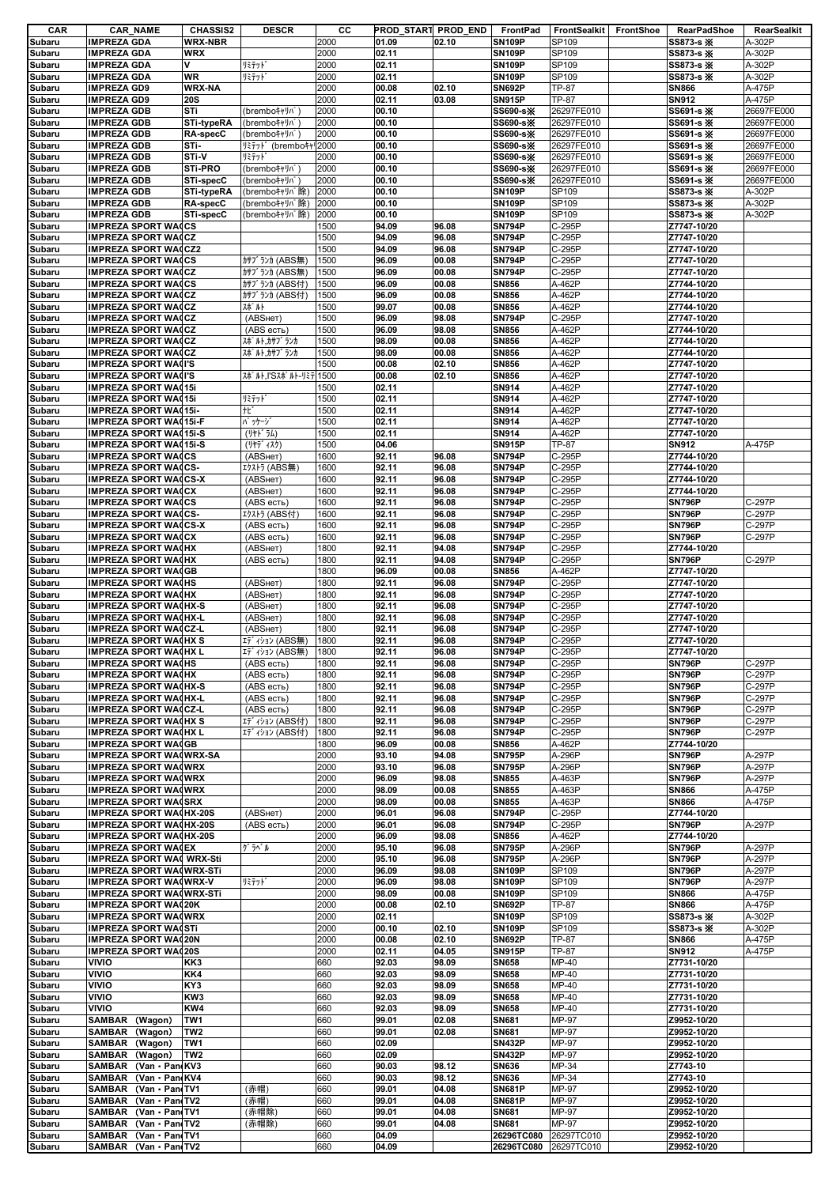| CAR | CAR_NAME | CHASSIS2 | DESCR | CC | PROD_START | PROD_END | FrontPad | FrontSealkit | FrontShoe | RearPadShoe | RearSealkit |
|---|---|---|---|---|---|---|---|---|---|---|---|
| Subaru | IMPREZA GDA | WRX-NBR | | 2000 | 01.09 | 02.10 | SN109P | SP109 | | SS873-s ※ | A-302P |
| Subaru | IMPREZA GDA | WRX | | 2000 | 02.11 | | SN109P | SP109 | | SS873-s ※ | A-302P |
| Subaru | IMPREZA GDA | V | ﾘﾐﾃｯﾄﾞ | 2000 | 02.11 | | SN109P | SP109 | | SS873-s ※ | A-302P |
| Subaru | IMPREZA GDA | WR | ﾘﾐﾃｯﾄﾞ | 2000 | 02.11 | | SN109P | SP109 | | SS873-s ※ | A-302P |
| Subaru | IMPREZA GD9 | WRX-NA | | 2000 | 00.08 | 02.10 | SN692P | TP-87 | | SN866 | A-475P |
| Subaru | IMPREZA GD9 | 20S | | 2000 | 02.11 | 03.08 | SN915P | TP-87 | | SN912 | A-475P |
| Subaru | IMPREZA GDB | STi | (breｍboｷｬﾘﾊﾟ) | 2000 | 00.10 | | SS690-s※ | 26297FE010 | | SS691-s ※ | 26697FE000 |
| Subaru | IMPREZA GDB | STi-typeRA | (breｍboｷｬﾘﾊﾟ) | 2000 | 00.10 | | SS690-s※ | 26297FE010 | | SS691-s ※ | 26697FE000 |
| Subaru | IMPREZA GDB | RA-specC | (breｍboｷｬﾘﾊﾟ) | 2000 | 00.10 | | SS690-s※ | 26297FE010 | | SS691-s ※ | 26697FE000 |
| Subaru | IMPREZA GDB | STi- | ﾘﾐﾃｯﾄﾞ (breｍboｷｬﾘ | 2000 | 00.10 | | SS690-s※ | 26297FE010 | | SS691-s ※ | 26697FE000 |
| Subaru | IMPREZA GDB | STi-V | ﾘﾐﾃｯﾄﾞ | 2000 | 00.10 | | SS690-s※ | 26297FE010 | | SS691-s ※ | 26697FE000 |
| Subaru | IMPREZA GDB | STi-PRO | (breｍboｷｬﾘﾊﾟ) | 2000 | 00.10 | | SS690-s※ | 26297FE010 | | SS691-s ※ | 26697FE000 |
| Subaru | IMPREZA GDB | STi-specC | (breｍboｷｬﾘﾊﾟ) | 2000 | 00.10 | | SS690-s※ | 26297FE010 | | SS691-s ※ | 26697FE000 |
| Subaru | IMPREZA GDB | STi-typeRA | (breｍboｷｬﾘﾊﾟ除) | 2000 | 00.10 | | SN109P | SP109 | | SS873-s ※ | A-302P |
| Subaru | IMPREZA GDB | RA-specC | (breｍboｷｬﾘﾊﾟ除) | 2000 | 00.10 | | SN109P | SP109 | | SS873-s ※ | A-302P |
| Subaru | IMPREZA GDB | STi-specC | (breｍboｷｬﾘﾊﾟ除) | 2000 | 00.10 | | SN109P | SP109 | | SS873-s ※ | A-302P |
| Subaru | IMPREZA SPORT WA( | CS | | 1500 | 94.09 | 96.08 | SN794P | C-295P | | Z7747-10/20 | |
| Subaru | IMPREZA SPORT WA( | CZ | | 1500 | 94.09 | 96.08 | SN794P | C-295P | | Z7747-10/20 | |
| Subaru | IMPREZA SPORT WA( | CZ2 | | 1500 | 94.09 | 96.08 | SN794P | C-295P | | Z7747-10/20 | |
| Subaru | IMPREZA SPORT WA( | CS | ｶｻﾌﾞﾗﾝｶ (ABS無) | 1500 | 96.09 | 00.08 | SN794P | C-295P | | Z7747-10/20 | |
| Subaru | IMPREZA SPORT WA( | CZ | ｶｻﾌﾞﾗﾝｶ (ABS無) | 1500 | 96.09 | 00.08 | SN794P | C-295P | | Z7747-10/20 | |
| Subaru | IMPREZA SPORT WA( | CS | ｶｻﾌﾞﾗﾝｶ (ABS付) | 1500 | 96.09 | 00.08 | SN856 | A-462P | | Z7744-10/20 | |
| Subaru | IMPREZA SPORT WA( | CZ | ｶｻﾌﾞﾗﾝｶ (ABS付) | 1500 | 96.09 | 00.08 | SN856 | A-462P | | Z7744-10/20 | |
| Subaru | IMPREZA SPORT WA( | CZ | ｽﾎﾟﾙﾄ | 1500 | 99.07 | 00.08 | SN856 | A-462P | | Z7744-10/20 | |
| Subaru | IMPREZA SPORT WA( | CZ | (ABSнет) | 1500 | 96.09 | 98.08 | SN794P | C-295P | | Z7747-10/20 | |
| Subaru | IMPREZA SPORT WA( | CZ | (ABS есть) | 1500 | 96.09 | 98.08 | SN856 | A-462P | | Z7744-10/20 | |
| Subaru | IMPREZA SPORT WA( | CZ | ｽﾎﾟﾙﾄ,ｶｻﾌﾞﾗﾝｶ | 1500 | 98.09 | 00.08 | SN856 | A-462P | | Z7744-10/20 | |
| Subaru | IMPREZA SPORT WA( | CZ | ｽﾎﾟﾙﾄ,ｶｻﾌﾞﾗﾝｶ | 1500 | 98.09 | 00.08 | SN856 | A-462P | | Z7744-10/20 | |
| Subaru | IMPREZA SPORT WA( | I'S | | 1500 | 00.08 | 02.10 | SN856 | A-462P | | Z7747-10/20 | |
| Subaru | IMPREZA SPORT WA( | I'S | ｽﾎﾟﾙﾄ,I'Sｽﾎﾟﾙﾄ-ﾘﾐﾃ | 1500 | 00.08 | 02.10 | SN856 | A-462P | | Z7747-10/20 | |
| Subaru | IMPREZA SPORT WA( | 15i | | 1500 | 02.11 | | SN914 | A-462P | | Z7747-10/20 | |
| Subaru | IMPREZA SPORT WA( | 15i | ﾘﾐﾃｯﾄﾞ | 1500 | 02.11 | | SN914 | A-462P | | Z7747-10/20 | |
| Subaru | IMPREZA SPORT WA( | 15i- | ﾅﾋﾞ | 1500 | 02.11 | | SN914 | A-462P | | Z7747-10/20 | |
| Subaru | IMPREZA SPORT WA( | 15i-F | ﾊﾟｯｹｰｼﾞ | 1500 | 02.11 | | SN914 | A-462P | | Z7747-10/20 | |
| Subaru | IMPREZA SPORT WA( | 15i-S | (ﾘﾔﾄﾞﾗﾑ) | 1500 | 02.11 | | SN914 | A-462P | | Z7747-10/20 | |
| Subaru | IMPREZA SPORT WA( | 15i-S | (ﾘﾔﾃﾞｨｽｸ) | 1500 | 04.06 | | SN915P | TP-87 | | SN912 | A-475P |
| Subaru | IMPREZA SPORT WA( | CS | (ABSнет) | 1600 | 92.11 | 96.08 | SN794P | C-295P | | Z7744-10/20 | |
| Subaru | IMPREZA SPORT WA( | CS- | ｴｸｽﾄﾗ (ABS無) | 1600 | 92.11 | 96.08 | SN794P | C-295P | | Z7744-10/20 | |
| Subaru | IMPREZA SPORT WA( | CS-X | (ABSнет) | 1600 | 92.11 | 96.08 | SN794P | C-295P | | Z7744-10/20 | |
| Subaru | IMPREZA SPORT WA( | CX | (ABSнет) | 1600 | 92.11 | 96.08 | SN794P | C-295P | | Z7744-10/20 | |
| Subaru | IMPREZA SPORT WA( | CS | (ABS есть) | 1600 | 92.11 | 96.08 | SN794P | C-295P | | SN796P | C-297P |
| Subaru | IMPREZA SPORT WA( | CS- | ｴｸｽﾄﾗ (ABS付) | 1600 | 92.11 | 96.08 | SN794P | C-295P | | SN796P | C-297P |
| Subaru | IMPREZA SPORT WA( | CS-X | (ABS есть) | 1600 | 92.11 | 96.08 | SN794P | C-295P | | SN796P | C-297P |
| Subaru | IMPREZA SPORT WA( | CX | (ABS есть) | 1600 | 92.11 | 96.08 | SN794P | C-295P | | SN796P | C-297P |
| Subaru | IMPREZA SPORT WA( | HX | (ABSнет) | 1800 | 92.11 | 94.08 | SN794P | C-295P | | Z7744-10/20 | |
| Subaru | IMPREZA SPORT WA( | HX | (ABS есть) | 1800 | 92.11 | 94.08 | SN794P | C-295P | | SN796P | C-297P |
| Subaru | IMPREZA SPORT WA( | GB | | 1800 | 96.09 | 00.08 | SN856 | A-462P | | Z7747-10/20 | |
| Subaru | IMPREZA SPORT WA( | HS | (ABSнет) | 1800 | 92.11 | 96.08 | SN794P | C-295P | | Z7747-10/20 | |
| Subaru | IMPREZA SPORT WA( | HX | (ABSнет) | 1800 | 92.11 | 96.08 | SN794P | C-295P | | Z7747-10/20 | |
| Subaru | IMPREZA SPORT WA( | HX-S | (ABSнет) | 1800 | 92.11 | 96.08 | SN794P | C-295P | | Z7747-10/20 | |
| Subaru | IMPREZA SPORT WA( | HX-L | (ABSнет) | 1800 | 92.11 | 96.08 | SN794P | C-295P | | Z7747-10/20 | |
| Subaru | IMPREZA SPORT WA( | CZ-L | (ABSнет) | 1800 | 92.11 | 96.08 | SN794P | C-295P | | Z7747-10/20 | |
| Subaru | IMPREZA SPORT WA( | HX S | ｴﾃﾞｨｼｮﾝ (ABS無) | 1800 | 92.11 | 96.08 | SN794P | C-295P | | Z7747-10/20 | |
| Subaru | IMPREZA SPORT WA( | HX L | ｴﾃﾞｨｼｮﾝ (ABS無) | 1800 | 92.11 | 96.08 | SN794P | C-295P | | Z7747-10/20 | |
| Subaru | IMPREZA SPORT WA( | HS | (ABS есть) | 1800 | 92.11 | 96.08 | SN794P | C-295P | | SN796P | C-297P |
| Subaru | IMPREZA SPORT WA( | HX | (ABS есть) | 1800 | 92.11 | 96.08 | SN794P | C-295P | | SN796P | C-297P |
| Subaru | IMPREZA SPORT WA( | HX-S | (ABS есть) | 1800 | 92.11 | 96.08 | SN794P | C-295P | | SN796P | C-297P |
| Subaru | IMPREZA SPORT WA( | HX-L | (ABS есть) | 1800 | 92.11 | 96.08 | SN794P | C-295P | | SN796P | C-297P |
| Subaru | IMPREZA SPORT WA( | CZ-L | (ABS есть) | 1800 | 92.11 | 96.08 | SN794P | C-295P | | SN796P | C-297P |
| Subaru | IMPREZA SPORT WA( | HX S | ｴﾃﾞｨｼｮﾝ (ABS付) | 1800 | 92.11 | 96.08 | SN794P | C-295P | | SN796P | C-297P |
| Subaru | IMPREZA SPORT WA( | HX L | ｴﾃﾞｨｼｮﾝ (ABS付) | 1800 | 92.11 | 96.08 | SN794P | C-295P | | SN796P | C-297P |
| Subaru | IMPREZA SPORT WA( | GB | | 1800 | 96.09 | 00.08 | SN856 | A-462P | | Z7744-10/20 | |
| Subaru | IMPREZA SPORT WA( | WRX-SA | | 2000 | 93.10 | 94.08 | SN795P | A-296P | | SN796P | A-297P |
| Subaru | IMPREZA SPORT WA( | WRX | | 2000 | 93.10 | 96.08 | SN795P | A-296P | | SN796P | A-297P |
| Subaru | IMPREZA SPORT WA( | WRX | | 2000 | 96.09 | 98.08 | SN855 | A-463P | | SN796P | A-297P |
| Subaru | IMPREZA SPORT WA( | WRX | | 2000 | 98.09 | 00.08 | SN855 | A-463P | | SN866 | A-475P |
| Subaru | IMPREZA SPORT WA( | SRX | | 2000 | 98.09 | 00.08 | SN855 | A-463P | | SN866 | A-475P |
| Subaru | IMPREZA SPORT WA( | HX-20S | (ABSнет) | 2000 | 96.01 | 96.08 | SN794P | C-295P | | Z7744-10/20 | |
| Subaru | IMPREZA SPORT WA( | HX-20S | (ABS есть) | 2000 | 96.01 | 96.08 | SN794P | C-295P | | SN796P | A-297P |
| Subaru | IMPREZA SPORT WA( | HX-20S | | 2000 | 96.09 | 98.08 | SN856 | A-462P | | Z7744-10/20 | |
| Subaru | IMPREZA SPORT WA( | EX | ｸﾞﾗﾍﾞﾙ | 2000 | 95.10 | 96.08 | SN795P | A-296P | | SN796P | A-297P |
| Subaru | IMPREZA SPORT WA( | WRX-Sti | | 2000 | 95.10 | 96.08 | SN795P | A-296P | | SN796P | A-297P |
| Subaru | IMPREZA SPORT WA( | WRX-STi | | 2000 | 96.09 | 98.08 | SN109P | SP109 | | SN796P | A-297P |
| Subaru | IMPREZA SPORT WA( | WRX-V | ﾘﾐﾃｯﾄﾞ | 2000 | 96.09 | 98.08 | SN109P | SP109 | | SN796P | A-297P |
| Subaru | IMPREZA SPORT WA( | WRX-STi | | 2000 | 98.09 | 00.08 | SN109P | SP109 | | SN866 | A-475P |
| Subaru | IMPREZA SPORT WA( | 20K | | 2000 | 00.08 | 02.10 | SN692P | TP-87 | | SN866 | A-475P |
| Subaru | IMPREZA SPORT WA( | WRX | | 2000 | 02.11 | | SN109P | SP109 | | SS873-s ※ | A-302P |
| Subaru | IMPREZA SPORT WA( | STi | | 2000 | 00.10 | 02.10 | SN109P | SP109 | | SS873-s ※ | A-302P |
| Subaru | IMPREZA SPORT WA( | 20N | | 2000 | 00.08 | 02.10 | SN692P | TP-87 | | SN866 | A-475P |
| Subaru | IMPREZA SPORT WA( | 20S | | 2000 | 02.11 | 04.05 | SN915P | TP-87 | | SN912 | A-475P |
| Subaru | VIVIO | KK3 | | 660 | 92.03 | 98.09 | SN658 | MP-40 | | Z7731-10/20 | |
| Subaru | VIVIO | KK4 | | 660 | 92.03 | 98.09 | SN658 | MP-40 | | Z7731-10/20 | |
| Subaru | VIVIO | KY3 | | 660 | 92.03 | 98.09 | SN658 | MP-40 | | Z7731-10/20 | |
| Subaru | VIVIO | KW3 | | 660 | 92.03 | 98.09 | SN658 | MP-40 | | Z7731-10/20 | |
| Subaru | VIVIO | KW4 | | 660 | 92.03 | 98.09 | SN658 | MP-40 | | Z7731-10/20 | |
| Subaru | SAMBAR (Wagon) | TW1 | | 660 | 99.01 | 02.08 | SN681 | MP-97 | | Z9952-10/20 | |
| Subaru | SAMBAR (Wagon) | TW2 | | 660 | 99.01 | 02.08 | SN681 | MP-97 | | Z9952-10/20 | |
| Subaru | SAMBAR (Wagon) | TW1 | | 660 | 02.09 | | SN432P | MP-97 | | Z9952-10/20 | |
| Subaru | SAMBAR (Wagon) | TW2 | | 660 | 02.09 | | SN432P | MP-97 | | Z9952-10/20 | |
| Subaru | SAMBAR (Van・Pan( | KV3 | | 660 | 90.03 | 98.12 | SN636 | MP-34 | | Z7743-10 | |
| Subaru | SAMBAR (Van・Pan( | KV4 | | 660 | 90.03 | 98.12 | SN636 | MP-34 | | Z7743-10 | |
| Subaru | SAMBAR (Van・Pan( | TV1 | (赤帽) | 660 | 99.01 | 04.08 | SN681P | MP-97 | | Z9952-10/20 | |
| Subaru | SAMBAR (Van・Pan( | TV2 | (赤帽) | 660 | 99.01 | 04.08 | SN681P | MP-97 | | Z9952-10/20 | |
| Subaru | SAMBAR (Van・Pan( | TV1 | (赤帽除) | 660 | 99.01 | 04.08 | SN681 | MP-97 | | Z9952-10/20 | |
| Subaru | SAMBAR (Van・Pan( | TV2 | (赤帽除) | 660 | 99.01 | 04.08 | SN681 | MP-97 | | Z9952-10/20 | |
| Subaru | SAMBAR (Van・Pan( | TV1 | | 660 | 04.09 | | 26296TC080 | 26297TC010 | | Z9952-10/20 | |
| Subaru | SAMBAR (Van・Pan( | TV2 | | 660 | 04.09 | | 26296TC080 | 26297TC010 | | Z9952-10/20 | |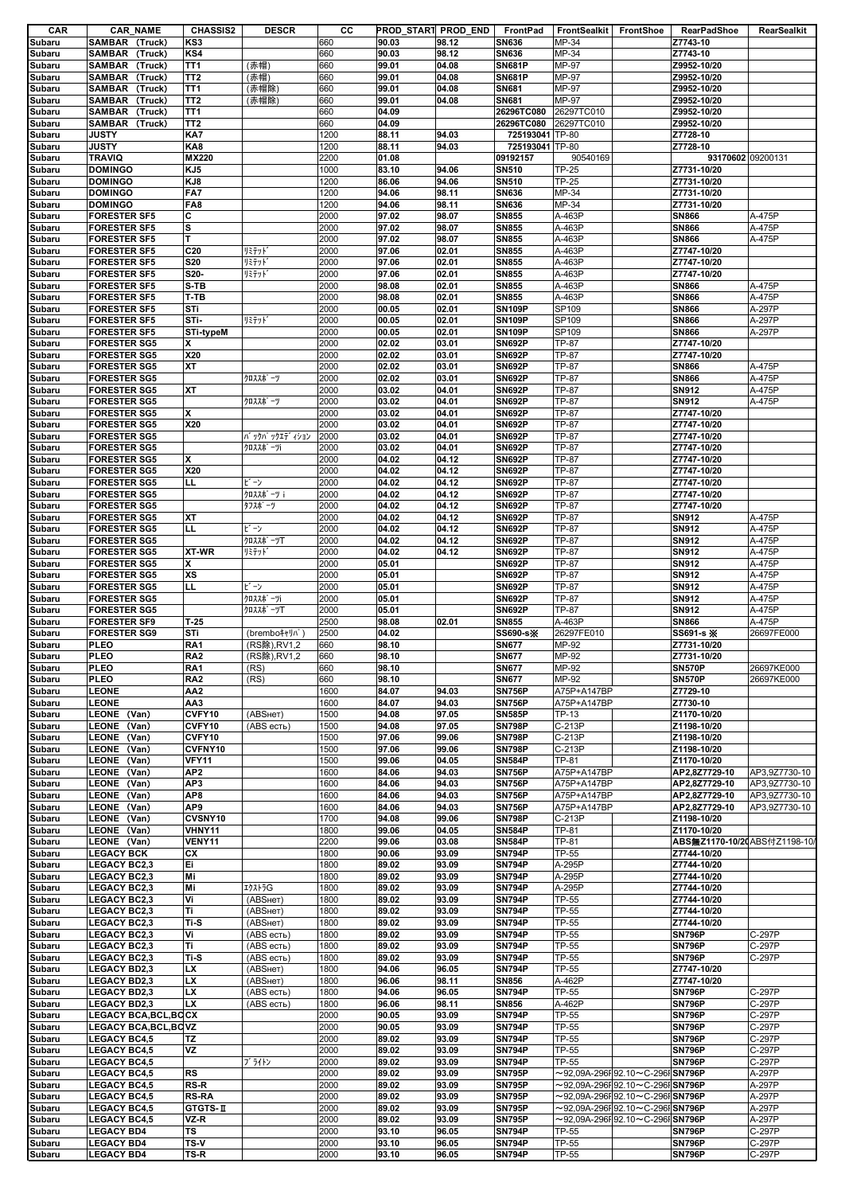| CAR | CAR_NAME | CHASSIS2 | DESCR | CC | PROD_START | PROD_END | FrontPad | FrontSealkit | FrontShoe | RearPadShoe | RearSealkit |
|---|---|---|---|---|---|---|---|---|---|---|---|
| Subaru | SAMBAR (Truck) | KS3 | | 660 | 90.03 | 98.12 | SN636 | MP-34 | | Z7743-10 | |
| Subaru | SAMBAR (Truck) | KS4 | | 660 | 90.03 | 98.12 | SN636 | MP-34 | | Z7743-10 | |
| Subaru | SAMBAR (Truck) | TT1 | (赤帽) | 660 | 99.01 | 04.08 | SN681P | MP-97 | | Z9952-10/20 | |
| Subaru | SAMBAR (Truck) | TT2 | (赤帽) | 660 | 99.01 | 04.08 | SN681P | MP-97 | | Z9952-10/20 | |
| Subaru | SAMBAR (Truck) | TT1 | (赤帽除) | 660 | 99.01 | 04.08 | SN681 | MP-97 | | Z9952-10/20 | |
| Subaru | SAMBAR (Truck) | TT2 | (赤帽除) | 660 | 99.01 | 04.08 | SN681 | MP-97 | | Z9952-10/20 | |
| Subaru | SAMBAR (Truck) | TT1 | | 660 | 04.09 | | 26296TC080 | 26297TC010 | | Z9952-10/20 | |
| Subaru | SAMBAR (Truck) | TT2 | | 660 | 04.09 | | 26296TC080 | 26297TC010 | | Z9952-10/20 | |
| Subaru | JUSTY | KA7 | | 1200 | 88.11 | 94.03 | 725193041 | TP-80 | | Z7728-10 | |
| Subaru | JUSTY | KA8 | | 1200 | 88.11 | 94.03 | 725193041 | TP-80 | | Z7728-10 | |
| Subaru | TRAVIQ | MX220 | | 2200 | 01.08 | | 09192157 | 90540169 | | 93170602 | 09200131 |
| Subaru | DOMINGO | KJ5 | | 1000 | 83.10 | 94.06 | SN510 | TP-25 | | Z7731-10/20 | |
| Subaru | DOMINGO | KJ8 | | 1200 | 86.06 | 94.06 | SN510 | TP-25 | | Z7731-10/20 | |
| Subaru | DOMINGO | FA7 | | 1200 | 94.06 | 98.11 | SN636 | MP-34 | | Z7731-10/20 | |
| Subaru | DOMINGO | FA8 | | 1200 | 94.06 | 98.11 | SN636 | MP-34 | | Z7731-10/20 | |
| Subaru | FORESTER SF5 | C | | 2000 | 97.02 | 98.07 | SN855 | A-463P | | SN866 | A-475P |
| Subaru | FORESTER SF5 | S | | 2000 | 97.02 | 98.07 | SN855 | A-463P | | SN866 | A-475P |
| Subaru | FORESTER SF5 | T | | 2000 | 97.02 | 98.07 | SN855 | A-463P | | SN866 | A-475P |
| Subaru | FORESTER SF5 | C20 | ﾘﾐﾃｯﾄﾞ | 2000 | 97.06 | 02.01 | SN855 | A-463P | | Z7747-10/20 | |
| Subaru | FORESTER SF5 | S20 | ﾘﾐﾃｯﾄﾞ | 2000 | 97.06 | 02.01 | SN855 | A-463P | | Z7747-10/20 | |
| Subaru | FORESTER SF5 | S20- | ﾘﾐﾃｯﾄﾞ | 2000 | 97.06 | 02.01 | SN855 | A-463P | | Z7747-10/20 | |
| Subaru | FORESTER SF5 | S-TB | | 2000 | 98.08 | 02.01 | SN855 | A-463P | | SN866 | A-475P |
| Subaru | FORESTER SF5 | T-TB | | 2000 | 98.08 | 02.01 | SN855 | A-463P | | SN866 | A-475P |
| Subaru | FORESTER SF5 | STi | | 2000 | 00.05 | 02.01 | SN109P | SP109 | | SN866 | A-297P |
| Subaru | FORESTER SF5 | STi- | ﾘﾐﾃｯﾄﾞ | 2000 | 00.05 | 02.01 | SN109P | SP109 | | SN866 | A-297P |
| Subaru | FORESTER SF5 | STi-typeM | | 2000 | 00.05 | 02.01 | SN109P | SP109 | | SN866 | A-297P |
| Subaru | FORESTER SG5 | X | | 2000 | 02.02 | 03.01 | SN692P | TP-87 | | Z7747-10/20 | |
| Subaru | FORESTER SG5 | X20 | | 2000 | 02.02 | 03.01 | SN692P | TP-87 | | Z7747-10/20 | |
| Subaru | FORESTER SG5 | XT | | 2000 | 02.02 | 03.01 | SN692P | TP-87 | | SN866 | A-475P |
| Subaru | FORESTER SG5 | | ｸﾛｽｽﾎﾟｰﾂ | 2000 | 02.02 | 03.01 | SN692P | TP-87 | | SN866 | A-475P |
| Subaru | FORESTER SG5 | XT | | 2000 | 03.02 | 04.01 | SN692P | TP-87 | | SN912 | A-475P |
| Subaru | FORESTER SG5 | | ｸﾛｽｽﾎﾟｰﾂ | 2000 | 03.02 | 04.01 | SN692P | TP-87 | | SN912 | A-475P |
| Subaru | FORESTER SG5 | X | | 2000 | 03.02 | 04.01 | SN692P | TP-87 | | Z7747-10/20 | |
| Subaru | FORESTER SG5 | X20 | | 2000 | 03.02 | 04.01 | SN692P | TP-87 | | Z7747-10/20 | |
| Subaru | FORESTER SG5 | | ﾊﾞｯｸﾊﾟｯｸｴﾃﾞｨｼｮﾝ | 2000 | 03.02 | 04.01 | SN692P | TP-87 | | Z7747-10/20 | |
| Subaru | FORESTER SG5 | | ｸﾛｽｽﾎﾟｰﾂi | 2000 | 03.02 | 04.01 | SN692P | TP-87 | | Z7747-10/20 | |
| Subaru | FORESTER SG5 | X | | 2000 | 04.02 | 04.12 | SN692P | TP-87 | | Z7747-10/20 | |
| Subaru | FORESTER SG5 | X20 | | 2000 | 04.02 | 04.12 | SN692P | TP-87 | | Z7747-10/20 | |
| Subaru | FORESTER SG5 | LL | ビーン | 2000 | 04.02 | 04.12 | SN692P | TP-87 | | Z7747-10/20 | |
| Subaru | FORESTER SG5 | | ｸﾛｽｽﾎﾟｰﾂ i | 2000 | 04.02 | 04.12 | SN692P | TP-87 | | Z7747-10/20 | |
| Subaru | FORESTER SG5 | | ﾀﾌｽﾎﾟｰﾂ | 2000 | 04.02 | 04.12 | SN692P | TP-87 | | Z7747-10/20 | |
| Subaru | FORESTER SG5 | XT | | 2000 | 04.02 | 04.12 | SN692P | TP-87 | | SN912 | A-475P |
| Subaru | FORESTER SG5 | LL | ビーン | 2000 | 04.02 | 04.12 | SN692P | TP-87 | | SN912 | A-475P |
| Subaru | FORESTER SG5 | | ｸﾛｽｽﾎﾟｰﾂT | 2000 | 04.02 | 04.12 | SN692P | TP-87 | | SN912 | A-475P |
| Subaru | FORESTER SG5 | XT-WR | ﾘﾐﾃｯﾄﾞ | 2000 | 04.02 | 04.12 | SN692P | TP-87 | | SN912 | A-475P |
| Subaru | FORESTER SG5 | X | | 2000 | 05.01 | | SN692P | TP-87 | | SN912 | A-475P |
| Subaru | FORESTER SG5 | XS | | 2000 | 05.01 | | SN692P | TP-87 | | SN912 | A-475P |
| Subaru | FORESTER SG5 | LL | ビーン | 2000 | 05.01 | | SN692P | TP-87 | | SN912 | A-475P |
| Subaru | FORESTER SG5 | | ｸﾛｽｽﾎﾟｰﾂi | 2000 | 05.01 | | SN692P | TP-87 | | SN912 | A-475P |
| Subaru | FORESTER SG5 | | ｸﾛｽｽﾎﾟｰﾂT | 2000 | 05.01 | | SN692P | TP-87 | | SN912 | A-475P |
| Subaru | FORESTER SF9 | T-25 | | 2500 | 98.08 | 02.01 | SN855 | A-463P | | SN866 | A-475P |
| Subaru | FORESTER SG9 | STi | (breｍboｷｬﾘﾊﾟ) | 2500 | 04.02 | | SS690-s※ | 26297FE010 | | SS691-s ※ | 26697FE000 |
| Subaru | PLEO | RA1 | (RS除),RV1,2 | 660 | 98.10 | | SN677 | MP-92 | | Z7731-10/20 | |
| Subaru | PLEO | RA2 | (RS除),RV1,2 | 660 | 98.10 | | SN677 | MP-92 | | Z7731-10/20 | |
| Subaru | PLEO | RA1 | (RS) | 660 | 98.10 | | SN677 | MP-92 | | SN570P | 26697KE000 |
| Subaru | PLEO | RA2 | (RS) | 660 | 98.10 | | SN677 | MP-92 | | SN570P | 26697KE000 |
| Subaru | LEONE | AA2 | | 1600 | 84.07 | 94.03 | SN756P | A75P+A147BP | | Z7729-10 | |
| Subaru | LEONE | AA3 | | 1600 | 84.07 | 94.03 | SN756P | A75P+A147BP | | Z7730-10 | |
| Subaru | LEONE (Van) | CVFY10 | (ABSнет) | 1500 | 94.08 | 97.05 | SN585P | TP-13 | | Z1170-10/20 | |
| Subaru | LEONE (Van) | CVFY10 | (ABS есть) | 1500 | 94.08 | 97.05 | SN798P | C-213P | | Z1198-10/20 | |
| Subaru | LEONE (Van) | CVFY10 | | 1500 | 97.06 | 99.06 | SN798P | C-213P | | Z1198-10/20 | |
| Subaru | LEONE (Van) | CVFNY10 | | 1500 | 97.06 | 99.06 | SN798P | C-213P | | Z1198-10/20 | |
| Subaru | LEONE (Van) | VFY11 | | 1500 | 99.06 | 04.05 | SN584P | TP-81 | | Z1170-10/20 | |
| Subaru | LEONE (Van) | AP2 | | 1600 | 84.06 | 94.03 | SN756P | A75P+A147BP | | AP2,8Z7729-10 | AP3,9Z7730-10 |
| Subaru | LEONE (Van) | AP3 | | 1600 | 84.06 | 94.03 | SN756P | A75P+A147BP | | AP2,8Z7729-10 | AP3,9Z7730-10 |
| Subaru | LEONE (Van) | AP8 | | 1600 | 84.06 | 94.03 | SN756P | A75P+A147BP | | AP2,8Z7729-10 | AP3,9Z7730-10 |
| Subaru | LEONE (Van) | AP9 | | 1600 | 84.06 | 94.03 | SN756P | A75P+A147BP | | AP2,8Z7729-10 | AP3,9Z7730-10 |
| Subaru | LEONE (Van) | CVSNY10 | | 1700 | 94.08 | 99.06 | SN798P | C-213P | | Z1198-10/20 | |
| Subaru | LEONE (Van) | VHNY11 | | 1800 | 99.06 | 04.05 | SN584P | TP-81 | | Z1170-10/20 | |
| Subaru | LEONE (Van) | VENY11 | | 2200 | 99.06 | 03.08 | SN584P | TP-81 | | ABS無Z1170-10/20 | ABS付Z1198-10/ |
| Subaru | LEGACY BCK | CX | | 1800 | 90.06 | 93.09 | SN794P | TP-55 | | Z7744-10/20 | |
| Subaru | LEGACY BC2,3 | Ei | | 1800 | 89.02 | 93.09 | SN794P | A-295P | | Z7744-10/20 | |
| Subaru | LEGACY BC2,3 | Mi | | 1800 | 89.02 | 93.09 | SN794P | A-295P | | Z7744-10/20 | |
| Subaru | LEGACY BC2,3 | Mi | ｴｸｽﾄﾗG | 1800 | 89.02 | 93.09 | SN794P | A-295P | | Z7744-10/20 | |
| Subaru | LEGACY BC2,3 | Vi | (ABSнет) | 1800 | 89.02 | 93.09 | SN794P | TP-55 | | Z7744-10/20 | |
| Subaru | LEGACY BC2,3 | Ti | (ABSнет) | 1800 | 89.02 | 93.09 | SN794P | TP-55 | | Z7744-10/20 | |
| Subaru | LEGACY BC2,3 | Ti-S | (ABSнет) | 1800 | 89.02 | 93.09 | SN794P | TP-55 | | Z7744-10/20 | |
| Subaru | LEGACY BC2,3 | Vi | (ABS есть) | 1800 | 89.02 | 93.09 | SN794P | TP-55 | | SN796P | C-297P |
| Subaru | LEGACY BC2,3 | Ti | (ABS есть) | 1800 | 89.02 | 93.09 | SN794P | TP-55 | | SN796P | C-297P |
| Subaru | LEGACY BC2,3 | Ti-S | (ABS есть) | 1800 | 89.02 | 93.09 | SN794P | TP-55 | | SN796P | C-297P |
| Subaru | LEGACY BD2,3 | LX | (ABSнет) | 1800 | 94.06 | 96.05 | SN794P | TP-55 | | Z7747-10/20 | |
| Subaru | LEGACY BD2,3 | LX | (ABSнет) | 1800 | 96.06 | 98.11 | SN856 | A-462P | | Z7747-10/20 | |
| Subaru | LEGACY BD2,3 | LX | (ABS есть) | 1800 | 94.06 | 96.05 | SN794P | TP-55 | | SN796P | C-297P |
| Subaru | LEGACY BD2,3 | LX | (ABS есть) | 1800 | 96.06 | 98.11 | SN856 | A-462P | | SN796P | C-297P |
| Subaru | LEGACY BCA,BCL,BC | CX | | 2000 | 90.05 | 93.09 | SN794P | TP-55 | | SN796P | C-297P |
| Subaru | LEGACY BCA,BCL,BC | VZ | | 2000 | 90.05 | 93.09 | SN794P | TP-55 | | SN796P | C-297P |
| Subaru | LEGACY BC4,5 | TZ | | 2000 | 89.02 | 93.09 | SN794P | TP-55 | | SN796P | C-297P |
| Subaru | LEGACY BC4,5 | VZ | | 2000 | 89.02 | 93.09 | SN794P | TP-55 | | SN796P | C-297P |
| Subaru | LEGACY BC4,5 | | ﾌﾞﾗｲﾄﾝ | 2000 | 89.02 | 93.09 | SN794P | TP-55 | | SN796P | C-297P |
| Subaru | LEGACY BC4,5 | RS | | 2000 | 89.02 | 93.09 | SN795P | ～92,09A-296P | 92.10～C-296P | SN796P | A-297P |
| Subaru | LEGACY BC4,5 | RS-R | | 2000 | 89.02 | 93.09 | SN795P | ～92,09A-296P | 92.10～C-296P | SN796P | A-297P |
| Subaru | LEGACY BC4,5 | RS-RA | | 2000 | 89.02 | 93.09 | SN795P | ～92,09A-296P | 92.10～C-296P | SN796P | A-297P |
| Subaru | LEGACY BC4,5 | GTGTS-Ⅱ | | 2000 | 89.02 | 93.09 | SN795P | ～92,09A-296P | 92.10～C-296P | SN796P | A-297P |
| Subaru | LEGACY BC4,5 | VZ-R | | 2000 | 89.02 | 93.09 | SN795P | ～92,09A-296P | 92.10～C-296P | SN796P | A-297P |
| Subaru | LEGACY BD4 | TS | | 2000 | 93.10 | 96.05 | SN794P | TP-55 | | SN796P | C-297P |
| Subaru | LEGACY BD4 | TS-V | | 2000 | 93.10 | 96.05 | SN794P | TP-55 | | SN796P | C-297P |
| Subaru | LEGACY BD4 | TS-R | | 2000 | 93.10 | 96.05 | SN794P | TP-55 | | SN796P | C-297P |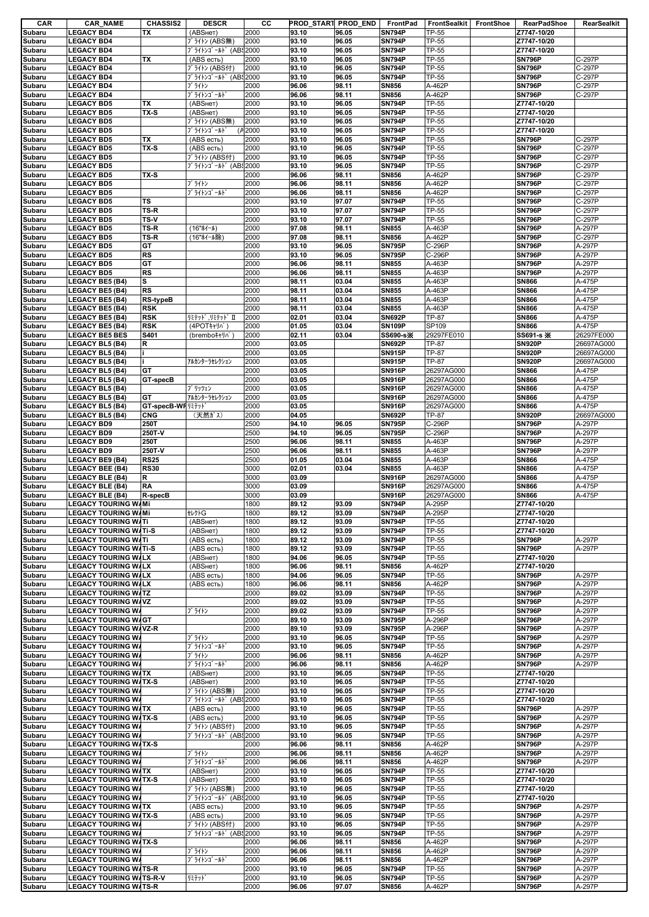| CAR | CAR_NAME | CHASSIS2 | DESCR | CC | PROD_START | PROD_END | FrontPad | FrontSealkit | FrontShoe | RearPadShoe | RearSealkit |
|---|---|---|---|---|---|---|---|---|---|---|---|
| Subaru | LEGACY BD4 | TX | (ABSнет) | 2000 | 93.10 | 96.05 | SN794P | TP-55 | | Z7747-10/20 | |
| Subaru | LEGACY BD4 | | ﾌﾞﾗｲﾄﾝ (ABS無) | 2000 | 93.10 | 96.05 | SN794P | TP-55 | | Z7747-10/20 | |
| Subaru | LEGACY BD4 | | ﾌﾞﾗｲﾄﾝｺﾞｰﾙﾄﾞ (ABS | 2000 | 93.10 | 96.05 | SN794P | TP-55 | | Z7747-10/20 | |
| Subaru | LEGACY BD4 | TX | (ABS есть) | 2000 | 93.10 | 96.05 | SN794P | TP-55 | | SN796P | C-297P |
| Subaru | LEGACY BD4 | | ﾌﾞﾗｲﾄﾝ (ABS付) | 2000 | 93.10 | 96.05 | SN794P | TP-55 | | SN796P | C-297P |
| Subaru | LEGACY BD4 | | ﾌﾞﾗｲﾄﾝｺﾞｰﾙﾄﾞ (ABS | 2000 | 93.10 | 96.05 | SN794P | TP-55 | | SN796P | C-297P |
| Subaru | LEGACY BD4 | | ﾌﾞﾗｲﾄﾝ | 2000 | 96.06 | 98.11 | SN856 | A-462P | | SN796P | C-297P |
| Subaru | LEGACY BD4 | | ﾌﾞﾗｲﾄﾝｺﾞｰﾙﾄﾞ | 2000 | 96.06 | 98.11 | SN856 | A-462P | | SN796P | C-297P |
| Subaru | LEGACY BD5 | TX | (ABSнет) | 2000 | 93.10 | 96.05 | SN794P | TP-55 | | Z7747-10/20 | |
| Subaru | LEGACY BD5 | TX-S | (ABSнет) | 2000 | 93.10 | 96.05 | SN794P | TP-55 | | Z7747-10/20 | |
| Subaru | LEGACY BD5 | | ﾌﾞﾗｲﾄﾝ (ABS無) | 2000 | 93.10 | 96.05 | SN794P | TP-55 | | Z7747-10/20 | |
| Subaru | LEGACY BD5 | | ﾌﾞﾗｲﾄﾝｺﾞｰﾙﾄﾞ (A | 2000 | 93.10 | 96.05 | SN794P | TP-55 | | Z7747-10/20 | |
| Subaru | LEGACY BD5 | TX | (ABS есть) | 2000 | 93.10 | 96.05 | SN794P | TP-55 | | SN796P | C-297P |
| Subaru | LEGACY BD5 | TX-S | (ABS есть) | 2000 | 93.10 | 96.05 | SN794P | TP-55 | | SN796P | C-297P |
| Subaru | LEGACY BD5 | | ﾌﾞﾗｲﾄﾝ (ABS付) | 2000 | 93.10 | 96.05 | SN794P | TP-55 | | SN796P | C-297P |
| Subaru | LEGACY BD5 | | ﾌﾞﾗｲﾄﾝｺﾞｰﾙﾄﾞ (ABS | 2000 | 93.10 | 96.05 | SN794P | TP-55 | | SN796P | C-297P |
| Subaru | LEGACY BD5 | TX-S | | 2000 | 96.06 | 98.11 | SN856 | A-462P | | SN796P | C-297P |
| Subaru | LEGACY BD5 | | ﾌﾞﾗｲﾄﾝ | 2000 | 96.06 | 98.11 | SN856 | A-462P | | SN796P | C-297P |
| Subaru | LEGACY BD5 | | ﾌﾞﾗｲﾄﾝｺﾞｰﾙﾄﾞ | 2000 | 96.06 | 98.11 | SN856 | A-462P | | SN796P | C-297P |
| Subaru | LEGACY BD5 | TS | | 2000 | 93.10 | 97.07 | SN794P | TP-55 | | SN796P | C-297P |
| Subaru | LEGACY BD5 | TS-R | | 2000 | 93.10 | 97.07 | SN794P | TP-55 | | SN796P | C-297P |
| Subaru | LEGACY BD5 | TS-V | | 2000 | 93.10 | 97.07 | SN794P | TP-55 | | SN796P | C-297P |
| Subaru | LEGACY BD5 | TS-R | (16"ﾎｲｰﾙ) | 2000 | 97.08 | 98.11 | SN855 | A-463P | | SN796P | A-297P |
| Subaru | LEGACY BD5 | TS-R | (16"ﾎｲｰﾙ除) | 2000 | 97.08 | 98.11 | SN856 | A-462P | | SN796P | C-297P |
| Subaru | LEGACY BD5 | GT | | 2000 | 93.10 | 96.05 | SN795P | C-296P | | SN796P | A-297P |
| Subaru | LEGACY BD5 | RS | | 2000 | 93.10 | 96.05 | SN795P | C-296P | | SN796P | A-297P |
| Subaru | LEGACY BD5 | GT | | 2000 | 96.06 | 98.11 | SN855 | A-463P | | SN796P | A-297P |
| Subaru | LEGACY BD5 | RS | | 2000 | 96.06 | 98.11 | SN855 | A-463P | | SN796P | A-297P |
| Subaru | LEGACY BE5 (B4) | S | | 2000 | 98.11 | 03.04 | SN855 | A-463P | | SN866 | A-475P |
| Subaru | LEGACY BE5 (B4) | RS | | 2000 | 98.11 | 03.04 | SN855 | A-463P | | SN866 | A-475P |
| Subaru | LEGACY BE5 (B4) | RS-typeB | | 2000 | 98.11 | 03.04 | SN855 | A-463P | | SN866 | A-475P |
| Subaru | LEGACY BE5 (B4) | RSK | | 2000 | 98.11 | 03.04 | SN855 | A-463P | | SN866 | A-475P |
| Subaru | LEGACY BE5 (B4) | RSK | ﾘﾐﾃｯﾄﾞ,ﾘﾐﾃｯﾄﾞII | 2000 | 02.01 | 03.04 | SN692P | TP-87 | | SN866 | A-475P |
| Subaru | LEGACY BE5 (B4) | RSK | (4POTｷｬﾘﾊﾞ) | 2000 | 01.05 | 03.04 | SN109P | SP109 | | SN866 | A-475P |
| Subaru | LEGACY BE5 BES | S401 | (breamboｷｬﾘﾊﾞ) | 2000 | 02.11 | 03.04 | SS690-s※ | 29297FE010 | | SS691-s ※ | 26297FE000 |
| Subaru | LEGACY BL5 (B4) | R | | 2000 | 03.05 | | SN692P | TP-87 | | SN920P | 26697AG000 |
| Subaru | LEGACY BL5 (B4) | i | | 2000 | 03.05 | | SN915P | TP-87 | | SN920P | 26697AG000 |
| Subaru | LEGACY BL5 (B4) | i | ｱﾙｶﾝﾀｰﾗｾﾚｸｼｮﾝ | 2000 | 03.05 | | SN915P | TP-87 | | SN920P | 26697AG000 |
| Subaru | LEGACY BL5 (B4) | GT | | 2000 | 03.05 | | SN916P | 26297AG000 | | SN866 | A-475P |
| Subaru | LEGACY BL5 (B4) | GT-specB | | 2000 | 03.05 | | SN916P | 26297AG000 | | SN866 | A-475P |
| Subaru | LEGACY BL5 (B4) | | ﾌﾞﾘｯﾂｪﾝ | 2000 | 03.05 | | SN916P | 26297AG000 | | SN866 | A-475P |
| Subaru | LEGACY BL5 (B4) | GT | ｱﾙｶﾝﾀｰﾗｾﾚｸｼｮﾝ | 2000 | 03.05 | | SN916P | 26297AG000 | | SN866 | A-475P |
| Subaru | LEGACY BL5 (B4) | GT-specB-WR | ﾘﾐﾃｯﾄﾞ | 2000 | 03.05 | | SN916P | 26297AG000 | | SN866 | A-475P |
| Subaru | LEGACY BL5 (B4) | CNG | (天然ｶﾞｽ) | 2000 | 04.05 | | SN692P | TP-87 | | SN920P | 26697AG000 |
| Subaru | LEGACY BD9 | 250T | | 2500 | 94.10 | 96.05 | SN795P | C-296P | | SN796P | A-297P |
| Subaru | LEGACY BD9 | 250T-V | | 2500 | 94.10 | 96.05 | SN795P | C-296P | | SN796P | A-297P |
| Subaru | LEGACY BD9 | 250T | | 2500 | 96.06 | 98.11 | SN855 | A-463P | | SN796P | A-297P |
| Subaru | LEGACY BD9 | 250T-V | | 2500 | 96.06 | 98.11 | SN855 | A-463P | | SN796P | A-297P |
| Subaru | LEGACY BE9 (B4) | RS25 | | 2500 | 01.05 | 03.04 | SN855 | A-463P | | SN866 | A-475P |
| Subaru | LEGACY BEE (B4) | RS30 | | 3000 | 02.01 | 03.04 | SN855 | A-463P | | SN866 | A-475P |
| Subaru | LEGACY BLE (B4) | R | | 3000 | 03.09 | | SN916P | 26297AG000 | | SN866 | A-475P |
| Subaru | LEGACY BLE (B4) | RA | | 3000 | 03.09 | | SN916P | 26297AG000 | | SN866 | A-475P |
| Subaru | LEGACY BLE (B4) | R-specB | | 3000 | 03.09 | | SN916P | 26297AG000 | | SN866 | A-475P |
| Subaru | LEGACY TOURING WA | Mi | | 1800 | 89.12 | 93.09 | SN794P | A-295P | | Z7747-10/20 | |
| Subaru | LEGACY TOURING WA | Mi | ｾﾚｸﾄG | 1800 | 89.12 | 93.09 | SN794P | A-295P | | Z7747-10/20 | |
| Subaru | LEGACY TOURING WA | Ti | (ABSнет) | 1800 | 89.12 | 93.09 | SN794P | TP-55 | | Z7747-10/20 | |
| Subaru | LEGACY TOURING WA | Ti-S | (ABSнет) | 1800 | 89.12 | 93.09 | SN794P | TP-55 | | Z7747-10/20 | |
| Subaru | LEGACY TOURING WA | Ti | (ABS есть) | 1800 | 89.12 | 93.09 | SN794P | TP-55 | | SN796P | A-297P |
| Subaru | LEGACY TOURING WA | Ti-S | (ABS есть) | 1800 | 89.12 | 93.09 | SN794P | TP-55 | | SN796P | A-297P |
| Subaru | LEGACY TOURING WA | LX | (ABSнет) | 1800 | 94.06 | 96.05 | SN794P | TP-55 | | Z7747-10/20 | |
| Subaru | LEGACY TOURING WA | LX | (ABSнет) | 1800 | 96.06 | 98.11 | SN856 | A-462P | | Z7747-10/20 | |
| Subaru | LEGACY TOURING WA | LX | (ABS есть) | 1800 | 94.06 | 96.05 | SN794P | TP-55 | | SN796P | A-297P |
| Subaru | LEGACY TOURING WA | LX | (ABS есть) | 1800 | 96.06 | 98.11 | SN856 | A-462P | | SN796P | A-297P |
| Subaru | LEGACY TOURING WA | TZ | | 2000 | 89.02 | 93.09 | SN794P | TP-55 | | SN796P | A-297P |
| Subaru | LEGACY TOURING WA | VZ | | 2000 | 89.02 | 93.09 | SN794P | TP-55 | | SN796P | A-297P |
| Subaru | LEGACY TOURING WA | | ﾌﾞﾗｲﾄﾝ | 2000 | 89.02 | 93.09 | SN794P | TP-55 | | SN796P | A-297P |
| Subaru | LEGACY TOURING WA | GT | | 2000 | 89.10 | 93.09 | SN795P | A-296P | | SN796P | A-297P |
| Subaru | LEGACY TOURING WA | VZ-R | | 2000 | 89.10 | 93.09 | SN795P | A-296P | | SN796P | A-297P |
| Subaru | LEGACY TOURING WA | | ﾌﾞﾗｲﾄﾝ | 2000 | 93.10 | 96.05 | SN794P | TP-55 | | SN796P | A-297P |
| Subaru | LEGACY TOURING WA | | ﾌﾞﾗｲﾄﾝｺﾞｰﾙﾄﾞ | 2000 | 93.10 | 96.05 | SN794P | TP-55 | | SN796P | A-297P |
| Subaru | LEGACY TOURING WA | | ﾌﾞﾗｲﾄﾝ | 2000 | 96.06 | 98.11 | SN856 | A-462P | | SN796P | A-297P |
| Subaru | LEGACY TOURING WA | | ﾌﾞﾗｲﾄﾝｺﾞｰﾙﾄﾞ | 2000 | 96.06 | 98.11 | SN856 | A-462P | | SN796P | A-297P |
| Subaru | LEGACY TOURING WA | TX | (ABSнет) | 2000 | 93.10 | 96.05 | SN794P | TP-55 | | Z7747-10/20 | |
| Subaru | LEGACY TOURING WA | TX-S | (ABSнет) | 2000 | 93.10 | 96.05 | SN794P | TP-55 | | Z7747-10/20 | |
| Subaru | LEGACY TOURING WA | | ﾌﾞﾗｲﾄﾝ (ABS無) | 2000 | 93.10 | 96.05 | SN794P | TP-55 | | Z7747-10/20 | |
| Subaru | LEGACY TOURING WA | | ﾌﾞﾗｲﾄﾝｺﾞｰﾙﾄﾞ (ABS | 2000 | 93.10 | 96.05 | SN794P | TP-55 | | Z7747-10/20 | |
| Subaru | LEGACY TOURING WA | TX | (ABS есть) | 2000 | 93.10 | 96.05 | SN794P | TP-55 | | SN796P | A-297P |
| Subaru | LEGACY TOURING WA | TX-S | (ABS есть) | 2000 | 93.10 | 96.05 | SN794P | TP-55 | | SN796P | A-297P |
| Subaru | LEGACY TOURING WA | | ﾌﾞﾗｲﾄﾝ (ABS付) | 2000 | 93.10 | 96.05 | SN794P | TP-55 | | SN796P | A-297P |
| Subaru | LEGACY TOURING WA | | ﾌﾞﾗｲﾄﾝｺﾞｰﾙﾄﾞ (ABS | 2000 | 93.10 | 96.05 | SN794P | TP-55 | | SN796P | A-297P |
| Subaru | LEGACY TOURING WA | TX-S | | 2000 | 96.06 | 98.11 | SN856 | A-462P | | SN796P | A-297P |
| Subaru | LEGACY TOURING WA | | ﾌﾞﾗｲﾄﾝ | 2000 | 96.06 | 98.11 | SN856 | A-462P | | SN796P | A-297P |
| Subaru | LEGACY TOURING WA | | ﾌﾞﾗｲﾄﾝｺﾞｰﾙﾄﾞ | 2000 | 96.06 | 98.11 | SN856 | A-462P | | SN796P | A-297P |
| Subaru | LEGACY TOURING WA | TX | (ABSнет) | 2000 | 93.10 | 96.05 | SN794P | TP-55 | | Z7747-10/20 | |
| Subaru | LEGACY TOURING WA | TX-S | (ABSнет) | 2000 | 93.10 | 96.05 | SN794P | TP-55 | | Z7747-10/20 | |
| Subaru | LEGACY TOURING WA | | ﾌﾞﾗｲﾄﾝ (ABS無) | 2000 | 93.10 | 96.05 | SN794P | TP-55 | | Z7747-10/20 | |
| Subaru | LEGACY TOURING WA | | ﾌﾞﾗｲﾄﾝｺﾞｰﾙﾄﾞ (ABS | 2000 | 93.10 | 96.05 | SN794P | TP-55 | | Z7747-10/20 | |
| Subaru | LEGACY TOURING WA | TX | (ABS есть) | 2000 | 93.10 | 96.05 | SN794P | TP-55 | | SN796P | A-297P |
| Subaru | LEGACY TOURING WA | TX-S | (ABS есть) | 2000 | 93.10 | 96.05 | SN794P | TP-55 | | SN796P | A-297P |
| Subaru | LEGACY TOURING WA | | ﾌﾞﾗｲﾄﾝ (ABS付) | 2000 | 93.10 | 96.05 | SN794P | TP-55 | | SN796P | A-297P |
| Subaru | LEGACY TOURING WA | | ﾌﾞﾗｲﾄﾝｺﾞｰﾙﾄﾞ (ABS | 2000 | 93.10 | 96.05 | SN794P | TP-55 | | SN796P | A-297P |
| Subaru | LEGACY TOURING WA | TX-S | | 2000 | 96.06 | 98.11 | SN856 | A-462P | | SN796P | A-297P |
| Subaru | LEGACY TOURING WA | | ﾌﾞﾗｲﾄﾝ | 2000 | 96.06 | 98.11 | SN856 | A-462P | | SN796P | A-297P |
| Subaru | LEGACY TOURING WA | | ﾌﾞﾗｲﾄﾝｺﾞｰﾙﾄﾞ | 2000 | 96.06 | 98.11 | SN856 | A-462P | | SN796P | A-297P |
| Subaru | LEGACY TOURING WA | TS-R | | 2000 | 93.10 | 96.05 | SN794P | TP-55 | | SN796P | A-297P |
| Subaru | LEGACY TOURING WA | TS-R-V | ﾘﾐﾃｯﾄﾞ | 2000 | 93.10 | 96.05 | SN794P | TP-55 | | SN796P | A-297P |
| Subaru | LEGACY TOURING WA | TS-R | | 2000 | 96.06 | 97.07 | SN856 | A-462P | | SN796P | A-297P |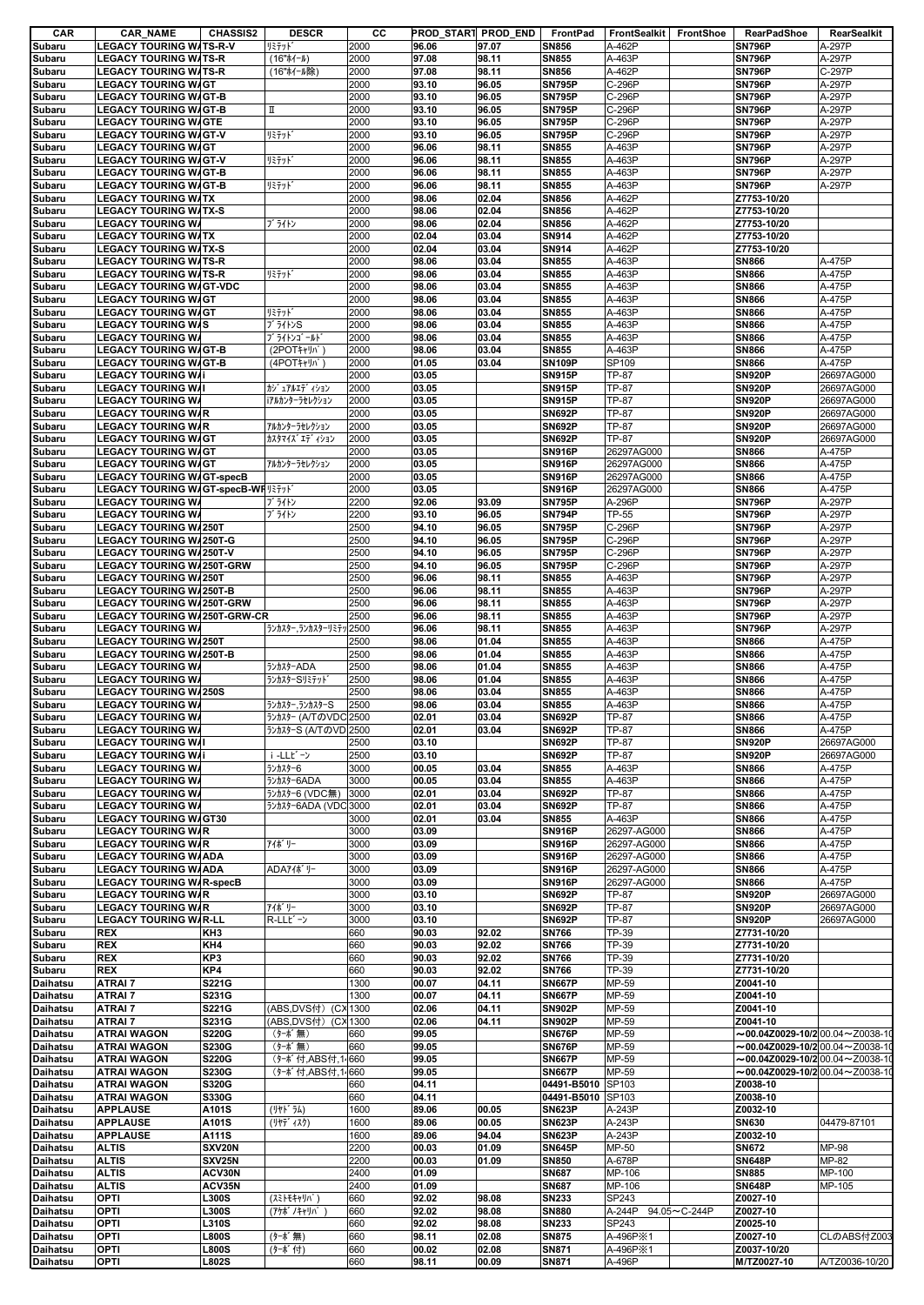| CAR | CAR_NAME | CHASSIS2 | DESCR | CC | PROD_START | PROD_END | FrontPad | FrontSealkit | FrontShoe | RearPadShoe | RearSealkit |
|---|---|---|---|---|---|---|---|---|---|---|---|
| Subaru | LEGACY TOURING WA | TS-R-V | ﾘﾐﾃｯﾄﾞ | 2000 | 96.06 | 97.07 | SN856 | A-462P | | SN796P | A-297P |
| Subaru | LEGACY TOURING WA | TS-R | (16"ﾎｲｰﾙ) | 2000 | 97.08 | 98.11 | SN855 | A-463P | | SN796P | A-297P |
| Subaru | LEGACY TOURING WA | TS-R | (16"ﾎｲｰﾙ除) | 2000 | 97.08 | 98.11 | SN856 | A-462P | | SN796P | C-297P |
| Subaru | LEGACY TOURING WA | GT | | 2000 | 93.10 | 96.05 | SN795P | C-296P | | SN796P | A-297P |
| Subaru | LEGACY TOURING WA | GT-B | | 2000 | 93.10 | 96.05 | SN795P | C-296P | | SN796P | A-297P |
| Subaru | LEGACY TOURING WA | GT-B | Ⅱ | 2000 | 93.10 | 96.05 | SN795P | C-296P | | SN796P | A-297P |
| Subaru | LEGACY TOURING WA | GTE | | 2000 | 93.10 | 96.05 | SN795P | C-296P | | SN796P | A-297P |
| Subaru | LEGACY TOURING WA | GT-V | ﾘﾐﾃｯﾄﾞ | 2000 | 93.10 | 96.05 | SN795P | C-296P | | SN796P | A-297P |
| Subaru | LEGACY TOURING WA | GT | | 2000 | 96.06 | 98.11 | SN855 | A-463P | | SN796P | A-297P |
| Subaru | LEGACY TOURING WA | GT-V | ﾘﾐﾃｯﾄﾞ | 2000 | 96.06 | 98.11 | SN855 | A-463P | | SN796P | A-297P |
| Subaru | LEGACY TOURING WA | GT-B | | 2000 | 96.06 | 98.11 | SN855 | A-463P | | SN796P | A-297P |
| Subaru | LEGACY TOURING WA | GT-B | ﾘﾐﾃｯﾄﾞ | 2000 | 96.06 | 98.11 | SN855 | A-463P | | SN796P | A-297P |
| Subaru | LEGACY TOURING WA | TX | | 2000 | 98.06 | 02.04 | SN856 | A-462P | | Z7753-10/20 | |
| Subaru | LEGACY TOURING WA | TX-S | | 2000 | 98.06 | 02.04 | SN856 | A-462P | | Z7753-10/20 | |
| Subaru | LEGACY TOURING WA | | ﾌﾞﾗｲﾄﾝ | 2000 | 98.06 | 02.04 | SN856 | A-462P | | Z7753-10/20 | |
| Subaru | LEGACY TOURING WA | TX | | 2000 | 02.04 | 03.04 | SN914 | A-462P | | Z7753-10/20 | |
| Subaru | LEGACY TOURING WA | TX-S | | 2000 | 02.04 | 03.04 | SN914 | A-462P | | Z7753-10/20 | |
| Subaru | LEGACY TOURING WA | TS-R | | 2000 | 98.06 | 03.04 | SN855 | A-463P | | SN866 | A-475P |
| Subaru | LEGACY TOURING WA | TS-R | ﾘﾐﾃｯﾄﾞ | 2000 | 98.06 | 03.04 | SN855 | A-463P | | SN866 | A-475P |
| Subaru | LEGACY TOURING WA | GT-VDC | | 2000 | 98.06 | 03.04 | SN855 | A-463P | | SN866 | A-475P |
| Subaru | LEGACY TOURING WA | GT | | 2000 | 98.06 | 03.04 | SN855 | A-463P | | SN866 | A-475P |
| Subaru | LEGACY TOURING WA | GT | ﾘﾐﾃｯﾄﾞ | 2000 | 98.06 | 03.04 | SN855 | A-463P | | SN866 | A-475P |
| Subaru | LEGACY TOURING WA | S | ﾌﾞﾗｲﾄﾝS | 2000 | 98.06 | 03.04 | SN855 | A-463P | | SN866 | A-475P |
| Subaru | LEGACY TOURING WA | | ﾌﾞﾗｲﾄﾝｺﾞｰﾙﾄﾞ | 2000 | 98.06 | 03.04 | SN855 | A-463P | | SN866 | A-475P |
| Subaru | LEGACY TOURING WA | GT-B | (2POTｷｬﾘﾊﾟ) | 2000 | 98.06 | 03.04 | SN855 | A-463P | | SN866 | A-475P |
| Subaru | LEGACY TOURING WA | GT-B | (4POTｷｬﾘﾊﾟ) | 2000 | 01.05 | 03.04 | SN109P | SP109 | | SN866 | A-475P |
| Subaru | LEGACY TOURING WA | i | | 2000 | 03.05 | | SN915P | TP-87 | | SN920P | 26697AG000 |
| Subaru | LEGACY TOURING WA | I | ｶｼﾞｭｱﾙｴﾃﾞｨｼｮﾝ | 2000 | 03.05 | | SN915P | TP-87 | | SN920P | 26697AG000 |
| Subaru | LEGACY TOURING WA | | ｱﾙｶﾝﾀｰﾗｾﾚｸｼｮﾝ | 2000 | 03.05 | | SN915P | TP-87 | | SN920P | 26697AG000 |
| Subaru | LEGACY TOURING WA | R | | 2000 | 03.05 | | SN692P | TP-87 | | SN920P | 26697AG000 |
| Subaru | LEGACY TOURING WA | R | ｱﾙｶﾝﾀｰﾗｾﾚｸｼｮﾝ | 2000 | 03.05 | | SN692P | TP-87 | | SN920P | 26697AG000 |
| Subaru | LEGACY TOURING WA | GT | ｶｽﾀﾏｲｽﾞｴﾃﾞｨｼｮﾝ | 2000 | 03.05 | | SN692P | TP-87 | | SN920P | 26697AG000 |
| Subaru | LEGACY TOURING WA | GT | | 2000 | 03.05 | | SN916P | 26297AG000 | | SN866 | A-475P |
| Subaru | LEGACY TOURING WA | GT | ｱﾙｶﾝﾀｰﾗｾﾚｸｼｮﾝ | 2000 | 03.05 | | SN916P | 26297AG000 | | SN866 | A-475P |
| Subaru | LEGACY TOURING WA | GT-specB | | 2000 | 03.05 | | SN916P | 26297AG000 | | SN866 | A-475P |
| Subaru | LEGACY TOURING WA | GT-specB-WR | ﾘﾐﾃｯﾄﾞ | 2000 | 03.05 | | SN916P | 26297AG000 | | SN866 | A-475P |
| Subaru | LEGACY TOURING WA | | ﾌﾞﾗｲﾄﾝ | 2200 | 92.06 | 93.09 | SN795P | A-296P | | SN796P | A-297P |
| Subaru | LEGACY TOURING WA | | ﾌﾞﾗｲﾄﾝ | 2200 | 93.10 | 96.05 | SN794P | TP-55 | | SN796P | A-297P |
| Subaru | LEGACY TOURING WA | 250T | | 2500 | 94.10 | 96.05 | SN795P | C-296P | | SN796P | A-297P |
| Subaru | LEGACY TOURING WA | 250T-G | | 2500 | 94.10 | 96.05 | SN795P | C-296P | | SN796P | A-297P |
| Subaru | LEGACY TOURING WA | 250T-V | | 2500 | 94.10 | 96.05 | SN795P | C-296P | | SN796P | A-297P |
| Subaru | LEGACY TOURING WA | 250T-GRW | | 2500 | 94.10 | 96.05 | SN795P | C-296P | | SN796P | A-297P |
| Subaru | LEGACY TOURING WA | 250T | | 2500 | 96.06 | 98.11 | SN855 | A-463P | | SN796P | A-297P |
| Subaru | LEGACY TOURING WA | 250T-B | | 2500 | 96.06 | 98.11 | SN855 | A-463P | | SN796P | A-297P |
| Subaru | LEGACY TOURING WA | 250T-GRW | | 2500 | 96.06 | 98.11 | SN855 | A-463P | | SN796P | A-297P |
| Subaru | LEGACY TOURING WA | 250T-GRW-CR | | 2500 | 96.06 | 98.11 | SN855 | A-463P | | SN796P | A-297P |
| Subaru | LEGACY TOURING WA | | ﾗﾝｶｽﾀｰ,ﾗﾝｶｽﾀｰﾘﾐﾃｯﾄﾞ | 2500 | 96.06 | 98.11 | SN855 | A-463P | | SN796P | A-297P |
| Subaru | LEGACY TOURING WA | 250T | | 2500 | 98.06 | 01.04 | SN855 | A-463P | | SN866 | A-475P |
| Subaru | LEGACY TOURING WA | 250T-B | | 2500 | 98.06 | 01.04 | SN855 | A-463P | | SN866 | A-475P |
| Subaru | LEGACY TOURING WA | | ﾗﾝｶｽﾀｰADA | 2500 | 98.06 | 01.04 | SN855 | A-463P | | SN866 | A-475P |
| Subaru | LEGACY TOURING WA | | ﾗﾝｶｽﾀｰSﾘﾐﾃｯﾄﾞ | 2500 | 98.06 | 01.04 | SN855 | A-463P | | SN866 | A-475P |
| Subaru | LEGACY TOURING WA | 250S | | 2500 | 98.06 | 03.04 | SN855 | A-463P | | SN866 | A-475P |
| Subaru | LEGACY TOURING WA | | ﾗﾝｶｽﾀｰ,ﾗﾝｶｽﾀｰS | 2500 | 98.06 | 03.04 | SN855 | A-463P | | SN866 | A-475P |
| Subaru | LEGACY TOURING WA | | ﾗﾝｶｽﾀｰ (A/TのVDC | 2500 | 02.01 | 03.04 | SN692P | TP-87 | | SN866 | A-475P |
| Subaru | LEGACY TOURING WA | | ﾗﾝｶｽﾀｰS (A/TのVD | 2500 | 02.01 | 03.04 | SN692P | TP-87 | | SN866 | A-475P |
| Subaru | LEGACY TOURING WA | I | | 2500 | 03.10 | | SN692P | TP-87 | | SN920P | 26697AG000 |
| Subaru | LEGACY TOURING WA | i | i -LLﾋﾞｰﾝ | 2500 | 03.10 | | SN692P | TP-87 | | SN920P | 26697AG000 |
| Subaru | LEGACY TOURING WA | | ﾗﾝｶｽﾀｰ6 | 3000 | 00.05 | 03.04 | SN855 | A-463P | | SN866 | A-475P |
| Subaru | LEGACY TOURING WA | | ﾗﾝｶｽﾀｰ6ADA | 3000 | 00.05 | 03.04 | SN855 | A-463P | | SN866 | A-475P |
| Subaru | LEGACY TOURING WA | | ﾗﾝｶｽﾀｰ6 (VDC無) | 3000 | 02.01 | 03.04 | SN692P | TP-87 | | SN866 | A-475P |
| Subaru | LEGACY TOURING WA | | ﾗﾝｶｽﾀｰ6ADA (VDC | 3000 | 02.01 | 03.04 | SN692P | TP-87 | | SN866 | A-475P |
| Subaru | LEGACY TOURING WA | GT30 | | 3000 | 02.01 | 03.04 | SN855 | A-463P | | SN866 | A-475P |
| Subaru | LEGACY TOURING WA | R | | 3000 | 03.09 | | SN916P | 26297-AG000 | | SN866 | A-475P |
| Subaru | LEGACY TOURING WA | R | ｱｲﾎﾞﾘｰ | 3000 | 03.09 | | SN916P | 26297-AG000 | | SN866 | A-475P |
| Subaru | LEGACY TOURING WA | ADA | | 3000 | 03.09 | | SN916P | 26297-AG000 | | SN866 | A-475P |
| Subaru | LEGACY TOURING WA | ADA | ADAｱｲﾎﾞﾘｰ | 3000 | 03.09 | | SN916P | 26297-AG000 | | SN866 | A-475P |
| Subaru | LEGACY TOURING WA | R-specB | | 3000 | 03.09 | | SN916P | 26297-AG000 | | SN866 | A-475P |
| Subaru | LEGACY TOURING WA | R | | 3000 | 03.10 | | SN692P | TP-87 | | SN920P | 26697AG000 |
| Subaru | LEGACY TOURING WA | R | ｱｲﾎﾞﾘｰ | 3000 | 03.10 | | SN692P | TP-87 | | SN920P | 26697AG000 |
| Subaru | LEGACY TOURING WA | R-LL | R-LLﾋﾞｰﾝ | 3000 | 03.10 | | SN692P | TP-87 | | SN920P | 26697AG000 |
| Subaru | REX | KH3 | | 660 | 90.03 | 92.02 | SN766 | TP-39 | | Z7731-10/20 | |
| Subaru | REX | KH4 | | 660 | 90.03 | 92.02 | SN766 | TP-39 | | Z7731-10/20 | |
| Subaru | REX | KP3 | | 660 | 90.03 | 92.02 | SN766 | TP-39 | | Z7731-10/20 | |
| Subaru | REX | KP4 | | 660 | 90.03 | 92.02 | SN766 | TP-39 | | Z7731-10/20 | |
| Daihatsu | ATRAI 7 | S221G | | 1300 | 00.07 | 04.11 | SN667P | MP-59 | | Z0041-10 | |
| Daihatsu | ATRAI 7 | S231G | | 1300 | 00.07 | 04.11 | SN667P | MP-59 | | Z0041-10 | |
| Daihatsu | ATRAI 7 | S221G | (ABS,DVS付) (CX | 1300 | 02.06 | 04.11 | SN902P | MP-59 | | Z0041-10 | |
| Daihatsu | ATRAI 7 | S231G | (ABS,DVS付) (CX | 1300 | 02.06 | 04.11 | SN902P | MP-59 | | Z0041-10 | |
| Daihatsu | ATRAI WAGON | S220G | (ﾀｰﾎﾞ無) | 660 | 99.05 | | SN676P | MP-59 | | ～00.04Z0029-10/2 | 00.04～Z0038-10 |
| Daihatsu | ATRAI WAGON | S230G | (ﾀｰﾎﾞ無) | 660 | 99.05 | | SN676P | MP-59 | | ～00.04Z0029-10/2 | 00.04～Z0038-10 |
| Daihatsu | ATRAI WAGON | S220G | (ﾀｰﾎﾞ付,ABS付,14 | 660 | 99.05 | | SN667P | MP-59 | | ～00.04Z0029-10/2 | 00.04～Z0038-10 |
| Daihatsu | ATRAI WAGON | S230G | (ﾀｰﾎﾞ付,ABS付,14 | 660 | 99.05 | | SN667P | MP-59 | | ～00.04Z0029-10/2 | 00.04～Z0038-10 |
| Daihatsu | ATRAI WAGON | S320G | | 660 | 04.11 | | 04491-B5010 | SP103 | | Z0038-10 | |
| Daihatsu | ATRAI WAGON | S330G | | 660 | 04.11 | | 04491-B5010 | SP103 | | Z0038-10 | |
| Daihatsu | APPLAUSE | A101S | (ﾘﾔﾄﾞﾗﾑ) | 1600 | 89.06 | 00.05 | SN623P | A-243P | | Z0032-10 | |
| Daihatsu | APPLAUSE | A101S | (ﾘﾔﾃﾞｨｽｸ) | 1600 | 89.06 | 00.05 | SN623P | A-243P | | SN630 | 04479-87101 |
| Daihatsu | APPLAUSE | A111S | | 1600 | 89.06 | 94.04 | SN623P | A-243P | | Z0032-10 | |
| Daihatsu | ALTIS | SXV20N | | 2200 | 00.03 | 01.09 | SN645P | MP-50 | | SN672 | MP-98 |
| Daihatsu | ALTIS | SXV25N | | 2200 | 00.03 | 01.09 | SN850 | A-678P | | SN648P | MP-82 |
| Daihatsu | ALTIS | ACV30N | | 2400 | 01.09 | | SN687 | MP-106 | | SN885 | MP-100 |
| Daihatsu | ALTIS | ACV35N | | 2400 | 01.09 | | SN687 | MP-106 | | SN648P | MP-105 |
| Daihatsu | OPTI | L300S | (ｽﾐﾄﾓｷｬﾘﾊﾟ) | 660 | 92.02 | 98.08 | SN233 | SP243 | | Z0027-10 | |
| Daihatsu | OPTI | L300S | (ｱｹﾎﾞﾉｷｬﾘﾊﾟ) | 660 | 92.02 | 98.08 | SN880 | A-244P 94.05～C-244P | | Z0027-10 | |
| Daihatsu | OPTI | L310S | | 660 | 92.02 | 98.08 | SN233 | SP243 | | Z0025-10 | |
| Daihatsu | OPTI | L800S | (ﾀｰﾎﾞ無) | 660 | 98.11 | 02.08 | SN875 | A-496P※1 | | Z0027-10 | CLのABS付Z003 |
| Daihatsu | OPTI | L800S | (ﾀｰﾎﾞ付) | 660 | 00.02 | 02.08 | SN871 | A-496P※1 | | Z0037-10/20 | |
| Daihatsu | OPTI | L802S | | 660 | 98.11 | 00.09 | SN871 | A-496P | | M/TZ0027-10 | A/TZ0036-10/20 |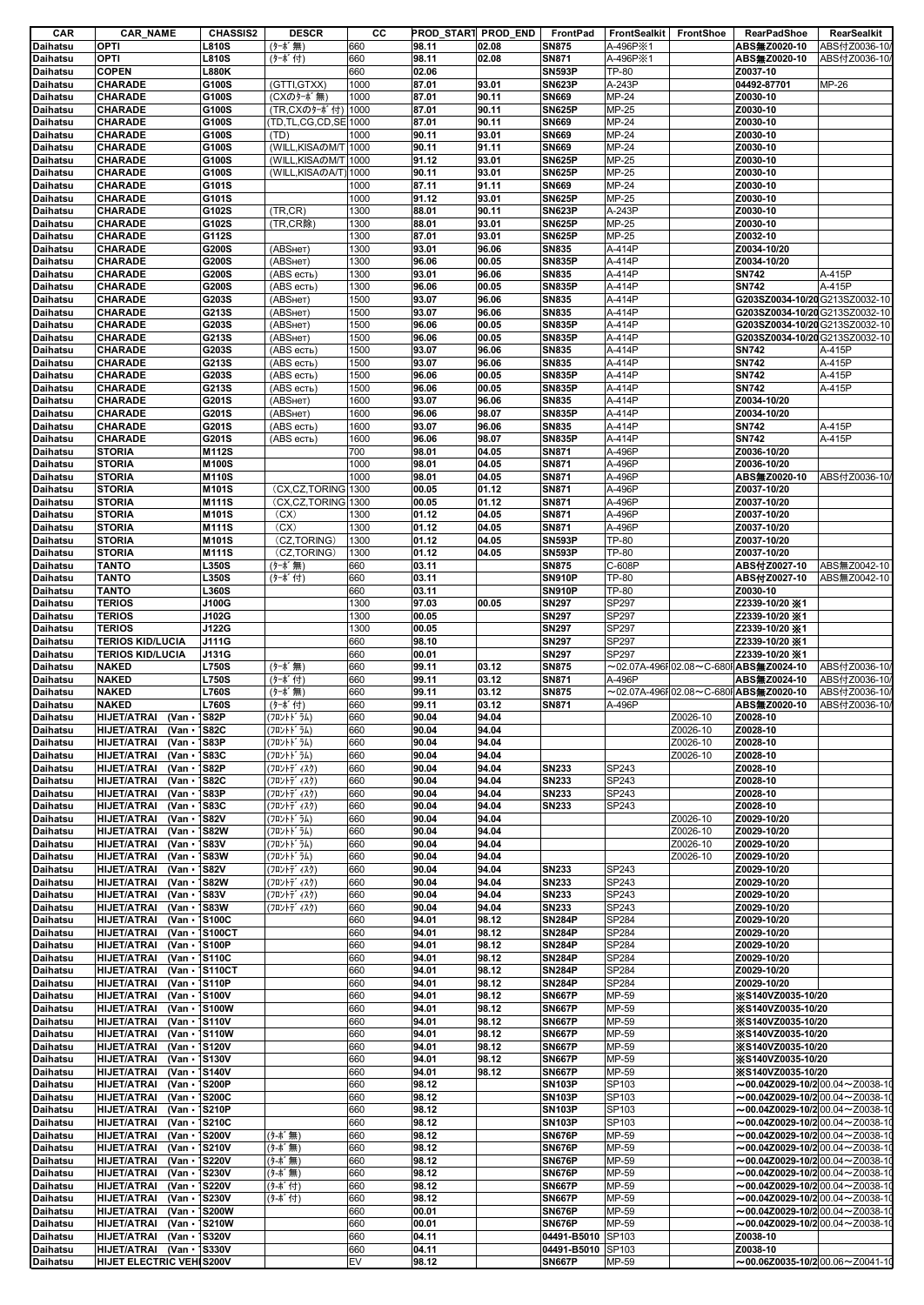| CAR | CAR_NAME | CHASSIS2 | DESCR | CC | PROD_START | PROD_END | FrontPad | FrontSealkit | FrontShoe | RearPadShoe | RearSealkit |
|---|---|---|---|---|---|---|---|---|---|---|---|
| Daihatsu | OPTI | L810S | (ﾀｰﾎﾞ無) | 660 | 98.11 | 02.08 | SN875 | A-496P※1 | | ABS無Z0020-10 | ABS付Z0036-10/ |
| Daihatsu | OPTI | L810S | (ﾀｰﾎﾞ付) | 660 | 98.11 | 02.08 | SN871 | A-496P※1 | | ABS無Z0020-10 | ABS付Z0036-10/ |
| Daihatsu | COPEN | L880K | | 660 | 02.06 | | SN593P | TP-80 | | Z0037-10 | |
| Daihatsu | CHARADE | G100S | (GTTI,GTXX) | 1000 | 87.01 | 93.01 | SN623P | A-243P | | 04492-87701 | MP-26 |
| Daihatsu | CHARADE | G100S | (CXのﾀｰﾎﾞ無) | 1000 | 87.01 | 90.11 | SN669 | MP-24 | | Z0030-10 | |
| Daihatsu | CHARADE | G100S | (TR,CXのﾀｰﾎﾞ付) | 1000 | 87.01 | 90.11 | SN625P | MP-25 | | Z0030-10 | |
| Daihatsu | CHARADE | G100S | (TD,TL,CG,CD,SE | 1000 | 87.01 | 90.11 | SN669 | MP-24 | | Z0030-10 | |
| Daihatsu | CHARADE | G100S | (TD) | 1000 | 90.11 | 93.01 | SN669 | MP-24 | | Z0030-10 | |
| Daihatsu | CHARADE | G100S | (WILL,KISAのM/T | 1000 | 90.11 | 91.11 | SN669 | MP-24 | | Z0030-10 | |
| Daihatsu | CHARADE | G100S | (WILL,KISAのM/T | 1000 | 91.12 | 93.01 | SN625P | MP-25 | | Z0030-10 | |
| Daihatsu | CHARADE | G100S | (WILL,KISAのA/T) | 1000 | 90.11 | 93.01 | SN625P | MP-25 | | Z0030-10 | |
| Daihatsu | CHARADE | G101S | | 1000 | 87.11 | 91.11 | SN669 | MP-24 | | Z0030-10 | |
| Daihatsu | CHARADE | G101S | | 1000 | 91.12 | 93.01 | SN625P | MP-25 | | Z0030-10 | |
| Daihatsu | CHARADE | G102S | (TR,CR) | 1300 | 88.01 | 90.11 | SN623P | A-243P | | Z0030-10 | |
| Daihatsu | CHARADE | G102S | (TR,CR除) | 1300 | 88.01 | 93.01 | SN625P | MP-25 | | Z0030-10 | |
| Daihatsu | CHARADE | G112S | | 1300 | 87.01 | 93.01 | SN625P | MP-25 | | Z0032-10 | |
| Daihatsu | CHARADE | G200S | (ABSнет) | 1300 | 93.01 | 96.06 | SN835 | A-414P | | Z0034-10/20 | |
| Daihatsu | CHARADE | G200S | (ABSнет) | 1300 | 96.06 | 00.05 | SN835P | A-414P | | Z0034-10/20 | |
| Daihatsu | CHARADE | G200S | (ABS есть) | 1300 | 93.01 | 96.06 | SN835 | A-414P | | SN742 | A-415P |
| Daihatsu | CHARADE | G200S | (ABS есть) | 1300 | 96.06 | 00.05 | SN835P | A-414P | | SN742 | A-415P |
| Daihatsu | CHARADE | G203S | (ABSнет) | 1500 | 93.07 | 96.06 | SN835 | A-414P | | G203SZ0034-10/20 | G213SZ0032-10 |
| Daihatsu | CHARADE | G213S | (ABSнет) | 1500 | 93.07 | 96.06 | SN835 | A-414P | | G203SZ0034-10/20 | G213SZ0032-10 |
| Daihatsu | CHARADE | G203S | (ABSнет) | 1500 | 96.06 | 00.05 | SN835P | A-414P | | G203SZ0034-10/20 | G213SZ0032-10 |
| Daihatsu | CHARADE | G213S | (ABSнет) | 1500 | 96.06 | 00.05 | SN835P | A-414P | | G203SZ0034-10/20 | G213SZ0032-10 |
| Daihatsu | CHARADE | G203S | (ABS есть) | 1500 | 93.07 | 96.06 | SN835 | A-414P | | SN742 | A-415P |
| Daihatsu | CHARADE | G213S | (ABS есть) | 1500 | 93.07 | 96.06 | SN835 | A-414P | | SN742 | A-415P |
| Daihatsu | CHARADE | G203S | (ABS есть) | 1500 | 96.06 | 00.05 | SN835P | A-414P | | SN742 | A-415P |
| Daihatsu | CHARADE | G213S | (ABS есть) | 1500 | 96.06 | 00.05 | SN835P | A-414P | | SN742 | A-415P |
| Daihatsu | CHARADE | G201S | (ABSнет) | 1600 | 93.07 | 96.06 | SN835 | A-414P | | Z0034-10/20 | |
| Daihatsu | CHARADE | G201S | (ABSнет) | 1600 | 96.06 | 98.07 | SN835P | A-414P | | Z0034-10/20 | |
| Daihatsu | CHARADE | G201S | (ABS есть) | 1600 | 93.07 | 96.06 | SN835 | A-414P | | SN742 | A-415P |
| Daihatsu | CHARADE | G201S | (ABS есть) | 1600 | 96.06 | 98.07 | SN835P | A-414P | | SN742 | A-415P |
| Daihatsu | STORIA | M112S | | 700 | 98.01 | 04.05 | SN871 | A-496P | | Z0036-10/20 | |
| Daihatsu | STORIA | M100S | | 1000 | 98.01 | 04.05 | SN871 | A-496P | | Z0036-10/20 | |
| Daihatsu | STORIA | M110S | | 1000 | 98.01 | 04.05 | SN871 | A-496P | | ABS無Z0020-10 | ABS付Z0036-10/ |
| Daihatsu | STORIA | M101S | (CX,CZ,TORING | 1300 | 00.05 | 01.12 | SN871 | A-496P | | Z0037-10/20 | |
| Daihatsu | STORIA | M111S | (CX,CZ,TORING | 1300 | 00.05 | 01.12 | SN871 | A-496P | | Z0037-10/20 | |
| Daihatsu | STORIA | M101S | (CX) | 1300 | 01.12 | 04.05 | SN871 | A-496P | | Z0037-10/20 | |
| Daihatsu | STORIA | M111S | (CX) | 1300 | 01.12 | 04.05 | SN871 | A-496P | | Z0037-10/20 | |
| Daihatsu | STORIA | M101S | (CZ,TORING) | 1300 | 01.12 | 04.05 | SN593P | TP-80 | | Z0037-10/20 | |
| Daihatsu | STORIA | M111S | (CZ,TORING) | 1300 | 01.12 | 04.05 | SN593P | TP-80 | | Z0037-10/20 | |
| Daihatsu | TANTO | L350S | (ﾀｰﾎﾞ無) | 660 | 03.11 | | SN875 | C-608P | | ABS付Z0027-10 | ABS無Z0042-10 |
| Daihatsu | TANTO | L350S | (ﾀｰﾎﾞ付) | 660 | 03.11 | | SN910P | TP-80 | | ABS付Z0027-10 | ABS無Z0042-10 |
| Daihatsu | TANTO | L360S | | 660 | 03.11 | | SN910P | TP-80 | | Z0030-10 | |
| Daihatsu | TERIOS | J100G | | 1300 | 97.03 | 00.05 | SN297 | SP297 | | Z2339-10/20 ※1 | |
| Daihatsu | TERIOS | J102G | | 1300 | 00.05 | | SN297 | SP297 | | Z2339-10/20 ※1 | |
| Daihatsu | TERIOS | J122G | | 1300 | 00.05 | | SN297 | SP297 | | Z2339-10/20 ※1 | |
| Daihatsu | TERIOS KID/LUCIA | J111G | | 660 | 98.10 | | SN297 | SP297 | | Z2339-10/20 ※1 | |
| Daihatsu | TERIOS KID/LUCIA | J131G | | 660 | 00.01 | | SN297 | SP297 | | Z2339-10/20 ※1 | |
| Daihatsu | NAKED | L750S | (ﾀｰﾎﾞ無) | 660 | 99.11 | 03.12 | SN875 | ～02.07A-496F | 02.08～C-680I | ABS無Z0024-10 | ABS付Z0036-10/ |
| Daihatsu | NAKED | L750S | (ﾀｰﾎﾞ付) | 660 | 99.11 | 03.12 | SN871 | A-496P | | ABS無Z0024-10 | ABS付Z0036-10/ |
| Daihatsu | NAKED | L760S | (ﾀｰﾎﾞ無) | 660 | 99.11 | 03.12 | SN875 | ～02.07A-496F | 02.08～C-680I | ABS無Z0020-10 | ABS付Z0036-10/ |
| Daihatsu | NAKED | L760S | (ﾀｰﾎﾞ付) | 660 | 99.11 | 03.12 | SN871 | A-496P | | ABS無Z0020-10 | ABS付Z0036-10/ |
| Daihatsu | HIJET/ATRAI (Van・ | S82P | (ﾌﾛﾝﾄﾄﾞﾗﾑ) | 660 | 90.04 | 94.04 | | | Z0026-10 | Z0028-10 | |
| Daihatsu | HIJET/ATRAI (Van・ | S82C | (ﾌﾛﾝﾄﾄﾞﾗﾑ) | 660 | 90.04 | 94.04 | | | Z0026-10 | Z0028-10 | |
| Daihatsu | HIJET/ATRAI (Van・ | S83P | (ﾌﾛﾝﾄﾄﾞﾗﾑ) | 660 | 90.04 | 94.04 | | | Z0026-10 | Z0028-10 | |
| Daihatsu | HIJET/ATRAI (Van・ | S83C | (ﾌﾛﾝﾄﾄﾞﾗﾑ) | 660 | 90.04 | 94.04 | | | Z0026-10 | Z0028-10 | |
| Daihatsu | HIJET/ATRAI (Van・ | S82P | (ﾌﾛﾝﾄﾃﾞｨｽｸ) | 660 | 90.04 | 94.04 | SN233 | SP243 | | Z0028-10 | |
| Daihatsu | HIJET/ATRAI (Van・ | S82C | (ﾌﾛﾝﾄﾃﾞｨｽｸ) | 660 | 90.04 | 94.04 | SN233 | SP243 | | Z0028-10 | |
| Daihatsu | HIJET/ATRAI (Van・ | S83P | (ﾌﾛﾝﾄﾃﾞｨｽｸ) | 660 | 90.04 | 94.04 | SN233 | SP243 | | Z0028-10 | |
| Daihatsu | HIJET/ATRAI (Van・ | S83C | (ﾌﾛﾝﾄﾃﾞｨｽｸ) | 660 | 90.04 | 94.04 | SN233 | SP243 | | Z0028-10 | |
| Daihatsu | HIJET/ATRAI (Van・ | S82V | (ﾌﾛﾝﾄﾄﾞﾗﾑ) | 660 | 90.04 | 94.04 | | | Z0026-10 | Z0029-10/20 | |
| Daihatsu | HIJET/ATRAI (Van・ | S82W | (ﾌﾛﾝﾄﾄﾞﾗﾑ) | 660 | 90.04 | 94.04 | | | Z0026-10 | Z0029-10/20 | |
| Daihatsu | HIJET/ATRAI (Van・ | S83V | (ﾌﾛﾝﾄﾄﾞﾗﾑ) | 660 | 90.04 | 94.04 | | | Z0026-10 | Z0029-10/20 | |
| Daihatsu | HIJET/ATRAI (Van・ | S83W | (ﾌﾛﾝﾄﾄﾞﾗﾑ) | 660 | 90.04 | 94.04 | | | Z0026-10 | Z0029-10/20 | |
| Daihatsu | HIJET/ATRAI (Van・ | S82V | (ﾌﾛﾝﾄﾃﾞｨｽｸ) | 660 | 90.04 | 94.04 | SN233 | SP243 | | Z0029-10/20 | |
| Daihatsu | HIJET/ATRAI (Van・ | S82W | (ﾌﾛﾝﾄﾃﾞｨｽｸ) | 660 | 90.04 | 94.04 | SN233 | SP243 | | Z0029-10/20 | |
| Daihatsu | HIJET/ATRAI (Van・ | S83V | (ﾌﾛﾝﾄﾃﾞｨｽｸ) | 660 | 90.04 | 94.04 | SN233 | SP243 | | Z0029-10/20 | |
| Daihatsu | HIJET/ATRAI (Van・ | S83W | (ﾌﾛﾝﾄﾃﾞｨｽｸ) | 660 | 90.04 | 94.04 | SN233 | SP243 | | Z0029-10/20 | |
| Daihatsu | HIJET/ATRAI (Van・ | S100C | | 660 | 94.01 | 98.12 | SN284P | SP284 | | Z0029-10/20 | |
| Daihatsu | HIJET/ATRAI (Van・ | S100CT | | 660 | 94.01 | 98.12 | SN284P | SP284 | | Z0029-10/20 | |
| Daihatsu | HIJET/ATRAI (Van・ | S100P | | 660 | 94.01 | 98.12 | SN284P | SP284 | | Z0029-10/20 | |
| Daihatsu | HIJET/ATRAI (Van・ | S110C | | 660 | 94.01 | 98.12 | SN284P | SP284 | | Z0029-10/20 | |
| Daihatsu | HIJET/ATRAI (Van・ | S110CT | | 660 | 94.01 | 98.12 | SN284P | SP284 | | Z0029-10/20 | |
| Daihatsu | HIJET/ATRAI (Van・ | S110P | | 660 | 94.01 | 98.12 | SN284P | SP284 | | Z0029-10/20 | |
| Daihatsu | HIJET/ATRAI (Van・ | S100V | | 660 | 94.01 | 98.12 | SN667P | MP-59 | | ※S140VZ0035-10/20 | |
| Daihatsu | HIJET/ATRAI (Van・ | S100W | | 660 | 94.01 | 98.12 | SN667P | MP-59 | | ※S140VZ0035-10/20 | |
| Daihatsu | HIJET/ATRAI (Van・ | S110V | | 660 | 94.01 | 98.12 | SN667P | MP-59 | | ※S140VZ0035-10/20 | |
| Daihatsu | HIJET/ATRAI (Van・ | S110W | | 660 | 94.01 | 98.12 | SN667P | MP-59 | | ※S140VZ0035-10/20 | |
| Daihatsu | HIJET/ATRAI (Van・ | S120V | | 660 | 94.01 | 98.12 | SN667P | MP-59 | | ※S140VZ0035-10/20 | |
| Daihatsu | HIJET/ATRAI (Van・ | S130V | | 660 | 94.01 | 98.12 | SN667P | MP-59 | | ※S140VZ0035-10/20 | |
| Daihatsu | HIJET/ATRAI (Van・ | S140V | | 660 | 94.01 | 98.12 | SN667P | MP-59 | | ※S140VZ0035-10/20 | |
| Daihatsu | HIJET/ATRAI (Van・ | S200P | | 660 | 98.12 | | SN103P | SP103 | | ～00.04Z0029-10/2 | 00.04～Z0038-1( |
| Daihatsu | HIJET/ATRAI (Van・ | S200C | | 660 | 98.12 | | SN103P | SP103 | | ～00.04Z0029-10/2 | 00.04～Z0038-1( |
| Daihatsu | HIJET/ATRAI (Van・ | S210P | | 660 | 98.12 | | SN103P | SP103 | | ～00.04Z0029-10/2 | 00.04～Z0038-1( |
| Daihatsu | HIJET/ATRAI (Van・ | S210C | | 660 | 98.12 | | SN103P | SP103 | | ～00.04Z0029-10/2 | 00.04～Z0038-1( |
| Daihatsu | HIJET/ATRAI (Van・ | S200V | (ﾀｰﾎﾞ無) | 660 | 98.12 | | SN676P | MP-59 | | ～00.04Z0029-10/2 | 00.04～Z0038-1( |
| Daihatsu | HIJET/ATRAI (Van・ | S210V | (ﾀｰﾎﾞ無) | 660 | 98.12 | | SN676P | MP-59 | | ～00.04Z0029-10/2 | 00.04～Z0038-1( |
| Daihatsu | HIJET/ATRAI (Van・ | S220V | (ﾀｰﾎﾞ無) | 660 | 98.12 | | SN676P | MP-59 | | ～00.04Z0029-10/2 | 00.04～Z0038-1( |
| Daihatsu | HIJET/ATRAI (Van・ | S230V | (ﾀｰﾎﾞ無) | 660 | 98.12 | | SN676P | MP-59 | | ～00.04Z0029-10/2 | 00.04～Z0038-1( |
| Daihatsu | HIJET/ATRAI (Van・ | S220V | (ﾀｰﾎﾞ付) | 660 | 98.12 | | SN667P | MP-59 | | ～00.04Z0029-10/2 | 00.04～Z0038-1( |
| Daihatsu | HIJET/ATRAI (Van・ | S230V | (ﾀｰﾎﾞ付) | 660 | 98.12 | | SN667P | MP-59 | | ～00.04Z0029-10/2 | 00.04～Z0038-1( |
| Daihatsu | HIJET/ATRAI (Van・ | S200W | | 660 | 00.01 | | SN676P | MP-59 | | ～00.04Z0029-10/2 | 00.04～Z0038-1( |
| Daihatsu | HIJET/ATRAI (Van・ | S210W | | 660 | 00.01 | | SN676P | MP-59 | | ～00.04Z0029-10/2 | 00.04～Z0038-1( |
| Daihatsu | HIJET/ATRAI (Van・ | S320V | | 660 | 04.11 | | 04491-B5010 | SP103 | | Z0038-10 | |
| Daihatsu | HIJET/ATRAI (Van・ | S330V | | 660 | 04.11 | | 04491-B5010 | SP103 | | Z0038-10 | |
| Daihatsu | HIJET ELECTRIC VEH | S200V | | EV | 98.12 | | SN667P | MP-59 | | ～00.06Z0035-10/2 | 00.06～Z0041-1( |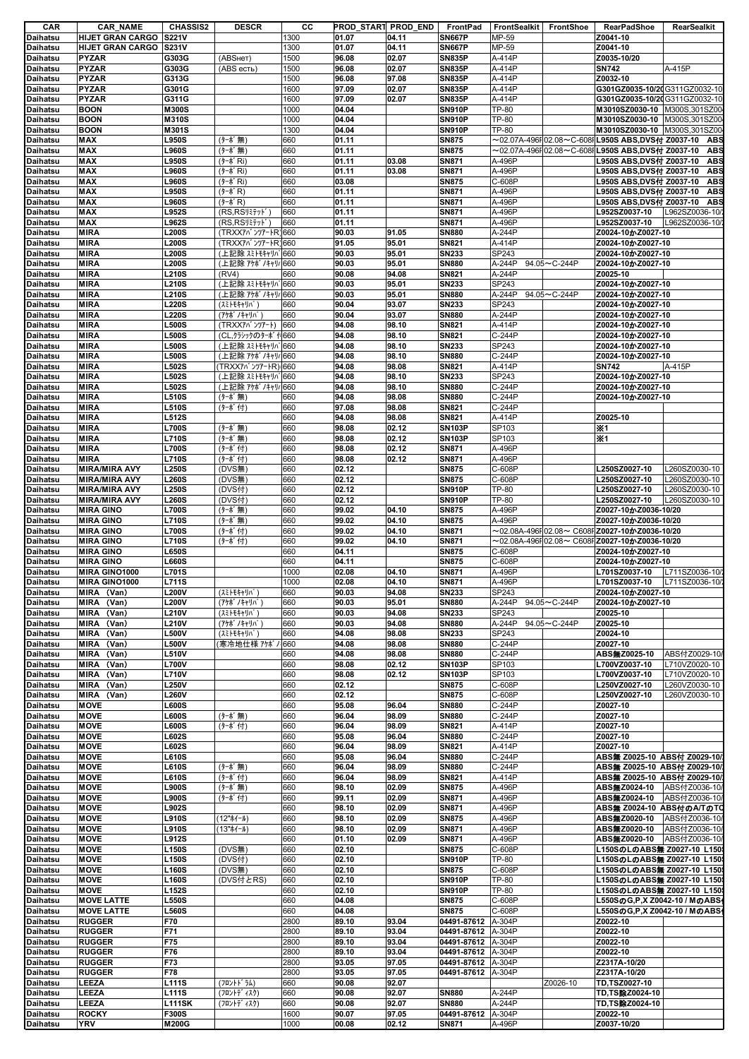| CAR | CAR_NAME | CHASSIS2 | DESCR | CC | PROD_START | PROD_END | FrontPad | FrontSealkit | FrontShoe | RearPadShoe | RearSealkit |
|---|---|---|---|---|---|---|---|---|---|---|---|
| Daihatsu | HIJET GRAN CARGO | S221V | | 1300 | 01.07 | 04.11 | SN667P | MP-59 | | Z0041-10 | |
| Daihatsu | HIJET GRAN CARGO | S231V | | 1300 | 01.07 | 04.11 | SN667P | MP-59 | | Z0041-10 | |
| Daihatsu | PYZAR | G303G | (ABSнет) | 1500 | 96.08 | 02.07 | SN835P | A-414P | | Z0035-10/20 | |
| Daihatsu | PYZAR | G303G | (ABS есть) | 1500 | 96.08 | 02.07 | SN835P | A-414P | | SN742 | A-415P |
| Daihatsu | PYZAR | G313G | | 1500 | 96.08 | 97.08 | SN835P | A-414P | | Z0032-10 | |
| Daihatsu | PYZAR | G301G | | 1600 | 97.09 | 02.07 | SN835P | A-414P | | G301GZ0035-10/20 | G311GZ0032-10 |
| Daihatsu | PYZAR | G311G | | 1600 | 97.09 | 02.07 | SN835P | A-414P | | G301GZ0035-10/20 | G311GZ0032-10 |
| Daihatsu | BOON | M300S | | 1000 | 04.04 | | SN910P | TP-80 | | M3010SZ0030-10 | M300S,301SZ00 |
| Daihatsu | BOON | M310S | | 1000 | 04.04 | | SN910P | TP-80 | | M3010SZ0030-10 | M300S,301SZ00 |
| Daihatsu | BOON | M301S | | 1300 | 04.04 | | SN910P | TP-80 | | M3010SZ0030-10 | M300S,301SZ00 |
| Daihatsu | MAX | L950S | (ﾀｰﾎﾞ無) | 660 | 01.11 | | SN875 | ～02.07A-496P | 02.08～C-608P | L950S ABS,DVS付 Z0037-10 | ABS |
| Daihatsu | MAX | L960S | (ﾀｰﾎﾞ無) | 660 | 01.11 | | SN875 | ～02.07A-496P | 02.08～C-608P | L950S ABS,DVS付 Z0037-10 | ABS |
| Daihatsu | MAX | L950S | (ﾀｰﾎﾞRi) | 660 | 01.11 | 03.08 | SN871 | A-496P | | L950S ABS,DVS付 Z0037-10 | ABS |
| Daihatsu | MAX | L960S | (ﾀｰﾎﾞRi) | 660 | 01.11 | 03.08 | SN871 | A-496P | | L950S ABS,DVS付 Z0037-10 | ABS |
| Daihatsu | MAX | L950S | (ﾀｰﾎﾞRi) | 660 | 03.08 | | SN875 | C-608P | | L950S ABS,DVS付 Z0037-10 | ABS |
| Daihatsu | MAX | L950S | (ﾀｰﾎﾞR) | 660 | 01.11 | | SN871 | A-496P | | L950S ABS,DVS付 Z0037-10 | ABS |
| Daihatsu | MAX | L960S | (ﾀｰﾎﾞR) | 660 | 01.11 | | SN871 | A-496P | | L950S ABS,DVS付 Z0037-10 | ABS |
| Daihatsu | MAX | L952S | (RS,RSﾘﾐﾃｯﾄﾞ) | 660 | 01.11 | | SN871 | A-496P | | L952SZ0037-10 | L962SZ0036-10/ |
| Daihatsu | MAX | L962S | (RS,RSﾘﾐﾃｯﾄﾞ) | 660 | 01.11 | | SN871 | A-496P | | L952SZ0037-10 | L962SZ0036-10/ |
| Daihatsu | MIRA | L200S | (TRXXｱﾊﾞﾝﾂｧｰﾄR) | 660 | 90.03 | 91.05 | SN880 | A-244P | | Z0024-10かZ0027-10 | |
| Daihatsu | MIRA | L200S | (TRXXｱﾊﾞﾝﾂｧｰﾄR) | 660 | 91.05 | 95.01 | SN821 | A-414P | | Z0024-10かZ0027-10 | |
| Daihatsu | MIRA | L200S | (上記除 ｽﾐﾄﾓｷｬﾘﾊﾟ | 660 | 90.03 | 95.01 | SN233 | SP243 | | Z0024-10かZ0027-10 | |
| Daihatsu | MIRA | L200S | (上記除 ｱｹﾎﾞﾉｷｬﾘﾊﾟ | 660 | 90.03 | 95.01 | SN880 | A-244P | 94.05～C-244P | Z0024-10かZ0027-10 | |
| Daihatsu | MIRA | L210S | (RV4) | 660 | 90.08 | 94.08 | SN821 | A-244P | | Z0025-10 | |
| Daihatsu | MIRA | L210S | (上記除 ｽﾐﾄﾓｷｬﾘﾊﾟ | 660 | 90.03 | 95.01 | SN233 | SP243 | | Z0024-10かZ0027-10 | |
| Daihatsu | MIRA | L210S | (上記除 ｱｹﾎﾞﾉｷｬﾘﾊﾟ | 660 | 90.03 | 95.01 | SN880 | A-244P | 94.05～C-244P | Z0024-10かZ0027-10 | |
| Daihatsu | MIRA | L220S | (ｽﾐﾄﾓｷｬﾘﾊﾟ) | 660 | 90.04 | 93.07 | SN233 | SP243 | | Z0024-10かZ0027-10 | |
| Daihatsu | MIRA | L220S | (ｱｹﾎﾞﾉｷｬﾘﾊﾟ) | 660 | 90.04 | 93.07 | SN880 | A-244P | | Z0024-10かZ0027-10 | |
| Daihatsu | MIRA | L500S | (TRXXｱﾊﾞﾝﾂｧｰﾄ) | 660 | 94.08 | 98.10 | SN821 | A-414P | | Z0024-10かZ0027-10 | |
| Daihatsu | MIRA | L500S | (CL,ｸﾗｼｯｸのﾀｰﾎﾞ付 | 660 | 94.08 | 98.10 | SN821 | C-244P | | Z0024-10かZ0027-10 | |
| Daihatsu | MIRA | L500S | (上記除 ｽﾐﾄﾓｷｬﾘﾊﾟ | 660 | 94.08 | 98.10 | SN233 | SP243 | | Z0024-10かZ0027-10 | |
| Daihatsu | MIRA | L500S | (上記除 ｱｹﾎﾞﾉｷｬﾘﾊﾟ | 660 | 94.08 | 98.10 | SN880 | C-244P | | Z0024-10かZ0027-10 | |
| Daihatsu | MIRA | L502S | (TRXXｱﾊﾞﾝﾂｧｰﾄR) | 660 | 94.08 | 98.08 | SN821 | A-414P | | SN742 | A-415P |
| Daihatsu | MIRA | L502S | (上記除 ｽﾐﾄﾓｷｬﾘﾊﾟ | 660 | 94.08 | 98.10 | SN233 | SP243 | | Z0024-10かZ0027-10 | |
| Daihatsu | MIRA | L502S | (上記除 ｱｹﾎﾞﾉｷｬﾘﾊﾟ | 660 | 94.08 | 98.10 | SN880 | C-244P | | Z0024-10かZ0027-10 | |
| Daihatsu | MIRA | L510S | (ﾀｰﾎﾞ無) | 660 | 94.08 | 98.08 | SN880 | C-244P | | Z0024-10かZ0027-10 | |
| Daihatsu | MIRA | L510S | (ﾀｰﾎﾞ付) | 660 | 97.08 | 98.08 | SN821 | C-244P | | | |
| Daihatsu | MIRA | L512S | | 660 | 94.08 | 98.08 | SN821 | A-414P | | Z0025-10 | |
| Daihatsu | MIRA | L700S | (ﾀｰﾎﾞ無) | 660 | 98.08 | 02.12 | SN103P | SP103 | | ※1 | |
| Daihatsu | MIRA | L710S | (ﾀｰﾎﾞ無) | 660 | 98.08 | 02.12 | SN103P | SP103 | | ※1 | |
| Daihatsu | MIRA | L700S | (ﾀｰﾎﾞ付) | 660 | 98.08 | 02.12 | SN871 | A-496P | | | |
| Daihatsu | MIRA | L710S | (ﾀｰﾎﾞ付) | 660 | 98.08 | 02.12 | SN871 | A-496P | | | |
| Daihatsu | MIRA/MIRA AVY | L250S | (DVS無) | 660 | 02.12 | | SN875 | C-608P | | L250SZ0027-10 | L260SZ0030-10 |
| Daihatsu | MIRA/MIRA AVY | L260S | (DVS無) | 660 | 02.12 | | SN875 | C-608P | | L250SZ0027-10 | L260SZ0030-10 |
| Daihatsu | MIRA/MIRA AVY | L250S | (DVS付) | 660 | 02.12 | | SN910P | TP-80 | | L250SZ0027-10 | L260SZ0030-10 |
| Daihatsu | MIRA/MIRA AVY | L260S | (DVS付) | 660 | 02.12 | | SN910P | TP-80 | | L250SZ0027-10 | L260SZ0030-10 |
| Daihatsu | MIRA GINO | L700S | (ﾀｰﾎﾞ無) | 660 | 99.02 | 04.10 | SN875 | A-496P | | Z0027-10かZ0036-10/20 | |
| Daihatsu | MIRA GINO | L710S | (ﾀｰﾎﾞ無) | 660 | 99.02 | 04.10 | SN875 | A-496P | | Z0027-10かZ0036-10/20 | |
| Daihatsu | MIRA GINO | L700S | (ﾀｰﾎﾞ付) | 660 | 99.02 | 04.10 | SN871 | ～02.08A-496P | 02.08～ C608P | Z0027-10かZ0036-10/20 | |
| Daihatsu | MIRA GINO | L710S | (ﾀｰﾎﾞ付) | 660 | 99.02 | 04.10 | SN871 | ～02.08A-496P | 02.08～ C608P | Z0027-10かZ0036-10/20 | |
| Daihatsu | MIRA GINO | L650S | | 660 | 04.11 | | SN875 | C-608P | | Z0024-10かZ0027-10 | |
| Daihatsu | MIRA GINO | L660S | | 660 | 04.11 | | SN875 | C-608P | | Z0024-10かZ0027-10 | |
| Daihatsu | MIRA GINO1000 | L701S | | 1000 | 02.08 | 04.10 | SN871 | A-496P | | L701SZ0037-10 | L711SZ0036-10/ |
| Daihatsu | MIRA GINO1000 | L711S | | 1000 | 02.08 | 04.10 | SN871 | A-496P | | L701SZ0037-10 | L711SZ0036-10/ |
| Daihatsu | MIRA (Van) | L200V | (ｽﾐﾄﾓｷｬﾘﾊﾟ) | 660 | 90.03 | 94.08 | SN233 | SP243 | | Z0024-10かZ0027-10 | |
| Daihatsu | MIRA (Van) | L200V | (ｱｹﾎﾞﾉｷｬﾘﾊﾟ) | 660 | 90.03 | 95.01 | SN880 | A-244P | 94.05～C-244P | Z0024-10かZ0027-10 | |
| Daihatsu | MIRA (Van) | L210V | (ｽﾐﾄﾓｷｬﾘﾊﾟ) | 660 | 90.03 | 94.08 | SN233 | SP243 | | Z0025-10 | |
| Daihatsu | MIRA (Van) | L210V | (ｱｹﾎﾞﾉｷｬﾘﾊﾟ) | 660 | 90.03 | 94.08 | SN880 | A-244P | 94.05～C-244P | Z0025-10 | |
| Daihatsu | MIRA (Van) | L500V | (ｽﾐﾄﾓｷｬﾘﾊﾟ) | 660 | 94.08 | 98.08 | SN233 | SP243 | | Z0024-10 | |
| Daihatsu | MIRA (Van) | L500V | (寒冷地仕様 ｱｹﾎﾞﾉ | 660 | 94.08 | 98.08 | SN880 | C-244P | | Z0027-10 | |
| Daihatsu | MIRA (Van) | L510V | | 660 | 94.08 | 98.08 | SN880 | C-244P | | ABS無Z0025-10 | ABS付Z0029-10/ |
| Daihatsu | MIRA (Van) | L700V | | 660 | 98.08 | 02.12 | SN103P | SP103 | | L700VZ0037-10 | L710VZ0020-10 |
| Daihatsu | MIRA (Van) | L710V | | 660 | 98.08 | 02.12 | SN103P | SP103 | | L700VZ0037-10 | L710VZ0020-10 |
| Daihatsu | MIRA (Van) | L250V | | 660 | 02.12 | | SN875 | C-608P | | L250VZ0027-10 | L260VZ0030-10 |
| Daihatsu | MIRA (Van) | L260V | | 660 | 02.12 | | SN875 | C-608P | | L250VZ0027-10 | L260VZ0030-10 |
| Daihatsu | MOVE | L600S | | 660 | 95.08 | 96.04 | SN880 | C-244P | | Z0027-10 | |
| Daihatsu | MOVE | L600S | (ﾀｰﾎﾞ無) | 660 | 96.04 | 98.09 | SN880 | C-244P | | Z0027-10 | |
| Daihatsu | MOVE | L600S | (ﾀｰﾎﾞ付) | 660 | 96.04 | 98.09 | SN821 | A-414P | | Z0027-10 | |
| Daihatsu | MOVE | L602S | | 660 | 95.08 | 96.04 | SN880 | C-244P | | Z0027-10 | |
| Daihatsu | MOVE | L602S | | 660 | 96.04 | 98.09 | SN821 | A-414P | | Z0027-10 | |
| Daihatsu | MOVE | L610S | | 660 | 95.08 | 96.04 | SN880 | C-244P | | ABS無 Z0025-10 ABS付 Z0029-10/ | |
| Daihatsu | MOVE | L610S | (ﾀｰﾎﾞ無) | 660 | 96.04 | 98.09 | SN880 | C-244P | | ABS無 Z0025-10 ABS付 Z0029-10/ | |
| Daihatsu | MOVE | L610S | (ﾀｰﾎﾞ付) | 660 | 96.04 | 98.09 | SN821 | A-414P | | ABS無 Z0025-10 ABS付 Z0029-10/ | |
| Daihatsu | MOVE | L900S | (ﾀｰﾎﾞ無) | 660 | 98.10 | 02.09 | SN875 | A-496P | | ABS無Z0024-10 | ABS付Z0036-10/ |
| Daihatsu | MOVE | L900S | (ﾀｰﾎﾞ付) | 660 | 99.11 | 02.09 | SN871 | A-496P | | ABS無Z0024-10 | ABS付Z0036-10/ |
| Daihatsu | MOVE | L902S | | 660 | 98.10 | 02.09 | SN871 | A-496P | | ABS無 Z0024-10 ABS付のA/TのTC | |
| Daihatsu | MOVE | L910S | (12"ﾎｲｰﾙ) | 660 | 98.10 | 02.09 | SN875 | A-496P | | ABS無Z0020-10 | ABS付Z0036-10/ |
| Daihatsu | MOVE | L910S | (13"ﾎｲｰﾙ) | 660 | 98.10 | 02.09 | SN871 | A-496P | | ABS無Z0020-10 | ABS付Z0036-10/ |
| Daihatsu | MOVE | L912S | | 660 | 01.10 | 02.09 | SN871 | A-496P | | ABS無Z0020-10 | ABS付Z0036-10/ |
| Daihatsu | MOVE | L150S | (DVS無) | 660 | 02.10 | | SN875 | C-608P | | L150SのLのABS無 Z0027-10 L150 | |
| Daihatsu | MOVE | L150S | (DVS付) | 660 | 02.10 | | SN910P | TP-80 | | L150SのLのABS無 Z0027-10 L150 | |
| Daihatsu | MOVE | L160S | (DVS無) | 660 | 02.10 | | SN875 | C-608P | | L150SのLのABS無 Z0027-10 L150 | |
| Daihatsu | MOVE | L160S | (DVS付とRS) | 660 | 02.10 | | SN910P | TP-80 | | L150SのLのABS無 Z0027-10 L150 | |
| Daihatsu | MOVE | L152S | | 660 | 02.10 | | SN910P | TP-80 | | L150SのLのABS無 Z0027-10 L150 | |
| Daihatsu | MOVE LATTE | L550S | | 660 | 04.08 | | SN875 | C-608P | | L550SのG,P,X Z0042-10 / MのABS | |
| Daihatsu | MOVE LATTE | L560S | | 660 | 04.08 | | SN875 | C-608P | | L550SのG,P,X Z0042-10 / MのABS | |
| Daihatsu | RUGGER | F70 | | 2800 | 89.10 | 93.04 | 04491-87612 | A-304P | | Z0022-10 | |
| Daihatsu | RUGGER | F71 | | 2800 | 89.10 | 93.04 | 04491-87612 | A-304P | | Z0022-10 | |
| Daihatsu | RUGGER | F75 | | 2800 | 89.10 | 93.04 | 04491-87612 | A-304P | | Z0022-10 | |
| Daihatsu | RUGGER | F76 | | 2800 | 89.10 | 93.04 | 04491-87612 | A-304P | | Z0022-10 | |
| Daihatsu | RUGGER | F73 | | 2800 | 93.05 | 97.05 | 04491-87612 | A-304P | | Z2317A-10/20 | |
| Daihatsu | RUGGER | F78 | | 2800 | 93.05 | 97.05 | 04491-87612 | A-304P | | Z2317A-10/20 | |
| Daihatsu | LEEZA | L111S | (ﾌﾛﾝﾄﾄﾞﾗﾑ) | 660 | 90.08 | 92.07 | | | Z0026-10 | TD,TSZ0027-10 | |
| Daihatsu | LEEZA | L111S | (ﾌﾛﾝﾄﾃﾞｨｽｸ) | 660 | 90.08 | 92.07 | SN880 | A-244P | | TD,TS除Z0024-10 | |
| Daihatsu | LEEZA | L111SK | (ﾌﾛﾝﾄﾃﾞｨｽｸ) | 660 | 90.08 | 92.07 | SN880 | A-244P | | TD,TS除Z0024-10 | |
| Daihatsu | ROCKY | F300S | | 1600 | 90.07 | 97.05 | 04491-87612 | A-304P | | Z0022-10 | |
| Daihatsu | YRV | M200G | | 1000 | 00.08 | 02.12 | SN871 | A-496P | | Z0037-10/20 | |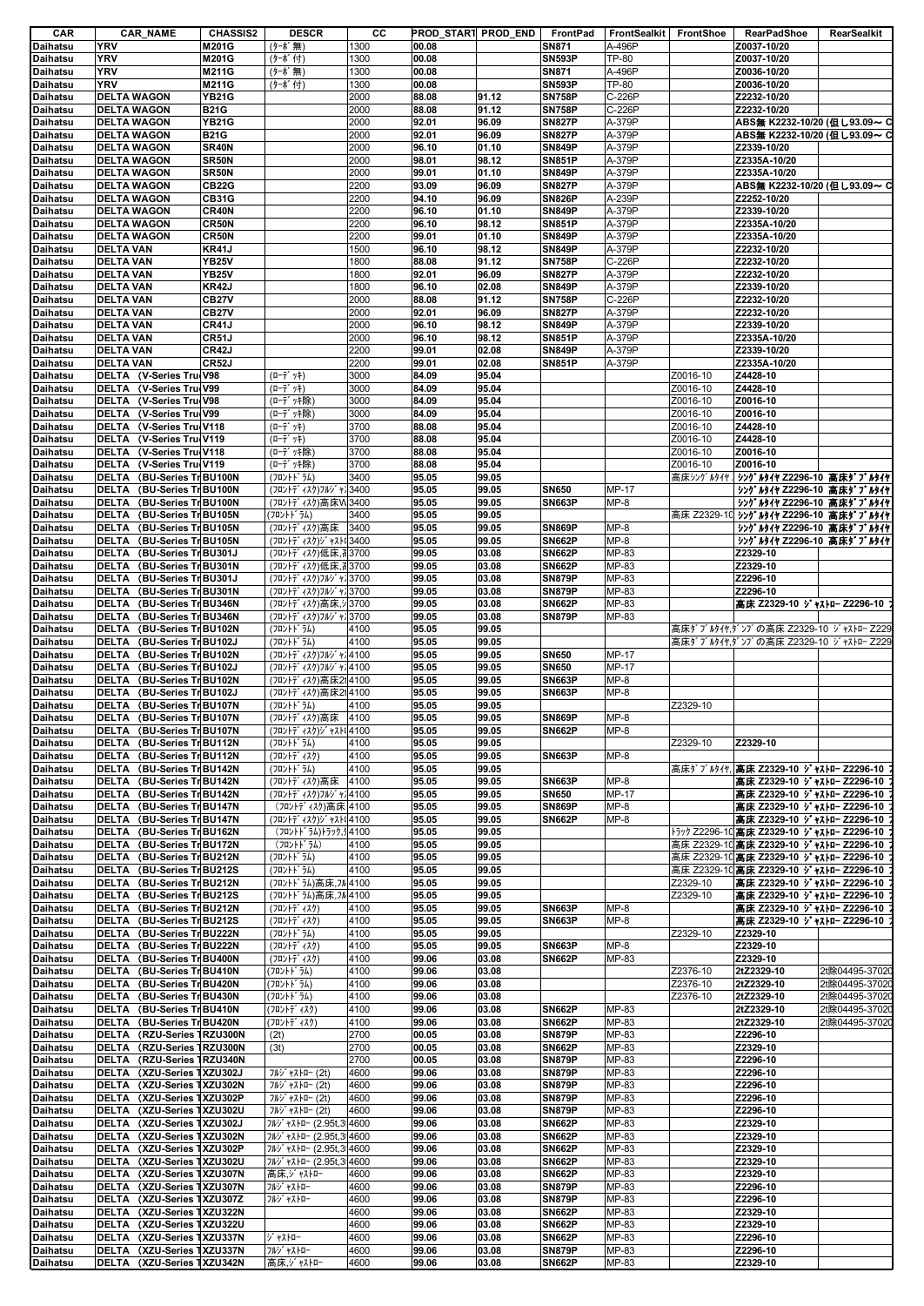| CAR | CAR_NAME | CHASSIS2 | DESCR | CC | PROD_START | PROD_END | FrontPad | FrontSealkit | FrontShoe | RearPadShoe | RearSealkit |
|---|---|---|---|---|---|---|---|---|---|---|---|
| Daihatsu | YRV | M201G | (ﾀｰﾎﾞ無) | 1300 | 00.08 | | SN871 | A-496P | | Z0037-10/20 | |
| Daihatsu | YRV | M201G | (ﾀｰﾎﾞ付) | 1300 | 00.08 | | SN593P | TP-80 | | Z0037-10/20 | |
| Daihatsu | YRV | M211G | (ﾀｰﾎﾞ無) | 1300 | 00.08 | | SN871 | A-496P | | Z0036-10/20 | |
| Daihatsu | YRV | M211G | (ﾀｰﾎﾞ付) | 1300 | 00.08 | | SN593P | TP-80 | | Z0036-10/20 | |
| Daihatsu | DELTA WAGON | YB21G | | 2000 | 88.08 | 91.12 | SN758P | C-226P | | Z2232-10/20 | |
| Daihatsu | DELTA WAGON | B21G | | 2000 | 88.08 | 91.12 | SN758P | C-226P | | Z2232-10/20 | |
| Daihatsu | DELTA WAGON | YB21G | | 2000 | 92.01 | 96.09 | SN827P | A-379P | | ABS無 K2232-10/20 (但し93.09～ C | |
| Daihatsu | DELTA WAGON | B21G | | 2000 | 92.01 | 96.09 | SN827P | A-379P | | ABS無 K2232-10/20 (但し93.09～ C | |
| Daihatsu | DELTA WAGON | SR40N | | 2000 | 96.10 | 01.10 | SN849P | A-379P | | Z2339-10/20 | |
| Daihatsu | DELTA WAGON | SR50N | | 2000 | 98.01 | 98.12 | SN851P | A-379P | | Z2335A-10/20 | |
| Daihatsu | DELTA WAGON | SR50N | | 2000 | 99.01 | 01.10 | SN849P | A-379P | | Z2335A-10/20 | |
| Daihatsu | DELTA WAGON | CB22G | | 2200 | 93.09 | 96.09 | SN827P | A-379P | | ABS無 K2232-10/20 (但し93.09～ C | |
| Daihatsu | DELTA WAGON | CB31G | | 2200 | 94.10 | 96.09 | SN826P | A-239P | | Z2252-10/20 | |
| Daihatsu | DELTA WAGON | CR40N | | 2200 | 96.10 | 01.10 | SN849P | A-379P | | Z2339-10/20 | |
| Daihatsu | DELTA WAGON | CR50N | | 2200 | 96.10 | 98.12 | SN851P | A-379P | | Z2335A-10/20 | |
| Daihatsu | DELTA WAGON | CR50N | | 2200 | 99.01 | 01.10 | SN849P | A-379P | | Z2335A-10/20 | |
| Daihatsu | DELTA VAN | KR41J | | 1500 | 96.10 | 98.12 | SN849P | A-379P | | Z2232-10/20 | |
| Daihatsu | DELTA VAN | YB25V | | 1800 | 88.08 | 91.12 | SN758P | C-226P | | Z2232-10/20 | |
| Daihatsu | DELTA VAN | YB25V | | 1800 | 92.01 | 96.09 | SN827P | A-379P | | Z2232-10/20 | |
| Daihatsu | DELTA VAN | KR42J | | 1800 | 96.10 | 02.08 | SN849P | A-379P | | Z2339-10/20 | |
| Daihatsu | DELTA VAN | CB27V | | 2000 | 88.08 | 91.12 | SN758P | C-226P | | Z2232-10/20 | |
| Daihatsu | DELTA VAN | CB27V | | 2000 | 92.01 | 96.09 | SN827P | A-379P | | Z2232-10/20 | |
| Daihatsu | DELTA VAN | CR41J | | 2000 | 96.10 | 98.12 | SN849P | A-379P | | Z2339-10/20 | |
| Daihatsu | DELTA VAN | CR51J | | 2000 | 96.10 | 98.12 | SN851P | A-379P | | Z2335A-10/20 | |
| Daihatsu | DELTA VAN | CR42J | | 2200 | 99.01 | 02.08 | SN849P | A-379P | | Z2339-10/20 | |
| Daihatsu | DELTA VAN | CR52J | | 2200 | 99.01 | 02.08 | SN851P | A-379P | | Z2335A-10/20 | |
| Daihatsu | DELTA (V-Series Tru | V98 | (ﾛｰﾃﾞｯｷ) | 3000 | 84.09 | 95.04 | | | Z0016-10 | Z4428-10 | |
| Daihatsu | DELTA (V-Series Tru | V99 | (ﾛｰﾃﾞｯｷ) | 3000 | 84.09 | 95.04 | | | Z0016-10 | Z4428-10 | |
| Daihatsu | DELTA (V-Series Tru | V98 | (ﾛｰﾃﾞｯｷ除) | 3000 | 84.09 | 95.04 | | | Z0016-10 | Z0016-10 | |
| Daihatsu | DELTA (V-Series Tru | V99 | (ﾛｰﾃﾞｯｷ除) | 3000 | 84.09 | 95.04 | | | Z0016-10 | Z0016-10 | |
| Daihatsu | DELTA (V-Series Tru | V118 | (ﾛｰﾃﾞｯｷ) | 3700 | 88.08 | 95.04 | | | Z0016-10 | Z4428-10 | |
| Daihatsu | DELTA (V-Series Tru | V119 | (ﾛｰﾃﾞｯｷ) | 3700 | 88.08 | 95.04 | | | Z0016-10 | Z4428-10 | |
| Daihatsu | DELTA (V-Series Tru | V118 | (ﾛｰﾃﾞｯｷ除) | 3700 | 88.08 | 95.04 | | | Z0016-10 | Z0016-10 | |
| Daihatsu | DELTA (V-Series Tru | V119 | (ﾛｰﾃﾞｯｷ除) | 3700 | 88.08 | 95.04 | | | Z0016-10 | Z0016-10 | |
| Daihatsu | DELTA (BU-Series Tr | BU100N | (ﾌﾛﾝﾄﾄﾞﾗﾑ) | 3400 | 95.05 | 99.05 | | | 高床ｼﾝｸﾞﾙﾀｲﾔ | ｼﾝｸﾞﾙﾀｲﾔ Z2296-10 高床ﾀﾞﾌﾞﾙﾀｲﾔ | |
| Daihatsu | DELTA (BU-Series Tr | BU100N | (ﾌﾛﾝﾄﾃﾞｨｽｸ)ﾌﾙｼﾞｬｽ | 3400 | 95.05 | 99.05 | SN650 | MP-17 | | ｼﾝｸﾞﾙﾀｲﾔ Z2296-10 高床ﾀﾞﾌﾞﾙﾀｲﾔ | |
| Daihatsu | DELTA (BU-Series Tr | BU100N | (ﾌﾛﾝﾄﾃﾞｨｽｸ)高床W | 3400 | 95.05 | 99.05 | SN663P | MP-8 | | ｼﾝｸﾞﾙﾀｲﾔ Z2296-10 高床ﾀﾞﾌﾞﾙﾀｲﾔ | |
| Daihatsu | DELTA (BU-Series Tr | BU105N | (ﾌﾛﾝﾄﾄﾞﾗﾑ) | 3400 | 95.05 | 99.05 | | | 高床 Z2329-10 | ｼﾝｸﾞﾙﾀｲﾔ Z2296-10 高床ﾀﾞﾌﾞﾙﾀｲﾔ | |
| Daihatsu | DELTA (BU-Series Tr | BU105N | (ﾌﾛﾝﾄﾃﾞｨｽｸ)高床 | 3400 | 95.05 | 99.05 | SN869P | MP-8 | | ｼﾝｸﾞﾙﾀｲﾔ Z2296-10 高床ﾀﾞﾌﾞﾙﾀｲﾔ | |
| Daihatsu | DELTA (BU-Series Tr | BU105N | (ﾌﾛﾝﾄﾃﾞｨｽｸ)ｼﾞｬｽﾄ | 3400 | 95.05 | 99.05 | SN662P | MP-8 | | ｼﾝｸﾞﾙﾀｲﾔ Z2296-10 高床ﾀﾞﾌﾞﾙﾀｲﾔ | |
| Daihatsu | DELTA (BU-Series Tr | BU301J | (ﾌﾛﾝﾄﾃﾞｨｽｸ)低床,高 | 3700 | 99.05 | 03.08 | SN662P | MP-83 | | Z2329-10 | |
| Daihatsu | DELTA (BU-Series Tr | BU301N | (ﾌﾛﾝﾄﾃﾞｨｽｸ)低床,高 | 3700 | 99.05 | 03.08 | SN662P | MP-83 | | Z2329-10 | |
| Daihatsu | DELTA (BU-Series Tr | BU301J | (ﾌﾛﾝﾄﾃﾞｨｽｸ)ﾌﾙｼﾞｬｽ | 3700 | 99.05 | 03.08 | SN879P | MP-83 | | Z2296-10 | |
| Daihatsu | DELTA (BU-Series Tr | BU301N | (ﾌﾛﾝﾄﾃﾞｨｽｸ)ﾌﾙｼﾞｬｽ | 3700 | 99.05 | 03.08 | SN879P | MP-83 | | Z2296-10 | |
| Daihatsu | DELTA (BU-Series Tr | BU346N | (ﾌﾛﾝﾄﾃﾞｨｽｸ)高床,ｼ | 3700 | 99.05 | 03.08 | SN662P | MP-83 | | 高床 Z2329-10 ｼﾞｬｽﾄﾛｰ Z2296-10 | |
| Daihatsu | DELTA (BU-Series Tr | BU346N | (ﾌﾛﾝﾄﾃﾞｨｽｸ)ﾌﾙｼﾞｬｽ | 3700 | 99.05 | 03.08 | SN879P | MP-83 | | | |
| Daihatsu | DELTA (BU-Series Tr | BU102N | (ﾌﾛﾝﾄﾄﾞﾗﾑ) | 4100 | 95.05 | 99.05 | | | 高床ﾀﾞﾌﾞﾙﾀｲﾔ,ﾀﾞﾝﾌﾟの高床 Z2329-10 ｼﾞｬｽﾄﾛｰ Z229 | | |
| Daihatsu | DELTA (BU-Series Tr | BU102J | (ﾌﾛﾝﾄﾄﾞﾗﾑ) | 4100 | 95.05 | 99.05 | | | 高床ﾀﾞﾌﾞﾙﾀｲﾔ,ﾀﾞﾝﾌﾟの高床 Z2329-10 ｼﾞｬｽﾄﾛｰ Z229 | | |
| Daihatsu | DELTA (BU-Series Tr | BU102N | (ﾌﾛﾝﾄﾃﾞｨｽｸ)ﾌﾙｼﾞｬｽ | 4100 | 95.05 | 99.05 | SN650 | MP-17 | | | |
| Daihatsu | DELTA (BU-Series Tr | BU102J | (ﾌﾛﾝﾄﾃﾞｨｽｸ)ﾌﾙｼﾞｬｽ | 4100 | 95.05 | 99.05 | SN650 | MP-17 | | | |
| Daihatsu | DELTA (BU-Series Tr | BU102N | (ﾌﾛﾝﾄﾃﾞｨｽｸ)高床2t | 4100 | 95.05 | 99.05 | SN663P | MP-8 | | | |
| Daihatsu | DELTA (BU-Series Tr | BU102J | (ﾌﾛﾝﾄﾃﾞｨｽｸ)高床2t | 4100 | 95.05 | 99.05 | SN663P | MP-8 | | | |
| Daihatsu | DELTA (BU-Series Tr | BU107N | (ﾌﾛﾝﾄﾄﾞﾗﾑ) | 4100 | 95.05 | 99.05 | | | Z2329-10 | | |
| Daihatsu | DELTA (BU-Series Tr | BU107N | (ﾌﾛﾝﾄﾃﾞｨｽｸ)高床 | 4100 | 95.05 | 99.05 | SN869P | MP-8 | | | |
| Daihatsu | DELTA (BU-Series Tr | BU107N | (ﾌﾛﾝﾄﾃﾞｨｽｸ)ｼﾞｬｽﾄ | 4100 | 95.05 | 99.05 | SN662P | MP-8 | | | |
| Daihatsu | DELTA (BU-Series Tr | BU112N | (ﾌﾛﾝﾄﾄﾞﾗﾑ) | 4100 | 95.05 | 99.05 | | | Z2329-10 | Z2329-10 | |
| Daihatsu | DELTA (BU-Series Tr | BU112N | (ﾌﾛﾝﾄﾃﾞｨｽｸ) | 4100 | 95.05 | 99.05 | SN663P | MP-8 | | | |
| Daihatsu | DELTA (BU-Series Tr | BU142N | (ﾌﾛﾝﾄﾄﾞﾗﾑ) | 4100 | 95.05 | 99.05 | | | 高床ﾀﾞﾌﾞﾙﾀｲﾔ, | 高床 Z2329-10 ｼﾞｬｽﾄﾛｰ Z2296-10 | |
| Daihatsu | DELTA (BU-Series Tr | BU142N | (ﾌﾛﾝﾄﾃﾞｨｽｸ)高床 | 4100 | 95.05 | 99.05 | SN663P | MP-8 | | 高床 Z2329-10 ｼﾞｬｽﾄﾛｰ Z2296-10 | |
| Daihatsu | DELTA (BU-Series Tr | BU142N | (ﾌﾛﾝﾄﾃﾞｨｽｸ)ﾌﾙｼﾞｬｽ | 4100 | 95.05 | 99.05 | SN650 | MP-17 | | 高床 Z2329-10 ｼﾞｬｽﾄﾛｰ Z2296-10 | |
| Daihatsu | DELTA (BU-Series Tr | BU147N | (ﾌﾛﾝﾄﾃﾞｨｽｸ)高床 | 4100 | 95.05 | 99.05 | SN869P | MP-8 | | 高床 Z2329-10 ｼﾞｬｽﾄﾛｰ Z2296-10 | |
| Daihatsu | DELTA (BU-Series Tr | BU147N | (ﾌﾛﾝﾄﾃﾞｨｽｸ)ｼﾞｬｽﾄ | 4100 | 95.05 | 99.05 | SN662P | MP-8 | | 高床 Z2329-10 ｼﾞｬｽﾄﾛｰ Z2296-10 | |
| Daihatsu | DELTA (BU-Series Tr | BU162N | (ﾌﾛﾝﾄﾄﾞﾗﾑ)ﾄﾗｯｸ,ｼ | 4100 | 95.05 | 99.05 | | | ﾄﾗｯｸ Z2296-10 | 高床 Z2329-10 ｼﾞｬｽﾄﾛｰ Z2296-10 | |
| Daihatsu | DELTA (BU-Series Tr | BU172N | (ﾌﾛﾝﾄﾄﾞﾗﾑ) | 4100 | 95.05 | 99.05 | | | 高床 Z2329-10 | 高床 Z2329-10 ｼﾞｬｽﾄﾛｰ Z2296-10 | |
| Daihatsu | DELTA (BU-Series Tr | BU212N | (ﾌﾛﾝﾄﾄﾞﾗﾑ) | 4100 | 95.05 | 99.05 | | | 高床 Z2329-10 | 高床 Z2329-10 ｼﾞｬｽﾄﾛｰ Z2296-10 | |
| Daihatsu | DELTA (BU-Series Tr | BU212S | (ﾌﾛﾝﾄﾄﾞﾗﾑ) | 4100 | 95.05 | 99.05 | | | 高床 Z2329-10 | 高床 Z2329-10 ｼﾞｬｽﾄﾛｰ Z2296-10 | |
| Daihatsu | DELTA (BU-Series Tr | BU212N | (ﾌﾛﾝﾄﾄﾞﾗﾑ)高床,ﾌﾙ | 4100 | 95.05 | 99.05 | | | Z2329-10 | 高床 Z2329-10 ｼﾞｬｽﾄﾛｰ Z2296-10 | |
| Daihatsu | DELTA (BU-Series Tr | BU212S | (ﾌﾛﾝﾄﾄﾞﾗﾑ)高床,ﾌﾙ | 4100 | 95.05 | 99.05 | | | Z2329-10 | 高床 Z2329-10 ｼﾞｬｽﾄﾛｰ Z2296-10 | |
| Daihatsu | DELTA (BU-Series Tr | BU212N | (ﾌﾛﾝﾄﾃﾞｨｽｸ) | 4100 | 95.05 | 99.05 | SN663P | MP-8 | | 高床 Z2329-10 ｼﾞｬｽﾄﾛｰ Z2296-10 | |
| Daihatsu | DELTA (BU-Series Tr | BU212S | (ﾌﾛﾝﾄﾃﾞｨｽｸ) | 4100 | 95.05 | 99.05 | SN663P | MP-8 | | 高床 Z2329-10 ｼﾞｬｽﾄﾛｰ Z2296-10 | |
| Daihatsu | DELTA (BU-Series Tr | BU222N | (ﾌﾛﾝﾄﾄﾞﾗﾑ) | 4100 | 95.05 | 99.05 | | | Z2329-10 | Z2329-10 | |
| Daihatsu | DELTA (BU-Series Tr | BU222N | (ﾌﾛﾝﾄﾃﾞｨｽｸ) | 4100 | 95.05 | 99.05 | SN663P | MP-8 | | Z2329-10 | |
| Daihatsu | DELTA (BU-Series Tr | BU400N | (ﾌﾛﾝﾄﾃﾞｨｽｸ) | 4100 | 99.06 | 03.08 | SN662P | MP-83 | | Z2329-10 | |
| Daihatsu | DELTA (BU-Series Tr | BU410N | (ﾌﾛﾝﾄﾄﾞﾗﾑ) | 4100 | 99.06 | 03.08 | | | Z2376-10 | 2tZ2329-10 | 2t除04495-37020 |
| Daihatsu | DELTA (BU-Series Tr | BU420N | (ﾌﾛﾝﾄﾄﾞﾗﾑ) | 4100 | 99.06 | 03.08 | | | Z2376-10 | 2tZ2329-10 | 2t除04495-37020 |
| Daihatsu | DELTA (BU-Series Tr | BU430N | (ﾌﾛﾝﾄﾄﾞﾗﾑ) | 4100 | 99.06 | 03.08 | | | Z2376-10 | 2tZ2329-10 | 2t除04495-37020 |
| Daihatsu | DELTA (BU-Series Tr | BU410N | (ﾌﾛﾝﾄﾃﾞｨｽｸ) | 4100 | 99.06 | 03.08 | SN662P | MP-83 | | 2tZ2329-10 | 2t除04495-37020 |
| Daihatsu | DELTA (BU-Series Tr | BU420N | (ﾌﾛﾝﾄﾃﾞｨｽｸ) | 4100 | 99.06 | 03.08 | SN662P | MP-83 | | 2tZ2329-10 | 2t除04495-37020 |
| Daihatsu | DELTA (RZU-Series T | RZU300N | (2t) | 2700 | 00.05 | 03.08 | SN879P | MP-83 | | Z2296-10 | |
| Daihatsu | DELTA (RZU-Series T | RZU300N | (3t) | 2700 | 00.05 | 03.08 | SN662P | MP-83 | | Z2329-10 | |
| Daihatsu | DELTA (RZU-Series T | RZU340N | | 2700 | 00.05 | 03.08 | SN879P | MP-83 | | Z2296-10 | |
| Daihatsu | DELTA (XZU-Series T | XZU302J | ﾌﾙｼﾞｬｽﾄﾛｰ (2t) | 4600 | 99.06 | 03.08 | SN879P | MP-83 | | Z2296-10 | |
| Daihatsu | DELTA (XZU-Series T | XZU302N | ﾌﾙｼﾞｬｽﾄﾛｰ (2t) | 4600 | 99.06 | 03.08 | SN879P | MP-83 | | Z2296-10 | |
| Daihatsu | DELTA (XZU-Series T | XZU302P | ﾌﾙｼﾞｬｽﾄﾛｰ (2t) | 4600 | 99.06 | 03.08 | SN879P | MP-83 | | Z2296-10 | |
| Daihatsu | DELTA (XZU-Series T | XZU302U | ﾌﾙｼﾞｬｽﾄﾛｰ (2t) | 4600 | 99.06 | 03.08 | SN879P | MP-83 | | Z2296-10 | |
| Daihatsu | DELTA (XZU-Series T | XZU302J | ﾌﾙｼﾞｬｽﾄﾛｰ (2.95t,3t | 4600 | 99.06 | 03.08 | SN662P | MP-83 | | Z2329-10 | |
| Daihatsu | DELTA (XZU-Series T | XZU302N | ﾌﾙｼﾞｬｽﾄﾛｰ (2.95t,3t | 4600 | 99.06 | 03.08 | SN662P | MP-83 | | Z2329-10 | |
| Daihatsu | DELTA (XZU-Series T | XZU302P | ﾌﾙｼﾞｬｽﾄﾛｰ (2.95t,3t | 4600 | 99.06 | 03.08 | SN662P | MP-83 | | Z2329-10 | |
| Daihatsu | DELTA (XZU-Series T | XZU302U | ﾌﾙｼﾞｬｽﾄﾛｰ (2.95t,3t | 4600 | 99.06 | 03.08 | SN662P | MP-83 | | Z2329-10 | |
| Daihatsu | DELTA (XZU-Series T | XZU307N | 高床,ｼﾞｬｽﾄﾛｰ | 4600 | 99.06 | 03.08 | SN662P | MP-83 | | Z2329-10 | |
| Daihatsu | DELTA (XZU-Series T | XZU307N | ﾌﾙｼﾞｬｽﾄﾛｰ | 4600 | 99.06 | 03.08 | SN879P | MP-83 | | Z2296-10 | |
| Daihatsu | DELTA (XZU-Series T | XZU307Z | ﾌﾙｼﾞｬｽﾄﾛｰ | 4600 | 99.06 | 03.08 | SN879P | MP-83 | | Z2296-10 | |
| Daihatsu | DELTA (XZU-Series T | XZU322N | | 4600 | 99.06 | 03.08 | SN662P | MP-83 | | Z2329-10 | |
| Daihatsu | DELTA (XZU-Series T | XZU322U | | 4600 | 99.06 | 03.08 | SN662P | MP-83 | | Z2329-10 | |
| Daihatsu | DELTA (XZU-Series T | XZU337N | ｼﾞｬｽﾄﾛｰ | 4600 | 99.06 | 03.08 | SN662P | MP-83 | | Z2296-10 | |
| Daihatsu | DELTA (XZU-Series T | XZU337N | ﾌﾙｼﾞｬｽﾄﾛｰ | 4600 | 99.06 | 03.08 | SN879P | MP-83 | | Z2296-10 | |
| Daihatsu | DELTA (XZU-Series T | XZU342N | 高床,ｼﾞｬｽﾄﾛｰ | 4600 | 99.06 | 03.08 | SN662P | MP-83 | | Z2329-10 | |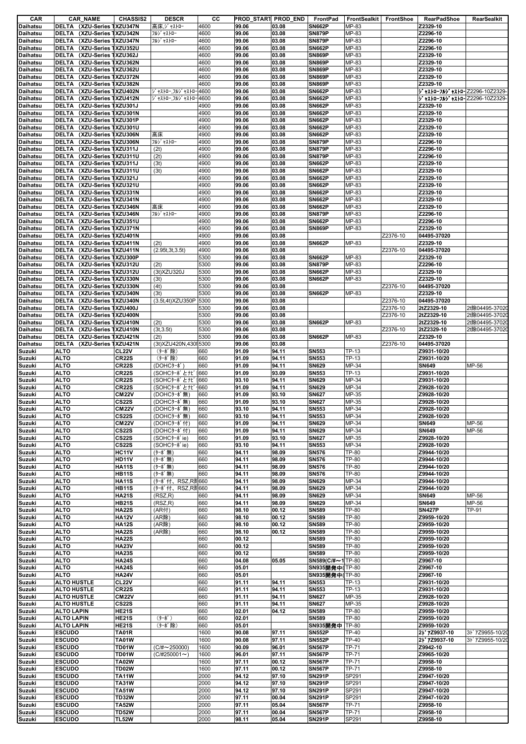| CAR | CAR_NAME | CHASSIS2 | DESCR | CC | PROD_START | PROD_END | FrontPad | FrontSealkit | FrontShoe | RearPadShoe | RearSealkit |
|---|---|---|---|---|---|---|---|---|---|---|---|
| Daihatsu | DELTA (XZU-Series T | XZU347N | 高床,ｼﾞｬｽﾄﾛｰ | 4600 | 99.06 | 03.08 | SN662P | MP-83 | | Z2329-10 | |
| Daihatsu | DELTA (XZU-Series T | XZU342N | ﾌﾙｼﾞｬｽﾄﾛｰ | 4600 | 99.06 | 03.08 | SN879P | MP-83 | | Z2296-10 | |
| Daihatsu | DELTA (XZU-Series T | XZU347N | ﾌﾙｼﾞｬｽﾄﾛｰ | 4600 | 99.06 | 03.08 | SN879P | MP-83 | | Z2296-10 | |
| Daihatsu | DELTA (XZU-Series T | XZU352U | | 4600 | 99.06 | 03.08 | SN662P | MP-83 | | Z2296-10 | |
| Daihatsu | DELTA (XZU-Series T | XZU362J | | 4600 | 99.06 | 03.08 | SN869P | MP-83 | | Z2329-10 | |
| Daihatsu | DELTA (XZU-Series T | XZU362N | | 4600 | 99.06 | 03.08 | SN869P | MP-83 | | Z2329-10 | |
| Daihatsu | DELTA (XZU-Series T | XZU362U | | 4600 | 99.06 | 03.08 | SN869P | MP-83 | | Z2329-10 | |
| Daihatsu | DELTA (XZU-Series T | XZU372N | | 4600 | 99.06 | 03.08 | SN869P | MP-83 | | Z2329-10 | |
| Daihatsu | DELTA (XZU-Series T | XZU382N | | 4600 | 99.06 | 03.08 | SN869P | MP-83 | | Z2329-10 | |
| Daihatsu | DELTA (XZU-Series T | XZU402N | ｼﾞｬｽﾄﾛｰ,ﾌﾙｼﾞｬｽﾄﾛｰ | 4600 | 99.06 | 03.08 | SN662P | MP-83 | | ｼﾞｬｽﾄﾛｰﾌﾙｼﾞｬｽﾄﾛｰ | Z2296-10Z2329- |
| Daihatsu | DELTA (XZU-Series T | XZU412N | ｼﾞｬｽﾄﾛｰ,ﾌﾙｼﾞｬｽﾄﾛｰ | 4600 | 99.06 | 03.08 | SN662P | MP-83 | | ｼﾞｬｽﾄﾛｰﾌﾙｼﾞｬｽﾄﾛｰ | Z2296-10Z2329- |
| Daihatsu | DELTA (XZU-Series T | XZU301J | | 4900 | 99.06 | 03.08 | SN662P | MP-83 | | Z2329-10 | |
| Daihatsu | DELTA (XZU-Series T | XZU301N | | 4900 | 99.06 | 03.08 | SN662P | MP-83 | | Z2329-10 | |
| Daihatsu | DELTA (XZU-Series T | XZU301P | | 4900 | 99.06 | 03.08 | SN662P | MP-83 | | Z2329-10 | |
| Daihatsu | DELTA (XZU-Series T | XZU301U | | 4900 | 99.06 | 03.08 | SN662P | MP-83 | | Z2329-10 | |
| Daihatsu | DELTA (XZU-Series T | XZU306N | 高床 | 4900 | 99.06 | 03.08 | SN662P | MP-83 | | Z2329-10 | |
| Daihatsu | DELTA (XZU-Series T | XZU306N | ﾌﾙｼﾞｬｽﾄﾛｰ | 4900 | 99.06 | 03.08 | SN879P | MP-83 | | Z2296-10 | |
| Daihatsu | DELTA (XZU-Series T | XZU311J | (2t) | 4900 | 99.06 | 03.08 | SN879P | MP-83 | | Z2296-10 | |
| Daihatsu | DELTA (XZU-Series T | XZU311U | (2t) | 4900 | 99.06 | 03.08 | SN879P | MP-83 | | Z2296-10 | |
| Daihatsu | DELTA (XZU-Series T | XZU311J | (3t) | 4900 | 99.06 | 03.08 | SN662P | MP-83 | | Z2329-10 | |
| Daihatsu | DELTA (XZU-Series T | XZU311U | (3t) | 4900 | 99.06 | 03.08 | SN662P | MP-83 | | Z2329-10 | |
| Daihatsu | DELTA (XZU-Series T | XZU321J | | 4900 | 99.06 | 03.08 | SN662P | MP-83 | | Z2329-10 | |
| Daihatsu | DELTA (XZU-Series T | XZU321U | | 4900 | 99.06 | 03.08 | SN662P | MP-83 | | Z2329-10 | |
| Daihatsu | DELTA (XZU-Series T | XZU331N | | 4900 | 99.06 | 03.08 | SN662P | MP-83 | | Z2329-10 | |
| Daihatsu | DELTA (XZU-Series T | XZU341N | | 4900 | 99.06 | 03.08 | SN662P | MP-83 | | Z2329-10 | |
| Daihatsu | DELTA (XZU-Series T | XZU346N | 高床 | 4900 | 99.06 | 03.08 | SN662P | MP-83 | | Z2329-10 | |
| Daihatsu | DELTA (XZU-Series T | XZU346N | ﾌﾙｼﾞｬｽﾄﾛｰ | 4900 | 99.06 | 03.08 | SN879P | MP-83 | | Z2296-10 | |
| Daihatsu | DELTA (XZU-Series T | XZU351U | | 4900 | 99.06 | 03.08 | SN662P | MP-83 | | Z2296-10 | |
| Daihatsu | DELTA (XZU-Series T | XZU371N | | 4900 | 99.06 | 03.08 | SN869P | MP-83 | | Z2329-10 | |
| Daihatsu | DELTA (XZU-Series T | XZU401N | | 4900 | 99.06 | 03.08 | | | Z2376-10 | 04495-37020 | |
| Daihatsu | DELTA (XZU-Series T | XZU411N | (2t) | 4900 | 99.06 | 03.08 | SN662P | MP-83 | | Z2329-10 | |
| Daihatsu | DELTA (XZU-Series T | XZU411N | (2.95t,3t,3.5t) | 4900 | 99.06 | 03.08 | | | Z2376-10 | 04495-37020 | |
| Daihatsu | DELTA (XZU-Series T | XZU300P | | 5300 | 99.06 | 03.08 | SN662P | MP-83 | | Z2329-10 | |
| Daihatsu | DELTA (XZU-Series T | XZU312U | (2t) | 5300 | 99.06 | 03.08 | SN879P | MP-83 | | Z2296-10 | |
| Daihatsu | DELTA (XZU-Series T | XZU312U | (3t)XZU320J | 5300 | 99.06 | 03.08 | SN662P | MP-83 | | Z2329-10 | |
| Daihatsu | DELTA (XZU-Series T | XZU330N | (3t) | 5300 | 99.06 | 03.08 | SN662P | MP-83 | | Z2329-10 | |
| Daihatsu | DELTA (XZU-Series T | XZU330N | (4t) | 5300 | 99.06 | 03.08 | | | Z2376-10 | 04495-37020 | |
| Daihatsu | DELTA (XZU-Series T | XZU340N | (3t) | 5300 | 99.06 | 03.08 | SN662P | MP-83 | | Z2329-10 | |
| Daihatsu | DELTA (XZU-Series T | XZU340N | (3.5t,4t)XZU350P | 5300 | 99.06 | 03.08 | | | Z2376-10 | 04495-37020 | |
| Daihatsu | DELTA (XZU-Series T | XZU400J | | 5300 | 99.06 | 03.08 | | | Z2376-10 | 2tZ2329-10 | 2t除04495-37020 |
| Daihatsu | DELTA (XZU-Series T | XZU400N | | 5300 | 99.06 | 03.08 | | | Z2376-10 | 2tZ2329-10 | 2t除04495-37020 |
| Daihatsu | DELTA (XZU-Series T | XZU410N | (2t) | 5300 | 99.06 | 03.08 | SN662P | MP-83 | | 2tZ2329-10 | 2t除04495-37020 |
| Daihatsu | DELTA (XZU-Series T | XZU410N | (3t,3.5t) | 5300 | 99.06 | 03.08 | | | Z2376-10 | 2tZ2329-10 | 2t除04495-37020 |
| Daihatsu | DELTA (XZU-Series T | XZU421N | (2t) | 5300 | 99.06 | 03.08 | SN662P | MP-83 | | Z2329-10 | |
| Daihatsu | DELTA (XZU-Series T | XZU421N | (3t)XZU420N,430I | 5300 | 99.06 | 03.08 | | | Z2376-10 | 04495-37020 | |
| Suzuki | ALTO | CL22V | (ﾀｰﾎﾞ除) | 660 | 91.09 | 94.11 | SN553 | TP-13 | | Z9931-10/20 | |
| Suzuki | ALTO | CR22S | (ﾀｰﾎﾞ除) | 660 | 91.09 | 94.11 | SN553 | TP-13 | | Z9931-10/20 | |
| Suzuki | ALTO | CR22S | (DOHCﾀｰﾎﾞ) | 660 | 91.09 | 94.11 | SN629 | MP-34 | | SN649 | MP-56 |
| Suzuki | ALTO | CR22S | (SOHCﾀｰﾎﾞとﾅﾋﾞ | 660 | 91.09 | 93.09 | SN553 | TP-13 | | Z9931-10/20 | |
| Suzuki | ALTO | CR22S | (SOHCﾀｰﾎﾞとﾅﾋﾞ | 660 | 93.10 | 94.11 | SN629 | MP-34 | | Z9931-10/20 | |
| Suzuki | ALTO | CR22S | (SOHCﾀｰﾎﾞとﾅﾋﾞ | 660 | 91.09 | 94.11 | SN629 | MP-34 | | Z9928-10/20 | |
| Suzuki | ALTO | CM22V | (DOHCﾀｰﾎﾞ無) | 660 | 91.09 | 93.10 | SN627 | MP-35 | | Z9928-10/20 | |
| Suzuki | ALTO | CS22S | (DOHCﾀｰﾎﾞ無) | 660 | 91.09 | 93.10 | SN627 | MP-35 | | Z9928-10/20 | |
| Suzuki | ALTO | CM22V | (DOHCﾀｰﾎﾞ無) | 660 | 93.10 | 94.11 | SN553 | MP-34 | | Z9928-10/20 | |
| Suzuki | ALTO | CS22S | (DOHCﾀｰﾎﾞ無) | 660 | 93.10 | 94.11 | SN553 | MP-34 | | Z9928-10/20 | |
| Suzuki | ALTO | CM22V | (DOHCﾀｰﾎﾞ付) | 660 | 91.09 | 94.11 | SN629 | MP-34 | | SN649 | MP-56 |
| Suzuki | ALTO | CS22S | (DOHCﾀｰﾎﾞ付) | 660 | 91.09 | 94.11 | SN629 | MP-34 | | SN649 | MP-56 |
| Suzuki | ALTO | CS22S | (SOHCﾀｰﾎﾞie) | 660 | 91.09 | 93.10 | SN627 | MP-35 | | Z9928-10/20 | |
| Suzuki | ALTO | CS22S | (SOHCﾀｰﾎﾞie) | 660 | 93.10 | 94.11 | SN553 | MP-34 | | Z9928-10/20 | |
| Suzuki | ALTO | HC11V | (ﾀｰﾎﾞ無) | 660 | 94.11 | 98.09 | SN576 | TP-80 | | Z9944-10/20 | |
| Suzuki | ALTO | HD11V | (ﾀｰﾎﾞ無) | 660 | 94.11 | 98.09 | SN576 | TP-80 | | Z9944-10/20 | |
| Suzuki | ALTO | HA11S | (ﾀｰﾎﾞ無) | 660 | 94.11 | 98.09 | SN576 | TP-80 | | Z9944-10/20 | |
| Suzuki | ALTO | HB11S | (ﾀｰﾎﾞ無) | 660 | 94.11 | 98.09 | SN576 | TP-80 | | Z9944-10/20 | |
| Suzuki | ALTO | HA11S | (ﾀｰﾎﾞ付、RSZ,R除 | 660 | 94.11 | 98.09 | SN629 | MP-34 | | Z9944-10/20 | |
| Suzuki | ALTO | HB11S | (ﾀｰﾎﾞ付、RSZ,R除 | 660 | 94.11 | 98.09 | SN629 | MP-34 | | Z9944-10/20 | |
| Suzuki | ALTO | HA21S | (RSZ,R) | 660 | 94.11 | 98.09 | SN629 | MP-34 | | SN649 | MP-56 |
| Suzuki | ALTO | HB21S | (RSZ,R) | 660 | 94.11 | 98.09 | SN629 | MP-34 | | SN649 | MP-56 |
| Suzuki | ALTO | HA22S | (AR付) | 660 | 98.10 | 00.12 | SN589 | TP-80 | | SN427P | TP-91 |
| Suzuki | ALTO | HA12V | (AR除) | 660 | 98.10 | 00.12 | SN589 | TP-80 | | Z9959-10/20 | |
| Suzuki | ALTO | HA12S | (AR除) | 660 | 98.10 | 00.12 | SN589 | TP-80 | | Z9959-10/20 | |
| Suzuki | ALTO | HA22S | (AR除) | 660 | 98.10 | 00.12 | SN589 | TP-80 | | Z9959-10/20 | |
| Suzuki | ALTO | HA22S | | 660 | 00.12 | | SN589 | TP-80 | | Z9959-10/20 | |
| Suzuki | ALTO | HA23V | | 660 | 00.12 | | SN589 | TP-80 | | Z9959-10/20 | |
| Suzuki | ALTO | HA23S | | 660 | 00.12 | | SN589 | TP-80 | | Z9959-10/20 | |
| Suzuki | ALTO | HA24S | | 660 | 04.08 | 05.05 | SN589(C/#～1 | TP-80 | | Z9967-10 | |
| Suzuki | ALTO | HA24S | | 660 | 05.01 | | SN935開発中( | TP-80 | | Z9967-10 | |
| Suzuki | ALTO | HA24V | | 660 | 05.01 | | SN935開発中( | TP-80 | | Z9967-10 | |
| Suzuki | ALTO HUSTLE | CL22V | | 660 | 91.11 | 94.11 | SN553 | TP-13 | | Z9931-10/20 | |
| Suzuki | ALTO HUSTLE | CR22S | | 660 | 91.11 | 94.11 | SN553 | TP-13 | | Z9931-10/20 | |
| Suzuki | ALTO HUSTLE | CM22V | | 660 | 91.11 | 94.11 | SN627 | MP-35 | | Z9928-10/20 | |
| Suzuki | ALTO HUSTLE | CS22S | | 660 | 91.11 | 94.11 | SN627 | MP-35 | | Z9928-10/20 | |
| Suzuki | ALTO LAPIN | HE21S | | 660 | 02.01 | 04.12 | SN589 | TP-80 | | Z9959-10/20 | |
| Suzuki | ALTO LAPIN | HE21S | (ﾀｰﾎﾞ) | 660 | 02.01 | | SN589 | TP-80 | | Z9959-10/20 | |
| Suzuki | ALTO LAPIN | HE21S | (ﾀｰﾎﾞ除) | 660 | 05.01 | | SN935開発中 | TP-80 | | Z9959-10/20 | |
| Suzuki | ESCUDO | TA01R | | 1600 | 90.08 | 97.11 | SN552P | TP-40 | | 2ﾄﾞｱZ9937-10 | 3ﾄﾞｱZ9955-10/20 |
| Suzuki | ESCUDO | TA01W | | 1600 | 90.08 | 97.11 | SN552P | TP-40 | | 2ﾄﾞｱZ9937-10 | 3ﾄﾞｱZ9955-10/20 |
| Suzuki | ESCUDO | TD01W | (C/#～250000) | 1600 | 90.09 | 96.01 | SN567P | TP-71 | | Z9942-10 | |
| Suzuki | ESCUDO | TD01W | (C/#250001～) | 1600 | 96.01 | 97.11 | SN567P | TP-71 | | Z9965-10/20 | |
| Suzuki | ESCUDO | TA02W | | 1600 | 97.11 | 00.12 | SN567P | TP-71 | | Z9958-10 | |
| Suzuki | ESCUDO | TD02W | | 1600 | 97.11 | 00.12 | SN567P | TP-71 | | Z9958-10 | |
| Suzuki | ESCUDO | TA11W | | 2000 | 94.12 | 97.10 | SN291P | SP291 | | Z9947-10/20 | |
| Suzuki | ESCUDO | TA31W | | 2000 | 94.12 | 97.10 | SN291P | SP291 | | Z9947-10/20 | |
| Suzuki | ESCUDO | TA51W | | 2000 | 94.12 | 97.10 | SN291P | SP291 | | Z9947-10/20 | |
| Suzuki | ESCUDO | TD32W | | 2000 | 97.11 | 00.04 | SN291P | SP291 | | Z9947-10/20 | |
| Suzuki | ESCUDO | TA52W | | 2000 | 97.11 | 05.04 | SN567P | TP-71 | | Z9958-10 | |
| Suzuki | ESCUDO | TD52W | | 2000 | 97.11 | 00.04 | SN567P | TP-71 | | Z9958-10 | |
| Suzuki | ESCUDO | TL52W | | 2000 | 98.11 | 05.04 | SN291P | SP291 | | Z9958-10 | |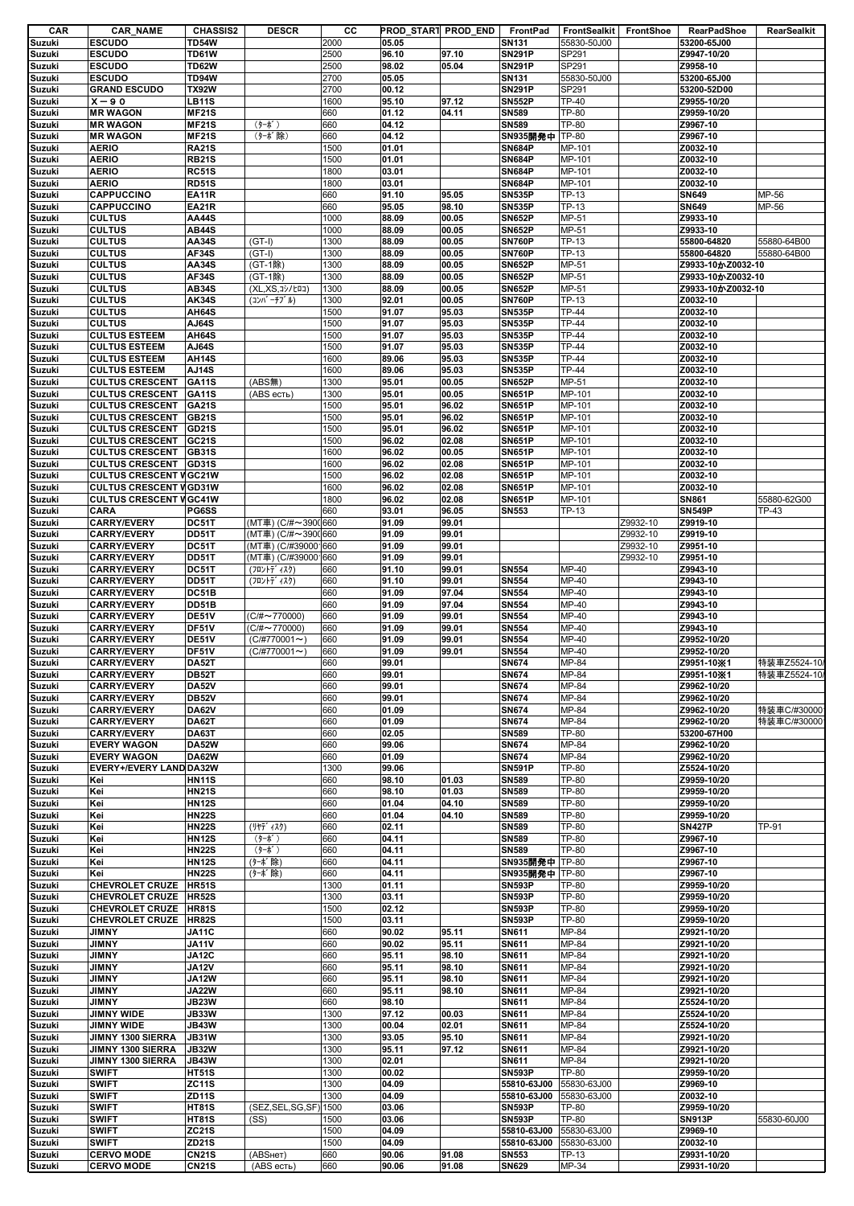| CAR | CAR_NAME | CHASSIS2 | DESCR | CC | PROD_START | PROD_END | FrontPad | FrontSealkit | FrontShoe | RearPadShoe | RearSealkit |
|---|---|---|---|---|---|---|---|---|---|---|---|
| Suzuki | ESCUDO | TD54W | | 2000 | 05.05 | | SN131 | 55830-50J00 | | 53200-65J00 | |
| Suzuki | ESCUDO | TD61W | | 2500 | 96.10 | 97.10 | SN291P | SP291 | | Z9947-10/20 | |
| Suzuki | ESCUDO | TD62W | | 2500 | 98.02 | 05.04 | SN291P | SP291 | | Z9958-10 | |
| Suzuki | ESCUDO | TD94W | | 2700 | 05.05 | | SN131 | 55830-50J00 | | 53200-65J00 | |
| Suzuki | GRAND ESCUDO | TX92W | | 2700 | 00.12 | | SN291P | SP291 | | 53200-52D00 | |
| Suzuki | X－９０ | LB11S | | 1600 | 95.10 | 97.12 | SN552P | TP-40 | | Z9955-10/20 | |
| Suzuki | MR WAGON | MF21S | | 660 | 01.12 | 04.11 | SN589 | TP-80 | | Z9959-10/20 | |
| Suzuki | MR WAGON | MF21S | (ﾀｰﾎﾞ) | 660 | 04.12 | | SN589 | TP-80 | | Z9967-10 | |
| Suzuki | MR WAGON | MF21S | (ﾀｰﾎﾞ除) | 660 | 04.12 | | SN935開発中 | TP-80 | | Z9967-10 | |
| Suzuki | AERIO | RA21S | | 1500 | 01.01 | | SN684P | MP-101 | | Z0032-10 | |
| Suzuki | AERIO | RB21S | | 1500 | 01.01 | | SN684P | MP-101 | | Z0032-10 | |
| Suzuki | AERIO | RC51S | | 1800 | 03.01 | | SN684P | MP-101 | | Z0032-10 | |
| Suzuki | AERIO | RD51S | | 1800 | 03.01 | | SN684P | MP-101 | | Z0032-10 | |
| Suzuki | CAPPUCCINO | EA11R | | 660 | 91.10 | 95.05 | SN535P | TP-13 | | SN649 | MP-56 |
| Suzuki | CAPPUCCINO | EA21R | | 660 | 95.05 | 98.10 | SN535P | TP-13 | | SN649 | MP-56 |
| Suzuki | CULTUS | AA44S | | 1000 | 88.09 | 00.05 | SN652P | MP-51 | | Z9933-10 | |
| Suzuki | CULTUS | AB44S | | 1000 | 88.09 | 00.05 | SN652P | MP-51 | | Z9933-10 | |
| Suzuki | CULTUS | AA34S | (GT-I) | 1300 | 88.09 | 00.05 | SN760P | TP-13 | | 55800-64820 | 55880-64B00 |
| Suzuki | CULTUS | AF34S | (GT-I) | 1300 | 88.09 | 00.05 | SN760P | TP-13 | | 55800-64820 | 55880-64B00 |
| Suzuki | CULTUS | AA34S | (GT-1除) | 1300 | 88.09 | 00.05 | SN652P | MP-51 | | Z9933-10かZ0032-10 | |
| Suzuki | CULTUS | AF34S | (GT-1除) | 1300 | 88.09 | 00.05 | SN652P | MP-51 | | Z9933-10かZ0032-10 | |
| Suzuki | CULTUS | AB34S | (XL,XS,ｺﾝﾊﾞｰﾁﾌﾞﾙ) | 1300 | 88.09 | 00.05 | SN652P | MP-51 | | Z9933-10かZ0032-10 | |
| Suzuki | CULTUS | AK34S | (ｺﾝﾊﾞｰﾁﾌﾞﾙ) | 1300 | 92.01 | 00.05 | SN760P | TP-13 | | Z0032-10 | |
| Suzuki | CULTUS | AH64S | | 1500 | 91.07 | 95.03 | SN535P | TP-44 | | Z0032-10 | |
| Suzuki | CULTUS | AJ64S | | 1500 | 91.07 | 95.03 | SN535P | TP-44 | | Z0032-10 | |
| Suzuki | CULTUS ESTEEM | AH64S | | 1500 | 91.07 | 95.03 | SN535P | TP-44 | | Z0032-10 | |
| Suzuki | CULTUS ESTEEM | AJ64S | | 1500 | 91.07 | 95.03 | SN535P | TP-44 | | Z0032-10 | |
| Suzuki | CULTUS ESTEEM | AH14S | | 1600 | 89.06 | 95.03 | SN535P | TP-44 | | Z0032-10 | |
| Suzuki | CULTUS ESTEEM | AJ14S | | 1600 | 89.06 | 95.03 | SN535P | TP-44 | | Z0032-10 | |
| Suzuki | CULTUS CRESCENT | GA11S | (ABS無) | 1300 | 95.01 | 00.05 | SN652P | MP-51 | | Z0032-10 | |
| Suzuki | CULTUS CRESCENT | GA11S | (ABS есть) | 1300 | 95.01 | 00.05 | SN651P | MP-101 | | Z0032-10 | |
| Suzuki | CULTUS CRESCENT | GA21S | | 1500 | 95.01 | 96.02 | SN651P | MP-101 | | Z0032-10 | |
| Suzuki | CULTUS CRESCENT | GB21S | | 1500 | 95.01 | 96.02 | SN651P | MP-101 | | Z0032-10 | |
| Suzuki | CULTUS CRESCENT | GD21S | | 1500 | 95.01 | 96.02 | SN651P | MP-101 | | Z0032-10 | |
| Suzuki | CULTUS CRESCENT | GC21S | | 1500 | 96.02 | 02.08 | SN651P | MP-101 | | Z0032-10 | |
| Suzuki | CULTUS CRESCENT | GB31S | | 1600 | 96.02 | 00.05 | SN651P | MP-101 | | Z0032-10 | |
| Suzuki | CULTUS CRESCENT | GD31S | | 1600 | 96.02 | 02.08 | SN651P | MP-101 | | Z0032-10 | |
| Suzuki | CULTUS CRESCENT W | GC21W | | 1500 | 96.02 | 02.08 | SN651P | MP-101 | | Z0032-10 | |
| Suzuki | CULTUS CRESCENT W | GD31W | | 1600 | 96.02 | 02.08 | SN651P | MP-101 | | Z0032-10 | |
| Suzuki | CULTUS CRESCENT W | GC41W | | 1800 | 96.02 | 02.08 | SN651P | MP-101 | | SN861 | 55880-62G00 |
| Suzuki | CARA | PG6SS | | 660 | 93.01 | 96.05 | SN553 | TP-13 | | SN549P | TP-43 |
| Suzuki | CARRY/EVERY | DC51T | (MT車) (C/#～3900 | 660 | 91.09 | 99.01 | | | Z9932-10 | Z9919-10 | |
| Suzuki | CARRY/EVERY | DD51T | (MT車) (C/#～3900 | 660 | 91.09 | 99.01 | | | Z9932-10 | Z9919-10 | |
| Suzuki | CARRY/EVERY | DC51T | (MT車) (C/#39000 | 660 | 91.09 | 99.01 | | | Z9932-10 | Z9951-10 | |
| Suzuki | CARRY/EVERY | DD51T | (MT車) (C/#39000 | 660 | 91.09 | 99.01 | | | Z9932-10 | Z9951-10 | |
| Suzuki | CARRY/EVERY | DC51T | (ﾌﾛﾝﾄﾃﾞｨｽｸ) | 660 | 91.10 | 99.01 | SN554 | MP-40 | | Z9943-10 | |
| Suzuki | CARRY/EVERY | DD51T | (ﾌﾛﾝﾄﾃﾞｨｽｸ) | 660 | 91.10 | 99.01 | SN554 | MP-40 | | Z9943-10 | |
| Suzuki | CARRY/EVERY | DC51B | | 660 | 91.09 | 97.04 | SN554 | MP-40 | | Z9943-10 | |
| Suzuki | CARRY/EVERY | DD51B | | 660 | 91.09 | 97.04 | SN554 | MP-40 | | Z9943-10 | |
| Suzuki | CARRY/EVERY | DE51V | (C/#～770000) | 660 | 91.09 | 99.01 | SN554 | MP-40 | | Z9943-10 | |
| Suzuki | CARRY/EVERY | DF51V | (C/#～770000) | 660 | 91.09 | 99.01 | SN554 | MP-40 | | Z9943-10 | |
| Suzuki | CARRY/EVERY | DE51V | (C/#770001～) | 660 | 91.09 | 99.01 | SN554 | MP-40 | | Z9952-10/20 | |
| Suzuki | CARRY/EVERY | DF51V | (C/#770001～) | 660 | 91.09 | 99.01 | SN554 | MP-40 | | Z9952-10/20 | |
| Suzuki | CARRY/EVERY | DA52T | | 660 | 99.01 | | SN674 | MP-84 | | Z9951-10※1 | 特装車Z5524-10/ |
| Suzuki | CARRY/EVERY | DB52T | | 660 | 99.01 | | SN674 | MP-84 | | Z9951-10※1 | 特装車Z5524-10/ |
| Suzuki | CARRY/EVERY | DA52V | | 660 | 99.01 | | SN674 | MP-84 | | Z9962-10/20 | |
| Suzuki | CARRY/EVERY | DB52V | | 660 | 99.01 | | SN674 | MP-84 | | Z9962-10/20 | |
| Suzuki | CARRY/EVERY | DA62V | | 660 | 01.09 | | SN674 | MP-84 | | Z9962-10/20 | 特装車C/#30000 |
| Suzuki | CARRY/EVERY | DA62T | | 660 | 01.09 | | SN674 | MP-84 | | Z9962-10/20 | 特装車C/#30000 |
| Suzuki | CARRY/EVERY | DA63T | | 660 | 02.05 | | SN589 | TP-80 | | 53200-67H00 | |
| Suzuki | EVERY WAGON | DA52W | | 660 | 99.06 | | SN674 | MP-84 | | Z9962-10/20 | |
| Suzuki | EVERY WAGON | DA62W | | 660 | 01.09 | | SN674 | MP-84 | | Z9962-10/20 | |
| Suzuki | EVERY+/EVERY LAND | DA32W | | 1300 | 99.06 | | SN591P | TP-80 | | Z5524-10/20 | |
| Suzuki | Kei | HN11S | | 660 | 98.10 | 01.03 | SN589 | TP-80 | | Z9959-10/20 | |
| Suzuki | Kei | HN21S | | 660 | 98.10 | 01.03 | SN589 | TP-80 | | Z9959-10/20 | |
| Suzuki | Kei | HN12S | | 660 | 01.04 | 04.10 | SN589 | TP-80 | | Z9959-10/20 | |
| Suzuki | Kei | HN22S | | 660 | 01.04 | 04.10 | SN589 | TP-80 | | Z9959-10/20 | |
| Suzuki | Kei | HN22S | (ﾘﾔﾃﾞｨｽｸ) | 660 | 02.11 | | SN589 | TP-80 | | SN427P | TP-91 |
| Suzuki | Kei | HN12S | (ﾀｰﾎﾞ) | 660 | 04.11 | | SN589 | TP-80 | | Z9967-10 | |
| Suzuki | Kei | HN22S | (ﾀｰﾎﾞ) | 660 | 04.11 | | SN589 | TP-80 | | Z9967-10 | |
| Suzuki | Kei | HN12S | (ﾀｰﾎﾞ除) | 660 | 04.11 | | SN935開発中 | TP-80 | | Z9967-10 | |
| Suzuki | Kei | HN22S | (ﾀｰﾎﾞ除) | 660 | 04.11 | | SN935開発中 | TP-80 | | Z9967-10 | |
| Suzuki | CHEVROLET CRUZE | HR51S | | 1300 | 01.11 | | SN593P | TP-80 | | Z9959-10/20 | |
| Suzuki | CHEVROLET CRUZE | HR52S | | 1300 | 03.11 | | SN593P | TP-80 | | Z9959-10/20 | |
| Suzuki | CHEVROLET CRUZE | HR81S | | 1500 | 02.12 | | SN593P | TP-80 | | Z9959-10/20 | |
| Suzuki | CHEVROLET CRUZE | HR82S | | 1500 | 03.11 | | SN593P | TP-80 | | Z9959-10/20 | |
| Suzuki | JIMNY | JA11C | | 660 | 90.02 | 95.11 | SN611 | MP-84 | | Z9921-10/20 | |
| Suzuki | JIMNY | JA11V | | 660 | 90.02 | 95.11 | SN611 | MP-84 | | Z9921-10/20 | |
| Suzuki | JIMNY | JA12C | | 660 | 95.11 | 98.10 | SN611 | MP-84 | | Z9921-10/20 | |
| Suzuki | JIMNY | JA12V | | 660 | 95.11 | 98.10 | SN611 | MP-84 | | Z9921-10/20 | |
| Suzuki | JIMNY | JA12W | | 660 | 95.11 | 98.10 | SN611 | MP-84 | | Z9921-10/20 | |
| Suzuki | JIMNY | JA22W | | 660 | 95.11 | 98.10 | SN611 | MP-84 | | Z9921-10/20 | |
| Suzuki | JIMNY | JB23W | | 660 | 98.10 | | SN611 | MP-84 | | Z5524-10/20 | |
| Suzuki | JIMNY WIDE | JB33W | | 1300 | 97.12 | 00.03 | SN611 | MP-84 | | Z5524-10/20 | |
| Suzuki | JIMNY WIDE | JB43W | | 1300 | 00.04 | 02.01 | SN611 | MP-84 | | Z5524-10/20 | |
| Suzuki | JIMNY 1300 SIERRA | JB31W | | 1300 | 93.05 | 95.10 | SN611 | MP-84 | | Z9921-10/20 | |
| Suzuki | JIMNY 1300 SIERRA | JB32W | | 1300 | 95.11 | 97.12 | SN611 | MP-84 | | Z9921-10/20 | |
| Suzuki | JIMNY 1300 SIERRA | JB43W | | 1300 | 02.01 | | SN611 | MP-84 | | Z9921-10/20 | |
| Suzuki | SWIFT | HT51S | | 1300 | 00.02 | | SN593P | TP-80 | | Z9959-10/20 | |
| Suzuki | SWIFT | ZC11S | | 1300 | 04.09 | | 55810-63J00 | 55830-63J00 | | Z9969-10 | |
| Suzuki | SWIFT | ZD11S | | 1300 | 04.09 | | 55810-63J00 | 55830-63J00 | | Z0032-10 | |
| Suzuki | SWIFT | HT81S | (SEZ,SEL,SG,SF) | 1500 | 03.06 | | SN593P | TP-80 | | Z9959-10/20 | |
| Suzuki | SWIFT | HT81S | (SS) | 1500 | 03.06 | | SN593P | TP-80 | | SN913P | 55830-60J00 |
| Suzuki | SWIFT | ZC21S | | 1500 | 04.09 | | 55810-63J00 | 55830-63J00 | | Z9969-10 | |
| Suzuki | SWIFT | ZD21S | | 1500 | 04.09 | | 55810-63J00 | 55830-63J00 | | Z0032-10 | |
| Suzuki | CERVO MODE | CN21S | (ABSнет) | 660 | 90.06 | 91.08 | SN553 | TP-13 | | Z9931-10/20 | |
| Suzuki | CERVO MODE | CN21S | (ABS есть) | 660 | 90.06 | 91.08 | SN629 | MP-34 | | Z9931-10/20 | |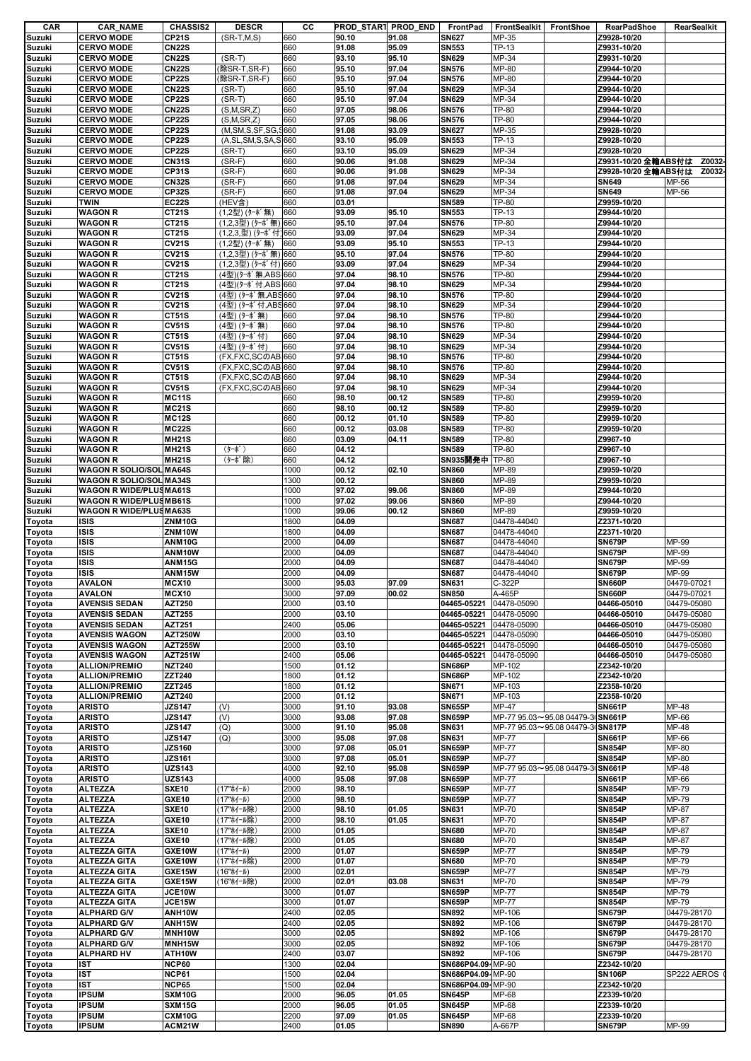| CAR | CAR_NAME | CHASSIS2 | DESCR | CC | PROD_START | PROD_END | FrontPad | FrontSealkit | FrontShoe | RearPadShoe | RearSealkit |
|---|---|---|---|---|---|---|---|---|---|---|---|
| Suzuki | CERVO MODE | CP21S | (SR-T,M,S) | 660 | 90.10 | 91.08 | SN627 | MP-35 | | Z9928-10/20 | |
| Suzuki | CERVO MODE | CN22S | | 660 | 91.08 | 95.09 | SN553 | TP-13 | | Z9931-10/20 | |
| Suzuki | CERVO MODE | CN22S | (SR-T) | 660 | 93.10 | 95.10 | SN629 | MP-34 | | Z9931-10/20 | |
| Suzuki | CERVO MODE | CN22S | (除SR-T,SR-F) | 660 | 95.10 | 97.04 | SN576 | MP-80 | | Z9944-10/20 | |
| Suzuki | CERVO MODE | CP22S | (除SR-T,SR-F) | 660 | 95.10 | 97.04 | SN576 | MP-80 | | Z9944-10/20 | |
| Suzuki | CERVO MODE | CN22S | (SR-T) | 660 | 95.10 | 97.04 | SN629 | MP-34 | | Z9944-10/20 | |
| Suzuki | CERVO MODE | CP22S | (SR-T) | 660 | 95.10 | 97.04 | SN629 | MP-34 | | Z9944-10/20 | |
| Suzuki | CERVO MODE | CN22S | (S,M,SR,Z) | 660 | 97.05 | 98.06 | SN576 | TP-80 | | Z9944-10/20 | |
| Suzuki | CERVO MODE | CP22S | (S,M,SR,Z) | 660 | 97.05 | 98.06 | SN576 | TP-80 | | Z9944-10/20 | |
| Suzuki | CERVO MODE | CP22S | (M,SM,S,SF,SG,S | 660 | 91.08 | 93.09 | SN627 | MP-35 | | Z9928-10/20 | |
| Suzuki | CERVO MODE | CP22S | (A,SL,SM,S,SA,S | 660 | 93.10 | 95.09 | SN553 | TP-13 | | Z9928-10/20 | |
| Suzuki | CERVO MODE | CP22S | (SR-T) | 660 | 93.10 | 95.09 | SN629 | MP-34 | | Z9928-10/20 | |
| Suzuki | CERVO MODE | CN31S | (SR-F) | 660 | 90.06 | 91.08 | SN629 | MP-34 | | Z9931-10/20 全輪ABS付は | Z0032- |
| Suzuki | CERVO MODE | CP31S | (SR-F) | 660 | 90.06 | 91.08 | SN629 | MP-34 | | Z9928-10/20 全輪ABS付は | Z0032- |
| Suzuki | CERVO MODE | CN32S | (SR-F) | 660 | 91.08 | 97.04 | SN629 | MP-34 | | SN649 | MP-56 |
| Suzuki | CERVO MODE | CP32S | (SR-F) | 660 | 91.08 | 97.04 | SN629 | MP-34 | | SN649 | MP-56 |
| Suzuki | TWIN | EC22S | (HEV含) | 660 | 03.01 | | SN589 | TP-80 | | Z9959-10/20 | |
| Suzuki | WAGON R | CT21S | (1,2型) (ﾀｰﾎﾞ無) | 660 | 93.09 | 95.10 | SN553 | TP-13 | | Z9944-10/20 | |
| Suzuki | WAGON R | CT21S | (1,2,3型) (ﾀｰﾎﾞ無) | 660 | 95.10 | 97.04 | SN576 | TP-80 | | Z9944-10/20 | |
| Suzuki | WAGON R | CT21S | (1,2,3,型) (ﾀｰﾎﾞ付) | 660 | 93.09 | 97.04 | SN629 | MP-34 | | Z9944-10/20 | |
| Suzuki | WAGON R | CV21S | (1,2型) (ﾀｰﾎﾞ無) | 660 | 93.09 | 95.10 | SN553 | TP-13 | | Z9944-10/20 | |
| Suzuki | WAGON R | CV21S | (1,2,3型) (ﾀｰﾎﾞ無) | 660 | 95.10 | 97.04 | SN576 | TP-80 | | Z9944-10/20 | |
| Suzuki | WAGON R | CV21S | (1,2,3型) (ﾀｰﾎﾞ付) | 660 | 93.09 | 97.04 | SN629 | MP-34 | | Z9944-10/20 | |
| Suzuki | WAGON R | CT21S | (4型)(ﾀｰﾎﾞ無,ABS | 660 | 97.04 | 98.10 | SN576 | TP-80 | | Z9944-10/20 | |
| Suzuki | WAGON R | CT21S | (4型)(ﾀｰﾎﾞ付,ABS | 660 | 97.04 | 98.10 | SN629 | MP-34 | | Z9944-10/20 | |
| Suzuki | WAGON R | CV21S | (4型) (ﾀｰﾎﾞ無,ABS | 660 | 97.04 | 98.10 | SN576 | TP-80 | | Z9944-10/20 | |
| Suzuki | WAGON R | CV21S | (4型) (ﾀｰﾎﾞ付,ABS | 660 | 97.04 | 98.10 | SN629 | MP-34 | | Z9944-10/20 | |
| Suzuki | WAGON R | CT51S | (4型) (ﾀｰﾎﾞ無) | 660 | 97.04 | 98.10 | SN576 | TP-80 | | Z9944-10/20 | |
| Suzuki | WAGON R | CV51S | (4型) (ﾀｰﾎﾞ無) | 660 | 97.04 | 98.10 | SN576 | TP-80 | | Z9944-10/20 | |
| Suzuki | WAGON R | CT51S | (4型) (ﾀｰﾎﾞ付) | 660 | 97.04 | 98.10 | SN629 | MP-34 | | Z9944-10/20 | |
| Suzuki | WAGON R | CV51S | (4型) (ﾀｰﾎﾞ付) | 660 | 97.04 | 98.10 | SN629 | MP-34 | | Z9944-10/20 | |
| Suzuki | WAGON R | CT51S | (FX,FXC,SCのAB | 660 | 97.04 | 98.10 | SN576 | TP-80 | | Z9944-10/20 | |
| Suzuki | WAGON R | CV51S | (FX,FXC,SCのAB | 660 | 97.04 | 98.10 | SN576 | TP-80 | | Z9944-10/20 | |
| Suzuki | WAGON R | CT51S | (FX,FXC,SCのAB | 660 | 97.04 | 98.10 | SN629 | MP-34 | | Z9944-10/20 | |
| Suzuki | WAGON R | CV51S | (FX,FXC,SCのAB | 660 | 97.04 | 98.10 | SN629 | MP-34 | | Z9944-10/20 | |
| Suzuki | WAGON R | MC11S | | 660 | 98.10 | 00.12 | SN589 | TP-80 | | Z9959-10/20 | |
| Suzuki | WAGON R | MC21S | | 660 | 98.10 | 00.12 | SN589 | TP-80 | | Z9959-10/20 | |
| Suzuki | WAGON R | MC12S | | 660 | 00.12 | 01.10 | SN589 | TP-80 | | Z9959-10/20 | |
| Suzuki | WAGON R | MC22S | | 660 | 00.12 | 03.08 | SN589 | TP-80 | | Z9959-10/20 | |
| Suzuki | WAGON R | MH21S | | 660 | 03.09 | 04.11 | SN589 | TP-80 | | Z9967-10 | |
| Suzuki | WAGON R | MH21S | (ﾀｰﾎﾞ) | 660 | 04.12 | | SN589 | TP-80 | | Z9967-10 | |
| Suzuki | WAGON R | MH21S | (ﾀｰﾎﾞ除) | 660 | 04.12 | | SN935開発中 | TP-80 | | Z9967-10 | |
| Suzuki | WAGON R SOLIO/SOL | MA64S | | 1000 | 00.12 | 02.10 | SN860 | MP-89 | | Z9959-10/20 | |
| Suzuki | WAGON R SOLIO/SOL | MA34S | | 1300 | 00.12 | | SN860 | MP-89 | | Z9959-10/20 | |
| Suzuki | WAGON R WIDE/PLUS | MA61S | | 1000 | 97.02 | 99.06 | SN860 | MP-89 | | Z9944-10/20 | |
| Suzuki | WAGON R WIDE/PLUS | MB61S | | 1000 | 97.02 | 99.06 | SN860 | MP-89 | | Z9944-10/20 | |
| Suzuki | WAGON R WIDE/PLUS | MA63S | | 1000 | 99.06 | 00.12 | SN860 | MP-89 | | Z9959-10/20 | |
| Toyota | ISIS | ZNM10G | | 1800 | 04.09 | | SN687 | 04478-44040 | | Z2371-10/20 | |
| Toyota | ISIS | ZNM10W | | 1800 | 04.09 | | SN687 | 04478-44040 | | Z2371-10/20 | |
| Toyota | ISIS | ANM10G | | 2000 | 04.09 | | SN687 | 04478-44040 | | SN679P | MP-99 |
| Toyota | ISIS | ANM10W | | 2000 | 04.09 | | SN687 | 04478-44040 | | SN679P | MP-99 |
| Toyota | ISIS | ANM15G | | 2000 | 04.09 | | SN687 | 04478-44040 | | SN679P | MP-99 |
| Toyota | ISIS | ANM15W | | 2000 | 04.09 | | SN687 | 04478-44040 | | SN679P | MP-99 |
| Toyota | AVALON | MCX10 | | 3000 | 95.03 | 97.09 | SN631 | C-322P | | SN660P | 04479-07021 |
| Toyota | AVALON | MCX10 | | 3000 | 97.09 | 00.02 | SN850 | A-465P | | SN660P | 04479-07021 |
| Toyota | AVENSIS SEDAN | AZT250 | | 2000 | 03.10 | | 04465-05221 | 04478-05090 | | 04466-05010 | 04479-05080 |
| Toyota | AVENSIS SEDAN | AZT255 | | 2000 | 03.10 | | 04465-05221 | 04478-05090 | | 04466-05010 | 04479-05080 |
| Toyota | AVENSIS SEDAN | AZT251 | | 2400 | 05.06 | | 04465-05221 | 04478-05090 | | 04466-05010 | 04479-05080 |
| Toyota | AVENSIS WAGON | AZT250W | | 2000 | 03.10 | | 04465-05221 | 04478-05090 | | 04466-05010 | 04479-05080 |
| Toyota | AVENSIS WAGON | AZT255W | | 2000 | 03.10 | | 04465-05221 | 04478-05090 | | 04466-05010 | 04479-05080 |
| Toyota | AVENSIS WAGON | AZT251W | | 2400 | 05.06 | | 04465-05221 | 04478-05090 | | 04466-05010 | 04479-05080 |
| Toyota | ALLION/PREMIO | NZT240 | | 1500 | 01.12 | | SN686P | MP-102 | | Z2342-10/20 | |
| Toyota | ALLION/PREMIO | ZZT240 | | 1800 | 01.12 | | SN686P | MP-102 | | Z2342-10/20 | |
| Toyota | ALLION/PREMIO | ZZT245 | | 1800 | 01.12 | | SN671 | MP-103 | | Z2358-10/20 | |
| Toyota | ALLION/PREMIO | AZT240 | | 2000 | 01.12 | | SN671 | MP-103 | | Z2358-10/20 | |
| Toyota | ARISTO | JZS147 | (V) | 3000 | 91.10 | 93.08 | SN655P | MP-47 | | SN661P | MP-48 |
| Toyota | ARISTO | JZS147 | (V) | 3000 | 93.08 | 97.08 | SN659P | MP-77 95.03～95.08 04479-30 | | SN661P | MP-66 |
| Toyota | ARISTO | JZS147 | (Q) | 3000 | 91.10 | 95.08 | SN631 | MP-77 95.03～95.08 04479-30 | | SN817P | MP-48 |
| Toyota | ARISTO | JZS147 | (Q) | 3000 | 95.08 | 97.08 | SN659P | MP-77 | | SN661P | MP-66 |
| Toyota | ARISTO | JZS160 | | 3000 | 97.08 | 05.01 | SN659P | MP-77 | | SN854P | MP-80 |
| Toyota | ARISTO | JZS161 | | 3000 | 97.08 | 05.01 | SN659P | MP-77 | | SN854P | MP-80 |
| Toyota | ARISTO | UZS143 | | 4000 | 92.10 | 95.08 | SN659P | MP-77 95.03～95.08 04479-30 | | SN661P | MP-48 |
| Toyota | ARISTO | UZS143 | | 4000 | 95.08 | 97.08 | SN659P | MP-77 | | SN661P | MP-66 |
| Toyota | ALTEZZA | SXE10 | (17"ﾎｲｰﾙ) | 2000 | 98.10 | | SN659P | MP-77 | | SN854P | MP-79 |
| Toyota | ALTEZZA | GXE10 | (17"ﾎｲｰﾙ) | 2000 | 98.10 | | SN659P | MP-77 | | SN854P | MP-79 |
| Toyota | ALTEZZA | SXE10 | (17"ﾎｲｰﾙ除) | 2000 | 98.10 | 01.05 | SN631 | MP-70 | | SN854P | MP-87 |
| Toyota | ALTEZZA | GXE10 | (17"ﾎｲｰﾙ除) | 2000 | 98.10 | 01.05 | SN631 | MP-70 | | SN854P | MP-87 |
| Toyota | ALTEZZA | SXE10 | (17"ﾎｲｰﾙ除) | 2000 | 01.05 | | SN680 | MP-70 | | SN854P | MP-87 |
| Toyota | ALTEZZA | GXE10 | (17"ﾎｲｰﾙ除) | 2000 | 01.05 | | SN680 | MP-70 | | SN854P | MP-87 |
| Toyota | ALTEZZA GITA | GXE10W | (17"ﾎｲｰﾙ) | 2000 | 01.07 | | SN659P | MP-77 | | SN854P | MP-79 |
| Toyota | ALTEZZA GITA | GXE10W | (17"ﾎｲｰﾙ除) | 2000 | 01.07 | | SN680 | MP-70 | | SN854P | MP-79 |
| Toyota | ALTEZZA GITA | GXE15W | (16"ﾎｲｰﾙ) | 2000 | 02.01 | | SN659P | MP-77 | | SN854P | MP-79 |
| Toyota | ALTEZZA GITA | GXE15W | (16"ﾎｲｰﾙ除) | 2000 | 02.01 | 03.08 | SN631 | MP-70 | | SN854P | MP-79 |
| Toyota | ALTEZZA GITA | JCE10W | | 3000 | 01.07 | | SN659P | MP-77 | | SN854P | MP-79 |
| Toyota | ALTEZZA GITA | JCE15W | | 3000 | 01.07 | | SN659P | MP-77 | | SN854P | MP-79 |
| Toyota | ALPHARD G/V | ANH10W | | 2400 | 02.05 | | SN892 | MP-106 | | SN679P | 04479-28170 |
| Toyota | ALPHARD G/V | ANH15W | | 2400 | 02.05 | | SN892 | MP-106 | | SN679P | 04479-28170 |
| Toyota | ALPHARD G/V | MNH10W | | 3000 | 02.05 | | SN892 | MP-106 | | SN679P | 04479-28170 |
| Toyota | ALPHARD G/V | MNH15W | | 3000 | 02.05 | | SN892 | MP-106 | | SN679P | 04479-28170 |
| Toyota | ALPHARD HV | ATH10W | | 2400 | 03.07 | | SN892 | MP-106 | | SN679P | 04479-28170 |
| Toyota | IST | NCP60 | | 1300 | 02.04 | | SN686P04.09- | MP-90 | | Z2342-10/20 | |
| Toyota | IST | NCP61 | | 1500 | 02.04 | | SN686P04.09- | MP-90 | | SN106P | SP222 AEROS |
| Toyota | IST | NCP65 | | 1500 | 02.04 | | SN686P04.09- | MP-90 | | Z2342-10/20 | |
| Toyota | IPSUM | SXM10G | | 2000 | 96.05 | 01.05 | SN645P | MP-68 | | Z2339-10/20 | |
| Toyota | IPSUM | SXM15G | | 2000 | 96.05 | 01.05 | SN645P | MP-68 | | Z2339-10/20 | |
| Toyota | IPSUM | CXM10G | | 2200 | 97.09 | 01.05 | SN645P | MP-68 | | Z2339-10/20 | |
| Toyota | IPSUM | ACM21W | | 2400 | 01.05 | | SN890 | A-667P | | SN679P | MP-99 |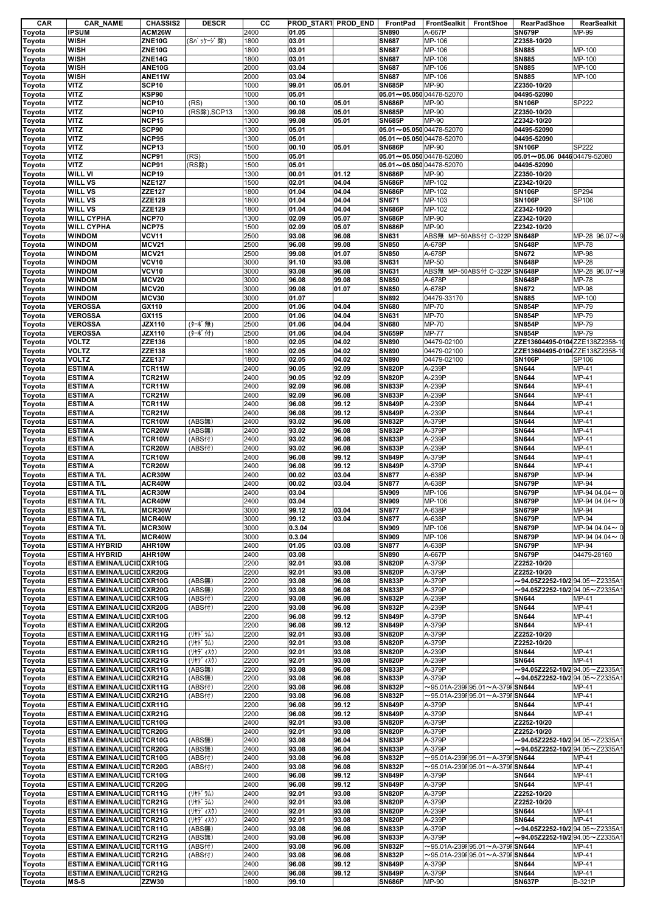| CAR | CAR_NAME | CHASSIS2 | DESCR | CC | PROD_START | PROD_END | FrontPad | FrontSealkit | FrontShoe | RearPadShoe | RearSealkit |
|---|---|---|---|---|---|---|---|---|---|---|---|
| Toyota | IPSUM | ACM26W | | 2400 | 01.05 | | SN890 | A-667P | | SN679P | MP-99 |
| Toyota | WISH | ZNE10G | (Sﾊﾟｯｹｰｼﾞ除) | 1800 | 03.01 | | SN687 | MP-106 | | Z2358-10/20 | |
| Toyota | WISH | ZNE10G | | 1800 | 03.01 | | SN687 | MP-106 | | SN885 | MP-100 |
| Toyota | WISH | ZNE14G | | 1800 | 03.01 | | SN687 | MP-106 | | SN885 | MP-100 |
| Toyota | WISH | ANE10G | | 2000 | 03.04 | | SN687 | MP-106 | | SN885 | MP-100 |
| Toyota | WISH | ANE11W | | 2000 | 03.04 | | SN687 | MP-106 | | SN885 | MP-100 |
| Toyota | VITZ | SCP10 | | 1000 | 99.01 | 05.01 | SN685P | MP-90 | | Z2350-10/20 | |
| Toyota | VITZ | KSP90 | | 1000 | 05.01 | | 05.01～05.050 | 04478-52070 | | 04495-52090 | |
| Toyota | VITZ | NCP10 | (RS) | 1300 | 00.10 | 05.01 | SN686P | MP-90 | | SN106P | SP222 |
| Toyota | VITZ | NCP10 | (RS除),SCP13 | 1300 | 99.08 | 05.01 | SN685P | MP-90 | | Z2350-10/20 | |
| Toyota | VITZ | NCP15 | | 1300 | 99.08 | 05.01 | SN685P | MP-90 | | Z2342-10/20 | |
| Toyota | VITZ | SCP90 | | 1300 | 05.01 | | 05.01～05.050 | 04478-52070 | | 04495-52090 | |
| Toyota | VITZ | NCP95 | | 1300 | 05.01 | | 05.01～05.050 | 04478-52070 | | 04495-52090 | |
| Toyota | VITZ | NCP13 | | 1500 | 00.10 | 05.01 | SN686P | MP-90 | | SN106P | SP222 |
| Toyota | VITZ | NCP91 | (RS) | 1500 | 05.01 | | 05.01～05.050 | 04478-52080 | | 05.01～05.06 0446 | 04479-52080 |
| Toyota | VITZ | NCP91 | (RS除) | 1500 | 05.01 | | 05.01～05.050 | 04478-52070 | | 04495-52090 | |
| Toyota | WILL VI | NCP19 | | 1300 | 00.01 | 01.12 | SN686P | MP-90 | | Z2350-10/20 | |
| Toyota | WILL VS | NZE127 | | 1500 | 02.01 | 04.04 | SN686P | MP-102 | | Z2342-10/20 | |
| Toyota | WILL VS | ZZE127 | | 1800 | 01.04 | 04.04 | SN686P | MP-102 | | SN106P | SP294 |
| Toyota | WILL VS | ZZE128 | | 1800 | 01.04 | 04.04 | SN671 | MP-103 | | SN106P | SP106 |
| Toyota | WILL VS | ZZE129 | | 1800 | 01.04 | 04.04 | SN686P | MP-102 | | Z2342-10/20 | |
| Toyota | WILL CYPHA | NCP70 | | 1300 | 02.09 | 05.07 | SN686P | MP-90 | | Z2342-10/20 | |
| Toyota | WILL CYPHA | NCP75 | | 1500 | 02.09 | 05.07 | SN686P | MP-90 | | Z2342-10/20 | |
| Toyota | WINDOM | VCV11 | | 2500 | 93.08 | 96.08 | SN631 | ABS無 MP-50ABS付 C-322P | | SN648P | MP-28 96.07～9 |
| Toyota | WINDOM | MCV21 | | 2500 | 96.08 | 99.08 | SN850 | A-678P | | SN648P | MP-78 |
| Toyota | WINDOM | MCV21 | | 2500 | 99.08 | 01.07 | SN850 | A-678P | | SN672 | MP-98 |
| Toyota | WINDOM | VCV10 | | 3000 | 91.10 | 93.08 | SN631 | MP-50 | | SN648P | MP-28 |
| Toyota | WINDOM | VCV10 | | 3000 | 93.08 | 96.08 | SN631 | ABS無 MP-50ABS付 C-322P | | SN648P | MP-28 96.07～9 |
| Toyota | WINDOM | MCV20 | | 3000 | 96.08 | 99.08 | SN850 | A-678P | | SN648P | MP-78 |
| Toyota | WINDOM | MCV20 | | 3000 | 99.08 | 01.07 | SN850 | A-678P | | SN672 | MP-98 |
| Toyota | WINDOM | MCV30 | | 3000 | 01.07 | | SN892 | 04479-33170 | | SN885 | MP-100 |
| Toyota | VEROSSA | GX110 | | 2000 | 01.06 | 04.04 | SN680 | MP-70 | | SN854P | MP-79 |
| Toyota | VEROSSA | GX115 | | 2000 | 01.06 | 04.04 | SN631 | MP-70 | | SN854P | MP-79 |
| Toyota | VEROSSA | JZX110 | (ﾀｰﾎﾞ無) | 2500 | 01.06 | 04.04 | SN680 | MP-70 | | SN854P | MP-79 |
| Toyota | VEROSSA | JZX110 | (ﾀｰﾎﾞ付) | 2500 | 01.06 | 04.04 | SN659P | MP-77 | | SN854P | MP-79 |
| Toyota | VOLTZ | ZZE136 | | 1800 | 02.05 | 04.02 | SN890 | 04479-02100 | | ZZE13604495-0104 | ZZE138Z2358-1( |
| Toyota | VOLTZ | ZZE138 | | 1800 | 02.05 | 04.02 | SN890 | 04479-02100 | | ZZE13604495-0104 | ZZE138Z2358-1( |
| Toyota | VOLTZ | ZZE137 | | 1800 | 02.05 | 04.02 | SN890 | 04479-02100 | | SN106P | SP106 |
| Toyota | ESTIMA | TCR11W | | 2400 | 90.05 | 92.09 | SN820P | A-239P | | SN644 | MP-41 |
| Toyota | ESTIMA | TCR21W | | 2400 | 90.05 | 92.09 | SN820P | A-239P | | SN644 | MP-41 |
| Toyota | ESTIMA | TCR11W | | 2400 | 92.09 | 96.08 | SN833P | A-239P | | SN644 | MP-41 |
| Toyota | ESTIMA | TCR21W | | 2400 | 92.09 | 96.08 | SN833P | A-239P | | SN644 | MP-41 |
| Toyota | ESTIMA | TCR11W | | 2400 | 96.08 | 99.12 | SN849P | A-239P | | SN644 | MP-41 |
| Toyota | ESTIMA | TCR21W | | 2400 | 96.08 | 99.12 | SN849P | A-239P | | SN644 | MP-41 |
| Toyota | ESTIMA | TCR10W | (ABS無) | 2400 | 93.02 | 96.08 | SN832P | A-379P | | SN644 | MP-41 |
| Toyota | ESTIMA | TCR20W | (ABS無) | 2400 | 93.02 | 96.08 | SN832P | A-379P | | SN644 | MP-41 |
| Toyota | ESTIMA | TCR10W | (ABS付) | 2400 | 93.02 | 96.08 | SN833P | A-239P | | SN644 | MP-41 |
| Toyota | ESTIMA | TCR20W | (ABS付) | 2400 | 93.02 | 96.08 | SN833P | A-239P | | SN644 | MP-41 |
| Toyota | ESTIMA | TCR10W | | 2400 | 96.08 | 99.12 | SN849P | A-379P | | SN644 | MP-41 |
| Toyota | ESTIMA | TCR20W | | 2400 | 96.08 | 99.12 | SN849P | A-379P | | SN644 | MP-41 |
| Toyota | ESTIMA T/L | ACR30W | | 2400 | 00.02 | 03.04 | SN877 | A-638P | | SN679P | MP-94 |
| Toyota | ESTIMA T/L | ACR40W | | 2400 | 00.02 | 03.04 | SN877 | A-638P | | SN679P | MP-94 |
| Toyota | ESTIMA T/L | ACR30W | | 2400 | 03.04 | | SN909 | MP-106 | | SN679P | MP-94 04.04～ 0 |
| Toyota | ESTIMA T/L | ACR40W | | 2400 | 03.04 | | SN909 | MP-106 | | SN679P | MP-94 04.04～ 0 |
| Toyota | ESTIMA T/L | MCR30W | | 3000 | 99.12 | 03.04 | SN877 | A-638P | | SN679P | MP-94 |
| Toyota | ESTIMA T/L | MCR40W | | 3000 | 99.12 | 03.04 | SN877 | A-638P | | SN679P | MP-94 |
| Toyota | ESTIMA T/L | MCR30W | | 3000 | 0.3.04 | | SN909 | MP-106 | | SN679P | MP-94 04.04～ 0 |
| Toyota | ESTIMA T/L | MCR40W | | 3000 | 0.3.04 | | SN909 | MP-106 | | SN679P | MP-94 04.04～ 0 |
| Toyota | ESTIMA HYBRID | AHR10W | | 2400 | 01.05 | 03.08 | SN877 | A-638P | | SN679P | MP-94 |
| Toyota | ESTIMA HYBRID | AHR10W | | 2400 | 03.08 | | SN890 | A-667P | | SN679P | 04479-28160 |
| Toyota | ESTIMA EMINA/LUCID | CXR10G | | 2200 | 92.01 | 93.08 | SN820P | A-379P | | Z2252-10/20 | |
| Toyota | ESTIMA EMINA/LUCID | CXR20G | | 2200 | 92.01 | 93.08 | SN820P | A-379P | | Z2252-10/20 | |
| Toyota | ESTIMA EMINA/LUCID | CXR10G | (ABS無) | 2200 | 93.08 | 96.08 | SN833P | A-379P | | ～94.05Z2252-10/2 | 94.05～Z2335A1 |
| Toyota | ESTIMA EMINA/LUCID | CXR20G | (ABS無) | 2200 | 93.08 | 96.08 | SN833P | A-379P | | ～94.05Z2252-10/2 | 94.05～Z2335A1 |
| Toyota | ESTIMA EMINA/LUCID | CXR10G | (ABS付) | 2200 | 93.08 | 96.08 | SN832P | A-239P | | SN644 | MP-41 |
| Toyota | ESTIMA EMINA/LUCID | CXR20G | (ABS付) | 2200 | 93.08 | 96.08 | SN832P | A-239P | | SN644 | MP-41 |
| Toyota | ESTIMA EMINA/LUCID | CXR10G | | 2200 | 96.08 | 99.12 | SN849P | A-379P | | SN644 | MP-41 |
| Toyota | ESTIMA EMINA/LUCID | CXR20G | | 2200 | 96.08 | 99.12 | SN849P | A-379P | | SN644 | MP-41 |
| Toyota | ESTIMA EMINA/LUCID | CXR11G | (ﾘﾔﾄﾞﾗﾑ) | 2200 | 92.01 | 93.08 | SN820P | A-379P | | Z2252-10/20 | |
| Toyota | ESTIMA EMINA/LUCID | CXR21G | (ﾘﾔﾄﾞﾗﾑ) | 2200 | 92.01 | 93.08 | SN820P | A-379P | | Z2252-10/20 | |
| Toyota | ESTIMA EMINA/LUCID | CXR11G | (ﾘﾔﾃﾞｨｽｸ) | 2200 | 92.01 | 93.08 | SN820P | A-239P | | SN644 | MP-41 |
| Toyota | ESTIMA EMINA/LUCID | CXR21G | (ﾘﾔﾃﾞｨｽｸ) | 2200 | 92.01 | 93.08 | SN820P | A-239P | | SN644 | MP-41 |
| Toyota | ESTIMA EMINA/LUCID | CXR11G | (ABS無) | 2200 | 93.08 | 96.08 | SN833P | A-379P | | ～94.05Z2252-10/2 | 94.05～Z2335A1 |
| Toyota | ESTIMA EMINA/LUCID | CXR21G | (ABS無) | 2200 | 93.08 | 96.08 | SN833P | A-379P | | ～94.05Z2252-10/2 | 94.05～Z2335A1 |
| Toyota | ESTIMA EMINA/LUCID | CXR11G | (ABS付) | 2200 | 93.08 | 96.08 | SN832P | ～95.01A-239F | 95.01～A-379F | SN644 | MP-41 |
| Toyota | ESTIMA EMINA/LUCID | CXR21G | (ABS付) | 2200 | 93.08 | 96.08 | SN832P | ～95.01A-239F | 95.01～A-379F | SN644 | MP-41 |
| Toyota | ESTIMA EMINA/LUCID | CXR11G | | 2200 | 96.08 | 99.12 | SN849P | A-379P | | SN644 | MP-41 |
| Toyota | ESTIMA EMINA/LUCID | CXR21G | | 2200 | 96.08 | 99.12 | SN849P | A-379P | | SN644 | MP-41 |
| Toyota | ESTIMA EMINA/LUCID | TCR10G | | 2400 | 92.01 | 93.08 | SN820P | A-379P | | Z2252-10/20 | |
| Toyota | ESTIMA EMINA/LUCID | TCR20G | | 2400 | 92.01 | 93.08 | SN820P | A-379P | | Z2252-10/20 | |
| Toyota | ESTIMA EMINA/LUCID | TCR10G | (ABS無) | 2400 | 93.08 | 96.04 | SN833P | A-379P | | ～94.05Z2252-10/2 | 94.05～Z2335A1 |
| Toyota | ESTIMA EMINA/LUCID | TCR20G | (ABS無) | 2400 | 93.08 | 96.04 | SN833P | A-379P | | ～94.05Z2252-10/2 | 94.05～Z2335A1 |
| Toyota | ESTIMA EMINA/LUCID | TCR10G | (ABS付) | 2400 | 93.08 | 96.08 | SN832P | ～95.01A-239F | 95.01～A-379F | SN644 | MP-41 |
| Toyota | ESTIMA EMINA/LUCID | TCR20G | (ABS付) | 2400 | 93.08 | 96.08 | SN832P | ～95.01A-239F | 95.01～A-379F | SN644 | MP-41 |
| Toyota | ESTIMA EMINA/LUCID | TCR10G | | 2400 | 96.08 | 99.12 | SN849P | A-379P | | SN644 | MP-41 |
| Toyota | ESTIMA EMINA/LUCID | TCR20G | | 2400 | 96.08 | 99.12 | SN849P | A-379P | | SN644 | MP-41 |
| Toyota | ESTIMA EMINA/LUCID | TCR11G | (ﾘﾔﾄﾞﾗﾑ) | 2400 | 92.01 | 93.08 | SN820P | A-379P | | Z2252-10/20 | |
| Toyota | ESTIMA EMINA/LUCID | TCR21G | (ﾘﾔﾄﾞﾗﾑ) | 2400 | 92.01 | 93.08 | SN820P | A-379P | | Z2252-10/20 | |
| Toyota | ESTIMA EMINA/LUCID | TCR11G | (ﾘﾔﾃﾞｨｽｸ) | 2400 | 92.01 | 93.08 | SN820P | A-239P | | SN644 | MP-41 |
| Toyota | ESTIMA EMINA/LUCID | TCR21G | (ﾘﾔﾃﾞｨｽｸ) | 2400 | 92.01 | 93.08 | SN820P | A-239P | | SN644 | MP-41 |
| Toyota | ESTIMA EMINA/LUCID | TCR11G | (ABS無) | 2400 | 93.08 | 96.08 | SN833P | A-379P | | ～94.05Z2252-10/2 | 94.05～Z2335A1 |
| Toyota | ESTIMA EMINA/LUCID | TCR21G | (ABS無) | 2400 | 93.08 | 96.08 | SN833P | A-379P | | ～94.05Z2252-10/2 | 94.05～Z2335A1 |
| Toyota | ESTIMA EMINA/LUCID | TCR11G | (ABS付) | 2400 | 93.08 | 96.08 | SN832P | ～95.01A-239F | 95.01～A-379F | SN644 | MP-41 |
| Toyota | ESTIMA EMINA/LUCID | TCR21G | (ABS付) | 2400 | 93.08 | 96.08 | SN832P | ～95.01A-239F | 95.01～A-379F | SN644 | MP-41 |
| Toyota | ESTIMA EMINA/LUCID | TCR11G | | 2400 | 96.08 | 99.12 | SN849P | A-379P | | SN644 | MP-41 |
| Toyota | ESTIMA EMINA/LUCID | TCR21G | | 2400 | 96.08 | 99.12 | SN849P | A-379P | | SN644 | MP-41 |
| Toyota | MS-S | ZZW30 | | 1800 | 99.10 | | SN686P | MP-90 | | SN637P | B-321P |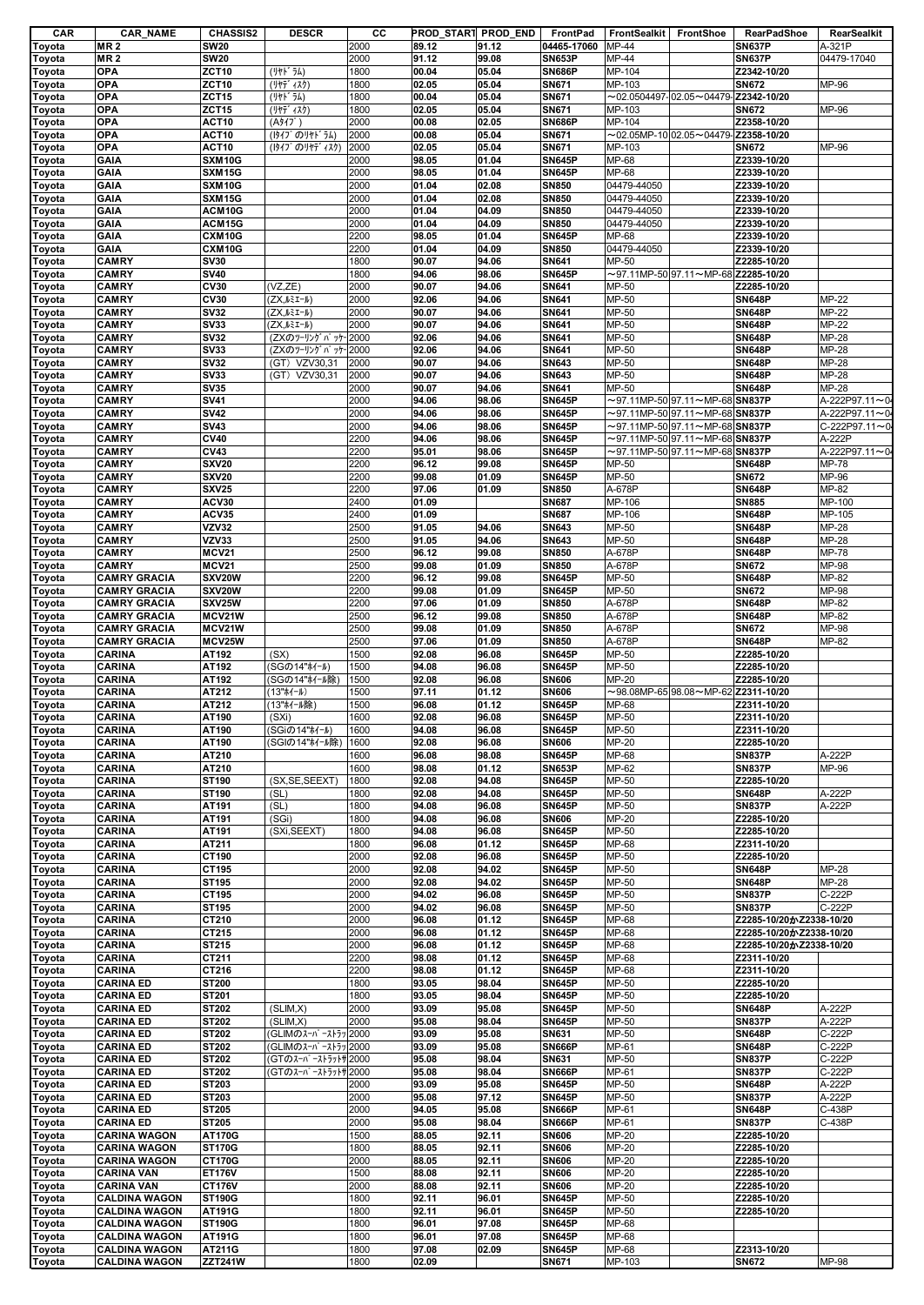| CAR | CAR_NAME | CHASSIS2 | DESCR | CC | PROD_START | PROD_END | FrontPad | FrontSealkit | FrontShoe | RearPadShoe | RearSealkit |
|---|---|---|---|---|---|---|---|---|---|---|---|
| Toyota | MR 2 | SW20 | | 2000 | 89.12 | 91.12 | 04465-17060 | MP-44 | | SN637P | A-321P |
| Toyota | MR 2 | SW20 | | 2000 | 91.12 | 99.08 | SN653P | MP-44 | | SN637P | 04479-17040 |
| Toyota | OPA | ZCT10 | (ﾘﾔﾄﾞﾗﾑ) | 1800 | 00.04 | 05.04 | SN686P | MP-104 | | Z2342-10/20 | |
| Toyota | OPA | ZCT10 | (ﾘﾔﾃﾞｨｽｸ) | 1800 | 02.05 | 05.04 | SN671 | MP-103 | | SN672 | MP-96 |
| Toyota | OPA | ZCT15 | (ﾘﾔﾄﾞﾗﾑ) | 1800 | 00.04 | 05.04 | SN671 | ～02.0504497- | 02.05～04479- | Z2342-10/20 | |
| Toyota | OPA | ZCT15 | (ﾘﾔﾃﾞｨｽｸ) | 1800 | 02.05 | 05.04 | SN671 | MP-103 | | SN672 | MP-96 |
| Toyota | OPA | ACT10 | (Aﾀｲﾌﾟ) | 2000 | 00.08 | 02.05 | SN686P | MP-104 | | Z2358-10/20 | |
| Toyota | OPA | ACT10 | (ｲﾀｲﾌﾟのﾘﾔﾄﾞﾗﾑ) | 2000 | 00.08 | 05.04 | SN671 | ～02.05MP-10 | 02.05～04479- | Z2358-10/20 | |
| Toyota | OPA | ACT10 | (ｲﾀｲﾌﾟのﾘﾔﾃﾞｨｽｸ) | 2000 | 02.05 | 05.04 | SN671 | MP-103 | | SN672 | MP-96 |
| Toyota | GAIA | SXM10G | | 2000 | 98.05 | 01.04 | SN645P | MP-68 | | Z2339-10/20 | |
| Toyota | GAIA | SXM15G | | 2000 | 98.05 | 01.04 | SN645P | MP-68 | | Z2339-10/20 | |
| Toyota | GAIA | SXM10G | | 2000 | 01.04 | 02.08 | SN850 | 04479-44050 | | Z2339-10/20 | |
| Toyota | GAIA | SXM15G | | 2000 | 01.04 | 02.08 | SN850 | 04479-44050 | | Z2339-10/20 | |
| Toyota | GAIA | ACM10G | | 2000 | 01.04 | 04.09 | SN850 | 04479-44050 | | Z2339-10/20 | |
| Toyota | GAIA | ACM15G | | 2000 | 01.04 | 04.09 | SN850 | 04479-44050 | | Z2339-10/20 | |
| Toyota | GAIA | CXM10G | | 2200 | 98.05 | 01.04 | SN645P | MP-68 | | Z2339-10/20 | |
| Toyota | GAIA | CXM10G | | 2200 | 01.04 | 04.09 | SN850 | 04479-44050 | | Z2339-10/20 | |
| Toyota | CAMRY | SV30 | | 1800 | 90.07 | 94.06 | SN641 | MP-50 | | Z2285-10/20 | |
| Toyota | CAMRY | SV40 | | 1800 | 94.06 | 98.06 | SN645P | ～97.11MP-50 | 97.11～MP-68 | Z2285-10/20 | |
| Toyota | CAMRY | CV30 | (VZ,ZE) | 2000 | 90.07 | 94.06 | SN641 | MP-50 | | Z2285-10/20 | |
| Toyota | CAMRY | CV30 | (ZX,ﾙﾐｴｰﾙ) | 2000 | 92.06 | 94.06 | SN641 | MP-50 | | SN648P | MP-22 |
| Toyota | CAMRY | SV32 | (ZX,ﾙﾐｴｰﾙ) | 2000 | 90.07 | 94.06 | SN641 | MP-50 | | SN648P | MP-22 |
| Toyota | CAMRY | SV33 | (ZX,ﾙﾐｴｰﾙ) | 2000 | 90.07 | 94.06 | SN641 | MP-50 | | SN648P | MP-22 |
| Toyota | CAMRY | SV32 | (ZXのﾂｰﾘﾝｸﾞﾊﾟｯｹ- | 2000 | 92.06 | 94.06 | SN641 | MP-50 | | SN648P | MP-28 |
| Toyota | CAMRY | SV33 | (ZXのﾂｰﾘﾝｸﾞﾊﾟｯｹ- | 2000 | 92.06 | 94.06 | SN641 | MP-50 | | SN648P | MP-28 |
| Toyota | CAMRY | SV32 | (GT) VZV30,31 | 2000 | 90.07 | 94.06 | SN643 | MP-50 | | SN648P | MP-28 |
| Toyota | CAMRY | SV33 | (GT) VZV30,31 | 2000 | 90.07 | 94.06 | SN643 | MP-50 | | SN648P | MP-28 |
| Toyota | CAMRY | SV35 | | 2000 | 90.07 | 94.06 | SN641 | MP-50 | | SN648P | MP-28 |
| Toyota | CAMRY | SV41 | | 2000 | 94.06 | 98.06 | SN645P | ～97.11MP-50 | 97.11～MP-68 | SN837P | A-222P97.11～0 |
| Toyota | CAMRY | SV42 | | 2000 | 94.06 | 98.06 | SN645P | ～97.11MP-50 | 97.11～MP-68 | SN837P | A-222P97.11～0 |
| Toyota | CAMRY | SV43 | | 2000 | 94.06 | 98.06 | SN645P | ～97.11MP-50 | 97.11～MP-68 | SN837P | C-222P97.11～0 |
| Toyota | CAMRY | CV40 | | 2200 | 94.06 | 98.06 | SN645P | ～97.11MP-50 | 97.11～MP-68 | SN837P | A-222P |
| Toyota | CAMRY | CV43 | | 2200 | 95.01 | 98.06 | SN645P | ～97.11MP-50 | 97.11～MP-68 | SN837P | A-222P97.11～0 |
| Toyota | CAMRY | SXV20 | | 2200 | 96.12 | 99.08 | SN645P | MP-50 | | SN648P | MP-78 |
| Toyota | CAMRY | SXV20 | | 2200 | 99.08 | 01.09 | SN645P | MP-50 | | SN672 | MP-96 |
| Toyota | CAMRY | SXV25 | | 2200 | 97.06 | 01.09 | SN850 | A-678P | | SN648P | MP-82 |
| Toyota | CAMRY | ACV30 | | 2400 | 01.09 | | SN687 | MP-106 | | SN885 | MP-100 |
| Toyota | CAMRY | ACV35 | | 2400 | 01.09 | | SN687 | MP-106 | | SN648P | MP-105 |
| Toyota | CAMRY | VZV32 | | 2500 | 91.05 | 94.06 | SN643 | MP-50 | | SN648P | MP-28 |
| Toyota | CAMRY | VZV33 | | 2500 | 91.05 | 94.06 | SN643 | MP-50 | | SN648P | MP-28 |
| Toyota | CAMRY | MCV21 | | 2500 | 96.12 | 99.08 | SN850 | A-678P | | SN648P | MP-78 |
| Toyota | CAMRY | MCV21 | | 2500 | 99.08 | 01.09 | SN850 | A-678P | | SN672 | MP-98 |
| Toyota | CAMRY GRACIA | SXV20W | | 2200 | 96.12 | 99.08 | SN645P | MP-50 | | SN648P | MP-82 |
| Toyota | CAMRY GRACIA | SXV20W | | 2200 | 99.08 | 01.09 | SN645P | MP-50 | | SN672 | MP-98 |
| Toyota | CAMRY GRACIA | SXV25W | | 2200 | 97.06 | 01.09 | SN850 | A-678P | | SN648P | MP-82 |
| Toyota | CAMRY GRACIA | MCV21W | | 2500 | 96.12 | 99.08 | SN850 | A-678P | | SN648P | MP-82 |
| Toyota | CAMRY GRACIA | MCV21W | | 2500 | 99.08 | 01.09 | SN850 | A-678P | | SN672 | MP-98 |
| Toyota | CAMRY GRACIA | MCV25W | | 2500 | 97.06 | 01.09 | SN850 | A-678P | | SN648P | MP-82 |
| Toyota | CARINA | AT192 | (SX) | 1500 | 92.08 | 96.08 | SN645P | MP-50 | | Z2285-10/20 | |
| Toyota | CARINA | AT192 | (SGの14"ﾎｲｰﾙ) | 1500 | 94.08 | 96.08 | SN645P | MP-50 | | Z2285-10/20 | |
| Toyota | CARINA | AT192 | (SGの14"ﾎｲｰﾙ除) | 1500 | 92.08 | 96.08 | SN606 | MP-20 | | Z2285-10/20 | |
| Toyota | CARINA | AT212 | (13"ﾎｲｰﾙ) | 1500 | 97.11 | 01.12 | SN606 | ～98.08MP-65 | 98.08～MP-62 | Z2311-10/20 | |
| Toyota | CARINA | AT212 | (13"ﾎｲｰﾙ除) | 1500 | 96.08 | 01.12 | SN645P | MP-68 | | Z2311-10/20 | |
| Toyota | CARINA | AT190 | (SXi) | 1600 | 92.08 | 96.08 | SN645P | MP-50 | | Z2311-10/20 | |
| Toyota | CARINA | AT190 | (SGiの14"ﾎｲｰﾙ) | 1600 | 94.08 | 96.08 | SN645P | MP-50 | | Z2311-10/20 | |
| Toyota | CARINA | AT190 | (SGIの14"ﾎｲｰﾙ除) | 1600 | 92.08 | 96.08 | SN606 | MP-20 | | Z2285-10/20 | |
| Toyota | CARINA | AT210 | | 1600 | 96.08 | 98.08 | SN645P | MP-68 | | SN837P | A-222P |
| Toyota | CARINA | AT210 | | 1600 | 98.08 | 01.12 | SN653P | MP-62 | | SN837P | MP-96 |
| Toyota | CARINA | ST190 | (SX,SE,SEEXT) | 1800 | 92.08 | 94.08 | SN645P | MP-50 | | Z2285-10/20 | |
| Toyota | CARINA | ST190 | (SL) | 1800 | 92.08 | 94.08 | SN645P | MP-50 | | SN648P | A-222P |
| Toyota | CARINA | AT191 | (SL) | 1800 | 94.08 | 96.08 | SN645P | MP-50 | | SN837P | A-222P |
| Toyota | CARINA | AT191 | (SGi) | 1800 | 94.08 | 96.08 | SN606 | MP-20 | | Z2285-10/20 | |
| Toyota | CARINA | AT191 | (SXi,SEEXT) | 1800 | 94.08 | 96.08 | SN645P | MP-50 | | Z2285-10/20 | |
| Toyota | CARINA | AT211 | | 1800 | 96.08 | 01.12 | SN645P | MP-68 | | Z2311-10/20 | |
| Toyota | CARINA | CT190 | | 2000 | 92.08 | 96.08 | SN645P | MP-50 | | Z2285-10/20 | |
| Toyota | CARINA | CT195 | | 2000 | 92.08 | 94.02 | SN645P | MP-50 | | SN648P | MP-28 |
| Toyota | CARINA | ST195 | | 2000 | 92.08 | 94.02 | SN645P | MP-50 | | SN648P | MP-28 |
| Toyota | CARINA | CT195 | | 2000 | 94.02 | 96.08 | SN645P | MP-50 | | SN837P | C-222P |
| Toyota | CARINA | ST195 | | 2000 | 94.02 | 96.08 | SN645P | MP-50 | | SN837P | C-222P |
| Toyota | CARINA | CT210 | | 2000 | 96.08 | 01.12 | SN645P | MP-68 | | Z2285-10/20かZ2338-10/20 | |
| Toyota | CARINA | CT215 | | 2000 | 96.08 | 01.12 | SN645P | MP-68 | | Z2285-10/20かZ2338-10/20 | |
| Toyota | CARINA | ST215 | | 2000 | 96.08 | 01.12 | SN645P | MP-68 | | Z2285-10/20かZ2338-10/20 | |
| Toyota | CARINA | CT211 | | 2200 | 98.08 | 01.12 | SN645P | MP-68 | | Z2311-10/20 | |
| Toyota | CARINA | CT216 | | 2200 | 98.08 | 01.12 | SN645P | MP-68 | | Z2311-10/20 | |
| Toyota | CARINA ED | ST200 | | 1800 | 93.05 | 98.04 | SN645P | MP-50 | | Z2285-10/20 | |
| Toyota | CARINA ED | ST201 | | 1800 | 93.05 | 98.04 | SN645P | MP-50 | | Z2285-10/20 | |
| Toyota | CARINA ED | ST202 | (SLIM,X) | 2000 | 93.09 | 95.08 | SN645P | MP-50 | | SN648P | A-222P |
| Toyota | CARINA ED | ST202 | (SLIM,X) | 2000 | 95.08 | 98.04 | SN645P | MP-50 | | SN837P | A-222P |
| Toyota | CARINA ED | ST202 | (GLIMのｽｰﾊﾟｰｽﾄﾗｯ | 2000 | 93.09 | 95.08 | SN631 | MP-50 | | SN648P | C-222P |
| Toyota | CARINA ED | ST202 | (GLIMのｽｰﾊﾟｰｽﾄﾗｯ | 2000 | 93.09 | 95.08 | SN666P | MP-61 | | SN648P | C-222P |
| Toyota | CARINA ED | ST202 | (GTのｽｰﾊﾟｰｽﾄﾗｯﾄｻ | 2000 | 95.08 | 98.04 | SN631 | MP-50 | | SN837P | C-222P |
| Toyota | CARINA ED | ST202 | (GTのｽｰﾊﾟｰｽﾄﾗｯﾄｻ | 2000 | 95.08 | 98.04 | SN666P | MP-61 | | SN837P | C-222P |
| Toyota | CARINA ED | ST203 | | 2000 | 93.09 | 95.08 | SN645P | MP-50 | | SN648P | A-222P |
| Toyota | CARINA ED | ST203 | | 2000 | 95.08 | 97.12 | SN645P | MP-50 | | SN837P | A-222P |
| Toyota | CARINA ED | ST205 | | 2000 | 94.05 | 95.08 | SN666P | MP-61 | | SN648P | C-438P |
| Toyota | CARINA ED | ST205 | | 2000 | 95.08 | 98.04 | SN666P | MP-61 | | SN837P | C-438P |
| Toyota | CARINA WAGON | AT170G | | 1500 | 88.05 | 92.11 | SN606 | MP-20 | | Z2285-10/20 | |
| Toyota | CARINA WAGON | ST170G | | 1800 | 88.05 | 92.11 | SN606 | MP-20 | | Z2285-10/20 | |
| Toyota | CARINA WAGON | CT170G | | 2000 | 88.05 | 92.11 | SN606 | MP-20 | | Z2285-10/20 | |
| Toyota | CARINA VAN | ET176V | | 1500 | 88.08 | 92.11 | SN606 | MP-20 | | Z2285-10/20 | |
| Toyota | CARINA VAN | CT176V | | 2000 | 88.08 | 92.11 | SN606 | MP-20 | | Z2285-10/20 | |
| Toyota | CALDINA WAGON | ST190G | | 1800 | 92.11 | 96.01 | SN645P | MP-50 | | Z2285-10/20 | |
| Toyota | CALDINA WAGON | AT191G | | 1800 | 92.11 | 96.01 | SN645P | MP-50 | | Z2285-10/20 | |
| Toyota | CALDINA WAGON | ST190G | | 1800 | 96.01 | 97.08 | SN645P | MP-68 | | | |
| Toyota | CALDINA WAGON | AT191G | | 1800 | 96.01 | 97.08 | SN645P | MP-68 | | | |
| Toyota | CALDINA WAGON | AT211G | | 1800 | 97.08 | 02.09 | SN645P | MP-68 | | Z2313-10/20 | |
| Toyota | CALDINA WAGON | ZZT241W | | 1800 | 02.09 | | SN671 | MP-103 | | SN672 | MP-98 |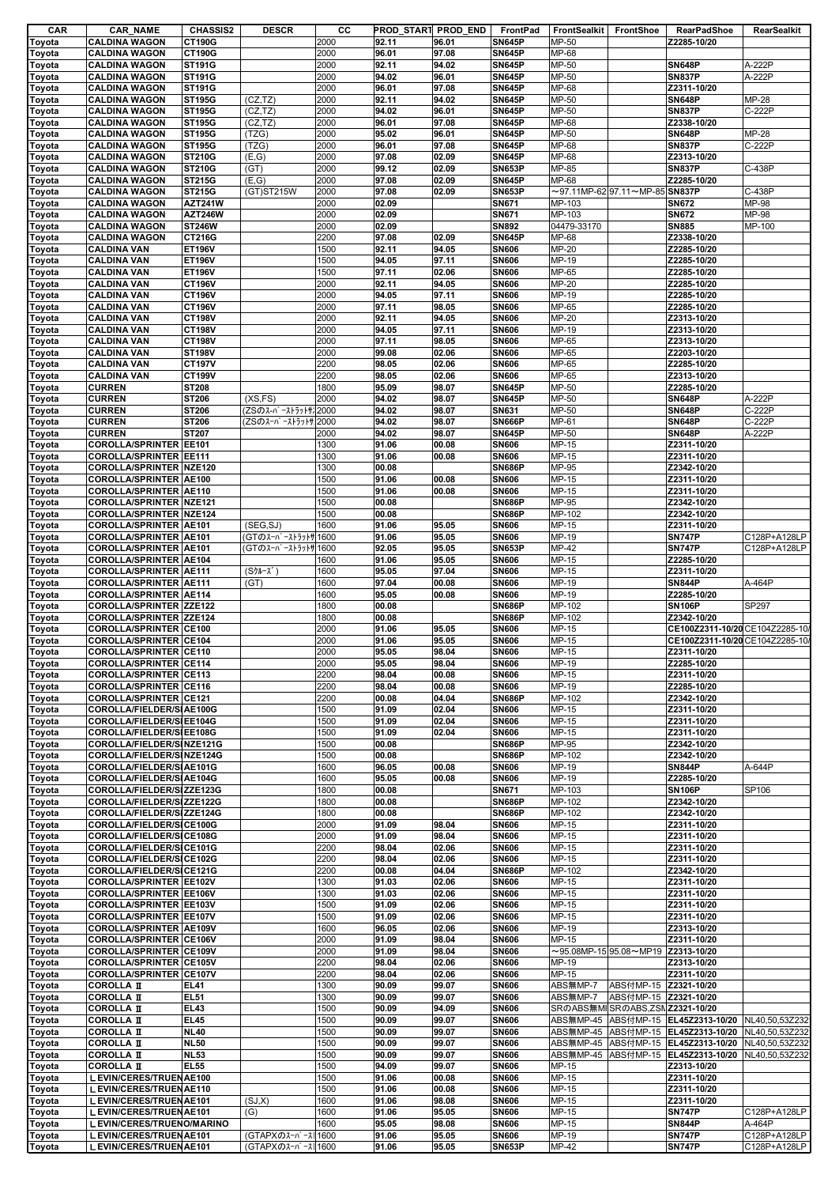| CAR | CAR_NAME | CHASSIS2 | DESCR | CC | PROD_START | PROD_END | FrontPad | FrontSealkit | FrontShoe | RearPadShoe | RearSealkit |
|---|---|---|---|---|---|---|---|---|---|---|---|
| Toyota | CALDINA WAGON | CT190G | | 2000 | 92.11 | 96.01 | SN645P | MP-50 | | Z2285-10/20 | |
| Toyota | CALDINA WAGON | CT190G | | 2000 | 96.01 | 97.08 | SN645P | MP-68 | | | |
| Toyota | CALDINA WAGON | ST191G | | 2000 | 92.11 | 94.02 | SN645P | MP-50 | | SN648P | A-222P |
| Toyota | CALDINA WAGON | ST191G | | 2000 | 94.02 | 96.01 | SN645P | MP-50 | | SN837P | A-222P |
| Toyota | CALDINA WAGON | ST191G | | 2000 | 96.01 | 97.08 | SN645P | MP-68 | | Z2311-10/20 | |
| Toyota | CALDINA WAGON | ST195G | (CZ,TZ) | 2000 | 92.11 | 94.02 | SN645P | MP-50 | | SN648P | MP-28 |
| Toyota | CALDINA WAGON | ST195G | (CZ,TZ) | 2000 | 94.02 | 96.01 | SN645P | MP-50 | | SN837P | C-222P |
| Toyota | CALDINA WAGON | ST195G | (CZ,TZ) | 2000 | 96.01 | 97.08 | SN645P | MP-68 | | Z2338-10/20 | |
| Toyota | CALDINA WAGON | ST195G | (TZG) | 2000 | 95.02 | 96.01 | SN645P | MP-50 | | SN648P | MP-28 |
| Toyota | CALDINA WAGON | ST195G | (TZG) | 2000 | 96.01 | 97.08 | SN645P | MP-68 | | SN837P | C-222P |
| Toyota | CALDINA WAGON | ST210G | (E,G) | 2000 | 97.08 | 02.09 | SN645P | MP-68 | | Z2313-10/20 | |
| Toyota | CALDINA WAGON | ST210G | (GT) | 2000 | 99.12 | 02.09 | SN653P | MP-85 | | SN837P | C-438P |
| Toyota | CALDINA WAGON | ST215G | (E,G) | 2000 | 97.08 | 02.09 | SN645P | MP-68 | | Z2285-10/20 | |
| Toyota | CALDINA WAGON | ST215G | (GT)ST215W | 2000 | 97.08 | 02.09 | SN653P | ～97.11MP-62 | 97.11～MP-85 | SN837P | C-438P |
| Toyota | CALDINA WAGON | AZT241W | | 2000 | 02.09 | | SN671 | MP-103 | | SN672 | MP-98 |
| Toyota | CALDINA WAGON | AZT246W | | 2000 | 02.09 | | SN671 | MP-103 | | SN672 | MP-98 |
| Toyota | CALDINA WAGON | ST246W | | 2000 | 02.09 | | SN892 | 04479-33170 | | SN885 | MP-100 |
| Toyota | CALDINA WAGON | CT216G | | 2200 | 97.08 | 02.09 | SN645P | MP-68 | | Z2338-10/20 | |
| Toyota | CALDINA VAN | ET196V | | 1500 | 92.11 | 94.05 | SN606 | MP-20 | | Z2285-10/20 | |
| Toyota | CALDINA VAN | ET196V | | 1500 | 94.05 | 97.11 | SN606 | MP-19 | | Z2285-10/20 | |
| Toyota | CALDINA VAN | ET196V | | 1500 | 97.11 | 02.06 | SN606 | MP-65 | | Z2285-10/20 | |
| Toyota | CALDINA VAN | CT196V | | 2000 | 92.11 | 94.05 | SN606 | MP-20 | | Z2285-10/20 | |
| Toyota | CALDINA VAN | CT196V | | 2000 | 94.05 | 97.11 | SN606 | MP-19 | | Z2285-10/20 | |
| Toyota | CALDINA VAN | CT196V | | 2000 | 97.11 | 98.05 | SN606 | MP-65 | | Z2285-10/20 | |
| Toyota | CALDINA VAN | CT198V | | 2000 | 92.11 | 94.05 | SN606 | MP-20 | | Z2313-10/20 | |
| Toyota | CALDINA VAN | CT198V | | 2000 | 94.05 | 97.11 | SN606 | MP-19 | | Z2313-10/20 | |
| Toyota | CALDINA VAN | CT198V | | 2000 | 97.11 | 98.05 | SN606 | MP-65 | | Z2313-10/20 | |
| Toyota | CALDINA VAN | ST198V | | 2000 | 99.08 | 02.06 | SN606 | MP-65 | | Z2203-10/20 | |
| Toyota | CALDINA VAN | CT197V | | 2200 | 98.05 | 02.06 | SN606 | MP-65 | | Z2285-10/20 | |
| Toyota | CALDINA VAN | CT199V | | 2200 | 98.05 | 02.06 | SN606 | MP-65 | | Z2313-10/20 | |
| Toyota | CURREN | ST208 | | 1800 | 95.09 | 98.07 | SN645P | MP-50 | | Z2285-10/20 | |
| Toyota | CURREN | ST206 | (XS,FS) | 2000 | 94.02 | 98.07 | SN645P | MP-50 | | SN648P | A-222P |
| Toyota | CURREN | ST206 | (ZSのｽｰﾊﾟｰｽﾄﾗｯﾄｻｽ | 2000 | 94.02 | 98.07 | SN631 | MP-50 | | SN648P | C-222P |
| Toyota | CURREN | ST206 | (ZSのｽｰﾊﾟｰｽﾄﾗｯﾄｻ | 2000 | 94.02 | 98.07 | SN666P | MP-61 | | SN648P | C-222P |
| Toyota | CURREN | ST207 | | 2000 | 94.02 | 98.07 | SN645P | MP-50 | | SN648P | A-222P |
| Toyota | COROLLA/SPRINTER | EE101 | | 1300 | 91.06 | 00.08 | SN606 | MP-15 | | Z2311-10/20 | |
| Toyota | COROLLA/SPRINTER | EE111 | | 1300 | 91.06 | 00.08 | SN606 | MP-15 | | Z2311-10/20 | |
| Toyota | COROLLA/SPRINTER | NZE120 | | 1300 | 00.08 | | SN686P | MP-95 | | Z2342-10/20 | |
| Toyota | COROLLA/SPRINTER | AE100 | | 1500 | 91.06 | 00.08 | SN606 | MP-15 | | Z2311-10/20 | |
| Toyota | COROLLA/SPRINTER | AE110 | | 1500 | 91.06 | 00.08 | SN606 | MP-15 | | Z2311-10/20 | |
| Toyota | COROLLA/SPRINTER | NZE121 | | 1500 | 00.08 | | SN686P | MP-95 | | Z2342-10/20 | |
| Toyota | COROLLA/SPRINTER | NZE124 | | 1500 | 00.08 | | SN686P | MP-102 | | Z2342-10/20 | |
| Toyota | COROLLA/SPRINTER | AE101 | (SEG,SJ) | 1600 | 91.06 | 95.05 | SN606 | MP-15 | | Z2311-10/20 | |
| Toyota | COROLLA/SPRINTER | AE101 | (GTのｽｰﾊﾟｰｽﾄﾗｯﾄｻ | 1600 | 91.06 | 95.05 | SN606 | MP-19 | | SN747P | C128P+A128LP |
| Toyota | COROLLA/SPRINTER | AE101 | (GTのｽｰﾊﾟｰｽﾄﾗｯﾄｻ | 1600 | 92.05 | 95.05 | SN653P | MP-42 | | SN747P | C128P+A128LP |
| Toyota | COROLLA/SPRINTER | AE104 | | 1600 | 91.06 | 95.05 | SN606 | MP-15 | | Z2285-10/20 | |
| Toyota | COROLLA/SPRINTER | AE111 | (ｸﾙｰｽﾞ) | 1600 | 95.05 | 97.04 | SN606 | MP-15 | | Z2311-10/20 | |
| Toyota | COROLLA/SPRINTER | AE111 | (GT) | 1600 | 97.04 | 00.08 | SN606 | MP-19 | | SN844P | A-464P |
| Toyota | COROLLA/SPRINTER | AE114 | | 1600 | 95.05 | 00.08 | SN606 | MP-19 | | Z2285-10/20 | |
| Toyota | COROLLA/SPRINTER | ZZE122 | | 1800 | 00.08 | | SN686P | MP-102 | | SN106P | SP297 |
| Toyota | COROLLA/SPRINTER | ZZE124 | | 1800 | 00.08 | | SN686P | MP-102 | | Z2342-10/20 | |
| Toyota | COROLLA/SPRINTER | CE100 | | 2000 | 91.06 | 95.05 | SN606 | MP-15 | | CE100Z2311-10/20 | CE104Z2285-10/ |
| Toyota | COROLLA/SPRINTER | CE104 | | 2000 | 91.06 | 95.05 | SN606 | MP-15 | | CE100Z2311-10/20 | CE104Z2285-10/ |
| Toyota | COROLLA/SPRINTER | CE110 | | 2000 | 95.05 | 98.04 | SN606 | MP-15 | | Z2311-10/20 | |
| Toyota | COROLLA/SPRINTER | CE114 | | 2000 | 95.05 | 98.04 | SN606 | MP-19 | | Z2285-10/20 | |
| Toyota | COROLLA/SPRINTER | CE113 | | 2200 | 98.04 | 00.08 | SN606 | MP-15 | | Z2311-10/20 | |
| Toyota | COROLLA/SPRINTER | CE116 | | 2200 | 98.04 | 00.08 | SN606 | MP-19 | | Z2285-10/20 | |
| Toyota | COROLLA/SPRINTER | CE121 | | 2200 | 00.08 | 04.04 | SN686P | MP-102 | | Z2342-10/20 | |
| Toyota | COROLLA/FIELDER/S | AE100G | | 1500 | 91.09 | 02.04 | SN606 | MP-15 | | Z2311-10/20 | |
| Toyota | COROLLA/FIELDER/S | EE104G | | 1500 | 91.09 | 02.04 | SN606 | MP-15 | | Z2311-10/20 | |
| Toyota | COROLLA/FIELDER/S | EE108G | | 1500 | 91.09 | 02.04 | SN606 | MP-15 | | Z2311-10/20 | |
| Toyota | COROLLA/FIELDER/S | NZE121G | | 1500 | 00.08 | | SN686P | MP-95 | | Z2342-10/20 | |
| Toyota | COROLLA/FIELDER/S | NZE124G | | 1500 | 00.08 | | SN686P | MP-102 | | Z2342-10/20 | |
| Toyota | COROLLA/FIELDER/S | AE101G | | 1600 | 96.05 | 00.08 | SN606 | MP-19 | | SN844P | A-644P |
| Toyota | COROLLA/FIELDER/S | AE104G | | 1600 | 95.05 | 00.08 | SN606 | MP-19 | | Z2285-10/20 | |
| Toyota | COROLLA/FIELDER/S | ZZE123G | | 1800 | 00.08 | | SN671 | MP-103 | | SN106P | SP106 |
| Toyota | COROLLA/FIELDER/S | ZZE122G | | 1800 | 00.08 | | SN686P | MP-102 | | Z2342-10/20 | |
| Toyota | COROLLA/FIELDER/S | ZZE124G | | 1800 | 00.08 | | SN686P | MP-102 | | Z2342-10/20 | |
| Toyota | COROLLA/FIELDER/S | CE100G | | 2000 | 91.09 | 98.04 | SN606 | MP-15 | | Z2311-10/20 | |
| Toyota | COROLLA/FIELDER/S | CE108G | | 2000 | 91.09 | 98.04 | SN606 | MP-15 | | Z2311-10/20 | |
| Toyota | COROLLA/FIELDER/S | CE101G | | 2200 | 98.04 | 02.06 | SN606 | MP-15 | | Z2311-10/20 | |
| Toyota | COROLLA/FIELDER/S | CE102G | | 2200 | 98.04 | 02.06 | SN606 | MP-15 | | Z2311-10/20 | |
| Toyota | COROLLA/FIELDER/S | CE121G | | 2200 | 00.08 | 04.04 | SN686P | MP-102 | | Z2342-10/20 | |
| Toyota | COROLLA/SPRINTER | EE102V | | 1300 | 91.03 | 02.06 | SN606 | MP-15 | | Z2311-10/20 | |
| Toyota | COROLLA/SPRINTER | EE106V | | 1300 | 91.03 | 02.06 | SN606 | MP-15 | | Z2311-10/20 | |
| Toyota | COROLLA/SPRINTER | EE103V | | 1500 | 91.09 | 02.06 | SN606 | MP-15 | | Z2311-10/20 | |
| Toyota | COROLLA/SPRINTER | EE107V | | 1500 | 91.09 | 02.06 | SN606 | MP-15 | | Z2311-10/20 | |
| Toyota | COROLLA/SPRINTER | AE109V | | 1600 | 96.05 | 02.06 | SN606 | MP-19 | | Z2313-10/20 | |
| Toyota | COROLLA/SPRINTER | CE106V | | 2000 | 91.09 | 98.04 | SN606 | MP-15 | | Z2311-10/20 | |
| Toyota | COROLLA/SPRINTER | CE109V | | 2000 | 91.09 | 98.04 | SN606 | ～95.08MP-15 | 95.08～MP19 | Z2313-10/20 | |
| Toyota | COROLLA/SPRINTER | CE105V | | 2200 | 98.04 | 02.06 | SN606 | MP-19 | | Z2313-10/20 | |
| Toyota | COROLLA/SPRINTER | CE107V | | 2200 | 98.04 | 02.06 | SN606 | MP-15 | | Z2311-10/20 | |
| Toyota | COROLLA Ⅱ | EL41 | | 1300 | 90.09 | 99.07 | SN606 | ABS無MP-7 | ABS付MP-15 | Z2321-10/20 | |
| Toyota | COROLLA Ⅱ | EL51 | | 1300 | 90.09 | 99.07 | SN606 | ABS無MP-7 | ABS付MP-15 | Z2321-10/20 | |
| Toyota | COROLLA Ⅱ | EL43 | | 1500 | 90.09 | 94.09 | SN606 | SRのABS無MI | SRのABS,ZSM | Z2321-10/20 | |
| Toyota | COROLLA Ⅱ | EL45 | | 1500 | 90.09 | 99.07 | SN606 | ABS無MP-45 | ABS付MP-15 | EL45Z2313-10/20 | NL40,50,53Z232 |
| Toyota | COROLLA Ⅱ | NL40 | | 1500 | 90.09 | 99.07 | SN606 | ABS無MP-45 | ABS付MP-15 | EL45Z2313-10/20 | NL40,50,53Z232 |
| Toyota | COROLLA Ⅱ | NL50 | | 1500 | 90.09 | 99.07 | SN606 | ABS無MP-45 | ABS付MP-15 | EL45Z2313-10/20 | NL40,50,53Z232 |
| Toyota | COROLLA Ⅱ | NL53 | | 1500 | 90.09 | 99.07 | SN606 | ABS無MP-45 | ABS付MP-15 | EL45Z2313-10/20 | NL40,50,53Z232 |
| Toyota | COROLLA Ⅱ | EL55 | | 1500 | 94.09 | 99.07 | SN606 | MP-15 | | Z2313-10/20 | |
| Toyota | LEVIN/CERES/TRUEN | AE100 | | 1500 | 91.06 | 00.08 | SN606 | MP-15 | | Z2311-10/20 | |
| Toyota | LEVIN/CERES/TRUEN | AE110 | | 1500 | 91.06 | 00.08 | SN606 | MP-15 | | Z2311-10/20 | |
| Toyota | LEVIN/CERES/TRUEN | AE101 | (SJ,X) | 1600 | 91.06 | 98.08 | SN606 | MP-15 | | Z2311-10/20 | |
| Toyota | LEVIN/CERES/TRUEN | AE101 | (G) | 1600 | 91.06 | 95.05 | SN606 | MP-15 | | SN747P | C128P+A128LP |
| Toyota | LEVIN/CERES/TRUENO/MARINO | | | 1600 | 95.05 | 98.08 | SN606 | MP-15 | | SN844P | A-464P |
| Toyota | LEVIN/CERES/TRUEN | AE101 | (GTAPXのｽｰﾊﾟｰｽ | 1600 | 91.06 | 95.05 | SN606 | MP-19 | | SN747P | C128P+A128LP |
| Toyota | LEVIN/CERES/TRUEN | AE101 | (GTAPXのｽｰﾊﾟｰｽ | 1600 | 91.06 | 95.05 | SN653P | MP-42 | | SN747P | C128P+A128LP |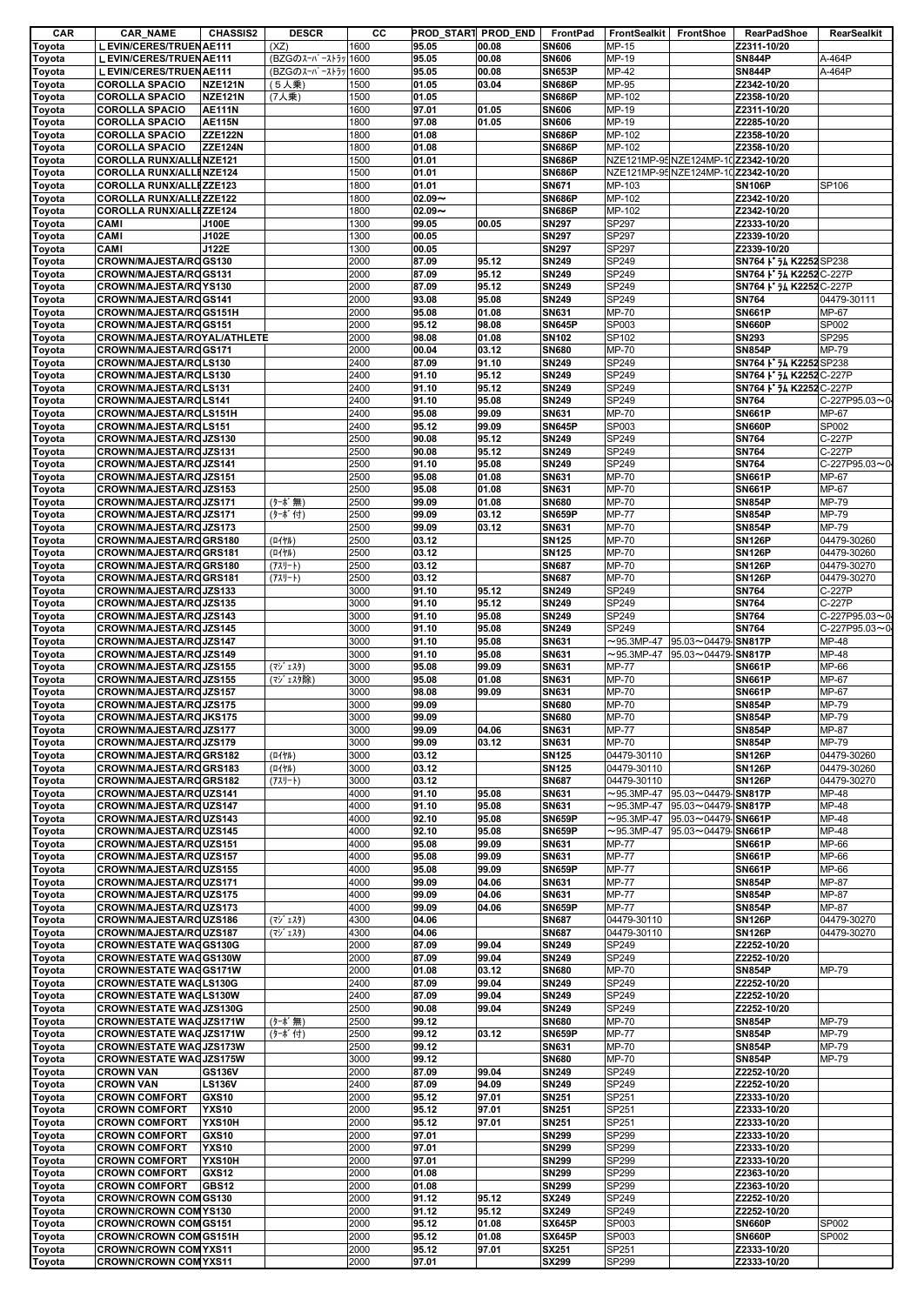| CAR | CAR_NAME | CHASSIS2 | DESCR | CC | PROD_START | PROD_END | FrontPad | FrontSealkit | FrontShoe | RearPadShoe | RearSealkit |
|---|---|---|---|---|---|---|---|---|---|---|---|
| Toyota | LEVIN/CERES/TRUEN | AE111 | (XZ) | 1600 | 95.05 | 00.08 | SN606 | MP-15 | | Z2311-10/20 | |
| Toyota | LEVIN/CERES/TRUEN | AE111 | (BZGのｽｰﾊﾟｰｽﾄﾗｯ | 1600 | 95.05 | 00.08 | SN606 | MP-19 | | SN844P | A-464P |
| Toyota | LEVIN/CERES/TRUEN | AE111 | (BZGのｽｰﾊﾟｰｽﾄﾗｯ | 1600 | 95.05 | 00.08 | SN653P | MP-42 | | SN844P | A-464P |
| Toyota | COROLLA SPACIO | NZE121N | (５人乗) | 1500 | 01.05 | 03.04 | SN686P | MP-95 | | Z2342-10/20 | |
| Toyota | COROLLA SPACIO | NZE121N | (7人乗) | 1500 | 01.05 | | SN686P | MP-102 | | Z2358-10/20 | |
| Toyota | COROLLA SPACIO | AE111N | | 1600 | 97.01 | 01.05 | SN606 | MP-19 | | Z2311-10/20 | |
| Toyota | COROLLA SPACIO | AE115N | | 1800 | 97.08 | 01.05 | SN606 | MP-19 | | Z2285-10/20 | |
| Toyota | COROLLA SPACIO | ZZE122N | | 1800 | 01.08 | | SN686P | MP-102 | | Z2358-10/20 | |
| Toyota | COROLLA SPACIO | ZZE124N | | 1800 | 01.08 | | SN686P | MP-102 | | Z2358-10/20 | |
| Toyota | COROLLA RUNX/ALLE | NZE121 | | 1500 | 01.01 | | SN686P | NZE121MP-95 | NZE124MP-10 | Z2342-10/20 | |
| Toyota | COROLLA RUNX/ALLE | NZE124 | | 1500 | 01.01 | | SN686P | NZE121MP-95 | NZE124MP-10 | Z2342-10/20 | |
| Toyota | COROLLA RUNX/ALLE | ZZE123 | | 1800 | 01.01 | | SN671 | MP-103 | | SN106P | SP106 |
| Toyota | COROLLA RUNX/ALLE | ZZE122 | | 1800 | 02.09～ | | SN686P | MP-102 | | Z2342-10/20 | |
| Toyota | COROLLA RUNX/ALLE | ZZE124 | | 1800 | 02.09～ | | SN686P | MP-102 | | Z2342-10/20 | |
| Toyota | CAMI | J100E | | 1300 | 99.05 | 00.05 | SN297 | SP297 | | Z2333-10/20 | |
| Toyota | CAMI | J102E | | 1300 | 00.05 | | SN297 | SP297 | | Z2339-10/20 | |
| Toyota | CAMI | J122E | | 1300 | 00.05 | | SN297 | SP297 | | Z2339-10/20 | |
| Toyota | CROWN/MAJESTA/RO | GS130 | | 2000 | 87.09 | 95.12 | SN249 | SP249 | | SN764 ﾄﾞﾗﾑ K2252 | SP238 |
| Toyota | CROWN/MAJESTA/RO | GS131 | | 2000 | 87.09 | 95.12 | SN249 | SP249 | | SN764 ﾄﾞﾗﾑ K2252 | C-227P |
| Toyota | CROWN/MAJESTA/RO | YS130 | | 2000 | 87.09 | 95.12 | SN249 | SP249 | | SN764 ﾄﾞﾗﾑ K2252 | C-227P |
| Toyota | CROWN/MAJESTA/RO | GS141 | | 2000 | 93.08 | 95.08 | SN249 | SP249 | | SN764 | 04479-30111 |
| Toyota | CROWN/MAJESTA/RO | GS151H | | 2000 | 95.08 | 01.08 | SN631 | MP-70 | | SN661P | MP-67 |
| Toyota | CROWN/MAJESTA/RO | GS151 | | 2000 | 95.12 | 98.08 | SN645P | SP003 | | SN660P | SP002 |
| Toyota | CROWN/MAJESTA/ROYAL/ATHLETE | | | 2000 | 98.08 | 01.08 | SN102 | SP102 | | SN293 | SP295 |
| Toyota | CROWN/MAJESTA/RO | GS171 | | 2000 | 00.04 | 03.12 | SN680 | MP-70 | | SN854P | MP-79 |
| Toyota | CROWN/MAJESTA/RO | LS130 | | 2400 | 87.09 | 91.10 | SN249 | SP249 | | SN764 ﾄﾞﾗﾑ K2252 | SP238 |
| Toyota | CROWN/MAJESTA/RO | LS130 | | 2400 | 91.10 | 95.12 | SN249 | SP249 | | SN764 ﾄﾞﾗﾑ K2252 | C-227P |
| Toyota | CROWN/MAJESTA/RO | LS131 | | 2400 | 91.10 | 95.12 | SN249 | SP249 | | SN764 ﾄﾞﾗﾑ K2252 | C-227P |
| Toyota | CROWN/MAJESTA/RO | LS141 | | 2400 | 91.10 | 95.08 | SN249 | SP249 | | SN764 | C-227P95.03～0 |
| Toyota | CROWN/MAJESTA/RO | LS151H | | 2400 | 95.08 | 99.09 | SN631 | MP-70 | | SN661P | MP-67 |
| Toyota | CROWN/MAJESTA/RO | LS151 | | 2400 | 95.12 | 99.09 | SN645P | SP003 | | SN660P | SP002 |
| Toyota | CROWN/MAJESTA/RO | JZS130 | | 2500 | 90.08 | 95.12 | SN249 | SP249 | | SN764 | C-227P |
| Toyota | CROWN/MAJESTA/RO | JZS131 | | 2500 | 90.08 | 95.12 | SN249 | SP249 | | SN764 | C-227P |
| Toyota | CROWN/MAJESTA/RO | JZS141 | | 2500 | 91.10 | 95.08 | SN249 | SP249 | | SN764 | C-227P95.03～0 |
| Toyota | CROWN/MAJESTA/RO | JZS151 | | 2500 | 95.08 | 01.08 | SN631 | MP-70 | | SN661P | MP-67 |
| Toyota | CROWN/MAJESTA/RO | JZS153 | | 2500 | 95.08 | 01.08 | SN631 | MP-70 | | SN661P | MP-67 |
| Toyota | CROWN/MAJESTA/RO | JZS171 | (ﾀｰﾎﾞ無) | 2500 | 99.09 | 01.08 | SN680 | MP-70 | | SN854P | MP-79 |
| Toyota | CROWN/MAJESTA/RO | JZS171 | (ﾀｰﾎﾞ付) | 2500 | 99.09 | 03.12 | SN659P | MP-77 | | SN854P | MP-79 |
| Toyota | CROWN/MAJESTA/RO | JZS173 | | 2500 | 99.09 | 03.12 | SN631 | MP-70 | | SN854P | MP-79 |
| Toyota | CROWN/MAJESTA/RO | GRS180 | (ﾛｲﾔﾙ) | 2500 | 03.12 | | SN125 | MP-70 | | SN126P | 04479-30260 |
| Toyota | CROWN/MAJESTA/RO | GRS181 | (ﾛｲﾔﾙ) | 2500 | 03.12 | | SN125 | MP-70 | | SN126P | 04479-30260 |
| Toyota | CROWN/MAJESTA/RO | GRS180 | (ｱｽﾘｰﾄ) | 2500 | 03.12 | | SN687 | MP-70 | | SN126P | 04479-30270 |
| Toyota | CROWN/MAJESTA/RO | GRS181 | (ｱｽﾘｰﾄ) | 2500 | 03.12 | | SN687 | MP-70 | | SN126P | 04479-30270 |
| Toyota | CROWN/MAJESTA/RO | JZS133 | | 3000 | 91.10 | 95.12 | SN249 | SP249 | | SN764 | C-227P |
| Toyota | CROWN/MAJESTA/RO | JZS135 | | 3000 | 91.10 | 95.12 | SN249 | SP249 | | SN764 | C-227P |
| Toyota | CROWN/MAJESTA/RO | JZS143 | | 3000 | 91.10 | 95.08 | SN249 | SP249 | | SN764 | C-227P95.03～0 |
| Toyota | CROWN/MAJESTA/RO | JZS145 | | 3000 | 91.10 | 95.08 | SN249 | SP249 | | SN764 | C-227P95.03～0 |
| Toyota | CROWN/MAJESTA/RO | JZS147 | | 3000 | 91.10 | 95.08 | SN631 | ～95.3MP-47 | 95.03～04479- | SN817P | MP-48 |
| Toyota | CROWN/MAJESTA/RO | JZS149 | | 3000 | 91.10 | 95.08 | SN631 | ～95.3MP-47 | 95.03～04479- | SN817P | MP-48 |
| Toyota | CROWN/MAJESTA/RO | JZS155 | (ﾏｼﾞｪｽﾀ) | 3000 | 95.08 | 99.09 | SN631 | MP-77 | | SN661P | MP-66 |
| Toyota | CROWN/MAJESTA/RO | JZS155 | (ﾏｼﾞｪｽﾀ除) | 3000 | 95.08 | 01.08 | SN631 | MP-70 | | SN661P | MP-67 |
| Toyota | CROWN/MAJESTA/RO | JZS157 | | 3000 | 98.08 | 99.09 | SN631 | MP-70 | | SN661P | MP-67 |
| Toyota | CROWN/MAJESTA/RO | JZS175 | | 3000 | 99.09 | | SN680 | MP-70 | | SN854P | MP-79 |
| Toyota | CROWN/MAJESTA/RO | JKS175 | | 3000 | 99.09 | | SN680 | MP-70 | | SN854P | MP-79 |
| Toyota | CROWN/MAJESTA/RO | JZS177 | | 3000 | 99.09 | 04.06 | SN631 | MP-77 | | SN854P | MP-87 |
| Toyota | CROWN/MAJESTA/RO | JZS179 | | 3000 | 99.09 | 03.12 | SN631 | MP-70 | | SN854P | MP-79 |
| Toyota | CROWN/MAJESTA/RO | GRS182 | (ﾛｲﾔﾙ) | 3000 | 03.12 | | SN125 | 04479-30110 | | SN126P | 04479-30260 |
| Toyota | CROWN/MAJESTA/RO | GRS183 | (ﾛｲﾔﾙ) | 3000 | 03.12 | | SN125 | 04479-30110 | | SN126P | 04479-30260 |
| Toyota | CROWN/MAJESTA/RO | GRS182 | (ｱｽﾘｰﾄ) | 3000 | 03.12 | | SN687 | 04479-30110 | | SN126P | 04479-30270 |
| Toyota | CROWN/MAJESTA/RO | UZS141 | | 4000 | 91.10 | 95.08 | SN631 | ～95.3MP-47 | 95.03～04479- | SN817P | MP-48 |
| Toyota | CROWN/MAJESTA/RO | UZS147 | | 4000 | 91.10 | 95.08 | SN631 | ～95.3MP-47 | 95.03～04479- | SN817P | MP-48 |
| Toyota | CROWN/MAJESTA/RO | UZS143 | | 4000 | 92.10 | 95.08 | SN659P | ～95.3MP-47 | 95.03～04479- | SN661P | MP-48 |
| Toyota | CROWN/MAJESTA/RO | UZS145 | | 4000 | 92.10 | 95.08 | SN659P | ～95.3MP-47 | 95.03～04479- | SN661P | MP-48 |
| Toyota | CROWN/MAJESTA/RO | UZS151 | | 4000 | 95.08 | 99.09 | SN631 | MP-77 | | SN661P | MP-66 |
| Toyota | CROWN/MAJESTA/RO | UZS157 | | 4000 | 95.08 | 99.09 | SN631 | MP-77 | | SN661P | MP-66 |
| Toyota | CROWN/MAJESTA/RO | UZS155 | | 4000 | 95.08 | 99.09 | SN659P | MP-77 | | SN661P | MP-66 |
| Toyota | CROWN/MAJESTA/RO | UZS171 | | 4000 | 99.09 | 04.06 | SN631 | MP-77 | | SN854P | MP-87 |
| Toyota | CROWN/MAJESTA/RO | UZS175 | | 4000 | 99.09 | 04.06 | SN631 | MP-77 | | SN854P | MP-87 |
| Toyota | CROWN/MAJESTA/RO | UZS173 | | 4000 | 99.09 | 04.06 | SN659P | MP-77 | | SN854P | MP-87 |
| Toyota | CROWN/MAJESTA/RO | UZS186 | (ﾏｼﾞｪｽﾀ) | 4300 | 04.06 | | SN687 | 04479-30110 | | SN126P | 04479-30270 |
| Toyota | CROWN/MAJESTA/RO | UZS187 | (ﾏｼﾞｪｽﾀ) | 4300 | 04.06 | | SN687 | 04479-30110 | | SN126P | 04479-30270 |
| Toyota | CROWN/ESTATE WAG | GS130G | | 2000 | 87.09 | 99.04 | SN249 | SP249 | | Z2252-10/20 | |
| Toyota | CROWN/ESTATE WAG | GS130W | | 2000 | 87.09 | 99.04 | SN249 | SP249 | | Z2252-10/20 | |
| Toyota | CROWN/ESTATE WAG | GS171W | | 2000 | 01.08 | 03.12 | SN680 | MP-70 | | SN854P | MP-79 |
| Toyota | CROWN/ESTATE WAG | LS130G | | 2400 | 87.09 | 99.04 | SN249 | SP249 | | Z2252-10/20 | |
| Toyota | CROWN/ESTATE WAG | LS130W | | 2400 | 87.09 | 99.04 | SN249 | SP249 | | Z2252-10/20 | |
| Toyota | CROWN/ESTATE WAG | JZS130G | | 2500 | 90.08 | 99.04 | SN249 | SP249 | | Z2252-10/20 | |
| Toyota | CROWN/ESTATE WAG | JZS171W | (ﾀｰﾎﾞ無) | 2500 | 99.12 | | SN680 | MP-70 | | SN854P | MP-79 |
| Toyota | CROWN/ESTATE WAG | JZS171W | (ﾀｰﾎﾞ付) | 2500 | 99.12 | 03.12 | SN659P | MP-77 | | SN854P | MP-79 |
| Toyota | CROWN/ESTATE WAG | JZS173W | | 2500 | 99.12 | | SN631 | MP-70 | | SN854P | MP-79 |
| Toyota | CROWN/ESTATE WAG | JZS175W | | 3000 | 99.12 | | SN680 | MP-70 | | SN854P | MP-79 |
| Toyota | CROWN VAN | GS136V | | 2000 | 87.09 | 99.04 | SN249 | SP249 | | Z2252-10/20 | |
| Toyota | CROWN VAN | LS136V | | 2400 | 87.09 | 94.09 | SN249 | SP249 | | Z2252-10/20 | |
| Toyota | CROWN COMFORT | GXS10 | | 2000 | 95.12 | 97.01 | SN251 | SP251 | | Z2333-10/20 | |
| Toyota | CROWN COMFORT | YXS10 | | 2000 | 95.12 | 97.01 | SN251 | SP251 | | Z2333-10/20 | |
| Toyota | CROWN COMFORT | YXS10H | | 2000 | 95.12 | 97.01 | SN251 | SP251 | | Z2333-10/20 | |
| Toyota | CROWN COMFORT | GXS10 | | 2000 | 97.01 | | SN299 | SP299 | | Z2333-10/20 | |
| Toyota | CROWN COMFORT | YXS10 | | 2000 | 97.01 | | SN299 | SP299 | | Z2333-10/20 | |
| Toyota | CROWN COMFORT | YXS10H | | 2000 | 97.01 | | SN299 | SP299 | | Z2333-10/20 | |
| Toyota | CROWN COMFORT | GXS12 | | 2000 | 01.08 | | SN299 | SP299 | | Z2363-10/20 | |
| Toyota | CROWN COMFORT | GBS12 | | 2000 | 01.08 | | SN299 | SP299 | | Z2363-10/20 | |
| Toyota | CROWN/CROWN COM | GS130 | | 2000 | 91.12 | 95.12 | SX249 | SP249 | | Z2252-10/20 | |
| Toyota | CROWN/CROWN COM | YS130 | | 2000 | 91.12 | 95.12 | SX249 | SP249 | | Z2252-10/20 | |
| Toyota | CROWN/CROWN COM | GS151 | | 2000 | 95.12 | 01.08 | SX645P | SP003 | | SN660P | SP002 |
| Toyota | CROWN/CROWN COM | GS151H | | 2000 | 95.12 | 01.08 | SX645P | SP003 | | SN660P | SP002 |
| Toyota | CROWN/CROWN COM | YXS11 | | 2000 | 95.12 | 97.01 | SX251 | SP251 | | Z2333-10/20 | |
| Toyota | CROWN/CROWN COM | YXS11 | | 2000 | 97.01 | | SX299 | SP299 | | Z2333-10/20 | |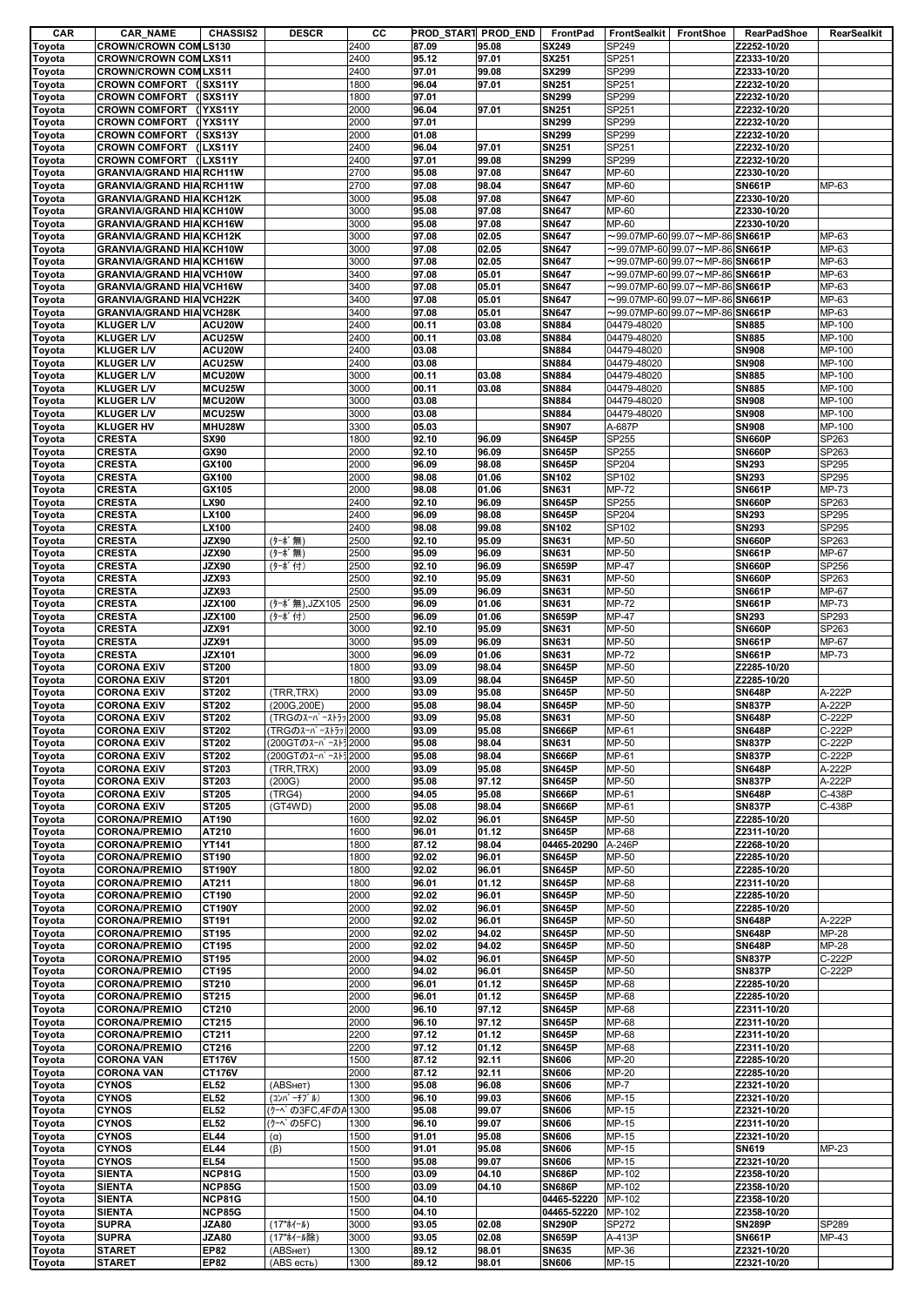| CAR | CAR_NAME | CHASSIS2 | DESCR | CC | PROD_START | PROD_END | FrontPad | FrontSealkit | FrontShoe | RearPadShoe | RearSealkit |
|---|---|---|---|---|---|---|---|---|---|---|---|
| Toyota | CROWN/CROWN COM | LS130 | | 2400 | 87.09 | 95.08 | SX249 | SP249 | | Z2252-10/20 | |
| Toyota | CROWN/CROWN COM | LXS11 | | 2400 | 95.12 | 97.01 | SX251 | SP251 | | Z2333-10/20 | |
| Toyota | CROWN/CROWN COM | LXS11 | | 2400 | 97.01 | 99.08 | SX299 | SP299 | | Z2333-10/20 | |
| Toyota | CROWN COMFORT ( | SXS11Y | | 1800 | 96.04 | 97.01 | SN251 | SP251 | | Z2232-10/20 | |
| Toyota | CROWN COMFORT ( | SXS11Y | | 1800 | 97.01 | | SN299 | SP299 | | Z2232-10/20 | |
| Toyota | CROWN COMFORT ( | YXS11Y | | 2000 | 96.04 | 97.01 | SN251 | SP251 | | Z2232-10/20 | |
| Toyota | CROWN COMFORT ( | YXS11Y | | 2000 | 97.01 | | SN299 | SP299 | | Z2232-10/20 | |
| Toyota | CROWN COMFORT ( | SXS13Y | | 2000 | 01.08 | | SN299 | SP299 | | Z2232-10/20 | |
| Toyota | CROWN COMFORT ( | LXS11Y | | 2400 | 96.04 | 97.01 | SN251 | SP251 | | Z2232-10/20 | |
| Toyota | CROWN COMFORT ( | LXS11Y | | 2400 | 97.01 | 99.08 | SN299 | SP299 | | Z2232-10/20 | |
| Toyota | GRANVIA/GRAND HIA | RCH11W | | 2700 | 95.08 | 97.08 | SN647 | MP-60 | | Z2330-10/20 | |
| Toyota | GRANVIA/GRAND HIA | RCH11W | | 2700 | 97.08 | 98.04 | SN647 | MP-60 | | SN661P | MP-63 |
| Toyota | GRANVIA/GRAND HIA | KCH12K | | 3000 | 95.08 | 97.08 | SN647 | MP-60 | | Z2330-10/20 | |
| Toyota | GRANVIA/GRAND HIA | KCH10W | | 3000 | 95.08 | 97.08 | SN647 | MP-60 | | Z2330-10/20 | |
| Toyota | GRANVIA/GRAND HIA | KCH16W | | 3000 | 95.08 | 97.08 | SN647 | MP-60 | | Z2330-10/20 | |
| Toyota | GRANVIA/GRAND HIA | KCH12K | | 3000 | 97.08 | 02.05 | SN647 | ～99.07MP-60 | 99.07～MP-86 | SN661P | MP-63 |
| Toyota | GRANVIA/GRAND HIA | KCH10W | | 3000 | 97.08 | 02.05 | SN647 | ～99.07MP-60 | 99.07～MP-86 | SN661P | MP-63 |
| Toyota | GRANVIA/GRAND HIA | KCH16W | | 3000 | 97.08 | 02.05 | SN647 | ～99.07MP-60 | 99.07～MP-86 | SN661P | MP-63 |
| Toyota | GRANVIA/GRAND HIA | VCH10W | | 3400 | 97.08 | 05.01 | SN647 | ～99.07MP-60 | 99.07～MP-86 | SN661P | MP-63 |
| Toyota | GRANVIA/GRAND HIA | VCH16W | | 3400 | 97.08 | 05.01 | SN647 | ～99.07MP-60 | 99.07～MP-86 | SN661P | MP-63 |
| Toyota | GRANVIA/GRAND HIA | VCH22K | | 3400 | 97.08 | 05.01 | SN647 | ～99.07MP-60 | 99.07～MP-86 | SN661P | MP-63 |
| Toyota | GRANVIA/GRAND HIA | VCH28K | | 3400 | 97.08 | 05.01 | SN647 | ～99.07MP-60 | 99.07～MP-86 | SN661P | MP-63 |
| Toyota | KLUGER L/V | ACU20W | | 2400 | 00.11 | 03.08 | SN884 | 04479-48020 | | SN885 | MP-100 |
| Toyota | KLUGER L/V | ACU25W | | 2400 | 00.11 | 03.08 | SN884 | 04479-48020 | | SN885 | MP-100 |
| Toyota | KLUGER L/V | ACU20W | | 2400 | 03.08 | | SN884 | 04479-48020 | | SN908 | MP-100 |
| Toyota | KLUGER L/V | ACU25W | | 2400 | 03.08 | | SN884 | 04479-48020 | | SN908 | MP-100 |
| Toyota | KLUGER L/V | MCU20W | | 3000 | 00.11 | 03.08 | SN884 | 04479-48020 | | SN885 | MP-100 |
| Toyota | KLUGER L/V | MCU25W | | 3000 | 00.11 | 03.08 | SN884 | 04479-48020 | | SN885 | MP-100 |
| Toyota | KLUGER L/V | MCU20W | | 3000 | 03.08 | | SN884 | 04479-48020 | | SN908 | MP-100 |
| Toyota | KLUGER L/V | MCU25W | | 3000 | 03.08 | | SN884 | 04479-48020 | | SN908 | MP-100 |
| Toyota | KLUGER HV | MHU28W | | 3300 | 05.03 | | SN907 | A-687P | | SN908 | MP-100 |
| Toyota | CRESTA | SX90 | | 1800 | 92.10 | 96.09 | SN645P | SP255 | | SN660P | SP263 |
| Toyota | CRESTA | GX90 | | 2000 | 92.10 | 96.09 | SN645P | SP255 | | SN660P | SP263 |
| Toyota | CRESTA | GX100 | | 2000 | 96.09 | 98.08 | SN645P | SP204 | | SN293 | SP295 |
| Toyota | CRESTA | GX100 | | 2000 | 98.08 | 01.06 | SN102 | SP102 | | SN293 | SP295 |
| Toyota | CRESTA | GX105 | | 2000 | 98.08 | 01.06 | SN631 | MP-72 | | SN661P | MP-73 |
| Toyota | CRESTA | LX90 | | 2400 | 92.10 | 96.09 | SN645P | SP255 | | SN660P | SP263 |
| Toyota | CRESTA | LX100 | | 2400 | 96.09 | 98.08 | SN645P | SP204 | | SN293 | SP295 |
| Toyota | CRESTA | LX100 | | 2400 | 98.08 | 99.08 | SN102 | SP102 | | SN293 | SP295 |
| Toyota | CRESTA | JZX90 | (ﾀｰﾎﾞ無) | 2500 | 92.10 | 95.09 | SN631 | MP-50 | | SN660P | SP263 |
| Toyota | CRESTA | JZX90 | (ﾀｰﾎﾞ無) | 2500 | 95.09 | 96.09 | SN631 | MP-50 | | SN661P | MP-67 |
| Toyota | CRESTA | JZX90 | (ﾀｰﾎﾞ付) | 2500 | 92.10 | 96.09 | SN659P | MP-47 | | SN652P | SP256 |
| Toyota | CRESTA | JZX93 | | 2500 | 92.10 | 95.09 | SN631 | MP-50 | | SN660P | SP263 |
| Toyota | CRESTA | JZX93 | | 2500 | 95.09 | 96.09 | SN631 | MP-50 | | SN661P | MP-67 |
| Toyota | CRESTA | JZX100 | (ﾀｰﾎﾞ無),JZX105 | 2500 | 96.09 | 01.06 | SN631 | MP-72 | | SN661P | MP-73 |
| Toyota | CRESTA | JZX100 | (ﾀｰﾎﾞ付) | 2500 | 96.09 | 01.06 | SN659P | MP-47 | | SN293 | SP293 |
| Toyota | CRESTA | JZX91 | | 3000 | 92.10 | 95.09 | SN631 | MP-50 | | SN660P | SP263 |
| Toyota | CRESTA | JZX91 | | 3000 | 95.09 | 96.09 | SN631 | MP-50 | | SN661P | MP-67 |
| Toyota | CRESTA | JZX101 | | 3000 | 96.09 | 01.06 | SN631 | MP-72 | | SN661P | MP-73 |
| Toyota | CORONA EXiV | ST200 | | 1800 | 93.09 | 98.04 | SN645P | MP-50 | | Z2285-10/20 | |
| Toyota | CORONA EXiV | ST201 | | 1800 | 93.09 | 98.04 | SN645P | MP-50 | | Z2285-10/20 | |
| Toyota | CORONA EXiV | ST202 | (TRR,TRX) | 2000 | 93.09 | 95.08 | SN645P | MP-50 | | SN648P | A-222P |
| Toyota | CORONA EXiV | ST202 | (200G,200E) | 2000 | 95.08 | 98.04 | SN645P | MP-50 | | SN837P | A-222P |
| Toyota | CORONA EXiV | ST202 | (TRGのｽｰﾊﾟｰｽﾄﾗｯ | 2000 | 93.09 | 95.08 | SN631 | MP-50 | | SN648P | C-222P |
| Toyota | CORONA EXiV | ST202 | (TRGのｽｰﾊﾟｰｽﾄﾗｯ | 2000 | 93.09 | 95.08 | SN666P | MP-61 | | SN648P | C-222P |
| Toyota | CORONA EXiV | ST202 | (200GTのｽｰﾊﾟｰｽﾄﾗ | 2000 | 95.08 | 98.04 | SN631 | MP-50 | | SN837P | C-222P |
| Toyota | CORONA EXiV | ST202 | (200GTのｽｰﾊﾟｰｽﾄﾗ | 2000 | 95.08 | 98.04 | SN666P | MP-61 | | SN837P | C-222P |
| Toyota | CORONA EXiV | ST203 | (TRR,TRX) | 2000 | 93.09 | 95.08 | SN645P | MP-50 | | SN648P | A-222P |
| Toyota | CORONA EXiV | ST203 | (200G) | 2000 | 95.08 | 97.12 | SN645P | MP-50 | | SN837P | A-222P |
| Toyota | CORONA EXiV | ST205 | (TRG4) | 2000 | 94.05 | 95.08 | SN666P | MP-61 | | SN648P | C-438P |
| Toyota | CORONA EXiV | ST205 | (GT4WD) | 2000 | 95.08 | 98.04 | SN666P | MP-61 | | SN837P | C-438P |
| Toyota | CORONA/PREMIO | AT190 | | 1600 | 92.02 | 96.01 | SN645P | MP-50 | | Z2285-10/20 | |
| Toyota | CORONA/PREMIO | AT210 | | 1600 | 96.01 | 01.12 | SN645P | MP-68 | | Z2311-10/20 | |
| Toyota | CORONA/PREMIO | YT141 | | 1800 | 87.12 | 98.04 | 04465-20290 | A-246P | | Z2268-10/20 | |
| Toyota | CORONA/PREMIO | ST190 | | 1800 | 92.02 | 96.01 | SN645P | MP-50 | | Z2285-10/20 | |
| Toyota | CORONA/PREMIO | ST190Y | | 1800 | 92.02 | 96.01 | SN645P | MP-50 | | Z2285-10/20 | |
| Toyota | CORONA/PREMIO | AT211 | | 1800 | 96.01 | 01.12 | SN645P | MP-68 | | Z2311-10/20 | |
| Toyota | CORONA/PREMIO | CT190 | | 2000 | 92.02 | 96.01 | SN645P | MP-50 | | Z2285-10/20 | |
| Toyota | CORONA/PREMIO | CT190Y | | 2000 | 92.02 | 96.01 | SN645P | MP-50 | | Z2285-10/20 | |
| Toyota | CORONA/PREMIO | ST191 | | 2000 | 92.02 | 96.01 | SN645P | MP-50 | | SN648P | A-222P |
| Toyota | CORONA/PREMIO | ST195 | | 2000 | 92.02 | 94.02 | SN645P | MP-50 | | SN648P | MP-28 |
| Toyota | CORONA/PREMIO | CT195 | | 2000 | 92.02 | 94.02 | SN645P | MP-50 | | SN648P | MP-28 |
| Toyota | CORONA/PREMIO | ST195 | | 2000 | 94.02 | 96.01 | SN645P | MP-50 | | SN837P | C-222P |
| Toyota | CORONA/PREMIO | CT195 | | 2000 | 94.02 | 96.01 | SN645P | MP-50 | | SN837P | C-222P |
| Toyota | CORONA/PREMIO | ST210 | | 2000 | 96.01 | 01.12 | SN645P | MP-68 | | Z2285-10/20 | |
| Toyota | CORONA/PREMIO | ST215 | | 2000 | 96.01 | 01.12 | SN645P | MP-68 | | Z2285-10/20 | |
| Toyota | CORONA/PREMIO | CT210 | | 2000 | 96.10 | 97.12 | SN645P | MP-68 | | Z2311-10/20 | |
| Toyota | CORONA/PREMIO | CT215 | | 2000 | 96.10 | 97.12 | SN645P | MP-68 | | Z2311-10/20 | |
| Toyota | CORONA/PREMIO | CT211 | | 2200 | 97.12 | 01.12 | SN645P | MP-68 | | Z2311-10/20 | |
| Toyota | CORONA/PREMIO | CT216 | | 2200 | 97.12 | 01.12 | SN645P | MP-68 | | Z2311-10/20 | |
| Toyota | CORONA VAN | ET176V | | 1500 | 87.12 | 92.11 | SN606 | MP-20 | | Z2285-10/20 | |
| Toyota | CORONA VAN | CT176V | | 2000 | 87.12 | 92.11 | SN606 | MP-20 | | Z2285-10/20 | |
| Toyota | CYNOS | EL52 | (ABSнет) | 1300 | 95.08 | 96.08 | SN606 | MP-7 | | Z2321-10/20 | |
| Toyota | CYNOS | EL52 | (ｺﾝﾊﾞｰﾁﾌﾞﾙ) | 1300 | 96.10 | 99.03 | SN606 | MP-15 | | Z2321-10/20 | |
| Toyota | CYNOS | EL52 | (ｸｰﾍﾟの3FC,4FのA | 1300 | 95.08 | 99.07 | SN606 | MP-15 | | Z2321-10/20 | |
| Toyota | CYNOS | EL52 | (ｸｰﾍﾟの5FC) | 1300 | 96.10 | 99.07 | SN606 | MP-15 | | Z2311-10/20 | |
| Toyota | CYNOS | EL44 | (α) | 1500 | 91.01 | 95.08 | SN606 | MP-15 | | Z2321-10/20 | |
| Toyota | CYNOS | EL44 | (β) | 1500 | 91.01 | 95.08 | SN606 | MP-15 | | SN619 | MP-23 |
| Toyota | CYNOS | EL54 | | 1500 | 95.08 | 99.07 | SN606 | MP-15 | | Z2321-10/20 | |
| Toyota | SIENTA | NCP81G | | 1500 | 03.09 | 04.10 | SN686P | MP-102 | | Z2358-10/20 | |
| Toyota | SIENTA | NCP85G | | 1500 | 03.09 | 04.10 | SN686P | MP-102 | | Z2358-10/20 | |
| Toyota | SIENTA | NCP81G | | 1500 | 04.10 | | 04465-52220 | MP-102 | | Z2358-10/20 | |
| Toyota | SIENTA | NCP85G | | 1500 | 04.10 | | 04465-52220 | MP-102 | | Z2358-10/20 | |
| Toyota | SUPRA | JZA80 | (17"ﾎｲｰﾙ) | 3000 | 93.05 | 02.08 | SN290P | SP272 | | SN289P | SP289 |
| Toyota | SUPRA | JZA80 | (17"ﾎｲｰﾙ除) | 3000 | 93.05 | 02.08 | SN659P | A-413P | | SN661P | MP-43 |
| Toyota | STARET | EP82 | (ABSнет) | 1300 | 89.12 | 98.01 | SN635 | MP-36 | | Z2321-10/20 | |
| Toyota | STARET | EP82 | (ABS есть) | 1300 | 89.12 | 98.01 | SN606 | MP-15 | | Z2321-10/20 | |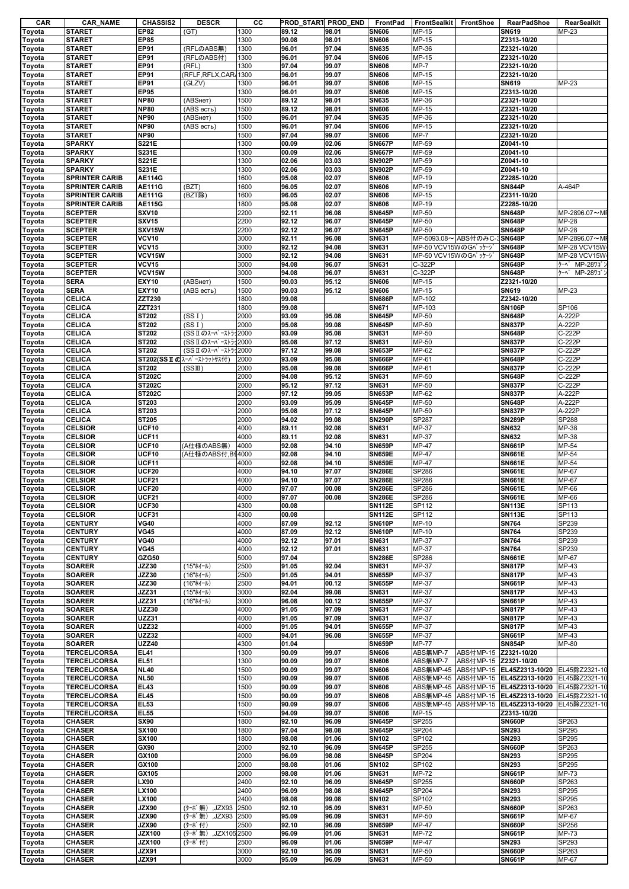| CAR | CAR_NAME | CHASSIS2 | DESCR | CC | PROD_START | PROD_END | FrontPad | FrontSealkit | FrontShoe | RearPadShoe | RearSealkit |
|---|---|---|---|---|---|---|---|---|---|---|---|
| Toyota | STARET | EP82 | (GT) | 1300 | 89.12 | 98.01 | SN606 | MP-15 | | SN619 | MP-23 |
| Toyota | STARET | EP85 | | 1300 | 90.08 | 98.01 | SN606 | MP-15 | | Z2313-10/20 | |
| Toyota | STARET | EP91 | (RFLのABS無) | 1300 | 96.01 | 97.04 | SN635 | MP-36 | | Z2321-10/20 | |
| Toyota | STARET | EP91 | (RFLのABS付) | 1300 | 96.01 | 97.04 | SN606 | MP-15 | | Z2321-10/20 | |
| Toyota | STARET | EP91 | (RFL) | 1300 | 97.04 | 99.07 | SN606 | MP-7 | | Z2321-10/20 | |
| Toyota | STARET | EP91 | (RFLF,RFLX,CAR, | 1300 | 96.01 | 99.07 | SN606 | MP-15 | | Z2321-10/20 | |
| Toyota | STARET | EP91 | (GLZV) | 1300 | 96.01 | 99.07 | SN606 | MP-15 | | SN619 | MP-23 |
| Toyota | STARET | EP95 | | 1300 | 96.01 | 99.07 | SN606 | MP-15 | | Z2313-10/20 | |
| Toyota | STARET | NP80 | (ABSнет) | 1500 | 89.12 | 98.01 | SN635 | MP-36 | | Z2321-10/20 | |
| Toyota | STARET | NP80 | (ABS есть) | 1500 | 89.12 | 98.01 | SN606 | MP-15 | | Z2321-10/20 | |
| Toyota | STARET | NP90 | (ABSнет) | 1500 | 96.01 | 97.04 | SN635 | MP-36 | | Z2321-10/20 | |
| Toyota | STARET | NP90 | (ABS есть) | 1500 | 96.01 | 97.04 | SN606 | MP-15 | | Z2321-10/20 | |
| Toyota | STARET | NP90 | | 1500 | 97.04 | 99.07 | SN606 | MP-7 | | Z2321-10/20 | |
| Toyota | SPARKY | S221E | | 1300 | 00.09 | 02.06 | SN667P | MP-59 | | Z0041-10 | |
| Toyota | SPARKY | S231E | | 1300 | 00.09 | 02.06 | SN667P | MP-59 | | Z0041-10 | |
| Toyota | SPARKY | S221E | | 1300 | 02.06 | 03.03 | SN902P | MP-59 | | Z0041-10 | |
| Toyota | SPARKY | S231E | | 1300 | 02.06 | 03.03 | SN902P | MP-59 | | Z0041-10 | |
| Toyota | SPRINTER CARIB | AE114G | | 1600 | 95.08 | 02.07 | SN606 | MP-19 | | Z2285-10/20 | |
| Toyota | SPRINTER CARIB | AE111G | (BZT) | 1600 | 96.05 | 02.07 | SN606 | MP-19 | | SN844P | A-464P |
| Toyota | SPRINTER CARIB | AE111G | (BZT除) | 1600 | 96.05 | 02.07 | SN606 | MP-15 | | Z2311-10/20 | |
| Toyota | SPRINTER CARIB | AE115G | | 1800 | 95.08 | 02.07 | SN606 | MP-19 | | Z2285-10/20 | |
| Toyota | SCEPTER | SXV10 | | 2200 | 92.11 | 96.08 | SN645P | MP-50 | | SN648P | MP-2896.07～MP |
| Toyota | SCEPTER | SXV15 | | 2200 | 92.12 | 96.07 | SN645P | MP-50 | | SN648P | MP-28 |
| Toyota | SCEPTER | SXV15W | | 2200 | 92.12 | 96.07 | SN645P | MP-50 | | SN648P | MP-28 |
| Toyota | SCEPTER | VCV10 | | 3000 | 92.11 | 96.08 | SN631 | MP-5093.08～ABS付のみC-3 | | SN648P | MP-2896.07～MP |
| Toyota | SCEPTER | VCV15 | | 3000 | 92.12 | 94.08 | SN631 | MP-50 VCV15WのGﾊﾟｯｹｰｼﾞ | | SN648P | MP-28 VCV15W |
| Toyota | SCEPTER | VCV15W | | 3000 | 92.12 | 94.08 | SN631 | MP-50 VCV15WのGﾊﾟｯｹｰｼﾞ | | SN648P | MP-28 VCV15W |
| Toyota | SCEPTER | VCV15 | | 3000 | 94.08 | 96.07 | SN631 | C-322P | | SN648P | ｸｰﾍﾟ MP-28ﾜｺﾞﾝ |
| Toyota | SCEPTER | VCV15W | | 3000 | 94.08 | 96.07 | SN631 | C-322P | | SN648P | ｸｰﾍﾟ MP-28ﾜｺﾞﾝ |
| Toyota | SERA | EXY10 | (ABSнет) | 1500 | 90.03 | 95.12 | SN606 | MP-15 | | Z2321-10/20 | |
| Toyota | SERA | EXY10 | (ABS есть) | 1500 | 90.03 | 95.12 | SN606 | MP-15 | | SN619 | MP-23 |
| Toyota | CELICA | ZZT230 | | 1800 | 99.08 | | SN686P | MP-102 | | Z2342-10/20 | |
| Toyota | CELICA | ZZT231 | | 1800 | 99.08 | | SN671 | MP-103 | | SN106P | SP106 |
| Toyota | CELICA | ST202 | (SSⅠ) | 2000 | 93.09 | 95.08 | SN645P | MP-50 | | SN648P | A-222P |
| Toyota | CELICA | ST202 | (SSⅠ) | 2000 | 95.08 | 99.08 | SN645P | MP-50 | | SN837P | A-222P |
| Toyota | CELICA | ST202 | (SSⅡのｽｰﾊﾟｰｽﾄﾗｯ | 2000 | 93.09 | 95.08 | SN631 | MP-50 | | SN648P | C-222P |
| Toyota | CELICA | ST202 | (SSⅡのｽｰﾊﾟｰｽﾄﾗｯ | 2000 | 95.08 | 97.12 | SN631 | MP-50 | | SN837P | C-222P |
| Toyota | CELICA | ST202 | (SSⅡのｽｰﾊﾟｰｽﾄﾗｯ | 2000 | 97.12 | 99.08 | SN653P | MP-62 | | SN837P | C-222P |
| Toyota | CELICA | ST202(SSⅡの | ｽｰﾊﾟｰｽﾄﾗｯﾄｻｽ付) | 2000 | 93.09 | 95.08 | SN666P | MP-61 | | SN648P | C-222P |
| Toyota | CELICA | ST202 | (SSⅢ) | 2000 | 95.08 | 99.08 | SN666P | MP-61 | | SN837P | C-222P |
| Toyota | CELICA | ST202C | | 2000 | 94.08 | 95.12 | SN631 | MP-50 | | SN648P | C-222P |
| Toyota | CELICA | ST202C | | 2000 | 95.12 | 97.12 | SN631 | MP-50 | | SN837P | C-222P |
| Toyota | CELICA | ST202C | | 2000 | 97.12 | 99.05 | SN653P | MP-62 | | SN837P | A-222P |
| Toyota | CELICA | ST203 | | 2000 | 93.09 | 95.09 | SN645P | MP-50 | | SN648P | A-222P |
| Toyota | CELICA | ST203 | | 2000 | 95.08 | 97.12 | SN645P | MP-50 | | SN837P | A-222P |
| Toyota | CELICA | ST205 | | 2000 | 94.02 | 99.08 | SN290P | SP287 | | SN289P | SP288 |
| Toyota | CELSIOR | UCF10 | | 4000 | 89.11 | 92.08 | SN631 | MP-37 | | SN632 | MP-38 |
| Toyota | CELSIOR | UCF11 | | 4000 | 89.11 | 92.08 | SN631 | MP-37 | | SN632 | MP-38 |
| Toyota | CELSIOR | UCF10 | (A仕様のABS無) | 4000 | 92.08 | 94.10 | SN659P | MP-47 | | SN661P | MP-54 |
| Toyota | CELSIOR | UCF10 | (A仕様のABS付,B | 4000 | 92.08 | 94.10 | SN659E | MP-47 | | SN661E | MP-54 |
| Toyota | CELSIOR | UCF11 | | 4000 | 92.08 | 94.10 | SN659E | MP-47 | | SN661E | MP-54 |
| Toyota | CELSIOR | UCF20 | | 4000 | 94.10 | 97.07 | SN286E | SP286 | | SN661E | MP-67 |
| Toyota | CELSIOR | UCF21 | | 4000 | 94.10 | 97.07 | SN286E | SP286 | | SN661E | MP-67 |
| Toyota | CELSIOR | UCF20 | | 4000 | 97.07 | 00.08 | SN286E | SP286 | | SN661E | MP-66 |
| Toyota | CELSIOR | UCF21 | | 4000 | 97.07 | 00.08 | SN286E | SP286 | | SN661E | MP-66 |
| Toyota | CELSIOR | UCF30 | | 4300 | 00.08 | | SN112E | SP112 | | SN113E | SP113 |
| Toyota | CELSIOR | UCF31 | | 4300 | 00.08 | | SN112E | SP112 | | SN113E | SP113 |
| Toyota | CENTURY | VG40 | | 4000 | 87.09 | 92.12 | SN610P | MP-10 | | SN764 | SP239 |
| Toyota | CENTURY | VG45 | | 4000 | 87.09 | 92.12 | SN610P | MP-10 | | SN764 | SP239 |
| Toyota | CENTURY | VG40 | | 4000 | 92.12 | 97.01 | SN631 | MP-37 | | SN764 | SP239 |
| Toyota | CENTURY | VG45 | | 4000 | 92.12 | 97.01 | SN631 | MP-37 | | SN764 | SP239 |
| Toyota | CENTURY | GZG50 | | 5000 | 97.04 | | SN286E | SP286 | | SN661E | MP-67 |
| Toyota | SOARER | JZZ30 | (15"ﾎｲｰﾙ) | 2500 | 91.05 | 92.04 | SN631 | MP-37 | | SN817P | MP-43 |
| Toyota | SOARER | JZZ30 | (16"ﾎｲｰﾙ) | 2500 | 91.05 | 94.01 | SN655P | MP-37 | | SN817P | MP-43 |
| Toyota | SOARER | JZZ30 | (16"ﾎｲｰﾙ) | 2500 | 94.01 | 00.12 | SN655P | MP-37 | | SN661P | MP-43 |
| Toyota | SOARER | JZZ31 | (15"ﾎｲｰﾙ) | 3000 | 92.04 | 99.08 | SN631 | MP-37 | | SN817P | MP-43 |
| Toyota | SOARER | JZZ31 | (16"ﾎｲｰﾙ) | 3000 | 96.08 | 00.12 | SN655P | MP-37 | | SN661P | MP-43 |
| Toyota | SOARER | UZZ30 | | 4000 | 91.05 | 97.09 | SN631 | MP-37 | | SN817P | MP-43 |
| Toyota | SOARER | UZZ31 | | 4000 | 91.05 | 97.09 | SN631 | MP-37 | | SN817P | MP-43 |
| Toyota | SOARER | UZZ32 | | 4000 | 91.05 | 94.01 | SN655P | MP-37 | | SN817P | MP-43 |
| Toyota | SOARER | UZZ32 | | 4000 | 94.01 | 96.08 | SN655P | MP-37 | | SN661P | MP-43 |
| Toyota | SOARER | UZZ40 | | 4300 | 01.04 | | SN659P | MP-77 | | SN854P | MP-80 |
| Toyota | TERCEL/CORSA | EL41 | | 1300 | 90.09 | 99.07 | SN606 | ABS無MP-7 | ABS付MP-15 | Z2321-10/20 | |
| Toyota | TERCEL/CORSA | EL51 | | 1300 | 90.09 | 99.07 | SN606 | ABS無MP-7 | ABS付MP-15 | Z2321-10/20 | |
| Toyota | TERCEL/CORSA | NL40 | | 1500 | 90.09 | 99.07 | SN606 | ABS無MP-45 | ABS付MP-15 | EL45Z2313-10/20 | EL45除Z2321-10 |
| Toyota | TERCEL/CORSA | NL50 | | 1500 | 90.09 | 99.07 | SN606 | ABS無MP-45 | ABS付MP-15 | EL45Z2313-10/20 | EL45除Z2321-10 |
| Toyota | TERCEL/CORSA | EL43 | | 1500 | 90.09 | 99.07 | SN606 | ABS無MP-45 | ABS付MP-15 | EL45Z2313-10/20 | EL45除Z2321-10 |
| Toyota | TERCEL/CORSA | EL45 | | 1500 | 90.09 | 99.07 | SN606 | ABS無MP-45 | ABS付MP-15 | EL45Z2313-10/20 | EL45除Z2321-10 |
| Toyota | TERCEL/CORSA | EL53 | | 1500 | 90.09 | 99.07 | SN606 | ABS無MP-45 | ABS付MP-15 | EL45Z2313-10/20 | EL45除Z2321-10 |
| Toyota | TERCEL/CORSA | EL55 | | 1500 | 94.09 | 99.07 | SN606 | MP-15 | | Z2313-10/20 | |
| Toyota | CHASER | SX90 | | 1800 | 92.10 | 96.09 | SN645P | SP255 | | SN660P | SP263 |
| Toyota | CHASER | SX100 | | 1800 | 97.04 | 98.08 | SN645P | SP204 | | SN293 | SP295 |
| Toyota | CHASER | SX100 | | 1800 | 98.08 | 01.06 | SN102 | SP102 | | SN293 | SP295 |
| Toyota | CHASER | GX90 | | 2000 | 92.10 | 96.09 | SN645P | SP255 | | SN660P | SP263 |
| Toyota | CHASER | GX100 | | 2000 | 96.09 | 98.08 | SN645P | SP204 | | SN293 | SP295 |
| Toyota | CHASER | GX100 | | 2000 | 98.08 | 01.06 | SN102 | SP102 | | SN293 | SP295 |
| Toyota | CHASER | GX105 | | 2000 | 98.08 | 01.06 | SN631 | MP-72 | | SN661P | MP-73 |
| Toyota | CHASER | LX90 | | 2400 | 92.10 | 96.09 | SN645P | SP255 | | SN660P | SP263 |
| Toyota | CHASER | LX100 | | 2400 | 96.09 | 98.08 | SN645P | SP204 | | SN293 | SP295 |
| Toyota | CHASER | LX100 | | 2400 | 98.08 | 99.08 | SN102 | SP102 | | SN293 | SP295 |
| Toyota | CHASER | JZX90 | (ﾀｰﾎﾞ無),JZX93 | 2500 | 92.10 | 95.09 | SN631 | MP-50 | | SN660P | SP263 |
| Toyota | CHASER | JZX90 | (ﾀｰﾎﾞ無),JZX93 | 2500 | 95.09 | 96.09 | SN631 | MP-50 | | SN661P | MP-67 |
| Toyota | CHASER | JZX90 | (ﾀｰﾎﾞ付) | 2500 | 92.10 | 96.09 | SN659P | MP-47 | | SN660P | SP256 |
| Toyota | CHASER | JZX100 | (ﾀｰﾎﾞ無),JZX105 | 2500 | 96.09 | 01.06 | SN631 | MP-72 | | SN661P | MP-73 |
| Toyota | CHASER | JZX100 | (ﾀｰﾎﾞ付) | 2500 | 96.09 | 01.06 | SN659P | MP-47 | | SN293 | SP293 |
| Toyota | CHASER | JZX91 | | 3000 | 92.10 | 95.09 | SN631 | MP-50 | | SN660P | SP263 |
| Toyota | CHASER | JZX91 | | 3000 | 95.09 | 96.09 | SN631 | MP-50 | | SN661P | MP-67 |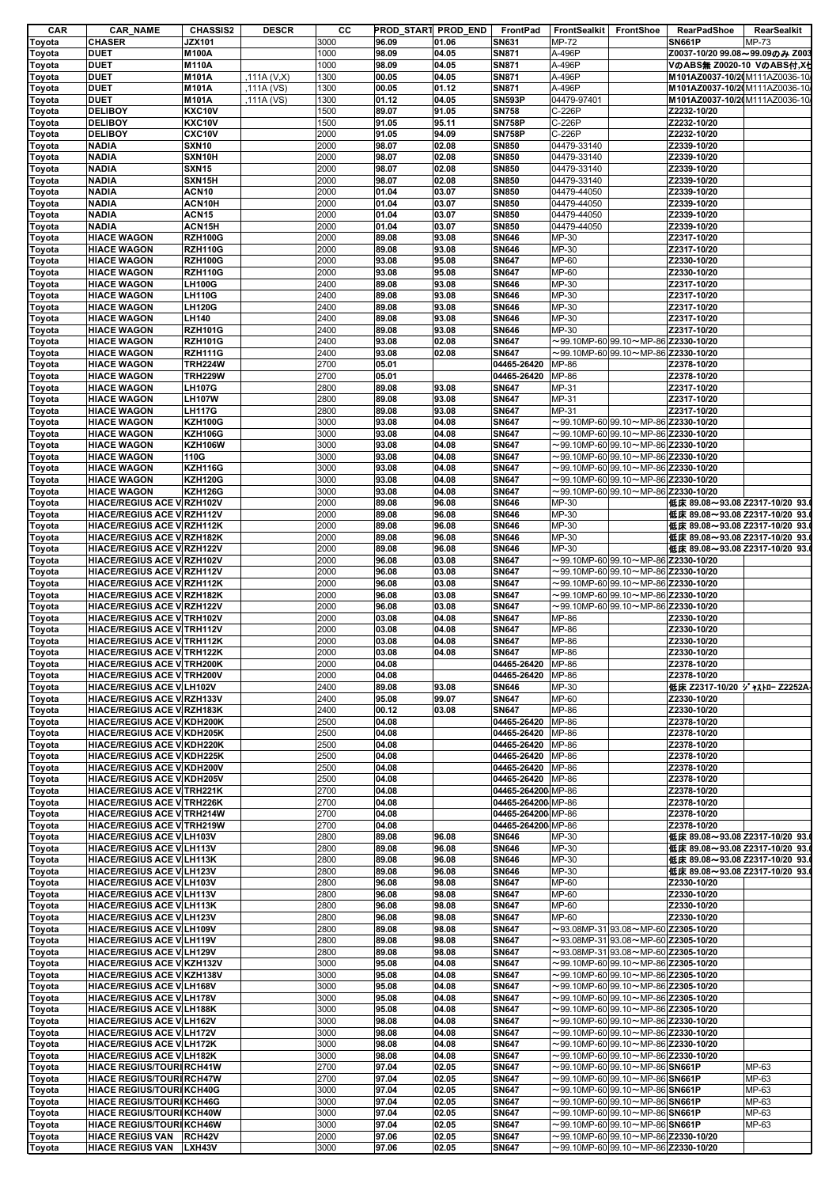| CAR | CAR_NAME | CHASSIS2 | DESCR | CC | PROD_START | PROD_END | FrontPad | FrontSealkit | FrontShoe | RearPadShoe | RearSealkit |
|---|---|---|---|---|---|---|---|---|---|---|---|
| Toyota | CHASER | JZX101 | | 3000 | 96.09 | 01.06 | SN631 | MP-72 | | SN661P | MP-73 |
| Toyota | DUET | M100A | | 1000 | 98.09 | 04.05 | SN871 | A-496P | | Z0037-10/20 99.08～99.09のみ Z003 | |
| Toyota | DUET | M110A | | 1000 | 98.09 | 04.05 | SN871 | A-496P | | VのABS無 Z0020-10 VのABS付,Xも | |
| Toyota | DUET | M101A | ,111A (V,X) | 1300 | 00.05 | 04.05 | SN871 | A-496P | | M101AZ0037-10/2(M111AZ0036-10 | |
| Toyota | DUET | M101A | ,111A (VS) | 1300 | 00.05 | 01.12 | SN871 | A-496P | | M101AZ0037-10/2(M111AZ0036-10 | |
| Toyota | DUET | M101A | ,111A (VS) | 1300 | 01.12 | 04.05 | SN593P | 04479-97401 | | M101AZ0037-10/2(M111AZ0036-10 | |
| Toyota | DELIBOY | KXC10V | | 1500 | 89.07 | 91.05 | SN758 | C-226P | | Z2232-10/20 | |
| Toyota | DELIBOY | KXC10V | | 1500 | 91.05 | 95.11 | SN758P | C-226P | | Z2232-10/20 | |
| Toyota | DELIBOY | CXC10V | | 2000 | 91.05 | 94.09 | SN758P | C-226P | | Z2232-10/20 | |
| Toyota | NADIA | SXN10 | | 2000 | 98.07 | 02.08 | SN850 | 04479-33140 | | Z2339-10/20 | |
| Toyota | NADIA | SXN10H | | 2000 | 98.07 | 02.08 | SN850 | 04479-33140 | | Z2339-10/20 | |
| Toyota | NADIA | SXN15 | | 2000 | 98.07 | 02.08 | SN850 | 04479-33140 | | Z2339-10/20 | |
| Toyota | NADIA | SXN15H | | 2000 | 98.07 | 02.08 | SN850 | 04479-33140 | | Z2339-10/20 | |
| Toyota | NADIA | ACN10 | | 2000 | 01.04 | 03.07 | SN850 | 04479-44050 | | Z2339-10/20 | |
| Toyota | NADIA | ACN10H | | 2000 | 01.04 | 03.07 | SN850 | 04479-44050 | | Z2339-10/20 | |
| Toyota | NADIA | ACN15 | | 2000 | 01.04 | 03.07 | SN850 | 04479-44050 | | Z2339-10/20 | |
| Toyota | NADIA | ACN15H | | 2000 | 01.04 | 03.07 | SN850 | 04479-44050 | | Z2339-10/20 | |
| Toyota | HIACE WAGON | RZH100G | | 2000 | 89.08 | 93.08 | SN646 | MP-30 | | Z2317-10/20 | |
| Toyota | HIACE WAGON | RZH110G | | 2000 | 89.08 | 93.08 | SN646 | MP-30 | | Z2317-10/20 | |
| Toyota | HIACE WAGON | RZH100G | | 2000 | 93.08 | 95.08 | SN647 | MP-60 | | Z2330-10/20 | |
| Toyota | HIACE WAGON | RZH110G | | 2000 | 93.08 | 95.08 | SN647 | MP-60 | | Z2330-10/20 | |
| Toyota | HIACE WAGON | LH100G | | 2400 | 89.08 | 93.08 | SN646 | MP-30 | | Z2317-10/20 | |
| Toyota | HIACE WAGON | LH110G | | 2400 | 89.08 | 93.08 | SN646 | MP-30 | | Z2317-10/20 | |
| Toyota | HIACE WAGON | LH120G | | 2400 | 89.08 | 93.08 | SN646 | MP-30 | | Z2317-10/20 | |
| Toyota | HIACE WAGON | LH140 | | 2400 | 89.08 | 93.08 | SN646 | MP-30 | | Z2317-10/20 | |
| Toyota | HIACE WAGON | RZH101G | | 2400 | 89.08 | 93.08 | SN646 | MP-30 | | Z2317-10/20 | |
| Toyota | HIACE WAGON | RZH101G | | 2400 | 93.08 | 02.08 | SN647 | ～99.10MP-60 | 99.10～MP-86 | Z2330-10/20 | |
| Toyota | HIACE WAGON | RZH111G | | 2400 | 93.08 | 02.08 | SN647 | ～99.10MP-60 | 99.10～MP-86 | Z2330-10/20 | |
| Toyota | HIACE WAGON | TRH224W | | 2700 | 05.01 | | 04465-26420 | MP-86 | | Z2378-10/20 | |
| Toyota | HIACE WAGON | TRH229W | | 2700 | 05.01 | | 04465-26420 | MP-86 | | Z2378-10/20 | |
| Toyota | HIACE WAGON | LH107G | | 2800 | 89.08 | 93.08 | SN647 | MP-31 | | Z2317-10/20 | |
| Toyota | HIACE WAGON | LH107W | | 2800 | 89.08 | 93.08 | SN647 | MP-31 | | Z2317-10/20 | |
| Toyota | HIACE WAGON | LH117G | | 2800 | 89.08 | 93.08 | SN647 | MP-31 | | Z2317-10/20 | |
| Toyota | HIACE WAGON | KZH100G | | 3000 | 93.08 | 04.08 | SN647 | ～99.10MP-60 | 99.10～MP-86 | Z2330-10/20 | |
| Toyota | HIACE WAGON | KZH106G | | 3000 | 93.08 | 04.08 | SN647 | ～99.10MP-60 | 99.10～MP-86 | Z2330-10/20 | |
| Toyota | HIACE WAGON | KZH106W | | 3000 | 93.08 | 04.08 | SN647 | ～99.10MP-60 | 99.10～MP-86 | Z2330-10/20 | |
| Toyota | HIACE WAGON | 110G | | 3000 | 93.08 | 04.08 | SN647 | ～99.10MP-60 | 99.10～MP-86 | Z2330-10/20 | |
| Toyota | HIACE WAGON | KZH116G | | 3000 | 93.08 | 04.08 | SN647 | ～99.10MP-60 | 99.10～MP-86 | Z2330-10/20 | |
| Toyota | HIACE WAGON | KZH120G | | 3000 | 93.08 | 04.08 | SN647 | ～99.10MP-60 | 99.10～MP-86 | Z2330-10/20 | |
| Toyota | HIACE WAGON | KZH126G | | 3000 | 93.08 | 04.08 | SN647 | ～99.10MP-60 | 99.10～MP-86 | Z2330-10/20 | |
| Toyota | HIACE/REGIUS ACE V | RZH102V | | 2000 | 89.08 | 96.08 | SN646 | MP-30 | | 低床 89.08～93.08 Z2317-10/20 93.0 | |
| Toyota | HIACE/REGIUS ACE V | RZH112V | | 2000 | 89.08 | 96.08 | SN646 | MP-30 | | 低床 89.08～93.08 Z2317-10/20 93.0 | |
| Toyota | HIACE/REGIUS ACE V | RZH112K | | 2000 | 89.08 | 96.08 | SN646 | MP-30 | | 低床 89.08～93.08 Z2317-10/20 93.0 | |
| Toyota | HIACE/REGIUS ACE V | RZH182K | | 2000 | 89.08 | 96.08 | SN646 | MP-30 | | 低床 89.08～93.08 Z2317-10/20 93.0 | |
| Toyota | HIACE/REGIUS ACE V | RZH122V | | 2000 | 89.08 | 96.08 | SN646 | MP-30 | | 低床 89.08～93.08 Z2317-10/20 93.0 | |
| Toyota | HIACE/REGIUS ACE V | RZH102V | | 2000 | 96.08 | 03.08 | SN647 | ～99.10MP-60 | 99.10～MP-86 | Z2330-10/20 | |
| Toyota | HIACE/REGIUS ACE V | RZH112V | | 2000 | 96.08 | 03.08 | SN647 | ～99.10MP-60 | 99.10～MP-86 | Z2330-10/20 | |
| Toyota | HIACE/REGIUS ACE V | RZH112K | | 2000 | 96.08 | 03.08 | SN647 | ～99.10MP-60 | 99.10～MP-86 | Z2330-10/20 | |
| Toyota | HIACE/REGIUS ACE V | RZH182K | | 2000 | 96.08 | 03.08 | SN647 | ～99.10MP-60 | 99.10～MP-86 | Z2330-10/20 | |
| Toyota | HIACE/REGIUS ACE V | RZH122V | | 2000 | 96.08 | 03.08 | SN647 | ～99.10MP-60 | 99.10～MP-86 | Z2330-10/20 | |
| Toyota | HIACE/REGIUS ACE V | TRH102V | | 2000 | 03.08 | 04.08 | SN647 | MP-86 | | Z2330-10/20 | |
| Toyota | HIACE/REGIUS ACE V | TRH112V | | 2000 | 03.08 | 04.08 | SN647 | MP-86 | | Z2330-10/20 | |
| Toyota | HIACE/REGIUS ACE V | TRH112K | | 2000 | 03.08 | 04.08 | SN647 | MP-86 | | Z2330-10/20 | |
| Toyota | HIACE/REGIUS ACE V | TRH122K | | 2000 | 03.08 | 04.08 | SN647 | MP-86 | | Z2330-10/20 | |
| Toyota | HIACE/REGIUS ACE V | TRH200K | | 2000 | 04.08 | | 04465-26420 | MP-86 | | Z2378-10/20 | |
| Toyota | HIACE/REGIUS ACE V | TRH200V | | 2000 | 04.08 | | 04465-26420 | MP-86 | | Z2378-10/20 | |
| Toyota | HIACE/REGIUS ACE V | LH102V | | 2400 | 89.08 | 93.08 | SN646 | MP-30 | | 低床 Z2317-10/20 ｼﾞｬｽﾄﾛｰ Z2252A- | |
| Toyota | HIACE/REGIUS ACE V | RZH133V | | 2400 | 95.08 | 99.07 | SN647 | MP-60 | | Z2330-10/20 | |
| Toyota | HIACE/REGIUS ACE V | RZH183K | | 2400 | 00.12 | 03.08 | SN647 | MP-86 | | Z2330-10/20 | |
| Toyota | HIACE/REGIUS ACE V | KDH200K | | 2500 | 04.08 | | 04465-26420 | MP-86 | | Z2378-10/20 | |
| Toyota | HIACE/REGIUS ACE V | KDH205K | | 2500 | 04.08 | | 04465-26420 | MP-86 | | Z2378-10/20 | |
| Toyota | HIACE/REGIUS ACE V | KDH220K | | 2500 | 04.08 | | 04465-26420 | MP-86 | | Z2378-10/20 | |
| Toyota | HIACE/REGIUS ACE V | KDH225K | | 2500 | 04.08 | | 04465-26420 | MP-86 | | Z2378-10/20 | |
| Toyota | HIACE/REGIUS ACE V | KDH200V | | 2500 | 04.08 | | 04465-26420 | MP-86 | | Z2378-10/20 | |
| Toyota | HIACE/REGIUS ACE V | KDH205V | | 2500 | 04.08 | | 04465-26420 | MP-86 | | Z2378-10/20 | |
| Toyota | HIACE/REGIUS ACE V | TRH221K | | 2700 | 04.08 | | 04465-264200 | MP-86 | | Z2378-10/20 | |
| Toyota | HIACE/REGIUS ACE V | TRH226K | | 2700 | 04.08 | | 04465-264200 | MP-86 | | Z2378-10/20 | |
| Toyota | HIACE/REGIUS ACE V | TRH214W | | 2700 | 04.08 | | 04465-264200 | MP-86 | | Z2378-10/20 | |
| Toyota | HIACE/REGIUS ACE V | TRH219W | | 2700 | 04.08 | | 04465-264200 | MP-86 | | Z2378-10/20 | |
| Toyota | HIACE/REGIUS ACE V | LH103V | | 2800 | 89.08 | 96.08 | SN646 | MP-30 | | 低床 89.08～93.08 Z2317-10/20 93.0 | |
| Toyota | HIACE/REGIUS ACE V | LH113V | | 2800 | 89.08 | 96.08 | SN646 | MP-30 | | 低床 89.08～93.08 Z2317-10/20 93.0 | |
| Toyota | HIACE/REGIUS ACE V | LH113K | | 2800 | 89.08 | 96.08 | SN646 | MP-30 | | 低床 89.08～93.08 Z2317-10/20 93.0 | |
| Toyota | HIACE/REGIUS ACE V | LH123V | | 2800 | 89.08 | 96.08 | SN646 | MP-30 | | 低床 89.08～93.08 Z2317-10/20 93.0 | |
| Toyota | HIACE/REGIUS ACE V | LH103V | | 2800 | 96.08 | 98.08 | SN647 | MP-60 | | Z2330-10/20 | |
| Toyota | HIACE/REGIUS ACE V | LH113V | | 2800 | 96.08 | 98.08 | SN647 | MP-60 | | Z2330-10/20 | |
| Toyota | HIACE/REGIUS ACE V | LH113K | | 2800 | 96.08 | 98.08 | SN647 | MP-60 | | Z2330-10/20 | |
| Toyota | HIACE/REGIUS ACE V | LH123V | | 2800 | 96.08 | 98.08 | SN647 | MP-60 | | Z2330-10/20 | |
| Toyota | HIACE/REGIUS ACE V | LH109V | | 2800 | 89.08 | 98.08 | SN647 | ～93.08MP-31 | 93.08～MP-60 | Z2305-10/20 | |
| Toyota | HIACE/REGIUS ACE V | LH119V | | 2800 | 89.08 | 98.08 | SN647 | ～93.08MP-31 | 93.08～MP-60 | Z2305-10/20 | |
| Toyota | HIACE/REGIUS ACE V | LH129V | | 2800 | 89.08 | 98.08 | SN647 | ～93.08MP-31 | 93.08～MP-60 | Z2305-10/20 | |
| Toyota | HIACE/REGIUS ACE V | KZH132V | | 3000 | 95.08 | 04.08 | SN647 | ～99.10MP-60 | 99.10～MP-86 | Z2305-10/20 | |
| Toyota | HIACE/REGIUS ACE V | KZH138V | | 3000 | 95.08 | 04.08 | SN647 | ～99.10MP-60 | 99.10～MP-86 | Z2305-10/20 | |
| Toyota | HIACE/REGIUS ACE V | LH168V | | 3000 | 95.08 | 04.08 | SN647 | ～99.10MP-60 | 99.10～MP-86 | Z2305-10/20 | |
| Toyota | HIACE/REGIUS ACE V | LH178V | | 3000 | 95.08 | 04.08 | SN647 | ～99.10MP-60 | 99.10～MP-86 | Z2305-10/20 | |
| Toyota | HIACE/REGIUS ACE V | LH188K | | 3000 | 95.08 | 04.08 | SN647 | ～99.10MP-60 | 99.10～MP-86 | Z2305-10/20 | |
| Toyota | HIACE/REGIUS ACE V | LH162V | | 3000 | 98.08 | 04.08 | SN647 | ～99.10MP-60 | 99.10～MP-86 | Z2330-10/20 | |
| Toyota | HIACE/REGIUS ACE V | LH172V | | 3000 | 98.08 | 04.08 | SN647 | ～99.10MP-60 | 99.10～MP-86 | Z2330-10/20 | |
| Toyota | HIACE/REGIUS ACE V | LH172K | | 3000 | 98.08 | 04.08 | SN647 | ～99.10MP-60 | 99.10～MP-86 | Z2330-10/20 | |
| Toyota | HIACE/REGIUS ACE V | LH182K | | 3000 | 98.08 | 04.08 | SN647 | ～99.10MP-60 | 99.10～MP-86 | Z2330-10/20 | |
| Toyota | HIACE REGIUS/TOURI | RCH41W | | 2700 | 97.04 | 02.05 | SN647 | ～99.10MP-60 | 99.10～MP-86 | SN661P | MP-63 |
| Toyota | HIACE REGIUS/TOURI | RCH47W | | 2700 | 97.04 | 02.05 | SN647 | ～99.10MP-60 | 99.10～MP-86 | SN661P | MP-63 |
| Toyota | HIACE REGIUS/TOURI | KCH40G | | 3000 | 97.04 | 02.05 | SN647 | ～99.10MP-60 | 99.10～MP-86 | SN661P | MP-63 |
| Toyota | HIACE REGIUS/TOURI | KCH46G | | 3000 | 97.04 | 02.05 | SN647 | ～99.10MP-60 | 99.10～MP-86 | SN661P | MP-63 |
| Toyota | HIACE REGIUS/TOURI | KCH40W | | 3000 | 97.04 | 02.05 | SN647 | ～99.10MP-60 | 99.10～MP-86 | SN661P | MP-63 |
| Toyota | HIACE REGIUS/TOURI | KCH46W | | 3000 | 97.04 | 02.05 | SN647 | ～99.10MP-60 | 99.10～MP-86 | SN661P | MP-63 |
| Toyota | HIACE REGIUS VAN | RCH42V | | 2000 | 97.06 | 02.05 | SN647 | ～99.10MP-60 | 99.10～MP-86 | Z2330-10/20 | |
| Toyota | HIACE REGIUS VAN | LXH43V | | 3000 | 97.06 | 02.05 | SN647 | ～99.10MP-60 | 99.10～MP-86 | Z2330-10/20 | |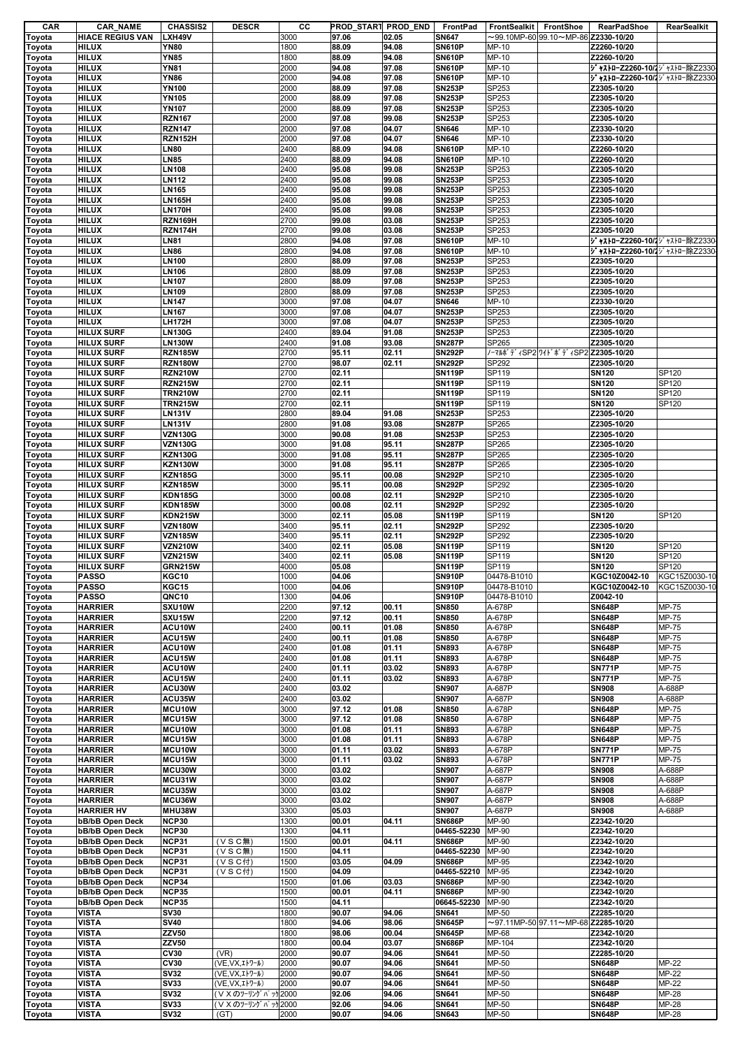| CAR | CAR_NAME | CHASSIS2 | DESCR | CC | PROD_START | PROD_END | FrontPad | FrontSealkit | FrontShoe | RearPadShoe | RearSealkit |
|---|---|---|---|---|---|---|---|---|---|---|---|
| Toyota | HIACE REGIUS VAN | LXH49V | | 3000 | 97.06 | 02.05 | SN647 | ～99.10MP-60 | 99.10～MP-86 | Z2330-10/20 | |
| Toyota | HILUX | YN80 | | 1800 | 88.09 | 94.08 | SN610P | MP-10 | | Z2260-10/20 | |
| Toyota | HILUX | YN85 | | 1800 | 88.09 | 94.08 | SN610P | MP-10 | | Z2260-10/20 | |
| Toyota | HILUX | YN81 | | 2000 | 94.08 | 97.08 | SN610P | MP-10 | | ｼﾞｬｽﾄﾛｰZ2260-10/2 | ｼﾞｬｽﾄﾛｰ除Z2330 |
| Toyota | HILUX | YN86 | | 2000 | 94.08 | 97.08 | SN610P | MP-10 | | ｼﾞｬｽﾄﾛｰZ2260-10/2 | ｼﾞｬｽﾄﾛｰ除Z2330 |
| Toyota | HILUX | YN100 | | 2000 | 88.09 | 97.08 | SN253P | SP253 | | Z2305-10/20 | |
| Toyota | HILUX | YN105 | | 2000 | 88.09 | 97.08 | SN253P | SP253 | | Z2305-10/20 | |
| Toyota | HILUX | YN107 | | 2000 | 88.09 | 97.08 | SN253P | SP253 | | Z2305-10/20 | |
| Toyota | HILUX | RZN167 | | 2000 | 97.08 | 99.08 | SN253P | SP253 | | Z2305-10/20 | |
| Toyota | HILUX | RZN147 | | 2000 | 97.08 | 04.07 | SN646 | MP-10 | | Z2330-10/20 | |
| Toyota | HILUX | RZN152H | | 2000 | 97.08 | 04.07 | SN646 | MP-10 | | Z2330-10/20 | |
| Toyota | HILUX | LN80 | | 2400 | 88.09 | 94.08 | SN610P | MP-10 | | Z2260-10/20 | |
| Toyota | HILUX | LN85 | | 2400 | 88.09 | 94.08 | SN610P | MP-10 | | Z2260-10/20 | |
| Toyota | HILUX | LN108 | | 2400 | 95.08 | 99.08 | SN253P | SP253 | | Z2305-10/20 | |
| Toyota | HILUX | LN112 | | 2400 | 95.08 | 99.08 | SN253P | SP253 | | Z2305-10/20 | |
| Toyota | HILUX | LN165 | | 2400 | 95.08 | 99.08 | SN253P | SP253 | | Z2305-10/20 | |
| Toyota | HILUX | LN165H | | 2400 | 95.08 | 99.08 | SN253P | SP253 | | Z2305-10/20 | |
| Toyota | HILUX | LN170H | | 2400 | 95.08 | 99.08 | SN253P | SP253 | | Z2305-10/20 | |
| Toyota | HILUX | RZN169H | | 2700 | 99.08 | 03.08 | SN253P | SP253 | | Z2305-10/20 | |
| Toyota | HILUX | RZN174H | | 2700 | 99.08 | 03.08 | SN253P | SP253 | | Z2305-10/20 | |
| Toyota | HILUX | LN81 | | 2800 | 94.08 | 97.08 | SN610P | MP-10 | | ｼﾞｬｽﾄﾛｰZ2260-10/2 | ｼﾞｬｽﾄﾛｰ除Z2330 |
| Toyota | HILUX | LN86 | | 2800 | 94.08 | 97.08 | SN610P | MP-10 | | ｼﾞｬｽﾄﾛｰZ2260-10/2 | ｼﾞｬｽﾄﾛｰ除Z2330 |
| Toyota | HILUX | LN100 | | 2800 | 88.09 | 97.08 | SN253P | SP253 | | Z2305-10/20 | |
| Toyota | HILUX | LN106 | | 2800 | 88.09 | 97.08 | SN253P | SP253 | | Z2305-10/20 | |
| Toyota | HILUX | LN107 | | 2800 | 88.09 | 97.08 | SN253P | SP253 | | Z2305-10/20 | |
| Toyota | HILUX | LN109 | | 2800 | 88.09 | 97.08 | SN253P | SP253 | | Z2305-10/20 | |
| Toyota | HILUX | LN147 | | 3000 | 97.08 | 04.07 | SN646 | MP-10 | | Z2330-10/20 | |
| Toyota | HILUX | LN167 | | 3000 | 97.08 | 04.07 | SN253P | SP253 | | Z2305-10/20 | |
| Toyota | HILUX | LH172H | | 3000 | 97.08 | 04.07 | SN253P | SP253 | | Z2305-10/20 | |
| Toyota | HILUX SURF | LN130G | | 2400 | 89.04 | 91.08 | SN253P | SP253 | | Z2305-10/20 | |
| Toyota | HILUX SURF | LN130W | | 2400 | 91.08 | 93.08 | SN287P | SP265 | | Z2305-10/20 | |
| Toyota | HILUX SURF | RZN185W | | 2700 | 95.11 | 02.11 | SN292P | ﾉｰﾏﾙﾎﾞﾃﾞｨSP2 | ﾜｲﾄﾞﾎﾞﾃﾞｨSP2 | Z2305-10/20 | |
| Toyota | HILUX SURF | RZN180W | | 2700 | 98.07 | 02.11 | SN292P | SP292 | | Z2305-10/20 | |
| Toyota | HILUX SURF | RZN210W | | 2700 | 02.11 | | SN119P | SP119 | | SN120 | SP120 |
| Toyota | HILUX SURF | RZN215W | | 2700 | 02.11 | | SN119P | SP119 | | SN120 | SP120 |
| Toyota | HILUX SURF | TRN210W | | 2700 | 02.11 | | SN119P | SP119 | | SN120 | SP120 |
| Toyota | HILUX SURF | TRN215W | | 2700 | 02.11 | | SN119P | SP119 | | SN120 | SP120 |
| Toyota | HILUX SURF | LN131V | | 2800 | 89.04 | 91.08 | SN253P | SP253 | | Z2305-10/20 | |
| Toyota | HILUX SURF | LN131V | | 2800 | 91.08 | 93.08 | SN287P | SP265 | | Z2305-10/20 | |
| Toyota | HILUX SURF | VZN130G | | 3000 | 90.08 | 91.08 | SN253P | SP253 | | Z2305-10/20 | |
| Toyota | HILUX SURF | VZN130G | | 3000 | 91.08 | 95.11 | SN287P | SP265 | | Z2305-10/20 | |
| Toyota | HILUX SURF | KZN130G | | 3000 | 91.08 | 95.11 | SN287P | SP265 | | Z2305-10/20 | |
| Toyota | HILUX SURF | KZN130W | | 3000 | 91.08 | 95.11 | SN287P | SP265 | | Z2305-10/20 | |
| Toyota | HILUX SURF | KZN185G | | 3000 | 95.11 | 00.08 | SN292P | SP210 | | Z2305-10/20 | |
| Toyota | HILUX SURF | KZN185W | | 3000 | 95.11 | 00.08 | SN292P | SP292 | | Z2305-10/20 | |
| Toyota | HILUX SURF | KDN185G | | 3000 | 00.08 | 02.11 | SN292P | SP210 | | Z2305-10/20 | |
| Toyota | HILUX SURF | KDN185W | | 3000 | 00.08 | 02.11 | SN292P | SP292 | | Z2305-10/20 | |
| Toyota | HILUX SURF | KDN215W | | 3000 | 02.11 | 05.08 | SN119P | SP119 | | SN120 | SP120 |
| Toyota | HILUX SURF | VZN180W | | 3400 | 95.11 | 02.11 | SN292P | SP292 | | Z2305-10/20 | |
| Toyota | HILUX SURF | VZN185W | | 3400 | 95.11 | 02.11 | SN292P | SP292 | | Z2305-10/20 | |
| Toyota | HILUX SURF | VZN210W | | 3400 | 02.11 | 05.08 | SN119P | SP119 | | SN120 | SP120 |
| Toyota | HILUX SURF | VZN215W | | 3400 | 02.11 | 05.08 | SN119P | SP119 | | SN120 | SP120 |
| Toyota | HILUX SURF | GRN215W | | 4000 | 05.08 | | SN119P | SP119 | | SN120 | SP120 |
| Toyota | PASSO | KGC10 | | 1000 | 04.06 | | SN910P | 04478-B1010 | | KGC10Z0042-10 | KGC15Z0030-10 |
| Toyota | PASSO | KGC15 | | 1000 | 04.06 | | SN910P | 04478-B1010 | | KGC10Z0042-10 | KGC15Z0030-10 |
| Toyota | PASSO | QNC10 | | 1300 | 04.06 | | SN910P | 04478-B1010 | | Z0042-10 | |
| Toyota | HARRIER | SXU10W | | 2200 | 97.12 | 00.11 | SN850 | A-678P | | SN648P | MP-75 |
| Toyota | HARRIER | SXU15W | | 2200 | 97.12 | 00.11 | SN850 | A-678P | | SN648P | MP-75 |
| Toyota | HARRIER | ACU10W | | 2400 | 00.11 | 01.08 | SN850 | A-678P | | SN648P | MP-75 |
| Toyota | HARRIER | ACU15W | | 2400 | 00.11 | 01.08 | SN850 | A-678P | | SN648P | MP-75 |
| Toyota | HARRIER | ACU10W | | 2400 | 01.08 | 01.11 | SN893 | A-678P | | SN648P | MP-75 |
| Toyota | HARRIER | ACU15W | | 2400 | 01.08 | 01.11 | SN893 | A-678P | | SN648P | MP-75 |
| Toyota | HARRIER | ACU10W | | 2400 | 01.11 | 03.02 | SN893 | A-678P | | SN771P | MP-75 |
| Toyota | HARRIER | ACU15W | | 2400 | 01.11 | 03.02 | SN893 | A-678P | | SN771P | MP-75 |
| Toyota | HARRIER | ACU30W | | 2400 | 03.02 | | SN907 | A-687P | | SN908 | A-688P |
| Toyota | HARRIER | ACU35W | | 2400 | 03.02 | | SN907 | A-687P | | SN908 | A-688P |
| Toyota | HARRIER | MCU10W | | 3000 | 97.12 | 01.08 | SN850 | A-678P | | SN648P | MP-75 |
| Toyota | HARRIER | MCU15W | | 3000 | 97.12 | 01.08 | SN850 | A-678P | | SN648P | MP-75 |
| Toyota | HARRIER | MCU10W | | 3000 | 01.08 | 01.11 | SN893 | A-678P | | SN648P | MP-75 |
| Toyota | HARRIER | MCU15W | | 3000 | 01.08 | 01.11 | SN893 | A-678P | | SN648P | MP-75 |
| Toyota | HARRIER | MCU10W | | 3000 | 01.11 | 03.02 | SN893 | A-678P | | SN771P | MP-75 |
| Toyota | HARRIER | MCU15W | | 3000 | 01.11 | 03.02 | SN893 | A-678P | | SN771P | MP-75 |
| Toyota | HARRIER | MCU30W | | 3000 | 03.02 | | SN907 | A-687P | | SN908 | A-688P |
| Toyota | HARRIER | MCU31W | | 3000 | 03.02 | | SN907 | A-687P | | SN908 | A-688P |
| Toyota | HARRIER | MCU35W | | 3000 | 03.02 | | SN907 | A-687P | | SN908 | A-688P |
| Toyota | HARRIER | MCU36W | | 3000 | 03.02 | | SN907 | A-687P | | SN908 | A-688P |
| Toyota | HARRIER HV | MHU38W | | 3300 | 05.03 | | SN907 | A-687P | | SN908 | A-688P |
| Toyota | bB/bB Open Deck | NCP30 | | 1300 | 00.01 | 04.11 | SN686P | MP-90 | | Z2342-10/20 | |
| Toyota | bB/bB Open Deck | NCP30 | | 1300 | 04.11 | | 04465-52230 | MP-90 | | Z2342-10/20 | |
| Toyota | bB/bB Open Deck | NCP31 | （ＶＳＣ無） | 1500 | 00.01 | 04.11 | SN686P | MP-90 | | Z2342-10/20 | |
| Toyota | bB/bB Open Deck | NCP31 | （ＶＳＣ無） | 1500 | 04.11 | | 04465-52230 | MP-90 | | Z2342-10/20 | |
| Toyota | bB/bB Open Deck | NCP31 | （ＶＳＣ付） | 1500 | 03.05 | 04.09 | SN686P | MP-95 | | Z2342-10/20 | |
| Toyota | bB/bB Open Deck | NCP31 | （ＶＳＣ付） | 1500 | 04.09 | | 04465-52210 | MP-95 | | Z2342-10/20 | |
| Toyota | bB/bB Open Deck | NCP34 | | 1500 | 01.06 | 03.03 | SN686P | MP-90 | | Z2342-10/20 | |
| Toyota | bB/bB Open Deck | NCP35 | | 1500 | 00.01 | 04.11 | SN686P | MP-90 | | Z2342-10/20 | |
| Toyota | bB/bB Open Deck | NCP35 | | 1500 | 04.11 | | 06645-52230 | MP-90 | | Z2342-10/20 | |
| Toyota | VISTA | SV30 | | 1800 | 90.07 | 94.06 | SN641 | MP-50 | | Z2285-10/20 | |
| Toyota | VISTA | SV40 | | 1800 | 94.06 | 98.06 | SN645P | ～97.11MP-50 | 97.11～MP-68 | Z2285-10/20 | |
| Toyota | VISTA | ZZV50 | | 1800 | 98.06 | 00.04 | SN645P | MP-68 | | Z2342-10/20 | |
| Toyota | VISTA | ZZV50 | | 1800 | 00.04 | 03.07 | SN686P | MP-104 | | Z2342-10/20 | |
| Toyota | VISTA | CV30 | (VR) | 2000 | 90.07 | 94.06 | SN641 | MP-50 | | Z2285-10/20 | |
| Toyota | VISTA | CV30 | (VE,VX,ｴﾄﾜｰﾙ) | 2000 | 90.07 | 94.06 | SN641 | MP-50 | | SN648P | MP-22 |
| Toyota | VISTA | SV32 | (VE,VX,ｴﾄﾜｰﾙ) | 2000 | 90.07 | 94.06 | SN641 | MP-50 | | SN648P | MP-22 |
| Toyota | VISTA | SV33 | (VE,VX,ｴﾄﾜｰﾙ) | 2000 | 90.07 | 94.06 | SN641 | MP-50 | | SN648P | MP-22 |
| Toyota | VISTA | SV32 | (ＶＸのﾂｰﾘﾝｸﾞﾊﾟｯｹ | 2000 | 92.06 | 94.06 | SN641 | MP-50 | | SN648P | MP-28 |
| Toyota | VISTA | SV33 | (ＶＸのﾂｰﾘﾝｸﾞﾊﾟｯｹ | 2000 | 92.06 | 94.06 | SN641 | MP-50 | | SN648P | MP-28 |
| Toyota | VISTA | SV32 | (GT) | 2000 | 90.07 | 94.06 | SN643 | MP-50 | | SN648P | MP-28 |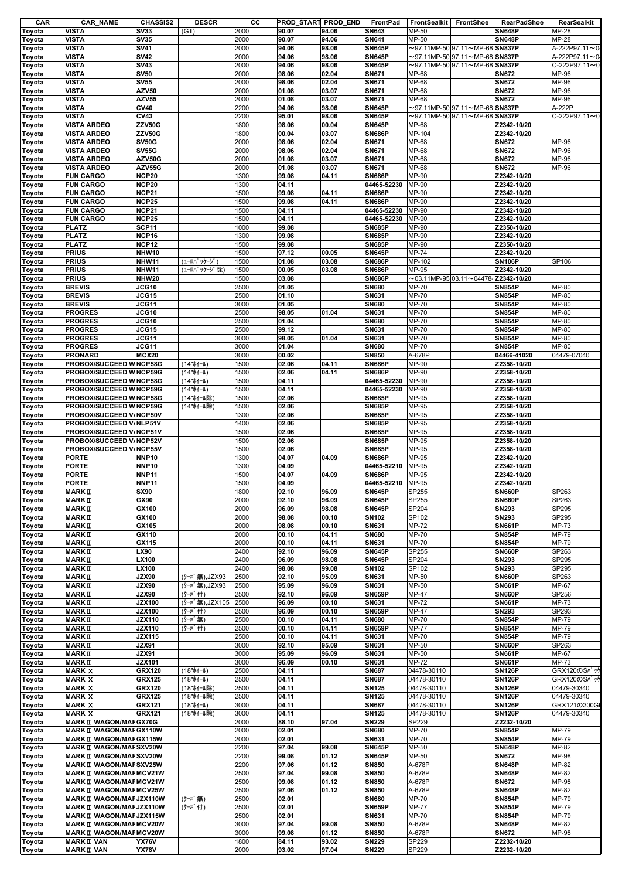| CAR | CAR_NAME | CHASSIS2 | DESCR | CC | PROD_START | PROD_END | FrontPad | FrontSealkit | FrontShoe | RearPadShoe | RearSealkit |
|---|---|---|---|---|---|---|---|---|---|---|---|
| Toyota | VISTA | SV33 | (GT) | 2000 | 90.07 | 94.06 | SN643 | MP-50 | | SN648P | MP-28 |
| Toyota | VISTA | SV35 | | 2000 | 90.07 | 94.06 | SN641 | MP-50 | | SN648P | MP-28 |
| Toyota | VISTA | SV41 | | 2000 | 94.06 | 98.06 | SN645P | ～97.11MP-50 | 97.11～MP-68 | SN837P | A-222P97.11～0 |
| Toyota | VISTA | SV42 | | 2000 | 94.06 | 98.06 | SN645P | ～97.11MP-50 | 97.11～MP-68 | SN837P | A-222P97.11～0 |
| Toyota | VISTA | SV43 | | 2000 | 94.06 | 98.06 | SN645P | ～97.11MP-50 | 97.11～MP-68 | SN837P | C-222P97.11～0 |
| Toyota | VISTA | SV50 | | 2000 | 98.06 | 02.04 | SN671 | MP-68 | | SN672 | MP-96 |
| Toyota | VISTA | SV55 | | 2000 | 98.06 | 02.04 | SN671 | MP-68 | | SN672 | MP-96 |
| Toyota | VISTA | AZV50 | | 2000 | 01.08 | 03.07 | SN671 | MP-68 | | SN672 | MP-96 |
| Toyota | VISTA | AZV55 | | 2000 | 01.08 | 03.07 | SN671 | MP-68 | | SN672 | MP-96 |
| Toyota | VISTA | CV40 | | 2200 | 94.06 | 98.06 | SN645P | ～97.11MP-50 | 97.11～MP-68 | SN837P | A-222P |
| Toyota | VISTA | CV43 | | 2200 | 95.01 | 98.06 | SN645P | ～97.11MP-50 | 97.11～MP-68 | SN837P | C-222P97.11～0 |
| Toyota | VISTA ARDEO | ZZV50G | | 1800 | 98.06 | 00.04 | SN645P | MP-68 | | Z2342-10/20 | |
| Toyota | VISTA ARDEO | ZZV50G | | 1800 | 00.04 | 03.07 | SN686P | MP-104 | | Z2342-10/20 | |
| Toyota | VISTA ARDEO | SV50G | | 2000 | 98.06 | 02.04 | SN671 | MP-68 | | SN672 | MP-96 |
| Toyota | VISTA ARDEO | SV55G | | 2000 | 98.06 | 02.04 | SN671 | MP-68 | | SN672 | MP-96 |
| Toyota | VISTA ARDEO | AZV50G | | 2000 | 01.08 | 03.07 | SN671 | MP-68 | | SN672 | MP-96 |
| Toyota | VISTA ARDEO | AZV55G | | 2000 | 01.08 | 03.07 | SN671 | MP-68 | | SN672 | MP-96 |
| Toyota | FUN CARGO | NCP20 | | 1300 | 99.08 | 04.11 | SN686P | MP-90 | | Z2342-10/20 | |
| Toyota | FUN CARGO | NCP20 | | 1300 | 04.11 | | 04465-52230 | MP-90 | | Z2342-10/20 | |
| Toyota | FUN CARGO | NCP21 | | 1500 | 99.08 | 04.11 | SN686P | MP-90 | | Z2342-10/20 | |
| Toyota | FUN CARGO | NCP25 | | 1500 | 99.08 | 04.11 | SN686P | MP-90 | | Z2342-10/20 | |
| Toyota | FUN CARGO | NCP21 | | 1500 | 04.11 | | 04465-52230 | MP-90 | | Z2342-10/20 | |
| Toyota | FUN CARGO | NCP25 | | 1500 | 04.11 | | 04465-52230 | MP-90 | | Z2342-10/20 | |
| Toyota | PLATZ | SCP11 | | 1000 | 99.08 | | SN685P | MP-90 | | Z2350-10/20 | |
| Toyota | PLATZ | NCP16 | | 1300 | 99.08 | | SN685P | MP-90 | | Z2342-10/20 | |
| Toyota | PLATZ | NCP12 | | 1500 | 99.08 | | SN685P | MP-90 | | Z2350-10/20 | |
| Toyota | PRIUS | NHW10 | | 1500 | 97.12 | 00.05 | SN645P | MP-74 | | Z2342-10/20 | |
| Toyota | PRIUS | NHW11 | (ﾕｰﾛﾊﾟｯｹｰｼﾞ) | 1500 | 01.08 | 03.08 | SN686P | MP-102 | | SN106P | SP106 |
| Toyota | PRIUS | NHW11 | (ﾕｰﾛﾊﾟｯｹｰｼﾞ除) | 1500 | 00.05 | 03.08 | SN686P | MP-95 | | Z2342-10/20 | |
| Toyota | PRIUS | NHW20 | | 1500 | 03.08 | | SN686P | ～03.11MP-95 | 03.11～04478- | Z2342-10/20 | |
| Toyota | BREVIS | JCG10 | | 2500 | 01.05 | | SN680 | MP-70 | | SN854P | MP-80 |
| Toyota | BREVIS | JCG15 | | 2500 | 01.10 | | SN631 | MP-70 | | SN854P | MP-80 |
| Toyota | BREVIS | JCG11 | | 3000 | 01.05 | | SN680 | MP-70 | | SN854P | MP-80 |
| Toyota | PROGRES | JCG10 | | 2500 | 98.05 | 01.04 | SN631 | MP-70 | | SN854P | MP-80 |
| Toyota | PROGRES | JCG10 | | 2500 | 01.04 | | SN680 | MP-70 | | SN854P | MP-80 |
| Toyota | PROGRES | JCG15 | | 2500 | 99.12 | | SN631 | MP-70 | | SN854P | MP-80 |
| Toyota | PROGRES | JCG11 | | 3000 | 98.05 | 01.04 | SN631 | MP-70 | | SN854P | MP-80 |
| Toyota | PROGRES | JCG11 | | 3000 | 01.04 | | SN680 | MP-70 | | SN854P | MP-80 |
| Toyota | PRONARD | MCX20 | | 3000 | 00.02 | | SN850 | A-678P | | 04466-41020 | 04479-07040 |
| Toyota | PROBOX/SUCCEED W | NCP58G | (14"ﾎｲｰﾙ) | 1500 | 02.06 | 04.11 | SN686P | MP-90 | | Z2358-10/20 | |
| Toyota | PROBOX/SUCCEED W | NCP59G | (14"ﾎｲｰﾙ) | 1500 | 02.06 | 04.11 | SN686P | MP-90 | | Z2358-10/20 | |
| Toyota | PROBOX/SUCCEED W | NCP58G | (14"ﾎｲｰﾙ) | 1500 | 04.11 | | 04465-52230 | MP-90 | | Z2358-10/20 | |
| Toyota | PROBOX/SUCCEED W | NCP59G | (14"ﾎｲｰﾙ) | 1500 | 04.11 | | 04465-52230 | MP-90 | | Z2358-10/20 | |
| Toyota | PROBOX/SUCCEED W | NCP58G | (14"ﾎｲｰﾙ除) | 1500 | 02.06 | | SN685P | MP-95 | | Z2358-10/20 | |
| Toyota | PROBOX/SUCCEED W | NCP59G | (14"ﾎｲｰﾙ除) | 1500 | 02.06 | | SN685P | MP-95 | | Z2358-10/20 | |
| Toyota | PROBOX/SUCCEED V | NCP50V | | 1300 | 02.06 | | SN685P | MP-95 | | Z2358-10/20 | |
| Toyota | PROBOX/SUCCEED V | NLP51V | | 1400 | 02.06 | | SN685P | MP-95 | | Z2358-10/20 | |
| Toyota | PROBOX/SUCCEED V | NCP51V | | 1500 | 02.06 | | SN685P | MP-95 | | Z2358-10/20 | |
| Toyota | PROBOX/SUCCEED V | NCP52V | | 1500 | 02.06 | | SN685P | MP-95 | | Z2358-10/20 | |
| Toyota | PROBOX/SUCCEED V | NCP55V | | 1500 | 02.06 | | SN685P | MP-95 | | Z2358-10/20 | |
| Toyota | PORTE | NNP10 | | 1300 | 04.07 | 04.09 | SN686P | MP-95 | | Z2342-10/20 | |
| Toyota | PORTE | NNP10 | | 1300 | 04.09 | | 04465-52210 | MP-95 | | Z2342-10/20 | |
| Toyota | PORTE | NNP11 | | 1500 | 04.07 | 04.09 | SN686P | MP-95 | | Z2342-10/20 | |
| Toyota | PORTE | NNP11 | | 1500 | 04.09 | | 04465-52210 | MP-95 | | Z2342-10/20 | |
| Toyota | MARKⅡ | SX90 | | 1800 | 92.10 | 96.09 | SN645P | SP255 | | SN660P | SP263 |
| Toyota | MARKⅡ | GX90 | | 2000 | 92.10 | 96.09 | SN645P | SP255 | | SN660P | SP263 |
| Toyota | MARKⅡ | GX100 | | 2000 | 96.09 | 98.08 | SN645P | SP204 | | SN293 | SP295 |
| Toyota | MARKⅡ | GX100 | | 2000 | 98.08 | 00.10 | SN102 | SP102 | | SN293 | SP295 |
| Toyota | MARKⅡ | GX105 | | 2000 | 98.08 | 00.10 | SN631 | MP-72 | | SN661P | MP-73 |
| Toyota | MARKⅡ | GX110 | | 2000 | 00.10 | 04.11 | SN680 | MP-70 | | SN854P | MP-79 |
| Toyota | MARKⅡ | GX115 | | 2000 | 00.10 | 04.11 | SN631 | MP-70 | | SN854P | MP-79 |
| Toyota | MARKⅡ | LX90 | | 2400 | 92.10 | 96.09 | SN645P | SP255 | | SN660P | SP263 |
| Toyota | MARKⅡ | LX100 | | 2400 | 96.09 | 98.08 | SN645P | SP204 | | SN293 | SP295 |
| Toyota | MARKⅡ | LX100 | | 2400 | 98.08 | 99.08 | SN102 | SP102 | | SN293 | SP295 |
| Toyota | MARKⅡ | JZX90 | (ﾀｰﾎﾞ無),JZX93 | 2500 | 92.10 | 95.09 | SN631 | MP-50 | | SN660P | SP263 |
| Toyota | MARKⅡ | JZX90 | (ﾀｰﾎﾞ無),JZX93 | 2500 | 95.09 | 96.09 | SN631 | MP-50 | | SN661P | MP-67 |
| Toyota | MARKⅡ | JZX90 | (ﾀｰﾎﾞ付) | 2500 | 92.10 | 96.09 | SN659P | MP-47 | | SN660P | SP256 |
| Toyota | MARKⅡ | JZX100 | (ﾀｰﾎﾞ無),JZX105 | 2500 | 96.09 | 00.10 | SN631 | MP-72 | | SN661P | MP-73 |
| Toyota | MARKⅡ | JZX100 | (ﾀｰﾎﾞ付) | 2500 | 96.09 | 00.10 | SN659P | MP-47 | | SN293 | SP293 |
| Toyota | MARKⅡ | JZX110 | (ﾀｰﾎﾞ無) | 2500 | 00.10 | 04.11 | SN680 | MP-70 | | SN854P | MP-79 |
| Toyota | MARKⅡ | JZX110 | (ﾀｰﾎﾞ付) | 2500 | 00.10 | 04.11 | SN659P | MP-77 | | SN854P | MP-79 |
| Toyota | MARKⅡ | JZX115 | | 2500 | 00.10 | 04.11 | SN631 | MP-70 | | SN854P | MP-79 |
| Toyota | MARKⅡ | JZX91 | | 3000 | 92.10 | 95.09 | SN631 | MP-50 | | SN660P | SP263 |
| Toyota | MARKⅡ | JZX91 | | 3000 | 95.09 | 96.09 | SN631 | MP-50 | | SN661P | MP-67 |
| Toyota | MARKⅡ | JZX101 | | 3000 | 96.09 | 00.10 | SN631 | MP-72 | | SN661P | MP-73 |
| Toyota | MARK X | GRX120 | (18"ﾎｲｰﾙ) | 2500 | 04.11 | | SN687 | 04478-30110 | | SN126P | GRX120のSﾊﾟｯｹ |
| Toyota | MARK X | GRX125 | (18"ﾎｲｰﾙ) | 2500 | 04.11 | | SN687 | 04478-30110 | | SN126P | GRX120のSﾊﾟｯｹ |
| Toyota | MARK X | GRX120 | (18"ﾎｲｰﾙ除) | 2500 | 04.11 | | SN125 | 04478-30110 | | SN126P | 04479-30340 |
| Toyota | MARK X | GRX125 | (18"ﾎｲｰﾙ除) | 2500 | 04.11 | | SN125 | 04478-30110 | | SN126P | 04479-30340 |
| Toyota | MARK X | GRX121 | (18"ﾎｲｰﾙ) | 3000 | 04.11 | | SN687 | 04478-30110 | | SN126P | GRX121の300GI |
| Toyota | MARK X | GRX121 | (18"ﾎｲｰﾙ除) | 3000 | 04.11 | | SN125 | 04478-30110 | | SN126P | 04479-30340 |
| Toyota | MARKⅡ WAGON/MAR | GX70G | | 2000 | 88.10 | 97.04 | SN229 | SP229 | | Z2232-10/20 | |
| Toyota | MARKⅡ WAGON/MAR | GX110W | | 2000 | 02.01 | | SN680 | MP-70 | | SN854P | MP-79 |
| Toyota | MARKⅡ WAGON/MAR | GX115W | | 2000 | 02.01 | | SN631 | MP-70 | | SN854P | MP-79 |
| Toyota | MARKⅡ WAGON/MAR | SXV20W | | 2200 | 97.04 | 99.08 | SN645P | MP-50 | | SN648P | MP-82 |
| Toyota | MARKⅡ WAGON/MAR | SXV20W | | 2200 | 99.08 | 01.12 | SN645P | MP-50 | | SN672 | MP-98 |
| Toyota | MARKⅡ WAGON/MAR | SXV25W | | 2200 | 97.06 | 01.12 | SN850 | A-678P | | SN648P | MP-82 |
| Toyota | MARKⅡ WAGON/MAR | MCV21W | | 2500 | 97.04 | 99.08 | SN850 | A-678P | | SN648P | MP-82 |
| Toyota | MARKⅡ WAGON/MAR | MCV21W | | 2500 | 99.08 | 01.12 | SN850 | A-678P | | SN672 | MP-98 |
| Toyota | MARKⅡ WAGON/MAR | MCV25W | | 2500 | 97.06 | 01.12 | SN850 | A-678P | | SN648P | MP-82 |
| Toyota | MARKⅡ WAGON/MAR | JZX110W | (ﾀｰﾎﾞ無) | 2500 | 02.01 | | SN680 | MP-70 | | SN854P | MP-79 |
| Toyota | MARKⅡ WAGON/MAR | JZX110W | (ﾀｰﾎﾞ付) | 2500 | 02.01 | | SN659P | MP-77 | | SN854P | MP-79 |
| Toyota | MARKⅡ WAGON/MAR | JZX115W | | 2500 | 02.01 | | SN631 | MP-70 | | SN854P | MP-79 |
| Toyota | MARKⅡ WAGON/MAR | MCV20W | | 3000 | 97.04 | 99.08 | SN850 | A-678P | | SN648P | MP-82 |
| Toyota | MARKⅡ WAGON/MAR | MCV20W | | 3000 | 99.08 | 01.12 | SN850 | A-678P | | SN672 | MP-98 |
| Toyota | MARKⅡ VAN | YX76V | | 1800 | 84.11 | 93.02 | SN229 | SP229 | | Z2232-10/20 | |
| Toyota | MARKⅡ VAN | YX78V | | 2000 | 93.02 | 97.04 | SN229 | SP229 | | Z2232-10/20 | |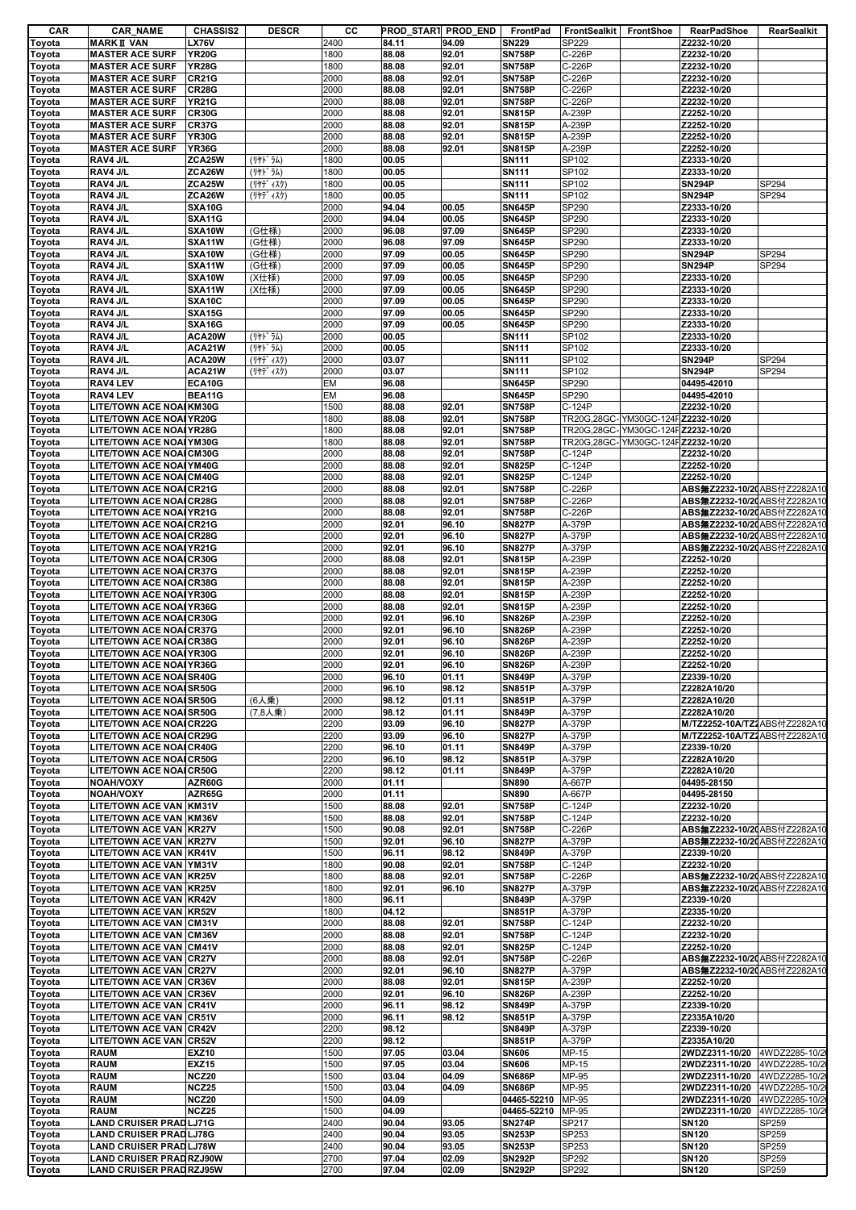| CAR | CAR_NAME | CHASSIS2 | DESCR | CC | PROD_START | PROD_END | FrontPad | FrontSealkit | FrontShoe | RearPadShoe | RearSealkit |
|---|---|---|---|---|---|---|---|---|---|---|---|
| Toyota | MARK II VAN | LX76V | | 2400 | 84.11 | 94.09 | SN229 | SP229 | | Z2232-10/20 | |
| Toyota | MASTER ACE SURF | YR20G | | 1800 | 88.08 | 92.01 | SN758P | C-226P | | Z2232-10/20 | |
| Toyota | MASTER ACE SURF | YR28G | | 1800 | 88.08 | 92.01 | SN758P | C-226P | | Z2232-10/20 | |
| Toyota | MASTER ACE SURF | CR21G | | 2000 | 88.08 | 92.01 | SN758P | C-226P | | Z2232-10/20 | |
| Toyota | MASTER ACE SURF | CR28G | | 2000 | 88.08 | 92.01 | SN758P | C-226P | | Z2232-10/20 | |
| Toyota | MASTER ACE SURF | YR21G | | 2000 | 88.08 | 92.01 | SN758P | C-226P | | Z2232-10/20 | |
| Toyota | MASTER ACE SURF | CR30G | | 2000 | 88.08 | 92.01 | SN815P | A-239P | | Z2252-10/20 | |
| Toyota | MASTER ACE SURF | CR37G | | 2000 | 88.08 | 92.01 | SN815P | A-239P | | Z2252-10/20 | |
| Toyota | MASTER ACE SURF | YR30G | | 2000 | 88.08 | 92.01 | SN815P | A-239P | | Z2252-10/20 | |
| Toyota | MASTER ACE SURF | YR36G | | 2000 | 88.08 | 92.01 | SN815P | A-239P | | Z2252-10/20 | |
| Toyota | RAV4 J/L | ZCA25W | (ﾘﾔﾄﾞﾗﾑ) | 1800 | 00.05 | | SN111 | SP102 | | Z2333-10/20 | |
| Toyota | RAV4 J/L | ZCA26W | (ﾘﾔﾄﾞﾗﾑ) | 1800 | 00.05 | | SN111 | SP102 | | Z2333-10/20 | |
| Toyota | RAV4 J/L | ZCA25W | (ﾘﾔﾃﾞｨｽｸ) | 1800 | 00.05 | | SN111 | SP102 | | SN294P | SP294 |
| Toyota | RAV4 J/L | ZCA26W | (ﾘﾔﾃﾞｨｽｸ) | 1800 | 00.05 | | SN111 | SP102 | | SN294P | SP294 |
| Toyota | RAV4 J/L | SXA10G | | 2000 | 94.04 | 00.05 | SN645P | SP290 | | Z2333-10/20 | |
| Toyota | RAV4 J/L | SXA11G | | 2000 | 94.04 | 00.05 | SN645P | SP290 | | Z2333-10/20 | |
| Toyota | RAV4 J/L | SXA10W | (G仕様) | 2000 | 96.08 | 97.09 | SN645P | SP290 | | Z2333-10/20 | |
| Toyota | RAV4 J/L | SXA11W | (G仕様) | 2000 | 96.08 | 97.09 | SN645P | SP290 | | Z2333-10/20 | |
| Toyota | RAV4 J/L | SXA10W | (G仕様) | 2000 | 97.09 | 00.05 | SN645P | SP290 | | SN294P | SP294 |
| Toyota | RAV4 J/L | SXA11W | (G仕様) | 2000 | 97.09 | 00.05 | SN645P | SP290 | | SN294P | SP294 |
| Toyota | RAV4 J/L | SXA10W | (X仕様) | 2000 | 97.09 | 00.05 | SN645P | SP290 | | Z2333-10/20 | |
| Toyota | RAV4 J/L | SXA11W | (X仕様) | 2000 | 97.09 | 00.05 | SN645P | SP290 | | Z2333-10/20 | |
| Toyota | RAV4 J/L | SXA10C | | 2000 | 97.09 | 00.05 | SN645P | SP290 | | Z2333-10/20 | |
| Toyota | RAV4 J/L | SXA15G | | 2000 | 97.09 | 00.05 | SN645P | SP290 | | Z2333-10/20 | |
| Toyota | RAV4 J/L | SXA16G | | 2000 | 97.09 | 00.05 | SN645P | SP290 | | Z2333-10/20 | |
| Toyota | RAV4 J/L | ACA20W | (ﾘﾔﾄﾞﾗﾑ) | 2000 | 00.05 | | SN111 | SP102 | | Z2333-10/20 | |
| Toyota | RAV4 J/L | ACA21W | (ﾘﾔﾄﾞﾗﾑ) | 2000 | 00.05 | | SN111 | SP102 | | Z2333-10/20 | |
| Toyota | RAV4 J/L | ACA20W | (ﾘﾔﾃﾞｨｽｸ) | 2000 | 03.07 | | SN111 | SP102 | | SN294P | SP294 |
| Toyota | RAV4 J/L | ACA21W | (ﾘﾔﾃﾞｨｽｸ) | 2000 | 03.07 | | SN111 | SP102 | | SN294P | SP294 |
| Toyota | RAV4 LEV | ECA10G | | EM | 96.08 | | SN645P | SP290 | | 04495-42010 | |
| Toyota | RAV4 LEV | BEA11G | | EM | 96.08 | | SN645P | SP290 | | 04495-42010 | |
| Toyota | LITE/TOWN ACE NOAI | KM30G | | 1500 | 88.08 | 92.01 | SN758P | C-124P | | Z2232-10/20 | |
| Toyota | LITE/TOWN ACE NOAI | YR20G | | 1800 | 88.08 | 92.01 | SN758P | TR20G,28GC- | YM30GC-124F | Z2232-10/20 | |
| Toyota | LITE/TOWN ACE NOAI | YR28G | | 1800 | 88.08 | 92.01 | SN758P | TR20G,28GC- | YM30GC-124F | Z2232-10/20 | |
| Toyota | LITE/TOWN ACE NOAI | YM30G | | 1800 | 88.08 | 92.01 | SN758P | TR20G,28GC- | YM30GC-124F | Z2232-10/20 | |
| Toyota | LITE/TOWN ACE NOAI | CM30G | | 2000 | 88.08 | 92.01 | SN758P | C-124P | | Z2232-10/20 | |
| Toyota | LITE/TOWN ACE NOAI | YM40G | | 2000 | 88.08 | 92.01 | SN825P | C-124P | | Z2252-10/20 | |
| Toyota | LITE/TOWN ACE NOAI | CM40G | | 2000 | 88.08 | 92.01 | SN825P | C-124P | | Z2252-10/20 | |
| Toyota | LITE/TOWN ACE NOAI | CR21G | | 2000 | 88.08 | 92.01 | SN758P | C-226P | | ABS無Z2232-10/20 | ABS付Z2282A10 |
| Toyota | LITE/TOWN ACE NOAI | CR28G | | 2000 | 88.08 | 92.01 | SN758P | C-226P | | ABS無Z2232-10/20 | ABS付Z2282A10 |
| Toyota | LITE/TOWN ACE NOAI | YR21G | | 2000 | 88.08 | 92.01 | SN758P | C-226P | | ABS無Z2232-10/20 | ABS付Z2282A10 |
| Toyota | LITE/TOWN ACE NOAI | CR21G | | 2000 | 92.01 | 96.10 | SN827P | A-379P | | ABS無Z2232-10/20 | ABS付Z2282A10 |
| Toyota | LITE/TOWN ACE NOAI | CR28G | | 2000 | 92.01 | 96.10 | SN827P | A-379P | | ABS無Z2232-10/20 | ABS付Z2282A10 |
| Toyota | LITE/TOWN ACE NOAI | YR21G | | 2000 | 92.01 | 96.10 | SN827P | A-379P | | ABS無Z2232-10/20 | ABS付Z2282A10 |
| Toyota | LITE/TOWN ACE NOAI | CR30G | | 2000 | 88.08 | 92.01 | SN815P | A-239P | | Z2252-10/20 | |
| Toyota | LITE/TOWN ACE NOAI | CR37G | | 2000 | 88.08 | 92.01 | SN815P | A-239P | | Z2252-10/20 | |
| Toyota | LITE/TOWN ACE NOAI | CR38G | | 2000 | 88.08 | 92.01 | SN815P | A-239P | | Z2252-10/20 | |
| Toyota | LITE/TOWN ACE NOAI | YR30G | | 2000 | 88.08 | 92.01 | SN815P | A-239P | | Z2252-10/20 | |
| Toyota | LITE/TOWN ACE NOAI | YR36G | | 2000 | 88.08 | 92.01 | SN815P | A-239P | | Z2252-10/20 | |
| Toyota | LITE/TOWN ACE NOAI | CR30G | | 2000 | 92.01 | 96.10 | SN826P | A-239P | | Z2252-10/20 | |
| Toyota | LITE/TOWN ACE NOAI | CR37G | | 2000 | 92.01 | 96.10 | SN826P | A-239P | | Z2252-10/20 | |
| Toyota | LITE/TOWN ACE NOAI | CR38G | | 2000 | 92.01 | 96.10 | SN826P | A-239P | | Z2252-10/20 | |
| Toyota | LITE/TOWN ACE NOAI | YR30G | | 2000 | 92.01 | 96.10 | SN826P | A-239P | | Z2252-10/20 | |
| Toyota | LITE/TOWN ACE NOAI | YR36G | | 2000 | 92.01 | 96.10 | SN826P | A-239P | | Z2252-10/20 | |
| Toyota | LITE/TOWN ACE NOAI | SR40G | | 2000 | 96.10 | 01.11 | SN849P | A-379P | | Z2339-10/20 | |
| Toyota | LITE/TOWN ACE NOAI | SR50G | | 2000 | 96.10 | 98.12 | SN851P | A-379P | | Z2282A10/20 | |
| Toyota | LITE/TOWN ACE NOAI | SR50G | (6人乗) | 2000 | 98.12 | 01.11 | SN851P | A-379P | | Z2282A10/20 | |
| Toyota | LITE/TOWN ACE NOAI | SR50G | (7,8人乗) | 2000 | 98.12 | 01.11 | SN849P | A-379P | | Z2282A10/20 | |
| Toyota | LITE/TOWN ACE NOAI | CR22G | | 2200 | 93.09 | 96.10 | SN827P | A-379P | | M/TZ2252-10A/TZ2 | ABS付Z2282A10 |
| Toyota | LITE/TOWN ACE NOAI | CR29G | | 2200 | 93.09 | 96.10 | SN827P | A-379P | | M/TZ2252-10A/TZ2 | ABS付Z2282A10 |
| Toyota | LITE/TOWN ACE NOAI | CR40G | | 2200 | 96.10 | 01.11 | SN849P | A-379P | | Z2339-10/20 | |
| Toyota | LITE/TOWN ACE NOAI | CR50G | | 2200 | 96.10 | 98.12 | SN851P | A-379P | | Z2282A10/20 | |
| Toyota | LITE/TOWN ACE NOAI | CR50G | | 2200 | 98.12 | 01.11 | SN849P | A-379P | | Z2282A10/20 | |
| Toyota | NOAH/VOXY | AZR60G | | 2000 | 01.11 | | SN890 | A-667P | | 04495-28150 | |
| Toyota | NOAH/VOXY | AZR65G | | 2000 | 01.11 | | SN890 | A-667P | | 04495-28150 | |
| Toyota | LITE/TOWN ACE VAN | KM31V | | 1500 | 88.08 | 92.01 | SN758P | C-124P | | Z2232-10/20 | |
| Toyota | LITE/TOWN ACE VAN | KM36V | | 1500 | 88.08 | 92.01 | SN758P | C-124P | | Z2232-10/20 | |
| Toyota | LITE/TOWN ACE VAN | KR27V | | 1500 | 90.08 | 92.01 | SN758P | C-226P | | ABS無Z2232-10/20 | ABS付Z2282A10 |
| Toyota | LITE/TOWN ACE VAN | KR27V | | 1500 | 92.01 | 96.10 | SN827P | A-379P | | ABS無Z2232-10/20 | ABS付Z2282A10 |
| Toyota | LITE/TOWN ACE VAN | KR41V | | 1500 | 96.11 | 98.12 | SN849P | A-379P | | Z2339-10/20 | |
| Toyota | LITE/TOWN ACE VAN | YM31V | | 1800 | 90.08 | 92.01 | SN758P | C-124P | | Z2232-10/20 | |
| Toyota | LITE/TOWN ACE VAN | KR25V | | 1800 | 88.08 | 92.01 | SN758P | C-226P | | ABS無Z2232-10/20 | ABS付Z2282A10 |
| Toyota | LITE/TOWN ACE VAN | KR25V | | 1800 | 92.01 | 96.10 | SN827P | A-379P | | ABS無Z2232-10/20 | ABS付Z2282A10 |
| Toyota | LITE/TOWN ACE VAN | KR42V | | 1800 | 96.11 | | SN849P | A-379P | | Z2339-10/20 | |
| Toyota | LITE/TOWN ACE VAN | KR52V | | 1800 | 04.12 | | SN851P | A-379P | | Z2335-10/20 | |
| Toyota | LITE/TOWN ACE VAN | CM31V | | 2000 | 88.08 | 92.01 | SN758P | C-124P | | Z2232-10/20 | |
| Toyota | LITE/TOWN ACE VAN | CM36V | | 2000 | 88.08 | 92.01 | SN758P | C-124P | | Z2232-10/20 | |
| Toyota | LITE/TOWN ACE VAN | CM41V | | 2000 | 88.08 | 92.01 | SN825P | C-124P | | Z2252-10/20 | |
| Toyota | LITE/TOWN ACE VAN | CR27V | | 2000 | 88.08 | 92.01 | SN758P | C-226P | | ABS無Z2232-10/20 | ABS付Z2282A10 |
| Toyota | LITE/TOWN ACE VAN | CR27V | | 2000 | 92.01 | 96.10 | SN827P | A-379P | | ABS無Z2232-10/20 | ABS付Z2282A10 |
| Toyota | LITE/TOWN ACE VAN | CR36V | | 2000 | 88.08 | 92.01 | SN815P | A-239P | | Z2252-10/20 | |
| Toyota | LITE/TOWN ACE VAN | CR36V | | 2000 | 92.01 | 96.10 | SN826P | A-239P | | Z2252-10/20 | |
| Toyota | LITE/TOWN ACE VAN | CR41V | | 2000 | 96.11 | 98.12 | SN849P | A-379P | | Z2339-10/20 | |
| Toyota | LITE/TOWN ACE VAN | CR51V | | 2000 | 96.11 | 98.12 | SN851P | A-379P | | Z2335A10/20 | |
| Toyota | LITE/TOWN ACE VAN | CR42V | | 2200 | 98.12 | | SN849P | A-379P | | Z2339-10/20 | |
| Toyota | LITE/TOWN ACE VAN | CR52V | | 2200 | 98.12 | | SN851P | A-379P | | Z2335A10/20 | |
| Toyota | RAUM | EXZ10 | | 1500 | 97.05 | 03.04 | SN606 | MP-15 | | 2WDZ2311-10/20 | 4WDZ2285-10/2 |
| Toyota | RAUM | EXZ15 | | 1500 | 97.05 | 03.04 | SN606 | MP-15 | | 2WDZ2311-10/20 | 4WDZ2285-10/2 |
| Toyota | RAUM | NCZ20 | | 1500 | 03.04 | 04.09 | SN686P | MP-95 | | 2WDZ2311-10/20 | 4WDZ2285-10/2 |
| Toyota | RAUM | NCZ25 | | 1500 | 03.04 | 04.09 | SN686P | MP-95 | | 2WDZ2311-10/20 | 4WDZ2285-10/2 |
| Toyota | RAUM | NCZ20 | | 1500 | 04.09 | | 04465-52210 | MP-95 | | 2WDZ2311-10/20 | 4WDZ2285-10/2 |
| Toyota | RAUM | NCZ25 | | 1500 | 04.09 | | 04465-52210 | MP-95 | | 2WDZ2311-10/20 | 4WDZ2285-10/2 |
| Toyota | LAND CRUISER PRAD | LJ71G | | 2400 | 90.04 | 93.05 | SN274P | SP217 | | SN120 | SP259 |
| Toyota | LAND CRUISER PRAD | LJ78G | | 2400 | 90.04 | 93.05 | SN253P | SP253 | | SN120 | SP259 |
| Toyota | LAND CRUISER PRAD | LJ78W | | 2400 | 90.04 | 93.05 | SN253P | SP253 | | SN120 | SP259 |
| Toyota | LAND CRUISER PRAD | RZJ90W | | 2700 | 97.04 | 02.09 | SN292P | SP292 | | SN120 | SP259 |
| Toyota | LAND CRUISER PRAD | RZJ95W | | 2700 | 97.04 | 02.09 | SN292P | SP292 | | SN120 | SP259 |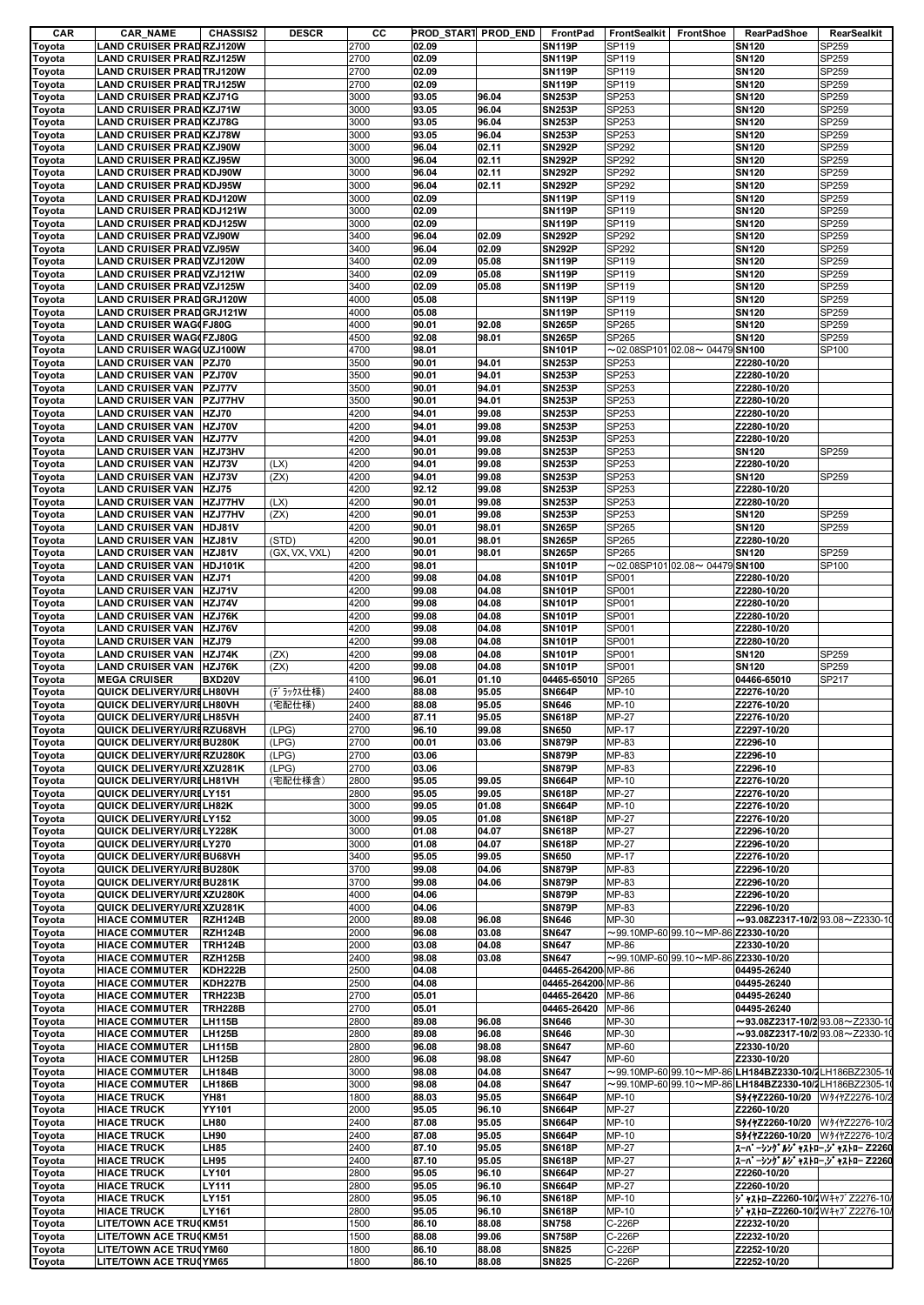| CAR | CAR_NAME | CHASSIS2 | DESCR | CC | PROD_START | PROD_END | FrontPad | FrontSealkit | FrontShoe | RearPadShoe | RearSealkit |
|---|---|---|---|---|---|---|---|---|---|---|---|
| Toyota | LAND CRUISER PRAD | RZJ120W | | 2700 | 02.09 | | SN119P | SP119 | | SN120 | SP259 |
| Toyota | LAND CRUISER PRAD | RZJ125W | | 2700 | 02.09 | | SN119P | SP119 | | SN120 | SP259 |
| Toyota | LAND CRUISER PRAD | TRJ120W | | 2700 | 02.09 | | SN119P | SP119 | | SN120 | SP259 |
| Toyota | LAND CRUISER PRAD | TRJ125W | | 2700 | 02.09 | | SN119P | SP119 | | SN120 | SP259 |
| Toyota | LAND CRUISER PRAD | KZJ71G | | 3000 | 93.05 | 96.04 | SN253P | SP253 | | SN120 | SP259 |
| Toyota | LAND CRUISER PRAD | KZJ71W | | 3000 | 93.05 | 96.04 | SN253P | SP253 | | SN120 | SP259 |
| Toyota | LAND CRUISER PRAD | KZJ78G | | 3000 | 93.05 | 96.04 | SN253P | SP253 | | SN120 | SP259 |
| Toyota | LAND CRUISER PRAD | KZJ78W | | 3000 | 93.05 | 96.04 | SN253P | SP253 | | SN120 | SP259 |
| Toyota | LAND CRUISER PRAD | KZJ90W | | 3000 | 96.04 | 02.11 | SN292P | SP292 | | SN120 | SP259 |
| Toyota | LAND CRUISER PRAD | KZJ95W | | 3000 | 96.04 | 02.11 | SN292P | SP292 | | SN120 | SP259 |
| Toyota | LAND CRUISER PRAD | KDJ90W | | 3000 | 96.04 | 02.11 | SN292P | SP292 | | SN120 | SP259 |
| Toyota | LAND CRUISER PRAD | KDJ95W | | 3000 | 96.04 | 02.11 | SN292P | SP292 | | SN120 | SP259 |
| Toyota | LAND CRUISER PRAD | KDJ120W | | 3000 | 02.09 | | SN119P | SP119 | | SN120 | SP259 |
| Toyota | LAND CRUISER PRAD | KDJ121W | | 3000 | 02.09 | | SN119P | SP119 | | SN120 | SP259 |
| Toyota | LAND CRUISER PRAD | KDJ125W | | 3000 | 02.09 | | SN119P | SP119 | | SN120 | SP259 |
| Toyota | LAND CRUISER PRAD | VZJ90W | | 3400 | 96.04 | 02.09 | SN292P | SP292 | | SN120 | SP259 |
| Toyota | LAND CRUISER PRAD | VZJ95W | | 3400 | 96.04 | 02.09 | SN292P | SP292 | | SN120 | SP259 |
| Toyota | LAND CRUISER PRAD | VZJ120W | | 3400 | 02.09 | 05.08 | SN119P | SP119 | | SN120 | SP259 |
| Toyota | LAND CRUISER PRAD | VZJ121W | | 3400 | 02.09 | 05.08 | SN119P | SP119 | | SN120 | SP259 |
| Toyota | LAND CRUISER PRAD | VZJ125W | | 3400 | 02.09 | 05.08 | SN119P | SP119 | | SN120 | SP259 |
| Toyota | LAND CRUISER PRAD | GRJ120W | | 4000 | 05.08 | | SN119P | SP119 | | SN120 | SP259 |
| Toyota | LAND CRUISER PRAD | GRJ121W | | 4000 | 05.08 | | SN119P | SP119 | | SN120 | SP259 |
| Toyota | LAND CRUISER WAG | FJ80G | | 4000 | 90.01 | 92.08 | SN265P | SP265 | | SN120 | SP259 |
| Toyota | LAND CRUISER WAG | FZJ80G | | 4500 | 92.08 | 98.01 | SN265P | SP265 | | SN120 | SP259 |
| Toyota | LAND CRUISER WAG | UZJ100W | | 4700 | 98.01 | | SN101P | ～02.08SP101 | 02.08～ 04479 | SN100 | SP100 |
| Toyota | LAND CRUISER VAN | PZJ70 | | 3500 | 90.01 | 94.01 | SN253P | SP253 | | Z2280-10/20 | |
| Toyota | LAND CRUISER VAN | PZJ70V | | 3500 | 90.01 | 94.01 | SN253P | SP253 | | Z2280-10/20 | |
| Toyota | LAND CRUISER VAN | PZJ77V | | 3500 | 90.01 | 94.01 | SN253P | SP253 | | Z2280-10/20 | |
| Toyota | LAND CRUISER VAN | PZJ77HV | | 3500 | 90.01 | 94.01 | SN253P | SP253 | | Z2280-10/20 | |
| Toyota | LAND CRUISER VAN | HZJ70 | | 4200 | 94.01 | 99.08 | SN253P | SP253 | | Z2280-10/20 | |
| Toyota | LAND CRUISER VAN | HZJ70V | | 4200 | 94.01 | 99.08 | SN253P | SP253 | | Z2280-10/20 | |
| Toyota | LAND CRUISER VAN | HZJ77V | | 4200 | 94.01 | 99.08 | SN253P | SP253 | | Z2280-10/20 | |
| Toyota | LAND CRUISER VAN | HZJ73HV | | 4200 | 90.01 | 99.08 | SN253P | SP253 | | SN120 | SP259 |
| Toyota | LAND CRUISER VAN | HZJ73V | (LX) | 4200 | 94.01 | 99.08 | SN253P | SP253 | | Z2280-10/20 | |
| Toyota | LAND CRUISER VAN | HZJ73V | (ZX) | 4200 | 94.01 | 99.08 | SN253P | SP253 | | SN120 | SP259 |
| Toyota | LAND CRUISER VAN | HZJ75 | | 4200 | 92.12 | 99.08 | SN253P | SP253 | | Z2280-10/20 | |
| Toyota | LAND CRUISER VAN | HZJ77HV | (LX) | 4200 | 90.01 | 99.08 | SN253P | SP253 | | Z2280-10/20 | |
| Toyota | LAND CRUISER VAN | HZJ77HV | (ZX) | 4200 | 90.01 | 99.08 | SN253P | SP253 | | SN120 | SP259 |
| Toyota | LAND CRUISER VAN | HDJ81V | | 4200 | 90.01 | 98.01 | SN265P | SP265 | | SN120 | SP259 |
| Toyota | LAND CRUISER VAN | HZJ81V | (STD) | 4200 | 90.01 | 98.01 | SN265P | SP265 | | Z2280-10/20 | |
| Toyota | LAND CRUISER VAN | HZJ81V | (GX, VX, VXL) | 4200 | 90.01 | 98.01 | SN265P | SP265 | | SN120 | SP259 |
| Toyota | LAND CRUISER VAN | HDJ101K | | 4200 | 98.01 | | SN101P | ～02.08SP101 | 02.08～ 04479 | SN100 | SP100 |
| Toyota | LAND CRUISER VAN | HZJ71 | | 4200 | 99.08 | 04.08 | SN101P | SP001 | | Z2280-10/20 | |
| Toyota | LAND CRUISER VAN | HZJ71V | | 4200 | 99.08 | 04.08 | SN101P | SP001 | | Z2280-10/20 | |
| Toyota | LAND CRUISER VAN | HZJ74V | | 4200 | 99.08 | 04.08 | SN101P | SP001 | | Z2280-10/20 | |
| Toyota | LAND CRUISER VAN | HZJ76K | | 4200 | 99.08 | 04.08 | SN101P | SP001 | | Z2280-10/20 | |
| Toyota | LAND CRUISER VAN | HZJ76V | | 4200 | 99.08 | 04.08 | SN101P | SP001 | | Z2280-10/20 | |
| Toyota | LAND CRUISER VAN | HZJ79 | | 4200 | 99.08 | 04.08 | SN101P | SP001 | | Z2280-10/20 | |
| Toyota | LAND CRUISER VAN | HZJ74K | (ZX) | 4200 | 99.08 | 04.08 | SN101P | SP001 | | SN120 | SP259 |
| Toyota | LAND CRUISER VAN | HZJ76K | (ZX) | 4200 | 99.08 | 04.08 | SN101P | SP001 | | SN120 | SP259 |
| Toyota | MEGA CRUISER | BXD20V | | 4100 | 96.01 | 01.10 | 04465-65010 | SP265 | | 04466-65010 | SP217 |
| Toyota | QUICK DELIVERY/URE | LH80VH | (ﾃﾞﾗｯｸｽ仕様) | 2400 | 88.08 | 95.05 | SN664P | MP-10 | | Z2276-10/20 | |
| Toyota | QUICK DELIVERY/URE | LH80VH | (宅配仕様) | 2400 | 88.08 | 95.05 | SN646 | MP-10 | | Z2276-10/20 | |
| Toyota | QUICK DELIVERY/URE | LH85VH | | 2400 | 87.11 | 95.05 | SN618P | MP-27 | | Z2276-10/20 | |
| Toyota | QUICK DELIVERY/URE | RZU68VH | (LPG) | 2700 | 96.10 | 99.08 | SN650 | MP-17 | | Z2297-10/20 | |
| Toyota | QUICK DELIVERY/URE | BU280K | (LPG) | 2700 | 00.01 | 03.06 | SN879P | MP-83 | | Z2296-10 | |
| Toyota | QUICK DELIVERY/URE | RZU280K | (LPG) | 2700 | 03.06 | | SN879P | MP-83 | | Z2296-10 | |
| Toyota | QUICK DELIVERY/URE | XZU281K | (LPG) | 2700 | 03.06 | | SN879P | MP-83 | | Z2296-10 | |
| Toyota | QUICK DELIVERY/URE | LH81VH | (宅配仕様含) | 2800 | 95.05 | 99.05 | SN664P | MP-10 | | Z2276-10/20 | |
| Toyota | QUICK DELIVERY/URE | LY151 | | 2800 | 95.05 | 99.05 | SN618P | MP-27 | | Z2276-10/20 | |
| Toyota | QUICK DELIVERY/URE | LH82K | | 3000 | 99.05 | 01.08 | SN664P | MP-10 | | Z2276-10/20 | |
| Toyota | QUICK DELIVERY/URE | LY152 | | 3000 | 99.05 | 01.08 | SN618P | MP-27 | | Z2276-10/20 | |
| Toyota | QUICK DELIVERY/URE | LY228K | | 3000 | 01.08 | 04.07 | SN618P | MP-27 | | Z2296-10/20 | |
| Toyota | QUICK DELIVERY/URE | LY270 | | 3000 | 01.08 | 04.07 | SN618P | MP-27 | | Z2296-10/20 | |
| Toyota | QUICK DELIVERY/URE | BU68VH | | 3400 | 95.05 | 99.05 | SN650 | MP-17 | | Z2276-10/20 | |
| Toyota | QUICK DELIVERY/URE | BU280K | | 3700 | 99.08 | 04.06 | SN879P | MP-83 | | Z2296-10/20 | |
| Toyota | QUICK DELIVERY/URE | BU281K | | 3700 | 99.08 | 04.06 | SN879P | MP-83 | | Z2296-10/20 | |
| Toyota | QUICK DELIVERY/URE | XZU280K | | 4000 | 04.06 | | SN879P | MP-83 | | Z2296-10/20 | |
| Toyota | QUICK DELIVERY/URE | XZU281K | | 4000 | 04.06 | | SN879P | MP-83 | | Z2296-10/20 | |
| Toyota | HIACE COMMUTER | RZH124B | | 2000 | 89.08 | 96.08 | SN646 | MP-30 | | ～93.08Z2317-10/2 | 93.08～Z2330-1 |
| Toyota | HIACE COMMUTER | RZH124B | | 2000 | 96.08 | 03.08 | SN647 | ～99.10MP-60 | 99.10～MP-86 | Z2330-10/20 | |
| Toyota | HIACE COMMUTER | TRH124B | | 2000 | 03.08 | 04.08 | SN647 | MP-86 | | Z2330-10/20 | |
| Toyota | HIACE COMMUTER | RZH125B | | 2400 | 98.08 | 03.08 | SN647 | ～99.10MP-60 | 99.10～MP-86 | Z2330-10/20 | |
| Toyota | HIACE COMMUTER | KDH222B | | 2500 | 04.08 | | 04465-264200 | MP-86 | | 04495-26240 | |
| Toyota | HIACE COMMUTER | KDH227B | | 2500 | 04.08 | | 04465-264200 | MP-86 | | 04495-26240 | |
| Toyota | HIACE COMMUTER | TRH223B | | 2700 | 05.01 | | 04465-26420 | MP-86 | | 04495-26240 | |
| Toyota | HIACE COMMUTER | TRH228B | | 2700 | 05.01 | | 04465-26420 | MP-86 | | 04495-26240 | |
| Toyota | HIACE COMMUTER | LH115B | | 2800 | 89.08 | 96.08 | SN646 | MP-30 | | ～93.08Z2317-10/2 | 93.08～Z2330-1 |
| Toyota | HIACE COMMUTER | LH125B | | 2800 | 89.08 | 96.08 | SN646 | MP-30 | | ～93.08Z2317-10/2 | 93.08～Z2330-1 |
| Toyota | HIACE COMMUTER | LH115B | | 2800 | 96.08 | 98.08 | SN647 | MP-60 | | Z2330-10/20 | |
| Toyota | HIACE COMMUTER | LH125B | | 2800 | 96.08 | 98.08 | SN647 | MP-60 | | Z2330-10/20 | |
| Toyota | HIACE COMMUTER | LH184B | | 3000 | 98.08 | 04.08 | SN647 | ～99.10MP-60 | 99.10～MP-86 | LH184BZ2330-10/2 | LH186BZ2305-1 |
| Toyota | HIACE COMMUTER | LH186B | | 3000 | 98.08 | 04.08 | SN647 | ～99.10MP-60 | 99.10～MP-86 | LH184BZ2330-10/2 | LH186BZ2305-1 |
| Toyota | HIACE TRUCK | YH81 | | 1800 | 88.03 | 95.05 | SN664P | MP-10 | | Sﾀｲﾔ Z2260-10/20 | WﾀｲﾔZ2276-10/2 |
| Toyota | HIACE TRUCK | YY101 | | 2000 | 95.05 | 96.10 | SN664P | MP-27 | | Z2260-10/20 | |
| Toyota | HIACE TRUCK | LH80 | | 2400 | 87.08 | 95.05 | SN664P | MP-10 | | Sﾀｲﾔ Z2260-10/20 | WﾀｲﾔZ2276-10/2 |
| Toyota | HIACE TRUCK | LH90 | | 2400 | 87.08 | 95.05 | SN664P | MP-10 | | Sﾀｲﾔ Z2260-10/20 | WﾀｲﾔZ2276-10/2 |
| Toyota | HIACE TRUCK | LH85 | | 2400 | 87.10 | 95.05 | SN618P | MP-27 | | ｽｰﾊﾟｰｼﾝｸﾞﾙｼﾞｬｽﾄﾛｰ,ｼﾞｬｽﾄﾛｰ Z2260 | |
| Toyota | HIACE TRUCK | LH95 | | 2400 | 87.10 | 95.05 | SN618P | MP-27 | | ｽｰﾊﾟｰｼﾝｸﾞﾙｼﾞｬｽﾄﾛｰ,ｼﾞｬｽﾄﾛｰ Z2260 | |
| Toyota | HIACE TRUCK | LY101 | | 2800 | 95.05 | 96.10 | SN664P | MP-27 | | Z2260-10/20 | |
| Toyota | HIACE TRUCK | LY111 | | 2800 | 95.05 | 96.10 | SN664P | MP-27 | | Z2260-10/20 | |
| Toyota | HIACE TRUCK | LY151 | | 2800 | 95.05 | 96.10 | SN618P | MP-10 | | ｼﾞｬｽﾄﾛｰZ2260-10/2 | WｷｬﾌﾞZ2276-10/ |
| Toyota | HIACE TRUCK | LY161 | | 2800 | 95.05 | 96.10 | SN618P | MP-10 | | ｼﾞｬｽﾄﾛｰZ2260-10/2 | WｷｬﾌﾞZ2276-10/ |
| Toyota | LITE/TOWN ACE TRU | KM51 | | 1500 | 86.10 | 88.08 | SN758 | C-226P | | Z2232-10/20 | |
| Toyota | LITE/TOWN ACE TRU | KM51 | | 1500 | 88.08 | 99.06 | SN758P | C-226P | | Z2232-10/20 | |
| Toyota | LITE/TOWN ACE TRU | YM60 | | 1800 | 86.10 | 88.08 | SN825 | C-226P | | Z2252-10/20 | |
| Toyota | LITE/TOWN ACE TRU | YM65 | | 1800 | 86.10 | 88.08 | SN825 | C-226P | | Z2252-10/20 | |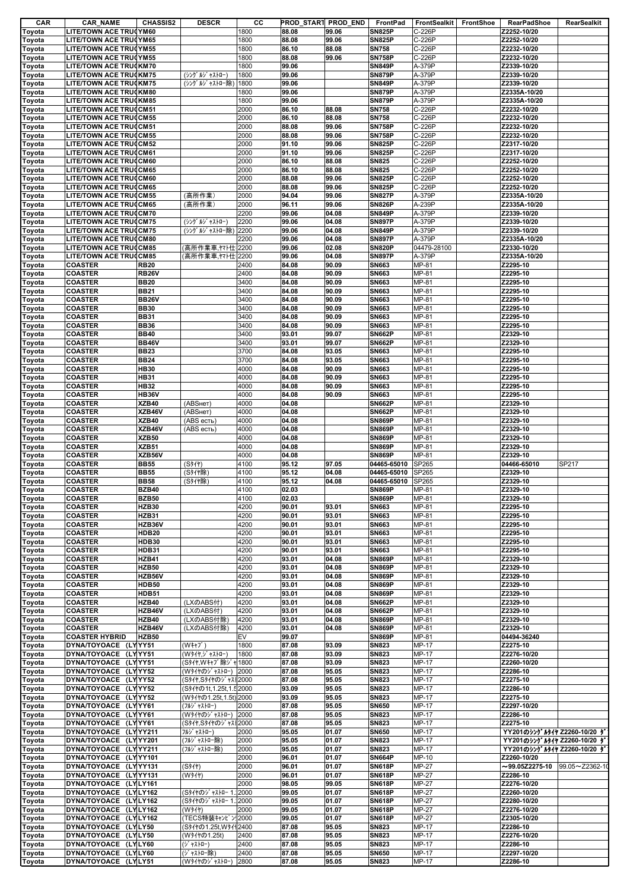| CAR | CAR_NAME | CHASSIS2 | DESCR | CC | PROD_START | PROD_END | FrontPad | FrontSealkit | FrontShoe | RearPadShoe | RearSealkit |
|---|---|---|---|---|---|---|---|---|---|---|---|
| Toyota | LITE/TOWN ACE TRUC | YM60 | | 1800 | 88.08 | 99.06 | SN825P | C-226P | | Z2252-10/20 | |
| Toyota | LITE/TOWN ACE TRUC | YM65 | | 1800 | 88.08 | 99.06 | SN825P | C-226P | | Z2252-10/20 | |
| Toyota | LITE/TOWN ACE TRUC | YM55 | | 1800 | 86.10 | 88.08 | SN758 | C-226P | | Z2232-10/20 | |
| Toyota | LITE/TOWN ACE TRUC | YM55 | | 1800 | 88.08 | 99.06 | SN758P | C-226P | | Z2232-10/20 | |
| Toyota | LITE/TOWN ACE TRUC | KM70 | | 1800 | 99.06 | | SN849P | A-379P | | Z2339-10/20 | |
| Toyota | LITE/TOWN ACE TRUC | KM75 | (ｼﾝｸﾞﾙｼﾞｬｽﾄﾛｰ) | 1800 | 99.06 | | SN879P | A-379P | | Z2339-10/20 | |
| Toyota | LITE/TOWN ACE TRUC | KM75 | (ｼﾝｸﾞﾙｼﾞｬｽﾄﾛｰ除) | 1800 | 99.06 | | SN849P | A-379P | | Z2339-10/20 | |
| Toyota | LITE/TOWN ACE TRUC | KM80 | | 1800 | 99.06 | | SN879P | A-379P | | Z2335A-10/20 | |
| Toyota | LITE/TOWN ACE TRUC | KM85 | | 1800 | 99.06 | | SN879P | A-379P | | Z2335A-10/20 | |
| Toyota | LITE/TOWN ACE TRUC | CM51 | | 2000 | 86.10 | 88.08 | SN758 | C-226P | | Z2232-10/20 | |
| Toyota | LITE/TOWN ACE TRUC | CM55 | | 2000 | 86.10 | 88.08 | SN758 | C-226P | | Z2232-10/20 | |
| Toyota | LITE/TOWN ACE TRUC | CM51 | | 2000 | 88.08 | 99.06 | SN758P | C-226P | | Z2232-10/20 | |
| Toyota | LITE/TOWN ACE TRUC | CM55 | | 2000 | 88.08 | 99.06 | SN758P | C-226P | | Z2232-10/20 | |
| Toyota | LITE/TOWN ACE TRUC | CM52 | | 2000 | 91.10 | 99.06 | SN825P | C-226P | | Z2317-10/20 | |
| Toyota | LITE/TOWN ACE TRUC | CM61 | | 2000 | 91.10 | 99.06 | SN825P | C-226P | | Z2317-10/20 | |
| Toyota | LITE/TOWN ACE TRUC | CM60 | | 2000 | 86.10 | 88.08 | SN825 | C-226P | | Z2252-10/20 | |
| Toyota | LITE/TOWN ACE TRUC | CM65 | | 2000 | 86.10 | 88.08 | SN825 | C-226P | | Z2252-10/20 | |
| Toyota | LITE/TOWN ACE TRUC | CM60 | | 2000 | 88.08 | 99.06 | SN825P | C-226P | | Z2252-10/20 | |
| Toyota | LITE/TOWN ACE TRUC | CM65 | | 2000 | 88.08 | 99.06 | SN825P | C-226P | | Z2252-10/20 | |
| Toyota | LITE/TOWN ACE TRUC | CM55 | (高所作業) | 2000 | 94.04 | 99.06 | SN827P | A-379P | | Z2335A-10/20 | |
| Toyota | LITE/TOWN ACE TRUC | CM65 | (高所作業) | 2000 | 96.11 | 99.06 | SN826P | A-239P | | Z2335A-10/20 | |
| Toyota | LITE/TOWN ACE TRUC | CM70 | | 2200 | 99.06 | 04.08 | SN849P | A-379P | | Z2339-10/20 | |
| Toyota | LITE/TOWN ACE TRUC | CM75 | (ｼﾝｸﾞﾙｼﾞｬｽﾄﾛｰ) | 2200 | 99.06 | 04.08 | SN897P | A-379P | | Z2339-10/20 | |
| Toyota | LITE/TOWN ACE TRUC | CM75 | (ｼﾝｸﾞﾙｼﾞｬｽﾄﾛｰ除) | 2200 | 99.06 | 04.08 | SN849P | A-379P | | Z2339-10/20 | |
| Toyota | LITE/TOWN ACE TRUC | CM80 | | 2200 | 99.06 | 04.08 | SN897P | A-379P | | Z2335A-10/20 | |
| Toyota | LITE/TOWN ACE TRUC | CM85 | (高所作業車,ﾔﾏﾄ仕 | 2200 | 99.06 | 02.08 | SN820P | 04479-28100 | | Z2330-10/20 | |
| Toyota | LITE/TOWN ACE TRUC | CM85 | (高所作業車,ﾔﾏﾄ仕 | 2200 | 99.06 | 04.08 | SN897P | A-379P | | Z2335A-10/20 | |
| Toyota | COASTER | RB20 | | 2400 | 84.08 | 90.09 | SN663 | MP-81 | | Z2295-10 | |
| Toyota | COASTER | RB26V | | 2400 | 84.08 | 90.09 | SN663 | MP-81 | | Z2295-10 | |
| Toyota | COASTER | BB20 | | 3400 | 84.08 | 90.09 | SN663 | MP-81 | | Z2295-10 | |
| Toyota | COASTER | BB21 | | 3400 | 84.08 | 90.09 | SN663 | MP-81 | | Z2295-10 | |
| Toyota | COASTER | BB26V | | 3400 | 84.08 | 90.09 | SN663 | MP-81 | | Z2295-10 | |
| Toyota | COASTER | BB30 | | 3400 | 84.08 | 90.09 | SN663 | MP-81 | | Z2295-10 | |
| Toyota | COASTER | BB31 | | 3400 | 84.08 | 90.09 | SN663 | MP-81 | | Z2295-10 | |
| Toyota | COASTER | BB36 | | 3400 | 84.08 | 90.09 | SN663 | MP-81 | | Z2295-10 | |
| Toyota | COASTER | BB40 | | 3400 | 93.01 | 99.07 | SN662P | MP-81 | | Z2329-10 | |
| Toyota | COASTER | BB46V | | 3400 | 93.01 | 99.07 | SN662P | MP-81 | | Z2329-10 | |
| Toyota | COASTER | BB23 | | 3700 | 84.08 | 93.05 | SN663 | MP-81 | | Z2295-10 | |
| Toyota | COASTER | BB24 | | 3700 | 84.08 | 93.05 | SN663 | MP-81 | | Z2295-10 | |
| Toyota | COASTER | HB30 | | 4000 | 84.08 | 90.09 | SN663 | MP-81 | | Z2295-10 | |
| Toyota | COASTER | HB31 | | 4000 | 84.08 | 90.09 | SN663 | MP-81 | | Z2295-10 | |
| Toyota | COASTER | HB32 | | 4000 | 84.08 | 90.09 | SN663 | MP-81 | | Z2295-10 | |
| Toyota | COASTER | HB36V | | 4000 | 84.08 | 90.09 | SN663 | MP-81 | | Z2295-10 | |
| Toyota | COASTER | XZB40 | (ABSнет) | 4000 | 04.08 | | SN662P | MP-81 | | Z2329-10 | |
| Toyota | COASTER | XZB46V | (ABSнет) | 4000 | 04.08 | | SN662P | MP-81 | | Z2329-10 | |
| Toyota | COASTER | XZB40 | (ABS есть) | 4000 | 04.08 | | SN869P | MP-81 | | Z2329-10 | |
| Toyota | COASTER | XZB46V | (ABS есть) | 4000 | 04.08 | | SN869P | MP-81 | | Z2329-10 | |
| Toyota | COASTER | XZB50 | | 4000 | 04.08 | | SN869P | MP-81 | | Z2329-10 | |
| Toyota | COASTER | XZB51 | | 4000 | 04.08 | | SN869P | MP-81 | | Z2329-10 | |
| Toyota | COASTER | XZB56V | | 4000 | 04.08 | | SN869P | MP-81 | | Z2329-10 | |
| Toyota | COASTER | BB55 | (Sﾀｲﾔ) | 4100 | 95.12 | 97.05 | 04465-65010 | SP265 | | 04466-65010 | SP217 |
| Toyota | COASTER | BB55 | (Sﾀｲﾔ除) | 4100 | 95.12 | 04.08 | 04465-65010 | SP265 | | Z2329-10 | |
| Toyota | COASTER | BB58 | (Sﾀｲﾔ除) | 4100 | 95.12 | 04.08 | 04465-65010 | SP265 | | Z2329-10 | |
| Toyota | COASTER | BZB40 | | 4100 | 02.03 | | SN869P | MP-81 | | Z2329-10 | |
| Toyota | COASTER | BZB50 | | 4100 | 02.03 | | SN869P | MP-81 | | Z2329-10 | |
| Toyota | COASTER | HZB30 | | 4200 | 90.01 | 93.01 | SN663 | MP-81 | | Z2295-10 | |
| Toyota | COASTER | HZB31 | | 4200 | 90.01 | 93.01 | SN663 | MP-81 | | Z2295-10 | |
| Toyota | COASTER | HZB36V | | 4200 | 90.01 | 93.01 | SN663 | MP-81 | | Z2295-10 | |
| Toyota | COASTER | HDB20 | | 4200 | 90.01 | 93.01 | SN663 | MP-81 | | Z2295-10 | |
| Toyota | COASTER | HDB30 | | 4200 | 90.01 | 93.01 | SN663 | MP-81 | | Z2295-10 | |
| Toyota | COASTER | HDB31 | | 4200 | 90.01 | 93.01 | SN663 | MP-81 | | Z2295-10 | |
| Toyota | COASTER | HZB41 | | 4200 | 93.01 | 04.08 | SN869P | MP-81 | | Z2329-10 | |
| Toyota | COASTER | HZB50 | | 4200 | 93.01 | 04.08 | SN869P | MP-81 | | Z2329-10 | |
| Toyota | COASTER | HZB56V | | 4200 | 93.01 | 04.08 | SN869P | MP-81 | | Z2329-10 | |
| Toyota | COASTER | HDB50 | | 4200 | 93.01 | 04.08 | SN869P | MP-81 | | Z2329-10 | |
| Toyota | COASTER | HDB51 | | 4200 | 93.01 | 04.08 | SN869P | MP-81 | | Z2329-10 | |
| Toyota | COASTER | HZB40 | (LXのABS付) | 4200 | 93.01 | 04.08 | SN662P | MP-81 | | Z2329-10 | |
| Toyota | COASTER | HZB46V | (LXのABS付) | 4200 | 93.01 | 04.08 | SN662P | MP-81 | | Z2329-10 | |
| Toyota | COASTER | HZB40 | (LXのABS付除) | 4200 | 93.01 | 04.08 | SN869P | MP-81 | | Z2329-10 | |
| Toyota | COASTER | HZB46V | (LXのABS付除) | 4200 | 93.01 | 04.08 | SN869P | MP-81 | | Z2329-10 | |
| Toyota | COASTER HYBRID | HZB50 | | EV | 99.07 | | SN869P | MP-81 | | 04494-36240 | |
| Toyota | DYNA/TOYOACE (LY | YY51 | (Wｷｬﾌﾞ) | 1800 | 87.08 | 93.09 | SN823 | MP-17 | | Z2275-10 | |
| Toyota | DYNA/TOYOACE (LY | YY51 | (Wﾀｲﾔ,ｼﾞｬｽﾄﾛｰ) | 1800 | 87.08 | 93.09 | SN823 | MP-17 | | Z2276-10/20 | |
| Toyota | DYNA/TOYOACE (LY | YY51 | (Sﾀｲﾔ,Wｷｬﾌﾞ除ｼﾞｬ | 1800 | 87.08 | 93.09 | SN823 | MP-17 | | Z2260-10/20 | |
| Toyota | DYNA/TOYOACE (LY | YY52 | (WﾀｲﾔのｼﾞｬｽﾄﾛｰX | 2000 | 87.08 | 95.05 | SN823 | MP-17 | | Z2286-10 | |
| Toyota | DYNA/TOYOACE (LY | YY52 | (Sﾀｲﾔ,Sﾀｲﾔのｼﾞｬｽ | 2000 | 87.08 | 95.05 | SN823 | MP-17 | | Z2275-10 | |
| Toyota | DYNA/TOYOACE (LY | YY52 | (Sﾀｲﾔの1t,1.25t,1.5 | 2000 | 93.09 | 95.05 | SN823 | MP-17 | | Z2286-10 | |
| Toyota | DYNA/TOYOACE (LY | YY52 | (Wﾀｲﾔの1.25t,1.5t) | 2000 | 93.09 | 95.05 | SN823 | MP-17 | | Z2275-10 | |
| Toyota | DYNA/TOYOACE (LY | YY61 | (ﾌﾙｼﾞｬｽﾄﾛｰ) | 2000 | 87.08 | 95.05 | SN650 | MP-17 | | Z2297-10/20 | |
| Toyota | DYNA/TOYOACE (LY | YY61 | (Wﾀｲﾔのｼﾞｬｽﾄﾛｰ) | 2000 | 87.08 | 95.05 | SN823 | MP-17 | | Z2286-10 | |
| Toyota | DYNA/TOYOACE (LY | YY61 | (Sﾀｲﾔ,Sﾀｲﾔのｼﾞｬｽ | 2000 | 87.08 | 95.05 | SN823 | MP-17 | | Z2275-10 | |
| Toyota | DYNA/TOYOACE (LY | YY211 | ﾌﾙｼﾞｬｽﾄﾛｰ) | 2000 | 95.05 | 01.07 | SN650 | MP-17 | | YY201のｼﾝｸﾞﾙﾀｲﾔ Z2260-10/20 ﾀﾞ | |
| Toyota | DYNA/TOYOACE (LY | YY201 | (ﾌﾙｼﾞｬｽﾄﾛｰ除) | 2000 | 95.05 | 01.07 | SN823 | MP-17 | | YY201のｼﾝｸﾞﾙﾀｲﾔ Z2260-10/20 ﾀﾞ | |
| Toyota | DYNA/TOYOACE (LY | YY211 | (ﾌﾙｼﾞｬｽﾄﾛｰ除) | 2000 | 95.05 | 01.07 | SN823 | MP-17 | | YY201のｼﾝｸﾞﾙﾀｲﾔ Z2260-10/20 ﾀﾞ | |
| Toyota | DYNA/TOYOACE (LY | YY101 | | 2000 | 96.01 | 01.07 | SN664P | MP-10 | | Z2260-10/20 | |
| Toyota | DYNA/TOYOACE (LY | YY131 | (Sﾀｲﾔ) | 2000 | 96.01 | 01.07 | SN618P | MP-27 | | ～99.05Z2275-10 | 99.05～Z2362-10 |
| Toyota | DYNA/TOYOACE (LY | YY131 | (Wﾀｲﾔ) | 2000 | 96.01 | 01.07 | SN618P | MP-27 | | Z2286-10 | |
| Toyota | DYNA/TOYOACE (LY | LY161 | | 2000 | 98.05 | 99.05 | SN618P | MP-27 | | Z2276-10/20 | |
| Toyota | DYNA/TOYOACE (LY | LY162 | (Sﾀｲﾔのｼﾞｬｽﾄﾛｰ 1. | 2000 | 99.05 | 01.07 | SN618P | MP-27 | | Z2260-10/20 | |
| Toyota | DYNA/TOYOACE (LY | LY162 | (Sﾀｲﾔのｼﾞｬｽﾄﾛｰ 1. | 2000 | 99.05 | 01.07 | SN618P | MP-27 | | Z2280-10/20 | |
| Toyota | DYNA/TOYOACE (LY | LY162 | (Wﾀｲﾔ) | 2000 | 99.05 | 01.07 | SN618P | MP-27 | | Z2276-10/20 | |
| Toyota | DYNA/TOYOACE (LY | LY162 | (TECS特装ｷｬﾝﾋﾟﾝ | 2000 | 99.05 | 01.07 | SN618P | MP-27 | | Z2305-10/20 | |
| Toyota | DYNA/TOYOACE (LY | LY50 | (Sﾀｲﾔの1.25t,Wﾀｲﾔ | 2400 | 87.08 | 95.05 | SN823 | MP-17 | | Z2286-10 | |
| Toyota | DYNA/TOYOACE (LY | LY50 | (Wﾀｲﾔの1.25t) | 2400 | 87.08 | 95.05 | SN823 | MP-17 | | Z2276-10/20 | |
| Toyota | DYNA/TOYOACE (LY | LY60 | (ｼﾞｬｽﾄﾛｰ) | 2400 | 87.08 | 95.05 | SN823 | MP-17 | | Z2286-10 | |
| Toyota | DYNA/TOYOACE (LY | LY60 | (ｼﾞｬｽﾄﾛｰ除) | 2400 | 87.08 | 95.05 | SN650 | MP-17 | | Z2297-10/20 | |
| Toyota | DYNA/TOYOACE (LY | LY51 | (Wﾀｲﾔのｼﾞｬｽﾄﾛｰ) | 2800 | 87.08 | 95.05 | SN823 | MP-17 | | Z2286-10 | |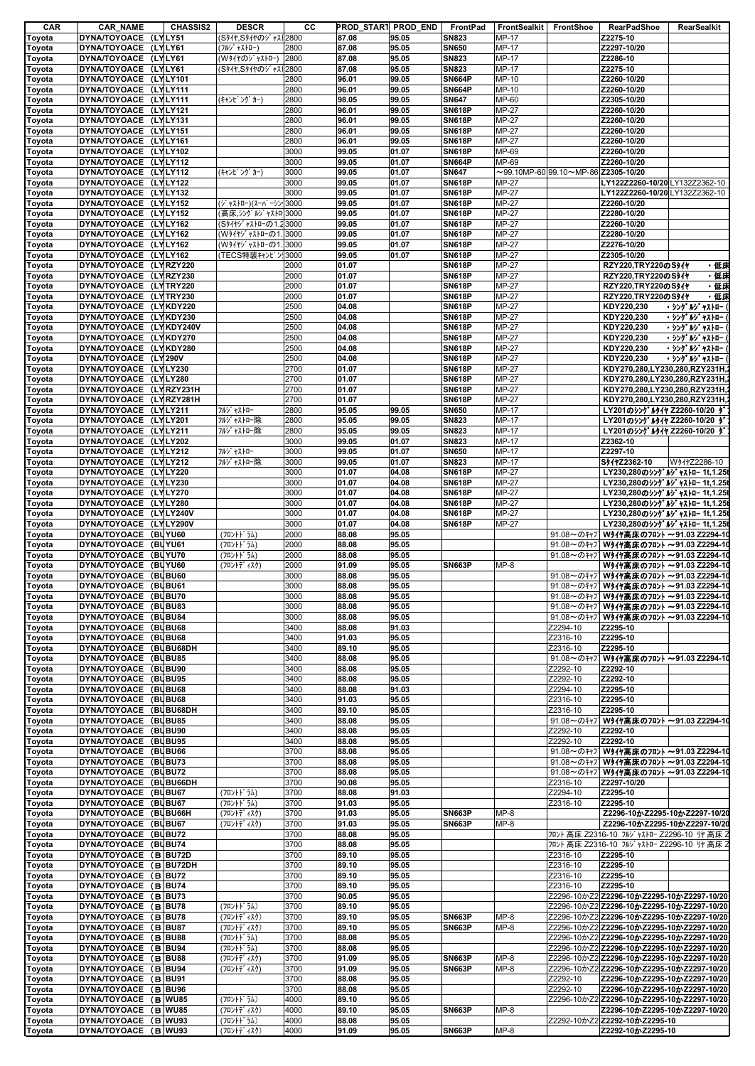| CAR | CAR_NAME | CHASSIS2 | DESCR | CC | PROD_START | PROD_END | FrontPad | FrontSealkit | FrontShoe | RearPadShoe | RearSealkit |
|---|---|---|---|---|---|---|---|---|---|---|---|
| Toyota | DYNA/TOYOACE (LY | LY51 | (Sﾀｲﾔ,Sﾀｲﾔのｼﾞｬｽﾄ | 2800 | 87.08 | 95.05 | SN823 | MP-17 | | Z2275-10 | |
| Toyota | DYNA/TOYOACE (LY | LY61 | (ﾌﾙｼﾞｬｽﾄﾛｰ) | 2800 | 87.08 | 95.05 | SN650 | MP-17 | | Z2297-10/20 | |
| Toyota | DYNA/TOYOACE (LY | LY61 | (Wﾀｲﾔのｼﾞｬｽﾄﾛｰ) | 2800 | 87.08 | 95.05 | SN823 | MP-17 | | Z2286-10 | |
| Toyota | DYNA/TOYOACE (LY | LY61 | (Sﾀｲﾔ,Sﾀｲﾔのｼﾞｬｽﾄ | 2800 | 87.08 | 95.05 | SN823 | MP-17 | | Z2275-10 | |
| Toyota | DYNA/TOYOACE (LY | LY101 | | 2800 | 96.01 | 99.05 | SN664P | MP-10 | | Z2260-10/20 | |
| Toyota | DYNA/TOYOACE (LY | LY111 | | 2800 | 96.01 | 99.05 | SN664P | MP-10 | | Z2260-10/20 | |
| Toyota | DYNA/TOYOACE (LY | LY111 | (ｷｬﾝﾋﾟﾝｸﾞｶｰ) | 2800 | 98.05 | 99.05 | SN647 | MP-60 | | Z2305-10/20 | |
| Toyota | DYNA/TOYOACE (LY | LY121 | | 2800 | 96.01 | 99.05 | SN618P | MP-27 | | Z2260-10/20 | |
| Toyota | DYNA/TOYOACE (LY | LY131 | | 2800 | 96.01 | 99.05 | SN618P | MP-27 | | Z2260-10/20 | |
| Toyota | DYNA/TOYOACE (LY | LY151 | | 2800 | 96.01 | 99.05 | SN618P | MP-27 | | Z2260-10/20 | |
| Toyota | DYNA/TOYOACE (LY | LY161 | | 2800 | 96.01 | 99.05 | SN618P | MP-27 | | Z2260-10/20 | |
| Toyota | DYNA/TOYOACE (LY | LY102 | | 3000 | 99.05 | 01.07 | SN618P | MP-69 | | Z2260-10/20 | |
| Toyota | DYNA/TOYOACE (LY | LY112 | | 3000 | 99.05 | 01.07 | SN664P | MP-69 | | Z2260-10/20 | |
| Toyota | DYNA/TOYOACE (LY | LY112 | (ｷｬﾝﾋﾟﾝｸﾞｶｰ) | 3000 | 99.05 | 01.07 | SN647 | ～99.10MP-60 | 99.10～MP-86 | Z2305-10/20 | |
| Toyota | DYNA/TOYOACE (LY | LY122 | | 3000 | 99.05 | 01.07 | SN618P | MP-27 | | LY122Z2260-10/20 | LY132Z2362-10 |
| Toyota | DYNA/TOYOACE (LY | LY132 | | 3000 | 99.05 | 01.07 | SN618P | MP-27 | | LY122Z2260-10/20 | LY132Z2362-10 |
| Toyota | DYNA/TOYOACE (LY | LY152 | (ｼﾞｬｽﾄﾛｰ)(ｽｰﾊﾟｰｼﾝ | 3000 | 99.05 | 01.07 | SN618P | MP-27 | | Z2260-10/20 | |
| Toyota | DYNA/TOYOACE (LY | LY152 | (高床,ｼﾝｸﾞﾙｼﾞｬｽﾄﾛ | 3000 | 99.05 | 01.07 | SN618P | MP-27 | | Z2280-10/20 | |
| Toyota | DYNA/TOYOACE (LY | LY162 | (SﾀｲﾔｼﾞｬｽﾄﾛｰのI.2 | 3000 | 99.05 | 01.07 | SN618P | MP-27 | | Z2260-10/20 | |
| Toyota | DYNA/TOYOACE (LY | LY162 | (WﾀｲﾔｼﾞｬｽﾄﾛｰのI. | 3000 | 99.05 | 01.07 | SN618P | MP-27 | | Z2280-10/20 | |
| Toyota | DYNA/TOYOACE (LY | LY162 | (WﾀｲﾔｼﾞｬｽﾄﾛｰのI. | 3000 | 99.05 | 01.07 | SN618P | MP-27 | | Z2276-10/20 | |
| Toyota | DYNA/TOYOACE (LY | LY162 | (TECS特装ｷｬﾝﾋﾟﾝ | 3000 | 99.05 | 01.07 | SN618P | MP-27 | | Z2305-10/20 | |
| Toyota | DYNA/TOYOACE (LY | RZY220 | | 2000 | 01.07 | | SN618P | MP-27 | | RZY220,TRY220のSﾀｲﾔ | ・低床 |
| Toyota | DYNA/TOYOACE (LY | RZY230 | | 2000 | 01.07 | | SN618P | MP-27 | | RZY220,TRY220のSﾀｲﾔ | ・低床 |
| Toyota | DYNA/TOYOACE (LY | TRY220 | | 2000 | 01.07 | | SN618P | MP-27 | | RZY220,TRY220のSﾀｲﾔ | ・低床 |
| Toyota | DYNA/TOYOACE (LY | TRY230 | | 2000 | 01.07 | | SN618P | MP-27 | | RZY220,TRY220のSﾀｲﾔ | ・低床 |
| Toyota | DYNA/TOYOACE (LY | KDY220 | | 2500 | 04.08 | | SN618P | MP-27 | | KDY220,230 | ・ｼﾝｸﾞﾙｼﾞｬｽﾄﾛｰ( |
| Toyota | DYNA/TOYOACE (LY | KDY230 | | 2500 | 04.08 | | SN618P | MP-27 | | KDY220,230 | ・ｼﾝｸﾞﾙｼﾞｬｽﾄﾛｰ( |
| Toyota | DYNA/TOYOACE (LY | KDY240V | | 2500 | 04.08 | | SN618P | MP-27 | | KDY220,230 | ・ｼﾝｸﾞﾙｼﾞｬｽﾄﾛｰ( |
| Toyota | DYNA/TOYOACE (LY | KDY270 | | 2500 | 04.08 | | SN618P | MP-27 | | KDY220,230 | ・ｼﾝｸﾞﾙｼﾞｬｽﾄﾛｰ( |
| Toyota | DYNA/TOYOACE (LY | KDY280 | | 2500 | 04.08 | | SN618P | MP-27 | | KDY220,230 | ・ｼﾝｸﾞﾙｼﾞｬｽﾄﾛｰ( |
| Toyota | DYNA/TOYOACE (LY | 290V | | 2500 | 04.08 | | SN618P | MP-27 | | KDY220,230 | ・ｼﾝｸﾞﾙｼﾞｬｽﾄﾛｰ( |
| Toyota | DYNA/TOYOACE (LY | LY230 | | 2700 | 01.07 | | SN618P | MP-27 | | KDY270,280,LY230,280,RZY231H,2 | |
| Toyota | DYNA/TOYOACE (LY | LY280 | | 2700 | 01.07 | | SN618P | MP-27 | | KDY270,280,LY230,280,RZY231H,2 | |
| Toyota | DYNA/TOYOACE (LY | RZY231H | | 2700 | 01.07 | | SN618P | MP-27 | | KDY270,280,LY230,280,RZY231H,2 | |
| Toyota | DYNA/TOYOACE (LY | RZY281H | | 2700 | 01.07 | | SN618P | MP-27 | | KDY270,280,LY230,280,RZY231H,2 | |
| Toyota | DYNA/TOYOACE (LY | LY211 | ﾌﾙｼﾞｬｽﾄﾛｰ | 2800 | 95.05 | 99.05 | SN650 | MP-17 | | LY201のｼﾝｸﾞﾙﾀｲﾔ Z2260-10/20 ﾀﾞ | |
| Toyota | DYNA/TOYOACE (LY | LY201 | ﾌﾙｼﾞｬｽﾄﾛｰ除 | 2800 | 95.05 | 99.05 | SN823 | MP-17 | | LY201のｼﾝｸﾞﾙﾀｲﾔ Z2260-10/20 ﾀﾞ | |
| Toyota | DYNA/TOYOACE (LY | LY211 | ﾌﾙｼﾞｬｽﾄﾛｰ除 | 2800 | 95.05 | 99.05 | SN823 | MP-17 | | LY201のｼﾝｸﾞﾙﾀｲﾔ Z2260-10/20 ﾀﾞ | |
| Toyota | DYNA/TOYOACE (LY | LY202 | | 3000 | 99.05 | 01.07 | SN823 | MP-17 | | Z2362-10 | |
| Toyota | DYNA/TOYOACE (LY | LY212 | ﾌﾙｼﾞｬｽﾄﾛｰ | 3000 | 99.05 | 01.07 | SN650 | MP-17 | | Z2297-10 | |
| Toyota | DYNA/TOYOACE (LY | LY212 | ﾌﾙｼﾞｬｽﾄﾛｰ除 | 3000 | 99.05 | 01.07 | SN823 | MP-17 | | SﾀｲﾔZ2362-10 | WﾀｲﾔZ2286-10 |
| Toyota | DYNA/TOYOACE (LY | LY220 | | 3000 | 01.07 | 04.08 | SN618P | MP-27 | | LY230,280のｼﾝｸﾞﾙｼﾞｬｽﾄﾛｰ 1t,1.25t | |
| Toyota | DYNA/TOYOACE (LY | LY230 | | 3000 | 01.07 | 04.08 | SN618P | MP-27 | | LY230,280のｼﾝｸﾞﾙｼﾞｬｽﾄﾛｰ 1t,1.25t | |
| Toyota | DYNA/TOYOACE (LY | LY270 | | 3000 | 01.07 | 04.08 | SN618P | MP-27 | | LY230,280のｼﾝｸﾞﾙｼﾞｬｽﾄﾛｰ 1t,1.25t | |
| Toyota | DYNA/TOYOACE (LY | LY280 | | 3000 | 01.07 | 04.08 | SN618P | MP-27 | | LY230,280のｼﾝｸﾞﾙｼﾞｬｽﾄﾛｰ 1t,1.25t | |
| Toyota | DYNA/TOYOACE (LY | LY240V | | 3000 | 01.07 | 04.08 | SN618P | MP-27 | | LY230,280のｼﾝｸﾞﾙｼﾞｬｽﾄﾛｰ 1t,1.25t | |
| Toyota | DYNA/TOYOACE (LY | LY290V | | 3000 | 01.07 | 04.08 | SN618P | MP-27 | | LY230,280のｼﾝｸﾞﾙｼﾞｬｽﾄﾛｰ 1t,1.25t | |
| Toyota | DYNA/TOYOACE (BU | YU60 | (ﾌﾛﾝﾄﾄﾞﾗﾑ) | 2000 | 88.08 | 95.05 | | | 91.08～のｷｬﾌﾞ | Wﾀｲﾔ高床のﾌﾛﾝﾄ ～91.03 Z2294-10 | |
| Toyota | DYNA/TOYOACE (BU | YU61 | (ﾌﾛﾝﾄﾄﾞﾗﾑ) | 2000 | 88.08 | 95.05 | | | 91.08～のｷｬﾌﾞ | Wﾀｲﾔ高床のﾌﾛﾝﾄ ～91.03 Z2294-10 | |
| Toyota | DYNA/TOYOACE (BU | YU70 | (ﾌﾛﾝﾄﾄﾞﾗﾑ) | 2000 | 88.08 | 95.05 | | | 91.08～のｷｬﾌﾞ | Wﾀｲﾔ高床のﾌﾛﾝﾄ ～91.03 Z2294-10 | |
| Toyota | DYNA/TOYOACE (BU | YU60 | (ﾌﾛﾝﾄﾃﾞｨｽｸ) | 2000 | 91.09 | 95.05 | SN663P | MP-8 | | Wﾀｲﾔ高床のﾌﾛﾝﾄ ～91.03 Z2294-10 | |
| Toyota | DYNA/TOYOACE (BU | BU60 | | 3000 | 88.08 | 95.05 | | | 91.08～のｷｬﾌﾞ | Wﾀｲﾔ高床のﾌﾛﾝﾄ ～91.03 Z2294-10 | |
| Toyota | DYNA/TOYOACE (BU | BU61 | | 3000 | 88.08 | 95.05 | | | 91.08～のｷｬﾌﾞ | Wﾀｲﾔ高床のﾌﾛﾝﾄ ～91.03 Z2294-10 | |
| Toyota | DYNA/TOYOACE (BU | BU70 | | 3000 | 88.08 | 95.05 | | | 91.08～のｷｬﾌﾞ | Wﾀｲﾔ高床のﾌﾛﾝﾄ ～91.03 Z2294-10 | |
| Toyota | DYNA/TOYOACE (BU | BU83 | | 3000 | 88.08 | 95.05 | | | 91.08～のｷｬﾌﾞ | Wﾀｲﾔ高床のﾌﾛﾝﾄ ～91.03 Z2294-10 | |
| Toyota | DYNA/TOYOACE (BU | BU84 | | 3000 | 88.08 | 95.05 | | | 91.08～のｷｬﾌﾞ | Wﾀｲﾔ高床のﾌﾛﾝﾄ ～91.03 Z2294-10 | |
| Toyota | DYNA/TOYOACE (BU | BU68 | | 3400 | 88.08 | 91.03 | | | Z2294-10 | Z2295-10 | |
| Toyota | DYNA/TOYOACE (BU | BU68 | | 3400 | 91.03 | 95.05 | | | Z2316-10 | Z2295-10 | |
| Toyota | DYNA/TOYOACE (BU | BU68DH | | 3400 | 89.10 | 95.05 | | | Z2316-10 | Z2295-10 | |
| Toyota | DYNA/TOYOACE (BU | BU85 | | 3400 | 88.08 | 95.05 | | | 91.08～のｷｬﾌﾞ | Wﾀｲﾔ高床のﾌﾛﾝﾄ ～91.03 Z2294-10 | |
| Toyota | DYNA/TOYOACE (BU | BU90 | | 3400 | 88.08 | 95.05 | | | Z2292-10 | Z2292-10 | |
| Toyota | DYNA/TOYOACE (BU | BU95 | | 3400 | 88.08 | 95.05 | | | Z2292-10 | Z2292-10 | |
| Toyota | DYNA/TOYOACE (BU | BU68 | | 3400 | 88.08 | 91.03 | | | Z2294-10 | Z2295-10 | |
| Toyota | DYNA/TOYOACE (BU | BU68 | | 3400 | 91.03 | 95.05 | | | Z2316-10 | Z2295-10 | |
| Toyota | DYNA/TOYOACE (BU | BU68DH | | 3400 | 89.10 | 95.05 | | | Z2316-10 | Z2295-10 | |
| Toyota | DYNA/TOYOACE (BU | BU85 | | 3400 | 88.08 | 95.05 | | | 91.08～のｷｬﾌﾞ | Wﾀｲﾔ高床のﾌﾛﾝﾄ ～91.03 Z2294-10 | |
| Toyota | DYNA/TOYOACE (BU | BU90 | | 3400 | 88.08 | 95.05 | | | Z2292-10 | Z2292-10 | |
| Toyota | DYNA/TOYOACE (BU | BU95 | | 3400 | 88.08 | 95.05 | | | Z2292-10 | Z2292-10 | |
| Toyota | DYNA/TOYOACE (BU | BU66 | | 3700 | 88.08 | 95.05 | | | 91.08～のｷｬﾌﾞ | Wﾀｲﾔ高床のﾌﾛﾝﾄ ～91.03 Z2294-10 | |
| Toyota | DYNA/TOYOACE (BU | BU73 | | 3700 | 88.08 | 95.05 | | | 91.08～のｷｬﾌﾞ | Wﾀｲﾔ高床のﾌﾛﾝﾄ ～91.03 Z2294-10 | |
| Toyota | DYNA/TOYOACE (BU | BU72 | | 3700 | 88.08 | 95.05 | | | 91.08～のｷｬﾌﾞ | Wﾀｲﾔ高床のﾌﾛﾝﾄ ～91.03 Z2294-10 | |
| Toyota | DYNA/TOYOACE (BU | BU66DH | | 3700 | 90.08 | 95.05 | | | Z2316-10 | Z2297-10/20 | |
| Toyota | DYNA/TOYOACE (BU | BU67 | (ﾌﾛﾝﾄﾄﾞﾗﾑ) | 3700 | 88.08 | 91.03 | | | Z2294-10 | Z2295-10 | |
| Toyota | DYNA/TOYOACE (BU | BU67 | (ﾌﾛﾝﾄﾄﾞﾗﾑ) | 3700 | 91.03 | 95.05 | | | Z2316-10 | Z2295-10 | |
| Toyota | DYNA/TOYOACE (BU | BU66H | (ﾌﾛﾝﾄﾃﾞｨｽｸ) | 3700 | 91.03 | 95.05 | SN663P | MP-8 | | Z2296-10かZ2295-10かZ2297-10/20 | |
| Toyota | DYNA/TOYOACE (BU | BU67 | (ﾌﾛﾝﾄﾃﾞｨｽｸ) | 3700 | 91.03 | 95.05 | SN663P | MP-8 | | Z2296-10かZ2295-10かZ2297-10/20 | |
| Toyota | DYNA/TOYOACE (BU | BU72 | | 3700 | 88.08 | 95.05 | | | ﾌﾛﾝﾄ 高床 Z2316-10 ﾌﾙｼﾞｬｽﾄﾛｰ Z2296-10 ﾘﾔ 高床 Z | | |
| Toyota | DYNA/TOYOACE (BU | BU74 | | 3700 | 88.08 | 95.05 | | | ﾌﾛﾝﾄ 高床 Z2316-10 ﾌﾙｼﾞｬｽﾄﾛｰ Z2296-10 ﾘﾔ 高床 Z | | |
| Toyota | DYNA/TOYOACE (B | BU72D | | 3700 | 89.10 | 95.05 | | | Z2316-10 | Z2295-10 | |
| Toyota | DYNA/TOYOACE (B | BU72DH | | 3700 | 89.10 | 95.05 | | | Z2316-10 | Z2295-10 | |
| Toyota | DYNA/TOYOACE (B | BU72 | | 3700 | 89.10 | 95.05 | | | Z2316-10 | Z2295-10 | |
| Toyota | DYNA/TOYOACE (B | BU74 | | 3700 | 89.10 | 95.05 | | | Z2316-10 | Z2295-10 | |
| Toyota | DYNA/TOYOACE (B | BU73 | | 3700 | 90.05 | 95.05 | | | Z2296-10かZ2 | Z2296-10かZ2295-10かZ2297-10/20 | |
| Toyota | DYNA/TOYOACE (B | BU78 | (ﾌﾛﾝﾄﾄﾞﾗﾑ) | 3700 | 89.10 | 95.05 | | | Z2296-10かZ2 | Z2296-10かZ2295-10かZ2297-10/20 | |
| Toyota | DYNA/TOYOACE (B | BU78 | (ﾌﾛﾝﾄﾃﾞｨｽｸ) | 3700 | 89.10 | 95.05 | SN663P | MP-8 | Z2296-10かZ2 | Z2296-10かZ2295-10かZ2297-10/20 | |
| Toyota | DYNA/TOYOACE (B | BU87 | (ﾌﾛﾝﾄﾃﾞｨｽｸ) | 3700 | 89.10 | 95.05 | SN663P | MP-8 | Z2296-10かZ2 | Z2296-10かZ2295-10かZ2297-10/20 | |
| Toyota | DYNA/TOYOACE (B | BU88 | (ﾌﾛﾝﾄﾄﾞﾗﾑ) | 3700 | 88.08 | 95.05 | | | Z2296-10かZ2 | Z2296-10かZ2295-10かZ2297-10/20 | |
| Toyota | DYNA/TOYOACE (B | BU94 | (ﾌﾛﾝﾄﾄﾞﾗﾑ) | 3700 | 88.08 | 95.05 | | | Z2296-10かZ2 | Z2296-10かZ2295-10かZ2297-10/20 | |
| Toyota | DYNA/TOYOACE (B | BU88 | (ﾌﾛﾝﾄﾃﾞｨｽｸ) | 3700 | 91.09 | 95.05 | SN663P | MP-8 | Z2296-10かZ2 | Z2296-10かZ2295-10かZ2297-10/20 | |
| Toyota | DYNA/TOYOACE (B | BU94 | (ﾌﾛﾝﾄﾃﾞｨｽｸ) | 3700 | 91.09 | 95.05 | SN663P | MP-8 | Z2296-10かZ2 | Z2296-10かZ2295-10かZ2297-10/20 | |
| Toyota | DYNA/TOYOACE (B | BU91 | | 3700 | 88.08 | 95.05 | | | Z2292-10 | Z2296-10かZ2295-10かZ2297-10/20 | |
| Toyota | DYNA/TOYOACE (B | BU96 | | 3700 | 88.08 | 95.05 | | | Z2292-10 | Z2296-10かZ2295-10かZ2297-10/20 | |
| Toyota | DYNA/TOYOACE (B | WU85 | (ﾌﾛﾝﾄﾄﾞﾗﾑ) | 4000 | 89.10 | 95.05 | | | Z2296-10かZ2 | Z2296-10かZ2295-10かZ2297-10/20 | |
| Toyota | DYNA/TOYOACE (B | WU85 | (ﾌﾛﾝﾄﾃﾞｨｽｸ) | 4000 | 89.10 | 95.05 | SN663P | MP-8 | | Z2296-10かZ2295-10かZ2297-10/20 | |
| Toyota | DYNA/TOYOACE (B | WU93 | (ﾌﾛﾝﾄﾄﾞﾗﾑ) | 4000 | 88.08 | 95.05 | | | Z2292-10かZ2 | Z2292-10かZ2295-10 | |
| Toyota | DYNA/TOYOACE (B | WU93 | (ﾌﾛﾝﾄﾃﾞｨｽｸ) | 4000 | 91.09 | 95.05 | SN663P | MP-8 | | Z2292-10かZ2295-10 | |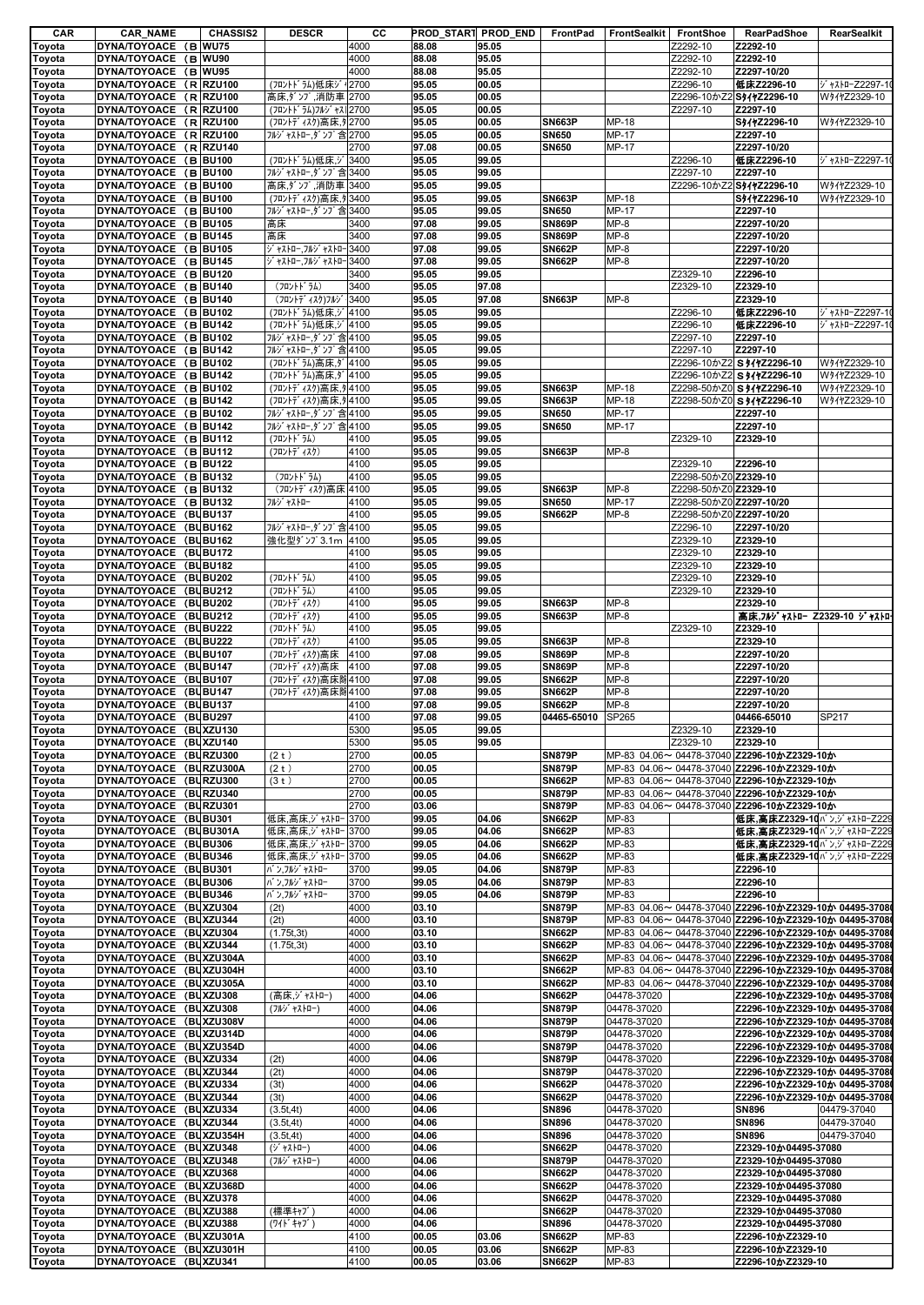| CAR | CAR_NAME | CHASSIS2 | DESCR | CC | PROD_START | PROD_END | FrontPad | FrontSealkit | FrontShoe | RearPadShoe | RearSealkit |
|---|---|---|---|---|---|---|---|---|---|---|---|
| Toyota | DYNA/TOYOACE (B | WU75 | | 4000 | 88.08 | 95.05 | | | Z2292-10 | Z2292-10 | |
| Toyota | DYNA/TOYOACE (B | WU90 | | 4000 | 88.08 | 95.05 | | | Z2292-10 | Z2292-10 | |
| Toyota | DYNA/TOYOACE (B | WU95 | | 4000 | 88.08 | 95.05 | | | Z2292-10 | Z2297-10/20 | |
| Toyota | DYNA/TOYOACE (R | RZU100 | (ﾌﾛﾝﾄﾄﾞﾗﾑ)低床ｼﾞ | 2700 | 95.05 | 00.05 | | | Z2296-10 | 低床Z2296-10 | ｼﾞｬｽﾄﾛｰZ2297-10 |
| Toyota | DYNA/TOYOACE (R | RZU100 | 高床,ﾀﾞﾝﾌﾟ,消防車 | 2700 | 95.05 | 00.05 | | | Z2296-10かZ2 | Sﾀｲﾔ Z2296-10 | Wﾀｲﾔ Z2329-10 |
| Toyota | DYNA/TOYOACE (R | RZU100 | (ﾌﾛﾝﾄﾄﾞﾗﾑ)ﾌﾙｼﾞｬｽ | 2700 | 95.05 | 00.05 | | | Z2297-10 | Z2297-10 | |
| Toyota | DYNA/TOYOACE (R | RZU100 | (ﾌﾛﾝﾄﾃﾞｨｽｸ)高床,ﾀ | 2700 | 95.05 | 00.05 | SN663P | MP-18 | | Sﾀｲﾔ Z2296-10 | Wﾀｲﾔ Z2329-10 |
| Toyota | DYNA/TOYOACE (R | RZU100 | ﾌﾙｼﾞｬｽﾄﾛｰ,ﾀﾞﾝﾌﾟ含 | 2700 | 95.05 | 00.05 | SN650 | MP-17 | | Z2297-10 | |
| Toyota | DYNA/TOYOACE (R | RZU140 | | 2700 | 97.08 | 00.05 | SN650 | MP-17 | | Z2297-10/20 | |
| Toyota | DYNA/TOYOACE (B | BU100 | (ﾌﾛﾝﾄﾄﾞﾗﾑ)低床,ｼﾞ | 3400 | 95.05 | 99.05 | | | Z2296-10 | 低床Z2296-10 | ｼﾞｬｽﾄﾛｰZ2297-10 |
| Toyota | DYNA/TOYOACE (B | BU100 | ﾌﾙｼﾞｬｽﾄﾛｰ,ﾀﾞﾝﾌﾟ含 | 3400 | 95.05 | 99.05 | | | Z2297-10 | Z2297-10 | |
| Toyota | DYNA/TOYOACE (B | BU100 | 高床,ﾀﾞﾝﾌﾟ,消防車 | 3400 | 95.05 | 99.05 | | | Z2296-10かZ2 | Sﾀｲﾔ Z2296-10 | Wﾀｲﾔ Z2329-10 |
| Toyota | DYNA/TOYOACE (B | BU100 | (ﾌﾛﾝﾄﾃﾞｨｽｸ)高床,ﾀ | 3400 | 95.05 | 99.05 | SN663P | MP-18 | | Sﾀｲﾔ Z2296-10 | Wﾀｲﾔ Z2329-10 |
| Toyota | DYNA/TOYOACE (B | BU100 | ﾌﾙｼﾞｬｽﾄﾛｰ,ﾀﾞﾝﾌﾟ含 | 3400 | 95.05 | 99.05 | SN650 | MP-17 | | Z2297-10 | |
| Toyota | DYNA/TOYOACE (B | BU105 | 高床 | 3400 | 97.08 | 99.05 | SN869P | MP-8 | | Z2297-10/20 | |
| Toyota | DYNA/TOYOACE (B | BU145 | 高床 | 3400 | 97.08 | 99.05 | SN869P | MP-8 | | Z2297-10/20 | |
| Toyota | DYNA/TOYOACE (B | BU105 | ｼﾞｬｽﾄﾛｰ,ﾌﾙｼﾞｬｽﾄﾛｰ | 3400 | 97.08 | 99.05 | SN662P | MP-8 | | Z2297-10/20 | |
| Toyota | DYNA/TOYOACE (B | BU145 | ｼﾞｬｽﾄﾛｰ,ﾌﾙｼﾞｬｽﾄﾛｰ | 3400 | 97.08 | 99.05 | SN662P | MP-8 | | Z2297-10/20 | |
| Toyota | DYNA/TOYOACE (B | BU120 | | 3400 | 95.05 | 99.05 | | | Z2329-10 | Z2296-10 | |
| Toyota | DYNA/TOYOACE (B | BU140 | (ﾌﾛﾝﾄﾄﾞﾗﾑ) | 3400 | 95.05 | 97.08 | | | Z2329-10 | Z2329-10 | |
| Toyota | DYNA/TOYOACE (B | BU140 | (ﾌﾛﾝﾄﾃﾞｨｽｸ)ﾌﾙｼﾞ | 3400 | 95.05 | 97.08 | SN663P | MP-8 | | Z2329-10 | |
| Toyota | DYNA/TOYOACE (B | BU102 | (ﾌﾛﾝﾄﾄﾞﾗﾑ)低床,ｼﾞ | 4100 | 95.05 | 99.05 | | | Z2296-10 | 低床Z2296-10 | ｼﾞｬｽﾄﾛｰZ2297-10 |
| Toyota | DYNA/TOYOACE (B | BU142 | (ﾌﾛﾝﾄﾄﾞﾗﾑ)低床,ｼﾞ | 4100 | 95.05 | 99.05 | | | Z2296-10 | 低床Z2296-10 | ｼﾞｬｽﾄﾛｰZ2297-10 |
| Toyota | DYNA/TOYOACE (B | BU102 | ﾌﾙｼﾞｬｽﾄﾛｰ,ﾀﾞﾝﾌﾟ含 | 4100 | 95.05 | 99.05 | | | Z2297-10 | Z2297-10 | |
| Toyota | DYNA/TOYOACE (B | BU142 | ﾌﾙｼﾞｬｽﾄﾛｰ,ﾀﾞﾝﾌﾟ含 | 4100 | 95.05 | 99.05 | | | Z2297-10 | Z2297-10 | |
| Toyota | DYNA/TOYOACE (B | BU102 | (ﾌﾛﾝﾄﾄﾞﾗﾑ)高床,ﾀﾞ | 4100 | 95.05 | 99.05 | | | Z2296-10かZ2 | Sﾀｲﾔ Z2296-10 | Wﾀｲﾔ Z2329-10 |
| Toyota | DYNA/TOYOACE (B | BU142 | (ﾌﾛﾝﾄﾄﾞﾗﾑ)高床,ﾀﾞ | 4100 | 95.05 | 99.05 | | | Z2296-10かZ2 | Sﾀｲﾔ Z2296-10 | Wﾀｲﾔ Z2329-10 |
| Toyota | DYNA/TOYOACE (B | BU102 | (ﾌﾛﾝﾄﾃﾞｨｽｸ)高床,ﾀ | 4100 | 95.05 | 99.05 | SN663P | MP-18 | Z2298-50かZ0 | Sﾀｲﾔ Z2296-10 | Wﾀｲﾔ Z2329-10 |
| Toyota | DYNA/TOYOACE (B | BU142 | (ﾌﾛﾝﾄﾃﾞｨｽｸ)高床,ﾀ | 4100 | 95.05 | 99.05 | SN663P | MP-18 | Z2298-50かZ0 | Sﾀｲﾔ Z2296-10 | Wﾀｲﾔ Z2329-10 |
| Toyota | DYNA/TOYOACE (B | BU102 | ﾌﾙｼﾞｬｽﾄﾛｰ,ﾀﾞﾝﾌﾟ含 | 4100 | 95.05 | 99.05 | SN650 | MP-17 | | Z2297-10 | |
| Toyota | DYNA/TOYOACE (B | BU142 | ﾌﾙｼﾞｬｽﾄﾛｰ,ﾀﾞﾝﾌﾟ含 | 4100 | 95.05 | 99.05 | SN650 | MP-17 | | Z2297-10 | |
| Toyota | DYNA/TOYOACE (B | BU112 | (ﾌﾛﾝﾄﾄﾞﾗﾑ) | 4100 | 95.05 | 99.05 | | | Z2329-10 | Z2329-10 | |
| Toyota | DYNA/TOYOACE (B | BU112 | (ﾌﾛﾝﾄﾃﾞｨｽｸ) | 4100 | 95.05 | 99.05 | SN663P | MP-8 | | Z2329-10 | |
| Toyota | DYNA/TOYOACE (B | BU122 | | 4100 | 95.05 | 99.05 | | | Z2329-10 | Z2296-10 | |
| Toyota | DYNA/TOYOACE (B | BU132 | (ﾌﾛﾝﾄﾄﾞﾗﾑ) | 4100 | 95.05 | 99.05 | | | Z2298-50かZ0 | Z2329-10 | |
| Toyota | DYNA/TOYOACE (B | BU132 | (ﾌﾛﾝﾄﾃﾞｨｽｸ)高床 | 4100 | 95.05 | 99.05 | SN663P | MP-8 | Z2298-50かZ0 | Z2329-10 | |
| Toyota | DYNA/TOYOACE (B | BU132 | ﾌﾙｼﾞｬｽﾄﾛｰ | 4100 | 95.05 | 99.05 | SN650 | MP-17 | Z2298-50かZ0 | Z2297-10/20 | |
| Toyota | DYNA/TOYOACE (BU | BU137 | | 4100 | 95.05 | 99.05 | SN662P | MP-8 | Z2298-50かZ0 | Z2297-10/20 | |
| Toyota | DYNA/TOYOACE (BU | BU162 | ﾌﾙｼﾞｬｽﾄﾛｰ,ﾀﾞﾝﾌﾟ含 | 4100 | 95.05 | 99.05 | | | Z2296-10 | Z2297-10/20 | |
| Toyota | DYNA/TOYOACE (BU | BU162 | 強化型ﾀﾞﾝﾌﾟ3.1m | 4100 | 95.05 | 99.05 | | | Z2329-10 | Z2329-10 | |
| Toyota | DYNA/TOYOACE (BU | BU172 | | 4100 | 95.05 | 99.05 | | | Z2329-10 | Z2329-10 | |
| Toyota | DYNA/TOYOACE (BU | BU182 | | 4100 | 95.05 | 99.05 | | | Z2329-10 | Z2329-10 | |
| Toyota | DYNA/TOYOACE (BU | BU202 | (ﾌﾛﾝﾄﾄﾞﾗﾑ) | 4100 | 95.05 | 99.05 | | | Z2329-10 | Z2329-10 | |
| Toyota | DYNA/TOYOACE (BU | BU212 | (ﾌﾛﾝﾄﾄﾞﾗﾑ) | 4100 | 95.05 | 99.05 | | | Z2329-10 | Z2329-10 | |
| Toyota | DYNA/TOYOACE (BU | BU202 | (ﾌﾛﾝﾄﾃﾞｨｽｸ) | 4100 | 95.05 | 99.05 | SN663P | MP-8 | | Z2329-10 | |
| Toyota | DYNA/TOYOACE (BU | BU212 | (ﾌﾛﾝﾄﾃﾞｨｽｸ) | 4100 | 95.05 | 99.05 | SN663P | MP-8 | | 高床,ﾌﾙｼﾞｬｽﾄﾛｰ Z2329-10 ｼﾞｬｽﾄﾛ | |
| Toyota | DYNA/TOYOACE (BU | BU222 | (ﾌﾛﾝﾄﾄﾞﾗﾑ) | 4100 | 95.05 | 99.05 | | | Z2329-10 | Z2329-10 | |
| Toyota | DYNA/TOYOACE (BU | BU222 | (ﾌﾛﾝﾄﾃﾞｨｽｸ) | 4100 | 95.05 | 99.05 | SN663P | MP-8 | | Z2329-10 | |
| Toyota | DYNA/TOYOACE (BU | BU107 | (ﾌﾛﾝﾄﾃﾞｨｽｸ)高床 | 4100 | 97.08 | 99.05 | SN869P | MP-8 | | Z2297-10/20 | |
| Toyota | DYNA/TOYOACE (BU | BU147 | (ﾌﾛﾝﾄﾃﾞｨｽｸ)高床 | 4100 | 97.08 | 99.05 | SN869P | MP-8 | | Z2297-10/20 | |
| Toyota | DYNA/TOYOACE (BU | BU107 | (ﾌﾛﾝﾄﾃﾞｨｽｸ)高床無 | 4100 | 97.08 | 99.05 | SN662P | MP-8 | | Z2297-10/20 | |
| Toyota | DYNA/TOYOACE (BU | BU147 | (ﾌﾛﾝﾄﾃﾞｨｽｸ)高床無 | 4100 | 97.08 | 99.05 | SN662P | MP-8 | | Z2297-10/20 | |
| Toyota | DYNA/TOYOACE (BU | BU137 | | 4100 | 97.08 | 99.05 | SN662P | MP-8 | | Z2297-10/20 | |
| Toyota | DYNA/TOYOACE (BU | BU297 | | 4100 | 97.08 | 99.05 | 04465-65010 | SP265 | | 04466-65010 | SP217 |
| Toyota | DYNA/TOYOACE (BU | XZU130 | | 5300 | 95.05 | 99.05 | | | Z2329-10 | Z2329-10 | |
| Toyota | DYNA/TOYOACE (BU | XZU140 | | 5300 | 95.05 | 99.05 | | | Z2329-10 | Z2329-10 | |
| Toyota | DYNA/TOYOACE (BU | RZU300 | (2ｔ) | 2700 | 00.05 | | SN879P | MP-83 04.06～ 04478-37040 | | Z2296-10かZ2329-10か | |
| Toyota | DYNA/TOYOACE (BU | RZU300A | (2ｔ) | 2700 | 00.05 | | SN879P | MP-83 04.06～ 04478-37040 | | Z2296-10かZ2329-10か | |
| Toyota | DYNA/TOYOACE (BU | RZU300 | (3ｔ) | 2700 | 00.05 | | SN662P | MP-83 04.06～ 04478-37040 | | Z2296-10かZ2329-10か | |
| Toyota | DYNA/TOYOACE (BU | RZU340 | | 2700 | 00.05 | | SN879P | MP-83 04.06～ 04478-37040 | | Z2296-10かZ2329-10か | |
| Toyota | DYNA/TOYOACE (BU | RZU301 | | 2700 | 03.06 | | SN879P | MP-83 04.06～ 04478-37040 | | Z2296-10かZ2329-10か | |
| Toyota | DYNA/TOYOACE (BU | BU301 | 低床,高床,ｼﾞｬｽﾄﾛｰ | 3700 | 99.05 | 04.06 | SN662P | MP-83 | | 低床,高床Z2329-10 | ﾊﾞﾝ,ｼﾞｬｽﾄﾛｰZ229 |
| Toyota | DYNA/TOYOACE (BU | BU301A | 低床,高床,ｼﾞｬｽﾄﾛｰ | 3700 | 99.05 | 04.06 | SN662P | MP-83 | | 低床,高床Z2329-10 | ﾊﾞﾝ,ｼﾞｬｽﾄﾛｰZ229 |
| Toyota | DYNA/TOYOACE (BU | BU306 | 低床,高床,ｼﾞｬｽﾄﾛｰ | 3700 | 99.05 | 04.06 | SN662P | MP-83 | | 低床,高床Z2329-10 | ﾊﾞﾝ,ｼﾞｬｽﾄﾛｰZ229 |
| Toyota | DYNA/TOYOACE (BU | BU346 | 低床,高床,ｼﾞｬｽﾄﾛｰ | 3700 | 99.05 | 04.06 | SN662P | MP-83 | | 低床,高床Z2329-10 | ﾊﾞﾝ,ｼﾞｬｽﾄﾛｰZ229 |
| Toyota | DYNA/TOYOACE (BU | BU301 | ﾊﾞﾝ,ﾌﾙｼﾞｬｽﾄﾛｰ | 3700 | 99.05 | 04.06 | SN879P | MP-83 | | Z2296-10 | |
| Toyota | DYNA/TOYOACE (BU | BU306 | ﾊﾞﾝ,ﾌﾙｼﾞｬｽﾄﾛｰ | 3700 | 99.05 | 04.06 | SN879P | MP-83 | | Z2296-10 | |
| Toyota | DYNA/TOYOACE (BU | BU346 | ﾊﾞﾝ,ﾌﾙｼﾞｬｽﾄﾛｰ | 3700 | 99.05 | 04.06 | SN879P | MP-83 | | Z2296-10 | |
| Toyota | DYNA/TOYOACE (BU | XZU304 | (2t) | 4000 | 03.10 | | SN879P | MP-83 04.06～ 04478-37040 | | Z2296-10かZ2329-10か 04495-3708 | |
| Toyota | DYNA/TOYOACE (BU | XZU344 | (2t) | 4000 | 03.10 | | SN879P | MP-83 04.06～ 04478-37040 | | Z2296-10かZ2329-10か 04495-3708 | |
| Toyota | DYNA/TOYOACE (BU | XZU304 | (1.75t,3t) | 4000 | 03.10 | | SN662P | MP-83 04.06～ 04478-37040 | | Z2296-10かZ2329-10か 04495-3708 | |
| Toyota | DYNA/TOYOACE (BU | XZU344 | (1.75t,3t) | 4000 | 03.10 | | SN662P | MP-83 04.06～ 04478-37040 | | Z2296-10かZ2329-10か 04495-3708 | |
| Toyota | DYNA/TOYOACE (BU | XZU304A | | 4000 | 03.10 | | SN662P | MP-83 04.06～ 04478-37040 | | Z2296-10かZ2329-10か 04495-3708 | |
| Toyota | DYNA/TOYOACE (BU | XZU304H | | 4000 | 03.10 | | SN662P | MP-83 04.06～ 04478-37040 | | Z2296-10かZ2329-10か 04495-3708 | |
| Toyota | DYNA/TOYOACE (BU | XZU305A | | 4000 | 03.10 | | SN662P | MP-83 04.06～ 04478-37040 | | Z2296-10かZ2329-10か 04495-3708 | |
| Toyota | DYNA/TOYOACE (BU | XZU308 | (高床,ｼﾞｬｽﾄﾛｰ) | 4000 | 04.06 | | SN662P | 04478-37020 | | Z2296-10かZ2329-10か 04495-3708 | |
| Toyota | DYNA/TOYOACE (BU | XZU308 | (ﾌﾙｼﾞｬｽﾄﾛｰ) | 4000 | 04.06 | | SN879P | 04478-37020 | | Z2296-10かZ2329-10か 04495-3708 | |
| Toyota | DYNA/TOYOACE (BU | XZU308V | | 4000 | 04.06 | | SN879P | 04478-37020 | | Z2296-10かZ2329-10か 04495-3708 | |
| Toyota | DYNA/TOYOACE (BU | XZU314D | | 4000 | 04.06 | | SN879P | 04478-37020 | | Z2296-10かZ2329-10か 04495-3708 | |
| Toyota | DYNA/TOYOACE (BU | XZU354D | | 4000 | 04.06 | | SN879P | 04478-37020 | | Z2296-10かZ2329-10か 04495-3708 | |
| Toyota | DYNA/TOYOACE (BU | XZU334 | (2t) | 4000 | 04.06 | | SN879P | 04478-37020 | | Z2296-10かZ2329-10か 04495-3708 | |
| Toyota | DYNA/TOYOACE (BU | XZU344 | (2t) | 4000 | 04.06 | | SN879P | 04478-37020 | | Z2296-10かZ2329-10か 04495-3708 | |
| Toyota | DYNA/TOYOACE (BU | XZU334 | (3t) | 4000 | 04.06 | | SN662P | 04478-37020 | | Z2296-10かZ2329-10か 04495-3708 | |
| Toyota | DYNA/TOYOACE (BU | XZU344 | (3t) | 4000 | 04.06 | | SN662P | 04478-37020 | | Z2296-10かZ2329-10か 04495-3708 | |
| Toyota | DYNA/TOYOACE (BU | XZU334 | (3.5t,4t) | 4000 | 04.06 | | SN896 | 04478-37020 | | SN896 | 04479-37040 |
| Toyota | DYNA/TOYOACE (BU | XZU344 | (3.5t,4t) | 4000 | 04.06 | | SN896 | 04478-37020 | | SN896 | 04479-37040 |
| Toyota | DYNA/TOYOACE (BU | XZU354H | (3.5t,4t) | 4000 | 04.06 | | SN896 | 04478-37020 | | SN896 | 04479-37040 |
| Toyota | DYNA/TOYOACE (BU | XZU348 | (ｼﾞｬｽﾄﾛｰ) | 4000 | 04.06 | | SN662P | 04478-37020 | | Z2329-10か04495-37080 | |
| Toyota | DYNA/TOYOACE (BU | XZU348 | (ﾌﾙｼﾞｬｽﾄﾛｰ) | 4000 | 04.06 | | SN879P | 04478-37020 | | Z2329-10か04495-37080 | |
| Toyota | DYNA/TOYOACE (BU | XZU368 | | 4000 | 04.06 | | SN662P | 04478-37020 | | Z2329-10か04495-37080 | |
| Toyota | DYNA/TOYOACE (BU | XZU368D | | 4000 | 04.06 | | SN662P | 04478-37020 | | Z2329-10か04495-37080 | |
| Toyota | DYNA/TOYOACE (BU | XZU378 | | 4000 | 04.06 | | SN662P | 04478-37020 | | Z2329-10か04495-37080 | |
| Toyota | DYNA/TOYOACE (BU | XZU388 | (標準ｷｬﾌﾞ) | 4000 | 04.06 | | SN662P | 04478-37020 | | Z2329-10か04495-37080 | |
| Toyota | DYNA/TOYOACE (BU | XZU388 | (ﾜｲﾄﾞｷｬﾌﾞ) | 4000 | 04.06 | | SN896 | 04478-37020 | | Z2329-10か04495-37080 | |
| Toyota | DYNA/TOYOACE (BU | XZU301A | | 4100 | 00.05 | 03.06 | SN662P | MP-83 | | Z2296-10かZ2329-10 | |
| Toyota | DYNA/TOYOACE (BU | XZU301H | | 4100 | 00.05 | 03.06 | SN662P | MP-83 | | Z2296-10かZ2329-10 | |
| Toyota | DYNA/TOYOACE (BU | XZU341 | | 4100 | 00.05 | 03.06 | SN662P | MP-83 | | Z2296-10かZ2329-10 | |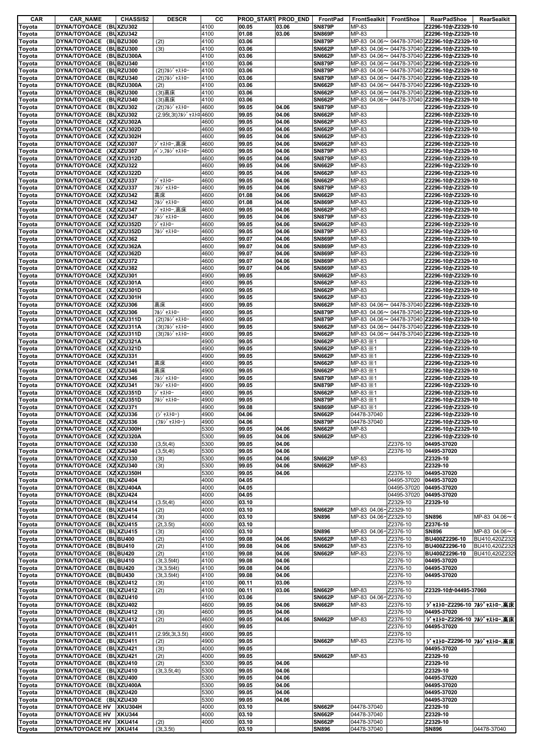| CAR | CAR_NAME | CHASSIS2 | DESCR | CC | PROD_START | PROD_END | FrontPad | FrontSealkit | FrontShoe | RearPadShoe | RearSealkit |
|---|---|---|---|---|---|---|---|---|---|---|---|
| Toyota | DYNA/TOYOACE (BU | XZU302 | | 4100 | 00.05 | 03.06 | SN879P | MP-83 | | Z2296-10かZ2329-10 | |
| Toyota | DYNA/TOYOACE (BU | XZU342 | | 4100 | 01.08 | 03.06 | SN869P | MP-83 | | Z2296-10かZ2329-10 | |
| Toyota | DYNA/TOYOACE (BU | BZU300 | (2t) | 4100 | 03.06 | | SN879P | MP-83 04.06～ 04478-37040 | | Z2296-10かZ2329-10 | |
| Toyota | DYNA/TOYOACE (BU | BZU300 | (3t) | 4100 | 03.06 | | SN662P | MP-83 04.06～ 04478-37040 | | Z2296-10かZ2329-10 | |
| Toyota | DYNA/TOYOACE (BU | BZU300A | | 4100 | 03.06 | | SN662P | MP-83 04.06～ 04478-37040 | | Z2296-10かZ2329-10 | |
| Toyota | DYNA/TOYOACE (BU | BZU340 | | 4100 | 03.06 | | SN879P | MP-83 04.06～ 04478-37040 | | Z2296-10かZ2329-10 | |
| Toyota | DYNA/TOYOACE (BU | RZU300 | (2t)ﾌﾙｼﾞｬｽﾄﾛｰ | 4100 | 03.06 | | SN879P | MP-83 04.06～ 04478-37040 | | Z2296-10かZ2329-10 | |
| Toyota | DYNA/TOYOACE (BU | RZU340 | (2t)ﾌﾙｼﾞｬｽﾄﾛｰ | 4100 | 03.06 | | SN879P | MP-83 04.06～ 04478-37040 | | Z2296-10かZ2329-10 | |
| Toyota | DYNA/TOYOACE (BU | RZU300A | (2t) | 4100 | 03.06 | | SN662P | MP-83 04.06～ 04478-37040 | | Z2296-10かZ2329-10 | |
| Toyota | DYNA/TOYOACE (BU | RZU300 | (3t)高床 | 4100 | 03.06 | | SN662P | MP-83 04.06～ 04478-37040 | | Z2296-10かZ2329-10 | |
| Toyota | DYNA/TOYOACE (BU | RZU340 | (3t)高床 | 4100 | 03.06 | | SN662P | MP-83 04.06～ 04478-37040 | | Z2296-10かZ2329-10 | |
| Toyota | DYNA/TOYOACE (BU | XZU302 | (2t)ﾌﾙｼﾞｬｽﾄﾛｰ | 4600 | 99.05 | 04.06 | SN879P | MP-83 | | Z2296-10かZ2329-10 | |
| Toyota | DYNA/TOYOACE (BU | XZU302 | (2.95t,3t)ﾌﾙｼﾞｬｽﾄﾛ | 4600 | 99.05 | 04.06 | SN662P | MP-83 | | Z2296-10かZ2329-10 | |
| Toyota | DYNA/TOYOACE (XZ | XZU302A | | 4600 | 99.05 | 04.06 | SN662P | MP-83 | | Z2296-10かZ2329-10 | |
| Toyota | DYNA/TOYOACE (XZ | XZU302D | | 4600 | 99.05 | 04.06 | SN662P | MP-83 | | Z2296-10かZ2329-10 | |
| Toyota | DYNA/TOYOACE (XZ | XZU302H | | 4600 | 99.05 | 04.06 | SN662P | MP-83 | | Z2296-10かZ2329-10 | |
| Toyota | DYNA/TOYOACE (XZ | XZU307 | ｼﾞｬｽﾄﾛｰ,高床 | 4600 | 99.05 | 04.06 | SN662P | MP-83 | | Z2296-10かZ2329-10 | |
| Toyota | DYNA/TOYOACE (XZ | XZU307 | ﾊﾞﾝ,ﾌﾙｼﾞｬｽﾄﾛｰ | 4600 | 99.05 | 04.06 | SN879P | MP-83 | | Z2296-10かZ2329-10 | |
| Toyota | DYNA/TOYOACE (XZ | XZU312D | | 4600 | 99.05 | 04.06 | SN879P | MP-83 | | Z2296-10かZ2329-10 | |
| Toyota | DYNA/TOYOACE (XZ | XZU322 | | 4600 | 99.05 | 04.06 | SN662P | MP-83 | | Z2296-10かZ2329-10 | |
| Toyota | DYNA/TOYOACE (XZ | XZU322D | | 4600 | 99.05 | 04.06 | SN662P | MP-83 | | Z2296-10かZ2329-10 | |
| Toyota | DYNA/TOYOACE (XZ | XZU337 | ｼﾞｬｽﾄﾛｰ | 4600 | 99.05 | 04.06 | SN662P | MP-83 | | Z2296-10かZ2329-10 | |
| Toyota | DYNA/TOYOACE (XZ | XZU337 | ﾌﾙｼﾞｬｽﾄﾛｰ | 4600 | 99.05 | 04.06 | SN879P | MP-83 | | Z2296-10かZ2329-10 | |
| Toyota | DYNA/TOYOACE (XZ | XZU342 | 高床 | 4600 | 01.08 | 04.06 | SN662P | MP-83 | | Z2296-10かZ2329-10 | |
| Toyota | DYNA/TOYOACE (XZ | XZU342 | ﾌﾙｼﾞｬｽﾄﾛｰ | 4600 | 01.08 | 04.06 | SN869P | MP-83 | | Z2296-10かZ2329-10 | |
| Toyota | DYNA/TOYOACE (XZ | XZU347 | ｼﾞｬｽﾄﾛｰ,高床 | 4600 | 99.05 | 04.06 | SN662P | MP-83 | | Z2296-10かZ2329-10 | |
| Toyota | DYNA/TOYOACE (XZ | XZU347 | ﾌﾙｼﾞｬｽﾄﾛｰ | 4600 | 99.05 | 04.06 | SN879P | MP-83 | | Z2296-10かZ2329-10 | |
| Toyota | DYNA/TOYOACE (XZ | XZU352D | ｼﾞｬｽﾄﾛｰ | 4600 | 99.05 | 04.06 | SN662P | MP-83 | | Z2296-10かZ2329-10 | |
| Toyota | DYNA/TOYOACE (XZ | XZU352D | ﾌﾙｼﾞｬｽﾄﾛｰ | 4600 | 99.05 | 04.06 | SN879P | MP-83 | | Z2296-10かZ2329-10 | |
| Toyota | DYNA/TOYOACE (XZ | XZU362 | | 4600 | 99.07 | 04.06 | SN869P | MP-83 | | Z2296-10かZ2329-10 | |
| Toyota | DYNA/TOYOACE (XZ | XZU362A | | 4600 | 99.07 | 04.06 | SN869P | MP-83 | | Z2296-10かZ2329-10 | |
| Toyota | DYNA/TOYOACE (XZ | XZU362D | | 4600 | 99.07 | 04.06 | SN869P | MP-83 | | Z2296-10かZ2329-10 | |
| Toyota | DYNA/TOYOACE (XZ | XZU372 | | 4600 | 99.07 | 04.06 | SN869P | MP-83 | | Z2296-10かZ2329-10 | |
| Toyota | DYNA/TOYOACE (XZ | XZU382 | | 4600 | 99.07 | 04.06 | SN869P | MP-83 | | Z2296-10かZ2329-10 | |
| Toyota | DYNA/TOYOACE (XZ | XZU301 | | 4900 | 99.05 | | SN662P | MP-83 | | Z2296-10かZ2329-10 | |
| Toyota | DYNA/TOYOACE (XZ | XZU301A | | 4900 | 99.05 | | SN662P | MP-83 | | Z2296-10かZ2329-10 | |
| Toyota | DYNA/TOYOACE (XZ | XZU301D | | 4900 | 99.05 | | SN662P | MP-83 | | Z2296-10かZ2329-10 | |
| Toyota | DYNA/TOYOACE (XZ | XZU301H | | 4900 | 99.05 | | SN662P | MP-83 | | Z2296-10かZ2329-10 | |
| Toyota | DYNA/TOYOACE (XZ | XZU306 | 高床 | 4900 | 99.05 | | SN662P | MP-83 04.06～ 04478-37040 | | Z2296-10かZ2329-10 | |
| Toyota | DYNA/TOYOACE (XZ | XZU306 | ﾌﾙｼﾞｬｽﾄﾛｰ | 4900 | 99.05 | | SN879P | MP-83 04.06～ 04478-37040 | | Z2296-10かZ2329-10 | |
| Toyota | DYNA/TOYOACE (XZ | XZU311D | (2t)ﾌﾙｼﾞｬｽﾄﾛｰ | 4900 | 99.05 | | SN879P | MP-83 04.06～ 04478-37040 | | Z2296-10かZ2329-10 | |
| Toyota | DYNA/TOYOACE (XZ | XZU311A | (3t)ﾌﾙｼﾞｬｽﾄﾛｰ | 4900 | 99.05 | | SN662P | MP-83 04.06～ 04478-37040 | | Z2296-10かZ2329-10 | |
| Toyota | DYNA/TOYOACE (XZ | XZU311D | (3t)ﾌﾙｼﾞｬｽﾄﾛｰ | 4900 | 99.05 | | SN662P | MP-83 04.06～ 04478-37040 | | Z2296-10かZ2329-10 | |
| Toyota | DYNA/TOYOACE (XZ | XZU321A | | 4900 | 99.05 | | SN662P | MP-83 ※1 | | Z2296-10かZ2329-10 | |
| Toyota | DYNA/TOYOACE (XZ | XZU321D | | 4900 | 99.05 | | SN662P | MP-83 ※1 | | Z2296-10かZ2329-10 | |
| Toyota | DYNA/TOYOACE (XZ | XZU331 | | 4900 | 99.05 | | SN662P | MP-83 ※1 | | Z2296-10かZ2329-10 | |
| Toyota | DYNA/TOYOACE (XZ | XZU341 | 高床 | 4900 | 99.05 | | SN662P | MP-83 ※1 | | Z2296-10かZ2329-10 | |
| Toyota | DYNA/TOYOACE (XZ | XZU346 | 高床 | 4900 | 99.05 | | SN662P | MP-83 ※1 | | Z2296-10かZ2329-10 | |
| Toyota | DYNA/TOYOACE (XZ | XZU346 | ﾌﾙｼﾞｬｽﾄﾛｰ | 4900 | 99.05 | | SN879P | MP-83 ※1 | | Z2296-10かZ2329-10 | |
| Toyota | DYNA/TOYOACE (XZ | XZU341 | ﾌﾙｼﾞｬｽﾄﾛｰ | 4900 | 99.05 | | SN879P | MP-83 ※1 | | Z2296-10かZ2329-10 | |
| Toyota | DYNA/TOYOACE (XZ | XZU351D | ｼﾞｬｽﾄﾛｰ | 4900 | 99.05 | | SN662P | MP-83 ※1 | | Z2296-10かZ2329-10 | |
| Toyota | DYNA/TOYOACE (XZ | XZU351D | ﾌﾙｼﾞｬｽﾄﾛｰ | 4900 | 99.05 | | SN879P | MP-83 ※1 | | Z2296-10かZ2329-10 | |
| Toyota | DYNA/TOYOACE (XZ | XZU371 | | 4900 | 99.08 | | SN869P | MP-83 ※1 | | Z2296-10かZ2329-10 | |
| Toyota | DYNA/TOYOACE (XZ | XZU336 | (ｼﾞｬｽﾄﾛｰ) | 4900 | 04.06 | | SN662P | 04478-37040 | | Z2296-10かZ2329-10 | |
| Toyota | DYNA/TOYOACE (XZ | XZU336 | (ﾌﾙｼﾞｬｽﾄﾛｰ) | 4900 | 04.06 | | SN879P | 04478-37040 | | Z2296-10かZ2329-10 | |
| Toyota | DYNA/TOYOACE (XZ | XZU300H | | 5300 | 99.05 | 04.06 | SN662P | MP-83 | | Z2296-10かZ2329-10 | |
| Toyota | DYNA/TOYOACE (XZ | XZU320A | | 5300 | 99.05 | 04.06 | SN662P | MP-83 | | Z2296-10かZ2329-10 | |
| Toyota | DYNA/TOYOACE (XZ | XZU330 | (3.5t,4t) | 5300 | 99.05 | 04.06 | | | Z2376-10 | 04495-37020 | |
| Toyota | DYNA/TOYOACE (XZ | XZU340 | (3.5t,4t) | 5300 | 99.05 | 04.06 | | | Z2376-10 | 04495-37020 | |
| Toyota | DYNA/TOYOACE (XZ | XZU330 | (3t) | 5300 | 99.05 | 04.06 | SN662P | MP-83 | | Z2329-10 | |
| Toyota | DYNA/TOYOACE (XZ | XZU340 | (3t) | 5300 | 99.05 | 04.06 | SN662P | MP-83 | | Z2329-10 | |
| Toyota | DYNA/TOYOACE (XZ | XZU350H | | 5300 | 99.05 | 04.06 | | | Z2376-10 | 04495-37020 | |
| Toyota | DYNA/TOYOACE (BU | XZU404 | | 4000 | 04.05 | | | | 04495-37020 | 04495-37020 | |
| Toyota | DYNA/TOYOACE (BU | XZU404A | | 4000 | 04.05 | | | | 04495-37020 | 04495-37020 | |
| Toyota | DYNA/TOYOACE (BU | XZU424 | | 4000 | 04.05 | | | | 04495-37020 | 04495-37020 | |
| Toyota | DYNA/TOYOACE (BU | XZU414 | (3.5t,4t) | 4000 | 03.10 | | | | Z2329-10 | Z2329-10 | |
| Toyota | DYNA/TOYOACE (BU | XZU414 | (2t) | 4000 | 03.10 | | SN662P | MP-83 04.06～ | Z2329-10 | | |
| Toyota | DYNA/TOYOACE (BU | XZU414 | (3t) | 4000 | 03.10 | | SN896 | MP-83 04.06～ | Z2329-10 | SN896 | MP-83 04.06～ |
| Toyota | DYNA/TOYOACE (BU | XZU415 | (2t,3.5t) | 4000 | 03.10 | | | | Z2376-10 | Z2376-10 | |
| Toyota | DYNA/TOYOACE (BU | XZU415 | (3t) | 4000 | 03.10 | | SN896 | MP-83 04.06～ | Z2376-10 | SN896 | MP-83 04.06～ |
| Toyota | DYNA/TOYOACE (BU | BU400 | (2t) | 4100 | 99.08 | 04.06 | SN662P | MP-83 | Z2376-10 | BU400Z2296-10 | BU410,420Z2329 |
| Toyota | DYNA/TOYOACE (BU | BU410 | (2t) | 4100 | 99.08 | 04.06 | SN662P | MP-83 | Z2376-10 | BU400Z2296-10 | BU410,420Z2329 |
| Toyota | DYNA/TOYOACE (BU | BU420 | (2t) | 4100 | 99.08 | 04.06 | SN662P | MP-83 | Z2376-10 | BU400Z2296-10 | BU410,420Z2329 |
| Toyota | DYNA/TOYOACE (BU | BU410 | (3t,3.5t4t) | 4100 | 99.08 | 04.06 | | | Z2376-10 | 04495-37020 | |
| Toyota | DYNA/TOYOACE (BU | BU420 | (3t,3.5t4t) | 4100 | 99.08 | 04.06 | | | Z2376-10 | 04495-37020 | |
| Toyota | DYNA/TOYOACE (BU | BU430 | (3t,3.5t4t) | 4100 | 99.08 | 04.06 | | | Z2376-10 | 04495-37020 | |
| Toyota | DYNA/TOYOACE (BU | XZU412 | (3t) | 4100 | 00.11 | 03.06 | | | Z2376-10 | | |
| Toyota | DYNA/TOYOACE (BU | XZU412 | (2t) | 4100 | 00.11 | 03.06 | SN662P | MP-83 | Z2376-10 | Z2329-10か04495-37060 | |
| Toyota | DYNA/TOYOACE (BU | BZU410 | | 4100 | 03.06 | | SN662P | MP-83 04.06～ | Z2376-10 | | |
| Toyota | DYNA/TOYOACE (BU | XZU402 | | 4600 | 99.05 | 04.06 | SN662P | MP-83 | Z2376-10 | ｼﾞｬｽﾄﾛｰZ2296-10 ﾌﾙｼﾞｬｽﾄﾛｰ,高床 | |
| Toyota | DYNA/TOYOACE (BU | XZU412 | (3t) | 4600 | 99.05 | 04.06 | | | Z2376-10 | 04495-37020 | |
| Toyota | DYNA/TOYOACE (BU | XZU412 | (2t) | 4600 | 99.05 | 04.06 | SN662P | MP-83 | Z2376-10 | ｼﾞｬｽﾄﾛｰZ2296-10 ﾌﾙｼﾞｬｽﾄﾛｰ,高床 | |
| Toyota | DYNA/TOYOACE (BU | XZU401 | | 4900 | 99.05 | | | | Z2376-10 | 04495-37020 | |
| Toyota | DYNA/TOYOACE (BU | XZU411 | (2.95t,3t,3.5t) | 4900 | 99.05 | | | | Z2376-10 | | |
| Toyota | DYNA/TOYOACE (BU | XZU411 | (2t) | 4900 | 99.05 | | SN662P | MP-83 | Z2376-10 | ｼﾞｬｽﾄﾛｰZ2296-10 ﾌﾙｼﾞｬｽﾄﾛｰ,高床 | |
| Toyota | DYNA/TOYOACE (BU | XZU421 | (3t) | 4000 | 99.05 | | | | | 04495-37020 | |
| Toyota | DYNA/TOYOACE (BU | XZU421 | (2t) | 4000 | 99.05 | | SN662P | MP-83 | | Z2329-10 | |
| Toyota | DYNA/TOYOACE (BU | XZU410 | (2t) | 5300 | 99.05 | 04.06 | | | | Z2329-10 | |
| Toyota | DYNA/TOYOACE (BU | XZU410 | (3t,3.5t,4t) | 5300 | 99.05 | 04.06 | | | | Z2329-10 | |
| Toyota | DYNA/TOYOACE (BU | XZU400 | | 5300 | 99.05 | 04.06 | | | | 04495-37020 | |
| Toyota | DYNA/TOYOACE (BU | XZU400A | | 5300 | 99.05 | 04.06 | | | | 04495-37020 | |
| Toyota | DYNA/TOYOACE (BU | XZU420 | | 5300 | 99.05 | 04.06 | | | | 04495-37020 | |
| Toyota | DYNA/TOYOACE (BU | XZU430 | | 5300 | 99.05 | 04.06 | | | | 04495-37020 | |
| Toyota | DYNA/TOYOACE HV | XKU304H | | 4000 | 03.10 | | SN662P | 04478-37040 | | Z2329-10 | |
| Toyota | DYNA/TOYOACE HV | XKU344 | | 4000 | 03.10 | | SN662P | 04478-37040 | | Z2329-10 | |
| Toyota | DYNA/TOYOACE HV | XKU414 | (2t) | 4000 | 03.10 | | SN662P | 04478-37040 | | Z2329-10 | |
| Toyota | DYNA/TOYOACE HV | XKU414 | (3t,3.5t) | 4000 | 03.10 | | SN896 | 04478-37040 | | SN896 | 04478-37040 |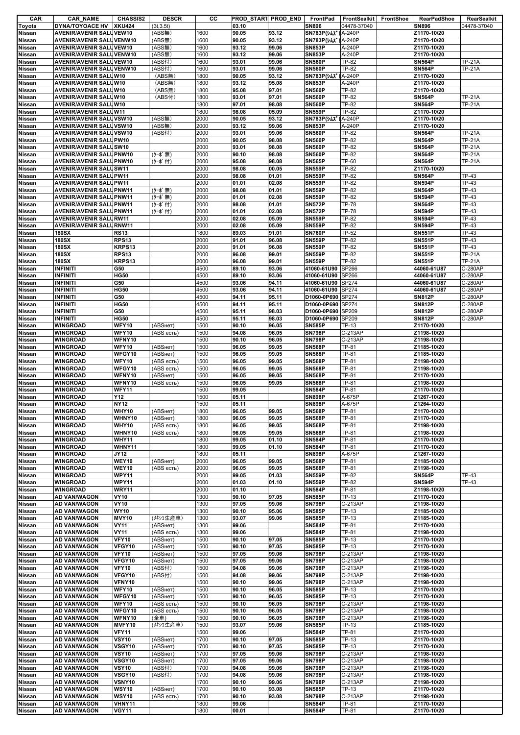| CAR | CAR_NAME | CHASSIS2 | DESCR | CC | PROD_START | PROD_END | FrontPad | FrontSealkit | FrontShoe | RearPadShoe | RearSealkit |
|---|---|---|---|---|---|---|---|---|---|---|---|
| Toyota | DYNA/TOYOACE HV | XKU424 | (3t,3.5t) | | 03.10 | | SN896 | 04478-37040 | | SN896 | 04478-37040 |
| Nissan | AVENIR/AVENIR SALU | VEW10 | (ABS無) | 1600 | 90.05 | 93.12 | SN783P(ｼﾑｽﾞ | A-240P | | Z1170-10/20 | |
| Nissan | AVENIR/AVENIR SALU | VENW10 | (ABS無) | 1600 | 90.05 | 93.12 | SN783P(ｼﾑｽﾞ | A-240P | | Z1170-10/20 | |
| Nissan | AVENIR/AVENIR SALU | VEW10 | (ABS無) | 1600 | 93.12 | 99.06 | SN853P | A-240P | | Z1170-10/20 | |
| Nissan | AVENIR/AVENIR SALU | VENW10 | (ABS無) | 1600 | 93.12 | 99.06 | SN853P | A-240P | | Z1170-10/20 | |
| Nissan | AVENIR/AVENIR SALU | VEW10 | (ABS付) | 1600 | 93.01 | 99.06 | SN560P | TP-82 | | SN564P | TP-21A |
| Nissan | AVENIR/AVENIR SALU | VENW10 | (ABS付) | 1600 | 93.01 | 99.06 | SN560P | TP-82 | | SN564P | TP-21A |
| Nissan | AVENIR/AVENIR SALU | W10 | （ABS無） | 1800 | 90.05 | 93.12 | SN783P(ｼﾑｽﾞ | A-240P | | Z1170-10/20 | |
| Nissan | AVENIR/AVENIR SALU | W10 | （ABS無） | 1800 | 93.12 | 95.08 | SN853P | A-240P | | Z1170-10/20 | |
| Nissan | AVENIR/AVENIR SALU | W10 | （ABS無） | 1800 | 95.08 | 97.01 | SN560P | TP-82 | | Z1170-10/20 | |
| Nissan | AVENIR/AVENIR SALU | W10 | （ABS付） | 1800 | 93.01 | 97.01 | SN560P | TP-82 | | SN564P | TP-21A |
| Nissan | AVENIR/AVENIR SALU | W10 | | 1800 | 97.01 | 98.08 | SN560P | TP-82 | | SN564P | TP-21A |
| Nissan | AVENIR/AVENIR SALU | W11 | | 1800 | 98.08 | 05.09 | SN559P | TP-82 | | Z1170-10/20 | |
| Nissan | AVENIR/AVENIR SALU | VSW10 | (ABS無) | 2000 | 90.05 | 93.12 | SN783P(ｼﾑｽﾞ | A-240P | | Z1170-10/20 | |
| Nissan | AVENIR/AVENIR SALU | VSW10 | (ABS無) | 2000 | 93.12 | 99.06 | SN853P | A-240P | | Z1170-10/20 | |
| Nissan | AVENIR/AVENIR SALU | VSW10 | (ABS付) | 2000 | 93.01 | 99.06 | SN560P | TP-82 | | SN564P | TP-21A |
| Nissan | AVENIR/AVENIR SALU | PW10 | | 2000 | 90.05 | 98.08 | SN560P | TP-82 | | SN564P | TP-21A |
| Nissan | AVENIR/AVENIR SALU | SW10 | | 2000 | 93.01 | 98.08 | SN560P | TP-82 | | SN564P | TP-21A |
| Nissan | AVENIR/AVENIR SALU | PNW10 | (ﾀｰﾎﾞ無) | 2000 | 90.10 | 98.08 | SN560P | TP-82 | | SN564P | TP-21A |
| Nissan | AVENIR/AVENIR SALU | PNW10 | (ﾀｰﾎﾞ付) | 2000 | 95.08 | 98.08 | SN565P | TP-60 | | SN564P | TP-21A |
| Nissan | AVENIR/AVENIR SALU | SW11 | | 2000 | 98.08 | 00.05 | SN559P | TP-82 | | Z1170-10/20 | |
| Nissan | AVENIR/AVENIR SALU | PW11 | | 2000 | 98.08 | 01.01 | SN559P | TP-82 | | SN564P | TP-43 |
| Nissan | AVENIR/AVENIR SALU | PW11 | | 2000 | 01.01 | 02.08 | SN559P | TP-82 | | SN594P | TP-43 |
| Nissan | AVENIR/AVENIR SALU | PNW11 | (ﾀｰﾎﾞ無) | 2000 | 98.08 | 01.01 | SN559P | TP-82 | | SN564P | TP-43 |
| Nissan | AVENIR/AVENIR SALU | PNW11 | (ﾀｰﾎﾞ無) | 2000 | 01.01 | 02.08 | SN559P | TP-82 | | SN594P | TP-43 |
| Nissan | AVENIR/AVENIR SALU | PNW11 | (ﾀｰﾎﾞ付) | 2000 | 98.08 | 01.01 | SN572P | TP-78 | | SN564P | TP-43 |
| Nissan | AVENIR/AVENIR SALU | PNW11 | (ﾀｰﾎﾞ付) | 2000 | 01.01 | 02.08 | SN572P | TP-78 | | SN594P | TP-43 |
| Nissan | AVENIR/AVENIR SALU | RW11 | | 2000 | 02.08 | 05.09 | SN559P | TP-82 | | SN594P | TP-43 |
| Nissan | AVENIR/AVENIR SALU | RNW11 | | 2000 | 02.08 | 05.09 | SN559P | TP-82 | | SN594P | TP-43 |
| Nissan | 180SX | RS13 | | 1800 | 89.03 | 91.01 | SN760P | TP-52 | | SN551P | TP-43 |
| Nissan | 180SX | RPS13 | | 2000 | 91.01 | 96.08 | SN559P | TP-82 | | SN551P | TP-43 |
| Nissan | 180SX | KRPS13 | | 2000 | 91.01 | 96.08 | SN559P | TP-82 | | SN551P | TP-43 |
| Nissan | 180SX | RPS13 | | 2000 | 96.08 | 99.01 | SN559P | TP-82 | | SN551P | TP-21A |
| Nissan | 180SX | KRPS13 | | 2000 | 96.08 | 99.01 | SN559P | TP-82 | | SN551P | TP-21A |
| Nissan | INFINITI | G50 | | 4500 | 89.10 | 93.06 | 41060-61U90 | SP266 | | 44060-61U87 | C-280AP |
| Nissan | INFINITI | HG50 | | 4500 | 89.10 | 93.06 | 41060-61U90 | SP266 | | 44060-61U87 | C-280AP |
| Nissan | INFINITI | G50 | | 4500 | 93.06 | 94.11 | 41060-61U90 | SP274 | | 44060-61U87 | C-280AP |
| Nissan | INFINITI | HG50 | | 4500 | 93.06 | 94.11 | 41060-61U90 | SP274 | | 44060-61U87 | C-280AP |
| Nissan | INFINITI | G50 | | 4500 | 94.11 | 95.11 | D1060-0P690 | SP274 | | SN812P | C-280AP |
| Nissan | INFINITI | HG50 | | 4500 | 94.11 | 95.11 | D1060-0P690 | SP274 | | SN812P | C-280AP |
| Nissan | INFINITI | G50 | | 4500 | 95.11 | 98.03 | D1060-0P690 | SP209 | | SN812P | C-280AP |
| Nissan | INFINITI | HG50 | | 4500 | 95.11 | 98.03 | D1060-0P690 | SP209 | | SN812P | C-280AP |
| Nissan | WINGROAD | WFY10 | (ABSнет) | 1500 | 90.10 | 96.05 | SN585P | TP-13 | | Z1170-10/20 | |
| Nissan | WINGROAD | WFY10 | (ABS есть) | 1500 | 94.08 | 96.05 | SN798P | C-213AP | | Z1198-10/20 | |
| Nissan | WINGROAD | WFNY10 | | 1500 | 90.10 | 96.05 | SN798P | C-213AP | | Z1198-10/20 | |
| Nissan | WINGROAD | WFY10 | (ABSнет) | 1500 | 96.05 | 99.05 | SN568P | TP-81 | | Z1185-10/20 | |
| Nissan | WINGROAD | WFGY10 | (ABSнет) | 1500 | 96.05 | 99.05 | SN568P | TP-81 | | Z1185-10/20 | |
| Nissan | WINGROAD | WFY10 | (ABS есть) | 1500 | 96.05 | 99.05 | SN568P | TP-81 | | Z1198-10/20 | |
| Nissan | WINGROAD | WFGY10 | (ABS есть) | 1500 | 96.05 | 99.05 | SN568P | TP-81 | | Z1198-10/20 | |
| Nissan | WINGROAD | WFNY10 | (ABSнет) | 1500 | 96.05 | 99.05 | SN568P | TP-81 | | Z1170-10/20 | |
| Nissan | WINGROAD | WFNY10 | (ABS есть) | 1500 | 96.05 | 99.05 | SN568P | TP-81 | | Z1198-10/20 | |
| Nissan | WINGROAD | WFY11 | | 1500 | 99.05 | | SN584P | TP-81 | | Z1170-10/20 | |
| Nissan | WINGROAD | Y12 | | 1500 | 05.11 | | SN898P | A-675P | | Z1267-10/20 | |
| Nissan | WINGROAD | NY12 | | 1500 | 05.11 | | SN898P | A-675P | | Z1264-10/20 | |
| Nissan | WINGROAD | WHY10 | (ABSнет) | 1800 | 96.05 | 99.05 | SN568P | TP-81 | | Z1170-10/20 | |
| Nissan | WINGROAD | WHNY10 | (ABSнет) | 1800 | 96.05 | 99.05 | SN568P | TP-81 | | Z1170-10/20 | |
| Nissan | WINGROAD | WHY10 | (ABS есть) | 1800 | 96.05 | 99.05 | SN568P | TP-81 | | Z1198-10/20 | |
| Nissan | WINGROAD | WHNY10 | (ABS есть) | 1800 | 96.05 | 99.05 | SN568P | TP-81 | | Z1198-10/20 | |
| Nissan | WINGROAD | WHY11 | | 1800 | 99.05 | 01.10 | SN584P | TP-81 | | Z1170-10/20 | |
| Nissan | WINGROAD | WHNY11 | | 1800 | 99.05 | 01.10 | SN584P | TP-81 | | Z1170-10/20 | |
| Nissan | WINGROAD | JY12 | | 1800 | 05.11 | | SN898P | A-675P | | Z1267-10/20 | |
| Nissan | WINGROAD | WEY10 | (ABSнет) | 2000 | 96.05 | 99.05 | SN568P | TP-81 | | Z1185-10/20 | |
| Nissan | WINGROAD | WEY10 | (ABS есть) | 2000 | 96.05 | 99.05 | SN568P | TP-81 | | Z1198-10/20 | |
| Nissan | WINGROAD | WPY11 | | 2000 | 99.05 | 01.03 | SN559P | TP-82 | | SN564P | TP-43 |
| Nissan | WINGROAD | WPY11 | | 2000 | 01.03 | 01.10 | SN559P | TP-82 | | SN594P | TP-43 |
| Nissan | WINGROAD | WRY11 | | 2000 | 01.10 | | SN584P | TP-81 | | Z1198-10/20 | |
| Nissan | AD VAN/WAGON | VY10 | | 1300 | 90.10 | 97.05 | SN585P | TP-13 | | Z1170-10/20 | |
| Nissan | AD VAN/WAGON | VY10 | | 1300 | 97.05 | 99.06 | SN798P | C-213AP | | Z1198-10/20 | |
| Nissan | AD VAN/WAGON | WY10 | | 1300 | 90.10 | 95.06 | SN585P | TP-13 | | Z1185-10/20 | |
| Nissan | AD VAN/WAGON | MVY10 | (ﾒｷｼｺ生産車) | 1300 | 93.07 | 99.06 | SN585P | TP-13 | | Z1185-10/20 | |
| Nissan | AD VAN/WAGON | VY11 | (ABSнет) | 1300 | 99.06 | | SN584P | TP-81 | | Z1170-10/20 | |
| Nissan | AD VAN/WAGON | VY11 | (ABS есть) | 1300 | 99.06 | | SN584P | TP-81 | | Z1198-10/20 | |
| Nissan | AD VAN/WAGON | VFY10 | (ABSнет) | 1500 | 90.10 | 97.05 | SN585P | TP-13 | | Z1170-10/20 | |
| Nissan | AD VAN/WAGON | VFGY10 | (ABSнет) | 1500 | 90.10 | 97.05 | SN585P | TP-13 | | Z1170-10/20 | |
| Nissan | AD VAN/WAGON | VFY10 | (ABSнет) | 1500 | 97.05 | 99.06 | SN798P | C-213AP | | Z1198-10/20 | |
| Nissan | AD VAN/WAGON | VFGY10 | (ABSнет) | 1500 | 97.05 | 99.06 | SN798P | C-213AP | | Z1198-10/20 | |
| Nissan | AD VAN/WAGON | VFY10 | (ABS付) | 1500 | 94.08 | 99.06 | SN798P | C-213AP | | Z1198-10/20 | |
| Nissan | AD VAN/WAGON | VFGY10 | (ABS付) | 1500 | 94.08 | 99.06 | SN798P | C-213AP | | Z1198-10/20 | |
| Nissan | AD VAN/WAGON | VFNY10 | | 1500 | 90.10 | 99.06 | SN798P | C-213AP | | Z1198-10/20 | |
| Nissan | AD VAN/WAGON | WFY10 | (ABSнет) | 1500 | 90.10 | 96.05 | SN585P | TP-13 | | Z1170-10/20 | |
| Nissan | AD VAN/WAGON | WFGY10 | (ABSнет) | 1500 | 90.10 | 96.05 | SN585P | TP-13 | | Z1170-10/20 | |
| Nissan | AD VAN/WAGON | WFY10 | (ABS есть) | 1500 | 90.10 | 96.05 | SN798P | C-213AP | | Z1198-10/20 | |
| Nissan | AD VAN/WAGON | WFGY10 | (ABS есть) | 1500 | 90.10 | 96.05 | SN798P | C-213AP | | Z1198-10/20 | |
| Nissan | AD VAN/WAGON | WFNY10 | (全車) | 1500 | 90.10 | 96.05 | SN798P | C-213AP | | Z1198-10/20 | |
| Nissan | AD VAN/WAGON | MVFY10 | (ﾒｷｼｺ生産車) | 1500 | 93.07 | 99.06 | SN585P | TP-13 | | Z1185-10/20 | |
| Nissan | AD VAN/WAGON | VFY11 | | 1500 | 99.06 | | SN584P | TP-81 | | Z1170-10/20 | |
| Nissan | AD VAN/WAGON | VSY10 | (ABSнет) | 1700 | 90.10 | 97.05 | SN585P | TP-13 | | Z1170-10/20 | |
| Nissan | AD VAN/WAGON | VSGY10 | (ABSнет) | 1700 | 90.10 | 97.05 | SN585P | TP-13 | | Z1170-10/20 | |
| Nissan | AD VAN/WAGON | VSY10 | (ABSнет) | 1700 | 97.05 | 99.06 | SN798P | C-213AP | | Z1198-10/20 | |
| Nissan | AD VAN/WAGON | VSGY10 | (ABSнет) | 1700 | 97.05 | 99.06 | SN798P | C-213AP | | Z1198-10/20 | |
| Nissan | AD VAN/WAGON | VSY10 | (ABS付) | 1700 | 94.08 | 99.06 | SN798P | C-213AP | | Z1198-10/20 | |
| Nissan | AD VAN/WAGON | VSGY10 | (ABS付) | 1700 | 94.08 | 99.06 | SN798P | C-213AP | | Z1198-10/20 | |
| Nissan | AD VAN/WAGON | VSNY10 | | 1700 | 90.10 | 99.06 | SN798P | C-213AP | | Z1198-10/20 | |
| Nissan | AD VAN/WAGON | WSY10 | (ABSнет) | 1700 | 90.10 | 93.08 | SN585P | TP-13 | | Z1170-10/20 | |
| Nissan | AD VAN/WAGON | WSY10 | (ABS есть) | 1700 | 90.10 | 93.08 | SN798P | C-213AP | | Z1198-10/20 | |
| Nissan | AD VAN/WAGON | VHNY11 | | 1800 | 99.06 | | SN584P | TP-81 | | Z1170-10/20 | |
| Nissan | AD VAN/WAGON | VGY11 | | 1800 | 00.01 | | SN584P | TP-81 | | Z1170-10/20 | |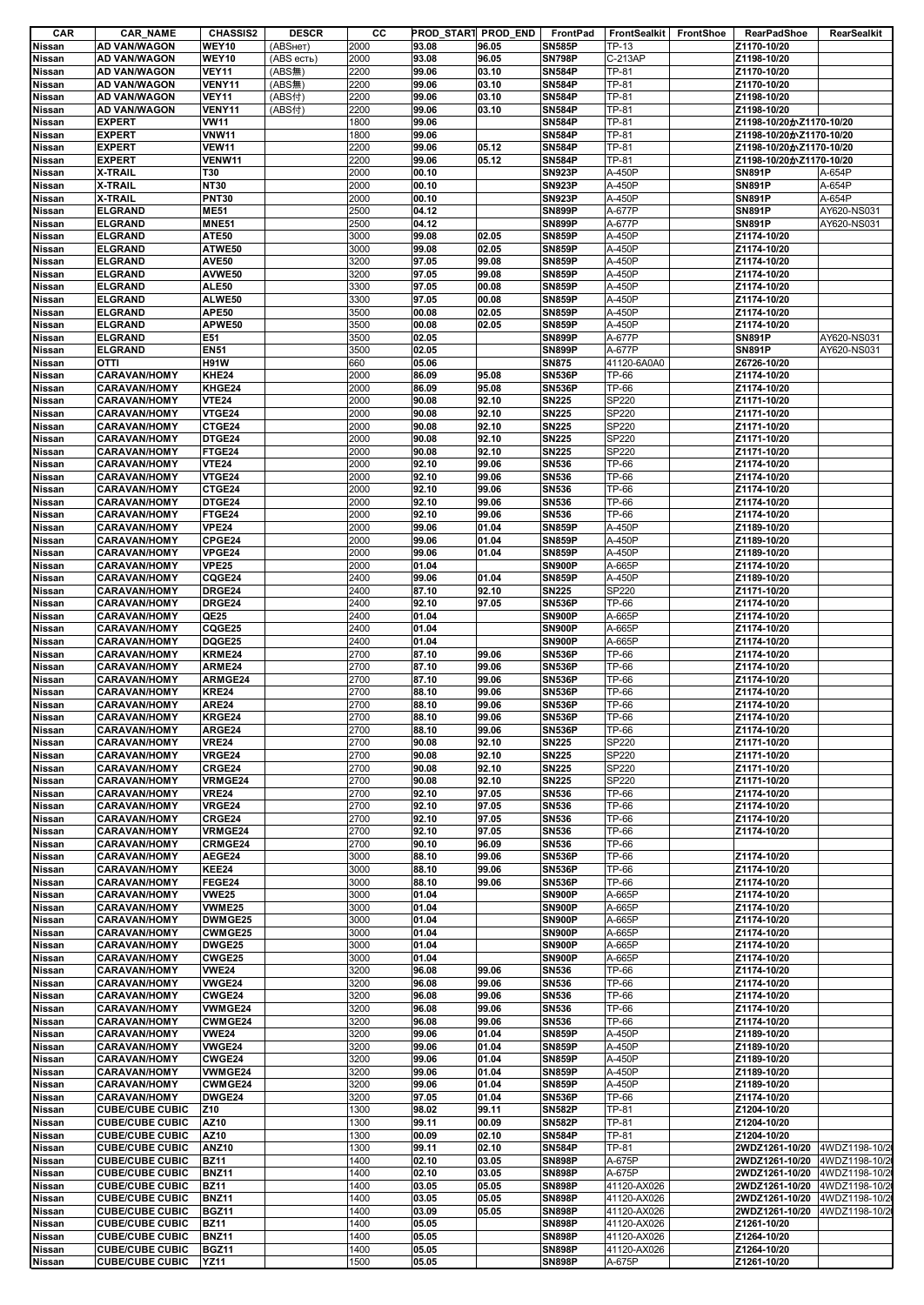| CAR | CAR_NAME | CHASSIS2 | DESCR | CC | PROD_START | PROD_END | FrontPad | FrontSealkit | FrontShoe | RearPadShoe | RearSealkit |
|---|---|---|---|---|---|---|---|---|---|---|---|
| Nissan | AD VAN/WAGON | WEY10 | (ABSнет) | 2000 | 93.08 | 96.05 | SN585P | TP-13 | | Z1170-10/20 | |
| Nissan | AD VAN/WAGON | WEY10 | (ABS есть) | 2000 | 93.08 | 96.05 | SN798P | C-213AP | | Z1198-10/20 | |
| Nissan | AD VAN/WAGON | VEY11 | (ABS無) | 2200 | 99.06 | 03.10 | SN584P | TP-81 | | Z1170-10/20 | |
| Nissan | AD VAN/WAGON | VENY11 | (ABS無) | 2200 | 99.06 | 03.10 | SN584P | TP-81 | | Z1170-10/20 | |
| Nissan | AD VAN/WAGON | VEY11 | (ABS付) | 2200 | 99.06 | 03.10 | SN584P | TP-81 | | Z1198-10/20 | |
| Nissan | AD VAN/WAGON | VENY11 | (ABS付) | 2200 | 99.06 | 03.10 | SN584P | TP-81 | | Z1198-10/20 | |
| Nissan | EXPERT | VW11 | | 1800 | 99.06 | | SN584P | TP-81 | | Z1198-10/20かZ1170-10/20 | |
| Nissan | EXPERT | VNW11 | | 1800 | 99.06 | | SN584P | TP-81 | | Z1198-10/20かZ1170-10/20 | |
| Nissan | EXPERT | VEW11 | | 2200 | 99.06 | 05.12 | SN584P | TP-81 | | Z1198-10/20かZ1170-10/20 | |
| Nissan | EXPERT | VENW11 | | 2200 | 99.06 | 05.12 | SN584P | TP-81 | | Z1198-10/20かZ1170-10/20 | |
| Nissan | X-TRAIL | T30 | | 2000 | 00.10 | | SN923P | A-450P | | SN891P | A-654P |
| Nissan | X-TRAIL | NT30 | | 2000 | 00.10 | | SN923P | A-450P | | SN891P | A-654P |
| Nissan | X-TRAIL | PNT30 | | 2000 | 00.10 | | SN923P | A-450P | | SN891P | A-654P |
| Nissan | ELGRAND | ME51 | | 2500 | 04.12 | | SN899P | A-677P | | SN891P | AY620-NS031 |
| Nissan | ELGRAND | MNE51 | | 2500 | 04.12 | | SN899P | A-677P | | SN891P | AY620-NS031 |
| Nissan | ELGRAND | ATE50 | | 3000 | 99.08 | 02.05 | SN859P | A-450P | | Z1174-10/20 | |
| Nissan | ELGRAND | ATWE50 | | 3000 | 99.08 | 02.05 | SN859P | A-450P | | Z1174-10/20 | |
| Nissan | ELGRAND | AVE50 | | 3200 | 97.05 | 99.08 | SN859P | A-450P | | Z1174-10/20 | |
| Nissan | ELGRAND | AVWE50 | | 3200 | 97.05 | 99.08 | SN859P | A-450P | | Z1174-10/20 | |
| Nissan | ELGRAND | ALE50 | | 3300 | 97.05 | 00.08 | SN859P | A-450P | | Z1174-10/20 | |
| Nissan | ELGRAND | ALWE50 | | 3300 | 97.05 | 00.08 | SN859P | A-450P | | Z1174-10/20 | |
| Nissan | ELGRAND | APE50 | | 3500 | 00.08 | 02.05 | SN859P | A-450P | | Z1174-10/20 | |
| Nissan | ELGRAND | APWE50 | | 3500 | 00.08 | 02.05 | SN859P | A-450P | | Z1174-10/20 | |
| Nissan | ELGRAND | E51 | | 3500 | 02.05 | | SN899P | A-677P | | SN891P | AY620-NS031 |
| Nissan | ELGRAND | EN51 | | 3500 | 02.05 | | SN899P | A-677P | | SN891P | AY620-NS031 |
| Nissan | OTTI | H91W | | 660 | 05.06 | | SN875 | 41120-6A0A0 | | Z6726-10/20 | |
| Nissan | CARAVAN/HOMY | KHE24 | | 2000 | 86.09 | 95.08 | SN536P | TP-66 | | Z1174-10/20 | |
| Nissan | CARAVAN/HOMY | KHGE24 | | 2000 | 86.09 | 95.08 | SN536P | TP-66 | | Z1174-10/20 | |
| Nissan | CARAVAN/HOMY | VTE24 | | 2000 | 90.08 | 92.10 | SN225 | SP220 | | Z1171-10/20 | |
| Nissan | CARAVAN/HOMY | VTGE24 | | 2000 | 90.08 | 92.10 | SN225 | SP220 | | Z1171-10/20 | |
| Nissan | CARAVAN/HOMY | CTGE24 | | 2000 | 90.08 | 92.10 | SN225 | SP220 | | Z1171-10/20 | |
| Nissan | CARAVAN/HOMY | DTGE24 | | 2000 | 90.08 | 92.10 | SN225 | SP220 | | Z1171-10/20 | |
| Nissan | CARAVAN/HOMY | FTGE24 | | 2000 | 90.08 | 92.10 | SN225 | SP220 | | Z1171-10/20 | |
| Nissan | CARAVAN/HOMY | VTE24 | | 2000 | 92.10 | 99.06 | SN536 | TP-66 | | Z1174-10/20 | |
| Nissan | CARAVAN/HOMY | VTGE24 | | 2000 | 92.10 | 99.06 | SN536 | TP-66 | | Z1174-10/20 | |
| Nissan | CARAVAN/HOMY | CTGE24 | | 2000 | 92.10 | 99.06 | SN536 | TP-66 | | Z1174-10/20 | |
| Nissan | CARAVAN/HOMY | DTGE24 | | 2000 | 92.10 | 99.06 | SN536 | TP-66 | | Z1174-10/20 | |
| Nissan | CARAVAN/HOMY | FTGE24 | | 2000 | 92.10 | 99.06 | SN536 | TP-66 | | Z1174-10/20 | |
| Nissan | CARAVAN/HOMY | VPE24 | | 2000 | 99.06 | 01.04 | SN859P | A-450P | | Z1189-10/20 | |
| Nissan | CARAVAN/HOMY | CPGE24 | | 2000 | 99.06 | 01.04 | SN859P | A-450P | | Z1189-10/20 | |
| Nissan | CARAVAN/HOMY | VPGE24 | | 2000 | 99.06 | 01.04 | SN859P | A-450P | | Z1189-10/20 | |
| Nissan | CARAVAN/HOMY | VPE25 | | 2000 | 01.04 | | SN900P | A-665P | | Z1174-10/20 | |
| Nissan | CARAVAN/HOMY | CQGE24 | | 2400 | 99.06 | 01.04 | SN859P | A-450P | | Z1189-10/20 | |
| Nissan | CARAVAN/HOMY | DRGE24 | | 2400 | 87.10 | 92.10 | SN225 | SP220 | | Z1171-10/20 | |
| Nissan | CARAVAN/HOMY | DRGE24 | | 2400 | 92.10 | 97.05 | SN536P | TP-66 | | Z1174-10/20 | |
| Nissan | CARAVAN/HOMY | QE25 | | 2400 | 01.04 | | SN900P | A-665P | | Z1174-10/20 | |
| Nissan | CARAVAN/HOMY | CQGE25 | | 2400 | 01.04 | | SN900P | A-665P | | Z1174-10/20 | |
| Nissan | CARAVAN/HOMY | DQGE25 | | 2400 | 01.04 | | SN900P | A-665P | | Z1174-10/20 | |
| Nissan | CARAVAN/HOMY | KRME24 | | 2700 | 87.10 | 99.06 | SN536P | TP-66 | | Z1174-10/20 | |
| Nissan | CARAVAN/HOMY | ARME24 | | 2700 | 87.10 | 99.06 | SN536P | TP-66 | | Z1174-10/20 | |
| Nissan | CARAVAN/HOMY | ARMGE24 | | 2700 | 87.10 | 99.06 | SN536P | TP-66 | | Z1174-10/20 | |
| Nissan | CARAVAN/HOMY | KRE24 | | 2700 | 88.10 | 99.06 | SN536P | TP-66 | | Z1174-10/20 | |
| Nissan | CARAVAN/HOMY | ARE24 | | 2700 | 88.10 | 99.06 | SN536P | TP-66 | | Z1174-10/20 | |
| Nissan | CARAVAN/HOMY | KRGE24 | | 2700 | 88.10 | 99.06 | SN536P | TP-66 | | Z1174-10/20 | |
| Nissan | CARAVAN/HOMY | ARGE24 | | 2700 | 88.10 | 99.06 | SN536P | TP-66 | | Z1174-10/20 | |
| Nissan | CARAVAN/HOMY | VRE24 | | 2700 | 90.08 | 92.10 | SN225 | SP220 | | Z1171-10/20 | |
| Nissan | CARAVAN/HOMY | VRGE24 | | 2700 | 90.08 | 92.10 | SN225 | SP220 | | Z1171-10/20 | |
| Nissan | CARAVAN/HOMY | CRGE24 | | 2700 | 90.08 | 92.10 | SN225 | SP220 | | Z1171-10/20 | |
| Nissan | CARAVAN/HOMY | VRMGE24 | | 2700 | 90.08 | 92.10 | SN225 | SP220 | | Z1171-10/20 | |
| Nissan | CARAVAN/HOMY | VRE24 | | 2700 | 92.10 | 97.05 | SN536 | TP-66 | | Z1174-10/20 | |
| Nissan | CARAVAN/HOMY | VRGE24 | | 2700 | 92.10 | 97.05 | SN536 | TP-66 | | Z1174-10/20 | |
| Nissan | CARAVAN/HOMY | CRGE24 | | 2700 | 92.10 | 97.05 | SN536 | TP-66 | | Z1174-10/20 | |
| Nissan | CARAVAN/HOMY | VRMGE24 | | 2700 | 92.10 | 97.05 | SN536 | TP-66 | | Z1174-10/20 | |
| Nissan | CARAVAN/HOMY | CRMGE24 | | 2700 | 90.10 | 96.09 | SN536 | TP-66 | | | |
| Nissan | CARAVAN/HOMY | AEGE24 | | 3000 | 88.10 | 99.06 | SN536P | TP-66 | | Z1174-10/20 | |
| Nissan | CARAVAN/HOMY | KEE24 | | 3000 | 88.10 | 99.06 | SN536P | TP-66 | | Z1174-10/20 | |
| Nissan | CARAVAN/HOMY | FEGE24 | | 3000 | 88.10 | 99.06 | SN536P | TP-66 | | Z1174-10/20 | |
| Nissan | CARAVAN/HOMY | VWE25 | | 3000 | 01.04 | | SN900P | A-665P | | Z1174-10/20 | |
| Nissan | CARAVAN/HOMY | VWME25 | | 3000 | 01.04 | | SN900P | A-665P | | Z1174-10/20 | |
| Nissan | CARAVAN/HOMY | DWMGE25 | | 3000 | 01.04 | | SN900P | A-665P | | Z1174-10/20 | |
| Nissan | CARAVAN/HOMY | CWMGE25 | | 3000 | 01.04 | | SN900P | A-665P | | Z1174-10/20 | |
| Nissan | CARAVAN/HOMY | DWGE25 | | 3000 | 01.04 | | SN900P | A-665P | | Z1174-10/20 | |
| Nissan | CARAVAN/HOMY | CWGE25 | | 3000 | 01.04 | | SN900P | A-665P | | Z1174-10/20 | |
| Nissan | CARAVAN/HOMY | VWE24 | | 3200 | 96.08 | 99.06 | SN536 | TP-66 | | Z1174-10/20 | |
| Nissan | CARAVAN/HOMY | VWGE24 | | 3200 | 96.08 | 99.06 | SN536 | TP-66 | | Z1174-10/20 | |
| Nissan | CARAVAN/HOMY | CWGE24 | | 3200 | 96.08 | 99.06 | SN536 | TP-66 | | Z1174-10/20 | |
| Nissan | CARAVAN/HOMY | VWMGE24 | | 3200 | 96.08 | 99.06 | SN536 | TP-66 | | Z1174-10/20 | |
| Nissan | CARAVAN/HOMY | CWMGE24 | | 3200 | 96.08 | 99.06 | SN536 | TP-66 | | Z1174-10/20 | |
| Nissan | CARAVAN/HOMY | VWE24 | | 3200 | 99.06 | 01.04 | SN859P | A-450P | | Z1189-10/20 | |
| Nissan | CARAVAN/HOMY | VWGE24 | | 3200 | 99.06 | 01.04 | SN859P | A-450P | | Z1189-10/20 | |
| Nissan | CARAVAN/HOMY | CWGE24 | | 3200 | 99.06 | 01.04 | SN859P | A-450P | | Z1189-10/20 | |
| Nissan | CARAVAN/HOMY | VWMGE24 | | 3200 | 99.06 | 01.04 | SN859P | A-450P | | Z1189-10/20 | |
| Nissan | CARAVAN/HOMY | CWMGE24 | | 3200 | 99.06 | 01.04 | SN859P | A-450P | | Z1189-10/20 | |
| Nissan | CARAVAN/HOMY | DWGE24 | | 3200 | 97.05 | 01.04 | SN536P | TP-66 | | Z1174-10/20 | |
| Nissan | CUBE/CUBE CUBIC | Z10 | | 1300 | 98.02 | 99.11 | SN582P | TP-81 | | Z1204-10/20 | |
| Nissan | CUBE/CUBE CUBIC | AZ10 | | 1300 | 99.11 | 00.09 | SN582P | TP-81 | | Z1204-10/20 | |
| Nissan | CUBE/CUBE CUBIC | AZ10 | | 1300 | 00.09 | 02.10 | SN584P | TP-81 | | Z1204-10/20 | |
| Nissan | CUBE/CUBE CUBIC | ANZ10 | | 1300 | 99.11 | 02.10 | SN584P | TP-81 | | 2WDZ1261-10/20 | 4WDZ1198-10/2 |
| Nissan | CUBE/CUBE CUBIC | BZ11 | | 1400 | 02.10 | 03.05 | SN898P | A-675P | | 2WDZ1261-10/20 | 4WDZ1198-10/2 |
| Nissan | CUBE/CUBE CUBIC | BNZ11 | | 1400 | 02.10 | 03.05 | SN898P | A-675P | | 2WDZ1261-10/20 | 4WDZ1198-10/2 |
| Nissan | CUBE/CUBE CUBIC | BZ11 | | 1400 | 03.05 | 05.05 | SN898P | 41120-AX026 | | 2WDZ1261-10/20 | 4WDZ1198-10/2 |
| Nissan | CUBE/CUBE CUBIC | BNZ11 | | 1400 | 03.05 | 05.05 | SN898P | 41120-AX026 | | 2WDZ1261-10/20 | 4WDZ1198-10/2 |
| Nissan | CUBE/CUBE CUBIC | BGZ11 | | 1400 | 03.09 | 05.05 | SN898P | 41120-AX026 | | 2WDZ1261-10/20 | 4WDZ1198-10/2 |
| Nissan | CUBE/CUBE CUBIC | BZ11 | | 1400 | 05.05 | | SN898P | 41120-AX026 | | Z1261-10/20 | |
| Nissan | CUBE/CUBE CUBIC | BNZ11 | | 1400 | 05.05 | | SN898P | 41120-AX026 | | Z1264-10/20 | |
| Nissan | CUBE/CUBE CUBIC | BGZ11 | | 1400 | 05.05 | | SN898P | 41120-AX026 | | Z1264-10/20 | |
| Nissan | CUBE/CUBE CUBIC | YZ11 | | 1500 | 05.05 | | SN898P | A-675P | | Z1261-10/20 | |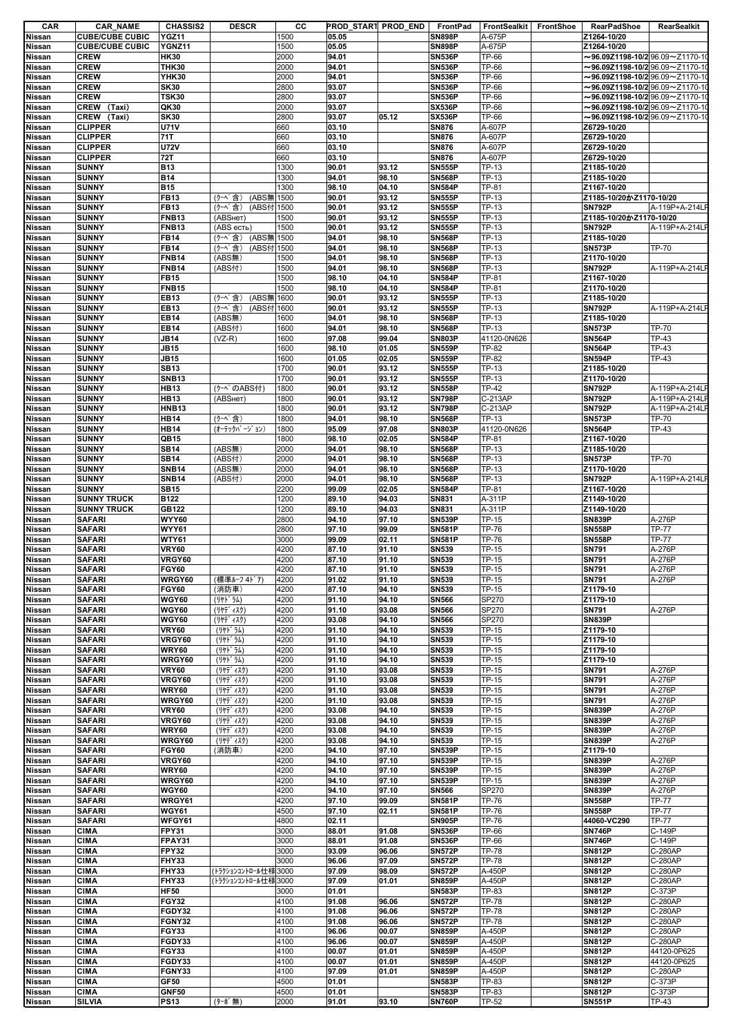| CAR | CAR_NAME | CHASSIS2 | DESCR | CC | PROD_START | PROD_END | FrontPad | FrontSealkit | FrontShoe | RearPadShoe | RearSealkit |
|---|---|---|---|---|---|---|---|---|---|---|---|
| Nissan | CUBE/CUBE CUBIC | YGZ11 | | 1500 | 05.05 | | SN898P | A-675P | | Z1264-10/20 | |
| Nissan | CUBE/CUBE CUBIC | YGNZ11 | | 1500 | 05.05 | | SN898P | A-675P | | Z1264-10/20 | |
| Nissan | CREW | HK30 | | 2000 | 94.01 | | SN536P | TP-66 | | ~96.09Z1198-10/2 | 96.09~Z1170-10 |
| Nissan | CREW | THK30 | | 2000 | 94.01 | | SN536P | TP-66 | | ~96.09Z1198-10/2 | 96.09~Z1170-10 |
| Nissan | CREW | YHK30 | | 2000 | 94.01 | | SN536P | TP-66 | | ~96.09Z1198-10/2 | 96.09~Z1170-10 |
| Nissan | CREW | SK30 | | 2800 | 93.07 | | SN536P | TP-66 | | ~96.09Z1198-10/2 | 96.09~Z1170-10 |
| Nissan | CREW | TSK30 | | 2800 | 93.07 | | SN536P | TP-66 | | ~96.09Z1198-10/2 | 96.09~Z1170-10 |
| Nissan | CREW (Taxi) | QK30 | | 2000 | 93.07 | | SX536P | TP-66 | | ~96.09Z1198-10/2 | 96.09~Z1170-10 |
| Nissan | CREW (Taxi) | SK30 | | 2800 | 93.07 | 05.12 | SX536P | TP-66 | | ~96.09Z1198-10/2 | 96.09~Z1170-10 |
| Nissan | CLIPPER | U71V | | 660 | 03.10 | | SN876 | A-607P | | Z6729-10/20 | |
| Nissan | CLIPPER | 71T | | 660 | 03.10 | | SN876 | A-607P | | Z6729-10/20 | |
| Nissan | CLIPPER | U72V | | 660 | 03.10 | | SN876 | A-607P | | Z6729-10/20 | |
| Nissan | CLIPPER | 72T | | 660 | 03.10 | | SN876 | A-607P | | Z6729-10/20 | |
| Nissan | SUNNY | B13 | | 1300 | 90.01 | 93.12 | SN555P | TP-13 | | Z1185-10/20 | |
| Nissan | SUNNY | B14 | | 1300 | 94.01 | 98.10 | SN568P | TP-13 | | Z1185-10/20 | |
| Nissan | SUNNY | B15 | | 1300 | 98.10 | 04.10 | SN584P | TP-81 | | Z1167-10/20 | |
| Nissan | SUNNY | FB13 | (ｸｰﾍﾞ含) (ABS無 | 1500 | 90.01 | 93.12 | SN555P | TP-13 | | Z1185-10/20かZ1170-10/20 | |
| Nissan | SUNNY | FB13 | (ｸｰﾍﾞ含) (ABS付 | 1500 | 90.01 | 93.12 | SN555P | TP-13 | | SN792P | A-119P+A-214LF |
| Nissan | SUNNY | FNB13 | (ABSнет) | 1500 | 90.01 | 93.12 | SN555P | TP-13 | | Z1185-10/20かZ1170-10/20 | |
| Nissan | SUNNY | FNB13 | (ABS есть) | 1500 | 90.01 | 93.12 | SN555P | TP-13 | | SN792P | A-119P+A-214LF |
| Nissan | SUNNY | FB14 | (ｸｰﾍﾞ含) (ABS無 | 1500 | 94.01 | 98.10 | SN568P | TP-13 | | Z1185-10/20 | |
| Nissan | SUNNY | FB14 | (ｸｰﾍﾞ含) (ABS付 | 1500 | 94.01 | 98.10 | SN568P | TP-13 | | SN573P | TP-70 |
| Nissan | SUNNY | FNB14 | (ABS無) | 1500 | 94.01 | 98.10 | SN568P | TP-13 | | Z1170-10/20 | |
| Nissan | SUNNY | FNB14 | (ABS付) | 1500 | 94.01 | 98.10 | SN568P | TP-13 | | SN792P | A-119P+A-214LF |
| Nissan | SUNNY | FB15 | | 1500 | 98.10 | 04.10 | SN584P | TP-81 | | Z1167-10/20 | |
| Nissan | SUNNY | FNB15 | | 1500 | 98.10 | 04.10 | SN584P | TP-81 | | Z1170-10/20 | |
| Nissan | SUNNY | EB13 | (ｸｰﾍﾞ含) (ABS無 | 1600 | 90.01 | 93.12 | SN555P | TP-13 | | Z1185-10/20 | |
| Nissan | SUNNY | EB13 | (ｸｰﾍﾞ含) (ABS付 | 1600 | 90.01 | 93.12 | SN555P | TP-13 | | SN792P | A-119P+A-214LF |
| Nissan | SUNNY | EB14 | (ABS無) | 1600 | 94.01 | 98.10 | SN568P | TP-13 | | Z1185-10/20 | |
| Nissan | SUNNY | EB14 | (ABS付) | 1600 | 94.01 | 98.10 | SN568P | TP-13 | | SN573P | TP-70 |
| Nissan | SUNNY | JB14 | (VZ-R) | 1600 | 97.08 | 99.04 | SN803P | 41120-0N626 | | SN564P | TP-43 |
| Nissan | SUNNY | JB15 | | 1600 | 98.10 | 01.05 | SN559P | TP-82 | | SN564P | TP-43 |
| Nissan | SUNNY | JB15 | | 1600 | 01.05 | 02.05 | SN559P | TP-82 | | SN594P | TP-43 |
| Nissan | SUNNY | SB13 | | 1700 | 90.01 | 93.12 | SN555P | TP-13 | | Z1185-10/20 | |
| Nissan | SUNNY | SNB13 | | 1700 | 90.01 | 93.12 | SN555P | TP-13 | | Z1170-10/20 | |
| Nissan | SUNNY | HB13 | (ｸｰﾍﾞのABS付) | 1800 | 90.01 | 93.12 | SN558P | TP-42 | | SN792P | A-119P+A-214LF |
| Nissan | SUNNY | HB13 | (ABSнет) | 1800 | 90.01 | 93.12 | SN798P | C-213AP | | SN792P | A-119P+A-214LF |
| Nissan | SUNNY | HNB13 | | 1800 | 90.01 | 93.12 | SN798P | C-213AP | | SN792P | A-119P+A-214LF |
| Nissan | SUNNY | HB14 | (ｸｰﾍﾞ含) | 1800 | 94.01 | 98.10 | SN568P | TP-13 | | SN573P | TP-70 |
| Nissan | SUNNY | HB14 | (ｵｰﾃｯｸﾊﾞｰｼﾞｮﾝ) | 1800 | 95.09 | 97.08 | SN803P | 41120-0N626 | | SN564P | TP-43 |
| Nissan | SUNNY | QB15 | | 1800 | 98.10 | 02.05 | SN584P | TP-81 | | Z1167-10/20 | |
| Nissan | SUNNY | SB14 | (ABS無) | 2000 | 94.01 | 98.10 | SN568P | TP-13 | | Z1185-10/20 | |
| Nissan | SUNNY | SB14 | (ABS付) | 2000 | 94.01 | 98.10 | SN568P | TP-13 | | SN573P | TP-70 |
| Nissan | SUNNY | SNB14 | (ABS無) | 2000 | 94.01 | 98.10 | SN568P | TP-13 | | Z1170-10/20 | |
| Nissan | SUNNY | SNB14 | (ABS付) | 2000 | 94.01 | 98.10 | SN568P | TP-13 | | SN792P | A-119P+A-214LF |
| Nissan | SUNNY | SB15 | | 2200 | 99.09 | 02.05 | SN584P | TP-81 | | Z1167-10/20 | |
| Nissan | SUNNY TRUCK | B122 | | 1200 | 89.10 | 94.03 | SN831 | A-311P | | Z1149-10/20 | |
| Nissan | SUNNY TRUCK | GB122 | | 1200 | 89.10 | 94.03 | SN831 | A-311P | | Z1149-10/20 | |
| Nissan | SAFARI | WYY60 | | 2800 | 94.10 | 97.10 | SN539P | TP-15 | | SN839P | A-276P |
| Nissan | SAFARI | WYY61 | | 2800 | 97.10 | 99.09 | SN581P | TP-76 | | SN558P | TP-77 |
| Nissan | SAFARI | WTY61 | | 3000 | 99.09 | 02.11 | SN581P | TP-76 | | SN558P | TP-77 |
| Nissan | SAFARI | VRY60 | | 4200 | 87.10 | 91.10 | SN539 | TP-15 | | SN791 | A-276P |
| Nissan | SAFARI | VRGY60 | | 4200 | 87.10 | 91.10 | SN539 | TP-15 | | SN791 | A-276P |
| Nissan | SAFARI | FGY60 | | 4200 | 87.10 | 91.10 | SN539 | TP-15 | | SN791 | A-276P |
| Nissan | SAFARI | WRGY60 | (標準ﾙｰﾌ 4ﾄﾞｱ) | 4200 | 91.02 | 91.10 | SN539 | TP-15 | | SN791 | A-276P |
| Nissan | SAFARI | FGY60 | (消防車) | 4200 | 87.10 | 94.10 | SN539 | TP-15 | | Z1179-10 | |
| Nissan | SAFARI | WGY60 | (ﾘﾔﾄﾞﾗﾑ) | 4200 | 91.10 | 94.10 | SN566 | SP270 | | Z1179-10 | |
| Nissan | SAFARI | WGY60 | (ﾘﾔﾃﾞｨｽｸ) | 4200 | 91.10 | 93.08 | SN566 | SP270 | | SN791 | A-276P |
| Nissan | SAFARI | WGY60 | (ﾘﾔﾃﾞｨｽｸ) | 4200 | 93.08 | 94.10 | SN566 | SP270 | | SN839P | |
| Nissan | SAFARI | VRY60 | (ﾘﾔﾄﾞﾗﾑ) | 4200 | 91.10 | 94.10 | SN539 | TP-15 | | Z1179-10 | |
| Nissan | SAFARI | VRGY60 | (ﾘﾔﾄﾞﾗﾑ) | 4200 | 91.10 | 94.10 | SN539 | TP-15 | | Z1179-10 | |
| Nissan | SAFARI | WRY60 | (ﾘﾔﾄﾞﾗﾑ) | 4200 | 91.10 | 94.10 | SN539 | TP-15 | | Z1179-10 | |
| Nissan | SAFARI | WRGY60 | (ﾘﾔﾄﾞﾗﾑ) | 4200 | 91.10 | 94.10 | SN539 | TP-15 | | Z1179-10 | |
| Nissan | SAFARI | VRY60 | (ﾘﾔﾃﾞｨｽｸ) | 4200 | 91.10 | 93.08 | SN539 | TP-15 | | SN791 | A-276P |
| Nissan | SAFARI | VRGY60 | (ﾘﾔﾃﾞｨｽｸ) | 4200 | 91.10 | 93.08 | SN539 | TP-15 | | SN791 | A-276P |
| Nissan | SAFARI | WRY60 | (ﾘﾔﾃﾞｨｽｸ) | 4200 | 91.10 | 93.08 | SN539 | TP-15 | | SN791 | A-276P |
| Nissan | SAFARI | WRGY60 | (ﾘﾔﾃﾞｨｽｸ) | 4200 | 91.10 | 93.08 | SN539 | TP-15 | | SN791 | A-276P |
| Nissan | SAFARI | VRY60 | (ﾘﾔﾃﾞｨｽｸ) | 4200 | 93.08 | 94.10 | SN539 | TP-15 | | SN839P | A-276P |
| Nissan | SAFARI | VRGY60 | (ﾘﾔﾃﾞｨｽｸ) | 4200 | 93.08 | 94.10 | SN539 | TP-15 | | SN839P | A-276P |
| Nissan | SAFARI | WRY60 | (ﾘﾔﾃﾞｨｽｸ) | 4200 | 93.08 | 94.10 | SN539 | TP-15 | | SN839P | A-276P |
| Nissan | SAFARI | WRGY60 | (ﾘﾔﾃﾞｨｽｸ) | 4200 | 93.08 | 94.10 | SN539 | TP-15 | | SN839P | A-276P |
| Nissan | SAFARI | FGY60 | (消防車) | 4200 | 94.10 | 97.10 | SN539P | TP-15 | | Z1179-10 | |
| Nissan | SAFARI | VRGY60 | | 4200 | 94.10 | 97.10 | SN539P | TP-15 | | SN839P | A-276P |
| Nissan | SAFARI | WRY60 | | 4200 | 94.10 | 97.10 | SN539P | TP-15 | | SN839P | A-276P |
| Nissan | SAFARI | WRGY60 | | 4200 | 94.10 | 97.10 | SN539P | TP-15 | | SN839P | A-276P |
| Nissan | SAFARI | WGY60 | | 4200 | 94.10 | 97.10 | SN566 | SP270 | | SN839P | A-276P |
| Nissan | SAFARI | WRGY61 | | 4200 | 97.10 | 99.09 | SN581P | TP-76 | | SN558P | TP-77 |
| Nissan | SAFARI | WGY61 | | 4500 | 97.10 | 02.11 | SN581P | TP-76 | | SN558P | TP-77 |
| Nissan | SAFARI | WFGY61 | | 4800 | 02.11 | | SN905P | TP-76 | | 44060-VC290 | TP-77 |
| Nissan | CIMA | FPY31 | | 3000 | 88.01 | 91.08 | SN536P | TP-66 | | SN746P | C-149P |
| Nissan | CIMA | FPAY31 | | 3000 | 88.01 | 91.08 | SN536P | TP-66 | | SN746P | C-149P |
| Nissan | CIMA | FPY32 | | 3000 | 93.09 | 96.06 | SN572P | TP-78 | | SN812P | C-280AP |
| Nissan | CIMA | FHY33 | | 3000 | 96.06 | 97.09 | SN572P | TP-78 | | SN812P | C-280AP |
| Nissan | CIMA | FHY33 | (ﾄﾗｸｼｮﾝｺﾝﾄﾛｰﾙ仕様 | 3000 | 97.09 | 98.09 | SN572P | A-450P | | SN812P | C-280AP |
| Nissan | CIMA | FHY33 | (ﾄﾗｸｼｮﾝｺﾝﾄﾛｰﾙ仕様 | 3000 | 97.09 | 01.01 | SN859P | A-450P | | SN812P | C-280AP |
| Nissan | CIMA | HF50 | | 3000 | 01.01 | | SN583P | TP-83 | | SN812P | C-373P |
| Nissan | CIMA | FGY32 | | 4100 | 91.08 | 96.06 | SN572P | TP-78 | | SN812P | C-280AP |
| Nissan | CIMA | FGDY32 | | 4100 | 91.08 | 96.06 | SN572P | TP-78 | | SN812P | C-280AP |
| Nissan | CIMA | FGNY32 | | 4100 | 91.08 | 96.06 | SN572P | TP-78 | | SN812P | C-280AP |
| Nissan | CIMA | FGY33 | | 4100 | 96.06 | 00.07 | SN859P | A-450P | | SN812P | C-280AP |
| Nissan | CIMA | FGDY33 | | 4100 | 96.06 | 00.07 | SN859P | A-450P | | SN812P | C-280AP |
| Nissan | CIMA | FGY33 | | 4100 | 00.07 | 01.01 | SN859P | A-450P | | SN812P | 44120-0P625 |
| Nissan | CIMA | FGDY33 | | 4100 | 00.07 | 01.01 | SN859P | A-450P | | SN812P | 44120-0P625 |
| Nissan | CIMA | FGNY33 | | 4100 | 97.09 | 01.01 | SN859P | A-450P | | SN812P | C-280AP |
| Nissan | CIMA | GF50 | | 4500 | 01.01 | | SN583P | TP-83 | | SN812P | C-373P |
| Nissan | CIMA | GNF50 | | 4500 | 01.01 | | SN583P | TP-83 | | SN812P | C-373P |
| Nissan | SILVIA | PS13 | (ﾀｰﾎﾞ無) | 2000 | 91.01 | 93.10 | SN760P | TP-52 | | SN551P | TP-43 |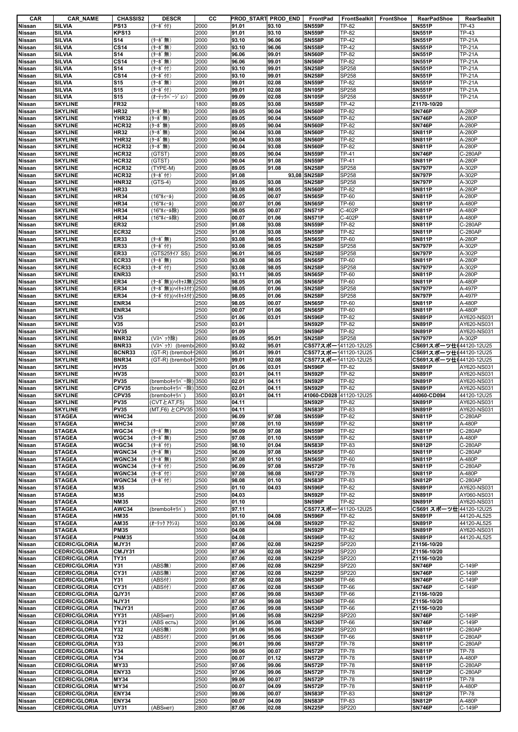| CAR | CAR_NAME | CHASSIS2 | DESCR | CC | PROD_START | PROD_END | FrontPad | FrontSealkit | FrontShoe | RearPadShoe | RearSealkit |
|---|---|---|---|---|---|---|---|---|---|---|---|
| Nissan | SILVIA | PS13 | (ﾀｰﾎﾞ付) | 2000 | 91.01 | 93.10 | SN559P | TP-82 | | SN551P | TP-43 |
| Nissan | SILVIA | KPS13 | | 2000 | 91.01 | 93.10 | SN559P | TP-82 | | SN551P | TP-43 |
| Nissan | SILVIA | S14 | (ﾀｰﾎﾞ無) | 2000 | 93.10 | 96.06 | SN558P | TP-42 | | SN551P | TP-21A |
| Nissan | SILVIA | CS14 | (ﾀｰﾎﾞ無) | 2000 | 93.10 | 96.06 | SN558P | TP-42 | | SN551P | TP-21A |
| Nissan | SILVIA | S14 | (ﾀｰﾎﾞ無) | 2000 | 96.06 | 99.01 | SN560P | TP-82 | | SN551P | TP-21A |
| Nissan | SILVIA | CS14 | (ﾀｰﾎﾞ無) | 2000 | 96.06 | 99.01 | SN560P | TP-82 | | SN551P | TP-21A |
| Nissan | SILVIA | S14 | (ﾀｰﾎﾞ付) | 2000 | 93.10 | 99.01 | SN258P | SP258 | | SN551P | TP-21A |
| Nissan | SILVIA | CS14 | (ﾀｰﾎﾞ付) | 2000 | 93.10 | 99.01 | SN258P | SP258 | | SN551P | TP-21A |
| Nissan | SILVIA | S15 | (ﾀｰﾎﾞ無) | 2000 | 99.01 | 02.08 | SN559P | TP-82 | | SN551P | TP-21A |
| Nissan | SILVIA | S15 | (ﾀｰﾎﾞ付) | 2000 | 99.01 | 02.08 | SN105P | SP258 | | SN551P | TP-21A |
| Nissan | SILVIA | S15 | (ｵｰﾃｯｸﾊﾞｰｼﾞｮﾝ) | 2000 | 99.09 | 02.08 | SN105P | SP258 | | SN551P | TP-21A |
| Nissan | SKYLINE | FR32 | | 1800 | 89.05 | 93.08 | SN558P | TP-42 | | Z1170-10/20 | |
| Nissan | SKYLINE | HR32 | (ﾀｰﾎﾞ無) | 2000 | 89.05 | 90.04 | SN560P | TP-82 | | SN746P | A-280P |
| Nissan | SKYLINE | YHR32 | (ﾀｰﾎﾞ無) | 2000 | 89.05 | 90.04 | SN560P | TP-82 | | SN746P | A-280P |
| Nissan | SKYLINE | HCR32 | (ﾀｰﾎﾞ無) | 2000 | 89.05 | 90.04 | SN560P | TP-82 | | SN746P | A-280P |
| Nissan | SKYLINE | HR32 | (ﾀｰﾎﾞ無) | 2000 | 90.04 | 93.08 | SN560P | TP-82 | | SN811P | A-280P |
| Nissan | SKYLINE | YHR32 | (ﾀｰﾎﾞ無) | 2000 | 90.04 | 93.08 | SN560P | TP-82 | | SN811P | A-280P |
| Nissan | SKYLINE | HCR32 | (ﾀｰﾎﾞ無) | 2000 | 90.04 | 93.08 | SN560P | TP-82 | | SN811P | A-280P |
| Nissan | SKYLINE | HCR32 | (GTST) | 2000 | 89.05 | 90.04 | SN559P | TP-41 | | SN746P | C-280AP |
| Nissan | SKYLINE | HCR32 | (GTST) | 2000 | 90.04 | 91.08 | SN559P | TP-41 | | SN811P | A-280P |
| Nissan | SKYLINE | HCR32 | (TYPE-M) | 2000 | 89.05 | 91.08 | SN258P | SP258 | | SN797P | A-302P |
| Nissan | SKYLINE | HCR32 | (ﾀｰﾎﾞ付) | 2000 | 91.08 | 93,08 | SN258P | SP258 | | SN797P | A-302P |
| Nissan | SKYLINE | HNR32 | (GTS-4) | 2000 | 89.05 | 93.08 | SN258P | SP258 | | SN797P | A-302P |
| Nissan | SKYLINE | HR33 | | 2000 | 93.08 | 98.05 | SN560P | TP-82 | | SN811P | A-280P |
| Nissan | SKYLINE | HR34 | (16"ﾎｲｰﾙ) | 2000 | 98.05 | 00.07 | SN565P | TP-60 | | SN811P | A-280P |
| Nissan | SKYLINE | HR34 | (16"ﾎｲｰﾙ) | 2000 | 00.07 | 01.06 | SN565P | TP-60 | | SN811P | A-480P |
| Nissan | SKYLINE | HR34 | (16"ﾎｲｰﾙ除) | 2000 | 98.05 | 00.07 | SN571P | C-402P | | SN811P | A-280P |
| Nissan | SKYLINE | HR34 | (16"ﾎｲｰﾙ除) | 2000 | 00.07 | 01.06 | SN571P | C-402P | | SN811P | A-480P |
| Nissan | SKYLINE | ER32 | | 2500 | 91.08 | 93.08 | SN559P | TP-82 | | SN811P | C-280AP |
| Nissan | SKYLINE | ECR32 | | 2500 | 91.08 | 93.08 | SN559P | TP-82 | | SN811P | C-280AP |
| Nissan | SKYLINE | ER33 | (ﾀｰﾎﾞ無) | 2500 | 93.08 | 98.05 | SN565P | TP-60 | | SN811P | A-280P |
| Nissan | SKYLINE | ER33 | (ﾀｰﾎﾞ付) | 2500 | 93.08 | 98.05 | SN258P | SP258 | | SN797P | A-302P |
| Nissan | SKYLINE | ER33 | (GTS25ﾀｲﾌﾟSS) | 2500 | 96.01 | 98.05 | SN258P | SP258 | | SN797P | A-302P |
| Nissan | SKYLINE | ECR33 | (ﾀｰﾎﾞ無) | 2500 | 93.08 | 98.05 | SN565P | TP-60 | | SN811P | A-280P |
| Nissan | SKYLINE | ECR33 | (ﾀｰﾎﾞ付) | 2500 | 93.08 | 98.05 | SN258P | SP258 | | SN797P | A-302P |
| Nissan | SKYLINE | ENR33 | | 2500 | 93.11 | 98.05 | SN565P | TP-60 | | SN811P | A-280P |
| Nissan | SKYLINE | ER34 | (ﾀｰﾎﾞ無)(ﾊｲｷｬｽ無) | 2500 | 98.05 | 01.06 | SN565P | TP-60 | | SN811P | A-480P |
| Nissan | SKYLINE | ER34 | (ﾀｰﾎﾞ無)(ﾊｲｷｬｽ付) | 2500 | 98.05 | 01.06 | SN258P | SP258 | | SN797P | A-497P |
| Nissan | SKYLINE | ER34 | (ﾀｰﾎﾞ付)(ﾊｲｷｬｽ付) | 2500 | 98.05 | 01.06 | SN258P | SP258 | | SN797P | A-497P |
| Nissan | SKYLINE | ENR34 | | 2500 | 98.05 | 00.07 | SN565P | TP-60 | | SN811P | A-280P |
| Nissan | SKYLINE | ENR34 | | 2500 | 00.07 | 01.06 | SN565P | TP-60 | | SN811P | A-480P |
| Nissan | SKYLINE | V35 | | 2500 | 01.06 | 03.01 | SN596P | TP-82 | | SN891P | AY620-NS031 |
| Nissan | SKYLINE | V35 | | 2500 | 03.01 | | SN592P | TP-82 | | SN891P | AY620-NS031 |
| Nissan | SKYLINE | NV35 | | 2500 | 01.09 | | SN596P | TP-82 | | SN891P | AY620-NS031 |
| Nissan | SKYLINE | BNR32 | (Vｽﾍﾟｯｸ除) | 2600 | 89.05 | 95.01 | SN258P | SP258 | | SN797P | A-302P |
| Nissan | SKYLINE | BNR33 | (Vｽﾍﾟｯｸ) (brembo | 2600 | 93.02 | 95.01 | CS577スポー | 41120-12U25 | | CS691スポーツ仕 | 44120-12U25 |
| Nissan | SKYLINE | BCNR33 | (GT-R) (brembo | 2600 | 95.01 | 99.01 | CS577スポー | 41120-12U25 | | CS691スポーツ仕 | 44120-12U25 |
| Nissan | SKYLINE | BNR34 | (GT-R) (brembo | 2600 | 99.01 | 02.08 | CS577スポー | 41120-12U25 | | CS691スポーツ仕 | 44120-12U25 |
| Nissan | SKYLINE | HV35 | | 3000 | 01.06 | 03.01 | SN596P | TP-82 | | SN891P | AY620-NS031 |
| Nissan | SKYLINE | HV35 | | 3000 | 03.01 | 04.11 | SN592P | TP-82 | | SN891P | AY620-NS031 |
| Nissan | SKYLINE | PV35 | (bremboｷｬﾘﾊﾟｰ除) | 3500 | 02.01 | 04.11 | SN592P | TP-82 | | SN891P | AY620-NS031 |
| Nissan | SKYLINE | CPV35 | (bremboｷｬﾘﾊﾟｰ除) | 3500 | 02.01 | 04.11 | SN592P | TP-82 | | SN891P | AY620-NS031 |
| Nissan | SKYLINE | CPV35 | (bremboｷｬﾘﾊﾟ) | 3500 | 03.01 | 04.11 | 41060-CD028 | 41120-12U25 | | 44060-CD094 | 44120-12U25 |
| Nissan | SKYLINE | PV35 | (CVTとAT,F5) | 3500 | 04.11 | | SN592P | TP-82 | | SN891P | AY620-NS031 |
| Nissan | SKYLINE | PV35 | (MT,F6) とCPV35 | 3500 | 04.11 | | SN583P | TP-83 | | SN891P | AY620-NS031 |
| Nissan | STAGEA | WHC34 | | 2000 | 96.09 | 97.08 | SN559P | TP-82 | | SN811P | C-280AP |
| Nissan | STAGEA | WHC34 | | 2000 | 97.08 | 01.10 | SN559P | TP-82 | | SN811P | A-480P |
| Nissan | STAGEA | WGC34 | (ﾀｰﾎﾞ無) | 2500 | 96.09 | 97.08 | SN559P | TP-82 | | SN811P | C-280AP |
| Nissan | STAGEA | WGC34 | (ﾀｰﾎﾞ無) | 2500 | 97.08 | 01.10 | SN559P | TP-82 | | SN811P | A-480P |
| Nissan | STAGEA | WGC34 | (ﾀｰﾎﾞ付) | 2500 | 98.10 | 01.04 | SN583P | TP-83 | | SN812P | C-280AP |
| Nissan | STAGEA | WGNC34 | (ﾀｰﾎﾞ無) | 2500 | 96.09 | 97.08 | SN565P | TP-60 | | SN811P | C-280AP |
| Nissan | STAGEA | WGNC34 | (ﾀｰﾎﾞ無) | 2500 | 97.08 | 01.10 | SN565P | TP-60 | | SN811P | A-480P |
| Nissan | STAGEA | WGNC34 | (ﾀｰﾎﾞ付) | 2500 | 96.09 | 97.08 | SN572P | TP-78 | | SN811P | C-280AP |
| Nissan | STAGEA | WGNC34 | (ﾀｰﾎﾞ付) | 2500 | 97.08 | 98.08 | SN572P | TP-78 | | SN811P | A-480P |
| Nissan | STAGEA | WGNC34 | (ﾀｰﾎﾞ付) | 2500 | 98.08 | 01.10 | SN583P | TP-83 | | SN812P | C-280AP |
| Nissan | STAGEA | M35 | | 2500 | 01.10 | 04.03 | SN596P | TP-82 | | SN891P | AY620-NS031 |
| Nissan | STAGEA | M35 | | 2500 | 04.03 | | SN592P | TP-82 | | SN891P | AY060-NS031 |
| Nissan | STAGEA | NM35 | | 2500 | 01.10 | | SN596P | TP-82 | | SN891P | AY620-NS031 |
| Nissan | STAGEA | AWC34 | (bremboｷｬﾘﾊﾟ) | 2600 | 97.11 | | CS577スポー | 41120-12U25 | | CS691 スポーツ仕 | 44120-12U25 |
| Nissan | STAGEA | HM35 | | 3000 | 01.10 | 04.08 | SN596P | TP-82 | | SN891P | 44120-AL525 |
| Nissan | STAGEA | AM35 | (ｵｰﾃｯｸ ｱｸｼｽ) | 3500 | 03.06 | 04.08 | SN592P | TP-82 | | SN891P | 44120-AL525 |
| Nissan | STAGEA | PM35 | | 3500 | 04.08 | | SN592P | TP-82 | | SN891P | AY620-NS031 |
| Nissan | STAGEA | PNM35 | | 3500 | 04.08 | | SN596P | TP-82 | | SN891P | 44120-AL525 |
| Nissan | CEDRIC/GLORIA | MJY31 | | 2000 | 87.06 | 02.08 | SN225P | SP220 | | Z1156-10/20 | |
| Nissan | CEDRIC/GLORIA | CMJY31 | | 2000 | 87.06 | 02.08 | SN225P | SP220 | | Z1156-10/20 | |
| Nissan | CEDRIC/GLORIA | TY31 | | 2000 | 87.06 | 02.08 | SN225P | SP220 | | Z1156-10/20 | |
| Nissan | CEDRIC/GLORIA | Y31 | (ABS無) | 2000 | 87.06 | 02.08 | SN225P | SP220 | | SN746P | C-149P |
| Nissan | CEDRIC/GLORIA | CY31 | (ABS無) | 2000 | 87.06 | 02.08 | SN225P | SP220 | | SN746P | C-149P |
| Nissan | CEDRIC/GLORIA | Y31 | (ABS付) | 2000 | 87.06 | 02.08 | SN536P | TP-66 | | SN746P | C-149P |
| Nissan | CEDRIC/GLORIA | CY31 | (ABS付) | 2000 | 87.06 | 02.08 | SN536P | TP-66 | | SN746P | C-149P |
| Nissan | CEDRIC/GLORIA | QJY31 | | 2000 | 87.06 | 99.08 | SN536P | TP-66 | | Z1156-10/20 | |
| Nissan | CEDRIC/GLORIA | NJY31 | | 2000 | 87.06 | 99.08 | SN536P | TP-66 | | Z1156-10/20 | |
| Nissan | CEDRIC/GLORIA | TNJY31 | | 2000 | 87.06 | 99.08 | SN536P | TP-66 | | Z1156-10/20 | |
| Nissan | CEDRIC/GLORIA | YY31 | (ABSнет) | 2000 | 91.06 | 95.08 | SN225P | SP220 | | SN746P | C-149P |
| Nissan | CEDRIC/GLORIA | YY31 | (ABS есть) | 2000 | 91.06 | 95.08 | SN536P | TP-66 | | SN746P | C-149P |
| Nissan | CEDRIC/GLORIA | Y32 | (ABS無) | 2000 | 91.06 | 95.06 | SN225P | SP220 | | SN811P | C-280AP |
| Nissan | CEDRIC/GLORIA | Y32 | (ABS付) | 2000 | 91.06 | 95.06 | SN536P | TP-66 | | SN811P | C-280AP |
| Nissan | CEDRIC/GLORIA | Y33 | | 2000 | 96.01 | 99.06 | SN572P | TP-78 | | SN811P | C-280AP |
| Nissan | CEDRIC/GLORIA | Y34 | | 2000 | 99.06 | 00.07 | SN572P | TP-78 | | SN811P | TP-78 |
| Nissan | CEDRIC/GLORIA | Y34 | | 2000 | 00.07 | 01.12 | SN572P | TP-78 | | SN811P | A-480P |
| Nissan | CEDRIC/GLORIA | MY33 | | 2500 | 97.06 | 99.06 | SN572P | TP-78 | | SN811P | C-280AP |
| Nissan | CEDRIC/GLORIA | ENY33 | | 2500 | 97.06 | 99.06 | SN572P | TP-78 | | SN812P | C-280AP |
| Nissan | CEDRIC/GLORIA | MY34 | | 2500 | 99.06 | 00.07 | SN572P | TP-78 | | SN811P | TP-78 |
| Nissan | CEDRIC/GLORIA | MY34 | | 2500 | 00.07 | 04.09 | SN572P | TP-78 | | SN811P | A-480P |
| Nissan | CEDRIC/GLORIA | ENY34 | | 2500 | 99.06 | 00.07 | SN583P | TP-83 | | SN812P | TP-78 |
| Nissan | CEDRIC/GLORIA | ENY34 | | 2500 | 00.07 | 04.09 | SN583P | TP-83 | | SN812P | A-480P |
| Nissan | CEDRIC/GLORIA | UY31 | (ABSнет) | 2800 | 87.06 | 02.08 | SN225P | SP220 | | SN746P | C-149P |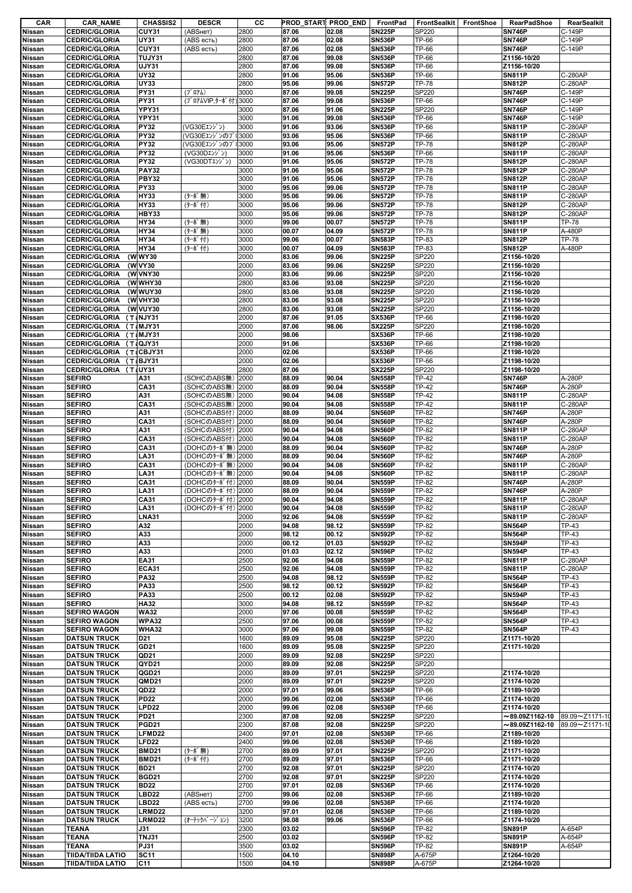| CAR | CAR_NAME | CHASSIS2 | DESCR | CC | PROD_START | PROD_END | FrontPad | FrontSealkit | FrontShoe | RearPadShoe | RearSealkit |
|---|---|---|---|---|---|---|---|---|---|---|---|
| Nissan | CEDRIC/GLORIA | CUY31 | (ABSнет) | 2800 | 87.06 | 02.08 | SN225P | SP220 | | SN746P | C-149P |
| Nissan | CEDRIC/GLORIA | UY31 | (ABS есть) | 2800 | 87.06 | 02.08 | SN536P | TP-66 | | SN746P | C-149P |
| Nissan | CEDRIC/GLORIA | CUY31 | (ABS есть) | 2800 | 87.06 | 02.08 | SN536P | TP-66 | | SN746P | C-149P |
| Nissan | CEDRIC/GLORIA | TUJY31 | | 2800 | 87.06 | 99.08 | SN536P | TP-66 | | Z1156-10/20 | |
| Nissan | CEDRIC/GLORIA | UJY31 | | 2800 | 87.06 | 99.08 | SN536P | TP-66 | | Z1156-10/20 | |
| Nissan | CEDRIC/GLORIA | UY32 | | 2800 | 91.06 | 95.06 | SN536P | TP-66 | | SN811P | C-280AP |
| Nissan | CEDRIC/GLORIA | UY33 | | 2800 | 95.06 | 99.06 | SN572P | TP-78 | | SN812P | C-280AP |
| Nissan | CEDRIC/GLORIA | PY31 | (ﾌﾞﾛｱﾑ) | 3000 | 87.06 | 99.08 | SN225P | SP220 | | SN746P | C-149P |
| Nissan | CEDRIC/GLORIA | PY31 | (ﾌﾞﾛｱﾑVIP,ﾀｰﾎﾞ付) | 3000 | 87.06 | 99.08 | SN536P | TP-66 | | SN746P | C-149P |
| Nissan | CEDRIC/GLORIA | YPY31 | | 3000 | 87.06 | 91.06 | SN225P | SP220 | | SN746P | C-149P |
| Nissan | CEDRIC/GLORIA | YPY31 | | 3000 | 91.06 | 99.08 | SN536P | TP-66 | | SN746P | C-149P |
| Nissan | CEDRIC/GLORIA | PY32 | (VG30Eｴﾝｼﾞﾝ) | 3000 | 91.06 | 93.06 | SN536P | TP-66 | | SN811P | C-280AP |
| Nissan | CEDRIC/GLORIA | PY32 | (VG30Eｴﾝｼﾞﾝのﾌﾞ | 3000 | 93.06 | 95.06 | SN536P | TP-66 | | SN811P | C-280AP |
| Nissan | CEDRIC/GLORIA | PY32 | (VG30Eｴﾝｼﾞﾝのﾌﾞ | 3000 | 93.06 | 95.06 | SN572P | TP-78 | | SN812P | C-280AP |
| Nissan | CEDRIC/GLORIA | PY32 | (VG30Dｴﾝｼﾞﾝ) | 3000 | 91.06 | 95.06 | SN536P | TP-66 | | SN811P | C-280AP |
| Nissan | CEDRIC/GLORIA | PY32 | (VG30DTｴﾝｼﾞﾝ) | 3000 | 91.06 | 95.06 | SN572P | TP-78 | | SN812P | C-280AP |
| Nissan | CEDRIC/GLORIA | PAY32 | | 3000 | 91.06 | 95.06 | SN572P | TP-78 | | SN812P | C-280AP |
| Nissan | CEDRIC/GLORIA | PBY32 | | 3000 | 91.06 | 95.06 | SN572P | TP-78 | | SN812P | C-280AP |
| Nissan | CEDRIC/GLORIA | PY33 | | 3000 | 95.06 | 99.06 | SN572P | TP-78 | | SN811P | C-280AP |
| Nissan | CEDRIC/GLORIA | HY33 | (ﾀｰﾎﾞ無) | 3000 | 95.06 | 99.06 | SN572P | TP-78 | | SN811P | C-280AP |
| Nissan | CEDRIC/GLORIA | HY33 | (ﾀｰﾎﾞ付) | 3000 | 95.06 | 99.06 | SN572P | TP-78 | | SN812P | C-280AP |
| Nissan | CEDRIC/GLORIA | HBY33 | | 3000 | 95.06 | 99.06 | SN572P | TP-78 | | SN812P | C-280AP |
| Nissan | CEDRIC/GLORIA | HY34 | (ﾀｰﾎﾞ無) | 3000 | 99.06 | 00.07 | SN572P | TP-78 | | SN811P | TP-78 |
| Nissan | CEDRIC/GLORIA | HY34 | (ﾀｰﾎﾞ無) | 3000 | 00.07 | 04.09 | SN572P | TP-78 | | SN811P | A-480P |
| Nissan | CEDRIC/GLORIA | HY34 | (ﾀｰﾎﾞ付) | 3000 | 99.06 | 00.07 | SN583P | TP-83 | | SN812P | TP-78 |
| Nissan | CEDRIC/GLORIA | HY34 | (ﾀｰﾎﾞ付) | 3000 | 00.07 | 04.09 | SN583P | TP-83 | | SN812P | A-480P |
| Nissan | CEDRIC/GLORIA (W | WY30 | | 2000 | 83.06 | 99.06 | SN225P | SP220 | | Z1156-10/20 | |
| Nissan | CEDRIC/GLORIA (W | VY30 | | 2000 | 83.06 | 99.06 | SN225P | SP220 | | Z1156-10/20 | |
| Nissan | CEDRIC/GLORIA (W | VNY30 | | 2000 | 83.06 | 99.06 | SN225P | SP220 | | Z1156-10/20 | |
| Nissan | CEDRIC/GLORIA (W | WHY30 | | 2800 | 83.06 | 93.08 | SN225P | SP220 | | Z1156-10/20 | |
| Nissan | CEDRIC/GLORIA (W | WUY30 | | 2800 | 83.06 | 93.08 | SN225P | SP220 | | Z1156-10/20 | |
| Nissan | CEDRIC/GLORIA (W | VHY30 | | 2800 | 83.06 | 93.08 | SN225P | SP220 | | Z1156-10/20 | |
| Nissan | CEDRIC/GLORIA (W | VUY30 | | 2800 | 83.06 | 93.08 | SN225P | SP220 | | Z1156-10/20 | |
| Nissan | CEDRIC/GLORIA (T | NJY31 | | 2000 | 87.06 | 91.05 | SX536P | TP-66 | | Z1198-10/20 | |
| Nissan | CEDRIC/GLORIA (T | MJY31 | | 2000 | 87.06 | 98.06 | SX225P | SP220 | | Z1198-10/20 | |
| Nissan | CEDRIC/GLORIA (T | MJY31 | | 2000 | 98.06 | | SX536P | TP-66 | | Z1198-10/20 | |
| Nissan | CEDRIC/GLORIA (T | QJY31 | | 2000 | 91.06 | | SX536P | TP-66 | | Z1198-10/20 | |
| Nissan | CEDRIC/GLORIA (T | CBJY31 | | 2000 | 02.06 | | SX536P | TP-66 | | Z1198-10/20 | |
| Nissan | CEDRIC/GLORIA (T | BJY31 | | 2000 | 02.06 | | SX536P | TP-66 | | Z1198-10/20 | |
| Nissan | CEDRIC/GLORIA (T | UY31 | | 2800 | 87.06 | | SX225P | SP220 | | Z1198-10/20 | |
| Nissan | SEFIRO | A31 | (SOHCのABS無) | 2000 | 88.09 | 90.04 | SN558P | TP-42 | | SN746P | A-280P |
| Nissan | SEFIRO | CA31 | (SOHCのABS無) | 2000 | 88.09 | 90.04 | SN558P | TP-42 | | SN746P | A-280P |
| Nissan | SEFIRO | A31 | (SOHCのABS無) | 2000 | 90.04 | 94.08 | SN558P | TP-42 | | SN811P | C-280AP |
| Nissan | SEFIRO | CA31 | (SOHCのABS無) | 2000 | 90.04 | 94.08 | SN558P | TP-42 | | SN811P | C-280AP |
| Nissan | SEFIRO | A31 | (SOHCのABS付) | 2000 | 88.09 | 90.04 | SN560P | TP-82 | | SN746P | A-280P |
| Nissan | SEFIRO | CA31 | (SOHCのABS付) | 2000 | 88.09 | 90.04 | SN560P | TP-82 | | SN746P | A-280P |
| Nissan | SEFIRO | A31 | (SOHCのABS付) | 2000 | 90.04 | 94.08 | SN560P | TP-82 | | SN811P | C-280AP |
| Nissan | SEFIRO | CA31 | (SOHCのABS付) | 2000 | 90.04 | 94.08 | SN560P | TP-82 | | SN811P | C-280AP |
| Nissan | SEFIRO | CA31 | (DOHCのﾀｰﾎﾞ無) | 2000 | 88.09 | 90.04 | SN560P | TP-82 | | SN746P | A-280P |
| Nissan | SEFIRO | LA31 | (DOHCのﾀｰﾎﾞ無) | 2000 | 88.09 | 90.04 | SN560P | TP-82 | | SN746P | A-280P |
| Nissan | SEFIRO | CA31 | (DOHCのﾀｰﾎﾞ無) | 2000 | 90.04 | 94.08 | SN560P | TP-82 | | SN811P | C-280AP |
| Nissan | SEFIRO | LA31 | (DOHCのﾀｰﾎﾞ無) | 2000 | 90.04 | 94.08 | SN560P | TP-82 | | SN811P | C-280AP |
| Nissan | SEFIRO | CA31 | (DOHCのﾀｰﾎﾞ付) | 2000 | 88.09 | 90.04 | SN559P | TP-82 | | SN746P | A-280P |
| Nissan | SEFIRO | LA31 | (DOHCのﾀｰﾎﾞ付) | 2000 | 88.09 | 90.04 | SN559P | TP-82 | | SN746P | A-280P |
| Nissan | SEFIRO | CA31 | (DOHCのﾀｰﾎﾞ付) | 2000 | 90.04 | 94.08 | SN559P | TP-82 | | SN811P | C-280AP |
| Nissan | SEFIRO | LA31 | (DOHCのﾀｰﾎﾞ付) | 2000 | 90.04 | 94.08 | SN559P | TP-82 | | SN811P | C-280AP |
| Nissan | SEFIRO | LNA31 | | 2000 | 92.06 | 94.08 | SN559P | TP-82 | | SN811P | C-280AP |
| Nissan | SEFIRO | A32 | | 2000 | 94.08 | 98.12 | SN559P | TP-82 | | SN564P | TP-43 |
| Nissan | SEFIRO | A33 | | 2000 | 98.12 | 00.12 | SN592P | TP-82 | | SN564P | TP-43 |
| Nissan | SEFIRO | A33 | | 2000 | 00.12 | 01.03 | SN592P | TP-82 | | SN594P | TP-43 |
| Nissan | SEFIRO | A33 | | 2000 | 01.03 | 02.12 | SN596P | TP-82 | | SN594P | TP-43 |
| Nissan | SEFIRO | EA31 | | 2500 | 92.06 | 94.08 | SN559P | TP-82 | | SN811P | C-280AP |
| Nissan | SEFIRO | ECA31 | | 2500 | 92.06 | 94.08 | SN559P | TP-82 | | SN811P | C-280AP |
| Nissan | SEFIRO | PA32 | | 2500 | 94.08 | 98.12 | SN559P | TP-82 | | SN564P | TP-43 |
| Nissan | SEFIRO | PA33 | | 2500 | 98.12 | 00.12 | SN592P | TP-82 | | SN564P | TP-43 |
| Nissan | SEFIRO | PA33 | | 2500 | 00.12 | 02.08 | SN592P | TP-82 | | SN594P | TP-43 |
| Nissan | SEFIRO | HA32 | | 3000 | 94.08 | 98.12 | SN559P | TP-82 | | SN564P | TP-43 |
| Nissan | SEFIRO WAGON | WA32 | | 2000 | 97.06 | 00.08 | SN559P | TP-82 | | SN564P | TP-43 |
| Nissan | SEFIRO WAGON | WPA32 | | 2500 | 97.06 | 00.08 | SN559P | TP-82 | | SN564P | TP-43 |
| Nissan | SEFIRO WAGON | WHA32 | | 3000 | 97.06 | 99.08 | SN559P | TP-82 | | SN564P | TP-43 |
| Nissan | DATSUN TRUCK | D21 | | 1600 | 89.09 | 95.08 | SN225P | SP220 | | Z1171-10/20 | |
| Nissan | DATSUN TRUCK | GD21 | | 1600 | 89.09 | 95.08 | SN225P | SP220 | | Z1171-10/20 | |
| Nissan | DATSUN TRUCK | QD21 | | 2000 | 89.09 | 92.08 | SN225P | SP220 | | | |
| Nissan | DATSUN TRUCK | QYD21 | | 2000 | 89.09 | 92.08 | SN225P | SP220 | | | |
| Nissan | DATSUN TRUCK | QGD21 | | 2000 | 89.09 | 97.01 | SN225P | SP220 | | Z1174-10/20 | |
| Nissan | DATSUN TRUCK | QMD21 | | 2000 | 89.09 | 97.01 | SN225P | SP220 | | Z1174-10/20 | |
| Nissan | DATSUN TRUCK | QD22 | | 2000 | 97.01 | 99.06 | SN536P | TP-66 | | Z1189-10/20 | |
| Nissan | DATSUN TRUCK | PD22 | | 2000 | 99.06 | 02.08 | SN536P | TP-66 | | Z1174-10/20 | |
| Nissan | DATSUN TRUCK | LPD22 | | 2000 | 99.06 | 02.08 | SN536P | TP-66 | | Z1174-10/20 | |
| Nissan | DATSUN TRUCK | PD21 | | 2300 | 87.08 | 92.08 | SN225P | SP220 | | ～89.09Z1162-10 | 89.09～Z1171-10 |
| Nissan | DATSUN TRUCK | PGD21 | | 2300 | 87.08 | 92.08 | SN225P | SP220 | | ～89.09Z1162-10 | 89.09～Z1171-10 |
| Nissan | DATSUN TRUCK | LFMD22 | | 2400 | 97.01 | 02.08 | SN536P | TP-66 | | Z1189-10/20 | |
| Nissan | DATSUN TRUCK | LFD22 | | 2400 | 99.06 | 02.08 | SN536P | TP-66 | | Z1189-10/20 | |
| Nissan | DATSUN TRUCK | BMD21 | (ﾀｰﾎﾞ無) | 2700 | 89.09 | 97.01 | SN225P | SP220 | | Z1171-10/20 | |
| Nissan | DATSUN TRUCK | BMD21 | (ﾀｰﾎﾞ付) | 2700 | 89.09 | 97.01 | SN536P | TP-66 | | Z1171-10/20 | |
| Nissan | DATSUN TRUCK | BD21 | | 2700 | 92.08 | 97.01 | SN225P | SP220 | | Z1174-10/20 | |
| Nissan | DATSUN TRUCK | BGD21 | | 2700 | 92.08 | 97.01 | SN225P | SP220 | | Z1174-10/20 | |
| Nissan | DATSUN TRUCK | BD22 | | 2700 | 97.01 | 02.08 | SN536P | TP-66 | | Z1174-10/20 | |
| Nissan | DATSUN TRUCK | LBD22 | (ABSнет) | 2700 | 99.06 | 02.08 | SN536P | TP-66 | | Z1189-10/20 | |
| Nissan | DATSUN TRUCK | LBD22 | (ABS есть) | 2700 | 99.06 | 02.08 | SN536P | TP-66 | | Z1174-10/20 | |
| Nissan | DATSUN TRUCK | LRMD22 | | 3200 | 97.01 | 02.08 | SN536P | TP-66 | | Z1189-10/20 | |
| Nissan | DATSUN TRUCK | LRMD22 | (ｵｰﾃｯｸﾊﾞｰｼﾞｮﾝ) | 3200 | 98.08 | 99.06 | SN536P | TP-66 | | Z1174-10/20 | |
| Nissan | TEANA | J31 | | 2300 | 03.02 | | SN596P | TP-82 | | SN891P | A-654P |
| Nissan | TEANA | TNJ31 | | 2500 | 03.02 | | SN596P | TP-82 | | SN891P | A-654P |
| Nissan | TEANA | PJ31 | | 3500 | 03.02 | | SN596P | TP-82 | | SN891P | A-654P |
| Nissan | TIIDA/TIIDA LATIO | SC11 | | 1500 | 04.10 | | SN898P | A-675P | | Z1264-10/20 | |
| Nissan | TIIDA/TIIDA LATIO | C11 | | 1500 | 04.10 | | SN898P | A-675P | | Z1264-10/20 | |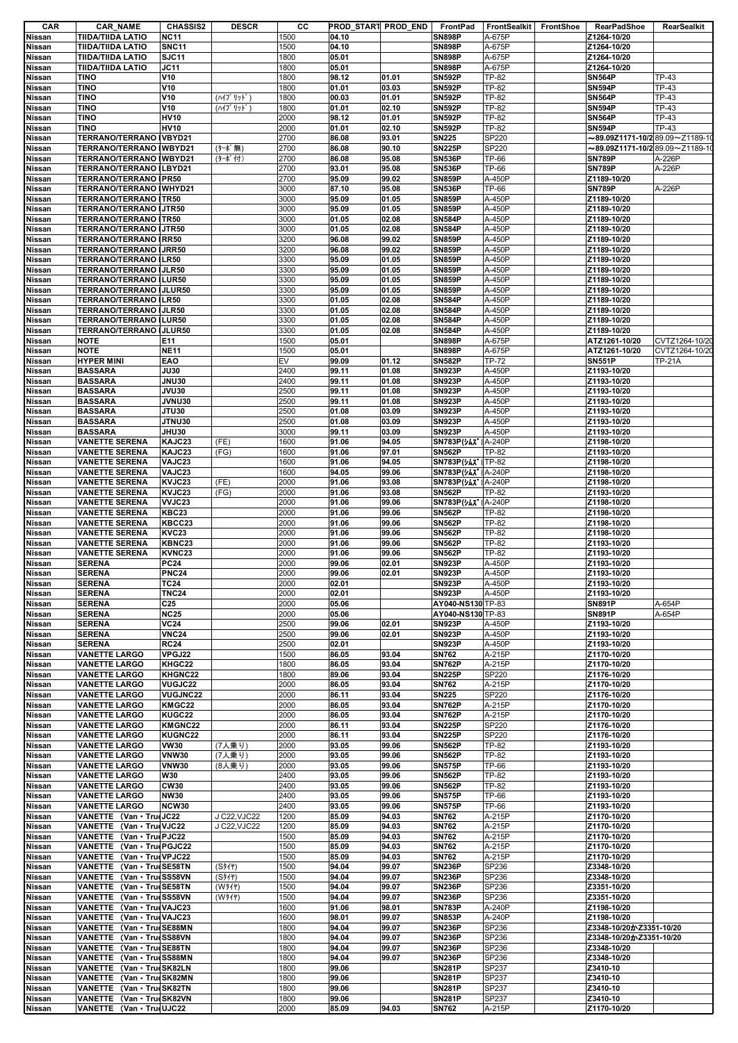| CAR | CAR_NAME | CHASSIS2 | DESCR | CC | PROD_START | PROD_END | FrontPad | FrontSealkit | FrontShoe | RearPadShoe | RearSealkit |
|---|---|---|---|---|---|---|---|---|---|---|---|
| Nissan | TIIDA/TIIDA LATIO | NC11 | | 1500 | 04.10 | | SN898P | A-675P | | Z1264-10/20 | |
| Nissan | TIIDA/TIIDA LATIO | SNC11 | | 1500 | 04.10 | | SN898P | A-675P | | Z1264-10/20 | |
| Nissan | TIIDA/TIIDA LATIO | SJC11 | | 1800 | 05.01 | | SN898P | A-675P | | Z1264-10/20 | |
| Nissan | TIIDA/TIIDA LATIO | JC11 | | 1800 | 05.01 | | SN898P | A-675P | | Z1264-10/20 | |
| Nissan | TINO | V10 | | 1800 | 98.12 | 01.01 | SN592P | TP-82 | | SN564P | TP-43 |
| Nissan | TINO | V10 | | 1800 | 01.01 | 03.03 | SN592P | TP-82 | | SN594P | TP-43 |
| Nissan | TINO | V10 | (ﾊｲﾌﾞﾘｯﾄﾞ) | 1800 | 00.03 | 01.01 | SN592P | TP-82 | | SN564P | TP-43 |
| Nissan | TINO | V10 | (ﾊｲﾌﾞﾘｯﾄﾞ) | 1800 | 01.01 | 02.10 | SN592P | TP-82 | | SN594P | TP-43 |
| Nissan | TINO | HV10 | | 2000 | 98.12 | 01.01 | SN592P | TP-82 | | SN564P | TP-43 |
| Nissan | TINO | HV10 | | 2000 | 01.01 | 02.10 | SN592P | TP-82 | | SN594P | TP-43 |
| Nissan | TERRANO/TERRANO I | VBYD21 | | 2700 | 86.08 | 93.01 | SN225 | SP220 | | ～89.09Z1171-10/2 | 89.09～Z1189-10 |
| Nissan | TERRANO/TERRANO I | WBYD21 | (ﾀｰﾎﾞ無) | 2700 | 86.08 | 90.10 | SN225P | SP220 | | ～89.09Z1171-10/2 | 89.09～Z1189-10 |
| Nissan | TERRANO/TERRANO I | WBYD21 | (ﾀｰﾎﾞ付) | 2700 | 86.08 | 95.08 | SN536P | TP-66 | | SN789P | A-226P |
| Nissan | TERRANO/TERRANO I | LBYD21 | | 2700 | 93.01 | 95.08 | SN536P | TP-66 | | SN789P | A-226P |
| Nissan | TERRANO/TERRANO I | PR50 | | 2700 | 95.09 | 99.02 | SN859P | A-450P | | Z1189-10/20 | |
| Nissan | TERRANO/TERRANO I | WHYD21 | | 3000 | 87.10 | 95.08 | SN536P | TP-66 | | SN789P | A-226P |
| Nissan | TERRANO/TERRANO I | TR50 | | 3000 | 95.09 | 01.05 | SN859P | A-450P | | Z1189-10/20 | |
| Nissan | TERRANO/TERRANO I | JTR50 | | 3000 | 95.09 | 01.05 | SN859P | A-450P | | Z1189-10/20 | |
| Nissan | TERRANO/TERRANO I | TR50 | | 3000 | 01.05 | 02.08 | SN584P | A-450P | | Z1189-10/20 | |
| Nissan | TERRANO/TERRANO I | JTR50 | | 3000 | 01.05 | 02.08 | SN584P | A-450P | | Z1189-10/20 | |
| Nissan | TERRANO/TERRANO I | RR50 | | 3200 | 96.08 | 99.02 | SN859P | A-450P | | Z1189-10/20 | |
| Nissan | TERRANO/TERRANO I | JRR50 | | 3200 | 96.08 | 99.02 | SN859P | A-450P | | Z1189-10/20 | |
| Nissan | TERRANO/TERRANO I | LR50 | | 3300 | 95.09 | 01.05 | SN859P | A-450P | | Z1189-10/20 | |
| Nissan | TERRANO/TERRANO I | JLR50 | | 3300 | 95.09 | 01.05 | SN859P | A-450P | | Z1189-10/20 | |
| Nissan | TERRANO/TERRANO I | LUR50 | | 3300 | 95.09 | 01.05 | SN859P | A-450P | | Z1189-10/20 | |
| Nissan | TERRANO/TERRANO I | JLUR50 | | 3300 | 95.09 | 01.05 | SN859P | A-450P | | Z1189-10/20 | |
| Nissan | TERRANO/TERRANO I | LR50 | | 3300 | 01.05 | 02.08 | SN584P | A-450P | | Z1189-10/20 | |
| Nissan | TERRANO/TERRANO I | JLR50 | | 3300 | 01.05 | 02.08 | SN584P | A-450P | | Z1189-10/20 | |
| Nissan | TERRANO/TERRANO I | LUR50 | | 3300 | 01.05 | 02.08 | SN584P | A-450P | | Z1189-10/20 | |
| Nissan | TERRANO/TERRANO I | JLUR50 | | 3300 | 01.05 | 02.08 | SN584P | A-450P | | Z1189-10/20 | |
| Nissan | NOTE | E11 | | 1500 | 05.01 | | SN898P | A-675P | | ATZ1261-10/20 | CVTZ1264-10/20 |
| Nissan | NOTE | NE11 | | 1500 | 05.01 | | SN898P | A-675P | | ATZ1261-10/20 | CVTZ1264-10/20 |
| Nissan | HYPER MINI | EAO | | EV | 99.09 | 01.12 | SN582P | TP-72 | | SN551P | TP-21A |
| Nissan | BASSARA | JU30 | | 2400 | 99.11 | 01.08 | SN923P | A-450P | | Z1193-10/20 | |
| Nissan | BASSARA | JNU30 | | 2400 | 99.11 | 01.08 | SN923P | A-450P | | Z1193-10/20 | |
| Nissan | BASSARA | JVU30 | | 2500 | 99.11 | 01.08 | SN923P | A-450P | | Z1193-10/20 | |
| Nissan | BASSARA | JVNU30 | | 2500 | 99.11 | 01.08 | SN923P | A-450P | | Z1193-10/20 | |
| Nissan | BASSARA | JTU30 | | 2500 | 01.08 | 03.09 | SN923P | A-450P | | Z1193-10/20 | |
| Nissan | BASSARA | JTNU30 | | 2500 | 01.08 | 03.09 | SN923P | A-450P | | Z1193-10/20 | |
| Nissan | BASSARA | JHU30 | | 3000 | 99.11 | 03.09 | SN923P | A-450P | | Z1193-10/20 | |
| Nissan | VANETTE SERENA | KAJC23 | (FE) | 1600 | 91.06 | 94.05 | SN783P(ｼﾑｽﾞ | A-240P | | Z1198-10/20 | |
| Nissan | VANETTE SERENA | KAJC23 | (FG) | 1600 | 91.06 | 97.01 | SN562P | TP-82 | | Z1193-10/20 | |
| Nissan | VANETTE SERENA | VAJC23 | | 1600 | 91.06 | 94.05 | SN783P(ｼﾑｽﾞ | TP-82 | | Z1198-10/20 | |
| Nissan | VANETTE SERENA | VAJC23 | | 1600 | 94.05 | 99.06 | SN783P(ｼﾑｽﾞ | A-240P | | Z1198-10/20 | |
| Nissan | VANETTE SERENA | KVJC23 | (FE) | 2000 | 91.06 | 93.08 | SN783P(ｼﾑｽﾞ | A-240P | | Z1198-10/20 | |
| Nissan | VANETTE SERENA | KVJC23 | (FG) | 2000 | 91.06 | 93.08 | SN562P | TP-82 | | Z1193-10/20 | |
| Nissan | VANETTE SERENA | VVJC23 | | 2000 | 91.06 | 99.06 | SN783P(ｼﾑｽﾞ | A-240P | | Z1198-10/20 | |
| Nissan | VANETTE SERENA | KBC23 | | 2000 | 91.06 | 99.06 | SN562P | TP-82 | | Z1198-10/20 | |
| Nissan | VANETTE SERENA | KBCC23 | | 2000 | 91.06 | 99.06 | SN562P | TP-82 | | Z1198-10/20 | |
| Nissan | VANETTE SERENA | KVC23 | | 2000 | 91.06 | 99.06 | SN562P | TP-82 | | Z1198-10/20 | |
| Nissan | VANETTE SERENA | KBNC23 | | 2000 | 91.06 | 99.06 | SN562P | TP-82 | | Z1193-10/20 | |
| Nissan | VANETTE SERENA | KVNC23 | | 2000 | 91.06 | 99.06 | SN562P | TP-82 | | Z1193-10/20 | |
| Nissan | SERENA | PC24 | | 2000 | 99.06 | 02.01 | SN923P | A-450P | | Z1193-10/20 | |
| Nissan | SERENA | PNC24 | | 2000 | 99.06 | 02.01 | SN923P | A-450P | | Z1193-10/20 | |
| Nissan | SERENA | TC24 | | 2000 | 02.01 | | SN923P | A-450P | | Z1193-10/20 | |
| Nissan | SERENA | TNC24 | | 2000 | 02.01 | | SN923P | A-450P | | Z1193-10/20 | |
| Nissan | SERENA | C25 | | 2000 | 05.06 | | AY040-NS130 | TP-83 | | SN891P | A-654P |
| Nissan | SERENA | NC25 | | 2000 | 05.06 | | AY040-NS130 | TP-83 | | SN891P | A-654P |
| Nissan | SERENA | VC24 | | 2500 | 99.06 | 02.01 | SN923P | A-450P | | Z1193-10/20 | |
| Nissan | SERENA | VNC24 | | 2500 | 99.06 | 02.01 | SN923P | A-450P | | Z1193-10/20 | |
| Nissan | SERENA | RC24 | | 2500 | 02.01 | | SN923P | A-450P | | Z1193-10/20 | |
| Nissan | VANETTE LARGO | VPGJ22 | | 1500 | 86.05 | 93.04 | SN762 | A-215P | | Z1170-10/20 | |
| Nissan | VANETTE LARGO | KHGC22 | | 1800 | 86.05 | 93.04 | SN762P | A-215P | | Z1170-10/20 | |
| Nissan | VANETTE LARGO | KHGNC22 | | 1800 | 89.06 | 93.04 | SN225P | SP220 | | Z1176-10/20 | |
| Nissan | VANETTE LARGO | VUGJC22 | | 2000 | 86.05 | 93.04 | SN762 | A-215P | | Z1170-10/20 | |
| Nissan | VANETTE LARGO | VUGJNC22 | | 2000 | 86.11 | 93.04 | SN225 | SP220 | | Z1176-10/20 | |
| Nissan | VANETTE LARGO | KMGC22 | | 2000 | 86.05 | 93.04 | SN762P | A-215P | | Z1170-10/20 | |
| Nissan | VANETTE LARGO | KUGC22 | | 2000 | 86.05 | 93.04 | SN762P | A-215P | | Z1170-10/20 | |
| Nissan | VANETTE LARGO | KMGNC22 | | 2000 | 86.11 | 93.04 | SN225P | SP220 | | Z1176-10/20 | |
| Nissan | VANETTE LARGO | KUGNC22 | | 2000 | 86.11 | 93.04 | SN225P | SP220 | | Z1176-10/20 | |
| Nissan | VANETTE LARGO | VW30 | (7人乗り) | 2000 | 93.05 | 99.06 | SN562P | TP-82 | | Z1193-10/20 | |
| Nissan | VANETTE LARGO | VNW30 | (7人乗り) | 2000 | 93.05 | 99.06 | SN562P | TP-82 | | Z1193-10/20 | |
| Nissan | VANETTE LARGO | VNW30 | (8人乗り) | 2000 | 93.05 | 99.06 | SN575P | TP-66 | | Z1193-10/20 | |
| Nissan | VANETTE LARGO | W30 | | 2400 | 93.05 | 99.06 | SN562P | TP-82 | | Z1193-10/20 | |
| Nissan | VANETTE LARGO | CW30 | | 2400 | 93.05 | 99.06 | SN562P | TP-82 | | Z1193-10/20 | |
| Nissan | VANETTE LARGO | NW30 | | 2400 | 93.05 | 99.06 | SN575P | TP-66 | | Z1193-10/20 | |
| Nissan | VANETTE LARGO | NCW30 | | 2400 | 93.05 | 99.06 | SN575P | TP-66 | | Z1193-10/20 | |
| Nissan | VANETTE (Van・Tru | JC22 | J C22,VJC22 | 1200 | 85.09 | 94.03 | SN762 | A-215P | | Z1170-10/20 | |
| Nissan | VANETTE (Van・Tru | VJC22 | J C22,VJC22 | 1200 | 85.09 | 94.03 | SN762 | A-215P | | Z1170-10/20 | |
| Nissan | VANETTE (Van・Tru | PJC22 | | 1500 | 85.09 | 94.03 | SN762 | A-215P | | Z1170-10/20 | |
| Nissan | VANETTE (Van・Tru | PGJC22 | | 1500 | 85.09 | 94.03 | SN762 | A-215P | | Z1170-10/20 | |
| Nissan | VANETTE (Van・Tru | VPJC22 | | 1500 | 85.09 | 94.03 | SN762 | A-215P | | Z1170-10/20 | |
| Nissan | VANETTE (Van・Tru | SE58TN | (Sﾀｲﾔ) | 1500 | 94.04 | 99.07 | SN236P | SP236 | | Z3348-10/20 | |
| Nissan | VANETTE (Van・Tru | SS58VN | (Sﾀｲﾔ) | 1500 | 94.04 | 99.07 | SN236P | SP236 | | Z3348-10/20 | |
| Nissan | VANETTE (Van・Tru | SE58TN | (Wﾀｲﾔ) | 1500 | 94.04 | 99.07 | SN236P | SP236 | | Z3351-10/20 | |
| Nissan | VANETTE (Van・Tru | SS58VN | (Wﾀｲﾔ) | 1500 | 94.04 | 99.07 | SN236P | SP236 | | Z3351-10/20 | |
| Nissan | VANETTE (Van・Tru | VAJC23 | | 1600 | 91.06 | 98.01 | SN783P | A-240P | | Z1198-10/20 | |
| Nissan | VANETTE (Van・Tru | VAJC23 | | 1600 | 98.01 | 99.07 | SN853P | A-240P | | Z1198-10/20 | |
| Nissan | VANETTE (Van・Tru | SE88MN | | 1800 | 94.04 | 99.07 | SN236P | SP236 | | Z3348-10/20かZ3351-10/20 | |
| Nissan | VANETTE (Van・Tru | SS88VN | | 1800 | 94.04 | 99.07 | SN236P | SP236 | | Z3348-10/20かZ3351-10/20 | |
| Nissan | VANETTE (Van・Tru | SE88TN | | 1800 | 94.04 | 99.07 | SN236P | SP236 | | Z3348-10/20 | |
| Nissan | VANETTE (Van・Tru | SS88MN | | 1800 | 94.04 | 99.07 | SN236P | SP236 | | Z3348-10/20 | |
| Nissan | VANETTE (Van・Tru | SK82LN | | 1800 | 99.06 | | SN281P | SP237 | | Z3410-10 | |
| Nissan | VANETTE (Van・Tru | SK82MN | | 1800 | 99.06 | | SN281P | SP237 | | Z3410-10 | |
| Nissan | VANETTE (Van・Tru | SK82TN | | 1800 | 99.06 | | SN281P | SP237 | | Z3410-10 | |
| Nissan | VANETTE (Van・Tru | SK82VN | | 1800 | 99.06 | | SN281P | SP237 | | Z3410-10 | |
| Nissan | VANETTE (Van・Tru | UJC22 | | 2000 | 85.09 | 94.03 | SN762 | A-215P | | Z1170-10/20 | |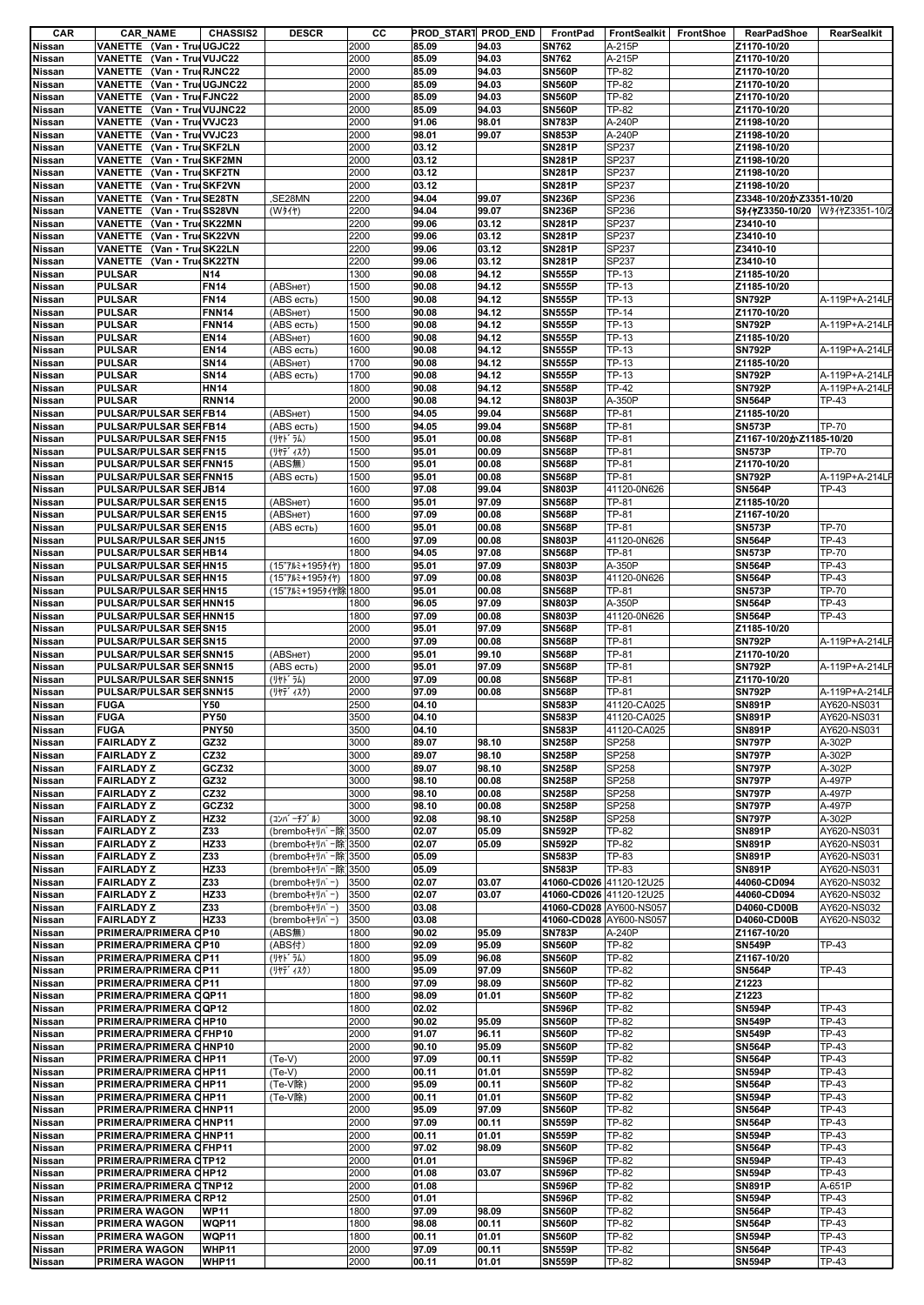| CAR | CAR_NAME | CHASSIS2 | DESCR | CC | PROD_START | PROD_END | FrontPad | FrontSealkit | FrontShoe | RearPadShoe | RearSealkit |
|---|---|---|---|---|---|---|---|---|---|---|---|
| Nissan | VANETTE (Van・Tru | UGJC22 | | 2000 | 85.09 | 94.03 | SN762 | A-215P | | Z1170-10/20 | |
| Nissan | VANETTE (Van・Tru | VUJC22 | | 2000 | 85.09 | 94.03 | SN762 | A-215P | | Z1170-10/20 | |
| Nissan | VANETTE (Van・Tru | RJNC22 | | 2000 | 85.09 | 94.03 | SN560P | TP-82 | | Z1170-10/20 | |
| Nissan | VANETTE (Van・Tru | UGJNC22 | | 2000 | 85.09 | 94.03 | SN560P | TP-82 | | Z1170-10/20 | |
| Nissan | VANETTE (Van・Tru | FJNC22 | | 2000 | 85.09 | 94.03 | SN560P | TP-82 | | Z1170-10/20 | |
| Nissan | VANETTE (Van・Tru | VUJNC22 | | 2000 | 85.09 | 94.03 | SN560P | TP-82 | | Z1170-10/20 | |
| Nissan | VANETTE (Van・Tru | VVJC23 | | 2000 | 91.06 | 98.01 | SN783P | A-240P | | Z1198-10/20 | |
| Nissan | VANETTE (Van・Tru | VVJC23 | | 2000 | 98.01 | 99.07 | SN853P | A-240P | | Z1198-10/20 | |
| Nissan | VANETTE (Van・Tru | SKF2LN | | 2000 | 03.12 | | SN281P | SP237 | | Z1198-10/20 | |
| Nissan | VANETTE (Van・Tru | SKF2MN | | 2000 | 03.12 | | SN281P | SP237 | | Z1198-10/20 | |
| Nissan | VANETTE (Van・Tru | SKF2TN | | 2000 | 03.12 | | SN281P | SP237 | | Z1198-10/20 | |
| Nissan | VANETTE (Van・Tru | SKF2VN | | 2000 | 03.12 | | SN281P | SP237 | | Z1198-10/20 | |
| Nissan | VANETTE (Van・Tru | SE28TN | ,SE28MN | 2200 | 94.04 | 99.07 | SN236P | SP236 | | Z3348-10/20かZ3351-10/20 | |
| Nissan | VANETTE (Van・Tru | SS28VN | (Wﾀｲﾔ) | 2200 | 94.04 | 99.07 | SN236P | SP236 | | Sﾀｲﾔ Z3350-10/20 | Wﾀｲﾔ Z3351-10/2 |
| Nissan | VANETTE (Van・Tru | SK22MN | | 2200 | 99.06 | 03.12 | SN281P | SP237 | | Z3410-10 | |
| Nissan | VANETTE (Van・Tru | SK22VN | | 2200 | 99.06 | 03.12 | SN281P | SP237 | | Z3410-10 | |
| Nissan | VANETTE (Van・Tru | SK22LN | | 2200 | 99.06 | 03.12 | SN281P | SP237 | | Z3410-10 | |
| Nissan | VANETTE (Van・Tru | SK22TN | | 2200 | 99.06 | 03.12 | SN281P | SP237 | | Z3410-10 | |
| Nissan | PULSAR | N14 | | 1300 | 90.08 | 94.12 | SN555P | TP-13 | | Z1185-10/20 | |
| Nissan | PULSAR | FN14 | (ABSнет) | 1500 | 90.08 | 94.12 | SN555P | TP-13 | | Z1185-10/20 | |
| Nissan | PULSAR | FN14 | (ABS есть) | 1500 | 90.08 | 94.12 | SN555P | TP-13 | | SN792P | A-119P+A-214LF |
| Nissan | PULSAR | FNN14 | (ABSнет) | 1500 | 90.08 | 94.12 | SN555P | TP-14 | | Z1170-10/20 | |
| Nissan | PULSAR | FNN14 | (ABS есть) | 1500 | 90.08 | 94.12 | SN555P | TP-13 | | SN792P | A-119P+A-214LF |
| Nissan | PULSAR | EN14 | (ABSнет) | 1600 | 90.08 | 94.12 | SN555P | TP-13 | | Z1185-10/20 | |
| Nissan | PULSAR | EN14 | (ABS есть) | 1600 | 90.08 | 94.12 | SN555P | TP-13 | | SN792P | A-119P+A-214LF |
| Nissan | PULSAR | SN14 | (ABSнет) | 1700 | 90.08 | 94.12 | SN555P | TP-13 | | Z1185-10/20 | |
| Nissan | PULSAR | SN14 | (ABS есть) | 1700 | 90.08 | 94.12 | SN555P | TP-13 | | SN792P | A-119P+A-214LF |
| Nissan | PULSAR | HN14 | | 1800 | 90.08 | 94.12 | SN558P | TP-42 | | SN792P | A-119P+A-214LF |
| Nissan | PULSAR | RNN14 | | 2000 | 90.08 | 94.12 | SN803P | A-350P | | SN564P | TP-43 |
| Nissan | PULSAR/PULSAR SER | FB14 | (ABSнет) | 1500 | 94.05 | 99.04 | SN568P | TP-81 | | Z1185-10/20 | |
| Nissan | PULSAR/PULSAR SER | FB14 | (ABS есть) | 1500 | 94.05 | 99.04 | SN568P | TP-81 | | SN573P | TP-70 |
| Nissan | PULSAR/PULSAR SER | FN15 | (ﾘﾔﾄﾞﾗﾑ) | 1500 | 95.01 | 00.08 | SN568P | TP-81 | | Z1167-10/20かZ1185-10/20 | |
| Nissan | PULSAR/PULSAR SER | FN15 | (ﾘﾔﾃﾞｨｽｸ) | 1500 | 95.01 | 00.09 | SN568P | TP-81 | | SN573P | TP-70 |
| Nissan | PULSAR/PULSAR SER | FNN15 | (ABS無) | 1500 | 95.01 | 00.08 | SN568P | TP-81 | | Z1170-10/20 | |
| Nissan | PULSAR/PULSAR SER | FNN15 | (ABS есть) | 1500 | 95.01 | 00.08 | SN568P | TP-81 | | SN792P | A-119P+A-214LF |
| Nissan | PULSAR/PULSAR SER | JB14 | | 1600 | 97.08 | 99.04 | SN803P | 41120-0N626 | | SN564P | TP-43 |
| Nissan | PULSAR/PULSAR SER | EN15 | (ABSнет) | 1600 | 95.01 | 97.09 | SN568P | TP-81 | | Z1185-10/20 | |
| Nissan | PULSAR/PULSAR SER | EN15 | (ABSнет) | 1600 | 97.09 | 00.08 | SN568P | TP-81 | | Z1167-10/20 | |
| Nissan | PULSAR/PULSAR SER | EN15 | (ABS есть) | 1600 | 95.01 | 00.08 | SN568P | TP-81 | | SN573P | TP-70 |
| Nissan | PULSAR/PULSAR SER | JN15 | | 1600 | 97.09 | 00.08 | SN803P | 41120-0N626 | | SN564P | TP-43 |
| Nissan | PULSAR/PULSAR SER | HB14 | | 1800 | 94.05 | 97.08 | SN568P | TP-81 | | SN573P | TP-70 |
| Nissan | PULSAR/PULSAR SER | HN15 | (15"ｱﾙﾐ+195ﾀｲﾔ) | 1800 | 95.01 | 97.09 | SN803P | A-350P | | SN564P | TP-43 |
| Nissan | PULSAR/PULSAR SER | HN15 | (15"ｱﾙﾐ+195ﾀｲﾔ) | 1800 | 97.09 | 00.08 | SN803P | 41120-0N626 | | SN564P | TP-43 |
| Nissan | PULSAR/PULSAR SER | HN15 | (15"ｱﾙﾐ+195ﾀｲﾔ除 | 1800 | 95.01 | 00.08 | SN568P | TP-81 | | SN573P | TP-70 |
| Nissan | PULSAR/PULSAR SER | HNN15 | | 1800 | 96.05 | 97.09 | SN803P | A-350P | | SN564P | TP-43 |
| Nissan | PULSAR/PULSAR SER | HNN15 | | 1800 | 97.09 | 00.08 | SN803P | 41120-0N626 | | SN564P | TP-43 |
| Nissan | PULSAR/PULSAR SER | SN15 | | 2000 | 95.01 | 97.09 | SN568P | TP-81 | | Z1185-10/20 | |
| Nissan | PULSAR/PULSAR SER | SN15 | | 2000 | 97.09 | 00.08 | SN568P | TP-81 | | SN792P | A-119P+A-214LF |
| Nissan | PULSAR/PULSAR SER | SNN15 | (ABSнет) | 2000 | 95.01 | 99.10 | SN568P | TP-81 | | Z1170-10/20 | |
| Nissan | PULSAR/PULSAR SER | SNN15 | (ABS есть) | 2000 | 95.01 | 97.09 | SN568P | TP-81 | | SN792P | A-119P+A-214LF |
| Nissan | PULSAR/PULSAR SER | SNN15 | (ﾘﾔﾄﾞﾗﾑ) | 2000 | 97.09 | 00.08 | SN568P | TP-81 | | Z1170-10/20 | |
| Nissan | PULSAR/PULSAR SER | SNN15 | (ﾘﾔﾃﾞｨｽｸ) | 2000 | 97.09 | 00.08 | SN568P | TP-81 | | SN792P | A-119P+A-214LF |
| Nissan | FUGA | Y50 | | 2500 | 04.10 | | SN583P | 41120-CA025 | | SN891P | AY620-NS031 |
| Nissan | FUGA | PY50 | | 3500 | 04.10 | | SN583P | 41120-CA025 | | SN891P | AY620-NS031 |
| Nissan | FUGA | PNY50 | | 3500 | 04.10 | | SN583P | 41120-CA025 | | SN891P | AY620-NS031 |
| Nissan | FAIRLADY Z | GZ32 | | 3000 | 89.07 | 98.10 | SN258P | SP258 | | SN797P | A-302P |
| Nissan | FAIRLADY Z | CZ32 | | 3000 | 89.07 | 98.10 | SN258P | SP258 | | SN797P | A-302P |
| Nissan | FAIRLADY Z | GCZ32 | | 3000 | 89.07 | 98.10 | SN258P | SP258 | | SN797P | A-302P |
| Nissan | FAIRLADY Z | GZ32 | | 3000 | 98.10 | 00.08 | SN258P | SP258 | | SN797P | A-497P |
| Nissan | FAIRLADY Z | CZ32 | | 3000 | 98.10 | 00.08 | SN258P | SP258 | | SN797P | A-497P |
| Nissan | FAIRLADY Z | GCZ32 | | 3000 | 98.10 | 00.08 | SN258P | SP258 | | SN797P | A-497P |
| Nissan | FAIRLADY Z | HZ32 | (ｺﾝﾊﾞｰﾁﾌﾞﾙ) | 3000 | 92.08 | 98.10 | SN258P | SP258 | | SN797P | A-302P |
| Nissan | FAIRLADY Z | Z33 | (bremboｷｬﾘﾊﾟｰ除 | 3500 | 02.07 | 05.09 | SN592P | TP-82 | | SN891P | AY620-NS031 |
| Nissan | FAIRLADY Z | HZ33 | (bremboｷｬﾘﾊﾟｰ除 | 3500 | 02.07 | 05.09 | SN592P | TP-82 | | SN891P | AY620-NS031 |
| Nissan | FAIRLADY Z | Z33 | (bremboｷｬﾘﾊﾟｰ除 | 3500 | 05.09 | | SN583P | TP-83 | | SN891P | AY620-NS031 |
| Nissan | FAIRLADY Z | HZ33 | (bremboｷｬﾘﾊﾟｰ除 | 3500 | 05.09 | | SN583P | TP-83 | | SN891P | AY620-NS031 |
| Nissan | FAIRLADY Z | Z33 | (bremboｷｬﾘﾊﾟｰ) | 3500 | 02.07 | 03.07 | 41060-CD026 | 41120-12U25 | | 44060-CD094 | AY620-NS032 |
| Nissan | FAIRLADY Z | HZ33 | (bremboｷｬﾘﾊﾟｰ) | 3500 | 02.07 | 03.07 | 41060-CD026 | 41120-12U25 | | 44060-CD094 | AY620-NS032 |
| Nissan | FAIRLADY Z | Z33 | (bremboｷｬﾘﾊﾟｰ) | 3500 | 03.08 | | 41060-CD028 | AY600-NS057 | | D4060-CD00B | AY620-NS032 |
| Nissan | FAIRLADY Z | HZ33 | (bremboｷｬﾘﾊﾟｰ) | 3500 | 03.08 | | 41060-CD028 | AY600-NS057 | | D4060-CD00B | AY620-NS032 |
| Nissan | PRIMERA/PRIMERA C | P10 | (ABS無) | 1800 | 90.02 | 95.09 | SN783P | A-240P | | Z1167-10/20 | |
| Nissan | PRIMERA/PRIMERA C | P10 | (ABS付) | 1800 | 92.09 | 95.09 | SN560P | TP-82 | | SN549P | TP-43 |
| Nissan | PRIMERA/PRIMERA C | P11 | (ﾘﾔﾄﾞﾗﾑ) | 1800 | 95.09 | 96.08 | SN560P | TP-82 | | Z1167-10/20 | |
| Nissan | PRIMERA/PRIMERA C | P11 | (ﾘﾔﾃﾞｨｽｸ) | 1800 | 95.09 | 97.09 | SN560P | TP-82 | | SN564P | TP-43 |
| Nissan | PRIMERA/PRIMERA C | P11 | | 1800 | 97.09 | 98.09 | SN560P | TP-82 | | Z1223 | |
| Nissan | PRIMERA/PRIMERA C | QP11 | | 1800 | 98.09 | 01.01 | SN560P | TP-82 | | Z1223 | |
| Nissan | PRIMERA/PRIMERA C | QP12 | | 1800 | 02.02 | | SN596P | TP-82 | | SN594P | TP-43 |
| Nissan | PRIMERA/PRIMERA C | HP10 | | 2000 | 90.02 | 95.09 | SN560P | TP-82 | | SN549P | TP-43 |
| Nissan | PRIMERA/PRIMERA C | FHP10 | | 2000 | 91.07 | 96.11 | SN560P | TP-82 | | SN549P | TP-43 |
| Nissan | PRIMERA/PRIMERA C | HNP10 | | 2000 | 90.10 | 95.09 | SN560P | TP-82 | | SN564P | TP-43 |
| Nissan | PRIMERA/PRIMERA C | HP11 | (Te-V) | 2000 | 97.09 | 00.11 | SN559P | TP-82 | | SN564P | TP-43 |
| Nissan | PRIMERA/PRIMERA C | HP11 | (Te-V) | 2000 | 00.11 | 01.01 | SN559P | TP-82 | | SN594P | TP-43 |
| Nissan | PRIMERA/PRIMERA C | HP11 | (Te-V除) | 2000 | 95.09 | 00.11 | SN560P | TP-82 | | SN564P | TP-43 |
| Nissan | PRIMERA/PRIMERA C | HP11 | (Te-V除) | 2000 | 00.11 | 01.01 | SN560P | TP-82 | | SN594P | TP-43 |
| Nissan | PRIMERA/PRIMERA C | HNP11 | | 2000 | 95.09 | 97.09 | SN560P | TP-82 | | SN564P | TP-43 |
| Nissan | PRIMERA/PRIMERA C | HNP11 | | 2000 | 97.09 | 00.11 | SN559P | TP-82 | | SN564P | TP-43 |
| Nissan | PRIMERA/PRIMERA C | HNP11 | | 2000 | 00.11 | 01.01 | SN559P | TP-82 | | SN594P | TP-43 |
| Nissan | PRIMERA/PRIMERA C | FHP11 | | 2000 | 97.02 | 98.09 | SN560P | TP-82 | | SN564P | TP-43 |
| Nissan | PRIMERA/PRIMERA C | TP12 | | 2000 | 01.01 | | SN596P | TP-82 | | SN594P | TP-43 |
| Nissan | PRIMERA/PRIMERA C | HP12 | | 2000 | 01.08 | 03.07 | SN596P | TP-82 | | SN594P | TP-43 |
| Nissan | PRIMERA/PRIMERA C | TNP12 | | 2000 | 01.08 | | SN596P | TP-82 | | SN891P | A-651P |
| Nissan | PRIMERA/PRIMERA C | RP12 | | 2500 | 01.01 | | SN596P | TP-82 | | SN594P | TP-43 |
| Nissan | PRIMERA WAGON | WP11 | | 1800 | 97.09 | 98.09 | SN560P | TP-82 | | SN564P | TP-43 |
| Nissan | PRIMERA WAGON | WQP11 | | 1800 | 98.08 | 00.11 | SN560P | TP-82 | | SN564P | TP-43 |
| Nissan | PRIMERA WAGON | WQP11 | | 1800 | 00.11 | 01.01 | SN560P | TP-82 | | SN594P | TP-43 |
| Nissan | PRIMERA WAGON | WHP11 | | 2000 | 97.09 | 00.11 | SN559P | TP-82 | | SN564P | TP-43 |
| Nissan | PRIMERA WAGON | WHP11 | | 2000 | 00.11 | 01.01 | SN559P | TP-82 | | SN594P | TP-43 |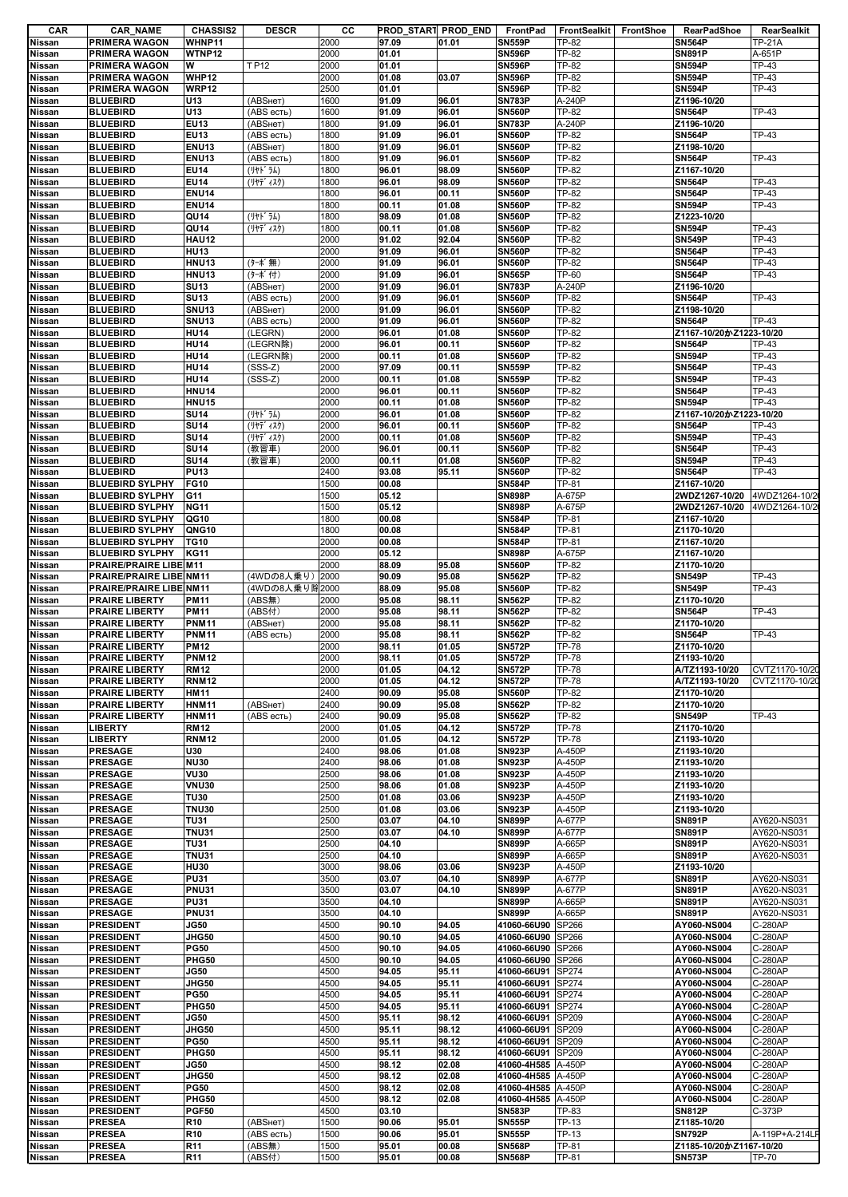| CAR | CAR_NAME | CHASSIS2 | DESCR | CC | PROD_START | PROD_END | FrontPad | FrontSealkit | FrontShoe | RearPadShoe | RearSealkit |
|---|---|---|---|---|---|---|---|---|---|---|---|
| Nissan | PRIMERA WAGON | WHNP11 | | 2000 | 97.09 | 01.01 | SN559P | TP-82 | | SN564P | TP-21A |
| Nissan | PRIMERA WAGON | WTNP12 | | 2000 | 01.01 | | SN596P | TP-82 | | SN891P | A-651P |
| Nissan | PRIMERA WAGON | W | TP12 | 2000 | 01.01 | | SN596P | TP-82 | | SN594P | TP-43 |
| Nissan | PRIMERA WAGON | WHP12 | | 2000 | 01.08 | 03.07 | SN596P | TP-82 | | SN594P | TP-43 |
| Nissan | PRIMERA WAGON | WRP12 | | 2500 | 01.01 | | SN596P | TP-82 | | SN594P | TP-43 |
| Nissan | BLUEBIRD | U13 | (ABSнет) | 1600 | 91.09 | 96.01 | SN783P | A-240P | | Z1196-10/20 | |
| Nissan | BLUEBIRD | U13 | (ABS есть) | 1600 | 91.09 | 96.01 | SN560P | TP-82 | | SN564P | TP-43 |
| Nissan | BLUEBIRD | EU13 | (ABSнет) | 1800 | 91.09 | 96.01 | SN783P | A-240P | | Z1196-10/20 | |
| Nissan | BLUEBIRD | EU13 | (ABS есть) | 1800 | 91.09 | 96.01 | SN560P | TP-82 | | SN564P | TP-43 |
| Nissan | BLUEBIRD | ENU13 | (ABSнет) | 1800 | 91.09 | 96.01 | SN560P | TP-82 | | Z1198-10/20 | |
| Nissan | BLUEBIRD | ENU13 | (ABS есть) | 1800 | 91.09 | 96.01 | SN560P | TP-82 | | SN564P | TP-43 |
| Nissan | BLUEBIRD | EU14 | (ﾘﾔﾄﾞﾗﾑ) | 1800 | 96.01 | 98.09 | SN560P | TP-82 | | Z1167-10/20 | |
| Nissan | BLUEBIRD | EU14 | (ﾘﾔﾃﾞｨｽｸ) | 1800 | 96.01 | 98.09 | SN560P | TP-82 | | SN564P | TP-43 |
| Nissan | BLUEBIRD | ENU14 | | 1800 | 96.01 | 00.11 | SN560P | TP-82 | | SN564P | TP-43 |
| Nissan | BLUEBIRD | ENU14 | | 1800 | 00.11 | 01.08 | SN560P | TP-82 | | SN594P | TP-43 |
| Nissan | BLUEBIRD | QU14 | (ﾘﾔﾄﾞﾗﾑ) | 1800 | 98.09 | 01.08 | SN560P | TP-82 | | Z1223-10/20 | |
| Nissan | BLUEBIRD | QU14 | (ﾘﾔﾃﾞｨｽｸ) | 1800 | 00.11 | 01.08 | SN560P | TP-82 | | SN594P | TP-43 |
| Nissan | BLUEBIRD | HAU12 | | 2000 | 91.02 | 92.04 | SN560P | TP-82 | | SN549P | TP-43 |
| Nissan | BLUEBIRD | HU13 | | 2000 | 91.09 | 96.01 | SN560P | TP-82 | | SN564P | TP-43 |
| Nissan | BLUEBIRD | HNU13 | (ﾀｰﾎﾞ無) | 2000 | 91.09 | 96.01 | SN560P | TP-82 | | SN564P | TP-43 |
| Nissan | BLUEBIRD | HNU13 | (ﾀｰﾎﾞ付) | 2000 | 91.09 | 96.01 | SN565P | TP-60 | | SN564P | TP-43 |
| Nissan | BLUEBIRD | SU13 | (ABSнет) | 2000 | 91.09 | 96.01 | SN783P | A-240P | | Z1196-10/20 | |
| Nissan | BLUEBIRD | SU13 | (ABS есть) | 2000 | 91.09 | 96.01 | SN560P | TP-82 | | SN564P | TP-43 |
| Nissan | BLUEBIRD | SNU13 | (ABSнет) | 2000 | 91.09 | 96.01 | SN560P | TP-82 | | Z1198-10/20 | |
| Nissan | BLUEBIRD | SNU13 | (ABS есть) | 2000 | 91.09 | 96.01 | SN560P | TP-82 | | SN564P | TP-43 |
| Nissan | BLUEBIRD | HU14 | (LEGRN) | 2000 | 96.01 | 01.08 | SN560P | TP-82 | | Z1167-10/20かZ1223-10/20 | |
| Nissan | BLUEBIRD | HU14 | (LEGRN除) | 2000 | 96.01 | 00.11 | SN560P | TP-82 | | SN564P | TP-43 |
| Nissan | BLUEBIRD | HU14 | (LEGRN除) | 2000 | 00.11 | 01.08 | SN560P | TP-82 | | SN594P | TP-43 |
| Nissan | BLUEBIRD | HU14 | (SSS-Z) | 2000 | 97.09 | 00.11 | SN559P | TP-82 | | SN564P | TP-43 |
| Nissan | BLUEBIRD | HU14 | (SSS-Z) | 2000 | 00.11 | 01.08 | SN559P | TP-82 | | SN594P | TP-43 |
| Nissan | BLUEBIRD | HNU14 | | 2000 | 96.01 | 00.11 | SN560P | TP-82 | | SN564P | TP-43 |
| Nissan | BLUEBIRD | HNU15 | | 2000 | 00.11 | 01.08 | SN560P | TP-82 | | SN594P | TP-43 |
| Nissan | BLUEBIRD | SU14 | (ﾘﾔﾄﾞﾗﾑ) | 2000 | 96.01 | 01.08 | SN560P | TP-82 | | Z1167-10/20かZ1223-10/20 | |
| Nissan | BLUEBIRD | SU14 | (ﾘﾔﾃﾞｨｽｸ) | 2000 | 96.01 | 00.11 | SN560P | TP-82 | | SN564P | TP-43 |
| Nissan | BLUEBIRD | SU14 | (ﾘﾔﾃﾞｨｽｸ) | 2000 | 00.11 | 01.08 | SN560P | TP-82 | | SN594P | TP-43 |
| Nissan | BLUEBIRD | SU14 | (教習車) | 2000 | 96.01 | 00.11 | SN560P | TP-82 | | SN564P | TP-43 |
| Nissan | BLUEBIRD | SU14 | (教習車) | 2000 | 00.11 | 01.08 | SN560P | TP-82 | | SN594P | TP-43 |
| Nissan | BLUEBIRD | PU13 | | 2400 | 93.08 | 95.11 | SN560P | TP-82 | | SN564P | TP-43 |
| Nissan | BLUEBIRD SYLPHY | FG10 | | 1500 | 00.08 | | SN584P | TP-81 | | Z1167-10/20 | |
| Nissan | BLUEBIRD SYLPHY | G11 | | 1500 | 05.12 | | SN898P | A-675P | | 2WDZ1267-10/20 | 4WDZ1264-10/2 |
| Nissan | BLUEBIRD SYLPHY | NG11 | | 1500 | 05.12 | | SN898P | A-675P | | 2WDZ1267-10/20 | 4WDZ1264-10/2 |
| Nissan | BLUEBIRD SYLPHY | QG10 | | 1800 | 00.08 | | SN584P | TP-81 | | Z1167-10/20 | |
| Nissan | BLUEBIRD SYLPHY | QNG10 | | 1800 | 00.08 | | SN584P | TP-81 | | Z1170-10/20 | |
| Nissan | BLUEBIRD SYLPHY | TG10 | | 2000 | 00.08 | | SN584P | TP-81 | | Z1167-10/20 | |
| Nissan | BLUEBIRD SYLPHY | KG11 | | 2000 | 05.12 | | SN898P | A-675P | | Z1167-10/20 | |
| Nissan | PRAIRE/PRAIRE LIBE | M11 | | 2000 | 88.09 | 95.08 | SN560P | TP-82 | | Z1170-10/20 | |
| Nissan | PRAIRE/PRAIRE LIBE | NM11 | (4WDの8人乗り) | 2000 | 90.09 | 95.08 | SN562P | TP-82 | | SN549P | TP-43 |
| Nissan | PRAIRE/PRAIRE LIBE | NM11 | (4WDの8人乗り除 | 2000 | 88.09 | 95.08 | SN560P | TP-82 | | SN549P | TP-43 |
| Nissan | PRAIRE LIBERTY | PM11 | (ABS無) | 2000 | 95.08 | 98.11 | SN562P | TP-82 | | Z1170-10/20 | |
| Nissan | PRAIRE LIBERTY | PM11 | (ABS付) | 2000 | 95.08 | 98.11 | SN562P | TP-82 | | SN564P | TP-43 |
| Nissan | PRAIRE LIBERTY | PNM11 | (ABSнет) | 2000 | 95.08 | 98.11 | SN562P | TP-82 | | Z1170-10/20 | |
| Nissan | PRAIRE LIBERTY | PNM11 | (ABS есть) | 2000 | 95.08 | 98.11 | SN562P | TP-82 | | SN564P | TP-43 |
| Nissan | PRAIRE LIBERTY | PM12 | | 2000 | 98.11 | 01.05 | SN572P | TP-78 | | Z1170-10/20 | |
| Nissan | PRAIRE LIBERTY | PNM12 | | 2000 | 98.11 | 01.05 | SN572P | TP-78 | | Z1193-10/20 | |
| Nissan | PRAIRE LIBERTY | RM12 | | 2000 | 01.05 | 04.12 | SN572P | TP-78 | | A/TZ1193-10/20 | CVTZ1170-10/20 |
| Nissan | PRAIRE LIBERTY | RNM12 | | 2000 | 01.05 | 04.12 | SN572P | TP-78 | | A/TZ1193-10/20 | CVTZ1170-10/20 |
| Nissan | PRAIRE LIBERTY | HM11 | | 2400 | 90.09 | 95.08 | SN560P | TP-82 | | Z1170-10/20 | |
| Nissan | PRAIRE LIBERTY | HNM11 | (ABSнет) | 2400 | 90.09 | 95.08 | SN562P | TP-82 | | Z1170-10/20 | |
| Nissan | PRAIRE LIBERTY | HNM11 | (ABS есть) | 2400 | 90.09 | 95.08 | SN562P | TP-82 | | SN549P | TP-43 |
| Nissan | LIBERTY | RM12 | | 2000 | 01.05 | 04.12 | SN572P | TP-78 | | Z1170-10/20 | |
| Nissan | LIBERTY | RNM12 | | 2000 | 01.05 | 04.12 | SN572P | TP-78 | | Z1193-10/20 | |
| Nissan | PRESAGE | U30 | | 2400 | 98.06 | 01.08 | SN923P | A-450P | | Z1193-10/20 | |
| Nissan | PRESAGE | NU30 | | 2400 | 98.06 | 01.08 | SN923P | A-450P | | Z1193-10/20 | |
| Nissan | PRESAGE | VU30 | | 2500 | 98.06 | 01.08 | SN923P | A-450P | | Z1193-10/20 | |
| Nissan | PRESAGE | VNU30 | | 2500 | 98.06 | 01.08 | SN923P | A-450P | | Z1193-10/20 | |
| Nissan | PRESAGE | TU30 | | 2500 | 01.08 | 03.06 | SN923P | A-450P | | Z1193-10/20 | |
| Nissan | PRESAGE | TNU30 | | 2500 | 01.08 | 03.06 | SN923P | A-450P | | Z1193-10/20 | |
| Nissan | PRESAGE | TU31 | | 2500 | 03.07 | 04.10 | SN899P | A-677P | | SN891P | AY620-NS031 |
| Nissan | PRESAGE | TNU31 | | 2500 | 03.07 | 04.10 | SN899P | A-677P | | SN891P | AY620-NS031 |
| Nissan | PRESAGE | TU31 | | 2500 | 04.10 | | SN899P | A-665P | | SN891P | AY620-NS031 |
| Nissan | PRESAGE | TNU31 | | 2500 | 04.10 | | SN899P | A-665P | | SN891P | AY620-NS031 |
| Nissan | PRESAGE | HU30 | | 3000 | 98.06 | 03.06 | SN923P | A-450P | | Z1193-10/20 | |
| Nissan | PRESAGE | PU31 | | 3500 | 03.07 | 04.10 | SN899P | A-677P | | SN891P | AY620-NS031 |
| Nissan | PRESAGE | PNU31 | | 3500 | 03.07 | 04.10 | SN899P | A-677P | | SN891P | AY620-NS031 |
| Nissan | PRESAGE | PU31 | | 3500 | 04.10 | | SN899P | A-665P | | SN891P | AY620-NS031 |
| Nissan | PRESAGE | PNU31 | | 3500 | 04.10 | | SN899P | A-665P | | SN891P | AY620-NS031 |
| Nissan | PRESIDENT | JG50 | | 4500 | 90.10 | 94.05 | 41060-66U90 | SP266 | | AY060-NS004 | C-280AP |
| Nissan | PRESIDENT | JHG50 | | 4500 | 90.10 | 94.05 | 41060-66U90 | SP266 | | AY060-NS004 | C-280AP |
| Nissan | PRESIDENT | PG50 | | 4500 | 90.10 | 94.05 | 41060-66U90 | SP266 | | AY060-NS004 | C-280AP |
| Nissan | PRESIDENT | PHG50 | | 4500 | 90.10 | 94.05 | 41060-66U90 | SP266 | | AY060-NS004 | C-280AP |
| Nissan | PRESIDENT | JG50 | | 4500 | 94.05 | 95.11 | 41060-66U91 | SP274 | | AY060-NS004 | C-280AP |
| Nissan | PRESIDENT | JHG50 | | 4500 | 94.05 | 95.11 | 41060-66U91 | SP274 | | AY060-NS004 | C-280AP |
| Nissan | PRESIDENT | PG50 | | 4500 | 94.05 | 95.11 | 41060-66U91 | SP274 | | AY060-NS004 | C-280AP |
| Nissan | PRESIDENT | PHG50 | | 4500 | 94.05 | 95.11 | 41060-66U91 | SP274 | | AY060-NS004 | C-280AP |
| Nissan | PRESIDENT | JG50 | | 4500 | 95.11 | 98.12 | 41060-66U91 | SP209 | | AY060-NS004 | C-280AP |
| Nissan | PRESIDENT | JHG50 | | 4500 | 95.11 | 98.12 | 41060-66U91 | SP209 | | AY060-NS004 | C-280AP |
| Nissan | PRESIDENT | PG50 | | 4500 | 95.11 | 98.12 | 41060-66U91 | SP209 | | AY060-NS004 | C-280AP |
| Nissan | PRESIDENT | PHG50 | | 4500 | 95.11 | 98.12 | 41060-66U91 | SP209 | | AY060-NS004 | C-280AP |
| Nissan | PRESIDENT | JG50 | | 4500 | 98.12 | 02.08 | 41060-4H585 | A-450P | | AY060-NS004 | C-280AP |
| Nissan | PRESIDENT | JHG50 | | 4500 | 98.12 | 02.08 | 41060-4H585 | A-450P | | AY060-NS004 | C-280AP |
| Nissan | PRESIDENT | PG50 | | 4500 | 98.12 | 02.08 | 41060-4H585 | A-450P | | AY060-NS004 | C-280AP |
| Nissan | PRESIDENT | PHG50 | | 4500 | 98.12 | 02.08 | 41060-4H585 | A-450P | | AY060-NS004 | C-280AP |
| Nissan | PRESIDENT | PGF50 | | 4500 | 03.10 | | SN583P | TP-83 | | SN812P | C-373P |
| Nissan | PRESEA | R10 | (ABSнет) | 1500 | 90.06 | 95.01 | SN555P | TP-13 | | Z1185-10/20 | |
| Nissan | PRESEA | R10 | (ABS есть) | 1500 | 90.06 | 95.01 | SN555P | TP-13 | | SN792P | A-119P+A-214LF |
| Nissan | PRESEA | R11 | (ABS無) | 1500 | 95.01 | 00.08 | SN568P | TP-81 | | Z1185-10/20かZ1167-10/20 | |
| Nissan | PRESEA | R11 | (ABS付) | 1500 | 95.01 | 00.08 | SN568P | TP-81 | | SN573P | TP-70 |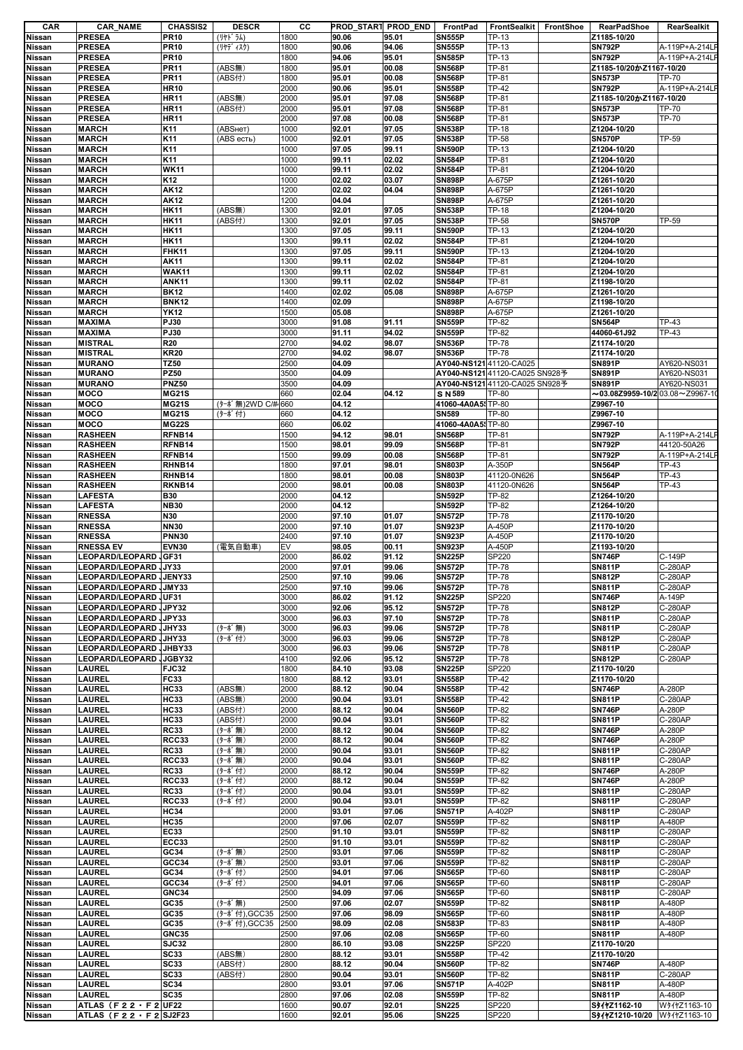| CAR | CAR_NAME | CHASSIS2 | DESCR | CC | PROD_START | PROD_END | FrontPad | FrontSealkit | FrontShoe | RearPadShoe | RearSealkit |
|---|---|---|---|---|---|---|---|---|---|---|---|
| Nissan | PRESEA | PR10 | (ﾘﾔﾄﾞﾗﾑ) | 1800 | 90.06 | 95.01 | SN555P | TP-13 | | Z1185-10/20 | |
| Nissan | PRESEA | PR10 | (ﾘﾔﾃﾞｨｽｸ) | 1800 | 90.06 | 94.06 | SN555P | TP-13 | | SN792P | A-119P+A-214LF |
| Nissan | PRESEA | PR10 | | 1800 | 94.06 | 95.01 | SN585P | TP-13 | | SN792P | A-119P+A-214LF |
| Nissan | PRESEA | PR11 | (ABS無) | 1800 | 95.01 | 00.08 | SN568P | TP-81 | | Z1185-10/20かZ1167-10/20 | |
| Nissan | PRESEA | PR11 | (ABS付) | 1800 | 95.01 | 00.08 | SN568P | TP-81 | | SN573P | TP-70 |
| Nissan | PRESEA | HR10 | | 2000 | 90.06 | 95.01 | SN558P | TP-42 | | SN792P | A-119P+A-214LF |
| Nissan | PRESEA | HR11 | (ABS無) | 2000 | 95.01 | 97.08 | SN568P | TP-81 | | Z1185-10/20かZ1167-10/20 | |
| Nissan | PRESEA | HR11 | (ABS付) | 2000 | 95.01 | 97.08 | SN568P | TP-81 | | SN573P | TP-70 |
| Nissan | PRESEA | HR11 | | 2000 | 97.08 | 00.08 | SN568P | TP-81 | | SN573P | TP-70 |
| Nissan | MARCH | K11 | (ABSнет) | 1000 | 92.01 | 97.05 | SN538P | TP-18 | | Z1204-10/20 | |
| Nissan | MARCH | K11 | (ABS есть) | 1000 | 92.01 | 97.05 | SN538P | TP-58 | | SN570P | TP-59 |
| Nissan | MARCH | K11 | | 1000 | 97.05 | 99.11 | SN590P | TP-13 | | Z1204-10/20 | |
| Nissan | MARCH | K11 | | 1000 | 99.11 | 02.02 | SN584P | TP-81 | | Z1204-10/20 | |
| Nissan | MARCH | WK11 | | 1000 | 99.11 | 02.02 | SN584P | TP-81 | | Z1204-10/20 | |
| Nissan | MARCH | K12 | | 1000 | 02.02 | 03.07 | SN898P | A-675P | | Z1261-10/20 | |
| Nissan | MARCH | AK12 | | 1200 | 02.02 | 04.04 | SN898P | A-675P | | Z1261-10/20 | |
| Nissan | MARCH | AK12 | | 1200 | 04.04 | | SN898P | A-675P | | Z1261-10/20 | |
| Nissan | MARCH | HK11 | (ABS無) | 1300 | 92.01 | 97.05 | SN538P | TP-18 | | Z1204-10/20 | |
| Nissan | MARCH | HK11 | (ABS付) | 1300 | 92.01 | 97.05 | SN538P | TP-58 | | SN570P | TP-59 |
| Nissan | MARCH | HK11 | | 1300 | 97.05 | 99.11 | SN590P | TP-13 | | Z1204-10/20 | |
| Nissan | MARCH | HK11 | | 1300 | 99.11 | 02.02 | SN584P | TP-81 | | Z1204-10/20 | |
| Nissan | MARCH | FHK11 | | 1300 | 97.05 | 99.11 | SN590P | TP-13 | | Z1204-10/20 | |
| Nissan | MARCH | AK11 | | 1300 | 99.11 | 02.02 | SN584P | TP-81 | | Z1204-10/20 | |
| Nissan | MARCH | WAK11 | | 1300 | 99.11 | 02.02 | SN584P | TP-81 | | Z1204-10/20 | |
| Nissan | MARCH | ANK11 | | 1300 | 99.11 | 02.02 | SN584P | TP-81 | | Z1198-10/20 | |
| Nissan | MARCH | BK12 | | 1400 | 02.02 | 05.08 | SN898P | A-675P | | Z1261-10/20 | |
| Nissan | MARCH | BNK12 | | 1400 | 02.09 | | SN898P | A-675P | | Z1198-10/20 | |
| Nissan | MARCH | YK12 | | 1500 | 05.08 | | SN898P | A-675P | | Z1261-10/20 | |
| Nissan | MAXIMA | PJ30 | | 3000 | 91.08 | 91.11 | SN559P | TP-82 | | SN564P | TP-43 |
| Nissan | MAXIMA | PJ30 | | 3000 | 91.11 | 94.02 | SN559P | TP-82 | | 44060-61J92 | TP-43 |
| Nissan | MISTRAL | R20 | | 2700 | 94.02 | 98.07 | SN536P | TP-78 | | Z1174-10/20 | |
| Nissan | MISTRAL | KR20 | | 2700 | 94.02 | 98.07 | SN536P | TP-78 | | Z1174-10/20 | |
| Nissan | MURANO | TZ50 | | 2500 | 04.09 | | AY040-NS121 | 41120-CA025 | | SN891P | AY620-NS031 |
| Nissan | MURANO | PZ50 | | 3500 | 04.09 | | AY040-NS121 | 41120-CA025 SN928予 | | SN891P | AY620-NS031 |
| Nissan | MURANO | PNZ50 | | 3500 | 04.09 | | AY040-NS121 | 41120-CA025 SN928予 | | SN891P | AY620-NS031 |
| Nissan | MOCO | MG21S | | 660 | 02.04 | 04.12 | ＳＮ589 | TP-80 | | ～03.08Z9959-10/2 | 03.08～Z9967-10 |
| Nissan | MOCO | MG21S | (ﾀｰﾎﾞ無)2WD C/# | 660 | 04.12 | | 41060-4A0A5 | TP-80 | | Z9967-10 | |
| Nissan | MOCO | MG21S | (ﾀｰﾎﾞ付) | 660 | 04.12 | | SN589 | TP-80 | | Z9967-10 | |
| Nissan | MOCO | MG22S | | 660 | 06.02 | | 41060-4A0A5 | TP-80 | | Z9967-10 | |
| Nissan | RASHEEN | RFNB14 | | 1500 | 94.12 | 98.01 | SN568P | TP-81 | | SN792P | A-119P+A-214LF |
| Nissan | RASHEEN | RFNB14 | | 1500 | 98.01 | 99.09 | SN568P | TP-81 | | SN792P | 44120-50A26 |
| Nissan | RASHEEN | RFNB14 | | 1500 | 99.09 | 00.08 | SN568P | TP-81 | | SN792P | A-119P+A-214LF |
| Nissan | RASHEEN | RHNB14 | | 1800 | 97.01 | 98.01 | SN803P | A-350P | | SN564P | TP-43 |
| Nissan | RASHEEN | RHNB14 | | 1800 | 98.01 | 00.08 | SN803P | 41120-0N626 | | SN564P | TP-43 |
| Nissan | RASHEEN | RKNB14 | | 2000 | 98.01 | 00.08 | SN803P | 41120-0N626 | | SN564P | TP-43 |
| Nissan | LAFESTA | B30 | | 2000 | 04.12 | | SN592P | TP-82 | | Z1264-10/20 | |
| Nissan | LAFESTA | NB30 | | 2000 | 04.12 | | SN592P | TP-82 | | Z1264-10/20 | |
| Nissan | RNESSA | N30 | | 2000 | 97.10 | 01.07 | SN572P | TP-78 | | Z1170-10/20 | |
| Nissan | RNESSA | NN30 | | 2000 | 97.10 | 01.07 | SN923P | A-450P | | Z1170-10/20 | |
| Nissan | RNESSA | PNN30 | | 2400 | 97.10 | 01.07 | SN923P | A-450P | | Z1170-10/20 | |
| Nissan | RNESSA EV | EVN30 | (電気自動車) | EV | 98.05 | 00.11 | SN923P | A-450P | | Z1193-10/20 | |
| Nissan | LEOPARD/LEOPARD J | GF31 | | 2000 | 86.02 | 91.12 | SN225P | SP220 | | SN746P | C-149P |
| Nissan | LEOPARD/LEOPARD J | JY33 | | 2000 | 97.01 | 99.06 | SN572P | TP-78 | | SN811P | C-280AP |
| Nissan | LEOPARD/LEOPARD J | JENY33 | | 2500 | 97.10 | 99.06 | SN572P | TP-78 | | SN812P | C-280AP |
| Nissan | LEOPARD/LEOPARD J | JMY33 | | 2500 | 97.10 | 99.06 | SN572P | TP-78 | | SN811P | C-280AP |
| Nissan | LEOPARD/LEOPARD J | UF31 | | 3000 | 86.02 | 91.12 | SN225P | SP220 | | SN746P | A-149P |
| Nissan | LEOPARD/LEOPARD J | JPY32 | | 3000 | 92.06 | 95.12 | SN572P | TP-78 | | SN812P | C-280AP |
| Nissan | LEOPARD/LEOPARD J | JPY33 | | 3000 | 96.03 | 97.10 | SN572P | TP-78 | | SN811P | C-280AP |
| Nissan | LEOPARD/LEOPARD J | JHY33 | (ﾀｰﾎﾞ無) | 3000 | 96.03 | 99.06 | SN572P | TP-78 | | SN811P | C-280AP |
| Nissan | LEOPARD/LEOPARD J | JHY33 | (ﾀｰﾎﾞ付) | 3000 | 96.03 | 99.06 | SN572P | TP-78 | | SN812P | C-280AP |
| Nissan | LEOPARD/LEOPARD J | JHBY33 | | 3000 | 96.03 | 99.06 | SN572P | TP-78 | | SN811P | C-280AP |
| Nissan | LEOPARD/LEOPARD J | JGBY32 | | 4100 | 92.06 | 95.12 | SN572P | TP-78 | | SN812P | C-280AP |
| Nissan | LAUREL | FJC32 | | 1800 | 84.10 | 93.08 | SN225P | SP220 | | Z1170-10/20 | |
| Nissan | LAUREL | FC33 | | 1800 | 88.12 | 93.01 | SN558P | TP-42 | | Z1170-10/20 | |
| Nissan | LAUREL | HC33 | (ABS無) | 2000 | 88.12 | 90.04 | SN558P | TP-42 | | SN746P | A-280P |
| Nissan | LAUREL | HC33 | (ABS無) | 2000 | 90.04 | 93.01 | SN558P | TP-42 | | SN811P | C-280AP |
| Nissan | LAUREL | HC33 | (ABS付) | 2000 | 88.12 | 90.04 | SN560P | TP-82 | | SN746P | A-280P |
| Nissan | LAUREL | HC33 | (ABS付) | 2000 | 90.04 | 93.01 | SN560P | TP-82 | | SN811P | C-280AP |
| Nissan | LAUREL | RC33 | (ﾀｰﾎﾞ無) | 2000 | 88.12 | 90.04 | SN560P | TP-82 | | SN746P | A-280P |
| Nissan | LAUREL | RCC33 | (ﾀｰﾎﾞ無) | 2000 | 88.12 | 90.04 | SN560P | TP-82 | | SN746P | A-280P |
| Nissan | LAUREL | RC33 | (ﾀｰﾎﾞ無) | 2000 | 90.04 | 93.01 | SN560P | TP-82 | | SN811P | C-280AP |
| Nissan | LAUREL | RCC33 | (ﾀｰﾎﾞ無) | 2000 | 90.04 | 93.01 | SN560P | TP-82 | | SN811P | C-280AP |
| Nissan | LAUREL | RC33 | (ﾀｰﾎﾞ付) | 2000 | 88.12 | 90.04 | SN559P | TP-82 | | SN746P | A-280P |
| Nissan | LAUREL | RCC33 | (ﾀｰﾎﾞ付) | 2000 | 88.12 | 90.04 | SN559P | TP-82 | | SN746P | A-280P |
| Nissan | LAUREL | RC33 | (ﾀｰﾎﾞ付) | 2000 | 90.04 | 93.01 | SN559P | TP-82 | | SN811P | C-280AP |
| Nissan | LAUREL | RCC33 | (ﾀｰﾎﾞ付) | 2000 | 90.04 | 93.01 | SN559P | TP-82 | | SN811P | C-280AP |
| Nissan | LAUREL | HC34 | | 2000 | 93.01 | 97.06 | SN571P | A-402P | | SN811P | C-280AP |
| Nissan | LAUREL | HC35 | | 2000 | 97.06 | 02.07 | SN559P | TP-82 | | SN811P | A-480P |
| Nissan | LAUREL | EC33 | | 2500 | 91.10 | 93.01 | SN559P | TP-82 | | SN811P | C-280AP |
| Nissan | LAUREL | ECC33 | | 2500 | 91.10 | 93.01 | SN559P | TP-82 | | SN811P | C-280AP |
| Nissan | LAUREL | GC34 | (ﾀｰﾎﾞ無) | 2500 | 93.01 | 97.06 | SN559P | TP-82 | | SN811P | C-280AP |
| Nissan | LAUREL | GCC34 | (ﾀｰﾎﾞ無) | 2500 | 93.01 | 97.06 | SN559P | TP-82 | | SN811P | C-280AP |
| Nissan | LAUREL | GC34 | (ﾀｰﾎﾞ付) | 2500 | 94.01 | 97.06 | SN565P | TP-60 | | SN811P | C-280AP |
| Nissan | LAUREL | GCC34 | (ﾀｰﾎﾞ付) | 2500 | 94.01 | 97.06 | SN565P | TP-60 | | SN811P | C-280AP |
| Nissan | LAUREL | GNC34 | | 2500 | 94.09 | 97.06 | SN565P | TP-60 | | SN811P | C-280AP |
| Nissan | LAUREL | GC35 | (ﾀｰﾎﾞ無) | 2500 | 97.06 | 02.07 | SN559P | TP-82 | | SN811P | A-480P |
| Nissan | LAUREL | GC35 | (ﾀｰﾎﾞ付),GCC35 | 2500 | 97.06 | 98.09 | SN565P | TP-60 | | SN811P | A-480P |
| Nissan | LAUREL | GC35 | (ﾀｰﾎﾞ付),GCC35 | 2500 | 98.09 | 02.08 | SN583P | TP-83 | | SN811P | A-480P |
| Nissan | LAUREL | GNC35 | | 2500 | 97.06 | 02.08 | SN565P | TP-60 | | SN811P | A-480P |
| Nissan | LAUREL | SJC32 | | 2800 | 86.10 | 93.08 | SN225P | SP220 | | Z1170-10/20 | |
| Nissan | LAUREL | SC33 | (ABS無) | 2800 | 88.12 | 93.01 | SN558P | TP-42 | | Z1170-10/20 | |
| Nissan | LAUREL | SC33 | (ABS付) | 2800 | 88.12 | 90.04 | SN560P | TP-82 | | SN746P | A-480P |
| Nissan | LAUREL | SC33 | (ABS付) | 2800 | 90.04 | 93.01 | SN560P | TP-82 | | SN811P | C-280AP |
| Nissan | LAUREL | SC34 | | 2800 | 93.01 | 97.06 | SN571P | A-402P | | SN811P | A-480P |
| Nissan | LAUREL | SC35 | | 2800 | 97.06 | 02.08 | SN559P | TP-82 | | SN811P | A-480P |
| Nissan | ATLAS（Ｆ２２・Ｆ２ | UF22 | | 1600 | 90.07 | 92.01 | SN225 | SP220 | | SﾀｲﾔZ1162-10 | WﾀｲﾔZ1163-10 |
| Nissan | ATLAS（Ｆ２２・Ｆ２ | SJ2F23 | | 1600 | 92.01 | 95.06 | SN225 | SP220 | | SﾀｲﾔZ1210-10/20 | WﾀｲﾔZ1163-10 |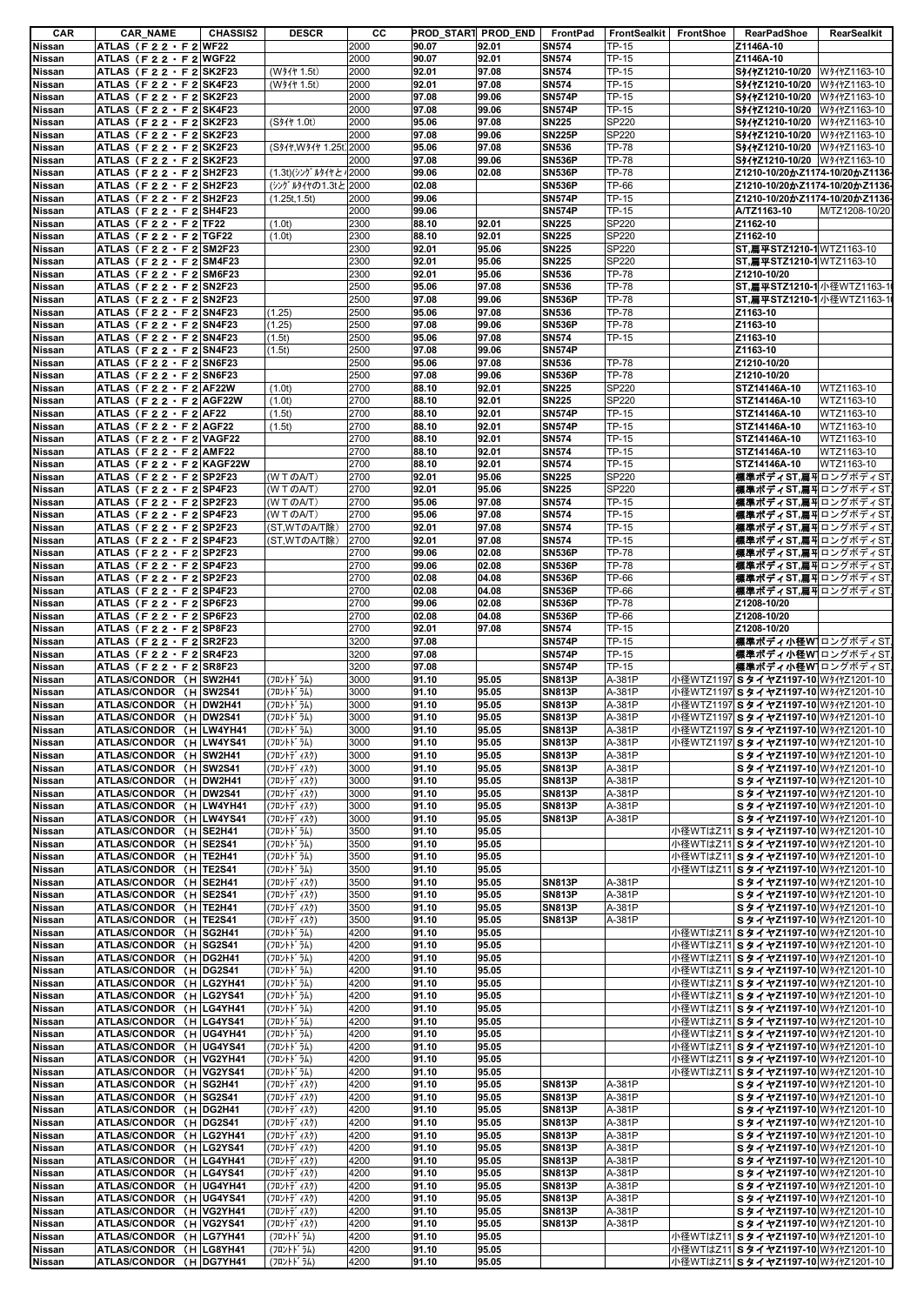| CAR | CAR_NAME | CHASSIS2 | DESCR | CC | PROD_START | PROD_END | FrontPad | FrontSealkit | FrontShoe | RearPadShoe | RearSealkit |
|---|---|---|---|---|---|---|---|---|---|---|---|
| Nissan | ATLAS（Ｆ２２・Ｆ２ | WF22 | | 2000 | 90.07 | 92.01 | SN574 | TP-15 | | Z1146A-10 | |
| Nissan | ATLAS（Ｆ２２・Ｆ２ | WGF22 | | 2000 | 90.07 | 92.01 | SN574 | TP-15 | | Z1146A-10 | |
| Nissan | ATLAS（Ｆ２２・Ｆ２ | SK2F23 | (Wﾀｲﾔ 1.5t) | 2000 | 92.01 | 97.08 | SN574 | TP-15 | | SﾀｲﾔZ1210-10/20 | WﾀｲﾔZ1163-10 |
| Nissan | ATLAS（Ｆ２２・Ｆ２ | SK4F23 | (Wﾀｲﾔ 1.5t) | 2000 | 92.01 | 97.08 | SN574 | TP-15 | | SﾀｲﾔZ1210-10/20 | WﾀｲﾔZ1163-10 |
| Nissan | ATLAS（Ｆ２２・Ｆ２ | SK2F23 | | 2000 | 97.08 | 99.06 | SN574P | TP-15 | | SﾀｲﾔZ1210-10/20 | WﾀｲﾔZ1163-10 |
| Nissan | ATLAS（Ｆ２２・Ｆ２ | SK4F23 | | 2000 | 97.08 | 99.06 | SN574P | TP-15 | | SﾀｲﾔZ1210-10/20 | WﾀｲﾔZ1163-10 |
| Nissan | ATLAS（Ｆ２２・Ｆ２ | SK2F23 | (Sﾀｲﾔ 1.0t) | 2000 | 95.06 | 97.08 | SN225 | SP220 | | SﾀｲﾔZ1210-10/20 | WﾀｲﾔZ1163-10 |
| Nissan | ATLAS（Ｆ２２・Ｆ２ | SK2F23 | | 2000 | 97.08 | 99.06 | SN225P | SP220 | | SﾀｲﾔZ1210-10/20 | WﾀｲﾔZ1163-10 |
| Nissan | ATLAS（Ｆ２２・Ｆ２ | SK2F23 | (Sﾀｲﾔ,Wﾀｲﾔ 1.25t | 2000 | 95.06 | 97.08 | SN536 | TP-78 | | SﾀｲﾔZ1210-10/20 | WﾀｲﾔZ1163-10 |
| Nissan | ATLAS（Ｆ２２・Ｆ２ | SK2F23 | | 2000 | 97.08 | 99.06 | SN536P | TP-78 | | SﾀｲﾔZ1210-10/20 | WﾀｲﾔZ1163-10 |
| Nissan | ATLAS（Ｆ２２・Ｆ２ | SH2F23 | (1.3t)(ｼﾝｸﾞﾙﾀｲﾔと | 2000 | 99.06 | 02.08 | SN536P | TP-78 | | Z1210-10/20かZ1174-10/20かZ1136- | |
| Nissan | ATLAS（Ｆ２２・Ｆ２ | SH2F23 | (ｼﾝｸﾞﾙﾀｲﾔの1.3tと | 2000 | 02.08 | | SN536P | TP-66 | | Z1210-10/20かZ1174-10/20かZ1136- | |
| Nissan | ATLAS（Ｆ２２・Ｆ２ | SH2F23 | (1.25t,1.5t) | 2000 | 99.06 | | SN574P | TP-15 | | Z1210-10/20かZ1174-10/20かZ1136- | |
| Nissan | ATLAS（Ｆ２２・Ｆ２ | SH4F23 | | 2000 | 99.06 | | SN574P | TP-15 | | A/TZ1163-10 | M/TZ1208-10/20 |
| Nissan | ATLAS（Ｆ２２・Ｆ２ | TF22 | (1.0t) | 2300 | 88.10 | 92.01 | SN225 | SP220 | | Z1162-10 | |
| Nissan | ATLAS（Ｆ２２・Ｆ２ | TGF22 | (1.0t) | 2300 | 88.10 | 92.01 | SN225 | SP220 | | Z1162-10 | |
| Nissan | ATLAS（Ｆ２２・Ｆ２ | SM2F23 | | 2300 | 92.01 | 95.06 | SN225 | SP220 | | ST,扁平STZ1210-1 | WTZ1163-10 |
| Nissan | ATLAS（Ｆ２２・Ｆ２ | SM4F23 | | 2300 | 92.01 | 95.06 | SN225 | SP220 | | ST,扁平STZ1210-1 | WTZ1163-10 |
| Nissan | ATLAS（Ｆ２２・Ｆ２ | SM6F23 | | 2300 | 92.01 | 95.06 | SN536 | TP-78 | | Z1210-10/20 | |
| Nissan | ATLAS（Ｆ２２・Ｆ２ | SN2F23 | | 2500 | 95.06 | 97.08 | SN536 | TP-78 | | ST,扁平STZ1210-1 | 小径WTZ1163-1 |
| Nissan | ATLAS（Ｆ２２・Ｆ２ | SN2F23 | | 2500 | 97.08 | 99.06 | SN536P | TP-78 | | ST,扁平STZ1210-1 | 小径WTZ1163-1 |
| Nissan | ATLAS（Ｆ２２・Ｆ２ | SN4F23 | (1.25) | 2500 | 95.06 | 97.08 | SN536 | TP-78 | | Z1163-10 | |
| Nissan | ATLAS（Ｆ２２・Ｆ２ | SN4F23 | (1.25) | 2500 | 97.08 | 99.06 | SN536P | TP-78 | | Z1163-10 | |
| Nissan | ATLAS（Ｆ２２・Ｆ２ | SN4F23 | (1.5t) | 2500 | 95.06 | 97.08 | SN574 | TP-15 | | Z1163-10 | |
| Nissan | ATLAS（Ｆ２２・Ｆ２ | SN4F23 | (1.5t) | 2500 | 97.08 | 99.06 | SN574P | | | Z1163-10 | |
| Nissan | ATLAS（Ｆ２２・Ｆ２ | SN6F23 | | 2500 | 95.06 | 97.08 | SN536 | TP-78 | | Z1210-10/20 | |
| Nissan | ATLAS（Ｆ２２・Ｆ２ | SN6F23 | | 2500 | 97.08 | 99.06 | SN536P | TP-78 | | Z1210-10/20 | |
| Nissan | ATLAS（Ｆ２２・Ｆ２ | AF22W | (1.0t) | 2700 | 88.10 | 92.01 | SN225 | SP220 | | STZ14146A-10 | WTZ1163-10 |
| Nissan | ATLAS（Ｆ２２・Ｆ２ | AGF22W | (1.0t) | 2700 | 88.10 | 92.01 | SN225 | SP220 | | STZ14146A-10 | WTZ1163-10 |
| Nissan | ATLAS（Ｆ２２・Ｆ２ | AF22 | (1.5t) | 2700 | 88.10 | 92.01 | SN574P | TP-15 | | STZ14146A-10 | WTZ1163-10 |
| Nissan | ATLAS（Ｆ２２・Ｆ２ | AGF22 | (1.5t) | 2700 | 88.10 | 92.01 | SN574P | TP-15 | | STZ14146A-10 | WTZ1163-10 |
| Nissan | ATLAS（Ｆ２２・Ｆ２ | VAGF22 | | 2700 | 88.10 | 92.01 | SN574 | TP-15 | | STZ14146A-10 | WTZ1163-10 |
| Nissan | ATLAS（Ｆ２２・Ｆ２ | AMF22 | | 2700 | 88.10 | 92.01 | SN574 | TP-15 | | STZ14146A-10 | WTZ1163-10 |
| Nissan | ATLAS（Ｆ２２・Ｆ２ | KAGF22W | | 2700 | 88.10 | 92.01 | SN574 | TP-15 | | STZ14146A-10 | WTZ1163-10 |
| Nissan | ATLAS（Ｆ２２・Ｆ２ | SP2F23 | (ＷＴのA/T) | 2700 | 92.01 | 95.06 | SN225 | SP220 | | 標準ボディST,扁平 | ロングボディST |
| Nissan | ATLAS（Ｆ２２・Ｆ２ | SP4F23 | (ＷＴのA/T) | 2700 | 92.01 | 95.06 | SN225 | SP220 | | 標準ボディST,扁平 | ロングボディST |
| Nissan | ATLAS（Ｆ２２・Ｆ２ | SP2F23 | (ＷＴのA/T) | 2700 | 95.06 | 97.08 | SN574 | TP-15 | | 標準ボディST,扁平 | ロングボディST |
| Nissan | ATLAS（Ｆ２２・Ｆ２ | SP4F23 | (ＷＴのA/T) | 2700 | 95.06 | 97.08 | SN574 | TP-15 | | 標準ボディST,扁平 | ロングボディST |
| Nissan | ATLAS（Ｆ２２・Ｆ２ | SP2F23 | (ST,WTのA/T除) | 2700 | 92.01 | 97.08 | SN574 | TP-15 | | 標準ボディST,扁平 | ロングボディST |
| Nissan | ATLAS（Ｆ２２・Ｆ２ | SP4F23 | (ST,WTのA/T除) | 2700 | 92.01 | 97.08 | SN574 | TP-15 | | 標準ボディST,扁平 | ロングボディST |
| Nissan | ATLAS（Ｆ２２・Ｆ２ | SP2F23 | | 2700 | 99.06 | 02.08 | SN536P | TP-78 | | 標準ボディST,扁平 | ロングボディST |
| Nissan | ATLAS（Ｆ２２・Ｆ２ | SP4F23 | | 2700 | 99.06 | 02.08 | SN536P | TP-78 | | 標準ボディST,扁平 | ロングボディST |
| Nissan | ATLAS（Ｆ２２・Ｆ２ | SP2F23 | | 2700 | 02.08 | 04.08 | SN536P | TP-66 | | 標準ボディST,扁平 | ロングボディST |
| Nissan | ATLAS（Ｆ２２・Ｆ２ | SP4F23 | | 2700 | 02.08 | 04.08 | SN536P | TP-66 | | 標準ボディST,扁平 | ロングボディST |
| Nissan | ATLAS（Ｆ２２・Ｆ２ | SP6F23 | | 2700 | 99.06 | 02.08 | SN536P | TP-78 | | Z1208-10/20 | |
| Nissan | ATLAS（Ｆ２２・Ｆ２ | SP6F23 | | 2700 | 02.08 | 04.08 | SN536P | TP-66 | | Z1208-10/20 | |
| Nissan | ATLAS（Ｆ２２・Ｆ２ | SP8F23 | | 2700 | 92.01 | 97.08 | SN574 | TP-15 | | Z1208-10/20 | |
| Nissan | ATLAS（Ｆ２２・Ｆ２ | SR2F23 | | 3200 | 97.08 | | SN574P | TP-15 | | 標準ボディ小径W1 | ロングボディST |
| Nissan | ATLAS（Ｆ２２・Ｆ２ | SR4F23 | | 3200 | 97.08 | | SN574P | TP-15 | | 標準ボディ小径W1 | ロングボディST |
| Nissan | ATLAS（Ｆ２２・Ｆ２ | SR8F23 | | 3200 | 97.08 | | SN574P | TP-15 | | 標準ボディ小径W1 | ロングボディST |
| Nissan | ATLAS/CONDOR （H | SW2H41 | (ﾌﾛﾝﾄﾄﾞﾗﾑ) | 3000 | 91.10 | 95.05 | SN813P | A-381P | 小径WTZ1197 | SタイヤZ1197-10 | WﾀｲﾔZ1201-10 |
| Nissan | ATLAS/CONDOR （H | SW2S41 | (ﾌﾛﾝﾄﾄﾞﾗﾑ) | 3000 | 91.10 | 95.05 | SN813P | A-381P | 小径WTZ1197 | SタイヤZ1197-10 | WﾀｲﾔZ1201-10 |
| Nissan | ATLAS/CONDOR （H | DW2H41 | (ﾌﾛﾝﾄﾄﾞﾗﾑ) | 3000 | 91.10 | 95.05 | SN813P | A-381P | 小径WTZ1197 | SタイヤZ1197-10 | WﾀｲﾔZ1201-10 |
| Nissan | ATLAS/CONDOR （H | DW2S41 | (ﾌﾛﾝﾄﾄﾞﾗﾑ) | 3000 | 91.10 | 95.05 | SN813P | A-381P | 小径WTZ1197 | SタイヤZ1197-10 | WﾀｲﾔZ1201-10 |
| Nissan | ATLAS/CONDOR （H | LW4YH41 | (ﾌﾛﾝﾄﾄﾞﾗﾑ) | 3000 | 91.10 | 95.05 | SN813P | A-381P | 小径WTZ1197 | SタイヤZ1197-10 | WﾀｲﾔZ1201-10 |
| Nissan | ATLAS/CONDOR （H | LW4YS41 | (ﾌﾛﾝﾄﾄﾞﾗﾑ) | 3000 | 91.10 | 95.05 | SN813P | A-381P | 小径WTZ1197 | SタイヤZ1197-10 | WﾀｲﾔZ1201-10 |
| Nissan | ATLAS/CONDOR （H | SW2H41 | (ﾌﾛﾝﾄﾃﾞｨｽｸ) | 3000 | 91.10 | 95.05 | SN813P | A-381P | | SタイヤZ1197-10 | WﾀｲﾔZ1201-10 |
| Nissan | ATLAS/CONDOR （H | SW2S41 | (ﾌﾛﾝﾄﾃﾞｨｽｸ) | 3000 | 91.10 | 95.05 | SN813P | A-381P | | SタイヤZ1197-10 | WﾀｲﾔZ1201-10 |
| Nissan | ATLAS/CONDOR （H | DW2H41 | (ﾌﾛﾝﾄﾃﾞｨｽｸ) | 3000 | 91.10 | 95.05 | SN813P | A-381P | | SタイヤZ1197-10 | WﾀｲﾔZ1201-10 |
| Nissan | ATLAS/CONDOR （H | DW2S41 | (ﾌﾛﾝﾄﾃﾞｨｽｸ) | 3000 | 91.10 | 95.05 | SN813P | A-381P | | SタイヤZ1197-10 | WﾀｲﾔZ1201-10 |
| Nissan | ATLAS/CONDOR （H | LW4YH41 | (ﾌﾛﾝﾄﾃﾞｨｽｸ) | 3000 | 91.10 | 95.05 | SN813P | A-381P | | SタイヤZ1197-10 | WﾀｲﾔZ1201-10 |
| Nissan | ATLAS/CONDOR （H | LW4YS41 | (ﾌﾛﾝﾄﾃﾞｨｽｸ) | 3000 | 91.10 | 95.05 | SN813P | A-381P | | SタイヤZ1197-10 | WﾀｲﾔZ1201-10 |
| Nissan | ATLAS/CONDOR （H | SE2H41 | (ﾌﾛﾝﾄﾄﾞﾗﾑ) | 3500 | 91.10 | 95.05 | | | 小径WTはZ11 | SタイヤZ1197-10 | WﾀｲﾔZ1201-10 |
| Nissan | ATLAS/CONDOR （H | SE2S41 | (ﾌﾛﾝﾄﾄﾞﾗﾑ) | 3500 | 91.10 | 95.05 | | | 小径WTはZ11 | SタイヤZ1197-10 | WﾀｲﾔZ1201-10 |
| Nissan | ATLAS/CONDOR （H | TE2H41 | (ﾌﾛﾝﾄﾄﾞﾗﾑ) | 3500 | 91.10 | 95.05 | | | 小径WTはZ11 | SタイヤZ1197-10 | WﾀｲﾔZ1201-10 |
| Nissan | ATLAS/CONDOR （H | TE2S41 | (ﾌﾛﾝﾄﾄﾞﾗﾑ) | 3500 | 91.10 | 95.05 | | | 小径WTはZ11 | SタイヤZ1197-10 | WﾀｲﾔZ1201-10 |
| Nissan | ATLAS/CONDOR （H | SE2H41 | (ﾌﾛﾝﾄﾃﾞｨｽｸ) | 3500 | 91.10 | 95.05 | SN813P | A-381P | | SタイヤZ1197-10 | WﾀｲﾔZ1201-10 |
| Nissan | ATLAS/CONDOR （H | SE2S41 | (ﾌﾛﾝﾄﾃﾞｨｽｸ) | 3500 | 91.10 | 95.05 | SN813P | A-381P | | SタイヤZ1197-10 | WﾀｲﾔZ1201-10 |
| Nissan | ATLAS/CONDOR （H | TE2H41 | (ﾌﾛﾝﾄﾃﾞｨｽｸ) | 3500 | 91.10 | 95.05 | SN813P | A-381P | | SタイヤZ1197-10 | WﾀｲﾔZ1201-10 |
| Nissan | ATLAS/CONDOR （H | TE2S41 | (ﾌﾛﾝﾄﾃﾞｨｽｸ) | 3500 | 91.10 | 95.05 | SN813P | A-381P | | SタイヤZ1197-10 | WﾀｲﾔZ1201-10 |
| Nissan | ATLAS/CONDOR （H | SG2H41 | (ﾌﾛﾝﾄﾄﾞﾗﾑ) | 4200 | 91.10 | 95.05 | | | 小径WTはZ11 | SタイヤZ1197-10 | WﾀｲﾔZ1201-10 |
| Nissan | ATLAS/CONDOR （H | SG2S41 | (ﾌﾛﾝﾄﾄﾞﾗﾑ) | 4200 | 91.10 | 95.05 | | | 小径WTはZ11 | SタイヤZ1197-10 | WﾀｲﾔZ1201-10 |
| Nissan | ATLAS/CONDOR （H | DG2H41 | (ﾌﾛﾝﾄﾄﾞﾗﾑ) | 4200 | 91.10 | 95.05 | | | 小径WTはZ11 | SタイヤZ1197-10 | WﾀｲﾔZ1201-10 |
| Nissan | ATLAS/CONDOR （H | DG2S41 | (ﾌﾛﾝﾄﾄﾞﾗﾑ) | 4200 | 91.10 | 95.05 | | | 小径WTはZ11 | SタイヤZ1197-10 | WﾀｲﾔZ1201-10 |
| Nissan | ATLAS/CONDOR （H | LG2YH41 | (ﾌﾛﾝﾄﾄﾞﾗﾑ) | 4200 | 91.10 | 95.05 | | | 小径WTはZ11 | SタイヤZ1197-10 | WﾀｲﾔZ1201-10 |
| Nissan | ATLAS/CONDOR （H | LG2YS41 | (ﾌﾛﾝﾄﾄﾞﾗﾑ) | 4200 | 91.10 | 95.05 | | | 小径WTはZ11 | SタイヤZ1197-10 | WﾀｲﾔZ1201-10 |
| Nissan | ATLAS/CONDOR （H | LG4YH41 | (ﾌﾛﾝﾄﾄﾞﾗﾑ) | 4200 | 91.10 | 95.05 | | | 小径WTはZ11 | SタイヤZ1197-10 | WﾀｲﾔZ1201-10 |
| Nissan | ATLAS/CONDOR （H | LG4YS41 | (ﾌﾛﾝﾄﾄﾞﾗﾑ) | 4200 | 91.10 | 95.05 | | | 小径WTはZ11 | SタイヤZ1197-10 | WﾀｲﾔZ1201-10 |
| Nissan | ATLAS/CONDOR （H | UG4YH41 | (ﾌﾛﾝﾄﾄﾞﾗﾑ) | 4200 | 91.10 | 95.05 | | | 小径WTはZ11 | SタイヤZ1197-10 | WﾀｲﾔZ1201-10 |
| Nissan | ATLAS/CONDOR （H | UG4YS41 | (ﾌﾛﾝﾄﾄﾞﾗﾑ) | 4200 | 91.10 | 95.05 | | | 小径WTはZ11 | SタイヤZ1197-10 | WﾀｲﾔZ1201-10 |
| Nissan | ATLAS/CONDOR （H | VG2YH41 | (ﾌﾛﾝﾄﾄﾞﾗﾑ) | 4200 | 91.10 | 95.05 | | | 小径WTはZ11 | SタイヤZ1197-10 | WﾀｲﾔZ1201-10 |
| Nissan | ATLAS/CONDOR （H | VG2YS41 | (ﾌﾛﾝﾄﾄﾞﾗﾑ) | 4200 | 91.10 | 95.05 | | | 小径WTはZ11 | SタイヤZ1197-10 | WﾀｲﾔZ1201-10 |
| Nissan | ATLAS/CONDOR （H | SG2H41 | (ﾌﾛﾝﾄﾃﾞｨｽｸ) | 4200 | 91.10 | 95.05 | SN813P | A-381P | | SタイヤZ1197-10 | WﾀｲﾔZ1201-10 |
| Nissan | ATLAS/CONDOR （H | SG2S41 | (ﾌﾛﾝﾄﾃﾞｨｽｸ) | 4200 | 91.10 | 95.05 | SN813P | A-381P | | SタイヤZ1197-10 | WﾀｲﾔZ1201-10 |
| Nissan | ATLAS/CONDOR （H | DG2H41 | (ﾌﾛﾝﾄﾃﾞｨｽｸ) | 4200 | 91.10 | 95.05 | SN813P | A-381P | | SタイヤZ1197-10 | WﾀｲﾔZ1201-10 |
| Nissan | ATLAS/CONDOR （H | DG2S41 | (ﾌﾛﾝﾄﾃﾞｨｽｸ) | 4200 | 91.10 | 95.05 | SN813P | A-381P | | SタイヤZ1197-10 | WﾀｲﾔZ1201-10 |
| Nissan | ATLAS/CONDOR （H | LG2YH41 | (ﾌﾛﾝﾄﾃﾞｨｽｸ) | 4200 | 91.10 | 95.05 | SN813P | A-381P | | SタイヤZ1197-10 | WﾀｲﾔZ1201-10 |
| Nissan | ATLAS/CONDOR （H | LG2YS41 | (ﾌﾛﾝﾄﾃﾞｨｽｸ) | 4200 | 91.10 | 95.05 | SN813P | A-381P | | SタイヤZ1197-10 | WﾀｲﾔZ1201-10 |
| Nissan | ATLAS/CONDOR （H | LG4YH41 | (ﾌﾛﾝﾄﾃﾞｨｽｸ) | 4200 | 91.10 | 95.05 | SN813P | A-381P | | SタイヤZ1197-10 | WﾀｲﾔZ1201-10 |
| Nissan | ATLAS/CONDOR （H | LG4YS41 | (ﾌﾛﾝﾄﾃﾞｨｽｸ) | 4200 | 91.10 | 95.05 | SN813P | A-381P | | SタイヤZ1197-10 | WﾀｲﾔZ1201-10 |
| Nissan | ATLAS/CONDOR （H | UG4YH41 | (ﾌﾛﾝﾄﾃﾞｨｽｸ) | 4200 | 91.10 | 95.05 | SN813P | A-381P | | SタイヤZ1197-10 | WﾀｲﾔZ1201-10 |
| Nissan | ATLAS/CONDOR （H | UG4YS41 | (ﾌﾛﾝﾄﾃﾞｨｽｸ) | 4200 | 91.10 | 95.05 | SN813P | A-381P | | SタイヤZ1197-10 | WﾀｲﾔZ1201-10 |
| Nissan | ATLAS/CONDOR （H | VG2YH41 | (ﾌﾛﾝﾄﾃﾞｨｽｸ) | 4200 | 91.10 | 95.05 | SN813P | A-381P | | SタイヤZ1197-10 | WﾀｲﾔZ1201-10 |
| Nissan | ATLAS/CONDOR （H | VG2YS41 | (ﾌﾛﾝﾄﾃﾞｨｽｸ) | 4200 | 91.10 | 95.05 | SN813P | A-381P | | SタイヤZ1197-10 | WﾀｲﾔZ1201-10 |
| Nissan | ATLAS/CONDOR （H | LG7YH41 | (ﾌﾛﾝﾄﾄﾞﾗﾑ) | 4200 | 91.10 | 95.05 | | | 小径WTはZ11 | SタイヤZ1197-10 | WﾀｲﾔZ1201-10 |
| Nissan | ATLAS/CONDOR （H | LG8YH41 | (ﾌﾛﾝﾄﾄﾞﾗﾑ) | 4200 | 91.10 | 95.05 | | | 小径WTはZ11 | SタイヤZ1197-10 | WﾀｲﾔZ1201-10 |
| Nissan | ATLAS/CONDOR （H | DG7YH41 | (ﾌﾛﾝﾄﾄﾞﾗﾑ) | 4200 | 91.10 | 95.05 | | | 小径WTはZ11 | SタイヤZ1197-10 | WﾀｲﾔZ1201-10 |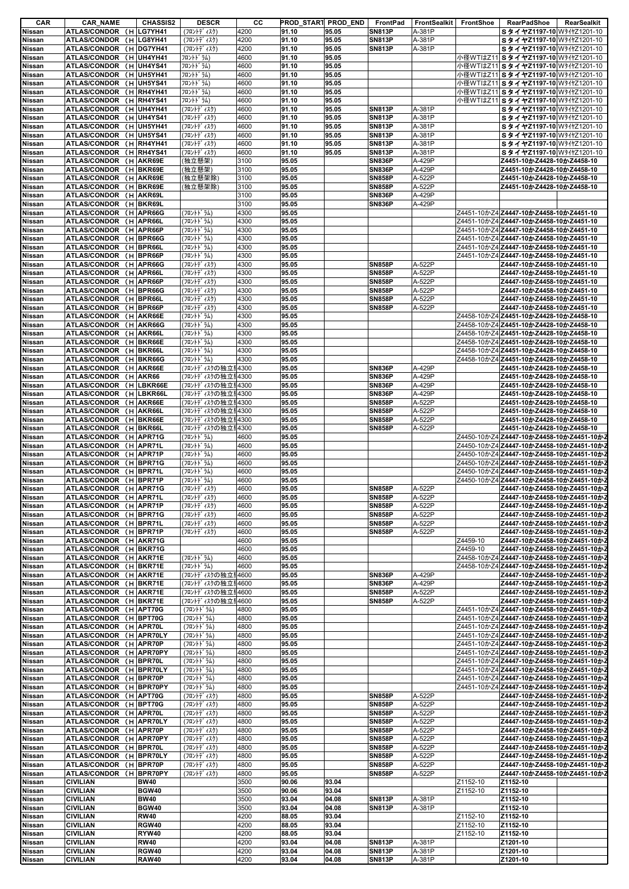| CAR | CAR_NAME | CHASSIS2 | DESCR | CC | PROD_START | PROD_END | FrontPad | FrontSealkit | FrontShoe | RearPadShoe | RearSealkit |
|---|---|---|---|---|---|---|---|---|---|---|---|
| Nissan | ATLAS/CONDOR (H | LG7YH41 | (ﾌﾛﾝﾄﾃﾞｨｽｸ) | 4200 | 91.10 | 95.05 | SN813P | A-381P | | Sタイヤ Z1197-10 | Wﾀｲﾔ Z1201-10 |
| Nissan | ATLAS/CONDOR (H | LG8YH41 | (ﾌﾛﾝﾄﾃﾞｨｽｸ) | 4200 | 91.10 | 95.05 | SN813P | A-381P | | Sタイヤ Z1197-10 | Wﾀｲﾔ Z1201-10 |
| Nissan | ATLAS/CONDOR (H | DG7YH41 | (ﾌﾛﾝﾄﾃﾞｨｽｸ) | 4200 | 91.10 | 95.05 | SN813P | A-381P | | Sタイヤ Z1197-10 | Wﾀｲﾔ Z1201-10 |
| Nissan | ATLAS/CONDOR (H | UH4YH41 | ﾌﾛﾝﾄﾄﾞﾗﾑ) | 4600 | 91.10 | 95.05 | | | 小径WTはZ11 | Sタイヤ Z1197-10 | Wﾀｲﾔ Z1201-10 |
| Nissan | ATLAS/CONDOR (H | UH4YS41 | ﾌﾛﾝﾄﾄﾞﾗﾑ) | 4600 | 91.10 | 95.05 | | | 小径WTはZ11 | Sタイヤ Z1197-10 | Wﾀｲﾔ Z1201-10 |
| Nissan | ATLAS/CONDOR (H | UH5YH41 | ﾌﾛﾝﾄﾄﾞﾗﾑ) | 4600 | 91.10 | 95.05 | | | 小径WTはZ11 | Sタイヤ Z1197-10 | Wﾀｲﾔ Z1201-10 |
| Nissan | ATLAS/CONDOR (H | UH5YS41 | ﾌﾛﾝﾄﾄﾞﾗﾑ) | 4600 | 91.10 | 95.05 | | | 小径WTはZ11 | Sタイヤ Z1197-10 | Wﾀｲﾔ Z1201-10 |
| Nissan | ATLAS/CONDOR (H | RH4YH41 | ﾌﾛﾝﾄﾄﾞﾗﾑ) | 4600 | 91.10 | 95.05 | | | 小径WTはZ11 | Sタイヤ Z1197-10 | Wﾀｲﾔ Z1201-10 |
| Nissan | ATLAS/CONDOR (H | RH4YS41 | ﾌﾛﾝﾄﾄﾞﾗﾑ) | 4600 | 91.10 | 95.05 | | | 小径WTはZ11 | Sタイヤ Z1197-10 | Wﾀｲﾔ Z1201-10 |
| Nissan | ATLAS/CONDOR (H | UH4YH41 | (ﾌﾛﾝﾄﾃﾞｨｽｸ) | 4600 | 91.10 | 95.05 | SN813P | A-381P | | Sタイヤ Z1197-10 | Wﾀｲﾔ Z1201-10 |
| Nissan | ATLAS/CONDOR (H | UH4YS41 | (ﾌﾛﾝﾄﾃﾞｨｽｸ) | 4600 | 91.10 | 95.05 | SN813P | A-381P | | Sタイヤ Z1197-10 | Wﾀｲﾔ Z1201-10 |
| Nissan | ATLAS/CONDOR (H | UH5YH41 | (ﾌﾛﾝﾄﾃﾞｨｽｸ) | 4600 | 91.10 | 95.05 | SN813P | A-381P | | Sタイヤ Z1197-10 | Wﾀｲﾔ Z1201-10 |
| Nissan | ATLAS/CONDOR (H | UH5YS41 | (ﾌﾛﾝﾄﾃﾞｨｽｸ) | 4600 | 91.10 | 95.05 | SN813P | A-381P | | Sタイヤ Z1197-10 | Wﾀｲﾔ Z1201-10 |
| Nissan | ATLAS/CONDOR (H | RH4YH41 | (ﾌﾛﾝﾄﾃﾞｨｽｸ) | 4600 | 91.10 | 95.05 | SN813P | A-381P | | Sタイヤ Z1197-10 | Wﾀｲﾔ Z1201-10 |
| Nissan | ATLAS/CONDOR (H | RH4YS41 | (ﾌﾛﾝﾄﾃﾞｨｽｸ) | 4600 | 91.10 | 95.05 | SN813P | A-381P | | Sタイヤ Z1197-10 | Wﾀｲﾔ Z1201-10 |
| Nissan | ATLAS/CONDOR (H | AKR69E | (独立懸架) | 3100 | 95.05 | | SN836P | A-429P | | Z4451-10かZ4428-10かZ4458-10 | |
| Nissan | ATLAS/CONDOR (H | BKR69E | (独立懸架) | 3100 | 95.05 | | SN836P | A-429P | | Z4451-10かZ4428-10かZ4458-10 | |
| Nissan | ATLAS/CONDOR (H | AKR69E | (独立懸架除) | 3100 | 95.05 | | SN858P | A-522P | | Z4451-10かZ4428-10かZ4458-10 | |
| Nissan | ATLAS/CONDOR (H | BKR69E | (独立懸架除) | 3100 | 95.05 | | SN858P | A-522P | | Z4451-10かZ4428-10かZ4458-10 | |
| Nissan | ATLAS/CONDOR (H | AKR69L | | 3100 | 95.05 | | SN836P | A-429P | | | |
| Nissan | ATLAS/CONDOR (H | BKR69L | | 3100 | 95.05 | | SN836P | A-429P | | | |
| Nissan | ATLAS/CONDOR (H | APR66G | (ﾌﾛﾝﾄﾄﾞﾗﾑ) | 4300 | 95.05 | | | | Z4451-10かZ4 | Z4447-10かZ4458-10かZ4451-10 | |
| Nissan | ATLAS/CONDOR (H | APR66L | (ﾌﾛﾝﾄﾄﾞﾗﾑ) | 4300 | 95.05 | | | | Z4451-10かZ4 | Z4447-10かZ4458-10かZ4451-10 | |
| Nissan | ATLAS/CONDOR (H | APR66P | (ﾌﾛﾝﾄﾄﾞﾗﾑ) | 4300 | 95.05 | | | | Z4451-10かZ4 | Z4447-10かZ4458-10かZ4451-10 | |
| Nissan | ATLAS/CONDOR (H | BPR66G | (ﾌﾛﾝﾄﾄﾞﾗﾑ) | 4300 | 95.05 | | | | Z4451-10かZ4 | Z4447-10かZ4458-10かZ4451-10 | |
| Nissan | ATLAS/CONDOR (H | BPR66L | (ﾌﾛﾝﾄﾄﾞﾗﾑ) | 4300 | 95.05 | | | | Z4451-10かZ4 | Z4447-10かZ4458-10かZ4451-10 | |
| Nissan | ATLAS/CONDOR (H | BPR66P | (ﾌﾛﾝﾄﾄﾞﾗﾑ) | 4300 | 95.05 | | | | Z4451-10かZ4 | Z4447-10かZ4458-10かZ4451-10 | |
| Nissan | ATLAS/CONDOR (H | APR66G | (ﾌﾛﾝﾄﾃﾞｨｽｸ) | 4300 | 95.05 | | SN858P | A-522P | | Z4447-10かZ4458-10かZ4451-10 | |
| Nissan | ATLAS/CONDOR (H | APR66L | (ﾌﾛﾝﾄﾃﾞｨｽｸ) | 4300 | 95.05 | | SN858P | A-522P | | Z4447-10かZ4458-10かZ4451-10 | |
| Nissan | ATLAS/CONDOR (H | APR66P | (ﾌﾛﾝﾄﾃﾞｨｽｸ) | 4300 | 95.05 | | SN858P | A-522P | | Z4447-10かZ4458-10かZ4451-10 | |
| Nissan | ATLAS/CONDOR (H | BPR66G | (ﾌﾛﾝﾄﾃﾞｨｽｸ) | 4300 | 95.05 | | SN858P | A-522P | | Z4447-10かZ4458-10かZ4451-10 | |
| Nissan | ATLAS/CONDOR (H | BPR66L | (ﾌﾛﾝﾄﾃﾞｨｽｸ) | 4300 | 95.05 | | SN858P | A-522P | | Z4447-10かZ4458-10かZ4451-10 | |
| Nissan | ATLAS/CONDOR (H | BPR66P | (ﾌﾛﾝﾄﾃﾞｨｽｸ) | 4300 | 95.05 | | SN858P | A-522P | | Z4447-10かZ4458-10かZ4451-10 | |
| Nissan | ATLAS/CONDOR (H | AKR66E | (ﾌﾛﾝﾄﾄﾞﾗﾑ) | 4300 | 95.05 | | | | Z4458-10かZ4 | Z4451-10かZ4428-10かZ4458-10 | |
| Nissan | ATLAS/CONDOR (H | AKR66G | (ﾌﾛﾝﾄﾄﾞﾗﾑ) | 4300 | 95.05 | | | | Z4458-10かZ4 | Z4451-10かZ4428-10かZ4458-10 | |
| Nissan | ATLAS/CONDOR (H | AKR66L | (ﾌﾛﾝﾄﾄﾞﾗﾑ) | 4300 | 95.05 | | | | Z4458-10かZ4 | Z4451-10かZ4428-10かZ4458-10 | |
| Nissan | ATLAS/CONDOR (H | BKR66E | (ﾌﾛﾝﾄﾄﾞﾗﾑ) | 4300 | 95.05 | | | | Z4458-10かZ4 | Z4451-10かZ4428-10かZ4458-10 | |
| Nissan | ATLAS/CONDOR (H | BKR66L | (ﾌﾛﾝﾄﾄﾞﾗﾑ) | 4300 | 95.05 | | | | Z4458-10かZ4 | Z4451-10かZ4428-10かZ4458-10 | |
| Nissan | ATLAS/CONDOR (H | BKR66G | (ﾌﾛﾝﾄﾄﾞﾗﾑ) | 4300 | 95.05 | | | | Z4458-10かZ4 | Z4451-10かZ4428-10かZ4458-10 | |
| Nissan | ATLAS/CONDOR (H | AKR66E | (ﾌﾛﾝﾄﾃﾞｨｽｸの独立懸 | 4300 | 95.05 | | SN836P | A-429P | | Z4451-10かZ4428-10かZ4458-10 | |
| Nissan | ATLAS/CONDOR (H | AKR66 | (ﾌﾛﾝﾄﾃﾞｨｽｸの独立懸 | 4300 | 95.05 | | SN836P | A-429P | | Z4451-10かZ4428-10かZ4458-10 | |
| Nissan | ATLAS/CONDOR (H | LBKR66E | (ﾌﾛﾝﾄﾃﾞｨｽｸの独立懸 | 4300 | 95.05 | | SN836P | A-429P | | Z4451-10かZ4428-10かZ4458-10 | |
| Nissan | ATLAS/CONDOR (H | LBKR66L | (ﾌﾛﾝﾄﾃﾞｨｽｸの独立懸 | 4300 | 95.05 | | SN836P | A-429P | | Z4451-10かZ4428-10かZ4458-10 | |
| Nissan | ATLAS/CONDOR (H | AKR66E | (ﾌﾛﾝﾄﾃﾞｨｽｸの独立懸 | 4300 | 95.05 | | SN858P | A-522P | | Z4451-10かZ4428-10かZ4458-10 | |
| Nissan | ATLAS/CONDOR (H | AKR66L | (ﾌﾛﾝﾄﾃﾞｨｽｸの独立懸 | 4300 | 95.05 | | SN858P | A-522P | | Z4451-10かZ4428-10かZ4458-10 | |
| Nissan | ATLAS/CONDOR (H | BKR66E | (ﾌﾛﾝﾄﾃﾞｨｽｸの独立懸 | 4300 | 95.05 | | SN858P | A-522P | | Z4451-10かZ4428-10かZ4458-10 | |
| Nissan | ATLAS/CONDOR (H | BKR66L | (ﾌﾛﾝﾄﾃﾞｨｽｸの独立懸 | 4300 | 95.05 | | SN858P | A-522P | | Z4451-10かZ4428-10かZ4458-10 | |
| Nissan | ATLAS/CONDOR (H | APR71G | (ﾌﾛﾝﾄﾄﾞﾗﾑ) | 4600 | 95.05 | | | | Z4450-10かZ4 | Z4447-10かZ4458-10かZ4451-10かZ | |
| Nissan | ATLAS/CONDOR (H | APR71L | (ﾌﾛﾝﾄﾄﾞﾗﾑ) | 4600 | 95.05 | | | | Z4450-10かZ4 | Z4447-10かZ4458-10かZ4451-10かZ | |
| Nissan | ATLAS/CONDOR (H | APR71P | (ﾌﾛﾝﾄﾄﾞﾗﾑ) | 4600 | 95.05 | | | | Z4450-10かZ4 | Z4447-10かZ4458-10かZ4451-10かZ | |
| Nissan | ATLAS/CONDOR (H | BPR71G | (ﾌﾛﾝﾄﾄﾞﾗﾑ) | 4600 | 95.05 | | | | Z4450-10かZ4 | Z4447-10かZ4458-10かZ4451-10かZ | |
| Nissan | ATLAS/CONDOR (H | BPR71L | (ﾌﾛﾝﾄﾄﾞﾗﾑ) | 4600 | 95.05 | | | | Z4450-10かZ4 | Z4447-10かZ4458-10かZ4451-10かZ | |
| Nissan | ATLAS/CONDOR (H | BPR71P | (ﾌﾛﾝﾄﾄﾞﾗﾑ) | 4600 | 95.05 | | | | Z4450-10かZ4 | Z4447-10かZ4458-10かZ4451-10かZ | |
| Nissan | ATLAS/CONDOR (H | APR71G | (ﾌﾛﾝﾄﾃﾞｨｽｸ) | 4600 | 95.05 | | SN858P | A-522P | | Z4447-10かZ4458-10かZ4451-10かZ | |
| Nissan | ATLAS/CONDOR (H | APR71L | (ﾌﾛﾝﾄﾃﾞｨｽｸ) | 4600 | 95.05 | | SN858P | A-522P | | Z4447-10かZ4458-10かZ4451-10かZ | |
| Nissan | ATLAS/CONDOR (H | APR71P | (ﾌﾛﾝﾄﾃﾞｨｽｸ) | 4600 | 95.05 | | SN858P | A-522P | | Z4447-10かZ4458-10かZ4451-10かZ | |
| Nissan | ATLAS/CONDOR (H | BPR71G | (ﾌﾛﾝﾄﾃﾞｨｽｸ) | 4600 | 95.05 | | SN858P | A-522P | | Z4447-10かZ4458-10かZ4451-10かZ | |
| Nissan | ATLAS/CONDOR (H | BPR71L | (ﾌﾛﾝﾄﾃﾞｨｽｸ) | 4600 | 95.05 | | SN858P | A-522P | | Z4447-10かZ4458-10かZ4451-10かZ | |
| Nissan | ATLAS/CONDOR (H | BPR71P | (ﾌﾛﾝﾄﾃﾞｨｽｸ) | 4600 | 95.05 | | SN858P | A-522P | | Z4447-10かZ4458-10かZ4451-10かZ | |
| Nissan | ATLAS/CONDOR (H | AKR71G | | 4600 | 95.05 | | | | Z4459-10 | Z4447-10かZ4458-10かZ4451-10かZ | |
| Nissan | ATLAS/CONDOR (H | BKR71G | | 4600 | 95.05 | | | | Z4459-10 | Z4447-10かZ4458-10かZ4451-10かZ | |
| Nissan | ATLAS/CONDOR (H | AKR71E | (ﾌﾛﾝﾄﾄﾞﾗﾑ) | 4600 | 95.05 | | | | Z4458-10かZ4 | Z4447-10かZ4458-10かZ4451-10かZ | |
| Nissan | ATLAS/CONDOR (H | BKR71E | (ﾌﾛﾝﾄﾄﾞﾗﾑ) | 4600 | 95.05 | | | | Z4458-10かZ4 | Z4447-10かZ4458-10かZ4451-10かZ | |
| Nissan | ATLAS/CONDOR (H | AKR71E | (ﾌﾛﾝﾄﾃﾞｨｽｸの独立懸 | 4600 | 95.05 | | SN836P | A-429P | | Z4447-10かZ4458-10かZ4451-10かZ | |
| Nissan | ATLAS/CONDOR (H | BKR71E | (ﾌﾛﾝﾄﾃﾞｨｽｸの独立懸 | 4600 | 95.05 | | SN836P | A-429P | | Z4447-10かZ4458-10かZ4451-10かZ | |
| Nissan | ATLAS/CONDOR (H | AKR71E | (ﾌﾛﾝﾄﾃﾞｨｽｸの独立懸 | 4600 | 95.05 | | SN858P | A-522P | | Z4447-10かZ4458-10かZ4451-10かZ | |
| Nissan | ATLAS/CONDOR (H | BKR71E | (ﾌﾛﾝﾄﾃﾞｨｽｸの独立懸 | 4600 | 95.05 | | SN858P | A-522P | | Z4447-10かZ4458-10かZ4451-10かZ | |
| Nissan | ATLAS/CONDOR (H | APT70G | (ﾌﾛﾝﾄﾄﾞﾗﾑ) | 4800 | 95.05 | | | | Z4451-10かZ4 | Z4447-10かZ4458-10かZ4451-10かZ | |
| Nissan | ATLAS/CONDOR (H | BPT70G | (ﾌﾛﾝﾄﾄﾞﾗﾑ) | 4800 | 95.05 | | | | Z4451-10かZ4 | Z4447-10かZ4458-10かZ4451-10かZ | |
| Nissan | ATLAS/CONDOR (H | APR70L | (ﾌﾛﾝﾄﾄﾞﾗﾑ) | 4800 | 95.05 | | | | Z4451-10かZ4 | Z4447-10かZ4458-10かZ4451-10かZ | |
| Nissan | ATLAS/CONDOR (H | APR70LY | (ﾌﾛﾝﾄﾄﾞﾗﾑ) | 4800 | 95.05 | | | | Z4451-10かZ4 | Z4447-10かZ4458-10かZ4451-10かZ | |
| Nissan | ATLAS/CONDOR (H | APR70P | (ﾌﾛﾝﾄﾄﾞﾗﾑ) | 4800 | 95.05 | | | | Z4451-10かZ4 | Z4447-10かZ4458-10かZ4451-10かZ | |
| Nissan | ATLAS/CONDOR (H | APR70PY | (ﾌﾛﾝﾄﾄﾞﾗﾑ) | 4800 | 95.05 | | | | Z4451-10かZ4 | Z4447-10かZ4458-10かZ4451-10かZ | |
| Nissan | ATLAS/CONDOR (H | BPR70L | (ﾌﾛﾝﾄﾄﾞﾗﾑ) | 4800 | 95.05 | | | | Z4451-10かZ4 | Z4447-10かZ4458-10かZ4451-10かZ | |
| Nissan | ATLAS/CONDOR (H | BPR70LY | (ﾌﾛﾝﾄﾄﾞﾗﾑ) | 4800 | 95.05 | | | | Z4451-10かZ4 | Z4447-10かZ4458-10かZ4451-10かZ | |
| Nissan | ATLAS/CONDOR (H | BPR70P | (ﾌﾛﾝﾄﾄﾞﾗﾑ) | 4800 | 95.05 | | | | Z4451-10かZ4 | Z4447-10かZ4458-10かZ4451-10かZ | |
| Nissan | ATLAS/CONDOR (H | BPR70PY | (ﾌﾛﾝﾄﾄﾞﾗﾑ) | 4800 | 95.05 | | | | Z4451-10かZ4 | Z4447-10かZ4458-10かZ4451-10かZ | |
| Nissan | ATLAS/CONDOR (H | APT70G | (ﾌﾛﾝﾄﾃﾞｨｽｸ) | 4800 | 95.05 | | SN858P | A-522P | | Z4447-10かZ4458-10かZ4451-10かZ | |
| Nissan | ATLAS/CONDOR (H | BPT70G | (ﾌﾛﾝﾄﾃﾞｨｽｸ) | 4800 | 95.05 | | SN858P | A-522P | | Z4447-10かZ4458-10かZ4451-10かZ | |
| Nissan | ATLAS/CONDOR (H | APR70L | (ﾌﾛﾝﾄﾃﾞｨｽｸ) | 4800 | 95.05 | | SN858P | A-522P | | Z4447-10かZ4458-10かZ4451-10かZ | |
| Nissan | ATLAS/CONDOR (H | APR70LY | (ﾌﾛﾝﾄﾃﾞｨｽｸ) | 4800 | 95.05 | | SN858P | A-522P | | Z4447-10かZ4458-10かZ4451-10かZ | |
| Nissan | ATLAS/CONDOR (H | APR70P | (ﾌﾛﾝﾄﾃﾞｨｽｸ) | 4800 | 95.05 | | SN858P | A-522P | | Z4447-10かZ4458-10かZ4451-10かZ | |
| Nissan | ATLAS/CONDOR (H | APR70PY | (ﾌﾛﾝﾄﾃﾞｨｽｸ) | 4800 | 95.05 | | SN858P | A-522P | | Z4447-10かZ4458-10かZ4451-10かZ | |
| Nissan | ATLAS/CONDOR (H | BPR70L | (ﾌﾛﾝﾄﾃﾞｨｽｸ) | 4800 | 95.05 | | SN858P | A-522P | | Z4447-10かZ4458-10かZ4451-10かZ | |
| Nissan | ATLAS/CONDOR (H | BPR70LY | (ﾌﾛﾝﾄﾃﾞｨｽｸ) | 4800 | 95.05 | | SN858P | A-522P | | Z4447-10かZ4458-10かZ4451-10かZ | |
| Nissan | ATLAS/CONDOR (H | BPR70P | (ﾌﾛﾝﾄﾃﾞｨｽｸ) | 4800 | 95.05 | | SN858P | A-522P | | Z4447-10かZ4458-10かZ4451-10かZ | |
| Nissan | ATLAS/CONDOR (H | BPR70PY | (ﾌﾛﾝﾄﾃﾞｨｽｸ) | 4800 | 95.05 | | SN858P | A-522P | | Z4447-10かZ4458-10かZ4451-10かZ | |
| Nissan | CIVILIAN | BW40 | | 3500 | 90.06 | 93.04 | | | Z1152-10 | Z1152-10 | |
| Nissan | CIVILIAN | BGW40 | | 3500 | 90.06 | 93.04 | | | Z1152-10 | Z1152-10 | |
| Nissan | CIVILIAN | BW40 | | 3500 | 93.04 | 04.08 | SN813P | A-381P | | Z1152-10 | |
| Nissan | CIVILIAN | BGW40 | | 3500 | 93.04 | 04.08 | SN813P | A-381P | | Z1152-10 | |
| Nissan | CIVILIAN | RW40 | | 4200 | 88.05 | 93.04 | | | Z1152-10 | Z1152-10 | |
| Nissan | CIVILIAN | RGW40 | | 4200 | 88.05 | 93.04 | | | Z1152-10 | Z1152-10 | |
| Nissan | CIVILIAN | RYW40 | | 4200 | 88.05 | 93.04 | | | Z1152-10 | Z1152-10 | |
| Nissan | CIVILIAN | RW40 | | 4200 | 93.04 | 04.08 | SN813P | A-381P | | Z1201-10 | |
| Nissan | CIVILIAN | RGW40 | | 4200 | 93.04 | 04.08 | SN813P | A-381P | | Z1201-10 | |
| Nissan | CIVILIAN | RAW40 | | 4200 | 93.04 | 04.08 | SN813P | A-381P | | Z1201-10 | |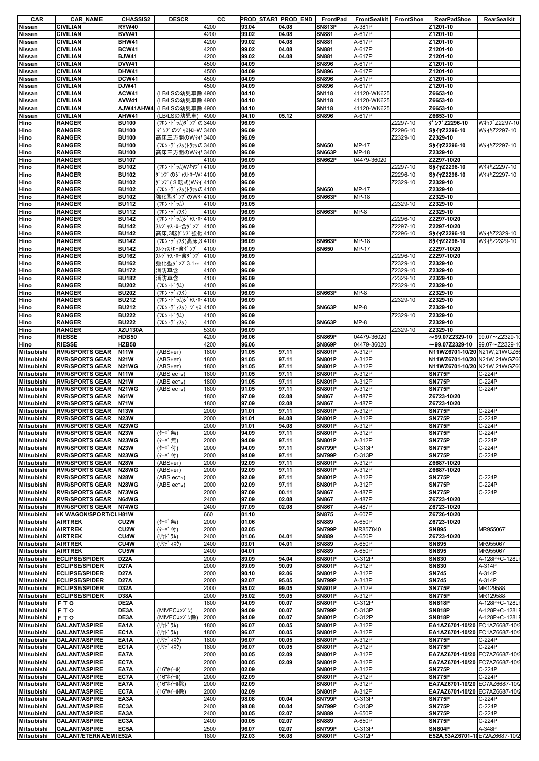| CAR | CAR_NAME | CHASSIS2 | DESCR | CC | PROD_START | PROD_END | FrontPad | FrontSealkit | FrontShoe | RearPadShoe | RearSealkit |
|---|---|---|---|---|---|---|---|---|---|---|---|
| Nissan | CIVILIAN | RYW40 | | 4200 | 93.04 | 04.08 | SN813P | A-381P | | Z1201-10 | |
| Nissan | CIVILIAN | BVW41 | | 4200 | 99.02 | 04.08 | SN881 | A-617P | | Z1201-10 | |
| Nissan | CIVILIAN | BHW41 | | 4200 | 99.02 | 04.08 | SN881 | A-617P | | Z1201-10 | |
| Nissan | CIVILIAN | BCW41 | | 4200 | 99.02 | 04.08 | SN881 | A-617P | | Z1201-10 | |
| Nissan | CIVILIAN | BJW41 | | 4200 | 99.02 | 04.08 | SN881 | A-617P | | Z1201-10 | |
| Nissan | CIVILIAN | DVW41 | | 4500 | 04.09 | | SN896 | A-617P | | Z1201-10 | |
| Nissan | CIVILIAN | DHW41 | | 4500 | 04.09 | | SN896 | A-617P | | Z1201-10 | |
| Nissan | CIVILIAN | DCW41 | | 4500 | 04.09 | | SN896 | A-617P | | Z1201-10 | |
| Nissan | CIVILIAN | DJW41 | | 4500 | 04.09 | | SN896 | A-617P | | Z1201-10 | |
| Nissan | CIVILIAN | ACW41 | (LB/LSの幼児車除 | 4900 | 04.10 | | SN118 | 41120-WK625 | | Z6653-10 | |
| Nissan | CIVILIAN | AVW41 | (LB/LSの幼児車除 | 4900 | 04.10 | | SN118 | 41120-WK625 | | Z6653-10 | |
| Nissan | CIVILIAN | AJW41AHW4 | (LB/LSの幼児車除 | 4900 | 04.10 | | SN118 | 41120-WK625 | | Z6653-10 | |
| Nissan | CIVILIAN | AHW41 | (LB/LSの幼児車) | 4900 | 04.10 | 05.12 | SN896 | A-617P | | Z6653-10 | |
| Hino | RANGER | BU100 | (ﾌﾛﾝﾄﾄﾞﾗﾑ)ﾀﾞﾝﾌﾟの | 3400 | 96.09 | | | | Z2297-10 | ﾀﾞﾝﾌﾟZ2296-10 | WｷｬﾌﾞZ2297-10 |
| Hino | RANGER | BU100 | ﾀﾞﾝﾌﾟのｼﾞｬｽﾄﾛｰW | 3400 | 96.09 | | | | Z2296-10 | SﾀｲﾔZ2296-10 | WﾀｲﾔZ2297-10 |
| Hino | RANGER | BU100 | 高床三方開のWﾀｲ | 3400 | 96.09 | | | | Z2329-10 | Z2329-10 | |
| Hino | RANGER | BU100 | (ﾌﾛﾝﾄﾃﾞｨｽｸ)ﾄﾗｯｸの | 3400 | 96.09 | | SN650 | MP-17 | | SﾀｲﾔZ2296-10 | WﾀｲﾔZ2297-10 |
| Hino | RANGER | BU100 | 高床三方開のWﾀｲ | 3400 | 96.09 | | SN663P | MP-18 | | Z2329-10 | |
| Hino | RANGER | BU107 | | 4100 | 96.09 | | SN662P | 04479-36020 | | Z2297-10/20 | |
| Hino | RANGER | BU102 | (ﾌﾛﾝﾄﾄﾞﾗﾑ)Wｷｬﾌﾞ | 4100 | 96.09 | | | | Z2297-10 | SﾀｲﾔZ2296-10 | WﾀｲﾔZ2297-10 |
| Hino | RANGER | BU102 | ﾀﾞﾝﾌﾟのｼﾞｬｽﾄﾛｰW | 4100 | 96.09 | | | | Z2296-10 | SﾀｲﾔZ2296-10 | WﾀｲﾔZ2297-10 |
| Hino | RANGER | BU102 | ﾀﾞﾝﾌﾟ(３転式)Wﾀｲ | 4100 | 96.09 | | | | Z2329-10 | Z2329-10 | |
| Hino | RANGER | BU102 | (ﾌﾛﾝﾄﾃﾞｨｽｸ)ﾄﾗｯｸの | 4100 | 96.09 | | SN650 | MP-17 | | Z2329-10 | |
| Hino | RANGER | BU102 | 強化型ﾀﾞﾝﾌﾟのWﾀ | 4100 | 96.09 | | SN663P | MP-18 | | Z2329-10 | |
| Hino | RANGER | BU112 | (ﾌﾛﾝﾄﾄﾞﾗﾑ) | 4100 | 95.05 | | | | Z2329-10 | Z2329-10 | |
| Hino | RANGER | BU112 | (ﾌﾛﾝﾄﾃﾞｨｽｸ) | 4100 | 96.09 | | SN663P | MP-8 | | Z2329-10 | |
| Hino | RANGER | BU142 | (ﾌﾛﾝﾄﾄﾞﾗﾑ)ｼﾞｬｽﾄﾛ | 4100 | 96.09 | | | | Z2296-10 | Z2297-10/20 | |
| Hino | RANGER | BU142 | ﾌﾙｼﾞｬｽﾄﾛｰ含ﾀﾞﾝﾌﾟ | 4100 | 96.09 | | | | Z2297-10 | Z2297-10/20 | |
| Hino | RANGER | BU142 | 高床,3転ﾀﾞﾝﾌﾟ強化 | 4100 | 96.09 | | | | Z2296-10 | SﾀｲﾔZ2296-10 | WﾀｲﾔZ2329-10 |
| Hino | RANGER | BU142 | (ﾌﾛﾝﾄﾃﾞｨｽｸ)高床,3 | 4100 | 96.09 | | SN663P | MP-18 | | SﾀｲﾔZ2296-10 | WﾀｲﾔZ2329-10 |
| Hino | RANGER | BU142 | ﾌﾙｼﾞｬｽﾄﾛｰ含ﾀﾞﾝﾌﾟ | 4100 | 96.09 | | SN650 | MP-17 | | Z2297-10/20 | |
| Hino | RANGER | BU162 | ﾌﾙｼﾞｬｽﾄﾛｰ含ﾀﾞﾝﾌﾟ | 4100 | 96.09 | | | | Z2296-10 | Z2297-10/20 | |
| Hino | RANGER | BU162 | 強化型ﾀﾞﾝﾌﾟ3.1m | 4100 | 96.09 | | | | Z2329-10 | Z2329-10 | |
| Hino | RANGER | BU172 | 消防車含 | 4100 | 96.09 | | | | Z2329-10 | Z2329-10 | |
| Hino | RANGER | BU182 | 消防車含 | 4100 | 96.09 | | | | Z2329-10 | Z2329-10 | |
| Hino | RANGER | BU202 | (ﾌﾛﾝﾄﾄﾞﾗﾑ) | 4100 | 96.09 | | | | Z2329-10 | Z2329-10 | |
| Hino | RANGER | BU202 | (ﾌﾛﾝﾄﾃﾞｨｽｸ) | 4100 | 96.09 | | SN663P | MP-8 | | Z2329-10 | |
| Hino | RANGER | BU212 | (ﾌﾛﾝﾄﾄﾞﾗﾑ)ｼﾞｬｽﾄﾛ | 4100 | 96.09 | | | | Z2329-10 | Z2329-10 | |
| Hino | RANGER | BU212 | (ﾌﾛﾝﾄﾃﾞｨｽｸ) ｼﾞｬｽ | 4100 | 96.09 | | SN663P | MP-8 | | Z2329-10 | |
| Hino | RANGER | BU222 | (ﾌﾛﾝﾄﾄﾞﾗﾑ) | 4100 | 96.09 | | | | Z2329-10 | Z2329-10 | |
| Hino | RANGER | BU222 | (ﾌﾛﾝﾄﾃﾞｨｽｸ) | 4100 | 96.09 | | SN663P | MP-8 | | Z2329-10 | |
| Hino | RANGER | XZU130A | | 5300 | 96.09 | | | | Z2329-10 | Z2329-10 | |
| Hino | RIESSE | HDB50 | | 4200 | 96.06 | | SN869P | 04479-36020 | | ～99.07Z2329-10 | 99.07～Z2329-10 |
| Hino | RIESSE | HZB50 | | 4200 | 96.06 | | SN869P | 04479-36020 | | ～99.07Z2329-10 | 99.07～Z2329-10 |
| Mitsubishi | RVR/SPORTS GEAR | N11W | (ABSнет) | 1800 | 91.05 | 97.11 | SN801P | A-312P | | N11WZ6701-10/20 | N21W,21WGZ66 |
| Mitsubishi | RVR/SPORTS GEAR | N21W | (ABSнет) | 1800 | 91.05 | 97.11 | SN801P | A-312P | | N11WZ6701-10/20 | N21W,21WGZ66 |
| Mitsubishi | RVR/SPORTS GEAR | N21WG | (ABSнет) | 1800 | 91.05 | 97.11 | SN801P | A-312P | | N11WZ6701-10/20 | N21W,21WGZ66 |
| Mitsubishi | RVR/SPORTS GEAR | N11W | (ABS есть) | 1800 | 91.05 | 97.11 | SN801P | A-312P | | SN775P | C-224P |
| Mitsubishi | RVR/SPORTS GEAR | N21W | (ABS есть) | 1800 | 91.05 | 97.11 | SN801P | A-312P | | SN775P | C-224P |
| Mitsubishi | RVR/SPORTS GEAR | N21WG | (ABS есть) | 1800 | 91.05 | 97.11 | SN801P | A-312P | | SN775P | C-224P |
| Mitsubishi | RVR/SPORTS GEAR | N61W | | 1800 | 97.09 | 02.08 | SN867 | A-487P | | Z6723-10/20 | |
| Mitsubishi | RVR/SPORTS GEAR | N71W | | 1800 | 97.09 | 02.08 | SN867 | A-487P | | Z6723-10/20 | |
| Mitsubishi | RVR/SPORTS GEAR | N13W | | 2000 | 91.01 | 97.11 | SN801P | A-312P | | SN775P | C-224P |
| Mitsubishi | RVR/SPORTS GEAR | N23W | | 2000 | 91.01 | 94.08 | SN801P | A-312P | | SN775P | C-224P |
| Mitsubishi | RVR/SPORTS GEAR | N23WG | | 2000 | 91.01 | 94.08 | SN801P | A-312P | | SN775P | C-224P |
| Mitsubishi | RVR/SPORTS GEAR | N23W | (ﾀｰﾎﾞ無) | 2000 | 94.09 | 97.11 | SN801P | A-312P | | SN775P | C-224P |
| Mitsubishi | RVR/SPORTS GEAR | N23WG | (ﾀｰﾎﾞ無) | 2000 | 94.09 | 97.11 | SN801P | A-312P | | SN775P | C-224P |
| Mitsubishi | RVR/SPORTS GEAR | N23W | (ﾀｰﾎﾞ付) | 2000 | 94.09 | 97.11 | SN799P | C-313P | | SN775P | C-224P |
| Mitsubishi | RVR/SPORTS GEAR | N23WG | (ﾀｰﾎﾞ付) | 2000 | 94.09 | 97.11 | SN799P | C-313P | | SN775P | C-224P |
| Mitsubishi | RVR/SPORTS GEAR | N28W | (ABSнет) | 2000 | 92.09 | 97.11 | SN801P | A-312P | | Z6687-10/20 | |
| Mitsubishi | RVR/SPORTS GEAR | N28WG | (ABSнет) | 2000 | 92.09 | 97.11 | SN801P | A-312P | | Z6687-10/20 | |
| Mitsubishi | RVR/SPORTS GEAR | N28W | (ABS есть) | 2000 | 92.09 | 97.11 | SN801P | A-312P | | SN775P | C-224P |
| Mitsubishi | RVR/SPORTS GEAR | N28WG | (ABS есть) | 2000 | 92.09 | 97.11 | SN801P | A-312P | | SN775P | C-224P |
| Mitsubishi | RVR/SPORTS GEAR | N73WG | | 2000 | 97.09 | 00.11 | SN867 | A-487P | | SN775P | C-224P |
| Mitsubishi | RVR/SPORTS GEAR | N64WG | | 2400 | 97.09 | 02.08 | SN867 | A-487P | | Z6723-10/20 | |
| Mitsubishi | RVR/SPORTS GEAR | N74WG | | 2400 | 97.09 | 02.08 | SN867 | A-487P | | Z6723-10/20 | |
| Mitsubishi | eK WAGON/SPORT/CL | H81W | | 660 | 01.10 | | SN875 | A-607P | | Z6726-10/20 | |
| Mitsubishi | AIRTREK | CU2W | (ﾀｰﾎﾞ無) | 2000 | 01.06 | | SN889 | A-650P | | Z6723-10/20 | |
| Mitsubishi | AIRTREK | CU2W | (ﾀｰﾎﾞ付) | 2000 | 02.05 | | SN799P | MR857840 | | SN895 | MR955067 |
| Mitsubishi | AIRTREK | CU4W | (ﾘﾔﾄﾞﾗﾑ) | 2400 | 01.06 | 04.01 | SN889 | A-650P | | Z6723-10/20 | |
| Mitsubishi | AIRTREK | CU4W | (ﾘﾔﾃﾞｨｽｸ) | 2400 | 03.01 | 04.01 | SN889 | A-650P | | SN895 | MR955067 |
| Mitsubishi | AIRTREK | CU5W | | 2400 | 04.01 | | SN889 | A-650P | | SN895 | MR955067 |
| Mitsubishi | ECLIPSE/SPIDER | D22A | | 2000 | 89.09 | 94.04 | SN801P | C-312P | | SN830 | A-128P+C-128LP |
| Mitsubishi | ECLIPSE/SPIDER | D27A | | 2000 | 89.09 | 90.09 | SN801P | A-312P | | SN830 | A-314P |
| Mitsubishi | ECLIPSE/SPIDER | D27A | | 2000 | 90.10 | 92.06 | SN801P | A-312P | | SN745 | A-314P |
| Mitsubishi | ECLIPSE/SPIDER | D27A | | 2000 | 92.07 | 95.05 | SN799P | A-313P | | SN745 | A-314P |
| Mitsubishi | ECLIPSE/SPIDER | D32A | | 2000 | 95.02 | 99.05 | SN801P | A-312P | | SN775P | MR129588 |
| Mitsubishi | ECLIPSE/SPIDER | D38A | | 2000 | 95.02 | 99.05 | SN801P | A-312P | | SN775P | MR129588 |
| Mitsubishi | FTO | DE2A | | 1800 | 94.09 | 00.07 | SN801P | C-312P | | SN818P | A-128P+C-128LP |
| Mitsubishi | FTO | DE3A | (MIVECｴﾝｼﾞﾝ) | 2000 | 94.09 | 00.07 | SN799P | C-313P | | SN818P | A-128P+C-128LP |
| Mitsubishi | FTO | DE3A | (MIVECｴﾝｼﾞﾝ除) | 2000 | 94.09 | 00.07 | SN801P | C-312P | | SN818P | A-128P+C-128LP |
| Mitsubishi | GALANT/ASPIRE | EA1A | (ﾘﾔﾄﾞﾗﾑ) | 1800 | 96.07 | 00.05 | SN801P | A-312P | | EA1AZ6701-10/20 | EC1AZ6687-10/2 |
| Mitsubishi | GALANT/ASPIRE | EC1A | (ﾘﾔﾄﾞﾗﾑ) | 1800 | 96.07 | 00.05 | SN801P | A-312P | | EA1AZ6701-10/20 | EC1AZ6687-10/2 |
| Mitsubishi | GALANT/ASPIRE | EA1A | (ﾘﾔﾃﾞｨｽｸ) | 1800 | 96.07 | 00.05 | SN801P | A-312P | | SN775P | C-224P |
| Mitsubishi | GALANT/ASPIRE | EC1A | (ﾘﾔﾃﾞｨｽｸ) | 1800 | 96.07 | 00.05 | SN801P | A-312P | | SN775P | C-224P |
| Mitsubishi | GALANT/ASPIRE | EA7A | | 2000 | 00.05 | 02.09 | SN801P | A-312P | | EA7AZ6701-10/20 | EC7AZ6687-10/2 |
| Mitsubishi | GALANT/ASPIRE | EC7A | | 2000 | 00.05 | 02.09 | SN801P | A-312P | | EA7AZ6701-10/20 | EC7AZ6687-10/2 |
| Mitsubishi | GALANT/ASPIRE | EA7A | (16"ﾎｲｰﾙ) | 2000 | 02.09 | | SN801P | A-312P | | SN775P | C-224P |
| Mitsubishi | GALANT/ASPIRE | EC7A | (16"ﾎｲｰﾙ) | 2000 | 02.09 | | SN801P | A-312P | | SN775P | C-224P |
| Mitsubishi | GALANT/ASPIRE | EA7A | (16"ﾎｲｰﾙ除) | 2000 | 02.09 | | SN801P | A-312P | | EA7AZ6701-10/20 | EC7AZ6687-10/2 |
| Mitsubishi | GALANT/ASPIRE | EC7A | (16"ﾎｲｰﾙ除) | 2000 | 02.09 | | SN801P | A-312P | | EA7AZ6701-10/20 | EC7AZ6687-10/2 |
| Mitsubishi | GALANT/ASPIRE | EA3A | | 2400 | 98.08 | 00.04 | SN799P | C-313P | | SN775P | C-224P |
| Mitsubishi | GALANT/ASPIRE | EC3A | | 2400 | 98.08 | 00.04 | SN799P | C-313P | | SN775P | C-224P |
| Mitsubishi | GALANT/ASPIRE | EA3A | | 2400 | 00.05 | 02.07 | SN889 | A-650P | | SN775P | C-224P |
| Mitsubishi | GALANT/ASPIRE | EC3A | | 2400 | 00.05 | 02.07 | SN889 | A-650P | | SN775P | C-224P |
| Mitsubishi | GALANT/ASPIRE | EC5A | | 2500 | 96.07 | 02.07 | SN799P | C-313P | | SN804P | A-348P |
| Mitsubishi | GALANT/ETERNA/EMI | E52A | | 1800 | 92.03 | 96.08 | SN801P | C-312P | | E52A,53AZ6701-1 | E72AZ6687-10/2 |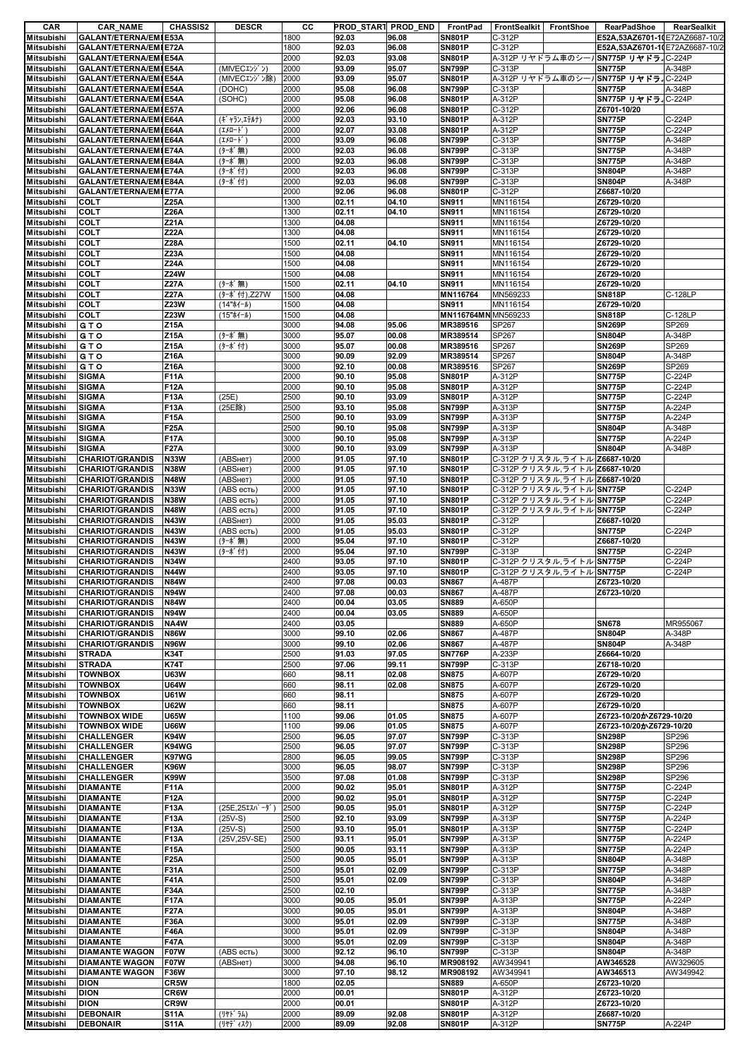| CAR | CAR_NAME | CHASSIS2 | DESCR | CC | PROD_START | PROD_END | FrontPad | FrontSealkit | FrontShoe | RearPadShoe | RearSealkit |
|---|---|---|---|---|---|---|---|---|---|---|---|
| Mitsubishi | GALANT/ETERNA/EMI | E53A | | 1800 | 92.03 | 96.08 | SN801P | C-312P | | E52A,53AZ6701-10 | E72AZ6687-10/2 |
| Mitsubishi | GALANT/ETERNA/EMI | E72A | | 1800 | 92.03 | 96.08 | SN801P | C-312P | | E52A,53AZ6701-10 | E72AZ6687-10/2 |
| Mitsubishi | GALANT/ETERNA/EMI | E54A | | 2000 | 92.03 | 93.08 | SN801P | A-312P リヤドラム車のシー | | SN775P リヤドラ | C-224P |
| Mitsubishi | GALANT/ETERNA/EMI | E54A | (MIVECｴﾝｼﾞﾝ) | 2000 | 93.09 | 95.07 | SN799P | C-313P | | SN775P | A-348P |
| Mitsubishi | GALANT/ETERNA/EMI | E54A | (MIVECｴﾝｼﾞﾝ除) | 2000 | 93.09 | 95.07 | SN801P | A-312P リヤドラム車のシー | | SN775P リヤドラ | C-224P |
| Mitsubishi | GALANT/ETERNA/EMI | E54A | (DOHC) | 2000 | 95.08 | 96.08 | SN799P | C-313P | | SN775P | A-348P |
| Mitsubishi | GALANT/ETERNA/EMI | E54A | (SOHC) | 2000 | 95.08 | 96.08 | SN801P | A-312P | | SN775P リヤドラ | C-224P |
| Mitsubishi | GALANT/ETERNA/EMI | E57A | | 2000 | 92.06 | 96.08 | SN801P | C-312P | | Z6701-10/20 | |
| Mitsubishi | GALANT/ETERNA/EMI | E64A | (ｷﾞｬﾗﾝ,ｴﾃﾙﾅ) | 2000 | 92.03 | 93.10 | SN801P | A-312P | | SN775P | C-224P |
| Mitsubishi | GALANT/ETERNA/EMI | E64A | (ｴﾒﾛｰﾄﾞ) | 2000 | 92.07 | 93.08 | SN801P | A-312P | | SN775P | C-224P |
| Mitsubishi | GALANT/ETERNA/EMI | E64A | (ｴﾒﾛｰﾄﾞ) | 2000 | 93.09 | 96.08 | SN799P | C-313P | | SN775P | A-348P |
| Mitsubishi | GALANT/ETERNA/EMI | E74A | (ﾀｰﾎﾞ無) | 2000 | 92.03 | 96.08 | SN799P | C-313P | | SN775P | A-348P |
| Mitsubishi | GALANT/ETERNA/EMI | E84A | (ﾀｰﾎﾞ無) | 2000 | 92.03 | 96.08 | SN799P | C-313P | | SN775P | A-348P |
| Mitsubishi | GALANT/ETERNA/EMI | E74A | (ﾀｰﾎﾞ付) | 2000 | 92.03 | 96.08 | SN799P | C-313P | | SN804P | A-348P |
| Mitsubishi | GALANT/ETERNA/EMI | E84A | (ﾀｰﾎﾞ付) | 2000 | 92.03 | 96.08 | SN799P | C-313P | | SN804P | A-348P |
| Mitsubishi | GALANT/ETERNA/EMI | E77A | | 2000 | 92.06 | 96.08 | SN801P | C-312P | | Z6687-10/20 | |
| Mitsubishi | COLT | Z25A | | 1300 | 02.11 | 04.10 | SN911 | MN116154 | | Z6729-10/20 | |
| Mitsubishi | COLT | Z26A | | 1300 | 02.11 | 04.10 | SN911 | MN116154 | | Z6729-10/20 | |
| Mitsubishi | COLT | Z21A | | 1300 | 04.08 | | SN911 | MN116154 | | Z6729-10/20 | |
| Mitsubishi | COLT | Z22A | | 1300 | 04.08 | | SN911 | MN116154 | | Z6729-10/20 | |
| Mitsubishi | COLT | Z28A | | 1500 | 02.11 | 04.10 | SN911 | MN116154 | | Z6729-10/20 | |
| Mitsubishi | COLT | Z23A | | 1500 | 04.08 | | SN911 | MN116154 | | Z6729-10/20 | |
| Mitsubishi | COLT | Z24A | | 1500 | 04.08 | | SN911 | MN116154 | | Z6729-10/20 | |
| Mitsubishi | COLT | Z24W | | 1500 | 04.08 | | SN911 | MN116154 | | Z6729-10/20 | |
| Mitsubishi | COLT | Z27A | (ﾀｰﾎﾞ無) | 1500 | 02.11 | 04.10 | SN911 | MN116154 | | Z6729-10/20 | |
| Mitsubishi | COLT | Z27A | (ﾀｰﾎﾞ付),Z27W | 1500 | 04.08 | | MN116764 | MN569233 | | SN818P | C-128LP |
| Mitsubishi | COLT | Z23W | (14"ﾎｲｰﾙ) | 1500 | 04.08 | | SN911 | MN116154 | | Z6729-10/20 | |
| Mitsubishi | COLT | Z23W | (15"ﾎｲｰﾙ) | 1500 | 04.08 | | MN116764MN | MN569233 | | SN818P | C-128LP |
| Mitsubishi | ＧＴＯ | Z15A | | 3000 | 94.08 | 95.06 | MR389516 | SP267 | | SN269P | SP269 |
| Mitsubishi | ＧＴＯ | Z15A | (ﾀｰﾎﾞ無) | 3000 | 95.07 | 00.08 | MR389514 | SP267 | | SN804P | A-348P |
| Mitsubishi | ＧＴＯ | Z15A | (ﾀｰﾎﾞ付) | 3000 | 95.07 | 00.08 | MR389516 | SP267 | | SN269P | SP269 |
| Mitsubishi | ＧＴＯ | Z16A | | 3000 | 90.09 | 92.09 | MR389514 | SP267 | | SN804P | A-348P |
| Mitsubishi | ＧＴＯ | Z16A | | 3000 | 92.10 | 00.08 | MR389516 | SP267 | | SN269P | SP269 |
| Mitsubishi | SIGMA | F11A | | 2000 | 90.10 | 95.08 | SN801P | A-312P | | SN775P | C-224P |
| Mitsubishi | SIGMA | F12A | | 2000 | 90.10 | 95.08 | SN801P | A-312P | | SN775P | C-224P |
| Mitsubishi | SIGMA | F13A | (25E) | 2500 | 90.10 | 93.09 | SN801P | A-312P | | SN775P | C-224P |
| Mitsubishi | SIGMA | F13A | (25E除) | 2500 | 93.10 | 95.08 | SN799P | A-313P | | SN775P | A-224P |
| Mitsubishi | SIGMA | F15A | | 2500 | 90.10 | 93.09 | SN799P | A-313P | | SN775P | A-224P |
| Mitsubishi | SIGMA | F25A | | 2500 | 90.10 | 95.08 | SN799P | A-313P | | SN804P | A-348P |
| Mitsubishi | SIGMA | F17A | | 3000 | 90.10 | 95.08 | SN799P | A-313P | | SN775P | A-224P |
| Mitsubishi | SIGMA | F27A | | 3000 | 90.10 | 93.09 | SN799P | A-313P | | SN804P | A-348P |
| Mitsubishi | CHARIOT/GRANDIS | N33W | (ABSнет) | 2000 | 91.05 | 97.10 | SN801P | C-312P クリスタル,ライトル | | Z6687-10/20 | |
| Mitsubishi | CHARIOT/GRANDIS | N38W | (ABSнет) | 2000 | 91.05 | 97.10 | SN801P | C-312P クリスタル,ライトル | | Z6687-10/20 | |
| Mitsubishi | CHARIOT/GRANDIS | N48W | (ABSнет) | 2000 | 91.05 | 97.10 | SN801P | C-312P クリスタル,ライトル | | Z6687-10/20 | |
| Mitsubishi | CHARIOT/GRANDIS | N33W | (ABS есть) | 2000 | 91.05 | 97.10 | SN801P | C-312P クリスタル,ライトル | | SN775P | C-224P |
| Mitsubishi | CHARIOT/GRANDIS | N38W | (ABS есть) | 2000 | 91.05 | 97.10 | SN801P | C-312P クリスタル,ライトル | | SN775P | C-224P |
| Mitsubishi | CHARIOT/GRANDIS | N48W | (ABS есть) | 2000 | 91.05 | 97.10 | SN801P | C-312P クリスタル,ライトル | | SN775P | C-224P |
| Mitsubishi | CHARIOT/GRANDIS | N43W | (ABSнет) | 2000 | 91.05 | 95.03 | SN801P | C-312P | | Z6687-10/20 | |
| Mitsubishi | CHARIOT/GRANDIS | N43W | (ABS есть) | 2000 | 91.05 | 95.03 | SN801P | C-312P | | SN775P | C-224P |
| Mitsubishi | CHARIOT/GRANDIS | N43W | (ﾀｰﾎﾞ無) | 2000 | 95.04 | 97.10 | SN801P | C-312P | | Z6687-10/20 | |
| Mitsubishi | CHARIOT/GRANDIS | N43W | (ﾀｰﾎﾞ付) | 2000 | 95.04 | 97.10 | SN799P | C-313P | | SN775P | C-224P |
| Mitsubishi | CHARIOT/GRANDIS | N34W | | 2400 | 93.05 | 97.10 | SN801P | C-312P クリスタル,ライトル | | SN775P | C-224P |
| Mitsubishi | CHARIOT/GRANDIS | N44W | | 2400 | 93.05 | 97.10 | SN801P | C-312P クリスタル,ライトル | | SN775P | C-224P |
| Mitsubishi | CHARIOT/GRANDIS | N84W | | 2400 | 97.08 | 00.03 | SN867 | A-487P | | Z6723-10/20 | |
| Mitsubishi | CHARIOT/GRANDIS | N94W | | 2400 | 97.08 | 00.03 | SN867 | A-487P | | Z6723-10/20 | |
| Mitsubishi | CHARIOT/GRANDIS | N84W | | 2400 | 00.04 | 03.05 | SN889 | A-650P | | | |
| Mitsubishi | CHARIOT/GRANDIS | N94W | | 2400 | 00.04 | 03.05 | SN889 | A-650P | | | |
| Mitsubishi | CHARIOT/GRANDIS | NA4W | | 2400 | 03.05 | | SN889 | A-650P | | SN678 | MR955067 |
| Mitsubishi | CHARIOT/GRANDIS | N86W | | 3000 | 99.10 | 02.06 | SN867 | A-487P | | SN804P | A-348P |
| Mitsubishi | CHARIOT/GRANDIS | N96W | | 3000 | 99.10 | 02.06 | SN867 | A-487P | | SN804P | A-348P |
| Mitsubishi | STRADA | K34T | | 2500 | 91.03 | 97.05 | SN776P | A-233P | | Z6664-10/20 | |
| Mitsubishi | STRADA | K74T | | 2500 | 97.06 | 99.11 | SN799P | C-313P | | Z6718-10/20 | |
| Mitsubishi | TOWNBOX | U63W | | 660 | 98.11 | 02.08 | SN875 | A-607P | | Z6729-10/20 | |
| Mitsubishi | TOWNBOX | U64W | | 660 | 98.11 | 02.08 | SN875 | A-607P | | Z6729-10/20 | |
| Mitsubishi | TOWNBOX | U61W | | 660 | 98.11 | | SN875 | A-607P | | Z6729-10/20 | |
| Mitsubishi | TOWNBOX | U62W | | 660 | 98.11 | | SN875 | A-607P | | Z6729-10/20 | |
| Mitsubishi | TOWNBOX WIDE | U65W | | 1100 | 99.06 | 01.05 | SN875 | A-607P | | Z6723-10/20かZ6729-10/20 | |
| Mitsubishi | TOWNBOX WIDE | U66W | | 1100 | 99.06 | 01.05 | SN875 | A-607P | | Z6723-10/20かZ6729-10/20 | |
| Mitsubishi | CHALLENGER | K94W | | 2500 | 96.05 | 97.07 | SN799P | C-313P | | SN298P | SP296 |
| Mitsubishi | CHALLENGER | K94WG | | 2500 | 96.05 | 97.07 | SN799P | C-313P | | SN298P | SP296 |
| Mitsubishi | CHALLENGER | K97WG | | 2800 | 96.05 | 99.05 | SN799P | C-313P | | SN298P | SP296 |
| Mitsubishi | CHALLENGER | K96W | | 3000 | 96.05 | 98.07 | SN799P | C-313P | | SN298P | SP296 |
| Mitsubishi | CHALLENGER | K99W | | 3500 | 97.08 | 01.08 | SN799P | C-313P | | SN298P | SP296 |
| Mitsubishi | DIAMANTE | F11A | | 2000 | 90.02 | 95.01 | SN801P | A-312P | | SN775P | C-224P |
| Mitsubishi | DIAMANTE | F12A | | 2000 | 90.02 | 95.01 | SN801P | A-312P | | SN775P | C-224P |
| Mitsubishi | DIAMANTE | F13A | (25E,25Eｽﾊﾞｰﾀﾞ) | 2500 | 90.05 | 95.01 | SN801P | A-312P | | SN775P | C-224P |
| Mitsubishi | DIAMANTE | F13A | (25V-S) | 2500 | 92.10 | 93.09 | SN799P | A-313P | | SN775P | A-224P |
| Mitsubishi | DIAMANTE | F13A | (25V-S) | 2500 | 93.10 | 95.01 | SN801P | A-313P | | SN775P | C-224P |
| Mitsubishi | DIAMANTE | F13A | (25V,25V-SE) | 2500 | 93.11 | 95.01 | SN799P | A-313P | | SN775P | A-224P |
| Mitsubishi | DIAMANTE | F15A | | 2500 | 90.05 | 93.11 | SN799P | A-313P | | SN775P | A-224P |
| Mitsubishi | DIAMANTE | F25A | | 2500 | 90.05 | 95.01 | SN799P | A-313P | | SN804P | A-348P |
| Mitsubishi | DIAMANTE | F31A | | 2500 | 95.01 | 02.09 | SN799P | C-313P | | SN775P | A-348P |
| Mitsubishi | DIAMANTE | F41A | | 2500 | 95.01 | 02.09 | SN799P | C-313P | | SN804P | A-348P |
| Mitsubishi | DIAMANTE | F34A | | 2500 | 02.10 | | SN799P | C-313P | | SN775P | A-348P |
| Mitsubishi | DIAMANTE | F17A | | 3000 | 90.05 | 95.01 | SN799P | A-313P | | SN775P | A-224P |
| Mitsubishi | DIAMANTE | F27A | | 3000 | 90.05 | 95.01 | SN799P | A-313P | | SN804P | A-348P |
| Mitsubishi | DIAMANTE | F36A | | 3000 | 95.01 | 02.09 | SN799P | C-313P | | SN775P | A-348P |
| Mitsubishi | DIAMANTE | F46A | | 3000 | 95.01 | 02.09 | SN799P | C-313P | | SN804P | A-348P |
| Mitsubishi | DIAMANTE | F47A | | 3000 | 95.01 | 02.09 | SN799P | C-313P | | SN804P | A-348P |
| Mitsubishi | DIAMANTE WAGON | F07W | (ABS есть) | 3000 | 92.12 | 96.10 | SN799P | C-313P | | SN804P | A-348P |
| Mitsubishi | DIAMANTE WAGON | F07W | (ABSнет) | 3000 | 94.08 | 96.10 | MR908192 | AW349941 | | AW346528 | AW329605 |
| Mitsubishi | DIAMANTE WAGON | F36W | | 3000 | 97.10 | 98.12 | MR908192 | AW349941 | | AW346513 | AW349942 |
| Mitsubishi | DION | CR5W | | 1800 | 02.05 | | SN889 | A-650P | | Z6723-10/20 | |
| Mitsubishi | DION | CR6W | | 2000 | 00.01 | | SN801P | A-312P | | Z6723-10/20 | |
| Mitsubishi | DION | CR9W | | 2000 | 00.01 | | SN801P | A-312P | | Z6723-10/20 | |
| Mitsubishi | DEBONAIR | S11A | (ﾘﾔﾄﾞﾗﾑ) | 2000 | 89.09 | 92.08 | SN801P | A-312P | | Z6687-10/20 | |
| Mitsubishi | DEBONAIR | S11A | (ﾘﾔﾃﾞｨｽｸ) | 2000 | 89.09 | 92.08 | SN801P | A-312P | | SN775P | A-224P |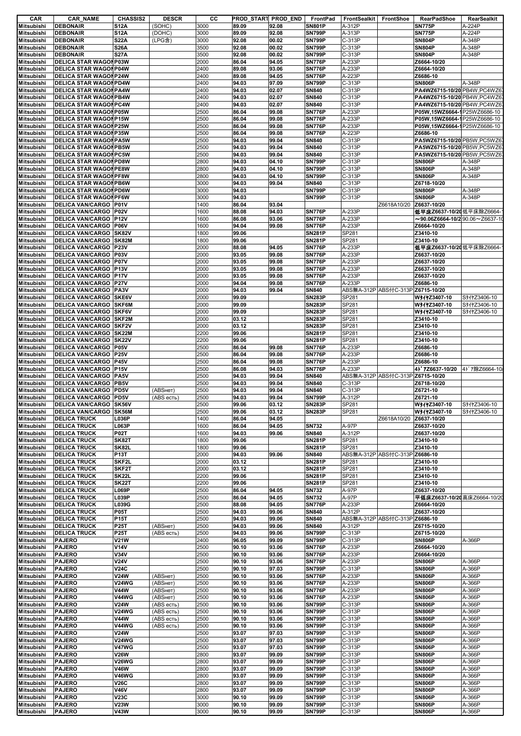| CAR | CAR_NAME | CHASSIS2 | DESCR | CC | PROD_START | PROD_END | FrontPad | FrontSealkit | FrontShoe | RearPadShoe | RearSealkit |
|---|---|---|---|---|---|---|---|---|---|---|---|
| Mitsubishi | DEBONAIR | S12A | (SOHC) | 3000 | 89.09 | 92.08 | SN801P | A-312P | | SN775P | A-224P |
| Mitsubishi | DEBONAIR | S12A | (DOHC) | 3000 | 89.09 | 92.08 | SN799P | A-313P | | SN775P | A-224P |
| Mitsubishi | DEBONAIR | S22A | (LPG含) | 3000 | 92.08 | 00.02 | SN799P | C-313P | | SN804P | A-348P |
| Mitsubishi | DEBONAIR | S26A | | 3500 | 92.08 | 00.02 | SN799P | C-313P | | SN804P | A-348P |
| Mitsubishi | DEBONAIR | S27A | | 3500 | 92.08 | 00.02 | SN799P | C-313P | | SN804P | A-348P |
| Mitsubishi | DELICA STAR WAGON | P03W | | 2000 | 86.04 | 94.05 | SN776P | A-233P | | Z6664-10/20 | |
| Mitsubishi | DELICA STAR WAGON | P04W | | 2400 | 89.08 | 93.06 | SN776P | A-233P | | Z6664-10/20 | |
| Mitsubishi | DELICA STAR WAGON | P24W | | 2400 | 89.08 | 94.05 | SN776P | A-223P | | Z6686-10 | |
| Mitsubishi | DELICA STAR WAGON | PD4W | | 2400 | 94.03 | 97.09 | SN799P | C-313P | | SN806P | A-348P |
| Mitsubishi | DELICA STAR WAGON | PA4W | | 2400 | 94.03 | 02.07 | SN840 | C-313P | | PA4WZ6715-10/20 | PB4W,PC4WZ67 |
| Mitsubishi | DELICA STAR WAGON | PB4W | | 2400 | 94.03 | 02.07 | SN840 | C-313P | | PA4WZ6715-10/20 | PB4W,PC4WZ67 |
| Mitsubishi | DELICA STAR WAGON | PC4W | | 2400 | 94.03 | 02.07 | SN840 | C-313P | | PA4WZ6715-10/20 | PB4W,PC4WZ67 |
| Mitsubishi | DELICA STAR WAGON | P05W | | 2500 | 86.04 | 99.08 | SN776P | A-233P | | P05W,15WZ6664-1 | P25WZ6686-10 |
| Mitsubishi | DELICA STAR WAGON | P15W | | 2500 | 86.04 | 99.08 | SN776P | A-233P | | P05W,15WZ6664-1 | P25WZ6686-10 |
| Mitsubishi | DELICA STAR WAGON | P25W | | 2500 | 86.04 | 99.08 | SN776P | A-233P | | P05W,15WZ6664-1 | P25WZ6686-10 |
| Mitsubishi | DELICA STAR WAGON | P35W | | 2500 | 86.04 | 99.08 | SN776P | A-223P | | Z6686-10 | |
| Mitsubishi | DELICA STAR WAGON | PA5W | | 2500 | 94.03 | 99.04 | SN840 | C-313P | | PA5WZ6715-10/20 | PB5W,PC5WZ67 |
| Mitsubishi | DELICA STAR WAGON | PB5W | | 2500 | 94.03 | 99.04 | SN840 | C-313P | | PA5WZ6715-10/20 | PB5W,PC5WZ67 |
| Mitsubishi | DELICA STAR WAGON | PC5W | | 2500 | 94.03 | 99.04 | SN840 | C-313P | | PA5WZ6715-10/20 | PB5W,PC5WZ67 |
| Mitsubishi | DELICA STAR WAGON | PD8W | | 2800 | 94.03 | 04.10 | SN799P | C-313P | | SN806P | A-348P |
| Mitsubishi | DELICA STAR WAGON | PE8W | | 2800 | 94.03 | 04.10 | SN799P | C-313P | | SN806P | A-348P |
| Mitsubishi | DELICA STAR WAGON | PF8W | | 2800 | 94.03 | 04.10 | SN799P | C-313P | | SN806P | A-348P |
| Mitsubishi | DELICA STAR WAGON | PB6W | | 3000 | 94.03 | 99.04 | SN840 | C-313P | | Z6718-10/20 | |
| Mitsubishi | DELICA STAR WAGON | PD6W | | 3000 | 94.03 | | SN799P | C-313P | | SN806P | A-348P |
| Mitsubishi | DELICA STAR WAGON | PF6W | | 3000 | 94.03 | | SN799P | C-313P | | SN806P | A-348P |
| Mitsubishi | DELICA VAN/CARGO | P01V | | 1400 | 86.04 | 93.04 | | | Z6618A10/20 | Z6637-10/20 | |
| Mitsubishi | DELICA VAN/CARGO | P02V | | 1600 | 88.08 | 94.03 | SN776P | A-233P | | 低平床Z6637-10/20 | 低平床除Z6664-1 |
| Mitsubishi | DELICA VAN/CARGO | P12V | | 1600 | 86.08 | 93.06 | SN776P | A-233P | | ～90.06Z6664-10/2 | 90.06～Z6637-10 |
| Mitsubishi | DELICA VAN/CARGO | P06V | | 1600 | 94.04 | 99.08 | SN776P | A-233P | | Z6664-10/20 | |
| Mitsubishi | DELICA VAN/CARGO | SK82V | | 1800 | 99.06 | | SN281P | SP281 | | Z3410-10 | |
| Mitsubishi | DELICA VAN/CARGO | SK82M | | 1800 | 99.06 | | SN281P | SP281 | | Z3410-10 | |
| Mitsubishi | DELICA VAN/CARGO | P23V | | 2000 | 88.08 | 94.05 | SN776P | A-233P | | 低平床Z6637-10/20 | 低平床除Z6664-1 |
| Mitsubishi | DELICA VAN/CARGO | P03V | | 2000 | 93.05 | 99.08 | SN776P | A-233P | | Z6637-10/20 | |
| Mitsubishi | DELICA VAN/CARGO | P07V | | 2000 | 93.05 | 99.08 | SN776P | A-233P | | Z6637-10/20 | |
| Mitsubishi | DELICA VAN/CARGO | P13V | | 2000 | 93.05 | 99.08 | SN776P | A-233P | | Z6637-10/20 | |
| Mitsubishi | DELICA VAN/CARGO | P17V | | 2000 | 93.05 | 99.08 | SN776P | A-233P | | Z6637-10/20 | |
| Mitsubishi | DELICA VAN/CARGO | P27V | | 2000 | 94.04 | 99.08 | SN776P | A-233P | | Z6686-10 | |
| Mitsubishi | DELICA VAN/CARGO | PA3V | | 2000 | 94.03 | 99.04 | SN840 | ABS無A-312P | ABS付C-313P | Z6715-10/20 | |
| Mitsubishi | DELICA VAN/CARGO | SKE6V | | 2000 | 99.09 | | SN283P | SP281 | | Wﾀｲﾔ Z3407-10 | Sﾀｲﾔ Z3406-10 |
| Mitsubishi | DELICA VAN/CARGO | SKF6M | | 2000 | 99.09 | | SN283P | SP281 | | Wﾀｲﾔ Z3407-10 | Sﾀｲﾔ Z3406-10 |
| Mitsubishi | DELICA VAN/CARGO | SKF6V | | 2000 | 99.09 | | SN283P | SP281 | | Wﾀｲﾔ Z3407-10 | Sﾀｲﾔ Z3406-10 |
| Mitsubishi | DELICA VAN/CARGO | SKF2M | | 2000 | 03.12 | | SN283P | SP281 | | Z3410-10 | |
| Mitsubishi | DELICA VAN/CARGO | SKF2V | | 2000 | 03.12 | | SN283P | SP281 | | Z3410-10 | |
| Mitsubishi | DELICA VAN/CARGO | SK22M | | 2200 | 99.06 | | SN281P | SP281 | | Z3410-10 | |
| Mitsubishi | DELICA VAN/CARGO | SK22V | | 2200 | 99.06 | | SN281P | SP281 | | Z3410-10 | |
| Mitsubishi | DELICA VAN/CARGO | P05V | | 2500 | 86.04 | 99.08 | SN776P | A-233P | | Z6686-10 | |
| Mitsubishi | DELICA VAN/CARGO | P25V | | 2500 | 86.04 | 99.08 | SN776P | A-233P | | Z6686-10 | |
| Mitsubishi | DELICA VAN/CARGO | P45V | | 2500 | 86.04 | 99.08 | SN776P | A-233P | | Z6686-10 | |
| Mitsubishi | DELICA VAN/CARGO | P15V | | 2500 | 86.08 | 94.03 | SN776P | A-233P | | 4ﾄﾞアZ6637-10/20 | 4ﾄﾞア除Z6664-10/ |
| Mitsubishi | DELICA VAN/CARGO | PA5V | | 2500 | 94.03 | 99.04 | SN840 | ABS無A-312P | ABS付C-313P | Z6715-10/20 | |
| Mitsubishi | DELICA VAN/CARGO | PB5V | | 2500 | 94.03 | 99.04 | SN840 | C-313P | | Z6718-10/20 | |
| Mitsubishi | DELICA VAN/CARGO | PD5V | (ABSнет) | 2500 | 94.03 | 99.04 | SN840 | C-313P | | Z6721-10 | |
| Mitsubishi | DELICA VAN/CARGO | PD5V | (ABS есть) | 2500 | 94.03 | 99.04 | SN799P | A-312P | | Z6721-10 | |
| Mitsubishi | DELICA VAN/CARGO | SK56V | | 2500 | 99.06 | 03.12 | SN283P | SP281 | | Wﾀｲﾔ Z3407-10 | Sﾀｲﾔ Z3406-10 |
| Mitsubishi | DELICA VAN/CARGO | SK56M | | 2500 | 99.06 | 03.12 | SN283P | SP281 | | Wﾀｲﾔ Z3407-10 | Sﾀｲﾔ Z3406-10 |
| Mitsubishi | DELICA TRUCK | L036P | | 1400 | 86.04 | 94.05 | | | Z6618A10/20 | Z6637-10/20 | |
| Mitsubishi | DELICA TRUCK | L063P | | 1600 | 86.04 | 94.05 | SN732 | A-97P | | Z6637-10/20 | |
| Mitsubishi | DELICA TRUCK | P02T | | 1600 | 94.03 | 99.06 | SN840 | A-312P | | Z6637-10/20 | |
| Mitsubishi | DELICA TRUCK | SK82T | | 1800 | 99.06 | | SN281P | SP281 | | Z3410-10 | |
| Mitsubishi | DELICA TRUCK | SK82L | | 1800 | 99.06 | | SN281P | SP281 | | Z3410-10 | |
| Mitsubishi | DELICA TRUCK | P13T | | 2000 | 94.03 | 99.06 | SN840 | ABS無A-312P | ABS付C-313P | Z6686-10 | |
| Mitsubishi | DELICA TRUCK | SKF2L | | 2000 | 03.12 | | SN281P | SP281 | | Z3410-10 | |
| Mitsubishi | DELICA TRUCK | SKF2T | | 2000 | 03.12 | | SN281P | SP281 | | Z3410-10 | |
| Mitsubishi | DELICA TRUCK | SK22L | | 2200 | 99.06 | | SN281P | SP281 | | Z3410-10 | |
| Mitsubishi | DELICA TRUCK | SK22T | | 2200 | 99.06 | | SN281P | SP281 | | Z3410-10 | |
| Mitsubishi | DELICA TRUCK | L069P | | 2500 | 86.04 | 94.05 | SN732 | A-97P | | Z6637-10/20 | |
| Mitsubishi | DELICA TRUCK | L039P | | 2500 | 86.04 | 94.05 | SN732 | A-97P | | 平低床Z6637-10/20 | 高床Z6664-10/20 |
| Mitsubishi | DELICA TRUCK | L039G | | 2500 | 88.08 | 94.05 | SN776P | A-233P | | Z6664-10/20 | |
| Mitsubishi | DELICA TRUCK | P05T | | 2500 | 94.03 | 99.06 | SN840 | A-312P | | Z6637-10/20 | |
| Mitsubishi | DELICA TRUCK | P15T | | 2500 | 94.03 | 99.06 | SN840 | ABS無A-312P | ABS付C-313P | Z6686-10 | |
| Mitsubishi | DELICA TRUCK | P25T | (ABSнет) | 2500 | 94.03 | 99.06 | SN840 | A-312P | | Z6715-10/20 | |
| Mitsubishi | DELICA TRUCK | P25T | (ABS есть) | 2500 | 94.03 | 99.06 | SN799P | C-313P | | Z6715-10/20 | |
| Mitsubishi | PAJERO | V21W | | 2400 | 96.05 | 99.09 | SN799P | C-313P | | SN806P | A-366P |
| Mitsubishi | PAJERO | V14V | | 2500 | 90.10 | 93.06 | SN776P | A-233P | | Z6664-10/20 | |
| Mitsubishi | PAJERO | V34V | | 2500 | 90.10 | 93.06 | SN776P | A-233P | | Z6664-10/20 | |
| Mitsubishi | PAJERO | V24V | | 2500 | 90.10 | 93.06 | SN776P | A-233P | | SN806P | A-366P |
| Mitsubishi | PAJERO | V24C | | 2500 | 90.10 | 97.03 | SN799P | C-313P | | SN806P | A-366P |
| Mitsubishi | PAJERO | V24W | (ABSнет) | 2500 | 90.10 | 93.06 | SN776P | A-233P | | SN806P | A-366P |
| Mitsubishi | PAJERO | V24WG | (ABSнет) | 2500 | 90.10 | 93.06 | SN776P | A-233P | | SN806P | A-366P |
| Mitsubishi | PAJERO | V44W | (ABSнет) | 2500 | 90.10 | 93.06 | SN776P | A-233P | | SN806P | A-366P |
| Mitsubishi | PAJERO | V44WG | (ABSнет) | 2500 | 90.10 | 93.06 | SN776P | A-233P | | SN806P | A-366P |
| Mitsubishi | PAJERO | V24W | (ABS есть) | 2500 | 90.10 | 93.06 | SN799P | C-313P | | SN806P | A-366P |
| Mitsubishi | PAJERO | V24WG | (ABS есть) | 2500 | 90.10 | 93.06 | SN799P | C-313P | | SN806P | A-366P |
| Mitsubishi | PAJERO | V44W | (ABS есть) | 2500 | 90.10 | 93.06 | SN799P | C-313P | | SN806P | A-366P |
| Mitsubishi | PAJERO | V44WG | (ABS есть) | 2500 | 90.10 | 93.06 | SN799P | C-313P | | SN806P | A-366P |
| Mitsubishi | PAJERO | V24W | | 2500 | 93.07 | 97.03 | SN799P | C-313P | | SN806P | A-366P |
| Mitsubishi | PAJERO | V24WG | | 2500 | 93.07 | 97.03 | SN799P | C-313P | | SN806P | A-366P |
| Mitsubishi | PAJERO | V47WG | | 2500 | 93.07 | 97.03 | SN799P | C-313P | | SN806P | A-366P |
| Mitsubishi | PAJERO | V26W | | 2800 | 93.07 | 99.09 | SN799P | C-313P | | SN806P | A-366P |
| Mitsubishi | PAJERO | V26WG | | 2800 | 93.07 | 99.09 | SN799P | C-313P | | SN806P | A-366P |
| Mitsubishi | PAJERO | V46W | | 2800 | 93.07 | 99.09 | SN799P | C-313P | | SN806P | A-366P |
| Mitsubishi | PAJERO | V46WG | | 2800 | 93.07 | 99.09 | SN799P | C-313P | | SN806P | A-366P |
| Mitsubishi | PAJERO | V26C | | 2800 | 93.07 | 99.09 | SN799P | C-313P | | SN806P | A-366P |
| Mitsubishi | PAJERO | V46V | | 2800 | 93.07 | 99.09 | SN799P | C-313P | | SN806P | A-366P |
| Mitsubishi | PAJERO | V23C | | 3000 | 90.10 | 99.09 | SN799P | C-313P | | SN806P | A-366P |
| Mitsubishi | PAJERO | V23W | | 3000 | 90.10 | 99.09 | SN799P | C-313P | | SN806P | A-366P |
| Mitsubishi | PAJERO | V43W | | 3000 | 90.10 | 99.09 | SN799P | C-313P | | SN806P | A-366P |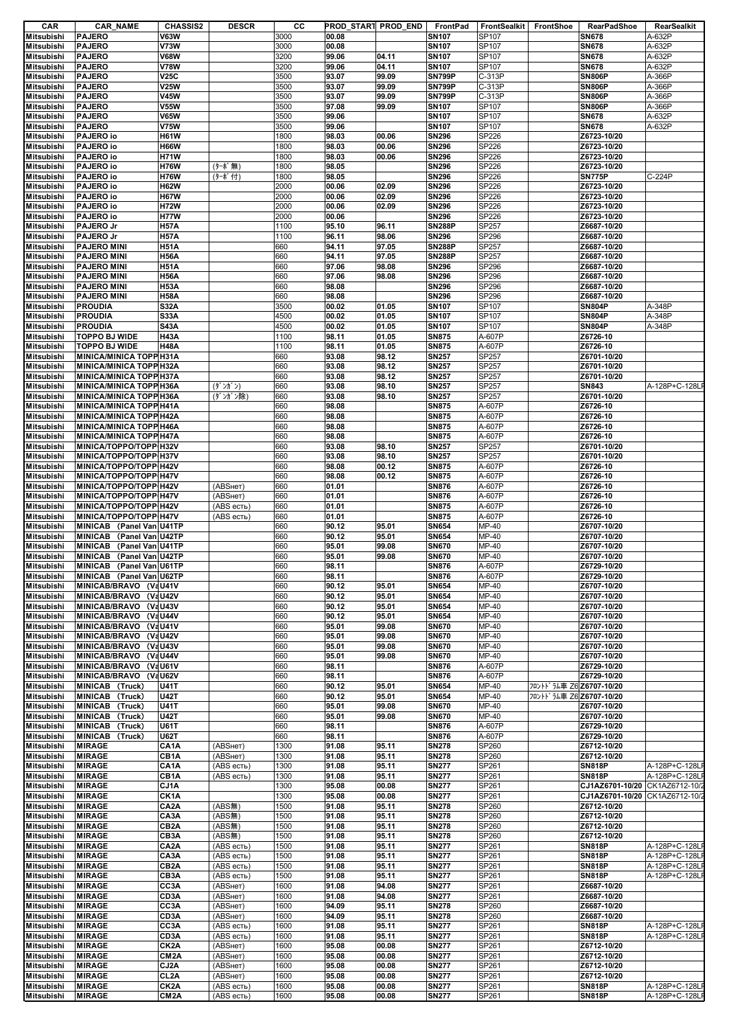| CAR | CAR_NAME | CHASSIS2 | DESCR | CC | PROD_START | PROD_END | FrontPad | FrontSealkit | FrontShoe | RearPadShoe | RearSealkit |
|---|---|---|---|---|---|---|---|---|---|---|---|
| Mitsubishi | PAJERO | V63W | | 3000 | 00.08 | | SN107 | SP107 | | SN678 | A-632P |
| Mitsubishi | PAJERO | V73W | | 3000 | 00.08 | | SN107 | SP107 | | SN678 | A-632P |
| Mitsubishi | PAJERO | V68W | | 3200 | 99.06 | 04.11 | SN107 | SP107 | | SN678 | A-632P |
| Mitsubishi | PAJERO | V78W | | 3200 | 99.06 | 04.11 | SN107 | SP107 | | SN678 | A-632P |
| Mitsubishi | PAJERO | V25C | | 3500 | 93.07 | 99.09 | SN799P | C-313P | | SN806P | A-366P |
| Mitsubishi | PAJERO | V25W | | 3500 | 93.07 | 99.09 | SN799P | C-313P | | SN806P | A-366P |
| Mitsubishi | PAJERO | V45W | | 3500 | 93.07 | 99.09 | SN799P | C-313P | | SN806P | A-366P |
| Mitsubishi | PAJERO | V55W | | 3500 | 97.08 | 99.09 | SN107 | SP107 | | SN806P | A-366P |
| Mitsubishi | PAJERO | V65W | | 3500 | 99.06 | | SN107 | SP107 | | SN678 | A-632P |
| Mitsubishi | PAJERO | V75W | | 3500 | 99.06 | | SN107 | SP107 | | SN678 | A-632P |
| Mitsubishi | PAJERO io | H61W | | 1800 | 98.03 | 00.06 | SN296 | SP226 | | Z6723-10/20 | |
| Mitsubishi | PAJERO io | H66W | | 1800 | 98.03 | 00.06 | SN296 | SP226 | | Z6723-10/20 | |
| Mitsubishi | PAJERO io | H71W | | 1800 | 98.03 | 00.06 | SN296 | SP226 | | Z6723-10/20 | |
| Mitsubishi | PAJERO io | H76W | (ﾀｰﾎﾞ無) | 1800 | 98.05 | | SN296 | SP226 | | Z6723-10/20 | |
| Mitsubishi | PAJERO io | H76W | (ﾀｰﾎﾞ付) | 1800 | 98.05 | | SN296 | SP226 | | SN775P | C-224P |
| Mitsubishi | PAJERO io | H62W | | 2000 | 00.06 | 02.09 | SN296 | SP226 | | Z6723-10/20 | |
| Mitsubishi | PAJERO io | H67W | | 2000 | 00.06 | 02.09 | SN296 | SP226 | | Z6723-10/20 | |
| Mitsubishi | PAJERO io | H72W | | 2000 | 00.06 | 02.09 | SN296 | SP226 | | Z6723-10/20 | |
| Mitsubishi | PAJERO io | H77W | | 2000 | 00.06 | | SN296 | SP226 | | Z6723-10/20 | |
| Mitsubishi | PAJERO Jr | H57A | | 1100 | 95.10 | 96.11 | SN288P | SP257 | | Z6687-10/20 | |
| Mitsubishi | PAJERO Jr | H57A | | 1100 | 96.11 | 98.06 | SN296 | SP296 | | Z6687-10/20 | |
| Mitsubishi | PAJERO MINI | H51A | | 660 | 94.11 | 97.05 | SN288P | SP257 | | Z6687-10/20 | |
| Mitsubishi | PAJERO MINI | H56A | | 660 | 94.11 | 97.05 | SN288P | SP257 | | Z6687-10/20 | |
| Mitsubishi | PAJERO MINI | H51A | | 660 | 97.06 | 98.08 | SN296 | SP296 | | Z6687-10/20 | |
| Mitsubishi | PAJERO MINI | H56A | | 660 | 97.06 | 98.08 | SN296 | SP296 | | Z6687-10/20 | |
| Mitsubishi | PAJERO MINI | H53A | | 660 | 98.08 | | SN296 | SP296 | | Z6687-10/20 | |
| Mitsubishi | PAJERO MINI | H58A | | 660 | 98.08 | | SN296 | SP296 | | Z6687-10/20 | |
| Mitsubishi | PROUDIA | S32A | | 3500 | 00.02 | 01.05 | SN107 | SP107 | | SN804P | A-348P |
| Mitsubishi | PROUDIA | S33A | | 4500 | 00.02 | 01.05 | SN107 | SP107 | | SN804P | A-348P |
| Mitsubishi | PROUDIA | S43A | | 4500 | 00.02 | 01.05 | SN107 | SP107 | | SN804P | A-348P |
| Mitsubishi | TOPPO BJ WIDE | H43A | | 1100 | 98.11 | 01.05 | SN875 | A-607P | | Z6726-10 | |
| Mitsubishi | TOPPO BJ WIDE | H48A | | 1100 | 98.11 | 01.05 | SN875 | A-607P | | Z6726-10 | |
| Mitsubishi | MINICA/MINICA TOPP | H31A | | 660 | 93.08 | 98.12 | SN257 | SP257 | | Z6701-10/20 | |
| Mitsubishi | MINICA/MINICA TOPP | H32A | | 660 | 93.08 | 98.12 | SN257 | SP257 | | Z6701-10/20 | |
| Mitsubishi | MINICA/MINICA TOPP | H37A | | 660 | 93.08 | 98.12 | SN257 | SP257 | | Z6701-10/20 | |
| Mitsubishi | MINICA/MINICA TOPP | H36A | (ﾀﾞﾝｶﾞﾝ) | 660 | 93.08 | 98.10 | SN257 | SP257 | | SN843 | A-128P+C-128LP |
| Mitsubishi | MINICA/MINICA TOPP | H36A | (ﾀﾞﾝｶﾞﾝ除) | 660 | 93.08 | 98.10 | SN257 | SP257 | | Z6701-10/20 | |
| Mitsubishi | MINICA/MINICA TOPP | H41A | | 660 | 98.08 | | SN875 | A-607P | | Z6726-10 | |
| Mitsubishi | MINICA/MINICA TOPP | H42A | | 660 | 98.08 | | SN875 | A-607P | | Z6726-10 | |
| Mitsubishi | MINICA/MINICA TOPP | H46A | | 660 | 98.08 | | SN875 | A-607P | | Z6726-10 | |
| Mitsubishi | MINICA/MINICA TOPP | H47A | | 660 | 98.08 | | SN875 | A-607P | | Z6726-10 | |
| Mitsubishi | MINICA/TOPPO/TOPP | H32V | | 660 | 93.08 | 98.10 | SN257 | SP257 | | Z6701-10/20 | |
| Mitsubishi | MINICA/TOPPO/TOPP | H37V | | 660 | 93.08 | 98.10 | SN257 | SP257 | | Z6701-10/20 | |
| Mitsubishi | MINICA/TOPPO/TOPP | H42V | | 660 | 98.08 | 00.12 | SN875 | A-607P | | Z6726-10 | |
| Mitsubishi | MINICA/TOPPO/TOPP | H47V | | 660 | 98.08 | 00.12 | SN875 | A-607P | | Z6726-10 | |
| Mitsubishi | MINICA/TOPPO/TOPP | H42V | (ABSнет) | 660 | 01.01 | | SN876 | A-607P | | Z6726-10 | |
| Mitsubishi | MINICA/TOPPO/TOPP | H47V | (ABSнет) | 660 | 01.01 | | SN876 | A-607P | | Z6726-10 | |
| Mitsubishi | MINICA/TOPPO/TOPP | H42V | (ABS есть) | 660 | 01.01 | | SN875 | A-607P | | Z6726-10 | |
| Mitsubishi | MINICA/TOPPO/TOPP | H47V | (ABS есть) | 660 | 01.01 | | SN875 | A-607P | | Z6726-10 | |
| Mitsubishi | MINICAB (Panel Van | U41TP | | 660 | 90.12 | 95.01 | SN654 | MP-40 | | Z6707-10/20 | |
| Mitsubishi | MINICAB (Panel Van | U42TP | | 660 | 90.12 | 95.01 | SN654 | MP-40 | | Z6707-10/20 | |
| Mitsubishi | MINICAB (Panel Van | U41TP | | 660 | 95.01 | 99.08 | SN670 | MP-40 | | Z6707-10/20 | |
| Mitsubishi | MINICAB (Panel Van | U42TP | | 660 | 95.01 | 99.08 | SN670 | MP-40 | | Z6707-10/20 | |
| Mitsubishi | MINICAB (Panel Van | U61TP | | 660 | 98.11 | | SN876 | A-607P | | Z6729-10/20 | |
| Mitsubishi | MINICAB (Panel Van | U62TP | | 660 | 98.11 | | SN876 | A-607P | | Z6729-10/20 | |
| Mitsubishi | MINICAB/BRAVO (Va | U41V | | 660 | 90.12 | 95.01 | SN654 | MP-40 | | Z6707-10/20 | |
| Mitsubishi | MINICAB/BRAVO (Va | U42V | | 660 | 90.12 | 95.01 | SN654 | MP-40 | | Z6707-10/20 | |
| Mitsubishi | MINICAB/BRAVO (Va | U43V | | 660 | 90.12 | 95.01 | SN654 | MP-40 | | Z6707-10/20 | |
| Mitsubishi | MINICAB/BRAVO (Va | U44V | | 660 | 90.12 | 95.01 | SN654 | MP-40 | | Z6707-10/20 | |
| Mitsubishi | MINICAB/BRAVO (Va | U41V | | 660 | 95.01 | 99.08 | SN670 | MP-40 | | Z6707-10/20 | |
| Mitsubishi | MINICAB/BRAVO (Va | U42V | | 660 | 95.01 | 99.08 | SN670 | MP-40 | | Z6707-10/20 | |
| Mitsubishi | MINICAB/BRAVO (Va | U43V | | 660 | 95.01 | 99.08 | SN670 | MP-40 | | Z6707-10/20 | |
| Mitsubishi | MINICAB/BRAVO (Va | U44V | | 660 | 95.01 | 99.08 | SN670 | MP-40 | | Z6707-10/20 | |
| Mitsubishi | MINICAB/BRAVO (Va | U61V | | 660 | 98.11 | | SN876 | A-607P | | Z6729-10/20 | |
| Mitsubishi | MINICAB/BRAVO (Va | U62V | | 660 | 98.11 | | SN876 | A-607P | | Z6729-10/20 | |
| Mitsubishi | MINICAB (Truck) | U41T | | 660 | 90.12 | 95.01 | SN654 | MP-40 | ﾌﾛﾝﾄﾄﾞﾗﾑ車 Z6 | Z6707-10/20 | |
| Mitsubishi | MINICAB (Truck) | U42T | | 660 | 90.12 | 95.01 | SN654 | MP-40 | ﾌﾛﾝﾄﾄﾞﾗﾑ車 Z6 | Z6707-10/20 | |
| Mitsubishi | MINICAB (Truck) | U41T | | 660 | 95.01 | 99.08 | SN670 | MP-40 | | Z6707-10/20 | |
| Mitsubishi | MINICAB (Truck) | U42T | | 660 | 95.01 | 99.08 | SN670 | MP-40 | | Z6707-10/20 | |
| Mitsubishi | MINICAB (Truck) | U61T | | 660 | 98.11 | | SN876 | A-607P | | Z6729-10/20 | |
| Mitsubishi | MINICAB (Truck) | U62T | | 660 | 98.11 | | SN876 | A-607P | | Z6729-10/20 | |
| Mitsubishi | MIRAGE | CA1A | (ABSнет) | 1300 | 91.08 | 95.11 | SN278 | SP260 | | Z6712-10/20 | |
| Mitsubishi | MIRAGE | CB1A | (ABSнет) | 1300 | 91.08 | 95.11 | SN278 | SP260 | | Z6712-10/20 | |
| Mitsubishi | MIRAGE | CA1A | (ABS есть) | 1300 | 91.08 | 95.11 | SN277 | SP261 | | SN818P | A-128P+C-128LP |
| Mitsubishi | MIRAGE | CB1A | (ABS есть) | 1300 | 91.08 | 95.11 | SN277 | SP261 | | SN818P | A-128P+C-128LP |
| Mitsubishi | MIRAGE | CJ1A | | 1300 | 95.08 | 00.08 | SN277 | SP261 | | CJ1AZ6701-10/20 | CK1AZ6712-10/2 |
| Mitsubishi | MIRAGE | CK1A | | 1300 | 95.08 | 00.08 | SN277 | SP261 | | CJ1AZ6701-10/20 | CK1AZ6712-10/2 |
| Mitsubishi | MIRAGE | CA2A | (ABS無) | 1500 | 91.08 | 95.11 | SN278 | SP260 | | Z6712-10/20 | |
| Mitsubishi | MIRAGE | CA3A | (ABS無) | 1500 | 91.08 | 95.11 | SN278 | SP260 | | Z6712-10/20 | |
| Mitsubishi | MIRAGE | CB2A | (ABS無) | 1500 | 91.08 | 95.11 | SN278 | SP260 | | Z6712-10/20 | |
| Mitsubishi | MIRAGE | CB3A | (ABS無) | 1500 | 91.08 | 95.11 | SN278 | SP260 | | Z6712-10/20 | |
| Mitsubishi | MIRAGE | CA2A | (ABS есть) | 1500 | 91.08 | 95.11 | SN277 | SP261 | | SN818P | A-128P+C-128LP |
| Mitsubishi | MIRAGE | CA3A | (ABS есть) | 1500 | 91.08 | 95.11 | SN277 | SP261 | | SN818P | A-128P+C-128LP |
| Mitsubishi | MIRAGE | CB2A | (ABS есть) | 1500 | 91.08 | 95.11 | SN277 | SP261 | | SN818P | A-128P+C-128LP |
| Mitsubishi | MIRAGE | CB3A | (ABS есть) | 1500 | 91.08 | 95.11 | SN277 | SP261 | | SN818P | A-128P+C-128LP |
| Mitsubishi | MIRAGE | CC3A | (ABSнет) | 1600 | 91.08 | 94.08 | SN277 | SP261 | | Z6687-10/20 | |
| Mitsubishi | MIRAGE | CD3A | (ABSнет) | 1600 | 91.08 | 94.08 | SN277 | SP261 | | Z6687-10/20 | |
| Mitsubishi | MIRAGE | CC3A | (ABSнет) | 1600 | 94.09 | 95.11 | SN278 | SP260 | | Z6687-10/20 | |
| Mitsubishi | MIRAGE | CD3A | (ABSнет) | 1600 | 94.09 | 95.11 | SN278 | SP260 | | Z6687-10/20 | |
| Mitsubishi | MIRAGE | CC3A | (ABS есть) | 1600 | 91.08 | 95.11 | SN277 | SP261 | | SN818P | A-128P+C-128LP |
| Mitsubishi | MIRAGE | CD3A | (ABS есть) | 1600 | 91.08 | 95.11 | SN277 | SP261 | | SN818P | A-128P+C-128LP |
| Mitsubishi | MIRAGE | CK2A | (ABSнет) | 1600 | 95.08 | 00.08 | SN277 | SP261 | | Z6712-10/20 | |
| Mitsubishi | MIRAGE | CM2A | (ABSнет) | 1600 | 95.08 | 00.08 | SN277 | SP261 | | Z6712-10/20 | |
| Mitsubishi | MIRAGE | CJ2A | (ABSнет) | 1600 | 95.08 | 00.08 | SN277 | SP261 | | Z6712-10/20 | |
| Mitsubishi | MIRAGE | CL2A | (ABSнет) | 1600 | 95.08 | 00.08 | SN277 | SP261 | | Z6712-10/20 | |
| Mitsubishi | MIRAGE | CK2A | (ABS есть) | 1600 | 95.08 | 00.08 | SN277 | SP261 | | SN818P | A-128P+C-128LP |
| Mitsubishi | MIRAGE | CM2A | (ABS есть) | 1600 | 95.08 | 00.08 | SN277 | SP261 | | SN818P | A-128P+C-128LP |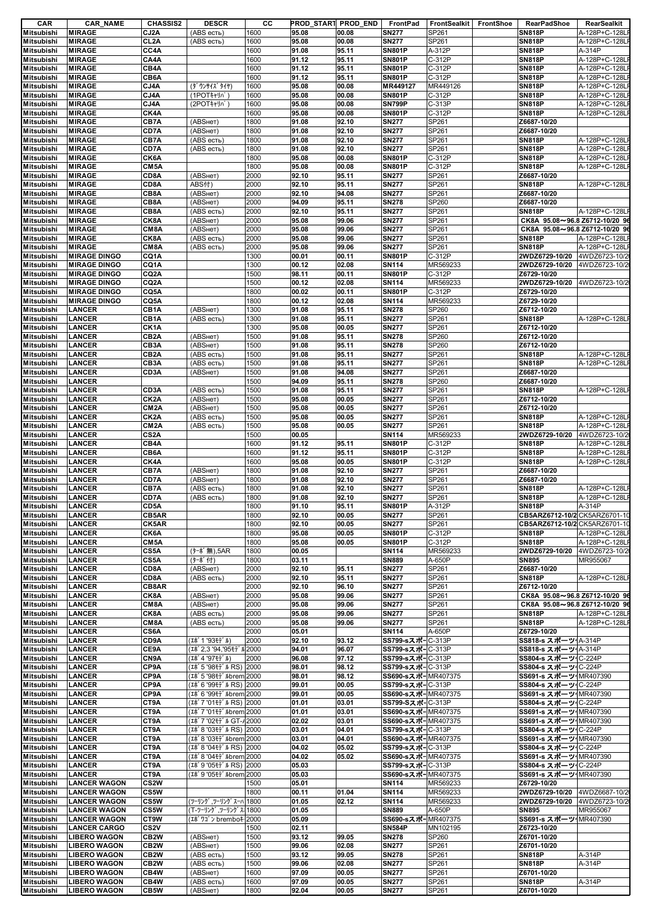| CAR | CAR_NAME | CHASSIS2 | DESCR | CC | PROD_START | PROD_END | FrontPad | FrontSealkit | FrontShoe | RearPadShoe | RearSealkit |
|---|---|---|---|---|---|---|---|---|---|---|---|
| Mitsubishi | MIRAGE | CJ2A | (ABS есть) | 1600 | 95.08 | 00.08 | SN277 | SP261 | | SN818P | A-128P+C-128LF |
| Mitsubishi | MIRAGE | CL2A | (ABS есть) | 1600 | 95.08 | 00.08 | SN277 | SP261 | | SN818P | A-128P+C-128LF |
| Mitsubishi | MIRAGE | CC4A | | 1600 | 91.08 | 95.11 | SN801P | A-312P | | SN818P | A-314P |
| Mitsubishi | MIRAGE | CA4A | | 1600 | 91.12 | 95.11 | SN801P | C-312P | | SN818P | A-128P+C-128LF |
| Mitsubishi | MIRAGE | CB4A | | 1600 | 91.12 | 95.11 | SN801P | C-312P | | SN818P | A-128P+C-128LF |
| Mitsubishi | MIRAGE | CB6A | | 1600 | 91.12 | 95.11 | SN801P | C-312P | | SN818P | A-128P+C-128LF |
| Mitsubishi | MIRAGE | CJ4A | (ﾀﾞｳﾝｻｲｽﾞﾀｲﾔ) | 1600 | 95.08 | 00.08 | MR449127 | MR449126 | | SN818P | A-128P+C-128LF |
| Mitsubishi | MIRAGE | CJ4A | (1POTｷｬﾘﾊﾟ) | 1600 | 95.08 | 00.08 | SN801P | C-312P | | SN818P | A-128P+C-128LF |
| Mitsubishi | MIRAGE | CJ4A | (2POTｷｬﾘﾊﾟ) | 1600 | 95.08 | 00.08 | SN799P | C-313P | | SN818P | A-128P+C-128LF |
| Mitsubishi | MIRAGE | CK4A | | 1600 | 95.08 | 00.08 | SN801P | C-312P | | SN818P | A-128P+C-128LF |
| Mitsubishi | MIRAGE | CB7A | (ABSнет) | 1800 | 91.08 | 92.10 | SN277 | SP261 | | Z6687-10/20 | |
| Mitsubishi | MIRAGE | CD7A | (ABSнет) | 1800 | 91.08 | 92.10 | SN277 | SP261 | | Z6687-10/20 | |
| Mitsubishi | MIRAGE | CB7A | (ABS есть) | 1800 | 91.08 | 92.10 | SN277 | SP261 | | SN818P | A-128P+C-128LF |
| Mitsubishi | MIRAGE | CD7A | (ABS есть) | 1800 | 91.08 | 92.10 | SN277 | SP261 | | SN818P | A-128P+C-128LF |
| Mitsubishi | MIRAGE | CK6A | | 1800 | 95.08 | 00.08 | SN801P | C-312P | | SN818P | A-128P+C-128LF |
| Mitsubishi | MIRAGE | CM5A | | 1800 | 95.08 | 00.08 | SN801P | C-312P | | SN818P | A-128P+C-128LF |
| Mitsubishi | MIRAGE | CD8A | (ABSнет) | 2000 | 92.10 | 95.11 | SN277 | SP261 | | Z6687-10/20 | |
| Mitsubishi | MIRAGE | CD8A | ABS付) | 2000 | 92.10 | 95.11 | SN277 | SP261 | | SN818P | A-128P+C-128LF |
| Mitsubishi | MIRAGE | CB8A | (ABSнет) | 2000 | 92.10 | 94.08 | SN277 | SP261 | | Z6687-10/20 | |
| Mitsubishi | MIRAGE | CB8A | (ABSнет) | 2000 | 94.09 | 95.11 | SN278 | SP260 | | Z6687-10/20 | |
| Mitsubishi | MIRAGE | CB8A | (ABS есть) | 2000 | 92.10 | 95.11 | SN277 | SP261 | | SN818P | A-128P+C-128LF |
| Mitsubishi | MIRAGE | CK8A | (ABSнет) | 2000 | 95.08 | 99.06 | SN277 | SP261 | | CK8A 95.08～96.8 Z6712-10/20 96 | |
| Mitsubishi | MIRAGE | CM8A | (ABSнет) | 2000 | 95.08 | 99.06 | SN277 | SP261 | | CK8A 95.08～96.8 Z6712-10/20 96 | |
| Mitsubishi | MIRAGE | CK8A | (ABS есть) | 2000 | 95.08 | 99.06 | SN277 | SP261 | | SN818P | A-128P+C-128LF |
| Mitsubishi | MIRAGE | CM8A | (ABS есть) | 2000 | 95.08 | 99.06 | SN277 | SP261 | | SN818P | A-128P+C-128LF |
| Mitsubishi | MIRAGE DINGO | CQ1A | | 1300 | 00.01 | 00.11 | SN801P | C-312P | | 2WDZ6729-10/20 | 4WDZ6723-10/20 |
| Mitsubishi | MIRAGE DINGO | CQ1A | | 1300 | 00.12 | 02.08 | SN114 | MR569233 | | 2WDZ6729-10/20 | 4WDZ6723-10/20 |
| Mitsubishi | MIRAGE DINGO | CQ2A | | 1500 | 98.11 | 00.11 | SN801P | C-312P | | Z6729-10/20 | |
| Mitsubishi | MIRAGE DINGO | CQ2A | | 1500 | 00.12 | 02.08 | SN114 | MR569233 | | 2WDZ6729-10/20 | 4WDZ6723-10/20 |
| Mitsubishi | MIRAGE DINGO | CQ5A | | 1800 | 00.02 | 00.11 | SN801P | C-312P | | Z6729-10/20 | |
| Mitsubishi | MIRAGE DINGO | CQ5A | | 1800 | 00.12 | 02.08 | SN114 | MR569233 | | Z6729-10/20 | |
| Mitsubishi | LANCER | CB1A | (ABSнет) | 1300 | 91.08 | 95.11 | SN278 | SP260 | | Z6712-10/20 | |
| Mitsubishi | LANCER | CB1A | (ABS есть) | 1300 | 91.08 | 95.11 | SN277 | SP261 | | SN818P | A-128P+C-128LF |
| Mitsubishi | LANCER | CK1A | | 1300 | 95.08 | 00.05 | SN277 | SP261 | | Z6712-10/20 | |
| Mitsubishi | LANCER | CB2A | (ABSнет) | 1500 | 91.08 | 95.11 | SN278 | SP260 | | Z6712-10/20 | |
| Mitsubishi | LANCER | CB3A | (ABSнет) | 1500 | 91.08 | 95.11 | SN278 | SP260 | | Z6712-10/20 | |
| Mitsubishi | LANCER | CB2A | (ABS есть) | 1500 | 91.08 | 95.11 | SN277 | SP261 | | SN818P | A-128P+C-128LF |
| Mitsubishi | LANCER | CB3A | (ABS есть) | 1500 | 91.08 | 95.11 | SN277 | SP261 | | SN818P | A-128P+C-128LF |
| Mitsubishi | LANCER | CD3A | (ABSнет) | 1500 | 91.08 | 94.08 | SN277 | SP261 | | Z6687-10/20 | |
| Mitsubishi | LANCER | | | 1500 | 94.09 | 95.11 | SN278 | SP260 | | Z6687-10/20 | |
| Mitsubishi | LANCER | CD3A | (ABS есть) | 1500 | 91.08 | 95.11 | SN277 | SP261 | | SN818P | A-128P+C-128LF |
| Mitsubishi | LANCER | CK2A | (ABSнет) | 1500 | 95.08 | 00.05 | SN277 | SP261 | | Z6712-10/20 | |
| Mitsubishi | LANCER | CM2A | (ABSнет) | 1500 | 95.08 | 00.05 | SN277 | SP261 | | Z6712-10/20 | |
| Mitsubishi | LANCER | CK2A | (ABS есть) | 1500 | 95.08 | 00.05 | SN277 | SP261 | | SN818P | A-128P+C-128LF |
| Mitsubishi | LANCER | CM2A | (ABS есть) | 1500 | 95.08 | 00.05 | SN277 | SP261 | | SN818P | A-128P+C-128LF |
| Mitsubishi | LANCER | CS2A | | 1500 | 00.05 | | SN114 | MR569233 | | 2WDZ6729-10/20 | 4WDZ6723-10/20 |
| Mitsubishi | LANCER | CB4A | | 1600 | 91.12 | 95.11 | SN801P | C-312P | | SN818P | A-128P+C-128LF |
| Mitsubishi | LANCER | CB6A | | 1600 | 91.12 | 95.11 | SN801P | C-312P | | SN818P | A-128P+C-128LF |
| Mitsubishi | LANCER | CK4A | | 1600 | 95.08 | 00.05 | SN801P | C-312P | | SN818P | A-128P+C-128LF |
| Mitsubishi | LANCER | CB7A | (ABSнет) | 1800 | 91.08 | 92.10 | SN277 | SP261 | | Z6687-10/20 | |
| Mitsubishi | LANCER | CD7A | (ABSнет) | 1800 | 91.08 | 92.10 | SN277 | SP261 | | Z6687-10/20 | |
| Mitsubishi | LANCER | CB7A | (ABS есть) | 1800 | 91.08 | 92.10 | SN277 | SP261 | | SN818P | A-128P+C-128LF |
| Mitsubishi | LANCER | CD7A | (ABS есть) | 1800 | 91.08 | 92.10 | SN277 | SP261 | | SN818P | A-128P+C-128LF |
| Mitsubishi | LANCER | CD5A | | 1800 | 91.10 | 95.11 | SN801P | A-312P | | SN818P | A-314P |
| Mitsubishi | LANCER | CB5AR | | 1800 | 92.10 | 00.05 | SN277 | SP261 | | CB5ARZ6712-10/2 | CK5ARZ6701-10 |
| Mitsubishi | LANCER | CK5AR | | 1800 | 92.10 | 00.05 | SN277 | SP261 | | CB5ARZ6712-10/2 | CK5ARZ6701-10 |
| Mitsubishi | LANCER | CK6A | | 1800 | 95.08 | 00.05 | SN801P | C-312P | | SN818P | A-128P+C-128LF |
| Mitsubishi | LANCER | CM5A | | 1800 | 95.08 | 00.05 | SN801P | C-312P | | SN818P | A-128P+C-128LF |
| Mitsubishi | LANCER | CS5A | (ﾀｰﾎﾞ無),5AR | 1800 | 00.05 | | SN114 | MR569233 | | 2WDZ6729-10/20 | 4WDZ6723-10/20 |
| Mitsubishi | LANCER | CS5A | (ﾀｰﾎﾞ付) | 1800 | 03.11 | | SN889 | A-650P | | SN895 | MR955067 |
| Mitsubishi | LANCER | CD8A | (ABSнет) | 2000 | 92.10 | 95.11 | SN277 | SP261 | | Z6687-10/20 | |
| Mitsubishi | LANCER | CD8A | (ABS есть) | 2000 | 92.10 | 95.11 | SN277 | SP261 | | SN818P | A-128P+C-128LF |
| Mitsubishi | LANCER | CB8AR | | 2000 | 92.10 | 96.10 | SN277 | SP261 | | Z6712-10/20 | |
| Mitsubishi | LANCER | CK8A | (ABSнет) | 2000 | 95.08 | 99.06 | SN277 | SP261 | | CK8A 95.08～96.8 Z6712-10/20 96 | |
| Mitsubishi | LANCER | CM8A | (ABSнет) | 2000 | 95.08 | 99.06 | SN277 | SP261 | | CK8A 95.08～96.8 Z6712-10/20 96 | |
| Mitsubishi | LANCER | CK8A | (ABS есть) | 2000 | 95.08 | 99.06 | SN277 | SP261 | | SN818P | A-128P+C-128LF |
| Mitsubishi | LANCER | CM8A | (ABS есть) | 2000 | 95.08 | 99.06 | SN277 | SP261 | | SN818P | A-128P+C-128LF |
| Mitsubishi | LANCER | CS6A | | 2000 | 05.01 | | SN114 | A-650P | | Z6729-10/20 | |
| Mitsubishi | LANCER | CD9A | (ｴﾎﾞ1'93ﾓﾃﾞﾙ) | 2000 | 92.10 | 93.12 | SS799-sスポー | C-313P | | SS818-s スポーツ | A-314P |
| Mitsubishi | LANCER | CE9A | (ｴﾎﾞ2,3 '94,'95ﾓﾃﾞﾙ | 2000 | 94.01 | 96.07 | SS799-sスポー | C-313P | | SS818-s スポーツ | A-314P |
| Mitsubishi | LANCER | CN9A | (ｴﾎﾞ4 '97ﾓﾃﾞﾙ) | 2000 | 96.08 | 97.12 | SS799-sスポー | C-313P | | SS804-s スポーツ | C-224P |
| Mitsubishi | LANCER | CP9A | (ｴﾎﾞ5 '98ﾓﾃﾞﾙRS) | 2000 | 98.01 | 98.12 | SS799-sスポー | C-313P | | SS804-s スポーツ | C-224P |
| Mitsubishi | LANCER | CP9A | (ｴﾎﾞ5 '98ﾓﾃﾞﾙbrem | 2000 | 98.01 | 98.12 | SS690-sスポー | MR407375 | | SS691-s スポーツ | MR407390 |
| Mitsubishi | LANCER | CP9A | (ｴﾎﾞ6 '99ﾓﾃﾞﾙRS) | 2000 | 99.01 | 00.05 | SS799-sスポー | C-313P | | SS804-s スポーツ | C-224P |
| Mitsubishi | LANCER | CP9A | (ｴﾎﾞ6 '99ﾓﾃﾞﾙbrem | 2000 | 99.01 | 00.05 | SS690-sスポー | MR407375 | | SS691-s スポーツ | MR407390 |
| Mitsubishi | LANCER | CT9A | (ｴﾎﾞ7 '01ﾓﾃﾞﾙRS) | 2000 | 01.01 | 03.01 | SS799-Sスポー | C-313P | | SS804-s スポーツ | C-224P |
| Mitsubishi | LANCER | CT9A | (ｴﾎﾞ7 '01ﾓﾃﾞﾙbrem | 2000 | 01.01 | 03.01 | SS690-sスポー | MR407375 | | SS691-s スポーツ | MR407390 |
| Mitsubishi | LANCER | CT9A | (ｴﾎﾞ7 '02ﾓﾃﾞﾙGT-A | 2000 | 02.02 | 03.01 | SS690-sスポー | MR407375 | | SS691-s スポーツ | MR407390 |
| Mitsubishi | LANCER | CT9A | (ｴﾎﾞ8 '03ﾓﾃﾞﾙRS) | 2000 | 03.01 | 04.01 | SS799-sスポー | C-313P | | SS804-s スポーツ | C-224P |
| Mitsubishi | LANCER | CT9A | (ｴﾎﾞ8 '03ﾓﾃﾞﾙbrem | 2000 | 03.01 | 04.01 | SS690-sスポー | MR407375 | | SS691-s スポーツ | MR407390 |
| Mitsubishi | LANCER | CT9A | (ｴﾎﾞ8 '04ﾓﾃﾞﾙRS) | 2000 | 04.02 | 05.02 | SS799-sスポー | C-313P | | SS804-s スポーツ | C-224P |
| Mitsubishi | LANCER | CT9A | (ｴﾎﾞ8 '04ﾓﾃﾞﾙbrem | 2000 | 04.02 | 05.02 | SS690-sスポー | MR407375 | | SS691-s スポーツ | MR407390 |
| Mitsubishi | LANCER | CT9A | (ｴﾎﾞ9 '05ﾓﾃﾞﾙRS) | 2000 | 05.03 | | SS799-sスポー | C-313P | | SS804-s スポーツ | C-224P |
| Mitsubishi | LANCER | CT9A | (ｴﾎﾞ9 '05ﾓﾃﾞﾙbrem | 2000 | 05.03 | | SS690-sスポー | MR407375 | | SS691-s スポーツ | MR407390 |
| Mitsubishi | LANCER WAGON | CS2W | | 1500 | 05.01 | | SN114 | MR569233 | | Z6729-10/20 | |
| Mitsubishi | LANCER WAGON | CS5W | | 1800 | 00.11 | 01.04 | SN114 | MR569233 | | 2WDZ6729-10/20 | 4WDZ6687-10/20 |
| Mitsubishi | LANCER WAGON | CS5W | (ﾂｰﾘﾝｸﾞ,ﾂｰﾘﾝｸﾞｽｰﾊ | 1800 | 01.05 | 02.12 | SN114 | MR569233 | | 2WDZ6729-10/20 | 4WDZ6723-10/20 |
| Mitsubishi | LANCER WAGON | CS5W | (Tｰﾂｰﾘﾝｸﾞ,ﾂｰﾘﾝｸﾞｽ | 1800 | 01.05 | | SN889 | A-650P | | SN895 | MR955067 |
| Mitsubishi | LANCER WAGON | CT9W | (ｴﾎﾞﾜｺﾞﾝbrembo+ | 2000 | 05.09 | | SS690-sスポー | MR407375 | | SS691-s スポーツ | MR407390 |
| Mitsubishi | LANCER CARGO | CS2V | | 1500 | 02.11 | | SN584P | MN102195 | | Z6723-10/20 | |
| Mitsubishi | LIBERO WAGON | CB2W | (ABSнет) | 1500 | 93.12 | 99.05 | SN278 | SP260 | | Z6701-10/20 | |
| Mitsubishi | LIBERO WAGON | CB2W | (ABSнет) | 1500 | 99.06 | 02.08 | SN277 | SP261 | | Z6701-10/20 | |
| Mitsubishi | LIBERO WAGON | CB2W | (ABS есть) | 1500 | 93.12 | 99.05 | SN278 | SP261 | | SN818P | A-314P |
| Mitsubishi | LIBERO WAGON | CB2W | (ABS есть) | 1500 | 99.06 | 02.08 | SN277 | SP261 | | SN818P | A-314P |
| Mitsubishi | LIBERO WAGON | CB4W | (ABSнет) | 1600 | 97.09 | 00.05 | SN277 | SP261 | | Z6701-10/20 | |
| Mitsubishi | LIBERO WAGON | CB4W | (ABS есть) | 1600 | 97.09 | 00.05 | SN277 | SP261 | | SN818P | A-314P |
| Mitsubishi | LIBERO WAGON | CB5W | (ABSнет) | 1800 | 92.04 | 00.05 | SN277 | SP261 | | Z6701-10/20 | |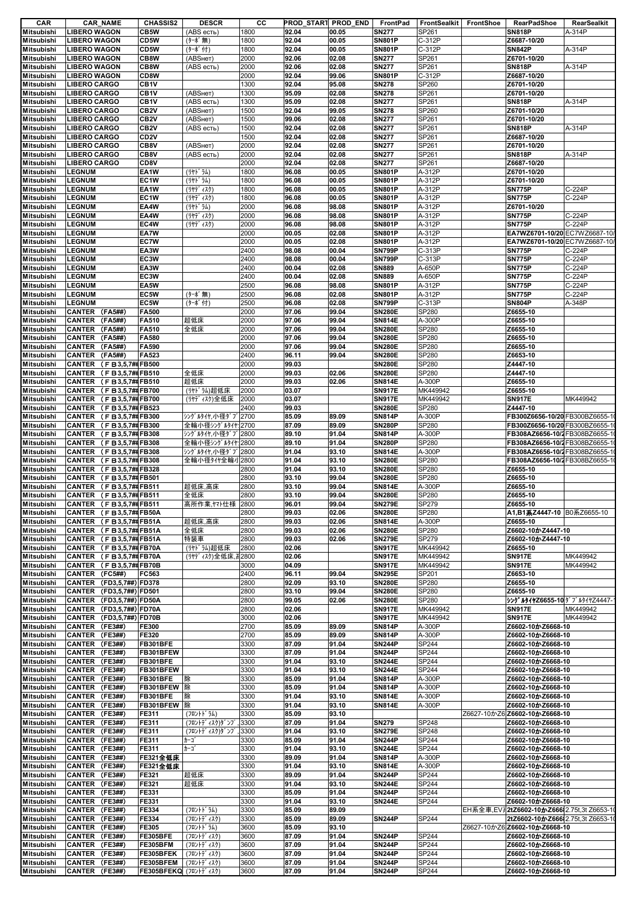| CAR | CAR_NAME | CHASSIS2 | DESCR | CC | PROD_START | PROD_END | FrontPad | FrontSealkit | FrontShoe | RearPadShoe | RearSealkit |
|---|---|---|---|---|---|---|---|---|---|---|---|
| Mitsubishi | LIBERO WAGON | CB5W | (ABS есть) | 1800 | 92.04 | 00.05 | SN277 | SP261 | | SN818P | A-314P |
| Mitsubishi | LIBERO WAGON | CD5W | (ﾀｰﾎﾞ無) | 1800 | 92.04 | 00.05 | SN801P | C-312P | | Z6687-10/20 | |
| Mitsubishi | LIBERO WAGON | CD5W | (ﾀｰﾎﾞ付) | 1800 | 92.04 | 00.05 | SN801P | C-312P | | SN842P | A-314P |
| Mitsubishi | LIBERO WAGON | CB8W | (ABSнет) | 2000 | 92.06 | 02.08 | SN277 | SP261 | | Z6701-10/20 | |
| Mitsubishi | LIBERO WAGON | CB8W | (ABS есть) | 2000 | 92.06 | 02.08 | SN277 | SP261 | | SN818P | A-314P |
| Mitsubishi | LIBERO WAGON | CD8W | | 2000 | 92.04 | 99.06 | SN801P | C-312P | | Z6687-10/20 | |
| Mitsubishi | LIBERO CARGO | CB1V | | 1300 | 92.04 | 95.08 | SN278 | SP260 | | Z6701-10/20 | |
| Mitsubishi | LIBERO CARGO | CB1V | (ABSнет) | 1300 | 95.09 | 02.08 | SN278 | SP261 | | Z6701-10/20 | |
| Mitsubishi | LIBERO CARGO | CB1V | (ABS есть) | 1300 | 95.09 | 02.08 | SN277 | SP261 | | SN818P | A-314P |
| Mitsubishi | LIBERO CARGO | CB2V | (ABSнет) | 1500 | 92.04 | 99.05 | SN278 | SP260 | | Z6701-10/20 | |
| Mitsubishi | LIBERO CARGO | CB2V | (ABSнет) | 1500 | 99.06 | 02.08 | SN277 | SP261 | | Z6701-10/20 | |
| Mitsubishi | LIBERO CARGO | CB2V | (ABS есть) | 1500 | 92.04 | 02.08 | SN277 | SP261 | | SN818P | A-314P |
| Mitsubishi | LIBERO CARGO | CD2V | | 1500 | 92.04 | 02.08 | SN801P | C-312P | | Z6687-10/20 | |
| Mitsubishi | LIBERO CARGO | CB8V | (ABSнет) | 2000 | 92.04 | 02.08 | SN277 | SP261 | | Z6701-10/20 | |
| Mitsubishi | LIBERO CARGO | CB8V | (ABS есть) | 2000 | 92.04 | 02.08 | SN277 | SP261 | | SN818P | A-314P |
| Mitsubishi | LIBERO CARGO | CD8V | | 2000 | 92.04 | 02.08 | SN277 | SP261 | | Z6687-10/20 | |
| Mitsubishi | LEGNUM | EA1W | (ﾘﾔﾄﾞﾗﾑ) | 1800 | 96.08 | 00.05 | SN801P | A-312P | | Z6701-10/20 | |
| Mitsubishi | LEGNUM | EC1W | (ﾘﾔﾄﾞﾗﾑ) | 1800 | 96.08 | 00.05 | SN801P | A-312P | | Z6701-10/20 | |
| Mitsubishi | LEGNUM | EA1W | (ﾘﾔﾃﾞｨｽｸ) | 1800 | 96.08 | 00.05 | SN801P | A-312P | | SN775P | C-224P |
| Mitsubishi | LEGNUM | EC1W | (ﾘﾔﾃﾞｨｽｸ) | 1800 | 96.08 | 00.05 | SN801P | A-312P | | SN775P | C-224P |
| Mitsubishi | LEGNUM | EA4W | (ﾘﾔﾄﾞﾗﾑ) | 2000 | 96.08 | 98.08 | SN801P | A-312P | | Z6701-10/20 | |
| Mitsubishi | LEGNUM | EA4W | (ﾘﾔﾃﾞｨｽｸ) | 2000 | 96.08 | 98.08 | SN801P | A-312P | | SN775P | C-224P |
| Mitsubishi | LEGNUM | EC4W | (ﾘﾔﾃﾞｨｽｸ) | 2000 | 96.08 | 98.08 | SN801P | A-312P | | SN775P | C-224P |
| Mitsubishi | LEGNUM | EA7W | | 2000 | 00.05 | 02.08 | SN801P | A-312P | | EA7WZ6701-10/20 | EC7WZ6687-10/ |
| Mitsubishi | LEGNUM | EC7W | | 2000 | 00.05 | 02.08 | SN801P | A-312P | | EA7WZ6701-10/20 | EC7WZ6687-10/ |
| Mitsubishi | LEGNUM | EA3W | | 2400 | 98.08 | 00.04 | SN799P | C-313P | | SN775P | C-224P |
| Mitsubishi | LEGNUM | EC3W | | 2400 | 98.08 | 00.04 | SN799P | C-313P | | SN775P | C-224P |
| Mitsubishi | LEGNUM | EA3W | | 2400 | 00.04 | 02.08 | SN889 | A-650P | | SN775P | C-224P |
| Mitsubishi | LEGNUM | EC3W | | 2400 | 00.04 | 02.08 | SN889 | A-650P | | SN775P | C-224P |
| Mitsubishi | LEGNUM | EA5W | | 2500 | 96.08 | 98.08 | SN801P | A-312P | | SN775P | C-224P |
| Mitsubishi | LEGNUM | EC5W | (ﾀｰﾎﾞ無) | 2500 | 96.08 | 02.08 | SN801P | A-312P | | SN775P | C-224P |
| Mitsubishi | LEGNUM | EC5W | (ﾀｰﾎﾞ付) | 2500 | 96.08 | 02.08 | SN799P | C-313P | | SN804P | A-348P |
| Mitsubishi | CANTER (FA5##) | FA500 | | 2000 | 97.06 | 99.04 | SN280E | SP280 | | Z6655-10 | |
| Mitsubishi | CANTER (FA5##) | FA510 | 超低床 | 2000 | 97.06 | 99.04 | SN814E | A-300P | | Z6655-10 | |
| Mitsubishi | CANTER (FA5##) | FA510 | 全低床 | 2000 | 97.06 | 99.04 | SN280E | SP280 | | Z6655-10 | |
| Mitsubishi | CANTER (FA5##) | FA580 | | 2000 | 97.06 | 99.04 | SN280E | SP280 | | Z6655-10 | |
| Mitsubishi | CANTER (FA5##) | FA590 | | 2000 | 97.06 | 99.04 | SN280E | SP280 | | Z6655-10 | |
| Mitsubishi | CANTER (FA5##) | FA523 | | 2400 | 96.11 | 99.04 | SN280E | SP280 | | Z6653-10 | |
| Mitsubishi | CANTER (ＦＢ3,5,7## | FB500 | | 2000 | 99.03 | | SN280E | SP280 | | Z4447-10 | |
| Mitsubishi | CANTER (ＦＢ3,5,7## | FB510 | 全低床 | 2000 | 99.03 | 02.06 | SN280E | SP280 | | Z4447-10 | |
| Mitsubishi | CANTER (ＦＢ3,5,7## | FB510 | 超低床 | 2000 | 99.03 | 02.06 | SN814E | A-300P | | Z6655-10 | |
| Mitsubishi | CANTER (ＦＢ3,5,7## | FB700 | (ﾘﾔﾄﾞﾗﾑ)超低床 | 2000 | 03.07 | | SN917E | MK449942 | | Z6655-10 | |
| Mitsubishi | CANTER (ＦＢ3,5,7## | FB700 | (ﾘﾔﾃﾞｨｽｸ)全低床 | 2000 | 03.07 | | SN917E | MK449942 | | SN917E | MK449942 |
| Mitsubishi | CANTER (ＦＢ3,5,7## | FB523 | | 2400 | 99.03 | | SN280E | SP280 | | Z4447-10 | |
| Mitsubishi | CANTER (ＦＢ3,5,7## | FB300 | ｼﾝｸﾞﾙﾀｲﾔ,小径ﾀﾞﾌﾞ | 2700 | 85.09 | 89.09 | SN814P | A-300P | | FB300Z6656-10/20 | FB300BZ6655-10 |
| Mitsubishi | CANTER (ＦＢ3,5,7## | FB300 | 全輪小径ｼﾝｸﾞﾙﾀｲﾔ | 2700 | 87.09 | 89.09 | SN280P | SP280 | | FB300Z6656-10/20 | FB300BZ6655-10 |
| Mitsubishi | CANTER (ＦＢ3,5,7## | FB308 | ｼﾝｸﾞﾙﾀｲﾔ,小径ﾀﾞﾌﾞ | 2800 | 89.10 | 91.04 | SN814P | A-300P | | FB308AZ6656-10/2 | FB308BZ6655-10 |
| Mitsubishi | CANTER (ＦＢ3,5,7## | FB308 | 全輪小径ｼﾝｸﾞﾙﾀｲﾔ | 2800 | 89.10 | 91.04 | SN280P | SP280 | | FB308AZ6656-10/2 | FB308BZ6655-10 |
| Mitsubishi | CANTER (ＦＢ3,5,7## | FB308 | ｼﾝｸﾞﾙﾀｲﾔ,小径ﾀﾞﾌﾞ | 2800 | 91.04 | 93.10 | SN814E | A-300P | | FB308AZ6656-10/2 | FB308BZ6655-10 |
| Mitsubishi | CANTER (ＦＢ3,5,7## | FB308 | 全輪小径ﾀｲﾔ全輪小 | 2800 | 91.04 | 93.10 | SN280E | SP280 | | FB308AZ6656-10/2 | FB308BZ6655-10 |
| Mitsubishi | CANTER (ＦＢ3,5,7## | FB328 | | 2800 | 91.04 | 93.10 | SN280E | SP280 | | Z6655-10 | |
| Mitsubishi | CANTER (ＦＢ3,5,7## | FB501 | | 2800 | 93.10 | 99.04 | SN280E | SP280 | | Z6655-10 | |
| Mitsubishi | CANTER (ＦＢ3,5,7## | FB511 | 超低床,高床 | 2800 | 93.10 | 99.04 | SN814E | A-300P | | Z6655-10 | |
| Mitsubishi | CANTER (ＦＢ3,5,7## | FB511 | 全低床 | 2800 | 93.10 | 99.04 | SN280E | SP280 | | Z6655-10 | |
| Mitsubishi | CANTER (ＦＢ3,5,7## | FB511 | 高所作業,ﾔﾏﾄ仕様 | 2800 | 96.01 | 99.04 | SN279E | SP279 | | Z6655-10 | |
| Mitsubishi | CANTER (ＦＢ3,5,7## | FB50A | | 2800 | 99.03 | 02.06 | SN280E | SP280 | | A1,B1系Z4447-10 | B0系Z6655-10 |
| Mitsubishi | CANTER (ＦＢ3,5,7## | FB51A | 超低床,高床 | 2800 | 99.03 | 02.06 | SN814E | A-300P | | Z6655-10 | |
| Mitsubishi | CANTER (ＦＢ3,5,7## | FB51A | 全低床 | 2800 | 99.03 | 02.06 | SN280E | SP280 | | Z6602-10かZ4447-10 | |
| Mitsubishi | CANTER (ＦＢ3,5,7## | FB51A | 特装車 | 2800 | 99.03 | 02.06 | SN279E | SP279 | | Z6602-10かZ4447-10 | |
| Mitsubishi | CANTER (ＦＢ3,5,7## | FB70A | (ﾘﾔﾄﾞﾗﾑ)超低床 | 2800 | 02.06 | | SN917E | MK449942 | | Z6655-10 | |
| Mitsubishi | CANTER (ＦＢ3,5,7## | FB70A | (ﾘﾔﾃﾞｨｽｸ)全低床,高 | 2800 | 02.06 | | SN917E | MK449942 | | SN917E | MK449942 |
| Mitsubishi | CANTER (ＦＢ3,5,7## | FB70B | | 3000 | 04.09 | | SN917E | MK449942 | | SN917E | MK449942 |
| Mitsubishi | CANTER (FC5##) | FC563 | | 2400 | 96.11 | 99.04 | SN295E | SP201 | | Z6653-10 | |
| Mitsubishi | CANTER (FD3,5,7##) | FD378 | | 2800 | 92.09 | 93.10 | SN280E | SP280 | | Z6655-10 | |
| Mitsubishi | CANTER (FD3,5,7##) | FD501 | | 2800 | 93.10 | 99.04 | SN280E | SP280 | | Z6655-10 | |
| Mitsubishi | CANTER (FD3,5,7##) | FD50A | | 2800 | 99.05 | 02.06 | SN280E | SP280 | | ｼﾝｸﾞﾙﾀｲﾔZ6655-10 | ﾀﾞﾌﾞﾙﾀｲﾔZ4447- |
| Mitsubishi | CANTER (FD3,5,7##) | FD70A | | 2800 | 02.06 | | SN917E | MK449942 | | SN917E | MK449942 |
| Mitsubishi | CANTER (FD3,5,7##) | FD70B | | 3000 | 02.06 | | SN917E | MK449942 | | SN917E | MK449942 |
| Mitsubishi | CANTER (FE3##) | FE300 | | 2700 | 85.09 | 89.09 | SN814P | A-300P | | Z6602-10かZ6668-10 | |
| Mitsubishi | CANTER (FE3##) | FE320 | | 2700 | 85.09 | 89.09 | SN814P | A-300P | | Z6602-10かZ6668-10 | |
| Mitsubishi | CANTER (FE3##) | FB301BFE | | 3300 | 87.09 | 91.04 | SN244P | SP244 | | Z6602-10かZ6668-10 | |
| Mitsubishi | CANTER (FE3##) | FB301BFEW | | 3300 | 87.09 | 91.04 | SN244P | SP244 | | Z6602-10かZ6668-10 | |
| Mitsubishi | CANTER (FE3##) | FB301BFE | | 3300 | 91.04 | 93.10 | SN244E | SP244 | | Z6602-10かZ6668-10 | |
| Mitsubishi | CANTER (FE3##) | FB301BFEW | | 3300 | 91.04 | 93.10 | SN244E | SP244 | | Z6602-10かZ6668-10 | |
| Mitsubishi | CANTER (FE3##) | FB301BFE | 除 | 3300 | 85.09 | 91.04 | SN814P | A-300P | | Z6602-10かZ6668-10 | |
| Mitsubishi | CANTER (FE3##) | FB301BFEW | 除 | 3300 | 85.09 | 91.04 | SN814P | A-300P | | Z6602-10かZ6668-10 | |
| Mitsubishi | CANTER (FE3##) | FB301BFE | 除 | 3300 | 91.04 | 93.10 | SN814E | A-300P | | Z6602-10かZ6668-10 | |
| Mitsubishi | CANTER (FE3##) | FB301BFEW | 除 | 3300 | 91.04 | 93.10 | SN814E | A-300P | | Z6602-10かZ6668-10 | |
| Mitsubishi | CANTER (FE3##) | FE311 | (ﾌﾛﾝﾄﾄﾞﾗﾑ) | 3300 | 85.09 | 93.10 | | | Z6627-10かZ6 | Z6602-10かZ6668-10 | |
| Mitsubishi | CANTER (FE3##) | FE311 | (ﾌﾛﾝﾄﾃﾞｨｽｸ)ﾀﾞﾝﾌﾟ | 3300 | 87.09 | 91.04 | SN279 | SP248 | | Z6602-10かZ6668-10 | |
| Mitsubishi | CANTER (FE3##) | FE311 | (ﾌﾛﾝﾄﾃﾞｨｽｸ)ﾀﾞﾝﾌﾟ | 3300 | 91.04 | 93.10 | SN279E | SP248 | | Z6602-10かZ6668-10 | |
| Mitsubishi | CANTER (FE3##) | FE311 | ｶｰｺﾞ | 3300 | 85.09 | 91.04 | SN244P | SP244 | | Z6602-10かZ6668-10 | |
| Mitsubishi | CANTER (FE3##) | FE311 | ｶｰｺﾞ | 3300 | 91.04 | 93.10 | SN244E | SP244 | | Z6602-10かZ6668-10 | |
| Mitsubishi | CANTER (FE3##) | FE321全低床 | | 3300 | 89.09 | 91.04 | SN814P | A-300P | | Z6602-10かZ6668-10 | |
| Mitsubishi | CANTER (FE3##) | FE321全低床 | | 3300 | 91.04 | 93.10 | SN814E | A-300P | | Z6602-10かZ6668-10 | |
| Mitsubishi | CANTER (FE3##) | FE321 | 超低床 | 3300 | 89.09 | 91.04 | SN244P | SP244 | | Z6602-10かZ6668-10 | |
| Mitsubishi | CANTER (FE3##) | FE321 | 超低床 | 3300 | 91.04 | 93.10 | SN244E | SP244 | | Z6602-10かZ6668-10 | |
| Mitsubishi | CANTER (FE3##) | FE331 | | 3300 | 85.09 | 91.04 | SN244P | SP244 | | Z6602-10かZ6668-10 | |
| Mitsubishi | CANTER (FE3##) | FE331 | | 3300 | 91.04 | 93.10 | SN244E | SP244 | | Z6602-10かZ6668-10 | |
| Mitsubishi | CANTER (FE3##) | FE334 | (ﾌﾛﾝﾄﾄﾞﾗﾑ) | 3300 | 85.09 | 89.09 | | | EH系全車,EV | 2tZ6602-10かZ666 | 2.75t,3t Z6653-10 |
| Mitsubishi | CANTER (FE3##) | FE334 | (ﾌﾛﾝﾄﾃﾞｨｽｸ) | 3300 | 85.09 | 89.09 | SN244P | SP244 | | 2tZ6602-10かZ666 | 2.75t,3t Z6653-10 |
| Mitsubishi | CANTER (FE3##) | FE305 | (ﾌﾛﾝﾄﾄﾞﾗﾑ) | 3600 | 85.09 | 93.10 | | | Z6627-10かZ6 | Z6602-10かZ6668-10 | |
| Mitsubishi | CANTER (FE3##) | FE305BFE | (ﾌﾛﾝﾄﾃﾞｨｽｸ) | 3600 | 87.09 | 91.04 | SN244P | SP244 | | Z6602-10かZ6668-10 | |
| Mitsubishi | CANTER (FE3##) | FE305BFM | (ﾌﾛﾝﾄﾃﾞｨｽｸ) | 3600 | 87.09 | 91.04 | SN244P | SP244 | | Z6602-10かZ6668-10 | |
| Mitsubishi | CANTER (FE3##) | FE305BFEK | (ﾌﾛﾝﾄﾃﾞｨｽｸ) | 3600 | 87.09 | 91.04 | SN244P | SP244 | | Z6602-10かZ6668-10 | |
| Mitsubishi | CANTER (FE3##) | FE305BFEM | (ﾌﾛﾝﾄﾃﾞｨｽｸ) | 3600 | 87.09 | 91.04 | SN244P | SP244 | | Z6602-10かZ6668-10 | |
| Mitsubishi | CANTER (FE3##) | FE305BFEKQ | (ﾌﾛﾝﾄﾃﾞｨｽｸ) | 3600 | 87.09 | 91.04 | SN244P | SP244 | | Z6602-10かZ6668-10 | |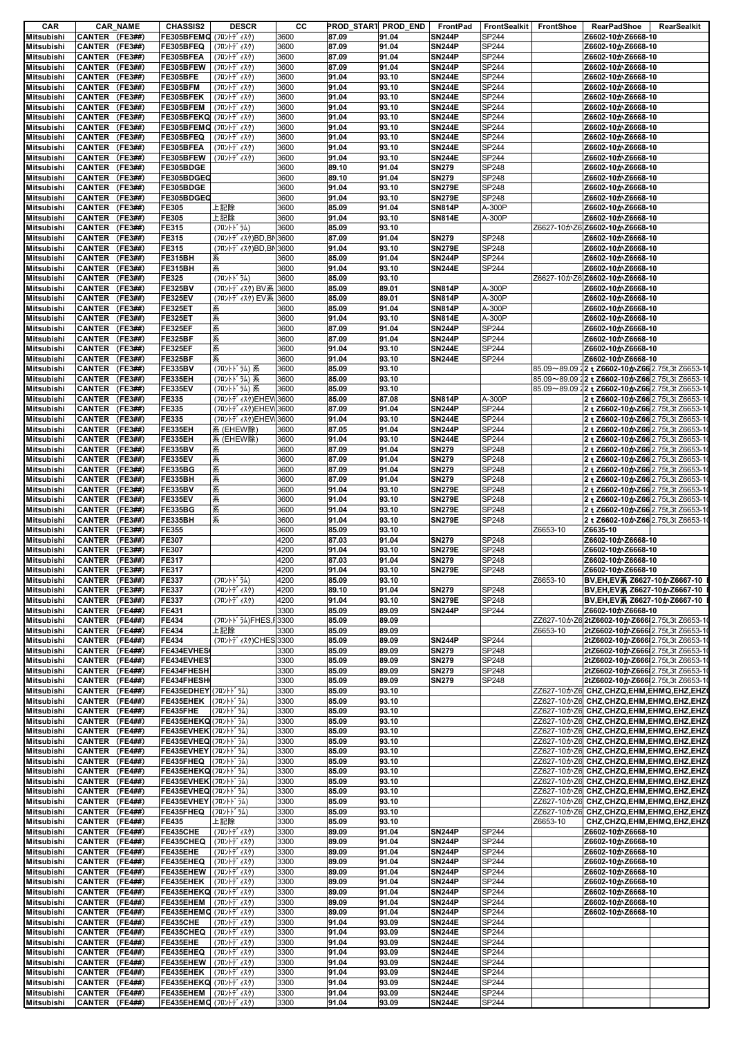| CAR | CAR_NAME | CHASSIS2 | DESCR | CC | PROD_START | PROD_END | FrontPad | FrontSealkit | FrontShoe | RearPadShoe | RearSealkit |
|---|---|---|---|---|---|---|---|---|---|---|---|
| Mitsubishi | CANTER (FE3##) | FE305BFEMQ | (ﾌﾛﾝﾄﾃﾞｨｽｸ) | 3600 | 87.09 | 91.04 | SN244P | SP244 | | Z6602-10かZ6668-10 | |
| Mitsubishi | CANTER (FE3##) | FE305BFEQ | (ﾌﾛﾝﾄﾃﾞｨｽｸ) | 3600 | 87.09 | 91.04 | SN244P | SP244 | | Z6602-10かZ6668-10 | |
| Mitsubishi | CANTER (FE3##) | FE305BFEA | (ﾌﾛﾝﾄﾃﾞｨｽｸ) | 3600 | 87.09 | 91.04 | SN244P | SP244 | | Z6602-10かZ6668-10 | |
| Mitsubishi | CANTER (FE3##) | FE305BFEW | (ﾌﾛﾝﾄﾃﾞｨｽｸ) | 3600 | 87.09 | 91.04 | SN244P | SP244 | | Z6602-10かZ6668-10 | |
| Mitsubishi | CANTER (FE3##) | FE305BFE | (ﾌﾛﾝﾄﾃﾞｨｽｸ) | 3600 | 91.04 | 93.10 | SN244E | SP244 | | Z6602-10かZ6668-10 | |
| Mitsubishi | CANTER (FE3##) | FE305BFM | (ﾌﾛﾝﾄﾃﾞｨｽｸ) | 3600 | 91.04 | 93.10 | SN244E | SP244 | | Z6602-10かZ6668-10 | |
| Mitsubishi | CANTER (FE3##) | FE305BFEK | (ﾌﾛﾝﾄﾃﾞｨｽｸ) | 3600 | 91.04 | 93.10 | SN244E | SP244 | | Z6602-10かZ6668-10 | |
| Mitsubishi | CANTER (FE3##) | FE305BFEM | (ﾌﾛﾝﾄﾃﾞｨｽｸ) | 3600 | 91.04 | 93.10 | SN244E | SP244 | | Z6602-10かZ6668-10 | |
| Mitsubishi | CANTER (FE3##) | FE305BFEKQ | (ﾌﾛﾝﾄﾃﾞｨｽｸ) | 3600 | 91.04 | 93.10 | SN244E | SP244 | | Z6602-10かZ6668-10 | |
| Mitsubishi | CANTER (FE3##) | FE305BFEMQ | (ﾌﾛﾝﾄﾃﾞｨｽｸ) | 3600 | 91.04 | 93.10 | SN244E | SP244 | | Z6602-10かZ6668-10 | |
| Mitsubishi | CANTER (FE3##) | FE305BFEQ | (ﾌﾛﾝﾄﾃﾞｨｽｸ) | 3600 | 91.04 | 93.10 | SN244E | SP244 | | Z6602-10かZ6668-10 | |
| Mitsubishi | CANTER (FE3##) | FE305BFEA | (ﾌﾛﾝﾄﾃﾞｨｽｸ) | 3600 | 91.04 | 93.10 | SN244E | SP244 | | Z6602-10かZ6668-10 | |
| Mitsubishi | CANTER (FE3##) | FE305BFEW | (ﾌﾛﾝﾄﾃﾞｨｽｸ) | 3600 | 91.04 | 93.10 | SN244E | SP244 | | Z6602-10かZ6668-10 | |
| Mitsubishi | CANTER (FE3##) | FE305BDGE | | 3600 | 89.10 | 91.04 | SN279 | SP248 | | Z6602-10かZ6668-10 | |
| Mitsubishi | CANTER (FE3##) | FE305BDGEQ | | 3600 | 89.10 | 91.04 | SN279 | SP248 | | Z6602-10かZ6668-10 | |
| Mitsubishi | CANTER (FE3##) | FE305BDGE | | 3600 | 91.04 | 93.10 | SN279E | SP248 | | Z6602-10かZ6668-10 | |
| Mitsubishi | CANTER (FE3##) | FE305BDGEQ | | 3600 | 91.04 | 93.10 | SN279E | SP248 | | Z6602-10かZ6668-10 | |
| Mitsubishi | CANTER (FE3##) | FE305 | 上記除 | 3600 | 85.09 | 91.04 | SN814P | A-300P | | Z6602-10かZ6668-10 | |
| Mitsubishi | CANTER (FE3##) | FE305 | 上記除 | 3600 | 91.04 | 93.10 | SN814E | A-300P | | Z6602-10かZ6668-10 | |
| Mitsubishi | CANTER (FE3##) | FE315 | (ﾌﾛﾝﾄﾄﾞﾗﾑ) | 3600 | 85.09 | 93.10 | | | Z6627-10かZ6 | Z6602-10かZ6668-10 | |
| Mitsubishi | CANTER (FE3##) | FE315 | (ﾌﾛﾝﾄﾃﾞｨｽｸ)BD,BN | 3600 | 87.09 | 91.04 | SN279 | SP248 | | Z6602-10かZ6668-10 | |
| Mitsubishi | CANTER (FE3##) | FE315 | (ﾌﾛﾝﾄﾃﾞｨｽｸ)BD,BN | 3600 | 91.04 | 93.10 | SN279E | SP248 | | Z6602-10かZ6668-10 | |
| Mitsubishi | CANTER (FE3##) | FE315BH | 系 | 3600 | 85.09 | 91.04 | SN244P | SP244 | | Z6602-10かZ6668-10 | |
| Mitsubishi | CANTER (FE3##) | FE315BH | 系 | 3600 | 91.04 | 93.10 | SN244E | SP244 | | Z6602-10かZ6668-10 | |
| Mitsubishi | CANTER (FE3##) | FE325 | (ﾌﾛﾝﾄﾄﾞﾗﾑ) | 3600 | 85.09 | 93.10 | | | Z6627-10かZ6 | Z6602-10かZ6668-10 | |
| Mitsubishi | CANTER (FE3##) | FE325BV | (ﾌﾛﾝﾄﾃﾞｨｽｸ) BV系 | 3600 | 85.09 | 89.01 | SN814P | A-300P | | Z6602-10かZ6668-10 | |
| Mitsubishi | CANTER (FE3##) | FE325EV | (ﾌﾛﾝﾄﾃﾞｨｽｸ) EV系 | 3600 | 85.09 | 89.01 | SN814P | A-300P | | Z6602-10かZ6668-10 | |
| Mitsubishi | CANTER (FE3##) | FE325ET | 系 | 3600 | 85.09 | 91.04 | SN814P | A-300P | | Z6602-10かZ6668-10 | |
| Mitsubishi | CANTER (FE3##) | FE325ET | 系 | 3600 | 91.04 | 93.10 | SN814E | A-300P | | Z6602-10かZ6668-10 | |
| Mitsubishi | CANTER (FE3##) | FE325EF | 系 | 3600 | 87.09 | 91.04 | SN244P | SP244 | | Z6602-10かZ6668-10 | |
| Mitsubishi | CANTER (FE3##) | FE325BF | 系 | 3600 | 87.09 | 91.04 | SN244P | SP244 | | Z6602-10かZ6668-10 | |
| Mitsubishi | CANTER (FE3##) | FE325EF | 系 | 3600 | 91.04 | 93.10 | SN244E | SP244 | | Z6602-10かZ6668-10 | |
| Mitsubishi | CANTER (FE3##) | FE325BF | 系 | 3600 | 91.04 | 93.10 | SN244E | SP244 | | Z6602-10かZ6668-10 | |
| Mitsubishi | CANTER (FE3##) | FE335BV | (ﾌﾛﾝﾄﾄﾞﾗﾑ) 系 | 3600 | 85.09 | 93.10 | | | 85.09～89.09 2 | 2ｔZ6602-10かZ66 | 2.75t,3t Z6653-1 |
| Mitsubishi | CANTER (FE3##) | FE335EH | (ﾌﾛﾝﾄﾄﾞﾗﾑ) 系 | 3600 | 85.09 | 93.10 | | | 85.09～89.09 2 | 2ｔZ6602-10かZ66 | 2.75t,3t Z6653-1 |
| Mitsubishi | CANTER (FE3##) | FE335EV | (ﾌﾛﾝﾄﾄﾞﾗﾑ) 系 | 3600 | 85.09 | 93.10 | | | 85.09～89.09 2 | 2ｔZ6602-10かZ66 | 2.75t,3t Z6653-1 |
| Mitsubishi | CANTER (FE3##) | FE335 | (ﾌﾛﾝﾄﾃﾞｨｽｸ)EHEW | 3600 | 85.09 | 87.08 | SN814P | A-300P | | 2ｔZ6602-10かZ66 | 2.75t,3t Z6653-1 |
| Mitsubishi | CANTER (FE3##) | FE335 | (ﾌﾛﾝﾄﾃﾞｨｽｸ)EHEW | 3600 | 87.09 | 91.04 | SN244P | SP244 | | 2ｔZ6602-10かZ66 | 2.75t,3t Z6653-1 |
| Mitsubishi | CANTER (FE3##) | FE335 | (ﾌﾛﾝﾄﾃﾞｨｽｸ)EHEW | 3600 | 91.04 | 93.10 | SN244E | SP244 | | 2ｔZ6602-10かZ66 | 2.75t,3t Z6653-1 |
| Mitsubishi | CANTER (FE3##) | FE335EH | 系 (EHEW除) | 3600 | 87.05 | 91.04 | SN244P | SP244 | | 2ｔZ6602-10かZ66 | 2.75t,3t Z6653-1 |
| Mitsubishi | CANTER (FE3##) | FE335EH | 系 (EHEW除) | 3600 | 91.04 | 93.10 | SN244E | SP244 | | 2ｔZ6602-10かZ66 | 2.75t,3t Z6653-1 |
| Mitsubishi | CANTER (FE3##) | FE335BV | 系 | 3600 | 87.09 | 91.04 | SN279 | SP248 | | 2ｔZ6602-10かZ66 | 2.75t,3t Z6653-1 |
| Mitsubishi | CANTER (FE3##) | FE335EV | 系 | 3600 | 87.09 | 91.04 | SN279 | SP248 | | 2ｔZ6602-10かZ66 | 2.75t,3t Z6653-1 |
| Mitsubishi | CANTER (FE3##) | FE335BG | 系 | 3600 | 87.09 | 91.04 | SN279 | SP248 | | 2ｔZ6602-10かZ66 | 2.75t,3t Z6653-1 |
| Mitsubishi | CANTER (FE3##) | FE335BH | 系 | 3600 | 87.09 | 91.04 | SN279 | SP248 | | 2ｔZ6602-10かZ66 | 2.75t,3t Z6653-1 |
| Mitsubishi | CANTER (FE3##) | FE335BV | 系 | 3600 | 91.04 | 93.10 | SN279E | SP248 | | 2ｔZ6602-10かZ66 | 2.75t,3t Z6653-1 |
| Mitsubishi | CANTER (FE3##) | FE335EV | 系 | 3600 | 91.04 | 93.10 | SN279E | SP248 | | 2ｔZ6602-10かZ66 | 2.75t,3t Z6653-1 |
| Mitsubishi | CANTER (FE3##) | FE335BG | 系 | 3600 | 91.04 | 93.10 | SN279E | SP248 | | 2ｔZ6602-10かZ66 | 2.75t,3t Z6653-1 |
| Mitsubishi | CANTER (FE3##) | FE335BH | 系 | 3600 | 91.04 | 93.10 | SN279E | SP248 | | 2ｔZ6602-10かZ66 | 2.75t,3t Z6653-1 |
| Mitsubishi | CANTER (FE3##) | FE355 | | 3600 | 85.09 | 93.10 | | | Z6653-10 | Z6635-10 | |
| Mitsubishi | CANTER (FE3##) | FE307 | | 4200 | 87.03 | 91.04 | SN279 | SP248 | | Z6602-10かZ6668-10 | |
| Mitsubishi | CANTER (FE3##) | FE307 | | 4200 | 91.04 | 93.10 | SN279E | SP248 | | Z6602-10かZ6668-10 | |
| Mitsubishi | CANTER (FE3##) | FE317 | | 4200 | 87.03 | 91.04 | SN279 | SP248 | | Z6602-10かZ6668-10 | |
| Mitsubishi | CANTER (FE3##) | FE317 | | 4200 | 91.04 | 93.10 | SN279E | SP248 | | Z6602-10かZ6668-10 | |
| Mitsubishi | CANTER (FE3##) | FE337 | (ﾌﾛﾝﾄﾄﾞﾗﾑ) | 4200 | 85.09 | 93.10 | | | Z6653-10 | BV,EH,EV系 Z6627-10かZ6667-10 | |
| Mitsubishi | CANTER (FE3##) | FE337 | (ﾌﾛﾝﾄﾃﾞｨｽｸ) | 4200 | 89.10 | 91.04 | SN279 | SP248 | | BV,EH,EV系 Z6627-10かZ6667-10 | |
| Mitsubishi | CANTER (FE3##) | FE337 | (ﾌﾛﾝﾄﾃﾞｨｽｸ) | 4200 | 91.04 | 93.10 | SN279E | SP248 | | BV,EH,EV系 Z6627-10かZ6667-10 | |
| Mitsubishi | CANTER (FE4##) | FE431 | | 3300 | 85.09 | 89.09 | SN244P | SP244 | | Z6602-10かZ6668-10 | |
| Mitsubishi | CANTER (FE4##) | FE434 | (ﾌﾛﾝﾄﾄﾞﾗﾑ)FHES,F | 3300 | 85.09 | 89.09 | | | ZZ627-10かZ6 | 2tZ6602-10かZ666 | 2.75t,3t Z6653-1 |
| Mitsubishi | CANTER (FE4##) | FE434 | 上記除 | 3300 | 85.09 | 89.09 | | | Z6653-10 | 2tZ6602-10かZ666 | 2.75t,3t Z6653-1 |
| Mitsubishi | CANTER (FE4##) | FE434 | (ﾌﾛﾝﾄﾃﾞｨｽｸ)CHES | 3300 | 85.09 | 89.09 | SN244P | SP244 | | 2tZ6602-10かZ666 | 2.75t,3t Z6653-1 |
| Mitsubishi | CANTER (FE4##) | FE434EVHES | | 3300 | 85.09 | 89.09 | SN279 | SP248 | | 2tZ6602-10かZ666 | 2.75t,3t Z6653-1 |
| Mitsubishi | CANTER (FE4##) | FE434EVHES | | 3300 | 85.09 | 89.09 | SN279 | SP248 | | 2tZ6602-10かZ666 | 2.75t,3t Z6653-1 |
| Mitsubishi | CANTER (FE4##) | FE434FHESH | | 3300 | 85.09 | 89.09 | SN279 | SP248 | | 2tZ6602-10かZ666 | 2.75t,3t Z6653-1 |
| Mitsubishi | CANTER (FE4##) | FE434FHESH | | 3300 | 85.09 | 89.09 | SN279 | SP248 | | 2tZ6602-10かZ666 | 2.75t,3t Z6653-1 |
| Mitsubishi | CANTER (FE4##) | FE435EDHEY | (ﾌﾛﾝﾄﾄﾞﾗﾑ) | 3300 | 85.09 | 93.10 | | | ZZ627-10かZ6 | CHZ,CHZQ,EHM,EHMQ,EHZ,EHZ | |
| Mitsubishi | CANTER (FE4##) | FE435EHEK | (ﾌﾛﾝﾄﾄﾞﾗﾑ) | 3300 | 85.09 | 93.10 | | | ZZ627-10かZ6 | CHZ,CHZQ,EHM,EHMQ,EHZ,EHZ | |
| Mitsubishi | CANTER (FE4##) | FE435FHE | (ﾌﾛﾝﾄﾄﾞﾗﾑ) | 3300 | 85.09 | 93.10 | | | ZZ627-10かZ6 | CHZ,CHZQ,EHM,EHMQ,EHZ,EHZ | |
| Mitsubishi | CANTER (FE4##) | FE435EHEKQ | (ﾌﾛﾝﾄﾄﾞﾗﾑ) | 3300 | 85.09 | 93.10 | | | ZZ627-10かZ6 | CHZ,CHZQ,EHM,EHMQ,EHZ,EHZ | |
| Mitsubishi | CANTER (FE4##) | FE435EVHEK | (ﾌﾛﾝﾄﾄﾞﾗﾑ) | 3300 | 85.09 | 93.10 | | | ZZ627-10かZ6 | CHZ,CHZQ,EHM,EHMQ,EHZ,EHZ | |
| Mitsubishi | CANTER (FE4##) | FE435EVHEQ | (ﾌﾛﾝﾄﾄﾞﾗﾑ) | 3300 | 85.09 | 93.10 | | | ZZ627-10かZ6 | CHZ,CHZQ,EHM,EHMQ,EHZ,EHZ | |
| Mitsubishi | CANTER (FE4##) | FE435EVHEY | (ﾌﾛﾝﾄﾄﾞﾗﾑ) | 3300 | 85.09 | 93.10 | | | ZZ627-10かZ6 | CHZ,CHZQ,EHM,EHMQ,EHZ,EHZ | |
| Mitsubishi | CANTER (FE4##) | FE435FHEQ | (ﾌﾛﾝﾄﾄﾞﾗﾑ) | 3300 | 85.09 | 93.10 | | | ZZ627-10かZ6 | CHZ,CHZQ,EHM,EHMQ,EHZ,EHZ | |
| Mitsubishi | CANTER (FE4##) | FE435EHEKQ | (ﾌﾛﾝﾄﾄﾞﾗﾑ) | 3300 | 85.09 | 93.10 | | | ZZ627-10かZ6 | CHZ,CHZQ,EHM,EHMQ,EHZ,EHZ | |
| Mitsubishi | CANTER (FE4##) | FE435EVHEK | (ﾌﾛﾝﾄﾄﾞﾗﾑ) | 3300 | 85.09 | 93.10 | | | ZZ627-10かZ6 | CHZ,CHZQ,EHM,EHMQ,EHZ,EHZ | |
| Mitsubishi | CANTER (FE4##) | FE435EVHEQ | (ﾌﾛﾝﾄﾄﾞﾗﾑ) | 3300 | 85.09 | 93.10 | | | ZZ627-10かZ6 | CHZ,CHZQ,EHM,EHMQ,EHZ,EHZ | |
| Mitsubishi | CANTER (FE4##) | FE435EVHEY | (ﾌﾛﾝﾄﾄﾞﾗﾑ) | 3300 | 85.09 | 93.10 | | | ZZ627-10かZ6 | CHZ,CHZQ,EHM,EHMQ,EHZ,EHZ | |
| Mitsubishi | CANTER (FE4##) | FE435FHEQ | (ﾌﾛﾝﾄﾄﾞﾗﾑ) | 3300 | 85.09 | 93.10 | | | ZZ627-10かZ6 | CHZ,CHZQ,EHM,EHMQ,EHZ,EHZ | |
| Mitsubishi | CANTER (FE4##) | FE435 | 上記除 | 3300 | 85.09 | 93.10 | | | Z6653-10 | CHZ,CHZQ,EHM,EHMQ,EHZ,EHZ | |
| Mitsubishi | CANTER (FE4##) | FE435CHE | (ﾌﾛﾝﾄﾃﾞｨｽｸ) | 3300 | 89.09 | 91.04 | SN244P | SP244 | | Z6602-10かZ6668-10 | |
| Mitsubishi | CANTER (FE4##) | FE435CHEQ | (ﾌﾛﾝﾄﾃﾞｨｽｸ) | 3300 | 89.09 | 91.04 | SN244P | SP244 | | Z6602-10かZ6668-10 | |
| Mitsubishi | CANTER (FE4##) | FE435EHE | (ﾌﾛﾝﾄﾃﾞｨｽｸ) | 3300 | 89.09 | 91.04 | SN244P | SP244 | | Z6602-10かZ6668-10 | |
| Mitsubishi | CANTER (FE4##) | FE435EHEQ | (ﾌﾛﾝﾄﾃﾞｨｽｸ) | 3300 | 89.09 | 91.04 | SN244P | SP244 | | Z6602-10かZ6668-10 | |
| Mitsubishi | CANTER (FE4##) | FE435EHEW | (ﾌﾛﾝﾄﾃﾞｨｽｸ) | 3300 | 89.09 | 91.04 | SN244P | SP244 | | Z6602-10かZ6668-10 | |
| Mitsubishi | CANTER (FE4##) | FE435EHEK | (ﾌﾛﾝﾄﾃﾞｨｽｸ) | 3300 | 89.09 | 91.04 | SN244P | SP244 | | Z6602-10かZ6668-10 | |
| Mitsubishi | CANTER (FE4##) | FE435EHEKQ | (ﾌﾛﾝﾄﾃﾞｨｽｸ) | 3300 | 89.09 | 91.04 | SN244P | SP244 | | Z6602-10かZ6668-10 | |
| Mitsubishi | CANTER (FE4##) | FE435EHEM | (ﾌﾛﾝﾄﾃﾞｨｽｸ) | 3300 | 89.09 | 91.04 | SN244P | SP244 | | Z6602-10かZ6668-10 | |
| Mitsubishi | CANTER (FE4##) | FE435EHEMQ | (ﾌﾛﾝﾄﾃﾞｨｽｸ) | 3300 | 89.09 | 91.04 | SN244P | SP244 | | Z6602-10かZ6668-10 | |
| Mitsubishi | CANTER (FE4##) | FE435CHE | (ﾌﾛﾝﾄﾃﾞｨｽｸ) | 3300 | 91.04 | 93.09 | SN244E | SP244 | | | |
| Mitsubishi | CANTER (FE4##) | FE435CHEQ | (ﾌﾛﾝﾄﾃﾞｨｽｸ) | 3300 | 91.04 | 93.09 | SN244E | SP244 | | | |
| Mitsubishi | CANTER (FE4##) | FE435EHE | (ﾌﾛﾝﾄﾃﾞｨｽｸ) | 3300 | 91.04 | 93.09 | SN244E | SP244 | | | |
| Mitsubishi | CANTER (FE4##) | FE435EHEQ | (ﾌﾛﾝﾄﾃﾞｨｽｸ) | 3300 | 91.04 | 93.09 | SN244E | SP244 | | | |
| Mitsubishi | CANTER (FE4##) | FE435EHEW | (ﾌﾛﾝﾄﾃﾞｨｽｸ) | 3300 | 91.04 | 93.09 | SN244E | SP244 | | | |
| Mitsubishi | CANTER (FE4##) | FE435EHEK | (ﾌﾛﾝﾄﾃﾞｨｽｸ) | 3300 | 91.04 | 93.09 | SN244E | SP244 | | | |
| Mitsubishi | CANTER (FE4##) | FE435EHEKQ | (ﾌﾛﾝﾄﾃﾞｨｽｸ) | 3300 | 91.04 | 93.09 | SN244E | SP244 | | | |
| Mitsubishi | CANTER (FE4##) | FE435EHEM | (ﾌﾛﾝﾄﾃﾞｨｽｸ) | 3300 | 91.04 | 93.09 | SN244E | SP244 | | | |
| Mitsubishi | CANTER (FE4##) | FE435EHEMQ | (ﾌﾛﾝﾄﾃﾞｨｽｸ) | 3300 | 91.04 | 93.09 | SN244E | SP244 | | | |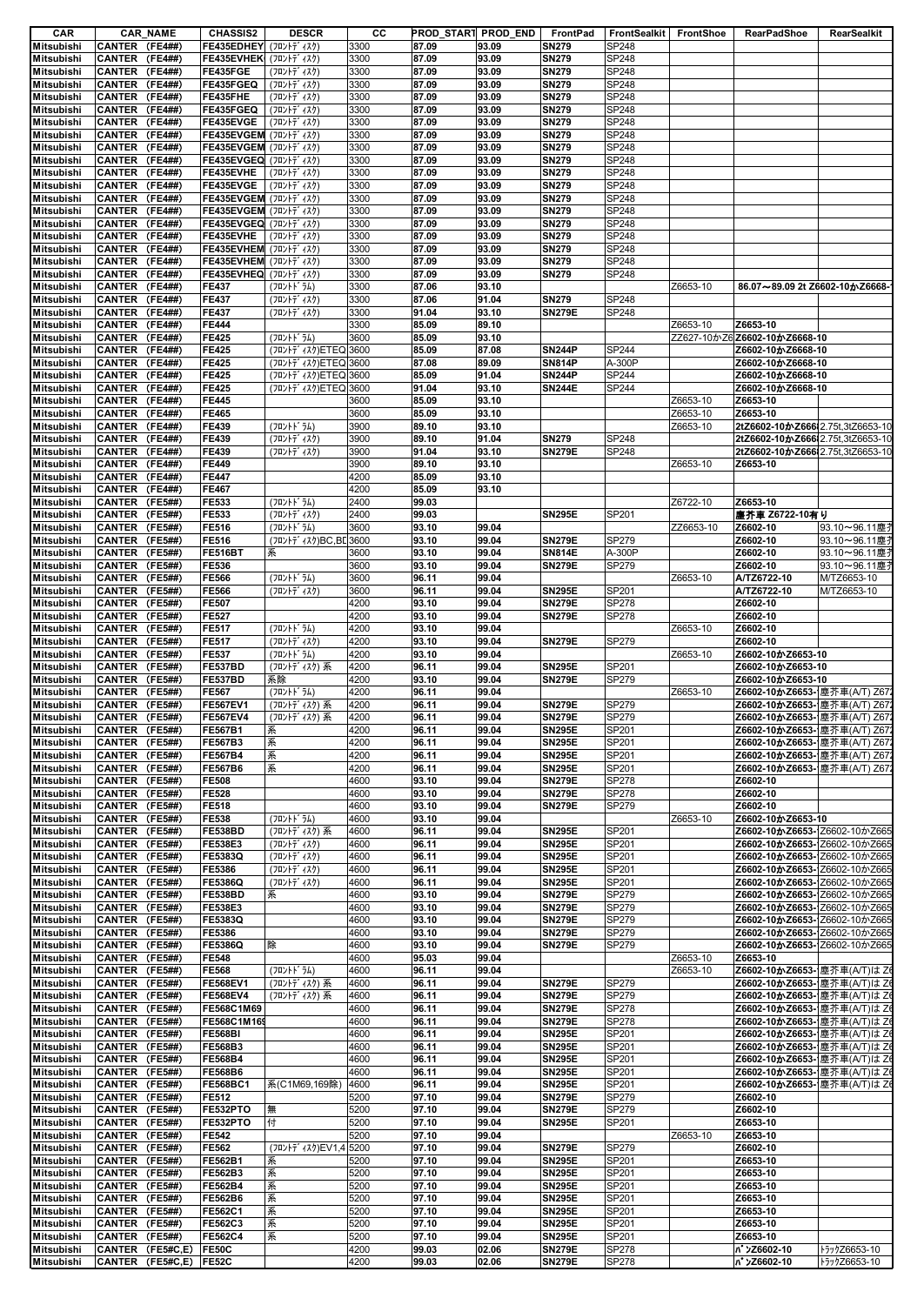| CAR | CAR_NAME | CHASSIS2 | DESCR | CC | PROD_START | PROD_END | FrontPad | FrontSealkit | FrontShoe | RearPadShoe | RearSealkit |
|---|---|---|---|---|---|---|---|---|---|---|---|
| Mitsubishi | CANTER (FE4##) | FE435EDHEY | (ﾌﾛﾝﾄﾃﾞｨｽｸ) | 3300 | 87.09 | 93.09 | SN279 | SP248 | | | |
| Mitsubishi | CANTER (FE4##) | FE435EVHEK | (ﾌﾛﾝﾄﾃﾞｨｽｸ) | 3300 | 87.09 | 93.09 | SN279 | SP248 | | | |
| Mitsubishi | CANTER (FE4##) | FE435FGE | (ﾌﾛﾝﾄﾃﾞｨｽｸ) | 3300 | 87.09 | 93.09 | SN279 | SP248 | | | |
| Mitsubishi | CANTER (FE4##) | FE435FGEQ | (ﾌﾛﾝﾄﾃﾞｨｽｸ) | 3300 | 87.09 | 93.09 | SN279 | SP248 | | | |
| Mitsubishi | CANTER (FE4##) | FE435FHE | (ﾌﾛﾝﾄﾃﾞｨｽｸ) | 3300 | 87.09 | 93.09 | SN279 | SP248 | | | |
| Mitsubishi | CANTER (FE4##) | FE435FGEQ | (ﾌﾛﾝﾄﾃﾞｨｽｸ) | 3300 | 87.09 | 93.09 | SN279 | SP248 | | | |
| Mitsubishi | CANTER (FE4##) | FE435EVGE | (ﾌﾛﾝﾄﾃﾞｨｽｸ) | 3300 | 87.09 | 93.09 | SN279 | SP248 | | | |
| Mitsubishi | CANTER (FE4##) | FE435EVGEM | (ﾌﾛﾝﾄﾃﾞｨｽｸ) | 3300 | 87.09 | 93.09 | SN279 | SP248 | | | |
| Mitsubishi | CANTER (FE4##) | FE435EVGEM | (ﾌﾛﾝﾄﾃﾞｨｽｸ) | 3300 | 87.09 | 93.09 | SN279 | SP248 | | | |
| Mitsubishi | CANTER (FE4##) | FE435EVGEQ | (ﾌﾛﾝﾄﾃﾞｨｽｸ) | 3300 | 87.09 | 93.09 | SN279 | SP248 | | | |
| Mitsubishi | CANTER (FE4##) | FE435EVHE | (ﾌﾛﾝﾄﾃﾞｨｽｸ) | 3300 | 87.09 | 93.09 | SN279 | SP248 | | | |
| Mitsubishi | CANTER (FE4##) | FE435EVGE | (ﾌﾛﾝﾄﾃﾞｨｽｸ) | 3300 | 87.09 | 93.09 | SN279 | SP248 | | | |
| Mitsubishi | CANTER (FE4##) | FE435EVGEM | (ﾌﾛﾝﾄﾃﾞｨｽｸ) | 3300 | 87.09 | 93.09 | SN279 | SP248 | | | |
| Mitsubishi | CANTER (FE4##) | FE435EVGEM | (ﾌﾛﾝﾄﾃﾞｨｽｸ) | 3300 | 87.09 | 93.09 | SN279 | SP248 | | | |
| Mitsubishi | CANTER (FE4##) | FE435EVGEQ | (ﾌﾛﾝﾄﾃﾞｨｽｸ) | 3300 | 87.09 | 93.09 | SN279 | SP248 | | | |
| Mitsubishi | CANTER (FE4##) | FE435EVHE | (ﾌﾛﾝﾄﾃﾞｨｽｸ) | 3300 | 87.09 | 93.09 | SN279 | SP248 | | | |
| Mitsubishi | CANTER (FE4##) | FE435EVHEM | (ﾌﾛﾝﾄﾃﾞｨｽｸ) | 3300 | 87.09 | 93.09 | SN279 | SP248 | | | |
| Mitsubishi | CANTER (FE4##) | FE435EVHEM | (ﾌﾛﾝﾄﾃﾞｨｽｸ) | 3300 | 87.09 | 93.09 | SN279 | SP248 | | | |
| Mitsubishi | CANTER (FE4##) | FE435EVHEQ | (ﾌﾛﾝﾄﾃﾞｨｽｸ) | 3300 | 87.09 | 93.09 | SN279 | SP248 | | | |
| Mitsubishi | CANTER (FE4##) | FE437 | (ﾌﾛﾝﾄﾄﾞﾗﾑ) | 3300 | 87.06 | 93.10 | | | Z6653-10 | 86.07～89.09 2t Z6602-10かZ6668- | |
| Mitsubishi | CANTER (FE4##) | FE437 | (ﾌﾛﾝﾄﾃﾞｨｽｸ) | 3300 | 87.06 | 91.04 | SN279 | SP248 | | | |
| Mitsubishi | CANTER (FE4##) | FE437 | (ﾌﾛﾝﾄﾃﾞｨｽｸ) | 3300 | 91.04 | 93.10 | SN279E | SP248 | | | |
| Mitsubishi | CANTER (FE4##) | FE444 | | 3300 | 85.09 | 89.10 | | | Z6653-10 | Z6653-10 | |
| Mitsubishi | CANTER (FE4##) | FE425 | (ﾌﾛﾝﾄﾄﾞﾗﾑ) | 3600 | 85.09 | 93.10 | | | ZZ627-10かZ6 | Z6602-10かZ6668-10 | |
| Mitsubishi | CANTER (FE4##) | FE425 | (ﾌﾛﾝﾄﾃﾞｨｽｸ)ETEQ | 3600 | 85.09 | 87.08 | SN244P | SP244 | | Z6602-10かZ6668-10 | |
| Mitsubishi | CANTER (FE4##) | FE425 | (ﾌﾛﾝﾄﾃﾞｨｽｸ)ETEQ | 3600 | 87.08 | 89.09 | SN814P | A-300P | | Z6602-10かZ6668-10 | |
| Mitsubishi | CANTER (FE4##) | FE425 | (ﾌﾛﾝﾄﾃﾞｨｽｸ)ETEQ | 3600 | 85.09 | 91.04 | SN244P | SP244 | | Z6602-10かZ6668-10 | |
| Mitsubishi | CANTER (FE4##) | FE425 | (ﾌﾛﾝﾄﾃﾞｨｽｸ)ETEQ | 3600 | 91.04 | 93.10 | SN244E | SP244 | | Z6602-10かZ6668-10 | |
| Mitsubishi | CANTER (FE4##) | FE445 | | 3600 | 85.09 | 93.10 | | | Z6653-10 | Z6653-10 | |
| Mitsubishi | CANTER (FE4##) | FE465 | | 3600 | 85.09 | 93.10 | | | Z6653-10 | Z6653-10 | |
| Mitsubishi | CANTER (FE4##) | FE439 | (ﾌﾛﾝﾄﾄﾞﾗﾑ) | 3900 | 89.10 | 93.10 | | | Z6653-10 | 2tZ6602-10かZ666 | 2.75t,3tZ6653-10 |
| Mitsubishi | CANTER (FE4##) | FE439 | (ﾌﾛﾝﾄﾃﾞｨｽｸ) | 3900 | 89.10 | 91.04 | SN279 | SP248 | | 2tZ6602-10かZ666 | 2.75t,3tZ6653-10 |
| Mitsubishi | CANTER (FE4##) | FE439 | (ﾌﾛﾝﾄﾃﾞｨｽｸ) | 3900 | 91.04 | 93.10 | SN279E | SP248 | | 2tZ6602-10かZ666 | 2.75t,3tZ6653-10 |
| Mitsubishi | CANTER (FE4##) | FE449 | | 3900 | 89.10 | 93.10 | | | Z6653-10 | Z6653-10 | |
| Mitsubishi | CANTER (FE4##) | FE447 | | 4200 | 85.09 | 93.10 | | | | | |
| Mitsubishi | CANTER (FE4##) | FE467 | | 4200 | 85.09 | 93.10 | | | | | |
| Mitsubishi | CANTER (FE5##) | FE533 | (ﾌﾛﾝﾄﾄﾞﾗﾑ) | 2400 | 99.03 | | | | Z6722-10 | Z6653-10 | |
| Mitsubishi | CANTER (FE5##) | FE533 | (ﾌﾛﾝﾄﾃﾞｨｽｸ) | 2400 | 99.03 | | SN295E | SP201 | | 塵芥車 Z6722-10有り | |
| Mitsubishi | CANTER (FE5##) | FE516 | (ﾌﾛﾝﾄﾄﾞﾗﾑ) | 3600 | 93.10 | 99.04 | | | ZZ6653-10 | Z6602-10 | 93.10～96.11塵 |
| Mitsubishi | CANTER (FE5##) | FE516 | (ﾌﾛﾝﾄﾃﾞｨｽｸ)BC,BD | 3600 | 93.10 | 99.04 | SN279E | SP279 | | Z6602-10 | 93.10～96.11塵 |
| Mitsubishi | CANTER (FE5##) | FE516BT | 系 | 3600 | 93.10 | 99.04 | SN814E | A-300P | | Z6602-10 | 93.10～96.11塵 |
| Mitsubishi | CANTER (FE5##) | FE536 | | 3600 | 93.10 | 99.04 | SN279E | SP279 | | Z6602-10 | 93.10～96.11塵 |
| Mitsubishi | CANTER (FE5##) | FE566 | (ﾌﾛﾝﾄﾄﾞﾗﾑ) | 3600 | 96.11 | 99.04 | | | Z6653-10 | A/TZ6722-10 | M/TZ6653-10 |
| Mitsubishi | CANTER (FE5##) | FE566 | (ﾌﾛﾝﾄﾃﾞｨｽｸ) | 3600 | 96.11 | 99.04 | SN295E | SP201 | | A/TZ6722-10 | M/TZ6653-10 |
| Mitsubishi | CANTER (FE5##) | FE507 | | 4200 | 93.10 | 99.04 | SN279E | SP278 | | Z6602-10 | |
| Mitsubishi | CANTER (FE5##) | FE527 | | 4200 | 93.10 | 99.04 | SN279E | SP278 | | Z6602-10 | |
| Mitsubishi | CANTER (FE5##) | FE517 | (ﾌﾛﾝﾄﾄﾞﾗﾑ) | 4200 | 93.10 | 99.04 | | | Z6653-10 | Z6602-10 | |
| Mitsubishi | CANTER (FE5##) | FE517 | (ﾌﾛﾝﾄﾃﾞｨｽｸ) | 4200 | 93.10 | 99.04 | SN279E | SP279 | | Z6602-10 | |
| Mitsubishi | CANTER (FE5##) | FE537 | (ﾌﾛﾝﾄﾄﾞﾗﾑ) | 4200 | 93.10 | 99.04 | | | Z6653-10 | Z6602-10かZ6653-10 | |
| Mitsubishi | CANTER (FE5##) | FE537BD | (ﾌﾛﾝﾄﾃﾞｨｽｸ) 系 | 4200 | 96.11 | 99.04 | SN295E | SP201 | | Z6602-10かZ6653-10 | |
| Mitsubishi | CANTER (FE5##) | FE537BD | 系除 | 4200 | 93.10 | 99.04 | SN279E | SP279 | | Z6602-10かZ6653-10 | |
| Mitsubishi | CANTER (FE5##) | FE567 | (ﾌﾛﾝﾄﾄﾞﾗﾑ) | 4200 | 96.11 | 99.04 | | | Z6653-10 | Z6602-10かZ6653- | 塵芥車(A/T) Z67 |
| Mitsubishi | CANTER (FE5##) | FE567EV1 | (ﾌﾛﾝﾄﾃﾞｨｽｸ) 系 | 4200 | 96.11 | 99.04 | SN279E | SP279 | | Z6602-10かZ6653- | 塵芥車(A/T) Z67 |
| Mitsubishi | CANTER (FE5##) | FE567EV4 | (ﾌﾛﾝﾄﾃﾞｨｽｸ) 系 | 4200 | 96.11 | 99.04 | SN279E | SP279 | | Z6602-10かZ6653- | 塵芥車(A/T) Z67 |
| Mitsubishi | CANTER (FE5##) | FE567B1 | 系 | 4200 | 96.11 | 99.04 | SN295E | SP201 | | Z6602-10かZ6653- | 塵芥車(A/T) Z67 |
| Mitsubishi | CANTER (FE5##) | FE567B3 | 系 | 4200 | 96.11 | 99.04 | SN295E | SP201 | | Z6602-10かZ6653- | 塵芥車(A/T) Z67 |
| Mitsubishi | CANTER (FE5##) | FE567B4 | 系 | 4200 | 96.11 | 99.04 | SN295E | SP201 | | Z6602-10かZ6653- | 塵芥車(A/T) Z67 |
| Mitsubishi | CANTER (FE5##) | FE567B6 | 系 | 4200 | 96.11 | 99.04 | SN295E | SP201 | | Z6602-10かZ6653- | 塵芥車(A/T) Z67 |
| Mitsubishi | CANTER (FE5##) | FE508 | | 4600 | 93.10 | 99.04 | SN279E | SP278 | | Z6602-10 | |
| Mitsubishi | CANTER (FE5##) | FE528 | | 4600 | 93.10 | 99.04 | SN279E | SP278 | | Z6602-10 | |
| Mitsubishi | CANTER (FE5##) | FE518 | | 4600 | 93.10 | 99.04 | SN279E | SP279 | | Z6602-10 | |
| Mitsubishi | CANTER (FE5##) | FE538 | (ﾌﾛﾝﾄﾄﾞﾗﾑ) | 4600 | 93.10 | 99.04 | | | Z6653-10 | Z6602-10かZ6653-10 | |
| Mitsubishi | CANTER (FE5##) | FE538BD | (ﾌﾛﾝﾄﾃﾞｨｽｸ) 系 | 4600 | 96.11 | 99.04 | SN295E | SP201 | | Z6602-10かZ6653- | Z6602-10かZ665 |
| Mitsubishi | CANTER (FE5##) | FE538E3 | (ﾌﾛﾝﾄﾃﾞｨｽｸ) | 4600 | 96.11 | 99.04 | SN295E | SP201 | | Z6602-10かZ6653- | Z6602-10かZ665 |
| Mitsubishi | CANTER (FE5##) | FE5383Q | (ﾌﾛﾝﾄﾃﾞｨｽｸ) | 4600 | 96.11 | 99.04 | SN295E | SP201 | | Z6602-10かZ6653- | Z6602-10かZ665 |
| Mitsubishi | CANTER (FE5##) | FE5386 | (ﾌﾛﾝﾄﾃﾞｨｽｸ) | 4600 | 96.11 | 99.04 | SN295E | SP201 | | Z6602-10かZ6653- | Z6602-10かZ665 |
| Mitsubishi | CANTER (FE5##) | FE5386Q | (ﾌﾛﾝﾄﾃﾞｨｽｸ) | 4600 | 96.11 | 99.04 | SN295E | SP201 | | Z6602-10かZ6653- | Z6602-10かZ665 |
| Mitsubishi | CANTER (FE5##) | FE538BD | 系 | 4600 | 93.10 | 99.04 | SN279E | SP279 | | Z6602-10かZ6653- | Z6602-10かZ665 |
| Mitsubishi | CANTER (FE5##) | FE538E3 | | 4600 | 93.10 | 99.04 | SN279E | SP279 | | Z6602-10かZ6653- | Z6602-10かZ665 |
| Mitsubishi | CANTER (FE5##) | FE5383Q | | 4600 | 93.10 | 99.04 | SN279E | SP279 | | Z6602-10かZ6653- | Z6602-10かZ665 |
| Mitsubishi | CANTER (FE5##) | FE5386 | | 4600 | 93.10 | 99.04 | SN279E | SP279 | | Z6602-10かZ6653- | Z6602-10かZ665 |
| Mitsubishi | CANTER (FE5##) | FE5386Q | 除 | 4600 | 93.10 | 99.04 | SN279E | SP279 | | Z6602-10かZ6653- | Z6602-10かZ665 |
| Mitsubishi | CANTER (FE5##) | FE548 | | 4600 | 95.03 | 99.04 | | | Z6653-10 | Z6653-10 | |
| Mitsubishi | CANTER (FE5##) | FE568 | (ﾌﾛﾝﾄﾄﾞﾗﾑ) | 4600 | 96.11 | 99.04 | | | Z6653-10 | Z6602-10かZ6653- | 塵芥車(A/T)は Z |
| Mitsubishi | CANTER (FE5##) | FE568EV1 | (ﾌﾛﾝﾄﾃﾞｨｽｸ) 系 | 4600 | 96.11 | 99.04 | SN279E | SP279 | | Z6602-10かZ6653- | 塵芥車(A/T)は Z |
| Mitsubishi | CANTER (FE5##) | FE568EV4 | (ﾌﾛﾝﾄﾃﾞｨｽｸ) 系 | 4600 | 96.11 | 99.04 | SN279E | SP279 | | Z6602-10かZ6653- | 塵芥車(A/T)は Z |
| Mitsubishi | CANTER (FE5##) | FE568C1M69 | | 4600 | 96.11 | 99.04 | SN279E | SP278 | | Z6602-10かZ6653- | 塵芥車(A/T)は Z |
| Mitsubishi | CANTER (FE5##) | FE568C1M169 | | 4600 | 96.11 | 99.04 | SN279E | SP278 | | Z6602-10かZ6653- | 塵芥車(A/T)は Z |
| Mitsubishi | CANTER (FE5##) | FE568BI | | 4600 | 96.11 | 99.04 | SN295E | SP201 | | Z6602-10かZ6653- | 塵芥車(A/T)は Z |
| Mitsubishi | CANTER (FE5##) | FE568B3 | | 4600 | 96.11 | 99.04 | SN295E | SP201 | | Z6602-10かZ6653- | 塵芥車(A/T)は Z |
| Mitsubishi | CANTER (FE5##) | FE568B4 | | 4600 | 96.11 | 99.04 | SN295E | SP201 | | Z6602-10かZ6653- | 塵芥車(A/T)は Z |
| Mitsubishi | CANTER (FE5##) | FE568B6 | | 4600 | 96.11 | 99.04 | SN295E | SP201 | | Z6602-10かZ6653- | 塵芥車(A/T)は Z |
| Mitsubishi | CANTER (FE5##) | FE568BC1 | 系(C1M69,169除) | 4600 | 96.11 | 99.04 | SN295E | SP201 | | Z6602-10かZ6653- | 塵芥車(A/T)は Z |
| Mitsubishi | CANTER (FE5##) | FE512 | | 5200 | 97.10 | 99.04 | SN279E | SP279 | | Z6602-10 | |
| Mitsubishi | CANTER (FE5##) | FE532PTO | 無 | 5200 | 97.10 | 99.04 | SN279E | SP279 | | Z6602-10 | |
| Mitsubishi | CANTER (FE5##) | FE532PTO | 付 | 5200 | 97.10 | 99.04 | SN295E | SP201 | | Z6653-10 | |
| Mitsubishi | CANTER (FE5##) | FE542 | | 5200 | 97.10 | 99.04 | | | Z6653-10 | Z6653-10 | |
| Mitsubishi | CANTER (FE5##) | FE562 | (ﾌﾛﾝﾄﾃﾞｨｽｸ)EV1,4 | 5200 | 97.10 | 99.04 | SN279E | SP279 | | Z6602-10 | |
| Mitsubishi | CANTER (FE5##) | FE562B1 | 系 | 5200 | 97.10 | 99.04 | SN295E | SP201 | | Z6653-10 | |
| Mitsubishi | CANTER (FE5##) | FE562B3 | 系 | 5200 | 97.10 | 99.04 | SN295E | SP201 | | Z6653-10 | |
| Mitsubishi | CANTER (FE5##) | FE562B4 | 系 | 5200 | 97.10 | 99.04 | SN295E | SP201 | | Z6653-10 | |
| Mitsubishi | CANTER (FE5##) | FE562B6 | 系 | 5200 | 97.10 | 99.04 | SN295E | SP201 | | Z6653-10 | |
| Mitsubishi | CANTER (FE5##) | FE562C1 | 系 | 5200 | 97.10 | 99.04 | SN295E | SP201 | | Z6653-10 | |
| Mitsubishi | CANTER (FE5##) | FE562C3 | 系 | 5200 | 97.10 | 99.04 | SN295E | SP201 | | Z6653-10 | |
| Mitsubishi | CANTER (FE5##) | FE562C4 | 系 | 5200 | 97.10 | 99.04 | SN295E | SP201 | | Z6653-10 | |
| Mitsubishi | CANTER (FE5#C,E) | FE50C | | 4200 | 99.03 | 02.06 | SN279E | SP278 | | ﾊﾞﾝZ6602-10 | ﾄﾗｯｸZ6653-10 |
| Mitsubishi | CANTER (FE5#C,E) | FE52C | | 4200 | 99.03 | 02.06 | SN279E | SP278 | | ﾊﾞﾝZ6602-10 | ﾄﾗｯｸZ6653-10 |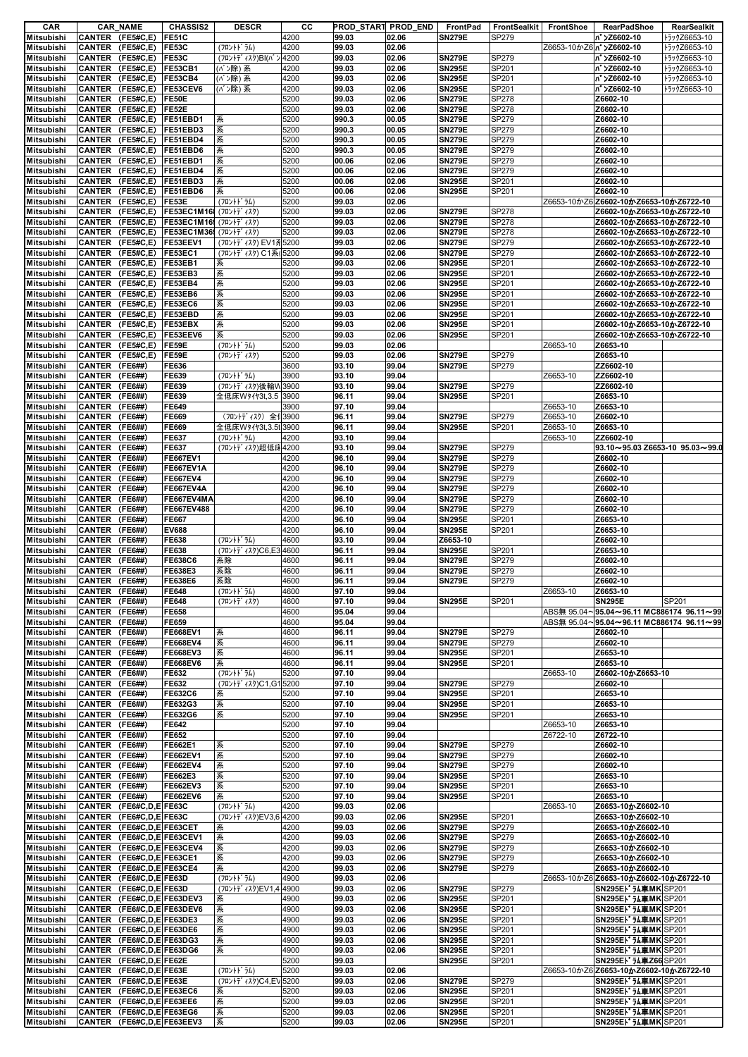| CAR | CAR_NAME | CHASSIS2 | DESCR | CC | PROD_START | PROD_END | FrontPad | FrontSealkit | FrontShoe | RearPadShoe | RearSealkit |
|---|---|---|---|---|---|---|---|---|---|---|---|
| Mitsubishi | CANTER (FE5#C,E) | FE51C | | 4200 | 99.03 | 02.06 | SN279E | SP279 | | ﾊﾞﾝZ6602-10 | ﾄﾗｯｸZ6653-10 |
| Mitsubishi | CANTER (FE5#C,E) | FE53C | (ﾌﾛﾝﾄﾄﾞﾗﾑ) | 4200 | 99.03 | 02.06 | | | Z6653-10かZ6 | ﾊﾞﾝZ6602-10 | ﾄﾗｯｸZ6653-10 |
| Mitsubishi | CANTER (FE5#C,E) | FE53C | (ﾌﾛﾝﾄﾃﾞｨｽｸ)BI(ﾊﾞﾝ | 4200 | 99.03 | 02.06 | SN279E | SP279 | | ﾊﾞﾝZ6602-10 | ﾄﾗｯｸZ6653-10 |
| Mitsubishi | CANTER (FE5#C,E) | FE53CB1 | (ﾊﾞﾝ除)系 | 4200 | 99.03 | 02.06 | SN295E | SP201 | | ﾊﾞﾝZ6602-10 | ﾄﾗｯｸZ6653-10 |
| Mitsubishi | CANTER (FE5#C,E) | FE53CB4 | (ﾊﾞﾝ除)系 | 4200 | 99.03 | 02.06 | SN295E | SP201 | | ﾊﾞﾝZ6602-10 | ﾄﾗｯｸZ6653-10 |
| Mitsubishi | CANTER (FE5#C,E) | FE53CEV6 | (ﾊﾞﾝ除)系 | 4200 | 99.03 | 02.06 | SN295E | SP201 | | ﾊﾞﾝZ6602-10 | ﾄﾗｯｸZ6653-10 |
| Mitsubishi | CANTER (FE5#C,E) | FE50E | | 5200 | 99.03 | 02.06 | SN279E | SP278 | | Z6602-10 | |
| Mitsubishi | CANTER (FE5#C,E) | FE52E | | 5200 | 99.03 | 02.06 | SN279E | SP278 | | Z6602-10 | |
| Mitsubishi | CANTER (FE5#C,E) | FE51EBD1 | 系 | 5200 | 990.3 | 00.05 | SN279E | SP279 | | Z6602-10 | |
| Mitsubishi | CANTER (FE5#C,E) | FE51EBD3 | 系 | 5200 | 990.3 | 00.05 | SN279E | SP279 | | Z6602-10 | |
| Mitsubishi | CANTER (FE5#C,E) | FE51EBD4 | 系 | 5200 | 990.3 | 00.05 | SN279E | SP279 | | Z6602-10 | |
| Mitsubishi | CANTER (FE5#C,E) | FE51EBD6 | 系 | 5200 | 990.3 | 00.05 | SN279E | SP279 | | Z6602-10 | |
| Mitsubishi | CANTER (FE5#C,E) | FE51EBD1 | 系 | 5200 | 00.06 | 02.06 | SN279E | SP279 | | Z6602-10 | |
| Mitsubishi | CANTER (FE5#C,E) | FE51EBD4 | 系 | 5200 | 00.06 | 02.06 | SN279E | SP279 | | Z6602-10 | |
| Mitsubishi | CANTER (FE5#C,E) | FE51EBD3 | 系 | 5200 | 00.06 | 02.06 | SN295E | SP201 | | Z6602-10 | |
| Mitsubishi | CANTER (FE5#C,E) | FE51EBD6 | 系 | 5200 | 00.06 | 02.06 | SN295E | SP201 | | Z6602-10 | |
| Mitsubishi | CANTER (FE5#C,E) | FE53E | (ﾌﾛﾝﾄﾄﾞﾗﾑ) | 5200 | 99.03 | 02.06 | | | Z6653-10かZ6 | Z6602-10かZ6653-10かZ6722-10 | |
| Mitsubishi | CANTER (FE5#C,E) | FE53EC1M16 | (ﾌﾛﾝﾄﾃﾞｨｽｸ) | 5200 | 99.03 | 02.06 | SN279E | SP278 | | Z6602-10かZ6653-10かZ6722-10 | |
| Mitsubishi | CANTER (FE5#C,E) | FE53EC1M16 | (ﾌﾛﾝﾄﾃﾞｨｽｸ) | 5200 | 99.03 | 02.06 | SN279E | SP278 | | Z6602-10かZ6653-10かZ6722-10 | |
| Mitsubishi | CANTER (FE5#C,E) | FE53EC1M36 | (ﾌﾛﾝﾄﾃﾞｨｽｸ) | 5200 | 99.03 | 02.06 | SN279E | SP278 | | Z6602-10かZ6653-10かZ6722-10 | |
| Mitsubishi | CANTER (FE5#C,E) | FE53EEV1 | (ﾌﾛﾝﾄﾃﾞｨｽｸ) EV1系 | 5200 | 99.03 | 02.06 | SN279E | SP279 | | Z6602-10かZ6653-10かZ6722-10 | |
| Mitsubishi | CANTER (FE5#C,E) | FE53EC1 | (ﾌﾛﾝﾄﾃﾞｨｽｸ) C1系 | 5200 | 99.03 | 02.06 | SN279E | SP279 | | Z6602-10かZ6653-10かZ6722-10 | |
| Mitsubishi | CANTER (FE5#C,E) | FE53EB1 | 系 | 5200 | 99.03 | 02.06 | SN295E | SP201 | | Z6602-10かZ6653-10かZ6722-10 | |
| Mitsubishi | CANTER (FE5#C,E) | FE53EB3 | 系 | 5200 | 99.03 | 02.06 | SN295E | SP201 | | Z6602-10かZ6653-10かZ6722-10 | |
| Mitsubishi | CANTER (FE5#C,E) | FE53EB4 | 系 | 5200 | 99.03 | 02.06 | SN295E | SP201 | | Z6602-10かZ6653-10かZ6722-10 | |
| Mitsubishi | CANTER (FE5#C,E) | FE53EB6 | 系 | 5200 | 99.03 | 02.06 | SN295E | SP201 | | Z6602-10かZ6653-10かZ6722-10 | |
| Mitsubishi | CANTER (FE5#C,E) | FE53EC6 | 系 | 5200 | 99.03 | 02.06 | SN295E | SP201 | | Z6602-10かZ6653-10かZ6722-10 | |
| Mitsubishi | CANTER (FE5#C,E) | FE53EBD | 系 | 5200 | 99.03 | 02.06 | SN295E | SP201 | | Z6602-10かZ6653-10かZ6722-10 | |
| Mitsubishi | CANTER (FE5#C,E) | FE53EBX | 系 | 5200 | 99.03 | 02.06 | SN295E | SP201 | | Z6602-10かZ6653-10かZ6722-10 | |
| Mitsubishi | CANTER (FE5#C,E) | FE53EEV6 | 系 | 5200 | 99.03 | 02.06 | SN295E | SP201 | | Z6602-10かZ6653-10かZ6722-10 | |
| Mitsubishi | CANTER (FE5#C,E) | FE59E | (ﾌﾛﾝﾄﾄﾞﾗﾑ) | 5200 | 99.03 | 02.06 | | | Z6653-10 | Z6653-10 | |
| Mitsubishi | CANTER (FE5#C,E) | FE59E | (ﾌﾛﾝﾄﾃﾞｨｽｸ) | 5200 | 99.03 | 02.06 | SN279E | SP279 | | Z6653-10 | |
| Mitsubishi | CANTER (FE6##) | FE636 | | 3600 | 93.10 | 99.04 | SN279E | SP279 | | ZZ6602-10 | |
| Mitsubishi | CANTER (FE6##) | FE639 | (ﾌﾛﾝﾄﾄﾞﾗﾑ) | 3900 | 93.10 | 99.04 | | | Z6653-10 | ZZ6602-10 | |
| Mitsubishi | CANTER (FE6##) | FE639 | (ﾌﾛﾝﾄﾃﾞｨｽｸ)後輪W | 3900 | 93.10 | 99.04 | SN279E | SP279 | | ZZ6602-10 | |
| Mitsubishi | CANTER (FE6##) | FE639 | 全低床Wﾀｲﾔ3t,3.5 | 3900 | 96.11 | 99.04 | SN295E | SP201 | | Z6653-10 | |
| Mitsubishi | CANTER (FE6##) | FE649 | | 3900 | 97.10 | 99.04 | | | Z6653-10 | Z6653-10 | |
| Mitsubishi | CANTER (FE6##) | FE669 | (ﾌﾛﾝﾄﾃﾞｨｽｸ) 全 | 3900 | 96.11 | 99.04 | SN279E | SP279 | Z6653-10 | Z6602-10 | |
| Mitsubishi | CANTER (FE6##) | FE669 | 全低床Wﾀｲﾔ3t,3.5t | 3900 | 96.11 | 99.04 | SN295E | SP201 | Z6653-10 | Z6653-10 | |
| Mitsubishi | CANTER (FE6##) | FE637 | (ﾌﾛﾝﾄﾄﾞﾗﾑ) | 4200 | 93.10 | 99.04 | | | Z6653-10 | ZZ6602-10 | |
| Mitsubishi | CANTER (FE6##) | FE637 | (ﾌﾛﾝﾄﾃﾞｨｽｸ)超低床 | 4200 | 93.10 | 99.04 | SN279E | SP279 | | 93.10～95.03 Z6653-10 95.03～99.0 | |
| Mitsubishi | CANTER (FE6##) | FE667EV1 | | 4200 | 96.10 | 99.04 | SN279E | SP279 | | Z6602-10 | |
| Mitsubishi | CANTER (FE6##) | FE667EV1A | | 4200 | 96.10 | 99.04 | SN279E | SP279 | | Z6602-10 | |
| Mitsubishi | CANTER (FE6##) | FE667EV4 | | 4200 | 96.10 | 99.04 | SN279E | SP279 | | Z6602-10 | |
| Mitsubishi | CANTER (FE6##) | FE667EV4A | | 4200 | 96.10 | 99.04 | SN279E | SP279 | | Z6602-10 | |
| Mitsubishi | CANTER (FE6##) | FE667EV4MA | | 4200 | 96.10 | 99.04 | SN279E | SP279 | | Z6602-10 | |
| Mitsubishi | CANTER (FE6##) | FE667EV488 | | 4200 | 96.10 | 99.04 | SN279E | SP279 | | Z6602-10 | |
| Mitsubishi | CANTER (FE6##) | FE667 | | 4200 | 96.10 | 99.04 | SN295E | SP201 | | Z6653-10 | |
| Mitsubishi | CANTER (FE6##) | EV688 | | 4200 | 96.10 | 99.04 | SN295E | SP201 | | Z6653-10 | |
| Mitsubishi | CANTER (FE6##) | FE638 | (ﾌﾛﾝﾄﾄﾞﾗﾑ) | 4600 | 93.10 | 99.04 | Z6653-10 | | | Z6602-10 | |
| Mitsubishi | CANTER (FE6##) | FE638 | (ﾌﾛﾝﾄﾃﾞｨｽｸ)C6,E3 | 4600 | 96.11 | 99.04 | SN295E | SP201 | | Z6653-10 | |
| Mitsubishi | CANTER (FE6##) | FE638C6 | 系除 | 4600 | 96.11 | 99.04 | SN279E | SP279 | | Z6602-10 | |
| Mitsubishi | CANTER (FE6##) | FE638E3 | 系除 | 4600 | 96.11 | 99.04 | SN279E | SP279 | | Z6602-10 | |
| Mitsubishi | CANTER (FE6##) | FE638E6 | 系除 | 4600 | 96.11 | 99.04 | SN279E | SP279 | | Z6602-10 | |
| Mitsubishi | CANTER (FE6##) | FE648 | (ﾌﾛﾝﾄﾄﾞﾗﾑ) | 4600 | 97.10 | 99.04 | | | Z6653-10 | Z6653-10 | |
| Mitsubishi | CANTER (FE6##) | FE648 | (ﾌﾛﾝﾄﾃﾞｨｽｸ) | 4600 | 97.10 | 99.04 | SN295E | SP201 | | SN295E | SP201 |
| Mitsubishi | CANTER (FE6##) | FE658 | | 4600 | 95.04 | 99.04 | | | ABS無 95.04～ | 95.04～96.11 MC886174 96.11～99 | |
| Mitsubishi | CANTER (FE6##) | FE659 | | 4600 | 95.04 | 99.04 | | | ABS無 95.04～ | 95.04～96.11 MC886174 96.11～99 | |
| Mitsubishi | CANTER (FE6##) | FE668EV1 | 系 | 4600 | 96.11 | 99.04 | SN279E | SP279 | | Z6602-10 | |
| Mitsubishi | CANTER (FE6##) | FE668EV4 | 系 | 4600 | 96.11 | 99.04 | SN279E | SP279 | | Z6602-10 | |
| Mitsubishi | CANTER (FE6##) | FE668EV3 | 系 | 4600 | 96.11 | 99.04 | SN295E | SP201 | | Z6653-10 | |
| Mitsubishi | CANTER (FE6##) | FE668EV6 | 系 | 4600 | 96.11 | 99.04 | SN295E | SP201 | | Z6653-10 | |
| Mitsubishi | CANTER (FE6##) | FE632 | (ﾌﾛﾝﾄﾄﾞﾗﾑ) | 5200 | 97.10 | 99.04 | | | Z6653-10 | Z6602-10かZ6653-10 | |
| Mitsubishi | CANTER (FE6##) | FE632 | (ﾌﾛﾝﾄﾃﾞｨｽｸ)C1,G1 | 5200 | 97.10 | 99.04 | SN279E | SP279 | | Z6602-10 | |
| Mitsubishi | CANTER (FE6##) | FE632C6 | 系 | 5200 | 97.10 | 99.04 | SN295E | SP201 | | Z6653-10 | |
| Mitsubishi | CANTER (FE6##) | FE632G3 | 系 | 5200 | 97.10 | 99.04 | SN295E | SP201 | | Z6653-10 | |
| Mitsubishi | CANTER (FE6##) | FE632G6 | 系 | 5200 | 97.10 | 99.04 | SN295E | SP201 | | Z6653-10 | |
| Mitsubishi | CANTER (FE6##) | FE642 | | 5200 | 97.10 | 99.04 | | | Z6653-10 | Z6653-10 | |
| Mitsubishi | CANTER (FE6##) | FE652 | | 5200 | 97.10 | 99.04 | | | Z6722-10 | Z6722-10 | |
| Mitsubishi | CANTER (FE6##) | FE662E1 | 系 | 5200 | 97.10 | 99.04 | SN279E | SP279 | | Z6602-10 | |
| Mitsubishi | CANTER (FE6##) | FE662EV1 | 系 | 5200 | 97.10 | 99.04 | SN279E | SP279 | | Z6602-10 | |
| Mitsubishi | CANTER (FE6##) | FE662EV4 | 系 | 5200 | 97.10 | 99.04 | SN279E | SP279 | | Z6602-10 | |
| Mitsubishi | CANTER (FE6##) | FE662E3 | 系 | 5200 | 97.10 | 99.04 | SN295E | SP201 | | Z6653-10 | |
| Mitsubishi | CANTER (FE6##) | FE662EV3 | 系 | 5200 | 97.10 | 99.04 | SN295E | SP201 | | Z6653-10 | |
| Mitsubishi | CANTER (FE6##) | FE662EV6 | 系 | 5200 | 97.10 | 99.04 | SN295E | SP201 | | Z6653-10 | |
| Mitsubishi | CANTER (FE6#C,D,E | FE63C | (ﾌﾛﾝﾄﾄﾞﾗﾑ) | 4200 | 99.03 | 02.06 | | | Z6653-10 | Z6653-10かZ6602-10 | |
| Mitsubishi | CANTER (FE6#C,D,E | FE63C | (ﾌﾛﾝﾄﾃﾞｨｽｸ)EV3,6 | 4200 | 99.03 | 02.06 | SN295E | SP201 | | Z6653-10かZ6602-10 | |
| Mitsubishi | CANTER (FE6#C,D,E | FE63CET | 系 | 4200 | 99.03 | 02.06 | SN279E | SP279 | | Z6653-10かZ6602-10 | |
| Mitsubishi | CANTER (FE6#C,D,E | FE63CEV1 | 系 | 4200 | 99.03 | 02.06 | SN279E | SP279 | | Z6653-10かZ6602-10 | |
| Mitsubishi | CANTER (FE6#C,D,E | FE63CEV4 | 系 | 4200 | 99.03 | 02.06 | SN279E | SP279 | | Z6653-10かZ6602-10 | |
| Mitsubishi | CANTER (FE6#C,D,E | FE63CE1 | 系 | 4200 | 99.03 | 02.06 | SN279E | SP279 | | Z6653-10かZ6602-10 | |
| Mitsubishi | CANTER (FE6#C,D,E | FE63CE4 | 系 | 4200 | 99.03 | 02.06 | SN279E | SP279 | | Z6653-10かZ6602-10 | |
| Mitsubishi | CANTER (FE6#C,D,E | FE63D | (ﾌﾛﾝﾄﾄﾞﾗﾑ) | 4900 | 99.03 | 02.06 | | | Z6653-10かZ6 | Z6653-10かZ6602-10かZ6722-10 | |
| Mitsubishi | CANTER (FE6#C,D,E | FE63D | (ﾌﾛﾝﾄﾃﾞｨｽｸ)EV1,4 | 4900 | 99.03 | 02.06 | SN279E | SP279 | | SN295Eﾄﾞﾗﾑ車MK | SP201 |
| Mitsubishi | CANTER (FE6#C,D,E | FE63DEV3 | 系 | 4900 | 99.03 | 02.06 | SN295E | SP201 | | SN295Eﾄﾞﾗﾑ車MK | SP201 |
| Mitsubishi | CANTER (FE6#C,D,E | FE63DEV6 | 系 | 4900 | 99.03 | 02.06 | SN295E | SP201 | | SN295Eﾄﾞﾗﾑ車MK | SP201 |
| Mitsubishi | CANTER (FE6#C,D,E | FE63DE3 | 系 | 4900 | 99.03 | 02.06 | SN295E | SP201 | | SN295Eﾄﾞﾗﾑ車MK | SP201 |
| Mitsubishi | CANTER (FE6#C,D,E | FE63DE6 | 系 | 4900 | 99.03 | 02.06 | SN295E | SP201 | | SN295Eﾄﾞﾗﾑ車MK | SP201 |
| Mitsubishi | CANTER (FE6#C,D,E | FE63DG3 | 系 | 4900 | 99.03 | 02.06 | SN295E | SP201 | | SN295Eﾄﾞﾗﾑ車MK | SP201 |
| Mitsubishi | CANTER (FE6#C,D,E | FE63DG6 | 系 | 4900 | 99.03 | 02.06 | SN295E | SP201 | | SN295Eﾄﾞﾗﾑ車MK | SP201 |
| Mitsubishi | CANTER (FE6#C,D,E | FE62E | | 5200 | 99.03 | | SN295E | SP201 | | SN295Eﾄﾞﾗﾑ車Z66 | SP201 |
| Mitsubishi | CANTER (FE6#C,D,E | FE63E | (ﾌﾛﾝﾄﾄﾞﾗﾑ) | 5200 | 99.03 | 02.06 | | | Z6653-10かZ6 | Z6653-10かZ6602-10かZ6722-10 | |
| Mitsubishi | CANTER (FE6#C,D,E | FE63E | (ﾌﾛﾝﾄﾃﾞｨｽｸ)C4,EV | 5200 | 99.03 | 02.06 | SN279E | SP279 | | SN295Eﾄﾞﾗﾑ車MK | SP201 |
| Mitsubishi | CANTER (FE6#C,D,E | FE63EC6 | 系 | 5200 | 99.03 | 02.06 | SN295E | SP201 | | SN295Eﾄﾞﾗﾑ車MK | SP201 |
| Mitsubishi | CANTER (FE6#C,D,E | FE63EE6 | 系 | 5200 | 99.03 | 02.06 | SN295E | SP201 | | SN295Eﾄﾞﾗﾑ車MK | SP201 |
| Mitsubishi | CANTER (FE6#C,D,E | FE63EG6 | 系 | 5200 | 99.03 | 02.06 | SN295E | SP201 | | SN295Eﾄﾞﾗﾑ車MK | SP201 |
| Mitsubishi | CANTER (FE6#C,D,E | FE63EEV3 | 系 | 5200 | 99.03 | 02.06 | SN295E | SP201 | | SN295Eﾄﾞﾗﾑ車MK | SP201 |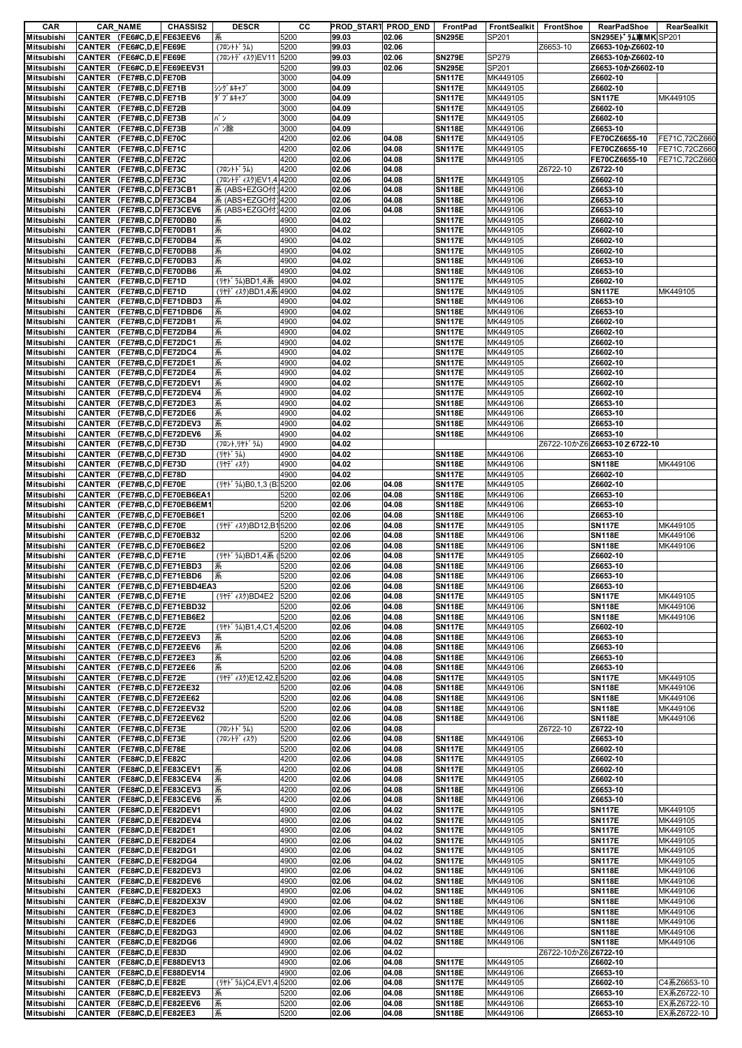| CAR | CAR_NAME | CHASSIS2 | DESCR | CC | PROD_START | PROD_END | FrontPad | FrontSealkit | FrontShoe | RearPadShoe | RearSealkit |
|---|---|---|---|---|---|---|---|---|---|---|---|
| Mitsubishi | CANTER (FE6#C,D,E | FE63EEV6 | 系 | 5200 | 99.03 | 02.06 | SN295E | SP201 | | SN295Eﾄﾞﾗﾑ車MK | SP201 |
| Mitsubishi | CANTER (FE6#C,D,E | FE69E | (ﾌﾛﾝﾄﾄﾞﾗﾑ) | 5200 | 99.03 | 02.06 | | | Z6653-10 | Z6653-10かZ6602-10 | |
| Mitsubishi | CANTER (FE6#C,D,E | FE69E | (ﾌﾛﾝﾄﾃﾞｨｽｸ)EV11 | 5200 | 99.03 | 02.06 | SN279E | SP279 | | Z6653-10かZ6602-10 | |
| Mitsubishi | CANTER (FE6#C,D,E | FE69EEV31 | | 5200 | 99.03 | 02.06 | SN295E | SP201 | | Z6653-10かZ6602-10 | |
| Mitsubishi | CANTER (FE7#B,C,D | FE70B | | 3000 | 04.09 | | SN117E | MK449105 | | Z6602-10 | |
| Mitsubishi | CANTER (FE7#B,C,D | FE71B | ｼﾝｸﾞﾙｷｬﾌﾞ | 3000 | 04.09 | | SN117E | MK449105 | | Z6602-10 | |
| Mitsubishi | CANTER (FE7#B,C,D | FE71B | ﾀﾞﾌﾞﾙｷｬﾌﾞ | 3000 | 04.09 | | SN117E | MK449105 | | SN117E | MK449105 |
| Mitsubishi | CANTER (FE7#B,C,D | FE72B | | 3000 | 04.09 | | SN117E | MK449105 | | Z6602-10 | |
| Mitsubishi | CANTER (FE7#B,C,D | FE73B | ﾊﾞﾝ | 3000 | 04.09 | | SN117E | MK449105 | | Z6602-10 | |
| Mitsubishi | CANTER (FE7#B,C,D | FE73B | ﾊﾞﾝ除 | 3000 | 04.09 | | SN118E | MK449106 | | Z6653-10 | |
| Mitsubishi | CANTER (FE7#B,C,D | FE70C | | 4200 | 02.06 | 04.08 | SN117E | MK449105 | | FE70CZ6655-10 | FE71C,72CZ660 |
| Mitsubishi | CANTER (FE7#B,C,D | FE71C | | 4200 | 02.06 | 04.08 | SN117E | MK449105 | | FE70CZ6655-10 | FE71C,72CZ660 |
| Mitsubishi | CANTER (FE7#B,C,D | FE72C | | 4200 | 02.06 | 04.08 | SN117E | MK449105 | | FE70CZ6655-10 | FE71C,72CZ660 |
| Mitsubishi | CANTER (FE7#B,C,D | FE73C | (ﾌﾛﾝﾄﾄﾞﾗﾑ) | 4200 | 02.06 | 04.08 | | | Z6722-10 | Z6722-10 | |
| Mitsubishi | CANTER (FE7#B,C,D | FE73C | (ﾌﾛﾝﾄﾃﾞｨｽｸ)EV1,4 | 4200 | 02.06 | 04.08 | SN117E | MK449105 | | Z6602-10 | |
| Mitsubishi | CANTER (FE7#B,C,D | FE73CB1 | 系 (ABS+EZGO付) | 4200 | 02.06 | 04.08 | SN118E | MK449106 | | Z6653-10 | |
| Mitsubishi | CANTER (FE7#B,C,D | FE73CB4 | 系 (ABS+EZGO付) | 4200 | 02.06 | 04.08 | SN118E | MK449106 | | Z6653-10 | |
| Mitsubishi | CANTER (FE7#B,C,D | FE73CEV6 | 系 (ABS+EZGO付) | 4200 | 02.06 | 04.08 | SN118E | MK449106 | | Z6653-10 | |
| Mitsubishi | CANTER (FE7#B,C,D | FE70DB0 | 系 | 4900 | 04.02 | | SN117E | MK449105 | | Z6602-10 | |
| Mitsubishi | CANTER (FE7#B,C,D | FE70DB1 | 系 | 4900 | 04.02 | | SN117E | MK449105 | | Z6602-10 | |
| Mitsubishi | CANTER (FE7#B,C,D | FE70DB4 | 系 | 4900 | 04.02 | | SN117E | MK449105 | | Z6602-10 | |
| Mitsubishi | CANTER (FE7#B,C,D | FE70DB8 | 系 | 4900 | 04.02 | | SN117E | MK449105 | | Z6602-10 | |
| Mitsubishi | CANTER (FE7#B,C,D | FE70DB3 | 系 | 4900 | 04.02 | | SN118E | MK449106 | | Z6653-10 | |
| Mitsubishi | CANTER (FE7#B,C,D | FE70DB6 | 系 | 4900 | 04.02 | | SN118E | MK449106 | | Z6653-10 | |
| Mitsubishi | CANTER (FE7#B,C,D | FE71D | (ﾘﾔﾄﾞﾗﾑ)BD1,4系 | 4900 | 04.02 | | SN117E | MK449105 | | Z6602-10 | |
| Mitsubishi | CANTER (FE7#B,C,D | FE71D | (ﾘﾔﾃﾞｨｽｸ)BD1,4系 | 4900 | 04.02 | | SN117E | MK449105 | | SN117E | MK449105 |
| Mitsubishi | CANTER (FE7#B,C,D | FE71DBD3 | 系 | 4900 | 04.02 | | SN118E | MK449106 | | Z6653-10 | |
| Mitsubishi | CANTER (FE7#B,C,D | FE71DBD6 | 系 | 4900 | 04.02 | | SN118E | MK449106 | | Z6653-10 | |
| Mitsubishi | CANTER (FE7#B,C,D | FE72DB1 | 系 | 4900 | 04.02 | | SN117E | MK449105 | | Z6602-10 | |
| Mitsubishi | CANTER (FE7#B,C,D | FE72DB4 | 系 | 4900 | 04.02 | | SN117E | MK449105 | | Z6602-10 | |
| Mitsubishi | CANTER (FE7#B,C,D | FE72DC1 | 系 | 4900 | 04.02 | | SN117E | MK449105 | | Z6602-10 | |
| Mitsubishi | CANTER (FE7#B,C,D | FE72DC4 | 系 | 4900 | 04.02 | | SN117E | MK449105 | | Z6602-10 | |
| Mitsubishi | CANTER (FE7#B,C,D | FE72DE1 | 系 | 4900 | 04.02 | | SN117E | MK449105 | | Z6602-10 | |
| Mitsubishi | CANTER (FE7#B,C,D | FE72DE4 | 系 | 4900 | 04.02 | | SN117E | MK449105 | | Z6602-10 | |
| Mitsubishi | CANTER (FE7#B,C,D | FE72DEV1 | 系 | 4900 | 04.02 | | SN117E | MK449105 | | Z6602-10 | |
| Mitsubishi | CANTER (FE7#B,C,D | FE72DEV4 | 系 | 4900 | 04.02 | | SN117E | MK449105 | | Z6602-10 | |
| Mitsubishi | CANTER (FE7#B,C,D | FE72DE3 | 系 | 4900 | 04.02 | | SN118E | MK449106 | | Z6653-10 | |
| Mitsubishi | CANTER (FE7#B,C,D | FE72DE6 | 系 | 4900 | 04.02 | | SN118E | MK449106 | | Z6653-10 | |
| Mitsubishi | CANTER (FE7#B,C,D | FE72DEV3 | 系 | 4900 | 04.02 | | SN118E | MK449106 | | Z6653-10 | |
| Mitsubishi | CANTER (FE7#B,C,D | FE72DEV6 | 系 | 4900 | 04.02 | | SN118E | MK449106 | | Z6653-10 | |
| Mitsubishi | CANTER (FE7#B,C,D | FE73D | (ﾌﾛﾝﾄ,ﾘﾔﾄﾞﾗﾑ) | 4900 | 04.02 | | | | Z6722-10かZ6 | Z6653-10 Z 6722-10 | |
| Mitsubishi | CANTER (FE7#B,C,D | FE73D | (ﾘﾔﾄﾞﾗﾑ) | 4900 | 04.02 | | SN118E | MK449106 | | Z6653-10 | |
| Mitsubishi | CANTER (FE7#B,C,D | FE73D | (ﾘﾔﾃﾞｨｽｸ) | 4900 | 04.02 | | SN118E | MK449106 | | SN118E | MK449106 |
| Mitsubishi | CANTER (FE7#B,C,D | FE78D | | 4900 | 04.02 | | SN117E | MK449105 | | Z6602-10 | |
| Mitsubishi | CANTER (FE7#B,C,D | FE70E | (ﾘﾔﾄﾞﾗﾑ)B0,1,3 (B | 5200 | 02.06 | 04.08 | SN117E | MK449105 | | Z6602-10 | |
| Mitsubishi | CANTER (FE7#B,C,D | FE70EB6EA1 | | 5200 | 02.06 | 04.08 | SN118E | MK449106 | | Z6653-10 | |
| Mitsubishi | CANTER (FE7#B,C,D | FE70EB6EM1 | | 5200 | 02.06 | 04.08 | SN118E | MK449106 | | Z6653-10 | |
| Mitsubishi | CANTER (FE7#B,C,D | FE70EB6E1 | | 5200 | 02.06 | 04.08 | SN118E | MK449106 | | Z6653-10 | |
| Mitsubishi | CANTER (FE7#B,C,D | FE70E | (ﾘﾔﾃﾞｨｽｸ)BD12,B1 | 5200 | 02.06 | 04.08 | SN117E | MK449105 | | SN117E | MK449105 |
| Mitsubishi | CANTER (FE7#B,C,D | FE70EB32 | | 5200 | 02.06 | 04.08 | SN118E | MK449106 | | SN118E | MK449106 |
| Mitsubishi | CANTER (FE7#B,C,D | FE70EB6E2 | | 5200 | 02.06 | 04.08 | SN118E | MK449106 | | SN118E | MK449106 |
| Mitsubishi | CANTER (FE7#B,C,D | FE71E | (ﾘﾔﾄﾞﾗﾑ)BD1,4系 ( | 5200 | 02.06 | 04.08 | SN117E | MK449105 | | Z6602-10 | |
| Mitsubishi | CANTER (FE7#B,C,D | FE71EBD3 | 系 | 5200 | 02.06 | 04.08 | SN118E | MK449106 | | Z6653-10 | |
| Mitsubishi | CANTER (FE7#B,C,D | FE71EBD6 | 系 | 5200 | 02.06 | 04.08 | SN118E | MK449106 | | Z6653-10 | |
| Mitsubishi | CANTER (FE7#B,C,D | FE71EBD4EA3 | | 5200 | 02.06 | 04.08 | SN118E | MK449106 | | Z6653-10 | |
| Mitsubishi | CANTER (FE7#B,C,D | FE71E | (ﾘﾔﾃﾞｨｽｸ)BD4E2 | 5200 | 02.06 | 04.08 | SN117E | MK449105 | | SN117E | MK449105 |
| Mitsubishi | CANTER (FE7#B,C,D | FE71EBD32 | | 5200 | 02.06 | 04.08 | SN118E | MK449106 | | SN118E | MK449106 |
| Mitsubishi | CANTER (FE7#B,C,D | FE71EB6E2 | | 5200 | 02.06 | 04.08 | SN118E | MK449106 | | SN118E | MK449106 |
| Mitsubishi | CANTER (FE7#B,C,D | FE72E | (ﾘﾔﾄﾞﾗﾑ)B1,4,C1,4 | 5200 | 02.06 | 04.08 | SN117E | MK449105 | | Z6602-10 | |
| Mitsubishi | CANTER (FE7#B,C,D | FE72EEV3 | 系 | 5200 | 02.06 | 04.08 | SN118E | MK449106 | | Z6653-10 | |
| Mitsubishi | CANTER (FE7#B,C,D | FE72EEV6 | 系 | 5200 | 02.06 | 04.08 | SN118E | MK449106 | | Z6653-10 | |
| Mitsubishi | CANTER (FE7#B,C,D | FE72EE3 | 系 | 5200 | 02.06 | 04.08 | SN118E | MK449106 | | Z6653-10 | |
| Mitsubishi | CANTER (FE7#B,C,D | FE72EE6 | 系 | 5200 | 02.06 | 04.08 | SN118E | MK449106 | | Z6653-10 | |
| Mitsubishi | CANTER (FE7#B,C,D | FE72E | (ﾘﾔﾃﾞｨｽｸ)E12,42,E | 5200 | 02.06 | 04.08 | SN117E | MK449105 | | SN117E | MK449105 |
| Mitsubishi | CANTER (FE7#B,C,D | FE72EE32 | | 5200 | 02.06 | 04.08 | SN118E | MK449106 | | SN118E | MK449106 |
| Mitsubishi | CANTER (FE7#B,C,D | FE72EE62 | | 5200 | 02.06 | 04.08 | SN118E | MK449106 | | SN118E | MK449106 |
| Mitsubishi | CANTER (FE7#B,C,D | FE72EEV32 | | 5200 | 02.06 | 04.08 | SN118E | MK449106 | | SN118E | MK449106 |
| Mitsubishi | CANTER (FE7#B,C,D | FE72EEV62 | | 5200 | 02.06 | 04.08 | SN118E | MK449106 | | SN118E | MK449106 |
| Mitsubishi | CANTER (FE7#B,C,D | FE73E | (ﾌﾛﾝﾄﾄﾞﾗﾑ) | 5200 | 02.06 | 04.08 | | | Z6722-10 | Z6722-10 | |
| Mitsubishi | CANTER (FE7#B,C,D | FE73E | (ﾌﾛﾝﾄﾃﾞｨｽｸ) | 5200 | 02.06 | 04.08 | SN118E | MK449106 | | Z6653-10 | |
| Mitsubishi | CANTER (FE7#B,C,D | FE78E | | 5200 | 02.06 | 04.08 | SN117E | MK449105 | | Z6602-10 | |
| Mitsubishi | CANTER (FE8#C,D,E | FE82C | | 4200 | 02.06 | 04.08 | SN117E | MK449105 | | Z6602-10 | |
| Mitsubishi | CANTER (FE8#C,D,E | FE83CEV1 | 系 | 4200 | 02.06 | 04.08 | SN117E | MK449105 | | Z6602-10 | |
| Mitsubishi | CANTER (FE8#C,D,E | FE83CEV4 | 系 | 4200 | 02.06 | 04.08 | SN117E | MK449105 | | Z6602-10 | |
| Mitsubishi | CANTER (FE8#C,D,E | FE83CEV3 | 系 | 4200 | 02.06 | 04.08 | SN118E | MK449106 | | Z6653-10 | |
| Mitsubishi | CANTER (FE8#C,D,E | FE83CEV6 | 系 | 4200 | 02.06 | 04.08 | SN118E | MK449106 | | Z6653-10 | |
| Mitsubishi | CANTER (FE8#C,D,E | FE82DEV1 | | 4900 | 02.06 | 04.02 | SN117E | MK449105 | | SN117E | MK449105 |
| Mitsubishi | CANTER (FE8#C,D,E | FE82DEV4 | | 4900 | 02.06 | 04.02 | SN117E | MK449105 | | SN117E | MK449105 |
| Mitsubishi | CANTER (FE8#C,D,E | FE82DE1 | | 4900 | 02.06 | 04.02 | SN117E | MK449105 | | SN117E | MK449105 |
| Mitsubishi | CANTER (FE8#C,D,E | FE82DE4 | | 4900 | 02.06 | 04.02 | SN117E | MK449105 | | SN117E | MK449105 |
| Mitsubishi | CANTER (FE8#C,D,E | FE82DG1 | | 4900 | 02.06 | 04.02 | SN117E | MK449105 | | SN117E | MK449105 |
| Mitsubishi | CANTER (FE8#C,D,E | FE82DG4 | | 4900 | 02.06 | 04.02 | SN117E | MK449105 | | SN117E | MK449105 |
| Mitsubishi | CANTER (FE8#C,D,E | FE82DEV3 | | 4900 | 02.06 | 04.02 | SN118E | MK449106 | | SN118E | MK449106 |
| Mitsubishi | CANTER (FE8#C,D,E | FE82DEV6 | | 4900 | 02.06 | 04.02 | SN118E | MK449106 | | SN118E | MK449106 |
| Mitsubishi | CANTER (FE8#C,D,E | FE82DEX3 | | 4900 | 02.06 | 04.02 | SN118E | MK449106 | | SN118E | MK449106 |
| Mitsubishi | CANTER (FE8#C,D,E | FE82DEX3V | | 4900 | 02.06 | 04.02 | SN118E | MK449106 | | SN118E | MK449106 |
| Mitsubishi | CANTER (FE8#C,D,E | FE82DE3 | | 4900 | 02.06 | 04.02 | SN118E | MK449106 | | SN118E | MK449106 |
| Mitsubishi | CANTER (FE8#C,D,E | FE82DE6 | | 4900 | 02.06 | 04.02 | SN118E | MK449106 | | SN118E | MK449106 |
| Mitsubishi | CANTER (FE8#C,D,E | FE82DG3 | | 4900 | 02.06 | 04.02 | SN118E | MK449106 | | SN118E | MK449106 |
| Mitsubishi | CANTER (FE8#C,D,E | FE82DG6 | | 4900 | 02.06 | 04.02 | SN118E | MK449106 | | SN118E | MK449106 |
| Mitsubishi | CANTER (FE8#C,D,E | FE83D | | 4900 | 02.06 | 04.02 | | | Z6722-10かZ6 | Z6722-10 | |
| Mitsubishi | CANTER (FE8#C,D,E | FE88DEV13 | | 4900 | 02.06 | 04.08 | SN117E | MK449105 | | Z6602-10 | |
| Mitsubishi | CANTER (FE8#C,D,E | FE88DEV14 | | 4900 | 02.06 | 04.08 | SN118E | MK449106 | | Z6653-10 | |
| Mitsubishi | CANTER (FE8#C,D,E | FE82E | (ﾘﾔﾄﾞﾗﾑ)C4,EV1,4 | 5200 | 02.06 | 04.08 | SN117E | MK449105 | | Z6602-10 | C4系Z6653-10 |
| Mitsubishi | CANTER (FE8#C,D,E | FE82EEV3 | 系 | 5200 | 02.06 | 04.08 | SN118E | MK449106 | | Z6653-10 | EX系Z6722-10 |
| Mitsubishi | CANTER (FE8#C,D,E | FE82EEV6 | 系 | 5200 | 02.06 | 04.08 | SN118E | MK449106 | | Z6653-10 | EX系Z6722-10 |
| Mitsubishi | CANTER (FE8#C,D,E | FE82EE3 | 系 | 5200 | 02.06 | 04.08 | SN118E | MK449106 | | Z6653-10 | EX系Z6722-10 |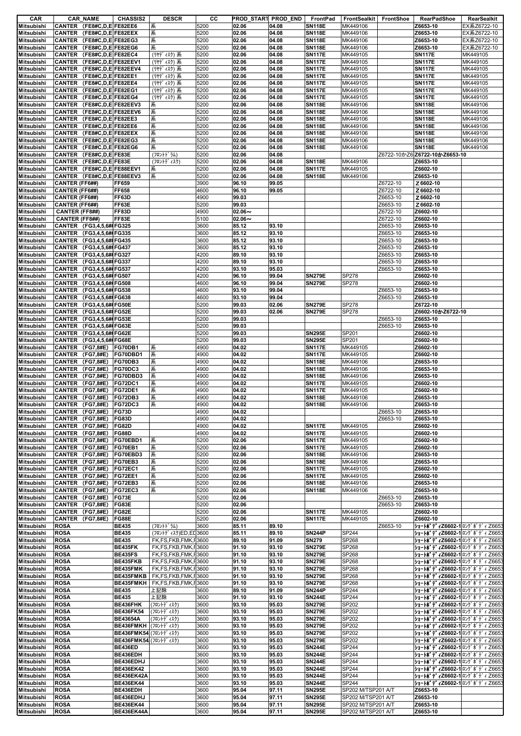| CAR | CAR_NAME | CHASSIS2 | DESCR | CC | PROD_START | PROD_END | FrontPad | FrontSealkit | FrontShoe | RearPadShoe | RearSealkit |
|---|---|---|---|---|---|---|---|---|---|---|---|
| Mitsubishi | CANTER (FE8#C,D,E | FE82EE6 | 系 | 5200 | 02.06 | 04.08 | SN118E | MK449106 | | Z6653-10 | EX系Z6722-10 |
| Mitsubishi | CANTER (FE8#C,D,E | FE82EEX | 系 | 5200 | 02.06 | 04.08 | SN118E | MK449106 | | Z6653-10 | EX系Z6722-10 |
| Mitsubishi | CANTER (FE8#C,D,E | FE82EG3 | 系 | 5200 | 02.06 | 04.08 | SN118E | MK449106 | | Z6653-10 | EX系Z6722-10 |
| Mitsubishi | CANTER (FE8#C,D,E | FE82EG6 | 系 | 5200 | 02.06 | 04.08 | SN118E | MK449106 | | Z6653-10 | EX系Z6722-10 |
| Mitsubishi | CANTER (FE8#C,D,E | FE82EC4 | (ﾘﾔﾃﾞｨｽｸ) 系 | 5200 | 02.06 | 04.08 | SN117E | MK449105 | | SN117E | MK449105 |
| Mitsubishi | CANTER (FE8#C,D,E | FE82EEV1 | (ﾘﾔﾃﾞｨｽｸ) 系 | 5200 | 02.06 | 04.08 | SN117E | MK449105 | | SN117E | MK449105 |
| Mitsubishi | CANTER (FE8#C,D,E | FE82EEV4 | (ﾘﾔﾃﾞｨｽｸ) 系 | 5200 | 02.06 | 04.08 | SN117E | MK449105 | | SN117E | MK449105 |
| Mitsubishi | CANTER (FE8#C,D,E | FE82EE1 | (ﾘﾔﾃﾞｨｽｸ) 系 | 5200 | 02.06 | 04.08 | SN117E | MK449105 | | SN117E | MK449105 |
| Mitsubishi | CANTER (FE8#C,D,E | FE82EE4 | (ﾘﾔﾃﾞｨｽｸ) 系 | 5200 | 02.06 | 04.08 | SN117E | MK449105 | | SN117E | MK449105 |
| Mitsubishi | CANTER (FE8#C,D,E | FE82EG1 | (ﾘﾔﾃﾞｨｽｸ) 系 | 5200 | 02.06 | 04.08 | SN117E | MK449105 | | SN117E | MK449105 |
| Mitsubishi | CANTER (FE8#C,D,E | FE82EG4 | (ﾘﾔﾃﾞｨｽｸ) 系 | 5200 | 02.06 | 04.08 | SN117E | MK449105 | | SN117E | MK449105 |
| Mitsubishi | CANTER (FE8#C,D,E | FE82EEV3 | 系 | 5200 | 02.06 | 04.08 | SN118E | MK449106 | | SN118E | MK449106 |
| Mitsubishi | CANTER (FE8#C,D,E | FE82EEV6 | 系 | 5200 | 02.06 | 04.08 | SN118E | MK449106 | | SN118E | MK449106 |
| Mitsubishi | CANTER (FE8#C,D,E | FE82EE3 | 系 | 5200 | 02.06 | 04.08 | SN118E | MK449106 | | SN118E | MK449106 |
| Mitsubishi | CANTER (FE8#C,D,E | FE82EE6 | 系 | 5200 | 02.06 | 04.08 | SN118E | MK449106 | | SN118E | MK449106 |
| Mitsubishi | CANTER (FE8#C,D,E | FE82EEX | 系 | 5200 | 02.06 | 04.08 | SN118E | MK449106 | | SN118E | MK449106 |
| Mitsubishi | CANTER (FE8#C,D,E | FE82EG3 | 系 | 5200 | 02.06 | 04.08 | SN118E | MK449106 | | SN118E | MK449106 |
| Mitsubishi | CANTER (FE8#C,D,E | FE82EG6 | 系 | 5200 | 02.06 | 04.08 | SN118E | MK449106 | | SN118E | MK449106 |
| Mitsubishi | CANTER (FE8#C,D,E | FE83E | (ﾌﾛﾝﾄﾄﾞﾗﾑ) | 5200 | 02.06 | 04.08 | | | Z6722-10かZ6 | Z6722-10かZ6653-10 | |
| Mitsubishi | CANTER (FE8#C,D,E | FE83E | (ﾌﾛﾝﾄﾃﾞｨｽｸ) | 5200 | 02.06 | 04.08 | SN118E | MK449106 | | Z6653-10 | |
| Mitsubishi | CANTER (FE8#C,D,E | FE88EEV1 | 系 | 5200 | 02.06 | 04.08 | SN117E | MK449105 | | Z6602-10 | |
| Mitsubishi | CANTER (FE8#C,D,E | FE88EEV3 | 系 | 5200 | 02.06 | 04.08 | SN118E | MK449106 | | Z6653-10 | |
| Mitsubishi | CANTER (FF6##) | FF659 | | 3900 | 96.10 | 99.05 | | | Z6722-10 | Z6602-10 | |
| Mitsubishi | CANTER (FF6##) | FF658 | | 4600 | 96.10 | 99.05 | | | Z6722-10 | Z6602-10 | |
| Mitsubishi | CANTER (FF6##) | FF63D | | 4900 | 99.03 | | | | Z6653-10 | Z6602-10 | |
| Mitsubishi | CANTER (FF6##) | FF63E | | 5200 | 99.03 | | | | Z6653-10 | Z6602-10 | |
| Mitsubishi | CANTER (FF8##) | FF83D | | 4900 | 02.06～ | | | | Z6722-10 | Z6602-10 | |
| Mitsubishi | CANTER (FF8##) | FF83E | | 5100 | 02.06～ | | | | Z6722-10 | Z6602-10 | |
| Mitsubishi | CANTER (FG3,4,5,6# | FG325 | | 3600 | 85.12 | 93.10 | | | Z6653-10 | Z6653-10 | |
| Mitsubishi | CANTER (FG3,4,5,6# | FG335 | | 3600 | 85.12 | 93.10 | | | Z6653-10 | Z6653-10 | |
| Mitsubishi | CANTER (FG3,4,5,6# | FG435 | | 3600 | 85.12 | 93.10 | | | Z6653-10 | Z6653-10 | |
| Mitsubishi | CANTER (FG3,4,5,6# | FG437 | | 3600 | 85.12 | 93.10 | | | Z6653-10 | Z6653-10 | |
| Mitsubishi | CANTER (FG3,4,5,6# | FG327 | | 4200 | 89.10 | 93.10 | | | Z6653-10 | Z6653-10 | |
| Mitsubishi | CANTER (FG3,4,5,6# | FG337 | | 4200 | 89.10 | 93.10 | | | Z6653-10 | Z6653-10 | |
| Mitsubishi | CANTER (FG3,4,5,6# | FG537 | | 4200 | 93.10 | 95.03 | | | Z6653-10 | Z6653-10 | |
| Mitsubishi | CANTER (FG3,4,5,6# | FG507 | | 4200 | 96.10 | 99.04 | SN279E | SP278 | | Z6602-10 | |
| Mitsubishi | CANTER (FG3,4,5,6# | FG508 | | 4600 | 96.10 | 99.04 | SN279E | SP278 | | Z6602-10 | |
| Mitsubishi | CANTER (FG3,4,5,6# | FG538 | | 4600 | 93.10 | 99.04 | | | Z6653-10 | Z6653-10 | |
| Mitsubishi | CANTER (FG3,4,5,6# | FG638 | | 4600 | 93.10 | 99.04 | | | Z6653-10 | Z6653-10 | |
| Mitsubishi | CANTER (FG3,4,5,6# | FG50E | | 5200 | 99.03 | 02.06 | SN279E | SP278 | | Z6722-10 | |
| Mitsubishi | CANTER (FG3,4,5,6# | FG52E | | 5200 | 99.03 | 02.06 | SN279E | SP278 | | Z6602-10かZ6722-10 | |
| Mitsubishi | CANTER (FG3,4,5,6# | FG53E | | 5200 | 99.03 | | | | Z6653-10 | Z6653-10 | |
| Mitsubishi | CANTER (FG3,4,5,6# | FG63E | | 5200 | 99.03 | | | | Z6653-10 | Z6653-10 | |
| Mitsubishi | CANTER (FG3,4,5,6# | FG62E | | 5200 | 99.03 | | SN295E | SP201 | | Z6602-10 | |
| Mitsubishi | CANTER (FG3,4,5,6# | FG68E | | 5200 | 99.03 | | SN295E | SP201 | | Z6602-10 | |
| Mitsubishi | CANTER (FG7,8#E) | FG70DB1 | 系 | 4900 | 04.02 | | SN117E | MK449105 | | Z6602-10 | |
| Mitsubishi | CANTER (FG7,8#E) | FG70DBD1 | 系 | 4900 | 04.02 | | SN117E | MK449105 | | Z6602-10 | |
| Mitsubishi | CANTER (FG7,8#E) | FG70DB3 | 系 | 4900 | 04.02 | | SN118E | MK449106 | | Z6653-10 | |
| Mitsubishi | CANTER (FG7,8#E) | FG70DC3 | 系 | 4900 | 04.02 | | SN118E | MK449106 | | Z6653-10 | |
| Mitsubishi | CANTER (FG7,8#E) | FG70DBD3 | 系 | 4900 | 04.02 | | SN118E | MK449106 | | Z6653-10 | |
| Mitsubishi | CANTER (FG7,8#E) | FG72DC1 | 系 | 4900 | 04.02 | | SN117E | MK449105 | | Z6602-10 | |
| Mitsubishi | CANTER (FG7,8#E) | FG72DE1 | 系 | 4900 | 04.02 | | SN117E | MK449105 | | Z6602-10 | |
| Mitsubishi | CANTER (FG7,8#E) | FG72DB3 | 系 | 4900 | 04.02 | | SN118E | MK449106 | | Z6653-10 | |
| Mitsubishi | CANTER (FG7,8#E) | FG72DC3 | 系 | 4900 | 04.02 | | SN118E | MK449106 | | Z6653-10 | |
| Mitsubishi | CANTER (FG7,8#E) | FG73D | | 4900 | 04.02 | | | | Z6653-10 | Z6653-10 | |
| Mitsubishi | CANTER (FG7,8#E) | FG83D | | 4900 | 04.02 | | | | Z6653-10 | Z6653-10 | |
| Mitsubishi | CANTER (FG7,8#E) | FG82D | | 4900 | 04.02 | | SN117E | MK449105 | | Z6602-10 | |
| Mitsubishi | CANTER (FG7,8#E) | FG88D | | 4900 | 04.02 | | SN117E | MK449105 | | Z6602-10 | |
| Mitsubishi | CANTER (FG7,8#E) | FG70EBD1 | 系 | 5200 | 02.06 | | SN117E | MK449105 | | Z6602-10 | |
| Mitsubishi | CANTER (FG7,8#E) | FG70EB1 | 系 | 5200 | 02.06 | | SN117E | MK449105 | | Z6602-10 | |
| Mitsubishi | CANTER (FG7,8#E) | FG70EBD3 | 系 | 5200 | 02.06 | | SN118E | MK449106 | | Z6653-10 | |
| Mitsubishi | CANTER (FG7,8#E) | FG70EB3 | 系 | 5200 | 02.06 | | SN118E | MK449106 | | Z6653-10 | |
| Mitsubishi | CANTER (FG7,8#E) | FG72EC1 | 系 | 5200 | 02.06 | | SN117E | MK449105 | | Z6602-10 | |
| Mitsubishi | CANTER (FG7,8#E) | FG72EE1 | 系 | 5200 | 02.06 | | SN117E | MK449105 | | Z6602-10 | |
| Mitsubishi | CANTER (FG7,8#E) | FG72EB3 | 系 | 5200 | 02.06 | | SN118E | MK449106 | | Z6653-10 | |
| Mitsubishi | CANTER (FG7,8#E) | FG72EC3 | 系 | 5200 | 02.06 | | SN118E | MK449106 | | Z6653-10 | |
| Mitsubishi | CANTER (FG7,8#E) | FG73E | | 5200 | 02.06 | | | | Z6653-10 | Z6653-10 | |
| Mitsubishi | CANTER (FG7,8#E) | FG83E | | 5200 | 02.06 | | | | Z6653-10 | Z6653-10 | |
| Mitsubishi | CANTER (FG7,8#E) | FG82E | | 5200 | 02.06 | | SN117E | MK449105 | | Z6602-10 | |
| Mitsubishi | CANTER (FG7,8#E) | FG88E | | 5200 | 02.06 | | SN117E | MK449105 | | Z6602-10 | |
| Mitsubishi | ROSA | BE435 | (ﾌﾛﾝﾄﾄﾞﾗﾑ) | 3600 | 85.11 | 89.10 | | | Z6653-10 | ｼｮｰﾄﾎﾞﾃﾞｨZ6602-1 | ﾛﾝｸﾞﾎﾞﾃﾞｨZ6653 |
| Mitsubishi | ROSA | BE435 | (ﾌﾛﾝﾄﾃﾞｨｽｸ)ED,ED | 3600 | 85.11 | 89.10 | SN244P | SP244 | | ｼｮｰﾄﾎﾞﾃﾞｨZ6602-1 | ﾛﾝｸﾞﾎﾞﾃﾞｨZ6653 |
| Mitsubishi | ROSA | BE435 | FK,FS,FKB,FMK,F | 3600 | 89.10 | 91.09 | SN279 | SP268 | | ｼｮｰﾄﾎﾞﾃﾞｨZ6602-1 | ﾛﾝｸﾞﾎﾞﾃﾞｨZ6653 |
| Mitsubishi | ROSA | BE435FK | FK,FS,FKB,FMK,F | 3600 | 91.10 | 93.10 | SN279E | SP268 | | ｼｮｰﾄﾎﾞﾃﾞｨZ6602-1 | ﾛﾝｸﾞﾎﾞﾃﾞｨZ6653 |
| Mitsubishi | ROSA | BE435FS | FK,FS,FKB,FMK,F | 3600 | 91.10 | 93.10 | SN279E | SP268 | | ｼｮｰﾄﾎﾞﾃﾞｨZ6602-1 | ﾛﾝｸﾞﾎﾞﾃﾞｨZ6653 |
| Mitsubishi | ROSA | BE435FKB | FK,FS,FKB,FMK,F | 3600 | 91.10 | 93.10 | SN279E | SP268 | | ｼｮｰﾄﾎﾞﾃﾞｨZ6602-1 | ﾛﾝｸﾞﾎﾞﾃﾞｨZ6653 |
| Mitsubishi | ROSA | BE435FMK | FK,FS,FKB,FMK,F | 3600 | 91.10 | 93.10 | SN279E | SP268 | | ｼｮｰﾄﾎﾞﾃﾞｨZ6602-1 | ﾛﾝｸﾞﾎﾞﾃﾞｨZ6653 |
| Mitsubishi | ROSA | BE435FMKB | FK,FS,FKB,FMK,F | 3600 | 91.10 | 93.10 | SN279E | SP268 | | ｼｮｰﾄﾎﾞﾃﾞｨZ6602-1 | ﾛﾝｸﾞﾎﾞﾃﾞｨZ6653 |
| Mitsubishi | ROSA | BE435FMKH | FK,FS,FKB,FMK,F | 3600 | 91.10 | 93.10 | SN279E | SP268 | | ｼｮｰﾄﾎﾞﾃﾞｨZ6602-1 | ﾛﾝｸﾞﾎﾞﾃﾞｨZ6653 |
| Mitsubishi | ROSA | BE435 | 上記除 | 3600 | 89.10 | 91.09 | SN244P | SP244 | | ｼｮｰﾄﾎﾞﾃﾞｨZ6602-1 | ﾛﾝｸﾞﾎﾞﾃﾞｨZ6653 |
| Mitsubishi | ROSA | BE435 | 上記除 | 3600 | 91.10 | 93.10 | SN244E | SP244 | | ｼｮｰﾄﾎﾞﾃﾞｨZ6602-1 | ﾛﾝｸﾞﾎﾞﾃﾞｨZ6653 |
| Mitsubishi | ROSA | BE436FHK | (ﾌﾛﾝﾄﾃﾞｨｽｸ) | 3600 | 93.10 | 95.03 | SN279E | SP202 | | ｼｮｰﾄﾎﾞﾃﾞｨZ6602-1 | ﾛﾝｸﾞﾎﾞﾃﾞｨZ6653 |
| Mitsubishi | ROSA | BE436FK54 | (ﾌﾛﾝﾄﾃﾞｨｽｸ) | 3600 | 93.10 | 95.03 | SN279E | SP202 | | ｼｮｰﾄﾎﾞﾃﾞｨZ6602-1 | ﾛﾝｸﾞﾎﾞﾃﾞｨZ6653 |
| Mitsubishi | ROSA | BE43654A | (ﾌﾛﾝﾄﾃﾞｨｽｸ) | 3600 | 93.10 | 95.03 | SN279E | SP202 | | ｼｮｰﾄﾎﾞﾃﾞｨZ6602-1 | ﾛﾝｸﾞﾎﾞﾃﾞｨZ6653 |
| Mitsubishi | ROSA | BE436FMKH | (ﾌﾛﾝﾄﾃﾞｨｽｸ) | 3600 | 93.10 | 95.03 | SN279E | SP202 | | ｼｮｰﾄﾎﾞﾃﾞｨZ6602-1 | ﾛﾝｸﾞﾎﾞﾃﾞｨZ6653 |
| Mitsubishi | ROSA | BE436FMK54 | (ﾌﾛﾝﾄﾃﾞｨｽｸ) | 3600 | 93.10 | 95.03 | SN279E | SP202 | | ｼｮｰﾄﾎﾞﾃﾞｨZ6602-1 | ﾛﾝｸﾞﾎﾞﾃﾞｨZ6653 |
| Mitsubishi | ROSA | BE436FMK54 | (ﾌﾛﾝﾄﾃﾞｨｽｸ) | 3600 | 93.10 | 95.03 | SN279E | SP202 | | ｼｮｰﾄﾎﾞﾃﾞｨZ6602-1 | ﾛﾝｸﾞﾎﾞﾃﾞｨZ6653 |
| Mitsubishi | ROSA | BE436ED | | 3600 | 93.10 | 95.03 | SN244E | SP244 | | ｼｮｰﾄﾎﾞﾃﾞｨZ6602-1 | ﾛﾝｸﾞﾎﾞﾃﾞｨZ6653 |
| Mitsubishi | ROSA | BE436EDH | | 3600 | 93.10 | 95.03 | SN244E | SP244 | | ｼｮｰﾄﾎﾞﾃﾞｨZ6602-1 | ﾛﾝｸﾞﾎﾞﾃﾞｨZ6653 |
| Mitsubishi | ROSA | BE436EDHJ | | 3600 | 93.10 | 95.03 | SN244E | SP244 | | ｼｮｰﾄﾎﾞﾃﾞｨZ6602-1 | ﾛﾝｸﾞﾎﾞﾃﾞｨZ6653 |
| Mitsubishi | ROSA | BE436EK42 | | 3600 | 93.10 | 95.03 | SN244E | SP244 | | ｼｮｰﾄﾎﾞﾃﾞｨZ6602-1 | ﾛﾝｸﾞﾎﾞﾃﾞｨZ6653 |
| Mitsubishi | ROSA | BE436EK42A | | 3600 | 93.10 | 95.03 | SN244E | SP244 | | ｼｮｰﾄﾎﾞﾃﾞｨZ6602-1 | ﾛﾝｸﾞﾎﾞﾃﾞｨZ6653 |
| Mitsubishi | ROSA | BE436EK44 | | 3600 | 93.10 | 95.03 | SN244E | SP244 | | ｼｮｰﾄﾎﾞﾃﾞｨZ6602-1 | ﾛﾝｸﾞﾎﾞﾃﾞｨZ6653 |
| Mitsubishi | ROSA | BE436EDH | | 3600 | 95.04 | 97.11 | SN295E | SP202 M/TSP201 A/T | | Z6653-10 | |
| Mitsubishi | ROSA | BE436EDHJ | | 3600 | 95.04 | 97.11 | SN295E | SP202 M/TSP201 A/T | | Z6653-10 | |
| Mitsubishi | ROSA | BE436EK44 | | 3600 | 95.04 | 97.11 | SN295E | SP202 M/TSP201 A/T | | Z6653-10 | |
| Mitsubishi | ROSA | BE436EK44A | | 3600 | 95.04 | 97.11 | SN295E | SP202 M/TSP201 A/T | | Z6653-10 | |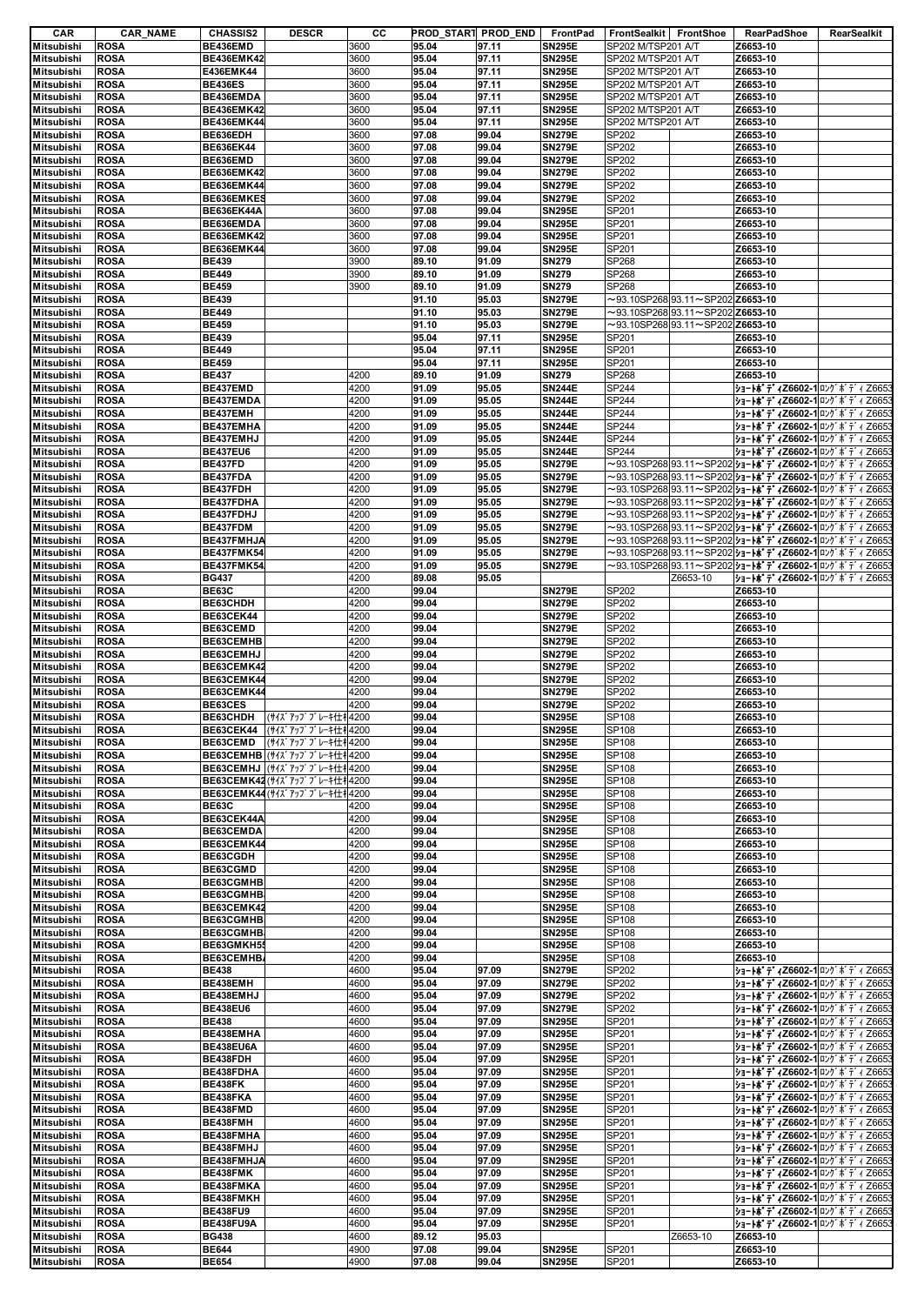| CAR | CAR_NAME | CHASSIS2 | DESCR | CC | PROD_START | PROD_END | FrontPad | FrontSealkit | FrontShoe | RearPadShoe | RearSealkit |
|---|---|---|---|---|---|---|---|---|---|---|---|
| Mitsubishi | ROSA | BE436EMD | | 3600 | 95.04 | 97.11 | SN295E | SP202 M/TSP201 A/T | | Z6653-10 | |
| Mitsubishi | ROSA | BE436EMK42 | | 3600 | 95.04 | 97.11 | SN295E | SP202 M/TSP201 A/T | | Z6653-10 | |
| Mitsubishi | ROSA | E436EMK44 | | 3600 | 95.04 | 97.11 | SN295E | SP202 M/TSP201 A/T | | Z6653-10 | |
| Mitsubishi | ROSA | BE436ES | | 3600 | 95.04 | 97.11 | SN295E | SP202 M/TSP201 A/T | | Z6653-10 | |
| Mitsubishi | ROSA | BE436EMDA | | 3600 | 95.04 | 97.11 | SN295E | SP202 M/TSP201 A/T | | Z6653-10 | |
| Mitsubishi | ROSA | BE436EMK42 | | 3600 | 95.04 | 97.11 | SN295E | SP202 M/TSP201 A/T | | Z6653-10 | |
| Mitsubishi | ROSA | BE436EMK44 | | 3600 | 95.04 | 97.11 | SN295E | SP202 M/TSP201 A/T | | Z6653-10 | |
| Mitsubishi | ROSA | BE636EDH | | 3600 | 97.08 | 99.04 | SN279E | SP202 | | Z6653-10 | |
| Mitsubishi | ROSA | BE636EK44 | | 3600 | 97.08 | 99.04 | SN279E | SP202 | | Z6653-10 | |
| Mitsubishi | ROSA | BE636EMD | | 3600 | 97.08 | 99.04 | SN279E | SP202 | | Z6653-10 | |
| Mitsubishi | ROSA | BE636EMK42 | | 3600 | 97.08 | 99.04 | SN279E | SP202 | | Z6653-10 | |
| Mitsubishi | ROSA | BE636EMK44 | | 3600 | 97.08 | 99.04 | SN279E | SP202 | | Z6653-10 | |
| Mitsubishi | ROSA | BE636EMKES | | 3600 | 97.08 | 99.04 | SN279E | SP202 | | Z6653-10 | |
| Mitsubishi | ROSA | BE636EK44A | | 3600 | 97.08 | 99.04 | SN295E | SP201 | | Z6653-10 | |
| Mitsubishi | ROSA | BE636EMDA | | 3600 | 97.08 | 99.04 | SN295E | SP201 | | Z6653-10 | |
| Mitsubishi | ROSA | BE636EMK42 | | 3600 | 97.08 | 99.04 | SN295E | SP201 | | Z6653-10 | |
| Mitsubishi | ROSA | BE636EMK44 | | 3600 | 97.08 | 99.04 | SN295E | SP201 | | Z6653-10 | |
| Mitsubishi | ROSA | BE439 | | 3900 | 89.10 | 91.09 | SN279 | SP268 | | Z6653-10 | |
| Mitsubishi | ROSA | BE449 | | 3900 | 89.10 | 91.09 | SN279 | SP268 | | Z6653-10 | |
| Mitsubishi | ROSA | BE459 | | 3900 | 89.10 | 91.09 | SN279 | SP268 | | Z6653-10 | |
| Mitsubishi | ROSA | BE439 | | | 91.10 | 95.03 | SN279E | ～93.10SP268 | 93.11～SP202 | Z6653-10 | |
| Mitsubishi | ROSA | BE449 | | | 91.10 | 95.03 | SN279E | ～93.10SP268 | 93.11～SP202 | Z6653-10 | |
| Mitsubishi | ROSA | BE459 | | | 91.10 | 95.03 | SN279E | ～93.10SP268 | 93.11～SP202 | Z6653-10 | |
| Mitsubishi | ROSA | BE439 | | | 95.04 | 97.11 | SN295E | SP201 | | Z6653-10 | |
| Mitsubishi | ROSA | BE449 | | | 95.04 | 97.11 | SN295E | SP201 | | Z6653-10 | |
| Mitsubishi | ROSA | BE459 | | | 95.04 | 97.11 | SN295E | SP201 | | Z6653-10 | |
| Mitsubishi | ROSA | BE437 | | 4200 | 89.10 | 91.09 | SN279 | SP268 | | Z6653-10 | |
| Mitsubishi | ROSA | BE437EMD | | 4200 | 91.09 | 95.05 | SN244E | SP244 | | ｼｮｰﾄﾎﾞﾃﾞｨZ6602-1 | ﾛﾝｸﾞﾎﾞﾃﾞｨZ6653 |
| Mitsubishi | ROSA | BE437EMDA | | 4200 | 91.09 | 95.05 | SN244E | SP244 | | ｼｮｰﾄﾎﾞﾃﾞｨZ6602-1 | ﾛﾝｸﾞﾎﾞﾃﾞｨZ6653 |
| Mitsubishi | ROSA | BE437EMH | | 4200 | 91.09 | 95.05 | SN244E | SP244 | | ｼｮｰﾄﾎﾞﾃﾞｨZ6602-1 | ﾛﾝｸﾞﾎﾞﾃﾞｨZ6653 |
| Mitsubishi | ROSA | BE437EMHA | | 4200 | 91.09 | 95.05 | SN244E | SP244 | | ｼｮｰﾄﾎﾞﾃﾞｨZ6602-1 | ﾛﾝｸﾞﾎﾞﾃﾞｨZ6653 |
| Mitsubishi | ROSA | BE437EMHJ | | 4200 | 91.09 | 95.05 | SN244E | SP244 | | ｼｮｰﾄﾎﾞﾃﾞｨZ6602-1 | ﾛﾝｸﾞﾎﾞﾃﾞｨZ6653 |
| Mitsubishi | ROSA | BE437EU6 | | 4200 | 91.09 | 95.05 | SN244E | SP244 | | ｼｮｰﾄﾎﾞﾃﾞｨZ6602-1 | ﾛﾝｸﾞﾎﾞﾃﾞｨZ6653 |
| Mitsubishi | ROSA | BE437FD | | 4200 | 91.09 | 95.05 | SN279E | ～93.10SP268 | 93.11～SP202 | ｼｮｰﾄﾎﾞﾃﾞｨZ6602-1 | ﾛﾝｸﾞﾎﾞﾃﾞｨZ6653 |
| Mitsubishi | ROSA | BE437FDA | | 4200 | 91.09 | 95.05 | SN279E | ～93.10SP268 | 93.11～SP202 | ｼｮｰﾄﾎﾞﾃﾞｨZ6602-1 | ﾛﾝｸﾞﾎﾞﾃﾞｨZ6653 |
| Mitsubishi | ROSA | BE437FDH | | 4200 | 91.09 | 95.05 | SN279E | ～93.10SP268 | 93.11～SP202 | ｼｮｰﾄﾎﾞﾃﾞｨZ6602-1 | ﾛﾝｸﾞﾎﾞﾃﾞｨZ6653 |
| Mitsubishi | ROSA | BE437FDHA | | 4200 | 91.09 | 95.05 | SN279E | ～93.10SP268 | 93.11～SP202 | ｼｮｰﾄﾎﾞﾃﾞｨZ6602-1 | ﾛﾝｸﾞﾎﾞﾃﾞｨZ6653 |
| Mitsubishi | ROSA | BE437FDHJ | | 4200 | 91.09 | 95.05 | SN279E | ～93.10SP268 | 93.11～SP202 | ｼｮｰﾄﾎﾞﾃﾞｨZ6602-1 | ﾛﾝｸﾞﾎﾞﾃﾞｨZ6653 |
| Mitsubishi | ROSA | BE437FDM | | 4200 | 91.09 | 95.05 | SN279E | ～93.10SP268 | 93.11～SP202 | ｼｮｰﾄﾎﾞﾃﾞｨZ6602-1 | ﾛﾝｸﾞﾎﾞﾃﾞｨZ6653 |
| Mitsubishi | ROSA | BE437FMHJA | | 4200 | 91.09 | 95.05 | SN279E | ～93.10SP268 | 93.11～SP202 | ｼｮｰﾄﾎﾞﾃﾞｨZ6602-1 | ﾛﾝｸﾞﾎﾞﾃﾞｨZ6653 |
| Mitsubishi | ROSA | BE437FMK54 | | 4200 | 91.09 | 95.05 | SN279E | ～93.10SP268 | 93.11～SP202 | ｼｮｰﾄﾎﾞﾃﾞｨZ6602-1 | ﾛﾝｸﾞﾎﾞﾃﾞｨZ6653 |
| Mitsubishi | ROSA | BE437FMK54 | | 4200 | 91.09 | 95.05 | SN279E | ～93.10SP268 | 93.11～SP202 | ｼｮｰﾄﾎﾞﾃﾞｨZ6602-1 | ﾛﾝｸﾞﾎﾞﾃﾞｨZ6653 |
| Mitsubishi | ROSA | BG437 | | 4200 | 89.08 | 95.05 | | | Z6653-10 | ｼｮｰﾄﾎﾞﾃﾞｨZ6602-1 | ﾛﾝｸﾞﾎﾞﾃﾞｨZ6653 |
| Mitsubishi | ROSA | BE63C | | 4200 | 99.04 | | SN279E | SP202 | | Z6653-10 | |
| Mitsubishi | ROSA | BE63CHDH | | 4200 | 99.04 | | SN279E | SP202 | | Z6653-10 | |
| Mitsubishi | ROSA | BE63CEK44 | | 4200 | 99.04 | | SN279E | SP202 | | Z6653-10 | |
| Mitsubishi | ROSA | BE63CEMD | | 4200 | 99.04 | | SN279E | SP202 | | Z6653-10 | |
| Mitsubishi | ROSA | BE63CEMHB | | 4200 | 99.04 | | SN279E | SP202 | | Z6653-10 | |
| Mitsubishi | ROSA | BE63CEMHJ | | 4200 | 99.04 | | SN279E | SP202 | | Z6653-10 | |
| Mitsubishi | ROSA | BE63CEMK42 | | 4200 | 99.04 | | SN279E | SP202 | | Z6653-10 | |
| Mitsubishi | ROSA | BE63CEMK44 | | 4200 | 99.04 | | SN279E | SP202 | | Z6653-10 | |
| Mitsubishi | ROSA | BE63CEMK44 | | 4200 | 99.04 | | SN279E | SP202 | | Z6653-10 | |
| Mitsubishi | ROSA | BE63CES | | 4200 | 99.04 | | SN279E | SP202 | | Z6653-10 | |
| Mitsubishi | ROSA | BE63CHDH | (ｻｲｽﾞｱｯﾌﾟﾌﾞﾚｰｷ仕様 | 4200 | 99.04 | | SN295E | SP108 | | Z6653-10 | |
| Mitsubishi | ROSA | BE63CEK44 | (ｻｲｽﾞｱｯﾌﾟﾌﾞﾚｰｷ仕様 | 4200 | 99.04 | | SN295E | SP108 | | Z6653-10 | |
| Mitsubishi | ROSA | BE63CEMD | (ｻｲｽﾞｱｯﾌﾟﾌﾞﾚｰｷ仕様 | 4200 | 99.04 | | SN295E | SP108 | | Z6653-10 | |
| Mitsubishi | ROSA | BE63CEMHB | (ｻｲｽﾞｱｯﾌﾟﾌﾞﾚｰｷ仕様 | 4200 | 99.04 | | SN295E | SP108 | | Z6653-10 | |
| Mitsubishi | ROSA | BE63CEMHJ | (ｻｲｽﾞｱｯﾌﾟﾌﾞﾚｰｷ仕様 | 4200 | 99.04 | | SN295E | SP108 | | Z6653-10 | |
| Mitsubishi | ROSA | BE63CEMK42 | (ｻｲｽﾞｱｯﾌﾟﾌﾞﾚｰｷ仕様 | 4200 | 99.04 | | SN295E | SP108 | | Z6653-10 | |
| Mitsubishi | ROSA | BE63CEMK44 | (ｻｲｽﾞｱｯﾌﾟﾌﾞﾚｰｷ仕様 | 4200 | 99.04 | | SN295E | SP108 | | Z6653-10 | |
| Mitsubishi | ROSA | BE63C | | 4200 | 99.04 | | SN295E | SP108 | | Z6653-10 | |
| Mitsubishi | ROSA | BE63CEK44A | | 4200 | 99.04 | | SN295E | SP108 | | Z6653-10 | |
| Mitsubishi | ROSA | BE63CEMDA | | 4200 | 99.04 | | SN295E | SP108 | | Z6653-10 | |
| Mitsubishi | ROSA | BE63CEMK44 | | 4200 | 99.04 | | SN295E | SP108 | | Z6653-10 | |
| Mitsubishi | ROSA | BE63CGDH | | 4200 | 99.04 | | SN295E | SP108 | | Z6653-10 | |
| Mitsubishi | ROSA | BE63CGMD | | 4200 | 99.04 | | SN295E | SP108 | | Z6653-10 | |
| Mitsubishi | ROSA | BE63CGMHB | | 4200 | 99.04 | | SN295E | SP108 | | Z6653-10 | |
| Mitsubishi | ROSA | BE63CGMHB | | 4200 | 99.04 | | SN295E | SP108 | | Z6653-10 | |
| Mitsubishi | ROSA | BE63CEMK42 | | 4200 | 99.04 | | SN295E | SP108 | | Z6653-10 | |
| Mitsubishi | ROSA | BE63CGMHB | | 4200 | 99.04 | | SN295E | SP108 | | Z6653-10 | |
| Mitsubishi | ROSA | BE63CGMHB | | 4200 | 99.04 | | SN295E | SP108 | | Z6653-10 | |
| Mitsubishi | ROSA | BE63GMKH5 | | 4200 | 99.04 | | SN295E | SP108 | | Z6653-10 | |
| Mitsubishi | ROSA | BE63CEMHB | | 4200 | 99.04 | | SN295E | SP108 | | Z6653-10 | |
| Mitsubishi | ROSA | BE438 | | 4600 | 95.04 | 97.09 | SN279E | SP202 | | ｼｮｰﾄﾎﾞﾃﾞｨZ6602-1 | ﾛﾝｸﾞﾎﾞﾃﾞｨZ6653 |
| Mitsubishi | ROSA | BE438EMH | | 4600 | 95.04 | 97.09 | SN279E | SP202 | | ｼｮｰﾄﾎﾞﾃﾞｨZ6602-1 | ﾛﾝｸﾞﾎﾞﾃﾞｨZ6653 |
| Mitsubishi | ROSA | BE438EMHJ | | 4600 | 95.04 | 97.09 | SN279E | SP202 | | ｼｮｰﾄﾎﾞﾃﾞｨZ6602-1 | ﾛﾝｸﾞﾎﾞﾃﾞｨZ6653 |
| Mitsubishi | ROSA | BE438EU6 | | 4600 | 95.04 | 97.09 | SN279E | SP202 | | ｼｮｰﾄﾎﾞﾃﾞｨZ6602-1 | ﾛﾝｸﾞﾎﾞﾃﾞｨZ6653 |
| Mitsubishi | ROSA | BE438 | | 4600 | 95.04 | 97.09 | SN295E | SP201 | | ｼｮｰﾄﾎﾞﾃﾞｨZ6602-1 | ﾛﾝｸﾞﾎﾞﾃﾞｨZ6653 |
| Mitsubishi | ROSA | BE438EMHA | | 4600 | 95.04 | 97.09 | SN295E | SP201 | | ｼｮｰﾄﾎﾞﾃﾞｨZ6602-1 | ﾛﾝｸﾞﾎﾞﾃﾞｨZ6653 |
| Mitsubishi | ROSA | BE438EU6A | | 4600 | 95.04 | 97.09 | SN295E | SP201 | | ｼｮｰﾄﾎﾞﾃﾞｨZ6602-1 | ﾛﾝｸﾞﾎﾞﾃﾞｨZ6653 |
| Mitsubishi | ROSA | BE438FDH | | 4600 | 95.04 | 97.09 | SN295E | SP201 | | ｼｮｰﾄﾎﾞﾃﾞｨZ6602-1 | ﾛﾝｸﾞﾎﾞﾃﾞｨZ6653 |
| Mitsubishi | ROSA | BE438FDHA | | 4600 | 95.04 | 97.09 | SN295E | SP201 | | ｼｮｰﾄﾎﾞﾃﾞｨZ6602-1 | ﾛﾝｸﾞﾎﾞﾃﾞｨZ6653 |
| Mitsubishi | ROSA | BE438FK | | 4600 | 95.04 | 97.09 | SN295E | SP201 | | ｼｮｰﾄﾎﾞﾃﾞｨZ6602-1 | ﾛﾝｸﾞﾎﾞﾃﾞｨZ6653 |
| Mitsubishi | ROSA | BE438FKA | | 4600 | 95.04 | 97.09 | SN295E | SP201 | | ｼｮｰﾄﾎﾞﾃﾞｨZ6602-1 | ﾛﾝｸﾞﾎﾞﾃﾞｨZ6653 |
| Mitsubishi | ROSA | BE438FMD | | 4600 | 95.04 | 97.09 | SN295E | SP201 | | ｼｮｰﾄﾎﾞﾃﾞｨZ6602-1 | ﾛﾝｸﾞﾎﾞﾃﾞｨZ6653 |
| Mitsubishi | ROSA | BE438FMH | | 4600 | 95.04 | 97.09 | SN295E | SP201 | | ｼｮｰﾄﾎﾞﾃﾞｨZ6602-1 | ﾛﾝｸﾞﾎﾞﾃﾞｨZ6653 |
| Mitsubishi | ROSA | BE438FMHA | | 4600 | 95.04 | 97.09 | SN295E | SP201 | | ｼｮｰﾄﾎﾞﾃﾞｨZ6602-1 | ﾛﾝｸﾞﾎﾞﾃﾞｨZ6653 |
| Mitsubishi | ROSA | BE438FMHJ | | 4600 | 95.04 | 97.09 | SN295E | SP201 | | ｼｮｰﾄﾎﾞﾃﾞｨZ6602-1 | ﾛﾝｸﾞﾎﾞﾃﾞｨZ6653 |
| Mitsubishi | ROSA | BE438FMHJA | | 4600 | 95.04 | 97.09 | SN295E | SP201 | | ｼｮｰﾄﾎﾞﾃﾞｨZ6602-1 | ﾛﾝｸﾞﾎﾞﾃﾞｨZ6653 |
| Mitsubishi | ROSA | BE438FMK | | 4600 | 95.04 | 97.09 | SN295E | SP201 | | ｼｮｰﾄﾎﾞﾃﾞｨZ6602-1 | ﾛﾝｸﾞﾎﾞﾃﾞｨZ6653 |
| Mitsubishi | ROSA | BE438FMKA | | 4600 | 95.04 | 97.09 | SN295E | SP201 | | ｼｮｰﾄﾎﾞﾃﾞｨZ6602-1 | ﾛﾝｸﾞﾎﾞﾃﾞｨZ6653 |
| Mitsubishi | ROSA | BE438FMKH | | 4600 | 95.04 | 97.09 | SN295E | SP201 | | ｼｮｰﾄﾎﾞﾃﾞｨZ6602-1 | ﾛﾝｸﾞﾎﾞﾃﾞｨZ6653 |
| Mitsubishi | ROSA | BE438FU9 | | 4600 | 95.04 | 97.09 | SN295E | SP201 | | ｼｮｰﾄﾎﾞﾃﾞｨZ6602-1 | ﾛﾝｸﾞﾎﾞﾃﾞｨZ6653 |
| Mitsubishi | ROSA | BE438FU9A | | 4600 | 95.04 | 97.09 | SN295E | SP201 | | ｼｮｰﾄﾎﾞﾃﾞｨZ6602-1 | ﾛﾝｸﾞﾎﾞﾃﾞｨZ6653 |
| Mitsubishi | ROSA | BG438 | | 4600 | 89.12 | 95.03 | | | Z6653-10 | Z6653-10 | |
| Mitsubishi | ROSA | BE644 | | 4900 | 97.08 | 99.04 | SN295E | SP201 | | Z6653-10 | |
| Mitsubishi | ROSA | BE654 | | 4900 | 97.08 | 99.04 | SN295E | SP201 | | Z6653-10 | |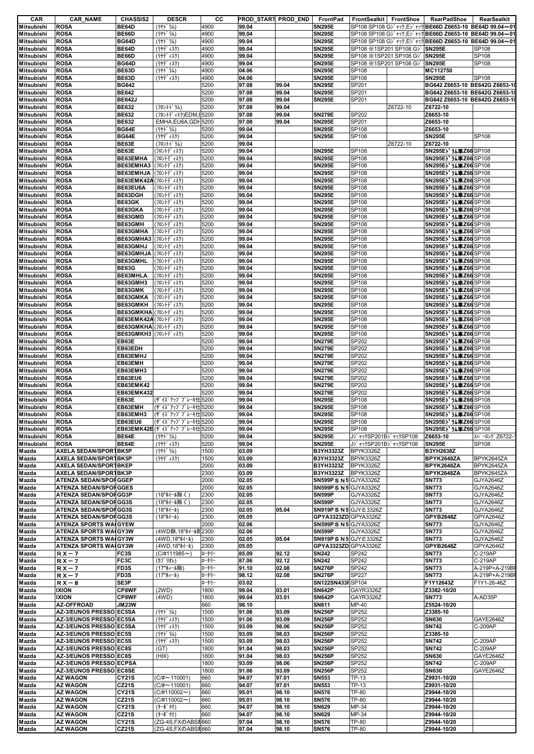| CAR | CAR_NAME | CHASSIS2 | DESCR | CC | PROD_START | PROD_END | FrontPad | FrontSealkit | FrontShoe | RearPadShoe | RearSealkit |
|---|---|---|---|---|---|---|---|---|---|---|---|
| Mitsubishi | ROSA | BE64D | (ﾘﾔﾄﾞﾗﾑ) | 4900 | 99.04 | | SN295E | SP108 SP108 Gｼﾞｬｯｸ,Eｼﾞｬｯｸ | | BE66D Z6653-10 | BE64D 99.04～01 |
| Mitsubishi | ROSA | BE66D | (ﾘﾔﾄﾞﾗﾑ) | 4900 | 99.04 | | SN295E | SP108 SP108 Gｼﾞｬｯｸ,Eｼﾞｬｯｸ | | BE66D Z6653-10 | BE64D 99.04～01 |
| Mitsubishi | ROSA | BG64D | (ﾘﾔﾄﾞﾗﾑ) | 4900 | 99.04 | | SN295E | SP108 SP108 Gｼﾞｬｯｸ,Eｼﾞｬｯｸ | | BE66D Z6653-10 | BE64D 99.04～01 |
| Mitsubishi | ROSA | BE64D | (ﾘﾔﾃﾞｨｽｸ) | 4900 | 99.04 | | SN295E | SP108 ※1SP201 SP108 Gｼﾞ | | SN295E | SP108 |
| Mitsubishi | ROSA | BE66D | (ﾘﾔﾃﾞｨｽｸ) | 4900 | 99.04 | | SN295E | SP108 ※1SP201 SP108 Gｼﾞ | | SN295E | SP108 |
| Mitsubishi | ROSA | BG64D | (ﾘﾔﾃﾞｨｽｸ) | 4900 | 99.04 | | SN295E | SP108 ※1SP201 SP108 Gｼﾞ | | SN295E | SP108 |
| Mitsubishi | ROSA | BE63D | (ﾘﾔﾄﾞﾗﾑ) | 4900 | 04.06 | | SN295E | SP108 | | MC112750 | |
| Mitsubishi | ROSA | BE63D | (ﾘﾔﾃﾞｨｽｸ) | 4900 | 04.06 | | SN295E | SP108 | | SN295E | SP108 |
| Mitsubishi | ROSA | BG642 | | 5200 | 97.08 | 99.04 | SN295E | SP201 | | BG642 Z6653-10 | BE642G Z6653-10 |
| Mitsubishi | ROSA | BE642 | | 5200 | 97.08 | 99.04 | SN295E | SP201 | | BG642 Z6653-10 | BE642G Z6653-10 |
| Mitsubishi | ROSA | BE642J | | 5200 | 97.08 | 99.04 | SN295E | SP201 | | BG642 Z6653-10 | BE642G Z6653-10 |
| Mitsubishi | ROSA | BE632 | (ﾌﾛﾝﾄﾄﾞﾗﾑ) | 5200 | 97.08 | 99.04 | | | Z6722-10 | Z6722-10 | |
| Mitsubishi | ROSA | BE632 | (ﾌﾛﾝﾄﾃﾞｨｽｸ)EDM,E | 5200 | 97.08 | 99.04 | SN279E | SP202 | | Z6653-10 | |
| Mitsubishi | ROSA | BE632 | EMHA,EU6A,GDH | 5200 | 97.08 | 99.04 | SN295E | SP201 | | Z6653-10 | |
| Mitsubishi | ROSA | BG64E | (ﾘﾔﾄﾞﾗﾑ) | 5200 | 99.04 | | SN295E | SP108 | | Z6653-10 | |
| Mitsubishi | ROSA | BG64E | (ﾘﾔﾃﾞｨｽｸ) | 5200 | 99.04 | | SN295E | SP108 | | SN295E | SP108 |
| Mitsubishi | ROSA | BE63E | (ﾌﾛﾝﾄﾄﾞﾗﾑ) | 5200 | 99.04 | | | | Z6722-10 | Z6722-10 | |
| Mitsubishi | ROSA | BE63E | (ﾌﾛﾝﾄﾃﾞｨｽｸ) | 5200 | 99.04 | | SN295E | SP108 | | SN295Eﾄﾞﾗﾑ車Z66 | SP108 |
| Mitsubishi | ROSA | BE63EMHA | (ﾌﾛﾝﾄﾃﾞｨｽｸ) | 5200 | 99.04 | | SN295E | SP108 | | SN295Eﾄﾞﾗﾑ車Z66 | SP108 |
| Mitsubishi | ROSA | BE63EMHA3 | (ﾌﾛﾝﾄﾃﾞｨｽｸ) | 5200 | 99.04 | | SN295E | SP108 | | SN295Eﾄﾞﾗﾑ車Z66 | SP108 |
| Mitsubishi | ROSA | BE63EMHJA | (ﾌﾛﾝﾄﾃﾞｨｽｸ) | 5200 | 99.04 | | SN295E | SP108 | | SN295Eﾄﾞﾗﾑ車Z66 | SP108 |
| Mitsubishi | ROSA | BE63EMK42A | (ﾌﾛﾝﾄﾃﾞｨｽｸ) | 5200 | 99.04 | | SN295E | SP108 | | SN295Eﾄﾞﾗﾑ車Z66 | SP108 |
| Mitsubishi | ROSA | BE63EU6A | (ﾌﾛﾝﾄﾃﾞｨｽｸ) | 5200 | 99.04 | | SN295E | SP108 | | SN295Eﾄﾞﾗﾑ車Z66 | SP108 |
| Mitsubishi | ROSA | BE63DGH | (ﾌﾛﾝﾄﾃﾞｨｽｸ) | 5200 | 99.04 | | SN295E | SP108 | | SN295Eﾄﾞﾗﾑ車Z66 | SP108 |
| Mitsubishi | ROSA | BE63GK | (ﾌﾛﾝﾄﾃﾞｨｽｸ) | 5200 | 99.04 | | SN295E | SP108 | | SN295Eﾄﾞﾗﾑ車Z66 | SP108 |
| Mitsubishi | ROSA | BE63GKA | (ﾌﾛﾝﾄﾃﾞｨｽｸ) | 5200 | 99.04 | | SN295E | SP108 | | SN295Eﾄﾞﾗﾑ車Z66 | SP108 |
| Mitsubishi | ROSA | BE63GMD | (ﾌﾛﾝﾄﾃﾞｨｽｸ) | 5200 | 99.04 | | SN295E | SP108 | | SN295Eﾄﾞﾗﾑ車Z66 | SP108 |
| Mitsubishi | ROSA | BE63GMH | (ﾌﾛﾝﾄﾃﾞｨｽｸ) | 5200 | 99.04 | | SN295E | SP108 | | SN295Eﾄﾞﾗﾑ車Z66 | SP108 |
| Mitsubishi | ROSA | BE63GMHA | (ﾌﾛﾝﾄﾃﾞｨｽｸ) | 5200 | 99.04 | | SN295E | SP108 | | SN295Eﾄﾞﾗﾑ車Z66 | SP108 |
| Mitsubishi | ROSA | BE63GMHA3 | (ﾌﾛﾝﾄﾃﾞｨｽｸ) | 5200 | 99.04 | | SN295E | SP108 | | SN295Eﾄﾞﾗﾑ車Z66 | SP108 |
| Mitsubishi | ROSA | BE63GMHJ | (ﾌﾛﾝﾄﾃﾞｨｽｸ) | 5200 | 99.04 | | SN295E | SP108 | | SN295Eﾄﾞﾗﾑ車Z66 | SP108 |
| Mitsubishi | ROSA | BE63GMHJA | (ﾌﾛﾝﾄﾃﾞｨｽｸ) | 5200 | 99.04 | | SN295E | SP108 | | SN295Eﾄﾞﾗﾑ車Z66 | SP108 |
| Mitsubishi | ROSA | BE63GMHL | (ﾌﾛﾝﾄﾃﾞｨｽｸ) | 5200 | 99.04 | | SN295E | SP108 | | SN295Eﾄﾞﾗﾑ車Z66 | SP108 |
| Mitsubishi | ROSA | BE63G | (ﾌﾛﾝﾄﾃﾞｨｽｸ) | 5200 | 99.04 | | SN295E | SP108 | | SN295Eﾄﾞﾗﾑ車Z66 | SP108 |
| Mitsubishi | ROSA | BE63MHLA | (ﾌﾛﾝﾄﾃﾞｨｽｸ) | 5200 | 99.04 | | SN295E | SP108 | | SN295Eﾄﾞﾗﾑ車Z66 | SP108 |
| Mitsubishi | ROSA | BE63GMH3 | (ﾌﾛﾝﾄﾃﾞｨｽｸ) | 5200 | 99.04 | | SN295E | SP108 | | SN295Eﾄﾞﾗﾑ車Z66 | SP108 |
| Mitsubishi | ROSA | BE63GMK | (ﾌﾛﾝﾄﾃﾞｨｽｸ) | 5200 | 99.04 | | SN295E | SP108 | | SN295Eﾄﾞﾗﾑ車Z66 | SP108 |
| Mitsubishi | ROSA | BE63GMKA | (ﾌﾛﾝﾄﾃﾞｨｽｸ) | 5200 | 99.04 | | SN295E | SP108 | | SN295Eﾄﾞﾗﾑ車Z66 | SP108 |
| Mitsubishi | ROSA | BE63GMKH | (ﾌﾛﾝﾄﾃﾞｨｽｸ) | 5200 | 99.04 | | SN295E | SP108 | | SN295Eﾄﾞﾗﾑ車Z66 | SP108 |
| Mitsubishi | ROSA | BE63GMKHA | (ﾌﾛﾝﾄﾃﾞｨｽｸ) | 5200 | 99.04 | | SN295E | SP108 | | SN295Eﾄﾞﾗﾑ車Z66 | SP108 |
| Mitsubishi | ROSA | BE63EMK42A | (ﾌﾛﾝﾄﾃﾞｨｽｸ) | 5200 | 99.04 | | SN295E | SP108 | | SN295Eﾄﾞﾗﾑ車Z66 | SP108 |
| Mitsubishi | ROSA | BE63GMKHA | (ﾌﾛﾝﾄﾃﾞｨｽｸ) | 5200 | 99.04 | | SN295E | SP108 | | SN295Eﾄﾞﾗﾑ車Z66 | SP108 |
| Mitsubishi | ROSA | BE63GMKH3 | (ﾌﾛﾝﾄﾃﾞｨｽｸ) | 5200 | 99.04 | | SN295E | SP108 | | SN295Eﾄﾞﾗﾑ車Z66 | SP108 |
| Mitsubishi | ROSA | EB63E | | 5200 | 99.04 | | SN279E | SP202 | | SN295Eﾄﾞﾗﾑ車Z66 | SP108 |
| Mitsubishi | ROSA | EB63EDH | | 5200 | 99.04 | | SN279E | SP202 | | SN295Eﾄﾞﾗﾑ車Z66 | SP108 |
| Mitsubishi | ROSA | EB63EMHJ | | 5200 | 99.04 | | SN279E | SP202 | | SN295Eﾄﾞﾗﾑ車Z66 | SP108 |
| Mitsubishi | ROSA | EB63EMH | | 5200 | 99.04 | | SN279E | SP202 | | SN295Eﾄﾞﾗﾑ車Z66 | SP108 |
| Mitsubishi | ROSA | EB63EMH3 | | 5200 | 99.04 | | SN279E | SP202 | | SN295Eﾄﾞﾗﾑ車Z66 | SP108 |
| Mitsubishi | ROSA | EB63EU6 | | 5200 | 99.04 | | SN279E | SP202 | | SN295Eﾄﾞﾗﾑ車Z66 | SP108 |
| Mitsubishi | ROSA | EB63EMK42 | | 5200 | 99.04 | | SN279E | SP202 | | SN295Eﾄﾞﾗﾑ車Z66 | SP108 |
| Mitsubishi | ROSA | EB63EMK432 | | 5200 | 99.04 | | SN279E | SP202 | | SN295Eﾄﾞﾗﾑ車Z66 | SP108 |
| Mitsubishi | ROSA | EB63E | (ｻﾞｲｽﾞｱｯﾌﾟﾌﾞﾚｰｷ仕 | 5200 | 99.04 | | SN295E | SP108 | | SN295Eﾄﾞﾗﾑ車Z66 | SP108 |
| Mitsubishi | ROSA | EB63EMH | (ｻﾞｲｽﾞｱｯﾌﾟﾌﾞﾚｰｷ仕 | 5200 | 99.04 | | SN295E | SP108 | | SN295Eﾄﾞﾗﾑ車Z66 | SP108 |
| Mitsubishi | ROSA | EB63EMH3 | (ｻﾞｲｽﾞｱｯﾌﾟﾌﾞﾚｰｷ仕 | 5200 | 99.04 | | SN295E | SP108 | | SN295Eﾄﾞﾗﾑ車Z66 | SP108 |
| Mitsubishi | ROSA | EB63EU6 | (ｻﾞｲｽﾞｱｯﾌﾟﾌﾞﾚｰｷ仕 | 5200 | 99.04 | | SN295E | SP108 | | SN295Eﾄﾞﾗﾑ車Z66 | SP108 |
| Mitsubishi | ROSA | EB63EMK42E | (ｻﾞｲｽﾞｱｯﾌﾟﾌﾞﾚｰｷ仕 | 5200 | 99.04 | | SN295E | SP108 | | SN295Eﾄﾞﾗﾑ車Z66 | SP108 |
| Mitsubishi | ROSA | BE64E | (ﾘﾔﾄﾞﾗﾑ) | 5200 | 99.04 | | SN295E | Jｼﾞｬｯｸ SP201Bｼﾞｬｯｸ SP108 | | Z6653-10 | ｽﾊﾟｰﾛﾝｸﾞ Z6722- |
| Mitsubishi | ROSA | BE64E | (ﾘﾔﾃﾞｨｽｸ) | 5200 | 99.04 | | SN295E | Jｼﾞｬｯｸ SP201Bｼﾞｬｯｸ SP108 | | SN295E | SP108 |
| Mazda | AXELA SEDAN/SPORT | BK5P | (ﾘﾔﾄﾞﾗﾑ) | 1500 | 03.09 | | B3YH3323Z | BPYK3326Z | | B3YH2638Z | |
| Mazda | AXELA SEDAN/SPORT | BK5P | (ﾘﾔﾃﾞｨｽｸ) | 1500 | 03.09 | | B3YH3323Z | BPYK3326Z | | BPYK2648ZA | BPYK2645ZA |
| Mazda | AXELA SEDAN/SPORT | BKEP | | 2000 | 03.09 | | B3YH3323Z | BPYK3326Z | | BPYK2648ZA | BPYK2645ZA |
| Mazda | AXELA SEDAN/SPORT | BK3P | | 2300 | 03.09 | | B3YH3323Z | BPYK3326Z | | BPYK2648ZA | BPYK2645ZA |
| Mazda | ATENZA SEDAN/SPOR | GGEP | | 2000 | 02.05 | | SN599P S N 5 | GJYA3326Z | | SN773 | GJYA2646Z |
| Mazda | ATENZA SEDAN/SPOR | GGES | | 2000 | 02.05 | | SN599P S N 5 | GJYA3326Z | | SN773 | GJYA2646Z |
| Mazda | ATENZA SEDAN/SPOR | GG3P | (18"ﾎｲｰﾙ除く) | 2300 | 02.05 | | SN599P | GJYA3326Z | | SN773 | GJYA2646Z |
| Mazda | ATENZA SEDAN/SPOR | GG3S | (18"ﾎｲｰﾙ除く) | 2300 | 02.05 | | SN599P | GJYA3326Z | | SN773 | GJYA2646Z |
| Mazda | ATENZA SEDAN/SPOR | GG3S | (18"ﾎｲｰﾙ) | 2300 | 02.05 | 05.04 | SN919P S N 5 | GJYE3326Z | | SN773 | GJYA2646Z |
| Mazda | ATENZA SEDAN/SPOR | GG3S | (18"ﾎｲｰﾙ) | 2300 | 05.05 | | GPYA3323ZD | GPYA3326Z | | GPYB2648Z | GPYA2646Z |
| Mazda | ATENZA SPORTS WA | GYEW | | 2000 | 02.06 | | SN599P S N 5 | GJYA3326Z | | SN773 | GJYA2646Z |
| Mazda | ATENZA SPORTS WA | GY3W | (4WD除,18"ﾎｲｰﾙ除 | 2300 | 02.06 | | SN599P | GJYA3326Z | | SN773 | GJYA2646Z |
| Mazda | ATENZA SPORTS WA | GY3W | (4WD,18"ﾎｲｰﾙ) | 2300 | 02.05 | 05.04 | SN919P S N 5 | GJYE3326Z | | SN773 | GJYA2646Z |
| Mazda | ATENZA SPORTS WA | GY3W | (4WD,18"ﾎｲｰﾙ) | 2300 | 05.05 | | GPYA3323ZD | GPYA3326Z | | GPYB2648Z | GPYA2646Z |
| Mazda | RX－7 | FC3S | (C/#111985～) | ﾛｰﾀﾘｰ | 85.09 | 92.12 | SN242 | SP242 | | SN773 | C-219AP |
| Mazda | RX－7 | FC3C | (ｶﾌﾞﾘｵﾚ) | ﾛｰﾀﾘｰ | 87.06 | 92.12 | SN242 | SP242 | | SN773 | C-219AP |
| Mazda | RX－7 | FD3S | (17"ﾎｲｰﾙ除) | ﾛｰﾀﾘｰ | 91.10 | 02.08 | SN276P | SP242 | | SN773 | A-219P+A-219B |
| Mazda | RX－7 | FD3S | (17"ﾎｲｰﾙ) | ﾛｰﾀﾘｰ | 98.12 | 02.08 | SN276P | SP227 | | SN773 | A-219P+A-219B |
| Mazda | RX－8 | SE3P | | ﾛｰﾀﾘｰ | 03.02 | | SN122SN433F | SP104 | | F1Y12643Z | F1Y1-26-46Z |
| Mazda | IXION | CP8WF | (2WD) | 1800 | 99.04 | 03.01 | SN642P | GAYR3326Z | | Z3382-10/20 | |
| Mazda | IXION | CP8WF | (4WD) | 1800 | 99.04 | 03.01 | SN642P | GAYR3326Z | | SN773 | A-AD35P |
| Mazda | AZ-OFFROAD | JM23W | | 660 | 98.10 | | SN611 | MP-40 | | Z5524-10/20 | |
| Mazda | AZ-3/EUNOS PRESSO | EC5SA | (ﾘﾔﾄﾞﾗﾑ) | 1500 | 91.06 | 93.09 | SN256P | SP252 | | Z3385-10 | |
| Mazda | AZ-3/EUNOS PRESSO | EC5SA | (ﾘﾔﾃﾞｨｽｸ) | 1500 | 91.06 | 93.09 | SN256P | SP252 | | SN630 | GAYE2646Z |
| Mazda | AZ-3/EUNOS PRESSO | EC5SA | (ﾘﾔﾃﾞｨｽｸ) | 1500 | 93.09 | 98.06 | SN256P | SP252 | | SN742 | C-209AP |
| Mazda | AZ-3/EUNOS PRESSO | EC5S | (ﾘﾔﾄﾞﾗﾑ) | 1500 | 93.09 | 98.03 | SN256P | SP252 | | Z3385-10 | |
| Mazda | AZ-3/EUNOS PRESSO | EC5S | (ﾘﾔﾃﾞｨｽｸ) | 1500 | 93.09 | 98.03 | SN256P | SP252 | | SN742 | C-209AP |
| Mazda | AZ-3/EUNOS PRESSO | EC8S | (GT) | 1800 | 91.04 | 98.03 | SN256P | SP252 | | SN742 | C-209AP |
| Mazda | AZ-3/EUNOS PRESSO | EC8S | (HIX) | 1800 | 91.04 | 98.03 | SN256P | SP252 | | SN630 | GAYE2646Z |
| Mazda | AZ-3/EUNOS PRESSO | ECPSA | | 1800 | 93.09 | 98.06 | SN256P | SP252 | | SN742 | C-209AP |
| Mazda | AZ-3/EUNOS PRESSO | EC8SE | | 1800 | 91.06 | 93.09 | SN256P | SP252 | | SN630 | GAYE2646Z |
| Mazda | AZ WAGON | CY21S | (C/#～110001) | 660 | 94.07 | 97.01 | SN553 | TP-13 | | Z9931-10/20 | |
| Mazda | AZ WAGON | CZ21S | (C/#～110001) | 660 | 94.07 | 97.01 | SN553 | TP-13 | | Z9931-10/20 | |
| Mazda | AZ WAGON | CY21S | (C/#110002～) | 660 | 95.01 | 98.10 | SN576 | TP-80 | | Z9944-10/20 | |
| Mazda | AZ WAGON | CZ21S | (C/#110002～) | 660 | 95.01 | 98.10 | SN576 | TP-80 | | Z9944-10/20 | |
| Mazda | AZ WAGON | CY21S | (ﾀｰﾎﾞ付) | 660 | 94.07 | 98.10 | SN629 | MP-34 | | Z9944-10/20 | |
| Mazda | AZ WAGON | CZ21S | (ﾀｰﾎﾞ付) | 660 | 94.07 | 98.10 | SN629 | MP-34 | | Z9944-10/20 | |
| Mazda | AZ WAGON | CY21S | (ZG-4S,FXのABS | 660 | 97.04 | 98.10 | SN576 | TP-80 | | Z9944-10/20 | |
| Mazda | AZ WAGON | CZ21S | (ZG-4S,FXのABS | 660 | 97.04 | 98.10 | SN576 | TP-80 | | Z9944-10/20 | |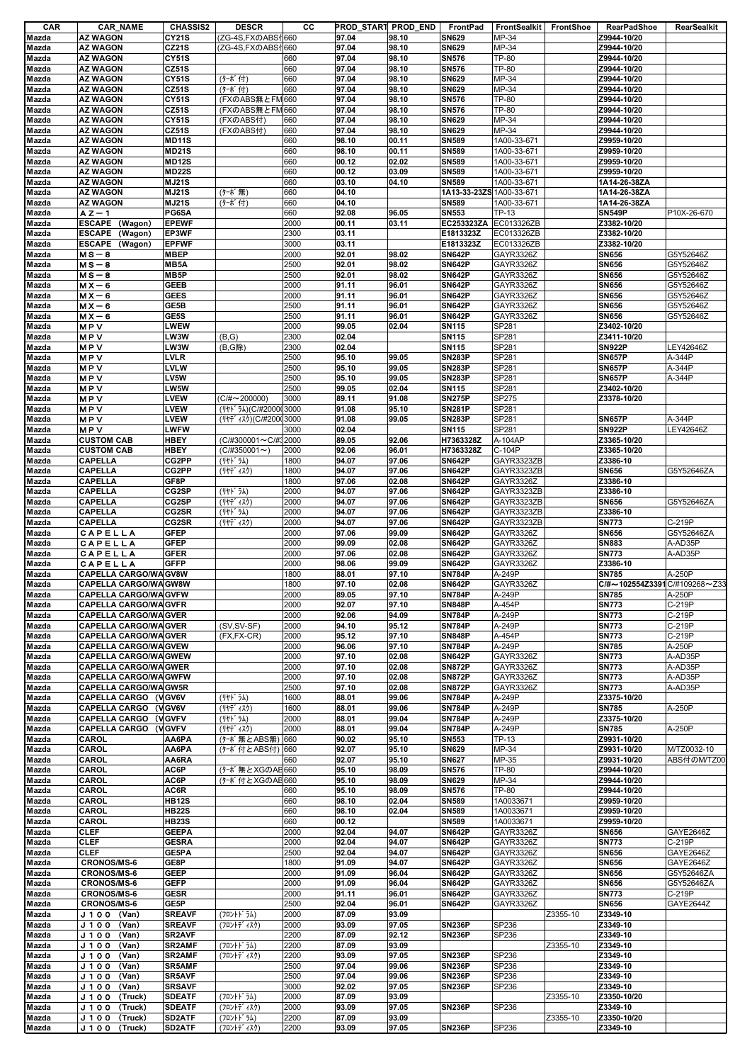| CAR | CAR_NAME | CHASSIS2 | DESCR | CC | PROD_START | PROD_END | FrontPad | FrontSealkit | FrontShoe | RearPadShoe | RearSealkit |
|---|---|---|---|---|---|---|---|---|---|---|---|
| Mazda | AZ WAGON | CY21S | (ZG-4S,FXのABS付 | 660 | 97.04 | 98.10 | SN629 | MP-34 | | Z9944-10/20 | |
| Mazda | AZ WAGON | CZ21S | (ZG-4S,FXのABS付 | 660 | 97.04 | 98.10 | SN629 | MP-34 | | Z9944-10/20 | |
| Mazda | AZ WAGON | CY51S | | 660 | 97.04 | 98.10 | SN576 | TP-80 | | Z9944-10/20 | |
| Mazda | AZ WAGON | CZ51S | | 660 | 97.04 | 98.10 | SN576 | TP-80 | | Z9944-10/20 | |
| Mazda | AZ WAGON | CY51S | (ﾀｰﾎﾞ付) | 660 | 97.04 | 98.10 | SN629 | MP-34 | | Z9944-10/20 | |
| Mazda | AZ WAGON | CZ51S | (ﾀｰﾎﾞ付) | 660 | 97.04 | 98.10 | SN629 | MP-34 | | Z9944-10/20 | |
| Mazda | AZ WAGON | CY51S | (FXのABS無とFM | 660 | 97.04 | 98.10 | SN576 | TP-80 | | Z9944-10/20 | |
| Mazda | AZ WAGON | CZ51S | (FXのABS無とFM | 660 | 97.04 | 98.10 | SN576 | TP-80 | | Z9944-10/20 | |
| Mazda | AZ WAGON | CY51S | (FXのABS付) | 660 | 97.04 | 98.10 | SN629 | MP-34 | | Z9944-10/20 | |
| Mazda | AZ WAGON | CZ51S | (FXのABS付) | 660 | 97.04 | 98.10 | SN629 | MP-34 | | Z9944-10/20 | |
| Mazda | AZ WAGON | MD11S | | 660 | 98.10 | 00.11 | SN589 | 1A00-33-671 | | Z9959-10/20 | |
| Mazda | AZ WAGON | MD21S | | 660 | 98.10 | 00.11 | SN589 | 1A00-33-671 | | Z9959-10/20 | |
| Mazda | AZ WAGON | MD12S | | 660 | 00.12 | 02.02 | SN589 | 1A00-33-671 | | Z9959-10/20 | |
| Mazda | AZ WAGON | MD22S | | 660 | 00.12 | 03.09 | SN589 | 1A00-33-671 | | Z9959-10/20 | |
| Mazda | AZ WAGON | MJ21S | | 660 | 03.10 | 04.10 | SN589 | 1A00-33-671 | | 1A14-26-38ZA | |
| Mazda | AZ WAGON | MJ21S | (ﾀｰﾎﾞ無) | 660 | 04.10 | | 1A13-33-23ZS | 1A00-33-671 | | 1A14-26-38ZA | |
| Mazda | AZ WAGON | MJ21S | (ﾀｰﾎﾞ付) | 660 | 04.10 | | SN589 | 1A00-33-671 | | 1A14-26-38ZA | |
| Mazda | ＡＺ－１ | PG6SA | | 660 | 92.08 | 96.05 | SN553 | TP-13 | | SN549P | P10X-26-670 |
| Mazda | ESCAPE (Wagon) | EPEWF | | 2000 | 00.11 | 03.11 | EC253323ZA | EC013326ZB | | Z3382-10/20 | |
| Mazda | ESCAPE (Wagon) | EP3WF | | 2300 | 03.11 | | E1813323Z | EC013326ZB | | Z3382-10/20 | |
| Mazda | ESCAPE (Wagon) | EPFWF | | 3000 | 03.11 | | E1813323Z | EC013326ZB | | Z3382-10/20 | |
| Mazda | ＭＳ－８ | MBEP | | 2000 | 92.01 | 98.02 | SN642P | GAYR3326Z | | SN656 | G5Y52646Z |
| Mazda | ＭＳ－８ | MB5A | | 2500 | 92.01 | 98.02 | SN642P | GAYR3326Z | | SN656 | G5Y52646Z |
| Mazda | ＭＳ－８ | MB5P | | 2500 | 92.01 | 98.02 | SN642P | GAYR3326Z | | SN656 | G5Y52646Z |
| Mazda | ＭＸ－６ | GEEB | | 2000 | 91.11 | 96.01 | SN642P | GAYR3326Z | | SN656 | G5Y52646Z |
| Mazda | ＭＸ－６ | GEES | | 2000 | 91.11 | 96.01 | SN642P | GAYR3326Z | | SN656 | G5Y52646Z |
| Mazda | ＭＸ－６ | GE5B | | 2500 | 91.11 | 96.01 | SN642P | GAYR3326Z | | SN656 | G5Y52646Z |
| Mazda | ＭＸ－６ | GE5S | | 2500 | 91.11 | 96.01 | SN642P | GAYR3326Z | | SN656 | G5Y52646Z |
| Mazda | ＭＰＶ | LWEW | | 2000 | 99.05 | 02.04 | SN115 | SP281 | | Z3402-10/20 | |
| Mazda | ＭＰＶ | LW3W | (B,G) | 2300 | 02.04 | | SN115 | SP281 | | Z3411-10/20 | |
| Mazda | ＭＰＶ | LW3W | (B,G除) | 2300 | 02.04 | | SN115 | SP281 | | SN922P | LEY42646Z |
| Mazda | ＭＰＶ | LVLR | | 2500 | 95.10 | 99.05 | SN283P | SP281 | | SN657P | A-344P |
| Mazda | ＭＰＶ | LVLW | | 2500 | 95.10 | 99.05 | SN283P | SP281 | | SN657P | A-344P |
| Mazda | ＭＰＶ | LV5W | | 2500 | 95.10 | 99.05 | SN283P | SP281 | | SN657P | A-344P |
| Mazda | ＭＰＶ | LW5W | | 2500 | 99.05 | 02.04 | SN115 | SP281 | | Z3402-10/20 | |
| Mazda | ＭＰＶ | LVEW | (C/#～200000) | 3000 | 89.11 | 91.08 | SN275P | SP275 | | Z3378-10/20 | |
| Mazda | ＭＰＶ | LVEW | (ﾘﾔﾄﾞﾗﾑ)(C/#20000 | 3000 | 91.08 | 95.10 | SN281P | SP281 | | | |
| Mazda | ＭＰＶ | LVEW | (ﾘﾔﾃﾞｨｽｸ)(C/#200 | 3000 | 91.08 | 99.05 | SN283P | SP281 | | SN657P | A-344P |
| Mazda | ＭＰＶ | LWFW | | 3000 | 02.04 | | SN115 | SP281 | | SN922P | LEY42646Z |
| Mazda | CUSTOM CAB | HBEY | (C/#300001～C/#3 | 2000 | 89.05 | 92.06 | H7363328Z | A-104AP | | Z3365-10/20 | |
| Mazda | CUSTOM CAB | HBEY | (C/#350001～) | 2000 | 92.06 | 96.01 | H7363328Z | C-104P | | Z3365-10/20 | |
| Mazda | CAPELLA | CG2PP | (ﾘﾔﾄﾞﾗﾑ) | 1800 | 94.07 | 97.06 | SN642P | GAYR3323ZB | | Z3386-10 | |
| Mazda | CAPELLA | CG2PP | (ﾘﾔﾃﾞｨｽｸ) | 1800 | 94.07 | 97.06 | SN642P | GAYR3323ZB | | SN656 | G5Y52646ZA |
| Mazda | CAPELLA | GF8P | | 1800 | 97.06 | 02.08 | SN642P | GAYR3326Z | | Z3386-10 | |
| Mazda | CAPELLA | CG2SP | (ﾘﾔﾄﾞﾗﾑ) | 2000 | 94.07 | 97.06 | SN642P | GAYR3323ZB | | Z3386-10 | |
| Mazda | CAPELLA | CG2SP | (ﾘﾔﾃﾞｨｽｸ) | 2000 | 94.07 | 97.06 | SN642P | GAYR3323ZB | | SN656 | G5Y52646ZA |
| Mazda | CAPELLA | CG2SR | (ﾘﾔﾄﾞﾗﾑ) | 2000 | 94.07 | 97.06 | SN642P | GAYR3323ZB | | Z3386-10 | |
| Mazda | CAPELLA | CG2SR | (ﾘﾔﾃﾞｨｽｸ) | 2000 | 94.07 | 97.06 | SN642P | GAYR3323ZB | | SN773 | C-219P |
| Mazda | ＣＡＰＥＬＬＡ | GFEP | | 2000 | 97.06 | 99.09 | SN642P | GAYR3326Z | | SN656 | G5Y52646ZA |
| Mazda | ＣＡＰＥＬＬＡ | GFEP | | 2000 | 99.09 | 02.08 | SN642P | GAYR3326Z | | SN883 | A-AD35P |
| Mazda | ＣＡＰＥＬＬＡ | GFER | | 2000 | 97.06 | 02.08 | SN642P | GAYR3326Z | | SN773 | A-AD35P |
| Mazda | ＣＡＰＥＬＬＡ | GFFP | | 2000 | 98.06 | 99.09 | SN642P | GAYR3326Z | | Z3386-10 | |
| Mazda | CAPELLA CARGO/WA | GV8W | | 1800 | 88.01 | 97.10 | SN784P | A-249P | | SN785 | A-250P |
| Mazda | CAPELLA CARGO/WA | GW8W | | 1800 | 97.10 | 02.08 | SN642P | GAYR3326Z | | C/#～102554Z3391 | C/#109268～Z33 |
| Mazda | CAPELLA CARGO/WA | GVFW | | 2000 | 89.05 | 97.10 | SN784P | A-249P | | SN785 | A-250P |
| Mazda | CAPELLA CARGO/WA | GVFR | | 2000 | 92.07 | 97.10 | SN848P | A-454P | | SN773 | C-219P |
| Mazda | CAPELLA CARGO/WA | GVER | | 2000 | 92.06 | 94.09 | SN784P | A-249P | | SN773 | C-219P |
| Mazda | CAPELLA CARGO/WA | GVER | (SV,SV-SF) | 2000 | 94.10 | 95.12 | SN784P | A-249P | | SN773 | C-219P |
| Mazda | CAPELLA CARGO/WA | GVER | (FX,FX-CR) | 2000 | 95.12 | 97.10 | SN848P | A-454P | | SN773 | C-219P |
| Mazda | CAPELLA CARGO/WA | GVEW | | 2000 | 96.06 | 97.10 | SN784P | A-249P | | SN785 | A-250P |
| Mazda | CAPELLA CARGO/WA | GWEW | | 2000 | 97.10 | 02.08 | SN642P | GAYR3326Z | | SN773 | A-AD35P |
| Mazda | CAPELLA CARGO/WA | GWER | | 2000 | 97.10 | 02.08 | SN872P | GAYR3326Z | | SN773 | A-AD35P |
| Mazda | CAPELLA CARGO/WA | GWFW | | 2000 | 97.10 | 02.08 | SN872P | GAYR3326Z | | SN773 | A-AD35P |
| Mazda | CAPELLA CARGO/WA | GW5R | | 2500 | 97.10 | 02.08 | SN872P | GAYR3326Z | | SN773 | A-AD35P |
| Mazda | CAPELLA CARGO (V | GV6V | (ﾘﾔﾄﾞﾗﾑ) | 1600 | 88.01 | 99.06 | SN784P | A-249P | | Z3375-10/20 | |
| Mazda | CAPELLA CARGO (V | GV6V | (ﾘﾔﾃﾞｨｽｸ) | 1600 | 88.01 | 99.06 | SN784P | A-249P | | SN785 | A-250P |
| Mazda | CAPELLA CARGO (V | GVFV | (ﾘﾔﾄﾞﾗﾑ) | 2000 | 88.01 | 99.04 | SN784P | A-249P | | Z3375-10/20 | |
| Mazda | CAPELLA CARGO (V | GVFV | (ﾘﾔﾃﾞｨｽｸ) | 2000 | 88.01 | 99.04 | SN784P | A-249P | | SN785 | A-250P |
| Mazda | CAROL | AA6PA | (ﾀｰﾎﾞ無とABS無) | 660 | 90.02 | 95.10 | SN553 | TP-13 | | Z9931-10/20 | |
| Mazda | CAROL | AA6PA | (ﾀｰﾎﾞ付とABS付) | 660 | 92.07 | 95.10 | SN629 | MP-34 | | Z9931-10/20 | M/TZ0032-10 |
| Mazda | CAROL | AA6RA | | 660 | 92.07 | 95.10 | SN627 | MP-35 | | Z9931-10/20 | ABS付のM/TZ00 |
| Mazda | CAROL | AC6P | (ﾀｰﾎﾞ無とXGのAB | 660 | 95.10 | 98.09 | SN576 | TP-80 | | Z9944-10/20 | |
| Mazda | CAROL | AC6P | (ﾀｰﾎﾞ付とXGのAB | 660 | 95.10 | 98.09 | SN629 | MP-34 | | Z9944-10/20 | |
| Mazda | CAROL | AC6R | | 660 | 95.10 | 98.09 | SN576 | TP-80 | | Z9944-10/20 | |
| Mazda | CAROL | HB12S | | 660 | 98.10 | 02.04 | SN589 | 1A0033671 | | Z9959-10/20 | |
| Mazda | CAROL | HB22S | | 660 | 98.10 | 02.04 | SN589 | 1A0033671 | | Z9959-10/20 | |
| Mazda | CAROL | HB23S | | 660 | 00.12 | | SN589 | 1A0033671 | | Z9959-10/20 | |
| Mazda | CLEF | GEEPA | | 2000 | 92.04 | 94.07 | SN642P | GAYR3326Z | | SN656 | GAYE2646Z |
| Mazda | CLEF | GESRA | | 2000 | 92.04 | 94.07 | SN642P | GAYR3326Z | | SN773 | C-219P |
| Mazda | CLEF | GE5PA | | 2500 | 92.04 | 94.07 | SN642P | GAYR3326Z | | SN656 | GAYE2646Z |
| Mazda | CRONOS/MS-6 | GE8P | | 1800 | 91.09 | 94.07 | SN642P | GAYR3326Z | | SN656 | GAYE2646Z |
| Mazda | CRONOS/MS-6 | GEEP | | 2000 | 91.09 | 96.04 | SN642P | GAYR3326Z | | SN656 | G5Y52646ZA |
| Mazda | CRONOS/MS-6 | GEFP | | 2000 | 91.09 | 96.04 | SN642P | GAYR3326Z | | SN656 | G5Y52646ZA |
| Mazda | CRONOS/MS-6 | GESR | | 2000 | 91.11 | 96.01 | SN642P | GAYR3326Z | | SN773 | C-219P |
| Mazda | CRONOS/MS-6 | GE5P | | 2500 | 92.04 | 96.01 | SN642P | GAYR3326Z | | SN656 | GAYE2644Z |
| Mazda | Ｊ１００ (Van) | SREAVF | (ﾌﾛﾝﾄﾄﾞﾗﾑ) | 2000 | 87.09 | 93.09 | | | Z3355-10 | Z3349-10 | |
| Mazda | Ｊ１００ (Van) | SREAVF | (ﾌﾛﾝﾄﾃﾞｨｽｸ) | 2000 | 93.09 | 97.05 | SN236P | SP236 | | Z3349-10 | |
| Mazda | Ｊ１００ (Van) | SR2AVF | | 2200 | 87.09 | 92.12 | SN236P | SP236 | | Z3349-10 | |
| Mazda | Ｊ１００ (Van) | SR2AMF | (ﾌﾛﾝﾄﾄﾞﾗﾑ) | 2200 | 87.09 | 93.09 | | | Z3355-10 | Z3349-10 | |
| Mazda | Ｊ１００ (Van) | SR2AMF | (ﾌﾛﾝﾄﾃﾞｨｽｸ) | 2200 | 93.09 | 97.05 | SN236P | SP236 | | Z3349-10 | |
| Mazda | Ｊ１００ (Van) | SR5AMF | | 2500 | 97.04 | 99.06 | SN236P | SP236 | | Z3349-10 | |
| Mazda | Ｊ１００ (Van) | SR5AVF | | 2500 | 97.04 | 99.06 | SN236P | SP236 | | Z3349-10 | |
| Mazda | Ｊ１００ (Van) | SRSAVF | | 3000 | 92.02 | 97.05 | SN236P | SP236 | | Z3349-10 | |
| Mazda | Ｊ１００ (Truck) | SDEATF | (ﾌﾛﾝﾄﾄﾞﾗﾑ) | 2000 | 87.09 | 93.09 | | | Z3355-10 | Z3350-10/20 | |
| Mazda | Ｊ１００ (Truck) | SDEATF | (ﾌﾛﾝﾄﾃﾞｨｽｸ) | 2000 | 93.09 | 97.05 | SN236P | SP236 | | Z3349-10 | |
| Mazda | Ｊ１００ (Truck) | SD2ATF | (ﾌﾛﾝﾄﾄﾞﾗﾑ) | 2200 | 87.09 | 93.09 | | | Z3355-10 | Z3350-10/20 | |
| Mazda | Ｊ１００ (Truck) | SD2ATF | (ﾌﾛﾝﾄﾃﾞｨｽｸ) | 2200 | 93.09 | 97.05 | SN236P | SP236 | | Z3349-10 | |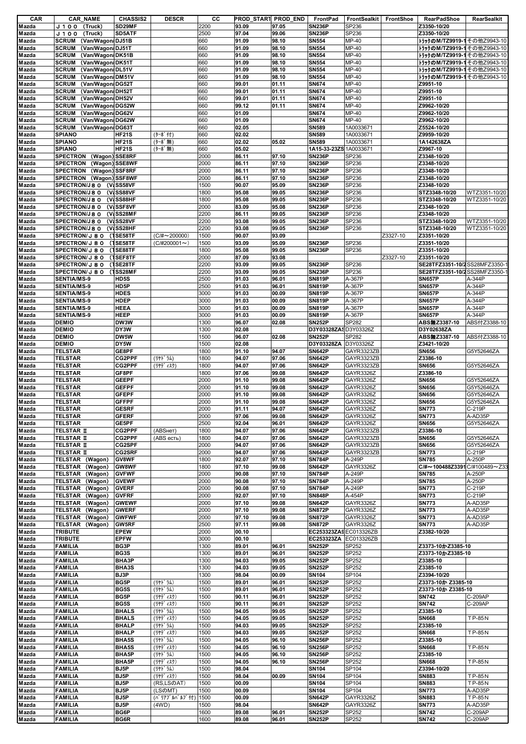| CAR | CAR_NAME | CHASSIS2 | DESCR | CC | PROD_START | PROD_END | FrontPad | FrontSealkit | FrontShoe | RearPadShoe | RearSealkit |
|---|---|---|---|---|---|---|---|---|---|---|---|
| Mazda | Ｊ１００ (Truck) | SD29MF | | 2200 | 93.09 | 97.05 | SN236P | SP236 | | Z3350-10/20 | |
| Mazda | Ｊ１００ (Truck) | SD5ATF | | 2500 | 97.04 | 99.06 | SN236P | SP236 | | Z3350-10/20 | |
| Mazda | SCRUM (Van/Wagon) | DJ51B | | 660 | 91.09 | 98.10 | SN554 | MP-40 | | ﾄﾗｯｸのM/TZ9919-1 | その他Z9943-10 |
| Mazda | SCRUM (Van/Wagon) | DJ51T | | 660 | 91.09 | 98.10 | SN554 | MP-40 | | ﾄﾗｯｸのM/TZ9919-1 | その他Z9943-10 |
| Mazda | SCRUM (Van/Wagon) | DK51B | | 660 | 91.09 | 98.10 | SN554 | MP-40 | | ﾄﾗｯｸのM/TZ9919-1 | その他Z9943-10 |
| Mazda | SCRUM (Van/Wagon) | DK51T | | 660 | 91.09 | 98.10 | SN554 | MP-40 | | ﾄﾗｯｸのM/TZ9919-1 | その他Z9943-10 |
| Mazda | SCRUM (Van/Wagon) | DL51V | | 660 | 91.09 | 98.10 | SN554 | MP-40 | | ﾄﾗｯｸのM/TZ9919-1 | その他Z9943-10 |
| Mazda | SCRUM (Van/Wagon) | DM51V | | 660 | 91.09 | 98.10 | SN554 | MP-40 | | ﾄﾗｯｸのM/TZ9919-1 | その他Z9943-10 |
| Mazda | SCRUM (Van/Wagon) | DG52T | | 660 | 99.01 | 01.11 | SN674 | MP-40 | | Z9951-10 | |
| Mazda | SCRUM (Van/Wagon) | DH52T | | 660 | 99.01 | 01.11 | SN674 | MP-40 | | Z9951-10 | |
| Mazda | SCRUM (Van/Wagon) | DH52V | | 660 | 99.01 | 01.11 | SN674 | MP-40 | | Z9951-10 | |
| Mazda | SCRUM (Van/Wagon) | DG52W | | 660 | 99.12 | 01.11 | SN674 | MP-40 | | Z9962-10/20 | |
| Mazda | SCRUM (Van/Wagon) | DG62V | | 660 | 01.09 | | SN674 | MP-40 | | Z9962-10/20 | |
| Mazda | SCRUM (Van/Wagon) | DG62W | | 660 | 01.09 | | SN674 | MP-40 | | Z9962-10/20 | |
| Mazda | SCRUM (Van/Wagon) | DG63T | | 660 | 02.05 | | SN589 | 1A0033671 | | Z5524-10/20 | |
| Mazda | SPIANO | HF21S | (ﾀｰﾎﾞ付) | 660 | 02.02 | | SN589 | 1A0033671 | | Z9959-10/20 | |
| Mazda | SPIANO | HF21S | (ﾀｰﾎﾞ無) | 660 | 02.02 | 05.02 | SN589 | 1A0033671 | | 1A142638ZA | |
| Mazda | SPIANO | HF21S | (ﾀｰﾎﾞ無) | 660 | 05.02 | | 1A15-33-23ZS | 1A0033671 | | Z9967-10 | |
| Mazda | SPECTRON (Wagon) | SSE8RF | | 2000 | 86.11 | 97.10 | SN236P | SP236 | | Z3348-10/20 | |
| Mazda | SPECTRON (Wagon) | SSE8WF | | 2000 | 86.11 | 97.10 | SN236P | SP236 | | Z3348-10/20 | |
| Mazda | SPECTRON (Wagon) | SSF8RF | | 2000 | 86.11 | 97.10 | SN236P | SP236 | | Z3348-10/20 | |
| Mazda | SPECTRON (Wagon) | SSF8WF | | 2000 | 86.11 | 97.10 | SN236P | SP236 | | Z3348-10/20 | |
| Mazda | SPECTRON/J８０ (V | SS58VF | | 1500 | 90.07 | 95.09 | SN236P | SP236 | | Z3348-10/20 | |
| Mazda | SPECTRON/J８０ (V | SS88VF | | 1800 | 95.08 | 99.05 | SN236P | SP236 | | STZ3348-10/20 | WTZ3351-10/20 |
| Mazda | SPECTRON/J８０ (V | SS88HF | | 1800 | 95.08 | 99.05 | SN236P | SP236 | | STZ3348-10/20 | WTZ3351-10/20 |
| Mazda | SPECTRON/J８０ (V | SSF8VF | | 2000 | 83.09 | 95.08 | SN236P | SP236 | | Z3348-10/20 | |
| Mazda | SPECTRON/J８０ (V | SS28MF | | 2200 | 86.11 | 99.05 | SN236P | SP236 | | Z3348-10/20 | |
| Mazda | SPECTRON/J８０ (V | SS28VF | | 2200 | 93.08 | 99.05 | SN236P | SP236 | | STZ3348-10/20 | WTZ3351-10/20 |
| Mazda | SPECTRON/J８０ (V | SS28HF | | 2200 | 93.08 | 99.05 | SN236P | SP236 | | STZ3348-10/20 | WTZ3351-10/20 |
| Mazda | SPECTRON/Ｊ８０ (T | SE58TF | (C/#～200000) | 1500 | 90.07 | 93.09 | | | Z3327-10 | Z3351-10/20 | |
| Mazda | SPECTRON/Ｊ８０ (T | SE58TF | (C/#200001～) | 1500 | 93.09 | 95.09 | SN236P | SP236 | | Z3351-10/20 | |
| Mazda | SPECTRON/Ｊ８０ (T | SE88TF | | 1800 | 95.08 | 99.05 | SN236P | SP236 | | Z3351-10/20 | |
| Mazda | SPECTRON/Ｊ８０ (T | SEF8TF | | 2000 | 87.09 | 93.08 | | | Z3327-10 | Z3351-10/20 | |
| Mazda | SPECTRON/Ｊ８０ (T | SE28TF | | 2200 | 93.09 | 99.05 | SN236P | SP236 | | SE28TFZ3351-10/2 | SS28MFZ3350-1 |
| Mazda | SPECTRON/Ｊ８０ (T | SS28MF | | 2200 | 93.09 | 99.05 | SN236P | SP236 | | SE28TFZ3351-10/2 | SS28MFZ3350-1 |
| Mazda | SENTIA/MS-9 | HD5S | | 2500 | 91.03 | 96.01 | SN819P | A-367P | | SN657P | A-344P |
| Mazda | SENTIA/MS-9 | HD5P | | 2500 | 91.03 | 96.01 | SN819P | A-367P | | SN657P | A-344P |
| Mazda | SENTIA/MS-9 | HDES | | 3000 | 91.03 | 00.09 | SN819P | A-367P | | SN657P | A-344P |
| Mazda | SENTIA/MS-9 | HDEP | | 3000 | 91.03 | 00.09 | SN819P | A-367P | | SN657P | A-344P |
| Mazda | SENTIA/MS-9 | HEEA | | 3000 | 91.03 | 00.09 | SN819P | A-367P | | SN657P | A-344P |
| Mazda | SENTIA/MS-9 | HEEP | | 3000 | 91.03 | 00.09 | SN819P | A-367P | | SN657P | A-344P |
| Mazda | DEMIO | DW3W | | 1300 | 96.07 | 02.08 | SN252P | SP282 | | ABS無Z3387-10 | ABS付Z3388-10 |
| Mazda | DEMIO | DY3W | | 1300 | 02.08 | | D3Y03328ZA | D3Y03326Z | | D3Y02638ZA | |
| Mazda | DEMIO | DW5W | | 1500 | 96.07 | 02.08 | SN252P | SP282 | | ABS無Z3387-10 | ABS付Z3388-10 |
| Mazda | DEMIO | DY5W | | 1500 | 02.08 | | D3Y03328ZA | D3Y03326Z | | Z3421-10/20 | |
| Mazda | TELSTAR | GE8PF | | 1800 | 91.10 | 94.07 | SN642P | GAYR3323ZB | | SN656 | G5Y52646ZA |
| Mazda | TELSTAR | CG2PPF | (ﾘﾔﾄﾞﾗﾑ) | 1800 | 94.07 | 97.06 | SN642P | GAYR3323ZB | | Z3386-10 | |
| Mazda | TELSTAR | CG2PPF | (ﾘﾔﾃﾞｨｽｸ) | 1800 | 94.07 | 97.06 | SN642P | GAYR3323ZB | | SN656 | G5Y52646ZA |
| Mazda | TELSTAR | GF8PF | | 1800 | 97.06 | 99.08 | SN642P | GAYR3326Z | | Z3386-10 | |
| Mazda | TELSTAR | GEEPF | | 2000 | 91.10 | 99.08 | SN642P | GAYR3326Z | | SN656 | G5Y52646ZA |
| Mazda | TELSTAR | GEFPF | | 2000 | 91.10 | 99.08 | SN642P | GAYR3326Z | | SN656 | G5Y52646ZA |
| Mazda | TELSTAR | GFEPF | | 2000 | 91.10 | 99.08 | SN642P | GAYR3326Z | | SN656 | G5Y52646ZA |
| Mazda | TELSTAR | GFFPF | | 2000 | 91.10 | 99.08 | SN642P | GAYR3326Z | | SN656 | G5Y52646ZA |
| Mazda | TELSTAR | GESRF | | 2000 | 91.11 | 94.07 | SN642P | GAYR3326Z | | SN773 | C-219P |
| Mazda | TELSTAR | GFERF | | 2000 | 97.06 | 99.08 | SN642P | GAYR3326Z | | SN773 | A-AD35P |
| Mazda | TELSTAR | GE5PF | | 2500 | 92.04 | 96.01 | SN642P | GAYR3326Z | | SN656 | G5Y52646ZA |
| Mazda | TELSTAR Ⅱ | CG2PPF | (ABSнет) | 1800 | 94.07 | 97.06 | SN642P | GAYR3323ZB | | Z3386-10 | |
| Mazda | TELSTAR Ⅱ | CG2PPF | (ABS есть) | 1800 | 94.07 | 97.06 | SN642P | GAYR3323ZB | | SN656 | G5Y52646ZA |
| Mazda | TELSTAR Ⅱ | CG2SPF | | 2000 | 94.07 | 97.06 | SN642P | GAYR3323ZB | | SN656 | G5Y52646ZA |
| Mazda | TELSTAR Ⅱ | CG2SRF | | 2000 | 94.07 | 97.06 | SN642P | GAYR3323ZB | | SN773 | C-219P |
| Mazda | TELSTAR (Wagon) | GV8WF | | 1800 | 92.07 | 97.10 | SN784P | A-249P | | SN785 | A-250P |
| Mazda | TELSTAR (Wagon) | GW8WF | | 1800 | 97.10 | 99.08 | SN642P | GAYR3326Z | | C/#～100488Z3391 | C/#100489～Z33 |
| Mazda | TELSTAR (Wagon) | GVFWF | | 2000 | 90.08 | 97.10 | SN784P | A-249P | | SN785 | A-250P |
| Mazda | TELSTAR (Wagon) | GVEWF | | 2000 | 90.08 | 97.10 | SN784P | A-249P | | SN785 | A-250P |
| Mazda | TELSTAR (Wagon) | GVERF | | 2000 | 90.08 | 97.10 | SN784P | A-249P | | SN773 | C-219P |
| Mazda | TELSTAR (Wagon) | GVFRF | | 2000 | 92.07 | 97.10 | SN848P | A-454P | | SN773 | C-219P |
| Mazda | TELSTAR (Wagon) | GWEWF | | 2000 | 97.10 | 99.08 | SN642P | GAYR3326Z | | SN773 | A-AD35P |
| Mazda | TELSTAR (Wagon) | GWERF | | 2000 | 97.10 | 99.08 | SN872P | GAYR3326Z | | SN773 | A-AD35P |
| Mazda | TELSTAR (Wagon) | GWFWF | | 2000 | 97.10 | 99.08 | SN872P | GAYR3326Z | | SN773 | A-AD35P |
| Mazda | TELSTAR (Wagon) | GW5RF | | 2500 | 97.11 | 99.08 | SN872P | GAYR3326Z | | SN773 | A-AD35P |
| Mazda | TRIBUTE | EPEW | | 2000 | 00.10 | | EC253323ZA | EC013326ZB | | Z3382-10/20 | |
| Mazda | TRIBUTE | EPFW | | 3000 | 00.10 | | EC253323ZA | EC013326ZB | | | |
| Mazda | FAMILIA | BG3P | | 1300 | 89.01 | 96.01 | SN252P | SP252 | | Z3373-10かZ3385-10 | |
| Mazda | FAMILIA | BG3S | | 1300 | 89.01 | 96.01 | SN252P | SP252 | | Z3373-10かZ3385-10 | |
| Mazda | FAMILIA | BHA3P | | 1300 | 94.03 | 99.05 | SN252P | SP252 | | Z3385-10 | |
| Mazda | FAMILIA | BHA3S | | 1300 | 94.03 | 99.05 | SN252P | SP252 | | Z3385-10 | |
| Mazda | FAMILIA | BJ3P | | 1300 | 98.04 | 00.09 | SN104 | SP104 | | Z3394-10/20 | |
| Mazda | FAMILIA | BG5P | (ﾘﾔﾄﾞﾗﾑ) | 1500 | 89.01 | 96.01 | SN252P | SP252 | | Z3373-10か Z3385-10 | |
| Mazda | FAMILIA | BG5S | (ﾘﾔﾄﾞﾗﾑ) | 1500 | 89.01 | 96.01 | SN252P | SP252 | | Z3373-10か Z3385-10 | |
| Mazda | FAMILIA | BG5P | (ﾘﾔﾃﾞｨｽｸ) | 1500 | 90.11 | 96.01 | SN252P | SP252 | | SN742 | C-209AP |
| Mazda | FAMILIA | BG5S | (ﾘﾔﾃﾞｨｽｸ) | 1500 | 90.11 | 96.01 | SN252P | SP252 | | SN742 | C-209AP |
| Mazda | FAMILIA | BHALS | (ﾘﾔﾄﾞﾗﾑ) | 1500 | 94.05 | 99.05 | SN252P | SP252 | | Z3385-10 | |
| Mazda | FAMILIA | BHALS | (ﾘﾔﾃﾞｨｽｸ) | 1500 | 94.05 | 99.05 | SN252P | SP252 | | SN668 | ＴP-85N |
| Mazda | FAMILIA | BHALP | (ﾘﾔﾄﾞﾗﾑ) | 1500 | 94.03 | 99.05 | SN252P | SP252 | | Z3385-10 | |
| Mazda | FAMILIA | BHALP | (ﾘﾔﾃﾞｨｽｸ) | 1500 | 94.03 | 99.05 | SN252P | SP252 | | SN668 | ＴP-85N |
| Mazda | FAMILIA | BHA5S | (ﾘﾔﾄﾞﾗﾑ) | 1500 | 94.05 | 96.10 | SN256P | SP252 | | Z3385-10 | |
| Mazda | FAMILIA | BHA5S | (ﾘﾔﾃﾞｨｽｸ) | 1500 | 94.05 | 96.10 | SN256P | SP252 | | SN668 | ＴP-85N |
| Mazda | FAMILIA | BHA5P | (ﾘﾔﾄﾞﾗﾑ) | 1500 | 94.05 | 96.10 | SN256P | SP252 | | Z3385-10 | |
| Mazda | FAMILIA | BHA5P | (ﾘﾔﾃﾞｨｽｸ) | 1500 | 94.05 | 96.10 | SN256P | SP252 | | SN668 | ＴP-85N |
| Mazda | FAMILIA | BJ5P | (ﾘﾔﾄﾞﾗﾑ) | 1500 | 98.04 | | SN104 | SP104 | | Z3394-10/20 | |
| Mazda | FAMILIA | BJ5P | (ﾘﾔﾃﾞｨｽｸ) | 1500 | 98.04 | 00.09 | SN104 | SP104 | | SN883 | ＴP-85N |
| Mazda | FAMILIA | BJ5P | (RS,LSのAT) | 1500 | 00.09 | | SN104 | SP104 | | SN883 | ＴP-85N |
| Mazda | FAMILIA | BJ5P | (LSのMT) | 1500 | 00.09 | | SN104 | SP104 | | SN773 | A-AD35P |
| Mazda | FAMILIA | BJ5P | (ﾊﾞﾘｱﾌﾞﾙﾊﾞﾙﾌﾞ付) | 1500 | 00.09 | | SN642P | GAYR3326Z | | SN883 | ＴP-85N |
| Mazda | FAMILIA | BJ5P | (4WD) | 1500 | 98.04 | | SN642P | GAYR3326Z | | SN773 | A-AD35P |
| Mazda | FAMILIA | BG6P | | 1600 | 89.08 | 96.01 | SN252P | SP252 | | SN742 | C-209AP |
| Mazda | FAMILIA | BG6R | | 1600 | 89.08 | 96.01 | SN252P | SP252 | | SN742 | C-209AP |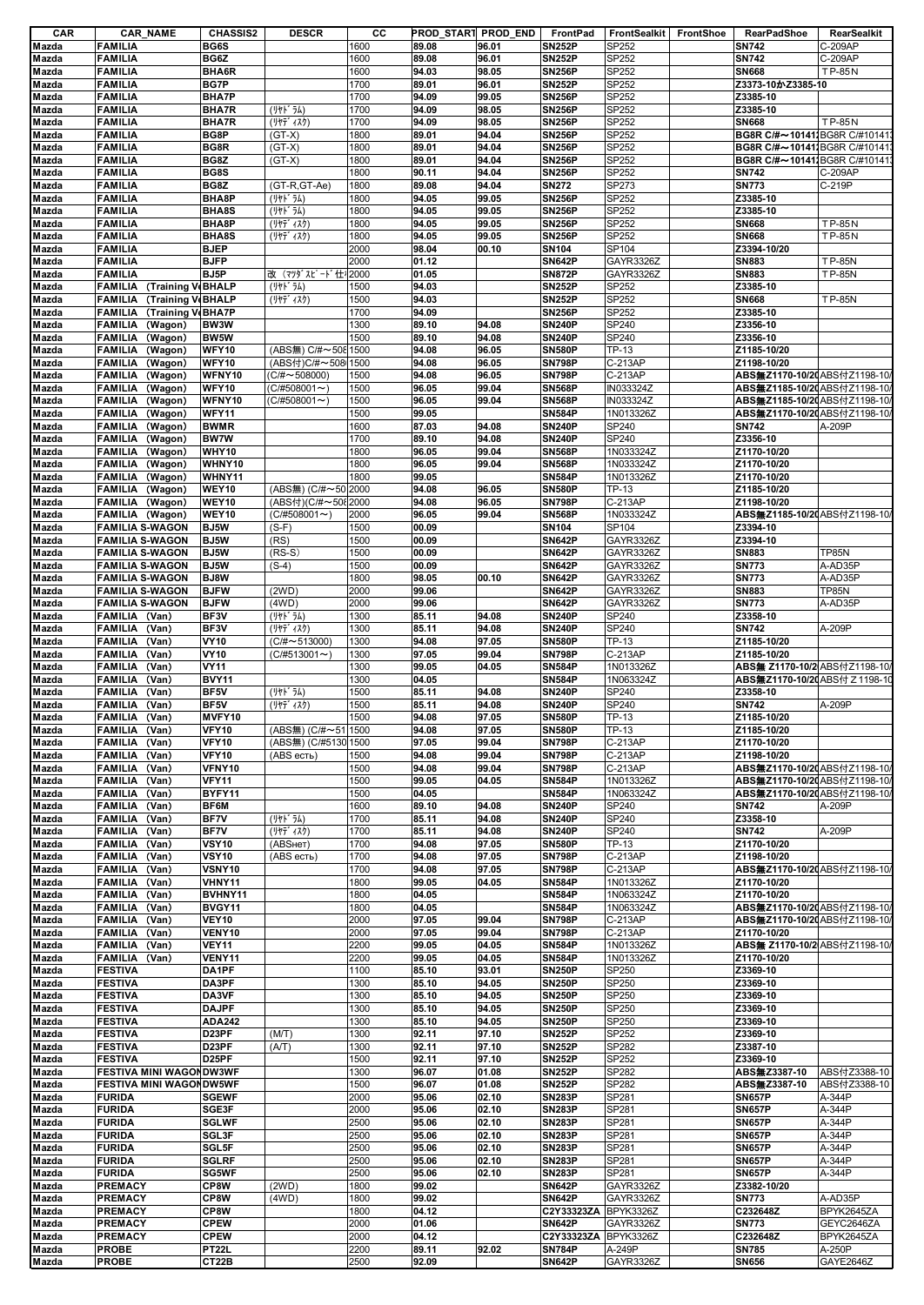| CAR | CAR_NAME | CHASSIS2 | DESCR | CC | PROD_START | PROD_END | FrontPad | FrontSealkit | FrontShoe | RearPadShoe | RearSealkit |
|---|---|---|---|---|---|---|---|---|---|---|---|
| Mazda | FAMILIA | BG6S | | 1600 | 89.08 | 96.01 | SN252P | SP252 | | SN742 | C-209AP |
| Mazda | FAMILIA | BG6Z | | 1600 | 89.08 | 96.01 | SN252P | SP252 | | SN742 | C-209AP |
| Mazda | FAMILIA | BHA6R | | 1600 | 94.03 | 98.05 | SN256P | SP252 | | SN668 | TP-85N |
| Mazda | FAMILIA | BG7P | | 1700 | 89.01 | 96.01 | SN252P | SP252 | | Z3373-10かZ3385-10 | |
| Mazda | FAMILIA | BHA7P | | 1700 | 94.09 | 99.05 | SN256P | SP252 | | Z3385-10 | |
| Mazda | FAMILIA | BHA7R | (ﾘﾔﾄﾞﾗﾑ) | 1700 | 94.09 | 98.05 | SN256P | SP252 | | Z3385-10 | |
| Mazda | FAMILIA | BHA7R | (ﾘﾔﾃﾞｨｽｸ) | 1700 | 94.09 | 98.05 | SN256P | SP252 | | SN668 | TP-85N |
| Mazda | FAMILIA | BG8P | (GT-X) | 1800 | 89.01 | 94.04 | SN256P | SP252 | | BG8R C/#～10141 | BG8R C/#10141 |
| Mazda | FAMILIA | BG8R | (GT-X) | 1800 | 89.01 | 94.04 | SN256P | SP252 | | BG8R C/#～10141 | BG8R C/#10141 |
| Mazda | FAMILIA | BG8Z | (GT-X) | 1800 | 89.01 | 94.04 | SN256P | SP252 | | BG8R C/#～10141 | BG8R C/#10141 |
| Mazda | FAMILIA | BG8S | | 1800 | 90.11 | 94.04 | SN256P | SP252 | | SN742 | C-209AP |
| Mazda | FAMILIA | BG8Z | (GT-R,GT-Ae) | 1800 | 89.08 | 94.04 | SN272 | SP273 | | SN773 | C-219P |
| Mazda | FAMILIA | BHA8P | (ﾘﾔﾄﾞﾗﾑ) | 1800 | 94.05 | 99.05 | SN256P | SP252 | | Z3385-10 | |
| Mazda | FAMILIA | BHA8S | (ﾘﾔﾄﾞﾗﾑ) | 1800 | 94.05 | 99.05 | SN256P | SP252 | | Z3385-10 | |
| Mazda | FAMILIA | BHA8P | (ﾘﾔﾃﾞｨｽｸ) | 1800 | 94.05 | 99.05 | SN256P | SP252 | | SN668 | TP-85N |
| Mazda | FAMILIA | BHA8S | (ﾘﾔﾃﾞｨｽｸ) | 1800 | 94.05 | 99.05 | SN256P | SP252 | | SN668 | TP-85N |
| Mazda | FAMILIA | BJEP | | 2000 | 98.04 | 00.10 | SN104 | SP104 | | Z3394-10/20 | |
| Mazda | FAMILIA | BJFP | | 2000 | 01.12 | | SN642P | GAYR3326Z | | SN883 | TP-85N |
| Mazda | FAMILIA | BJ5P | 改（ﾏﾂﾀﾞｽﾋﾟｰﾄﾞ仕 | 2000 | 01.05 | | SN872P | GAYR3326Z | | SN883 | TP-85N |
| Mazda | FAMILIA (Training Ve | BHALP | (ﾘﾔﾄﾞﾗﾑ) | 1500 | 94.03 | | SN252P | SP252 | | Z3385-10 | |
| Mazda | FAMILIA (Training Ve | BHALP | (ﾘﾔﾃﾞｨｽｸ) | 1500 | 94.03 | | SN252P | SP252 | | SN668 | TP-85N |
| Mazda | FAMILIA (Training Ve | BHA7P | | 1700 | 94.09 | | SN256P | SP252 | | Z3385-10 | |
| Mazda | FAMILIA (Wagon) | BW3W | | 1300 | 89.10 | 94.08 | SN240P | SP240 | | Z3356-10 | |
| Mazda | FAMILIA (Wagon) | BW5W | | 1500 | 89.10 | 94.08 | SN240P | SP240 | | Z3356-10 | |
| Mazda | FAMILIA (Wagon) | WFY10 | (ABS無) C/#～508 | 1500 | 94.08 | 96.05 | SN580P | TP-13 | | Z1185-10/20 | |
| Mazda | FAMILIA (Wagon) | WFY10 | (ABS付)C/#～508 | 1500 | 94.08 | 96.05 | SN798P | C-213AP | | Z1198-10/20 | |
| Mazda | FAMILIA (Wagon) | WFNY10 | (C/#～508000) | 1500 | 94.08 | 96.05 | SN798P | C-213AP | | ABS無Z1170-10/20 | ABS付Z1198-10/ |
| Mazda | FAMILIA (Wagon) | WFY10 | (C/#508001～) | 1500 | 96.05 | 99.04 | SN568P | IN033324Z | | ABS無Z1185-10/20 | ABS付Z1198-10/ |
| Mazda | FAMILIA (Wagon) | WFNY10 | (C/#508001～) | 1500 | 96.05 | 99.04 | SN568P | IN033324Z | | ABS無Z1185-10/20 | ABS付Z1198-10/ |
| Mazda | FAMILIA (Wagon) | WFY11 | | 1500 | 99.05 | | SN584P | 1N013326Z | | ABS無Z1170-10/20 | ABS付Z1198-10/ |
| Mazda | FAMILIA (Wagon) | BWMR | | 1600 | 87.03 | 94.08 | SN240P | SP240 | | SN742 | A-209P |
| Mazda | FAMILIA (Wagon) | BW7W | | 1700 | 89.10 | 94.08 | SN240P | SP240 | | Z3356-10 | |
| Mazda | FAMILIA (Wagon) | WHY10 | | 1800 | 96.05 | 99.04 | SN568P | 1N033324Z | | Z1170-10/20 | |
| Mazda | FAMILIA (Wagon) | WHNY10 | | 1800 | 96.05 | 99.04 | SN568P | 1N033324Z | | Z1170-10/20 | |
| Mazda | FAMILIA (Wagon) | WHNY11 | | 1800 | 99.05 | | SN584P | 1N013326Z | | Z1170-10/20 | |
| Mazda | FAMILIA (Wagon) | WEY10 | (ABS無) (C/#～50 | 2000 | 94.08 | 96.05 | SN580P | TP-13 | | Z1185-10/20 | |
| Mazda | FAMILIA (Wagon) | WEY10 | (ABS付)(C/#～508 | 2000 | 94.08 | 96.05 | SN798P | C-213AP | | Z1198-10/20 | |
| Mazda | FAMILIA (Wagon) | WEY10 | (C/#508001～) | 2000 | 96.05 | 99.04 | SN568P | 1N033324Z | | ABS無Z1185-10/20 | ABS付Z1198-10/ |
| Mazda | FAMILIA S-WAGON | BJ5W | (S-F) | 1500 | 00.09 | | SN104 | SP104 | | Z3394-10 | |
| Mazda | FAMILIA S-WAGON | BJ5W | (RS) | 1500 | 00.09 | | SN642P | GAYR3326Z | | Z3394-10 | |
| Mazda | FAMILIA S-WAGON | BJ5W | (RS-S) | 1500 | 00.09 | | SN642P | GAYR3326Z | | SN883 | TP85N |
| Mazda | FAMILIA S-WAGON | BJ5W | (S-4) | 1500 | 00.09 | | SN642P | GAYR3326Z | | SN773 | A-AD35P |
| Mazda | FAMILIA S-WAGON | BJ8W | | 1800 | 98.05 | 00.10 | SN642P | GAYR3326Z | | SN773 | A-AD35P |
| Mazda | FAMILIA S-WAGON | BJFW | (2WD) | 2000 | 99.06 | | SN642P | GAYR3326Z | | SN883 | TP85N |
| Mazda | FAMILIA S-WAGON | BJFW | (4WD) | 2000 | 99.06 | | SN642P | GAYR3326Z | | SN773 | A-AD35P |
| Mazda | FAMILIA (Van) | BF3V | (ﾘﾔﾄﾞﾗﾑ) | 1300 | 85.11 | 94.08 | SN240P | SP240 | | Z3358-10 | |
| Mazda | FAMILIA (Van) | BF3V | (ﾘﾔﾃﾞｨｽｸ) | 1300 | 85.11 | 94.08 | SN240P | SP240 | | SN742 | A-209P |
| Mazda | FAMILIA (Van) | VY10 | (C/#～513000) | 1300 | 94.08 | 97.05 | SN580P | TP-13 | | Z1185-10/20 | |
| Mazda | FAMILIA (Van) | VY10 | (C/#513001～) | 1300 | 97.05 | 99.04 | SN798P | C-213AP | | Z1185-10/20 | |
| Mazda | FAMILIA (Van) | VY11 | | 1300 | 99.05 | 04.05 | SN584P | 1N013326Z | | ABS無 Z1170-10/2 | ABS付Z1198-10/ |
| Mazda | FAMILIA (Van) | BVY11 | | 1300 | 04.05 | | SN584P | 1N063324Z | | ABS無Z1170-10/20 | ABS付 Z1198-10 |
| Mazda | FAMILIA (Van) | BF5V | (ﾘﾔﾄﾞﾗﾑ) | 1500 | 85.11 | 94.08 | SN240P | SP240 | | Z3358-10 | |
| Mazda | FAMILIA (Van) | BF5V | (ﾘﾔﾃﾞｨｽｸ) | 1500 | 85.11 | 94.08 | SN240P | SP240 | | SN742 | A-209P |
| Mazda | FAMILIA (Van) | MVFY10 | | 1500 | 94.08 | 97.05 | SN580P | TP-13 | | Z1185-10/20 | |
| Mazda | FAMILIA (Van) | VFY10 | (ABS無) (C/#～51 | 1500 | 94.08 | 97.05 | SN580P | TP-13 | | Z1185-10/20 | |
| Mazda | FAMILIA (Van) | VFY10 | (ABS無) (C/#5130 | 1500 | 97.05 | 99.04 | SN798P | C-213AP | | Z1170-10/20 | |
| Mazda | FAMILIA (Van) | VFY10 | (ABS есть) | 1500 | 94.08 | 99.04 | SN798P | C-213AP | | Z1198-10/20 | |
| Mazda | FAMILIA (Van) | VFNY10 | | 1500 | 94.08 | 99.04 | SN798P | C-213AP | | ABS無Z1170-10/20 | ABS付Z1198-10/ |
| Mazda | FAMILIA (Van) | VFY11 | | 1500 | 99.05 | 04.05 | SN584P | 1N013326Z | | ABS無Z1170-10/20 | ABS付Z1198-10/ |
| Mazda | FAMILIA (Van) | BYFY11 | | 1500 | 04.05 | | SN584P | 1N063324Z | | ABS無Z1170-10/20 | ABS付Z1198-10/ |
| Mazda | FAMILIA (Van) | BF6M | | 1600 | 89.10 | 94.08 | SN240P | SP240 | | SN742 | A-209P |
| Mazda | FAMILIA (Van) | BF7V | (ﾘﾔﾄﾞﾗﾑ) | 1700 | 85.11 | 94.08 | SN240P | SP240 | | Z3358-10 | |
| Mazda | FAMILIA (Van) | BF7V | (ﾘﾔﾃﾞｨｽｸ) | 1700 | 85.11 | 94.08 | SN240P | SP240 | | SN742 | A-209P |
| Mazda | FAMILIA (Van) | VSY10 | (ABSнет) | 1700 | 94.08 | 97.05 | SN580P | TP-13 | | Z1170-10/20 | |
| Mazda | FAMILIA (Van) | VSY10 | (ABS есть) | 1700 | 94.08 | 97.05 | SN798P | C-213AP | | Z1198-10/20 | |
| Mazda | FAMILIA (Van) | VSNY10 | | 1700 | 94.08 | 97.05 | SN798P | C-213AP | | ABS無Z1170-10/20 | ABS付Z1198-10/ |
| Mazda | FAMILIA (Van) | VHNY11 | | 1800 | 99.05 | 04.05 | SN584P | 1N013326Z | | Z1170-10/20 | |
| Mazda | FAMILIA (Van) | BVHNY11 | | 1800 | 04.05 | | SN584P | 1N063324Z | | Z1170-10/20 | |
| Mazda | FAMILIA (Van) | BVGY11 | | 1800 | 04.05 | | SN584P | 1N063324Z | | ABS無Z1170-10/20 | ABS付Z1198-10/ |
| Mazda | FAMILIA (Van) | VEY10 | | 2000 | 97.05 | 99.04 | SN798P | C-213AP | | ABS無Z1170-10/20 | ABS付Z1198-10/ |
| Mazda | FAMILIA (Van) | VENY10 | | 2000 | 97.05 | 99.04 | SN798P | C-213AP | | Z1170-10/20 | |
| Mazda | FAMILIA (Van) | VEY11 | | 2200 | 99.05 | 04.05 | SN584P | 1N013326Z | | ABS無 Z1170-10/2 | ABS付Z1198-10/ |
| Mazda | FAMILIA (Van) | VENY11 | | 2200 | 99.05 | 04.05 | SN584P | 1N013326Z | | Z1170-10/20 | |
| Mazda | FESTIVA | DA1PF | | 1100 | 85.10 | 93.01 | SN250P | SP250 | | Z3369-10 | |
| Mazda | FESTIVA | DA3PF | | 1300 | 85.10 | 94.05 | SN250P | SP250 | | Z3369-10 | |
| Mazda | FESTIVA | DA3VF | | 1300 | 85.10 | 94.05 | SN250P | SP250 | | Z3369-10 | |
| Mazda | FESTIVA | DAJPF | | 1300 | 85.10 | 94.05 | SN250P | SP250 | | Z3369-10 | |
| Mazda | FESTIVA | ADA242 | | 1300 | 85.10 | 94.05 | SN250P | SP250 | | Z3369-10 | |
| Mazda | FESTIVA | D23PF | (M/T) | 1300 | 92.11 | 97.10 | SN252P | SP252 | | Z3369-10 | |
| Mazda | FESTIVA | D23PF | (A/T) | 1300 | 92.11 | 97.10 | SN252P | SP282 | | Z3387-10 | |
| Mazda | FESTIVA | D25PF | | 1500 | 92.11 | 97.10 | SN252P | SP252 | | Z3369-10 | |
| Mazda | FESTIVA MINI WAGON | DW3WF | | 1300 | 96.07 | 01.08 | SN252P | SP282 | | ABS無Z3387-10 | ABS付Z3388-10 |
| Mazda | FESTIVA MINI WAGON | DW5WF | | 1500 | 96.07 | 01.08 | SN252P | SP282 | | ABS無Z3387-10 | ABS付Z3388-10 |
| Mazda | FURIDA | SGEWF | | 2000 | 95.06 | 02.10 | SN283P | SP281 | | SN657P | A-344P |
| Mazda | FURIDA | SGE3F | | 2000 | 95.06 | 02.10 | SN283P | SP281 | | SN657P | A-344P |
| Mazda | FURIDA | SGLWF | | 2500 | 95.06 | 02.10 | SN283P | SP281 | | SN657P | A-344P |
| Mazda | FURIDA | SGL3F | | 2500 | 95.06 | 02.10 | SN283P | SP281 | | SN657P | A-344P |
| Mazda | FURIDA | SGL5F | | 2500 | 95.06 | 02.10 | SN283P | SP281 | | SN657P | A-344P |
| Mazda | FURIDA | SGLRF | | 2500 | 95.06 | 02.10 | SN283P | SP281 | | SN657P | A-344P |
| Mazda | FURIDA | SG5WF | | 2500 | 95.06 | 02.10 | SN283P | SP281 | | SN657P | A-344P |
| Mazda | PREMACY | CP8W | (2WD) | 1800 | 99.02 | | SN642P | GAYR3326Z | | Z3382-10/20 | |
| Mazda | PREMACY | CP8W | (4WD) | 1800 | 99.02 | | SN642P | GAYR3326Z | | SN773 | A-AD35P |
| Mazda | PREMACY | CP8W | | 1800 | 04.12 | | C2Y33323ZA | BPYK3326Z | | C232648Z | BPYK2645ZA |
| Mazda | PREMACY | CPEW | | 2000 | 01.06 | | SN642P | GAYR3326Z | | SN773 | GEYC2646ZA |
| Mazda | PREMACY | CPEW | | 2000 | 04.12 | | C2Y33323ZA | BPYK3326Z | | C232648Z | BPYK2645ZA |
| Mazda | PROBE | PT22L | | 2200 | 89.11 | 92.02 | SN784P | A-249P | | SN785 | A-250P |
| Mazda | PROBE | CT22B | | 2500 | 92.09 | | SN642P | GAYR3326Z | | SN656 | GAYE2646Z |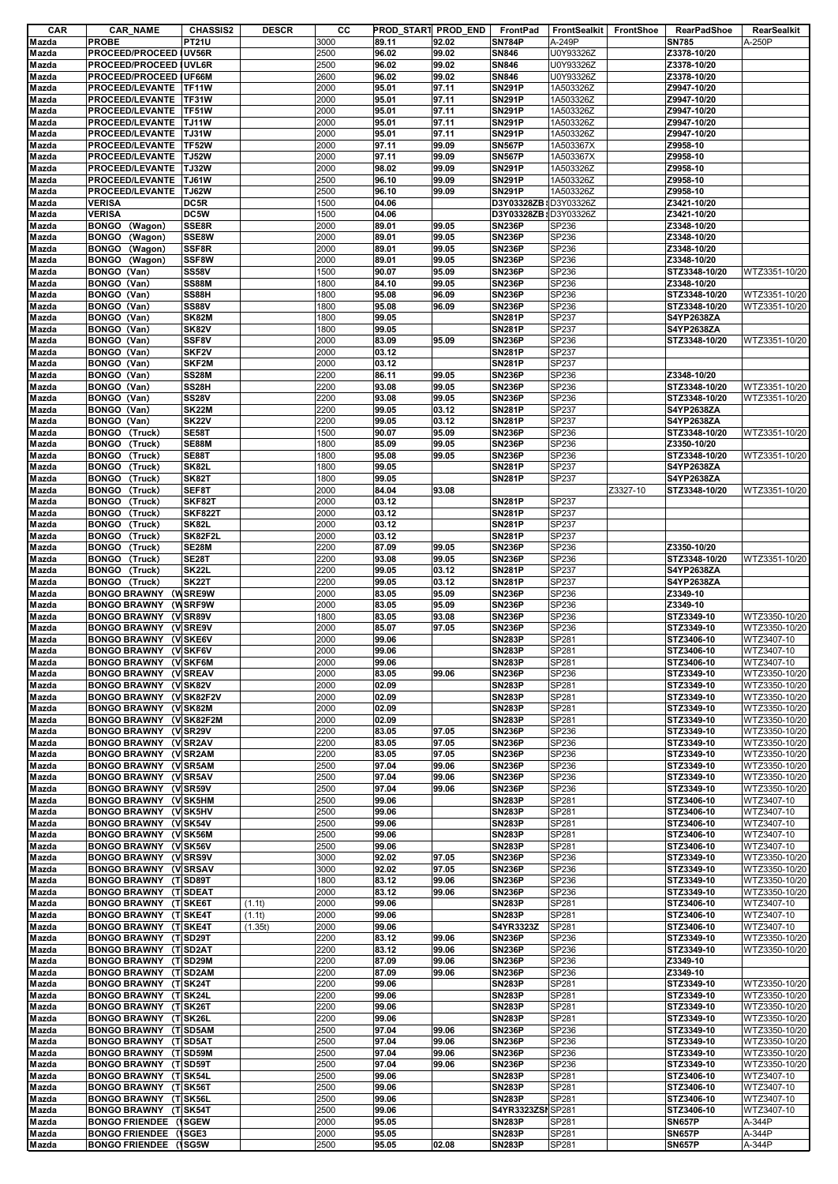| CAR | CAR_NAME | CHASSIS2 | DESCR | CC | PROD_START | PROD_END | FrontPad | FrontSealkit | FrontShoe | RearPadShoe | RearSealkit |
|---|---|---|---|---|---|---|---|---|---|---|---|
| Mazda | PROBE | PT21U | | 3000 | 89.11 | 92.02 | SN784P | A-249P | | SN785 | A-250P |
| Mazda | PROCEED/PROCEED | UV56R | | 2500 | 96.02 | 99.02 | SN846 | U0Y93326Z | | Z3378-10/20 | |
| Mazda | PROCEED/PROCEED | UVL6R | | 2500 | 96.02 | 99.02 | SN846 | U0Y93326Z | | Z3378-10/20 | |
| Mazda | PROCEED/PROCEED | UF66M | | 2600 | 96.02 | 99.02 | SN846 | U0Y93326Z | | Z3378-10/20 | |
| Mazda | PROCEED/LEVANTE | TF11W | | 2000 | 95.01 | 97.11 | SN291P | 1A503326Z | | Z9947-10/20 | |
| Mazda | PROCEED/LEVANTE | TF31W | | 2000 | 95.01 | 97.11 | SN291P | 1A503326Z | | Z9947-10/20 | |
| Mazda | PROCEED/LEVANTE | TF51W | | 2000 | 95.01 | 97.11 | SN291P | 1A503326Z | | Z9947-10/20 | |
| Mazda | PROCEED/LEVANTE | TJ11W | | 2000 | 95.01 | 97.11 | SN291P | 1A503326Z | | Z9947-10/20 | |
| Mazda | PROCEED/LEVANTE | TJ31W | | 2000 | 95.01 | 97.11 | SN291P | 1A503326Z | | Z9947-10/20 | |
| Mazda | PROCEED/LEVANTE | TF52W | | 2000 | 97.11 | 99.09 | SN567P | 1A503367X | | Z9958-10 | |
| Mazda | PROCEED/LEVANTE | TJ52W | | 2000 | 97.11 | 99.09 | SN567P | 1A503367X | | Z9958-10 | |
| Mazda | PROCEED/LEVANTE | TJ32W | | 2000 | 98.02 | 99.09 | SN291P | 1A503326Z | | Z9958-10 | |
| Mazda | PROCEED/LEVANTE | TJ61W | | 2500 | 96.10 | 99.09 | SN291P | 1A503326Z | | Z9958-10 | |
| Mazda | PROCEED/LEVANTE | TJ62W | | 2500 | 96.10 | 99.09 | SN291P | 1A503326Z | | Z9958-10 | |
| Mazda | VERISA | DC5R | | 1500 | 04.06 | | D3Y03328ZB | D3Y03326Z | | Z3421-10/20 | |
| Mazda | VERISA | DC5W | | 1500 | 04.06 | | D3Y03328ZB | D3Y03326Z | | Z3421-10/20 | |
| Mazda | BONGO (Wagon) | SSE8R | | 2000 | 89.01 | 99.05 | SN236P | SP236 | | Z3348-10/20 | |
| Mazda | BONGO (Wagon) | SSE8W | | 2000 | 89.01 | 99.05 | SN236P | SP236 | | Z3348-10/20 | |
| Mazda | BONGO (Wagon) | SSF8R | | 2000 | 89.01 | 99.05 | SN236P | SP236 | | Z3348-10/20 | |
| Mazda | BONGO (Wagon) | SSF8W | | 2000 | 89.01 | 99.05 | SN236P | SP236 | | Z3348-10/20 | |
| Mazda | BONGO (Van) | SS58V | | 1500 | 90.07 | 95.09 | SN236P | SP236 | | STZ3348-10/20 | WTZ3351-10/20 |
| Mazda | BONGO (Van) | SS88M | | 1800 | 84.10 | 99.05 | SN236P | SP236 | | Z3348-10/20 | |
| Mazda | BONGO (Van) | SS88H | | 1800 | 95.08 | 96.09 | SN236P | SP236 | | STZ3348-10/20 | WTZ3351-10/20 |
| Mazda | BONGO (Van) | SS88V | | 1800 | 95.08 | 96.09 | SN236P | SP236 | | STZ3348-10/20 | WTZ3351-10/20 |
| Mazda | BONGO (Van) | SK82M | | 1800 | 99.05 | | SN281P | SP237 | | S4YP2638ZA | |
| Mazda | BONGO (Van) | SK82V | | 1800 | 99.05 | | SN281P | SP237 | | S4YP2638ZA | |
| Mazda | BONGO (Van) | SSF8V | | 2000 | 83.09 | 95.09 | SN236P | SP236 | | STZ3348-10/20 | WTZ3351-10/20 |
| Mazda | BONGO (Van) | SKF2V | | 2000 | 03.12 | | SN281P | SP237 | | | |
| Mazda | BONGO (Van) | SKF2M | | 2000 | 03.12 | | SN281P | SP237 | | | |
| Mazda | BONGO (Van) | SS28M | | 2200 | 86.11 | 99.05 | SN236P | SP236 | | Z3348-10/20 | |
| Mazda | BONGO (Van) | SS28H | | 2200 | 93.08 | 99.05 | SN236P | SP236 | | STZ3348-10/20 | WTZ3351-10/20 |
| Mazda | BONGO (Van) | SS28V | | 2200 | 93.08 | 99.05 | SN236P | SP236 | | STZ3348-10/20 | WTZ3351-10/20 |
| Mazda | BONGO (Van) | SK22M | | 2200 | 99.05 | 03.12 | SN281P | SP237 | | S4YP2638ZA | |
| Mazda | BONGO (Van) | SK22V | | 2200 | 99.05 | 03.12 | SN281P | SP237 | | S4YP2638ZA | |
| Mazda | BONGO (Truck) | SE58T | | 1500 | 90.07 | 95.09 | SN236P | SP236 | | STZ3348-10/20 | WTZ3351-10/20 |
| Mazda | BONGO (Truck) | SE88M | | 1800 | 85.09 | 99.05 | SN236P | SP236 | | Z3350-10/20 | |
| Mazda | BONGO (Truck) | SE88T | | 1800 | 95.08 | 99.05 | SN236P | SP236 | | STZ3348-10/20 | WTZ3351-10/20 |
| Mazda | BONGO (Truck) | SK82L | | 1800 | 99.05 | | SN281P | SP237 | | S4YP2638ZA | |
| Mazda | BONGO (Truck) | SK82T | | 1800 | 99.05 | | SN281P | SP237 | | S4YP2638ZA | |
| Mazda | BONGO (Truck) | SEF8T | | 2000 | 84.04 | 93.08 | | | Z3327-10 | STZ3348-10/20 | WTZ3351-10/20 |
| Mazda | BONGO (Truck) | SKF82T | | 2000 | 03.12 | | SN281P | SP237 | | | |
| Mazda | BONGO (Truck) | SKF822T | | 2000 | 03.12 | | SN281P | SP237 | | | |
| Mazda | BONGO (Truck) | SK82L | | 2000 | 03.12 | | SN281P | SP237 | | | |
| Mazda | BONGO (Truck) | SK82F2L | | 2000 | 03.12 | | SN281P | SP237 | | | |
| Mazda | BONGO (Truck) | SE28M | | 2200 | 87.09 | 99.05 | SN236P | SP236 | | Z3350-10/20 | |
| Mazda | BONGO (Truck) | SE28T | | 2200 | 93.08 | 99.05 | SN236P | SP236 | | STZ3348-10/20 | WTZ3351-10/20 |
| Mazda | BONGO (Truck) | SK22L | | 2200 | 99.05 | 03.12 | SN281P | SP237 | | S4YP2638ZA | |
| Mazda | BONGO (Truck) | SK22T | | 2200 | 99.05 | 03.12 | SN281P | SP237 | | S4YP2638ZA | |
| Mazda | BONGO BRAWNY (W | SRE9W | | 2000 | 83.05 | 95.09 | SN236P | SP236 | | Z3349-10 | |
| Mazda | BONGO BRAWNY (W | SRF9W | | 2000 | 83.05 | 95.09 | SN236P | SP236 | | Z3349-10 | |
| Mazda | BONGO BRAWNY (V | SR89V | | 1800 | 83.05 | 93.08 | SN236P | SP236 | | STZ3349-10 | WTZ3350-10/20 |
| Mazda | BONGO BRAWNY (V | SRE9V | | 2000 | 85.07 | 97.05 | SN236P | SP236 | | STZ3349-10 | WTZ3350-10/20 |
| Mazda | BONGO BRAWNY (V | SKE6V | | 2000 | 99.06 | | SN283P | SP281 | | STZ3406-10 | WTZ3407-10 |
| Mazda | BONGO BRAWNY (V | SKF6V | | 2000 | 99.06 | | SN283P | SP281 | | STZ3406-10 | WTZ3407-10 |
| Mazda | BONGO BRAWNY (V | SKF6M | | 2000 | 99.06 | | SN283P | SP281 | | STZ3406-10 | WTZ3407-10 |
| Mazda | BONGO BRAWNY (V | SREAV | | 2000 | 83.05 | 99.06 | SN236P | SP236 | | STZ3349-10 | WTZ3350-10/20 |
| Mazda | BONGO BRAWNY (V | SK82V | | 2000 | 02.09 | | SN283P | SP281 | | STZ3349-10 | WTZ3350-10/20 |
| Mazda | BONGO BRAWNY (V | SK82F2V | | 2000 | 02.09 | | SN283P | SP281 | | STZ3349-10 | WTZ3350-10/20 |
| Mazda | BONGO BRAWNY (V | SK82M | | 2000 | 02.09 | | SN283P | SP281 | | STZ3349-10 | WTZ3350-10/20 |
| Mazda | BONGO BRAWNY (V | SK82F2M | | 2000 | 02.09 | | SN283P | SP281 | | STZ3349-10 | WTZ3350-10/20 |
| Mazda | BONGO BRAWNY (V | SR29V | | 2200 | 83.05 | 97.05 | SN236P | SP236 | | STZ3349-10 | WTZ3350-10/20 |
| Mazda | BONGO BRAWNY (V | SR2AV | | 2200 | 83.05 | 97.05 | SN236P | SP236 | | STZ3349-10 | WTZ3350-10/20 |
| Mazda | BONGO BRAWNY (V | SR2AM | | 2200 | 83.05 | 97.05 | SN236P | SP236 | | STZ3349-10 | WTZ3350-10/20 |
| Mazda | BONGO BRAWNY (V | SR5AM | | 2500 | 97.04 | 99.06 | SN236P | SP236 | | STZ3349-10 | WTZ3350-10/20 |
| Mazda | BONGO BRAWNY (V | SR5AV | | 2500 | 97.04 | 99.06 | SN236P | SP236 | | STZ3349-10 | WTZ3350-10/20 |
| Mazda | BONGO BRAWNY (V | SR59V | | 2500 | 97.04 | 99.06 | SN236P | SP236 | | STZ3349-10 | WTZ3350-10/20 |
| Mazda | BONGO BRAWNY (V | SK5HM | | 2500 | 99.06 | | SN283P | SP281 | | STZ3406-10 | WTZ3407-10 |
| Mazda | BONGO BRAWNY (V | SK5HV | | 2500 | 99.06 | | SN283P | SP281 | | STZ3406-10 | WTZ3407-10 |
| Mazda | BONGO BRAWNY (V | SK54V | | 2500 | 99.06 | | SN283P | SP281 | | STZ3406-10 | WTZ3407-10 |
| Mazda | BONGO BRAWNY (V | SK56M | | 2500 | 99.06 | | SN283P | SP281 | | STZ3406-10 | WTZ3407-10 |
| Mazda | BONGO BRAWNY (V | SK56V | | 2500 | 99.06 | | SN283P | SP281 | | STZ3406-10 | WTZ3407-10 |
| Mazda | BONGO BRAWNY (V | SRS9V | | 3000 | 92.02 | 97.05 | SN236P | SP236 | | STZ3349-10 | WTZ3350-10/20 |
| Mazda | BONGO BRAWNY (V | SRSAV | | 3000 | 92.02 | 97.05 | SN236P | SP236 | | STZ3349-10 | WTZ3350-10/20 |
| Mazda | BONGO BRAWNY (T | SD89T | | 1800 | 83.12 | 99.06 | SN236P | SP236 | | STZ3349-10 | WTZ3350-10/20 |
| Mazda | BONGO BRAWNY (T | SDEAT | | 2000 | 83.12 | 99.06 | SN236P | SP236 | | STZ3349-10 | WTZ3350-10/20 |
| Mazda | BONGO BRAWNY (T | SKE6T | (1.1t) | 2000 | 99.06 | | SN283P | SP281 | | STZ3406-10 | WTZ3407-10 |
| Mazda | BONGO BRAWNY (T | SKE4T | (1.1t) | 2000 | 99.06 | | SN283P | SP281 | | STZ3406-10 | WTZ3407-10 |
| Mazda | BONGO BRAWNY (T | SKE4T | (1.35t) | 2000 | 99.06 | | S4YR3323Z | SP281 | | STZ3406-10 | WTZ3407-10 |
| Mazda | BONGO BRAWNY (T | SD29T | | 2200 | 83.12 | 99.06 | SN236P | SP236 | | STZ3349-10 | WTZ3350-10/20 |
| Mazda | BONGO BRAWNY (T | SD2AT | | 2200 | 83.12 | 99.06 | SN236P | SP236 | | STZ3349-10 | WTZ3350-10/20 |
| Mazda | BONGO BRAWNY (T | SD29M | | 2200 | 87.09 | 99.06 | SN236P | SP236 | | Z3349-10 | |
| Mazda | BONGO BRAWNY (T | SD2AM | | 2200 | 87.09 | 99.06 | SN236P | SP236 | | Z3349-10 | |
| Mazda | BONGO BRAWNY (T | SK24T | | 2200 | 99.06 | | SN283P | SP281 | | STZ3349-10 | WTZ3350-10/20 |
| Mazda | BONGO BRAWNY (T | SK24L | | 2200 | 99.06 | | SN283P | SP281 | | STZ3349-10 | WTZ3350-10/20 |
| Mazda | BONGO BRAWNY (T | SK26T | | 2200 | 99.06 | | SN283P | SP281 | | STZ3349-10 | WTZ3350-10/20 |
| Mazda | BONGO BRAWNY (T | SK26L | | 2200 | 99.06 | | SN283P | SP281 | | STZ3349-10 | WTZ3350-10/20 |
| Mazda | BONGO BRAWNY (T | SD5AM | | 2500 | 97.04 | 99.06 | SN236P | SP236 | | STZ3349-10 | WTZ3350-10/20 |
| Mazda | BONGO BRAWNY (T | SD5AT | | 2500 | 97.04 | 99.06 | SN236P | SP236 | | STZ3349-10 | WTZ3350-10/20 |
| Mazda | BONGO BRAWNY (T | SD59M | | 2500 | 97.04 | 99.06 | SN236P | SP236 | | STZ3349-10 | WTZ3350-10/20 |
| Mazda | BONGO BRAWNY (T | SD59T | | 2500 | 97.04 | 99.06 | SN236P | SP236 | | STZ3349-10 | WTZ3350-10/20 |
| Mazda | BONGO BRAWNY (T | SK54L | | 2500 | 99.06 | | SN283P | SP281 | | STZ3406-10 | WTZ3407-10 |
| Mazda | BONGO BRAWNY (T | SK56T | | 2500 | 99.06 | | SN283P | SP281 | | STZ3406-10 | WTZ3407-10 |
| Mazda | BONGO BRAWNY (T | SK56L | | 2500 | 99.06 | | SN283P | SP281 | | STZ3406-10 | WTZ3407-10 |
| Mazda | BONGO BRAWNY (T | SK54T | | 2500 | 99.06 | | S4YR3323ZS | SP281 | | STZ3406-10 | WTZ3407-10 |
| Mazda | BONGO FRIENDEE ( | SGEW | | 2000 | 95.05 | | SN283P | SP281 | | SN657P | A-344P |
| Mazda | BONGO FRIENDEE ( | SGE3 | | 2000 | 95.05 | | SN283P | SP281 | | SN657P | A-344P |
| Mazda | BONGO FRIENDEE ( | SG5W | | 2500 | 95.05 | 02.08 | SN283P | SP281 | | SN657P | A-344P |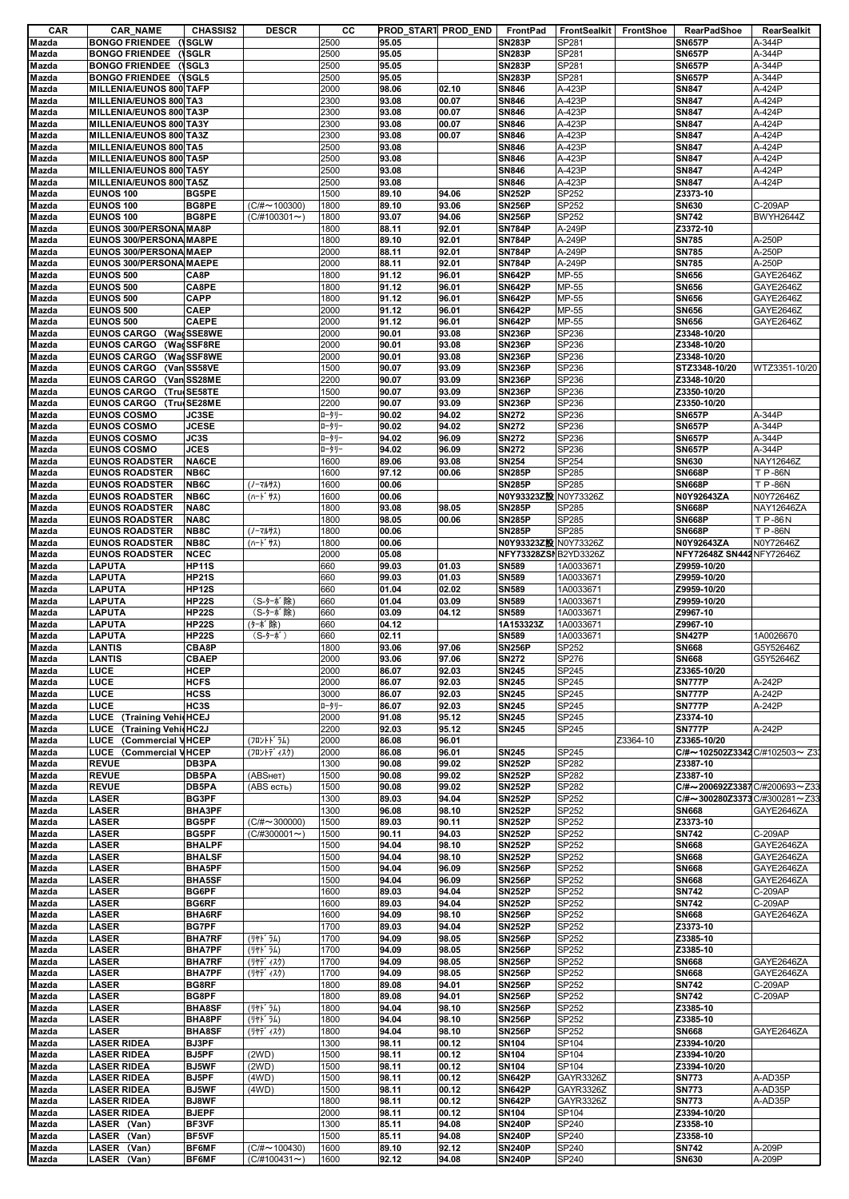| CAR | CAR_NAME | CHASSIS2 | DESCR | CC | PROD_START | PROD_END | FrontPad | FrontSealkit | FrontShoe | RearPadShoe | RearSealkit |
|---|---|---|---|---|---|---|---|---|---|---|---|
| Mazda | BONGO FRIENDEE (\ | SGLW | | 2500 | 95.05 | | SN283P | SP281 | | SN657P | A-344P |
| Mazda | BONGO FRIENDEE (\ | SGLR | | 2500 | 95.05 | | SN283P | SP281 | | SN657P | A-344P |
| Mazda | BONGO FRIENDEE (\ | SGL3 | | 2500 | 95.05 | | SN283P | SP281 | | SN657P | A-344P |
| Mazda | BONGO FRIENDEE (\ | SGL5 | | 2500 | 95.05 | | SN283P | SP281 | | SN657P | A-344P |
| Mazda | MILLENIA/EUNOS 800 | TAFP | | 2000 | 98.06 | 02.10 | SN846 | A-423P | | SN847 | A-424P |
| Mazda | MILLENIA/EUNOS 800 | TA3 | | 2300 | 93.08 | 00.07 | SN846 | A-423P | | SN847 | A-424P |
| Mazda | MILLENIA/EUNOS 800 | TA3P | | 2300 | 93.08 | 00.07 | SN846 | A-423P | | SN847 | A-424P |
| Mazda | MILLENIA/EUNOS 800 | TA3Y | | 2300 | 93.08 | 00.07 | SN846 | A-423P | | SN847 | A-424P |
| Mazda | MILLENIA/EUNOS 800 | TA3Z | | 2300 | 93.08 | 00.07 | SN846 | A-423P | | SN847 | A-424P |
| Mazda | MILLENIA/EUNOS 800 | TA5 | | 2500 | 93.08 | | SN846 | A-423P | | SN847 | A-424P |
| Mazda | MILLENIA/EUNOS 800 | TA5P | | 2500 | 93.08 | | SN846 | A-423P | | SN847 | A-424P |
| Mazda | MILLENIA/EUNOS 800 | TA5Y | | 2500 | 93.08 | | SN846 | A-423P | | SN847 | A-424P |
| Mazda | MILLENIA/EUNOS 800 | TA5Z | | 2500 | 93.08 | | SN846 | A-423P | | SN847 | A-424P |
| Mazda | EUNOS 100 | BG5PE | | 1500 | 89.10 | 94.06 | SN252P | SP252 | | Z3373-10 | |
| Mazda | EUNOS 100 | BG8PE | (C/#～100300) | 1800 | 89.10 | 93.06 | SN256P | SP252 | | SN630 | C-209AP |
| Mazda | EUNOS 100 | BG8PE | (C/#100301～) | 1800 | 93.07 | 94.06 | SN256P | SP252 | | SN742 | BWYH2644Z |
| Mazda | EUNOS 300/PERSONA | MA8P | | 1800 | 88.11 | 92.01 | SN784P | A-249P | | Z3372-10 | |
| Mazda | EUNOS 300/PERSONA | MA8PE | | 1800 | 89.10 | 92.01 | SN784P | A-249P | | SN785 | A-250P |
| Mazda | EUNOS 300/PERSONA | MAEP | | 2000 | 88.11 | 92.01 | SN784P | A-249P | | SN785 | A-250P |
| Mazda | EUNOS 300/PERSONA | MAEPE | | 2000 | 88.11 | 92.01 | SN784P | A-249P | | SN785 | A-250P |
| Mazda | EUNOS 500 | CA8P | | 1800 | 91.12 | 96.01 | SN642P | MP-55 | | SN656 | GAYE2646Z |
| Mazda | EUNOS 500 | CA8PE | | 1800 | 91.12 | 96.01 | SN642P | MP-55 | | SN656 | GAYE2646Z |
| Mazda | EUNOS 500 | CAPP | | 1800 | 91.12 | 96.01 | SN642P | MP-55 | | SN656 | GAYE2646Z |
| Mazda | EUNOS 500 | CAEP | | 2000 | 91.12 | 96.01 | SN642P | MP-55 | | SN656 | GAYE2646Z |
| Mazda | EUNOS 500 | CAEPE | | 2000 | 91.12 | 96.01 | SN642P | MP-55 | | SN656 | GAYE2646Z |
| Mazda | EUNOS CARGO (Wag | SSE8WE | | 2000 | 90.01 | 93.08 | SN236P | SP236 | | Z3348-10/20 | |
| Mazda | EUNOS CARGO (Wag | SSF8RE | | 2000 | 90.01 | 93.08 | SN236P | SP236 | | Z3348-10/20 | |
| Mazda | EUNOS CARGO (Wag | SSF8WE | | 2000 | 90.01 | 93.08 | SN236P | SP236 | | Z3348-10/20 | |
| Mazda | EUNOS CARGO (Van | SS58VE | | 1500 | 90.07 | 93.09 | SN236P | SP236 | | STZ3348-10/20 | WTZ3351-10/20 |
| Mazda | EUNOS CARGO (Van | SS28ME | | 2200 | 90.07 | 93.09 | SN236P | SP236 | | Z3348-10/20 | |
| Mazda | EUNOS CARGO (Tru | SE58TE | | 1500 | 90.07 | 93.09 | SN236P | SP236 | | Z3350-10/20 | |
| Mazda | EUNOS CARGO (Tru | SE28ME | | 2200 | 90.07 | 93.09 | SN236P | SP236 | | Z3350-10/20 | |
| Mazda | EUNOS COSMO | JC3SE | | ﾛｰﾀﾘｰ | 90.02 | 94.02 | SN272 | SP236 | | SN657P | A-344P |
| Mazda | EUNOS COSMO | JCESE | | ﾛｰﾀﾘｰ | 90.02 | 94.02 | SN272 | SP236 | | SN657P | A-344P |
| Mazda | EUNOS COSMO | JC3S | | ﾛｰﾀﾘｰ | 94.02 | 96.09 | SN272 | SP236 | | SN657P | A-344P |
| Mazda | EUNOS COSMO | JCES | | ﾛｰﾀﾘｰ | 94.02 | 96.09 | SN272 | SP236 | | SN657P | A-344P |
| Mazda | EUNOS ROADSTER | NA6CE | | 1600 | 89.06 | 93.08 | SN254 | SP254 | | SN630 | NAY12646Z |
| Mazda | EUNOS ROADSTER | NB6C | | 1600 | 97.12 | 00.06 | SN285P | SP285 | | SN668P | ＴＰ-86N |
| Mazda | EUNOS ROADSTER | NB6C | (ﾉｰﾏﾙｻｽ) | 1600 | 00.06 | | SN285P | SP285 | | SN668P | ＴＰ-86N |
| Mazda | EUNOS ROADSTER | NB6C | (ﾊｰﾄﾞｻｽ) | 1600 | 00.06 | | N0Y93323Z殻 | N0Y73326Z | | N0Y92643ZA | N0Y72646Z |
| Mazda | EUNOS ROADSTER | NA8C | | 1800 | 93.08 | 98.05 | SN285P | SP285 | | SN668P | NAY12646ZA |
| Mazda | EUNOS ROADSTER | NA8C | | 1800 | 98.05 | 00.06 | SN285P | SP285 | | SN668P | ＴＰ-86Ｎ |
| Mazda | EUNOS ROADSTER | NB8C | (ﾉｰﾏﾙｻｽ) | 1800 | 00.06 | | SN285P | SP285 | | SN668P | ＴＰ-86N |
| Mazda | EUNOS ROADSTER | NB8C | (ﾊｰﾄﾞｻｽ) | 1800 | 00.06 | | N0Y93323Z殻 | N0Y73326Z | | N0Y92643ZA | N0Y72646Z |
| Mazda | EUNOS ROADSTER | NCEC | | 2000 | 05.08 | | NFY73328ZSN | B2YD3326Z | | NFY72648Z SN442 | NFY72646Z |
| Mazda | LAPUTA | HP11S | | 660 | 99.03 | 01.03 | SN589 | 1A0033671 | | Z9959-10/20 | |
| Mazda | LAPUTA | HP21S | | 660 | 99.03 | 01.03 | SN589 | 1A0033671 | | Z9959-10/20 | |
| Mazda | LAPUTA | HP12S | | 660 | 01.04 | 02.02 | SN589 | 1A0033671 | | Z9959-10/20 | |
| Mazda | LAPUTA | HP22S | (S-ﾀｰﾎﾞ除) | 660 | 01.04 | 03.09 | SN589 | 1A0033671 | | Z9959-10/20 | |
| Mazda | LAPUTA | HP22S | (S-ﾀｰﾎﾞ除) | 660 | 03.09 | 04.12 | SN589 | 1A0033671 | | Z9967-10 | |
| Mazda | LAPUTA | HP22S | (ﾀｰﾎﾞ除) | 660 | 04.12 | | 1A153323Z | 1A0033671 | | Z9967-10 | |
| Mazda | LAPUTA | HP22S | (S-ﾀｰﾎﾞ) | 660 | 02.11 | | SN589 | 1A0033671 | | SN427P | 1A0026670 |
| Mazda | LANTIS | CBA8P | | 1800 | 93.06 | 97.06 | SN256P | SP252 | | SN668 | G5Y52646Z |
| Mazda | LANTIS | CBAEP | | 2000 | 93.06 | 97.06 | SN272 | SP276 | | SN668 | G5Y52646Z |
| Mazda | LUCE | HCEP | | 2000 | 86.07 | 92.03 | SN245 | SP245 | | Z3365-10/20 | |
| Mazda | LUCE | HCFS | | 2000 | 86.07 | 92.03 | SN245 | SP245 | | SN777P | A-242P |
| Mazda | LUCE | HCSS | | 3000 | 86.07 | 92.03 | SN245 | SP245 | | SN777P | A-242P |
| Mazda | LUCE | HC3S | | ﾛｰﾀﾘｰ | 86.07 | 92.03 | SN245 | SP245 | | SN777P | A-242P |
| Mazda | LUCE (Training Vehic | HCEJ | | 2000 | 91.08 | 95.12 | SN245 | SP245 | | Z3374-10 | |
| Mazda | LUCE (Training Vehic | HC2J | | 2200 | 92.03 | 95.12 | SN245 | SP245 | | SN777P | A-242P |
| Mazda | LUCE (Commercial V | HCEP | (ﾌﾛﾝﾄﾄﾞﾗﾑ) | 2000 | 86.08 | 96.01 | | | Z3364-10 | Z3365-10/20 | |
| Mazda | LUCE (Commercial V | HCEP | (ﾌﾛﾝﾄﾃﾞｨｽｸ) | 2000 | 86.08 | 96.01 | SN245 | SP245 | | C/#～102502Z3342 | C/#102503～Z33 |
| Mazda | REVUE | DB3PA | | 1300 | 90.08 | 99.02 | SN252P | SP282 | | Z3387-10 | |
| Mazda | REVUE | DB5PA | (ABSнет) | 1500 | 90.08 | 99.02 | SN252P | SP282 | | Z3387-10 | |
| Mazda | REVUE | DB5PA | (ABS есть) | 1500 | 90.08 | 99.02 | SN252P | SP282 | | C/#～200692Z3387 | C/#200693～Z33 |
| Mazda | LASER | BG3PF | | 1300 | 89.03 | 94.04 | SN252P | SP252 | | C/#～300280Z3373 | C/#300281～Z33 |
| Mazda | LASER | BHA3PF | | 1300 | 96.08 | 98.10 | SN252P | SP252 | | SN668 | GAYE2646ZA |
| Mazda | LASER | BG5PF | (C/#～300000) | 1500 | 89.03 | 90.11 | SN252P | SP252 | | Z3373-10 | |
| Mazda | LASER | BG5PF | (C/#300001～) | 1500 | 90.11 | 94.03 | SN252P | SP252 | | SN742 | C-209AP |
| Mazda | LASER | BHALPF | | 1500 | 94.04 | 98.10 | SN252P | SP252 | | SN668 | GAYE2646ZA |
| Mazda | LASER | BHALSF | | 1500 | 94.04 | 98.10 | SN252P | SP252 | | SN668 | GAYE2646ZA |
| Mazda | LASER | BHA5PF | | 1500 | 94.04 | 96.09 | SN256P | SP252 | | SN668 | GAYE2646ZA |
| Mazda | LASER | BHA5SF | | 1500 | 94.04 | 96.09 | SN256P | SP252 | | SN668 | GAYE2646ZA |
| Mazda | LASER | BG6PF | | 1600 | 89.03 | 94.04 | SN252P | SP252 | | SN742 | C-209AP |
| Mazda | LASER | BG6RF | | 1600 | 89.03 | 94.04 | SN252P | SP252 | | SN742 | C-209AP |
| Mazda | LASER | BHA6RF | | 1600 | 94.09 | 98.10 | SN256P | SP252 | | SN668 | GAYE2646ZA |
| Mazda | LASER | BG7PF | | 1700 | 89.03 | 94.04 | SN252P | SP252 | | Z3373-10 | |
| Mazda | LASER | BHA7RF | (ﾘﾔﾄﾞﾗﾑ) | 1700 | 94.09 | 98.05 | SN256P | SP252 | | Z3385-10 | |
| Mazda | LASER | BHA7PF | (ﾘﾔﾄﾞﾗﾑ) | 1700 | 94.09 | 98.05 | SN256P | SP252 | | Z3385-10 | |
| Mazda | LASER | BHA7RF | (ﾘﾔﾃﾞｨｽｸ) | 1700 | 94.09 | 98.05 | SN256P | SP252 | | SN668 | GAYE2646ZA |
| Mazda | LASER | BHA7PF | (ﾘﾔﾃﾞｨｽｸ) | 1700 | 94.09 | 98.05 | SN256P | SP252 | | SN668 | GAYE2646ZA |
| Mazda | LASER | BG8RF | | 1800 | 89.08 | 94.01 | SN256P | SP252 | | SN742 | C-209AP |
| Mazda | LASER | BG8PF | | 1800 | 89.08 | 94.01 | SN256P | SP252 | | SN742 | C-209AP |
| Mazda | LASER | BHA8SF | (ﾘﾔﾄﾞﾗﾑ) | 1800 | 94.04 | 98.10 | SN256P | SP252 | | Z3385-10 | |
| Mazda | LASER | BHA8PF | (ﾘﾔﾄﾞﾗﾑ) | 1800 | 94.04 | 98.10 | SN256P | SP252 | | Z3385-10 | |
| Mazda | LASER | BHA8SF | (ﾘﾔﾃﾞｨｽｸ) | 1800 | 94.04 | 98.10 | SN256P | SP252 | | SN668 | GAYE2646ZA |
| Mazda | LASER RIDEA | BJ3PF | | 1300 | 98.11 | 00.12 | SN104 | SP104 | | Z3394-10/20 | |
| Mazda | LASER RIDEA | BJ5PF | (2WD) | 1500 | 98.11 | 00.12 | SN104 | SP104 | | Z3394-10/20 | |
| Mazda | LASER RIDEA | BJ5WF | (2WD) | 1500 | 98.11 | 00.12 | SN104 | SP104 | | Z3394-10/20 | |
| Mazda | LASER RIDEA | BJ5PF | (4WD) | 1500 | 98.11 | 00.12 | SN642P | GAYR3326Z | | SN773 | A-AD35P |
| Mazda | LASER RIDEA | BJ5WF | (4WD) | 1500 | 98.11 | 00.12 | SN642P | GAYR3326Z | | SN773 | A-AD35P |
| Mazda | LASER RIDEA | BJ8WF | | 1800 | 98.11 | 00.12 | SN642P | GAYR3326Z | | SN773 | A-AD35P |
| Mazda | LASER RIDEA | BJEPF | | 2000 | 98.11 | 00.12 | SN104 | SP104 | | Z3394-10/20 | |
| Mazda | LASER (Van) | BF3VF | | 1300 | 85.11 | 94.08 | SN240P | SP240 | | Z3358-10 | |
| Mazda | LASER (Van) | BF5VF | | 1500 | 85.11 | 94.08 | SN240P | SP240 | | Z3358-10 | |
| Mazda | LASER (Van) | BF6MF | (C/#～100430) | 1600 | 89.10 | 92.12 | SN240P | SP240 | | SN742 | A-209P |
| Mazda | LASER (Van) | BF6MF | (C/#100431～) | 1600 | 92.12 | 94.08 | SN240P | SP240 | | SN630 | A-209P |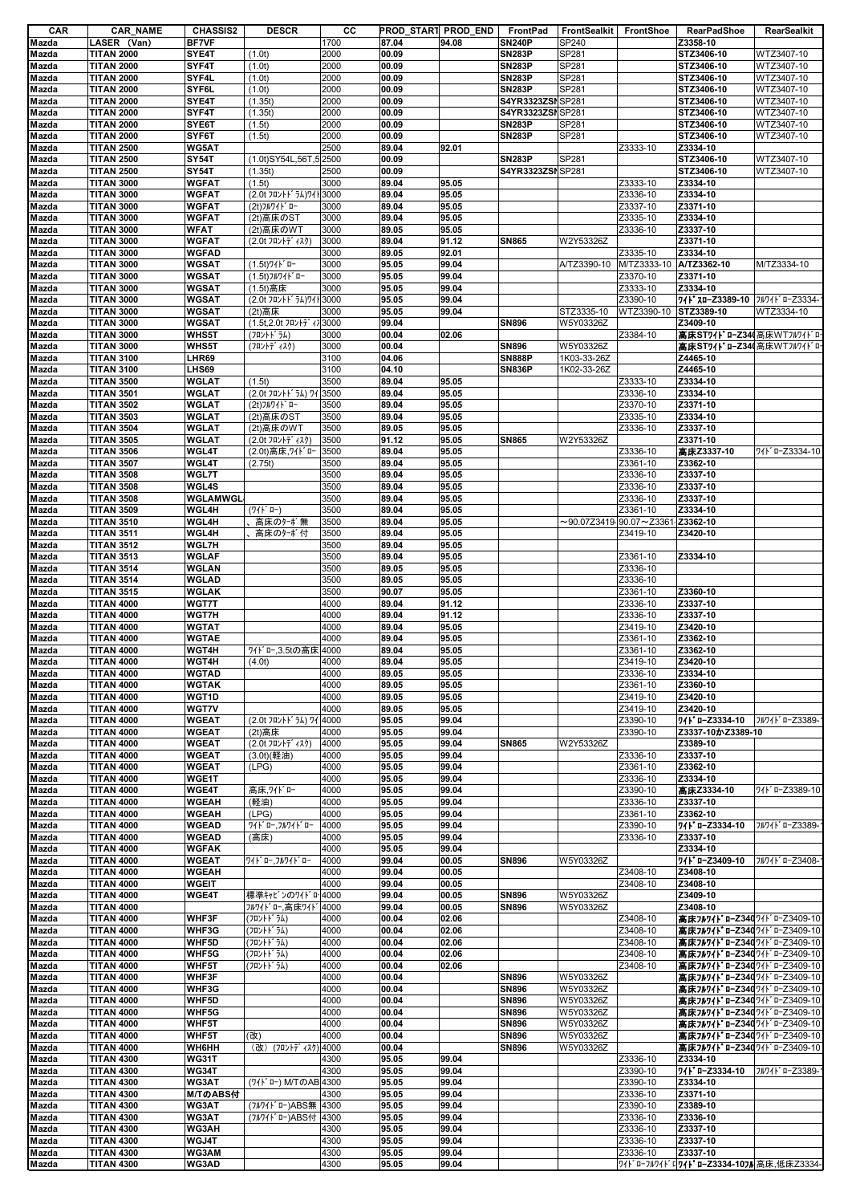| CAR | CAR_NAME | CHASSIS2 | DESCR | CC | PROD_START | PROD_END | FrontPad | FrontSealkit | FrontShoe | RearPadShoe | RearSealkit |
|---|---|---|---|---|---|---|---|---|---|---|---|
| Mazda | LASER (Van) | BF7VF | | 1700 | 87.04 | 94.08 | SN240P | SP240 | | Z3358-10 | |
| Mazda | TITAN 2000 | SYE4T | (1.0t) | 2000 | 00.09 | | SN283P | SP281 | | STZ3406-10 | WTZ3407-10 |
| Mazda | TITAN 2000 | SYF4T | (1.0t) | 2000 | 00.09 | | SN283P | SP281 | | STZ3406-10 | WTZ3407-10 |
| Mazda | TITAN 2000 | SYF4L | (1.0t) | 2000 | 00.09 | | SN283P | SP281 | | STZ3406-10 | WTZ3407-10 |
| Mazda | TITAN 2000 | SYF6L | (1.0t) | 2000 | 00.09 | | SN283P | SP281 | | STZ3406-10 | WTZ3407-10 |
| Mazda | TITAN 2000 | SYE4T | (1.35t) | 2000 | 00.09 | | S4YR3323ZSI | SP281 | | STZ3406-10 | WTZ3407-10 |
| Mazda | TITAN 2000 | SYF4T | (1.35t) | 2000 | 00.09 | | S4YR3323ZSI | SP281 | | STZ3406-10 | WTZ3407-10 |
| Mazda | TITAN 2000 | SYE6T | (1.5t) | 2000 | 00.09 | | SN283P | SP281 | | STZ3406-10 | WTZ3407-10 |
| Mazda | TITAN 2000 | SYF6T | (1.5t) | 2000 | 00.09 | | SN283P | SP281 | | STZ3406-10 | WTZ3407-10 |
| Mazda | TITAN 2500 | WG5AT | | 2500 | 89.04 | 92.01 | | | Z3333-10 | Z3334-10 | |
| Mazda | TITAN 2500 | SY54T | (1.0t)SY54L,56T,5 | 2500 | 00.09 | | SN283P | SP281 | | STZ3406-10 | WTZ3407-10 |
| Mazda | TITAN 2500 | SY54T | (1.35t) | 2500 | 00.09 | | S4YR3323ZSI | SP281 | | STZ3406-10 | WTZ3407-10 |
| Mazda | TITAN 3000 | WGFAT | (1.5t) | 3000 | 89.04 | 95.05 | | | Z3333-10 | Z3334-10 | |
| Mazda | TITAN 3000 | WGFAT | (2.0t ﾌﾛﾝﾄﾄﾞﾗﾑ)ﾜｲﾄ | 3000 | 89.04 | 95.05 | | | Z3336-10 | Z3334-10 | |
| Mazda | TITAN 3000 | WGFAT | (2t)ﾌﾙﾜｲﾄﾞﾛｰ | 3000 | 89.04 | 95.05 | | | Z3337-10 | Z3371-10 | |
| Mazda | TITAN 3000 | WGFAT | (2t)高床のST | 3000 | 89.04 | 95.05 | | | Z3335-10 | Z3334-10 | |
| Mazda | TITAN 3000 | WFAT | (2t)高床のWT | 3000 | 89.05 | 95.05 | | | Z3336-10 | Z3337-10 | |
| Mazda | TITAN 3000 | WGFAT | (2.0t ﾌﾛﾝﾄﾃﾞｨｽｸ) | 3000 | 89.04 | 91.12 | SN865 | W2Y53326Z | | Z3371-10 | |
| Mazda | TITAN 3000 | WGFAD | | 3000 | 89.05 | 92.01 | | | Z3335-10 | Z3334-10 | |
| Mazda | TITAN 3000 | WGSAT | (1.5t)ﾜｲﾄﾞﾛｰ | 3000 | 95.05 | 99.04 | | A/TZ3390-10 | M/TZ3333-10 | A/TZ3362-10 | M/TZ3334-10 |
| Mazda | TITAN 3000 | WGSAT | (1.5t)ﾌﾙﾜｲﾄﾞﾛｰ | 3000 | 95.05 | 99.04 | | | Z3370-10 | Z3371-10 | |
| Mazda | TITAN 3000 | WGSAT | (1.5t)高床 | 3000 | 95.05 | 99.04 | | | Z3333-10 | Z3334-10 | |
| Mazda | TITAN 3000 | WGSAT | (2.0t ﾌﾛﾝﾄﾄﾞﾗﾑ)ﾜｲﾄ | 3000 | 95.05 | 99.04 | | | Z3390-10 | ﾜｲﾄﾞﾛｰZ3389-10 | ﾌﾙﾜｲﾄﾞﾛｰZ3334- |
| Mazda | TITAN 3000 | WGSAT | (2t)高床 | 3000 | 95.05 | 99.04 | | STZ3335-10 | WTZ3390-10 | STZ3389-10 | WTZ3334-10 |
| Mazda | TITAN 3000 | WGSAT | (1.5t,2.0t ﾌﾛﾝﾄﾃﾞｨｽ | 3000 | 99.04 | | SN896 | W5Y03326Z | | Z3409-10 | |
| Mazda | TITAN 3000 | WHS5T | (ﾌﾛﾝﾄﾄﾞﾗﾑ) | 3000 | 00.04 | 02.06 | | | Z3384-10 | 高床STﾜｲﾄﾞﾛｰZ34 | 高床WTﾌﾙﾜｲﾄﾞﾛ |
| Mazda | TITAN 3000 | WHS5T | (ﾌﾛﾝﾄﾃﾞｨｽｸ) | 3000 | 00.04 | | SN896 | W5Y03326Z | | 高床STﾜｲﾄﾞﾛｰZ34 | 高床WTﾌﾙﾜｲﾄﾞﾛ |
| Mazda | TITAN 3100 | LHR69 | | 3100 | 04.06 | | SN888P | 1K03-33-26Z | | Z4465-10 | |
| Mazda | TITAN 3100 | LHS69 | | 3100 | 04.10 | | SN836P | 1K02-33-26Z | | Z4465-10 | |
| Mazda | TITAN 3500 | WGLAT | (1.5t) | 3500 | 89.04 | 95.05 | | | Z3333-10 | Z3334-10 | |
| Mazda | TITAN 3501 | WGLAT | (2.0t ﾌﾛﾝﾄﾄﾞﾗﾑ) ﾜｲ | 3500 | 89.04 | 95.05 | | | Z3336-10 | Z3334-10 | |
| Mazda | TITAN 3502 | WGLAT | (2t)ﾌﾙﾜｲﾄﾞﾛｰ | 3500 | 89.04 | 95.05 | | | Z3370-10 | Z3371-10 | |
| Mazda | TITAN 3503 | WGLAT | (2t)高床のST | 3500 | 89.04 | 95.05 | | | Z3335-10 | Z3334-10 | |
| Mazda | TITAN 3504 | WGLAT | (2t)高床のWT | 3500 | 89.05 | 95.05 | | | Z3336-10 | Z3337-10 | |
| Mazda | TITAN 3505 | WGLAT | (2.0t ﾌﾛﾝﾄﾃﾞｨｽｸ) | 3500 | 91.12 | 95.05 | SN865 | W2Y53326Z | | Z3371-10 | |
| Mazda | TITAN 3506 | WGL4T | (2.0t)高床,ﾜｲﾄﾞﾛｰ | 3500 | 89.04 | 95.05 | | | Z3336-10 | 高床Z3337-10 | ﾜｲﾄﾞﾛｰZ3334-10 |
| Mazda | TITAN 3507 | WGL4T | (2.75t) | 3500 | 89.04 | 95.05 | | | Z3361-10 | Z3362-10 | |
| Mazda | TITAN 3508 | WGL7T | | 3500 | 89.04 | 95.05 | | | Z3336-10 | Z3337-10 | |
| Mazda | TITAN 3508 | WGL4S | | 3500 | 89.04 | 95.05 | | | Z3336-10 | Z3337-10 | |
| Mazda | TITAN 3508 | WGLAMWGL | | 3500 | 89.04 | 95.05 | | | Z3336-10 | Z3337-10 | |
| Mazda | TITAN 3509 | WGL4H | (ﾜｲﾄﾞﾛｰ) | 3500 | 89.04 | 95.05 | | | Z3361-10 | Z3334-10 | |
| Mazda | TITAN 3510 | WGL4H | 、高床のﾀｰﾎﾞ無 | 3500 | 89.04 | 95.05 | | ～90.07Z3419- | 90.07～Z3361- | Z3362-10 | |
| Mazda | TITAN 3511 | WGL4H | 、高床のﾀｰﾎﾞ付 | 3500 | 89.04 | 95.05 | | | Z3419-10 | Z3420-10 | |
| Mazda | TITAN 3512 | WGL7H | | 3500 | 89.04 | 95.05 | | | | | |
| Mazda | TITAN 3513 | WGLAF | | 3500 | 89.04 | 95.05 | | | Z3361-10 | Z3334-10 | |
| Mazda | TITAN 3514 | WGLAN | | 3500 | 89.05 | 95.05 | | | Z3336-10 | | |
| Mazda | TITAN 3514 | WGLAD | | 3500 | 89.05 | 95.05 | | | Z3336-10 | | |
| Mazda | TITAN 3515 | WGLAK | | 3500 | 90.07 | 95.05 | | | Z3361-10 | Z3360-10 | |
| Mazda | TITAN 4000 | WGT7T | | 4000 | 89.04 | 91.12 | | | Z3336-10 | Z3337-10 | |
| Mazda | TITAN 4000 | WGT7H | | 4000 | 89.04 | 91.12 | | | Z3336-10 | Z3337-10 | |
| Mazda | TITAN 4000 | WGTAT | | 4000 | 89.04 | 95.05 | | | Z3419-10 | Z3420-10 | |
| Mazda | TITAN 4000 | WGTAE | | 4000 | 89.04 | 95.05 | | | Z3361-10 | Z3362-10 | |
| Mazda | TITAN 4000 | WGT4H | ﾜｲﾄﾞﾛｰ,3.5tの高床 | 4000 | 89.04 | 95.05 | | | Z3361-10 | Z3362-10 | |
| Mazda | TITAN 4000 | WGT4H | (4.0t) | 4000 | 89.04 | 95.05 | | | Z3419-10 | Z3420-10 | |
| Mazda | TITAN 4000 | WGTAD | | 4000 | 89.05 | 95.05 | | | Z3336-10 | Z3334-10 | |
| Mazda | TITAN 4000 | WGTAK | | 4000 | 89.05 | 95.05 | | | Z3361-10 | Z3360-10 | |
| Mazda | TITAN 4000 | WGT1D | | 4000 | 89.05 | 95.05 | | | Z3419-10 | Z3420-10 | |
| Mazda | TITAN 4000 | WGT7V | | 4000 | 89.05 | 95.05 | | | Z3419-10 | Z3420-10 | |
| Mazda | TITAN 4000 | WGEAT | (2.0t ﾌﾛﾝﾄﾄﾞﾗﾑ) ﾜｲ | 4000 | 95.05 | 99.04 | | | Z3390-10 | ﾜｲﾄﾞﾛｰZ3334-10 | ﾌﾙﾜｲﾄﾞﾛｰZ3389- |
| Mazda | TITAN 4000 | WGEAT | (2t)高床 | 4000 | 95.05 | 99.04 | | | Z3390-10 | Z3337-10かZ3389-10 | |
| Mazda | TITAN 4000 | WGEAT | (2.0t ﾌﾛﾝﾄﾃﾞｨｽｸ) | 4000 | 95.05 | 99.04 | SN865 | W2Y53326Z | | Z3389-10 | |
| Mazda | TITAN 4000 | WGEAT | (3.0t)(軽油) | 4000 | 95.05 | 99.04 | | | Z3336-10 | Z3337-10 | |
| Mazda | TITAN 4000 | WGEAT | (LPG) | 4000 | 95.05 | 99.04 | | | Z3361-10 | Z3362-10 | |
| Mazda | TITAN 4000 | WGE1T | | 4000 | 95.05 | 99.04 | | | Z3336-10 | Z3334-10 | |
| Mazda | TITAN 4000 | WGE4T | 高床,ﾜｲﾄﾞﾛｰ | 4000 | 95.05 | 99.04 | | | Z3390-10 | 高床Z3334-10 | ﾜｲﾄﾞﾛｰZ3389-10 |
| Mazda | TITAN 4000 | WGEAH | (軽油) | 4000 | 95.05 | 99.04 | | | Z3336-10 | Z3337-10 | |
| Mazda | TITAN 4000 | WGEAH | (LPG) | 4000 | 95.05 | 99.04 | | | Z3361-10 | Z3362-10 | |
| Mazda | TITAN 4000 | WGEAD | ﾜｲﾄﾞﾛｰ,ﾌﾙﾜｲﾄﾞﾛｰ | 4000 | 95.05 | 99.04 | | | Z3390-10 | ﾜｲﾄﾞﾛｰZ3334-10 | ﾌﾙﾜｲﾄﾞﾛｰZ3389- |
| Mazda | TITAN 4000 | WGEAD | (高床) | 4000 | 95.05 | 99.04 | | | Z3336-10 | Z3337-10 | |
| Mazda | TITAN 4000 | WGFAK | | 4000 | 95.05 | 99.04 | | | | Z3334-10 | |
| Mazda | TITAN 4000 | WGEAT | ﾜｲﾄﾞﾛｰ,ﾌﾙﾜｲﾄﾞﾛｰ | 4000 | 99.04 | 00.05 | SN896 | W5Y03326Z | | ﾜｲﾄﾞﾛｰZ3409-10 | ﾌﾙﾜｲﾄﾞﾛｰZ3408- |
| Mazda | TITAN 4000 | WGEAH | | 4000 | 99.04 | 00.05 | | | Z3408-10 | Z3408-10 | |
| Mazda | TITAN 4000 | WGEIT | | 4000 | 99.04 | 00.05 | | | Z3408-10 | Z3408-10 | |
| Mazda | TITAN 4000 | WGE4T | 標準ｷｬﾋﾞﾝのﾜｲﾄﾞﾛ | 4000 | 99.04 | 00.05 | SN896 | W5Y03326Z | | Z3409-10 | |
| Mazda | TITAN 4000 | | ﾌﾙﾜｲﾄﾞﾛｰ,高床ﾜｲﾄﾞ | 4000 | 99.04 | 00.05 | SN896 | W5Y03326Z | | Z3408-10 | |
| Mazda | TITAN 4000 | WHF3F | (ﾌﾛﾝﾄﾄﾞﾗﾑ) | 4000 | 00.04 | 02.06 | | | Z3408-10 | 高床ﾌﾙﾜｲﾄﾞﾛｰZ340 | ﾜｲﾄﾞﾛｰZ3409-10 |
| Mazda | TITAN 4000 | WHF3G | (ﾌﾛﾝﾄﾄﾞﾗﾑ) | 4000 | 00.04 | 02.06 | | | Z3408-10 | 高床ﾌﾙﾜｲﾄﾞﾛｰZ340 | ﾜｲﾄﾞﾛｰZ3409-10 |
| Mazda | TITAN 4000 | WHF5D | (ﾌﾛﾝﾄﾄﾞﾗﾑ) | 4000 | 00.04 | 02.06 | | | Z3408-10 | 高床ﾌﾙﾜｲﾄﾞﾛｰZ340 | ﾜｲﾄﾞﾛｰZ3409-10 |
| Mazda | TITAN 4000 | WHF5G | (ﾌﾛﾝﾄﾄﾞﾗﾑ) | 4000 | 00.04 | 02.06 | | | Z3408-10 | 高床ﾌﾙﾜｲﾄﾞﾛｰZ340 | ﾜｲﾄﾞﾛｰZ3409-10 |
| Mazda | TITAN 4000 | WHF5T | (ﾌﾛﾝﾄﾄﾞﾗﾑ) | 4000 | 00.04 | 02.06 | | | Z3408-10 | 高床ﾌﾙﾜｲﾄﾞﾛｰZ340 | ﾜｲﾄﾞﾛｰZ3409-10 |
| Mazda | TITAN 4000 | WHF3F | | 4000 | 00.04 | | SN896 | W5Y03326Z | | 高床ﾌﾙﾜｲﾄﾞﾛｰZ340 | ﾜｲﾄﾞﾛｰZ3409-10 |
| Mazda | TITAN 4000 | WHF3G | | 4000 | 00.04 | | SN896 | W5Y03326Z | | 高床ﾌﾙﾜｲﾄﾞﾛｰZ340 | ﾜｲﾄﾞﾛｰZ3409-10 |
| Mazda | TITAN 4000 | WHF5D | | 4000 | 00.04 | | SN896 | W5Y03326Z | | 高床ﾌﾙﾜｲﾄﾞﾛｰZ340 | ﾜｲﾄﾞﾛｰZ3409-10 |
| Mazda | TITAN 4000 | WHF5G | | 4000 | 00.04 | | SN896 | W5Y03326Z | | 高床ﾌﾙﾜｲﾄﾞﾛｰZ340 | ﾜｲﾄﾞﾛｰZ3409-10 |
| Mazda | TITAN 4000 | WHF5T | | 4000 | 00.04 | | SN896 | W5Y03326Z | | 高床ﾌﾙﾜｲﾄﾞﾛｰZ340 | ﾜｲﾄﾞﾛｰZ3409-10 |
| Mazda | TITAN 4000 | WHF5T | (改) | 4000 | 00.04 | | SN896 | W5Y03326Z | | 高床ﾌﾙﾜｲﾄﾞﾛｰZ340 | ﾜｲﾄﾞﾛｰZ3409-10 |
| Mazda | TITAN 4000 | WH6HH | (改) (ﾌﾛﾝﾄﾃﾞｨｽｸ) | 4000 | 00.04 | | SN896 | W5Y03326Z | | 高床ﾌﾙﾜｲﾄﾞﾛｰZ340 | ﾜｲﾄﾞﾛｰZ3409-10 |
| Mazda | TITAN 4300 | WG31T | | 4300 | 95.05 | 99.04 | | | Z3336-10 | Z3334-10 | |
| Mazda | TITAN 4300 | WG34T | | 4300 | 95.05 | 99.04 | | | Z3390-10 | ﾜｲﾄﾞﾛｰZ3334-10 | ﾌﾙﾜｲﾄﾞﾛｰZ3389- |
| Mazda | TITAN 4300 | WG3AT | (ﾜｲﾄﾞﾛｰ) M/TのAB | 4300 | 95.05 | 99.04 | | | Z3390-10 | Z3334-10 | |
| Mazda | TITAN 4300 | M/TのABS付 | | 4300 | 95.05 | 99.04 | | | Z3336-10 | Z3371-10 | |
| Mazda | TITAN 4300 | WG3AT | (ﾌﾙﾜｲﾄﾞﾛｰ)ABS無 | 4300 | 95.05 | 99.04 | | | Z3390-10 | Z3389-10 | |
| Mazda | TITAN 4300 | WG3AT | (ﾌﾙﾜｲﾄﾞﾛｰ)ABS付 | 4300 | 95.05 | 99.04 | | | Z3336-10 | Z3336-10 | |
| Mazda | TITAN 4300 | WG3AH | | 4300 | 95.05 | 99.04 | | | Z3336-10 | Z3337-10 | |
| Mazda | TITAN 4300 | WGJ4T | | 4300 | 95.05 | 99.04 | | | Z3336-10 | Z3337-10 | |
| Mazda | TITAN 4300 | WG3AM | | 4300 | 95.05 | 99.04 | | | Z3336-10 | Z3337-10 | |
| Mazda | TITAN 4300 | WG3AD | | 4300 | 95.05 | 99.04 | | | ﾜｲﾄﾞﾛｰﾌﾙﾜｲﾄﾞﾛ | ﾜｲﾄﾞﾛｰZ3334-10ﾌﾙ | 高床,低床Z3334- |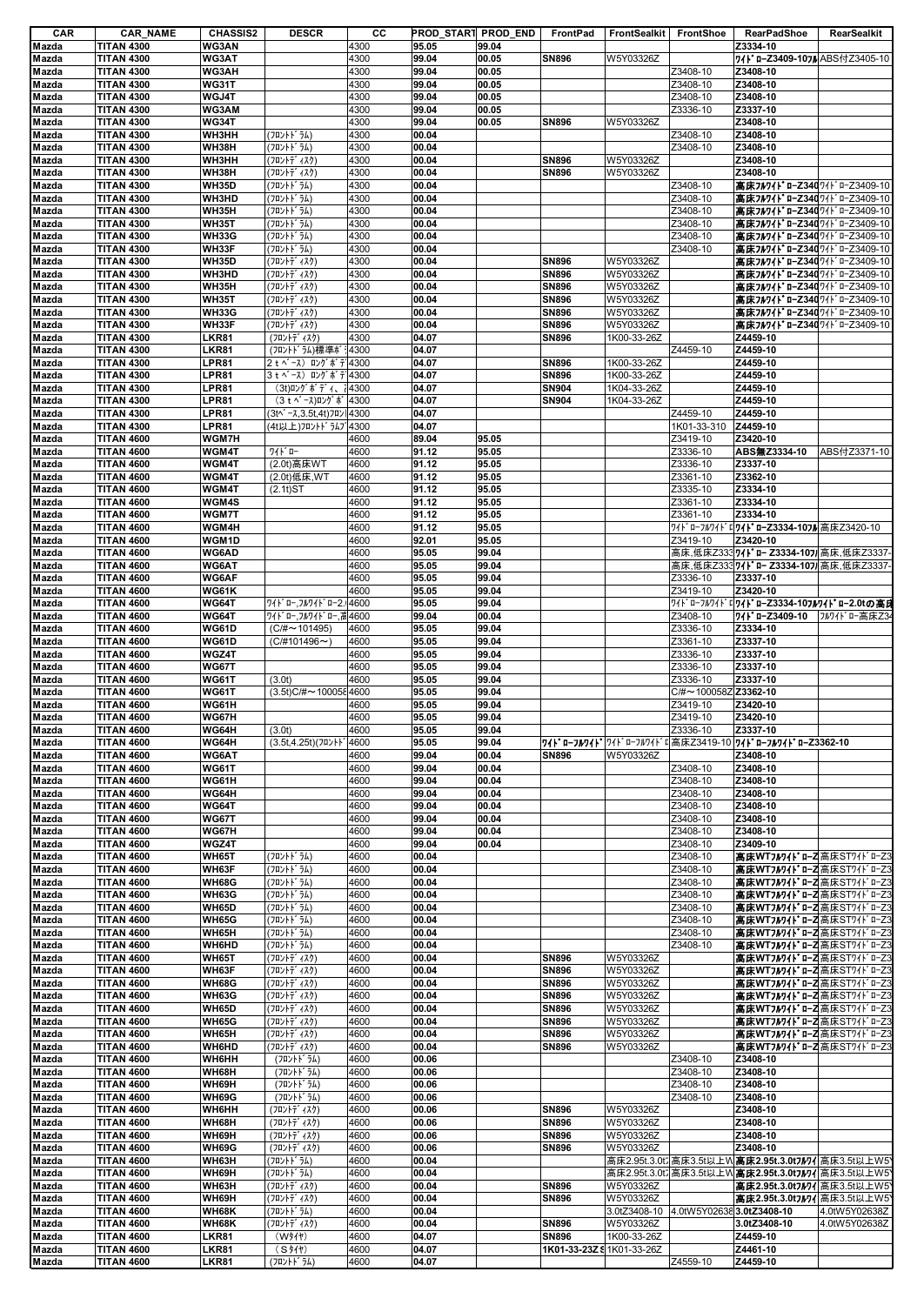| CAR | CAR_NAME | CHASSIS2 | DESCR | CC | PROD_START | PROD_END | FrontPad | FrontSealkit | FrontShoe | RearPadShoe | RearSealkit |
|---|---|---|---|---|---|---|---|---|---|---|---|
| Mazda | TITAN 4300 | WG3AN | | 4300 | 95.05 | 99.04 | | | | Z3334-10 | |
| Mazda | TITAN 4300 | WG3AT | | 4300 | 99.04 | 00.05 | SN896 | W5Y03326Z | | ﾜｲﾄﾞﾛｰZ3409-10ﾌﾙ | ABS付Z3405-10 |
| Mazda | TITAN 4300 | WG3AH | | 4300 | 99.04 | 00.05 | | | Z3408-10 | Z3408-10 | |
| Mazda | TITAN 4300 | WG31T | | 4300 | 99.04 | 00.05 | | | Z3408-10 | Z3408-10 | |
| Mazda | TITAN 4300 | WGJ4T | | 4300 | 99.04 | 00.05 | | | Z3408-10 | Z3408-10 | |
| Mazda | TITAN 4300 | WG3AM | | 4300 | 99.04 | 00.05 | | | Z3336-10 | Z3337-10 | |
| Mazda | TITAN 4300 | WG34T | | 4300 | 99.04 | 00.05 | SN896 | W5Y03326Z | | Z3408-10 | |
| Mazda | TITAN 4300 | WH3HH | (ﾌﾛﾝﾄﾄﾞﾗﾑ) | 4300 | 00.04 | | | | Z3408-10 | Z3408-10 | |
| Mazda | TITAN 4300 | WH38H | (ﾌﾛﾝﾄﾄﾞﾗﾑ) | 4300 | 00.04 | | | | Z3408-10 | Z3408-10 | |
| Mazda | TITAN 4300 | WH3HH | (ﾌﾛﾝﾄﾃﾞｨｽｸ) | 4300 | 00.04 | | SN896 | W5Y03326Z | | Z3408-10 | |
| Mazda | TITAN 4300 | WH38H | (ﾌﾛﾝﾄﾃﾞｨｽｸ) | 4300 | 00.04 | | SN896 | W5Y03326Z | | Z3408-10 | |
| Mazda | TITAN 4300 | WH35D | (ﾌﾛﾝﾄﾄﾞﾗﾑ) | 4300 | 00.04 | | | | Z3408-10 | 高床ﾌﾙﾜｲﾄﾞﾛｰZ340 | ﾜｲﾄﾞﾛｰZ3409-10 |
| Mazda | TITAN 4300 | WH3HD | (ﾌﾛﾝﾄﾄﾞﾗﾑ) | 4300 | 00.04 | | | | Z3408-10 | 高床ﾌﾙﾜｲﾄﾞﾛｰZ340 | ﾜｲﾄﾞﾛｰZ3409-10 |
| Mazda | TITAN 4300 | WH35H | (ﾌﾛﾝﾄﾄﾞﾗﾑ) | 4300 | 00.04 | | | | Z3408-10 | 高床ﾌﾙﾜｲﾄﾞﾛｰZ340 | ﾜｲﾄﾞﾛｰZ3409-10 |
| Mazda | TITAN 4300 | WH35T | (ﾌﾛﾝﾄﾄﾞﾗﾑ) | 4300 | 00.04 | | | | Z3408-10 | 高床ﾌﾙﾜｲﾄﾞﾛｰZ340 | ﾜｲﾄﾞﾛｰZ3409-10 |
| Mazda | TITAN 4300 | WH33G | (ﾌﾛﾝﾄﾄﾞﾗﾑ) | 4300 | 00.04 | | | | Z3408-10 | 高床ﾌﾙﾜｲﾄﾞﾛｰZ340 | ﾜｲﾄﾞﾛｰZ3409-10 |
| Mazda | TITAN 4300 | WH33F | (ﾌﾛﾝﾄﾄﾞﾗﾑ) | 4300 | 00.04 | | | | Z3408-10 | 高床ﾌﾙﾜｲﾄﾞﾛｰZ340 | ﾜｲﾄﾞﾛｰZ3409-10 |
| Mazda | TITAN 4300 | WH35D | (ﾌﾛﾝﾄﾃﾞｨｽｸ) | 4300 | 00.04 | | SN896 | W5Y03326Z | | 高床ﾌﾙﾜｲﾄﾞﾛｰZ340 | ﾜｲﾄﾞﾛｰZ3409-10 |
| Mazda | TITAN 4300 | WH3HD | (ﾌﾛﾝﾄﾃﾞｨｽｸ) | 4300 | 00.04 | | SN896 | W5Y03326Z | | 高床ﾌﾙﾜｲﾄﾞﾛｰZ340 | ﾜｲﾄﾞﾛｰZ3409-10 |
| Mazda | TITAN 4300 | WH35H | (ﾌﾛﾝﾄﾃﾞｨｽｸ) | 4300 | 00.04 | | SN896 | W5Y03326Z | | 高床ﾌﾙﾜｲﾄﾞﾛｰZ340 | ﾜｲﾄﾞﾛｰZ3409-10 |
| Mazda | TITAN 4300 | WH35T | (ﾌﾛﾝﾄﾃﾞｨｽｸ) | 4300 | 00.04 | | SN896 | W5Y03326Z | | 高床ﾌﾙﾜｲﾄﾞﾛｰZ340 | ﾜｲﾄﾞﾛｰZ3409-10 |
| Mazda | TITAN 4300 | WH33G | (ﾌﾛﾝﾄﾃﾞｨｽｸ) | 4300 | 00.04 | | SN896 | W5Y03326Z | | 高床ﾌﾙﾜｲﾄﾞﾛｰZ340 | ﾜｲﾄﾞﾛｰZ3409-10 |
| Mazda | TITAN 4300 | WH33F | (ﾌﾛﾝﾄﾃﾞｨｽｸ) | 4300 | 00.04 | | SN896 | W5Y03326Z | | 高床ﾌﾙﾜｲﾄﾞﾛｰZ340 | ﾜｲﾄﾞﾛｰZ3409-10 |
| Mazda | TITAN 4300 | LKR81 | (ﾌﾛﾝﾄﾃﾞｨｽｸ) | 4300 | 04.07 | | SN896 | 1K00-33-26Z | | Z4459-10 | |
| Mazda | TITAN 4300 | LKR81 | (ﾌﾛﾝﾄﾄﾞﾗﾑ)標準ﾎﾞ | 4300 | 04.07 | | | | Z4459-10 | Z4459-10 | |
| Mazda | TITAN 4300 | LPR81 | 2ｔﾍﾞｰｽ) ﾛﾝｸﾞﾎﾞﾃﾞ | 4300 | 04.07 | | SN896 | 1K00-33-26Z | | Z4459-10 | |
| Mazda | TITAN 4300 | LPR81 | 3ｔﾍﾞｰｽ) ﾛﾝｸﾞﾎﾞﾃﾞ | 4300 | 04.07 | | SN896 | 1K00-33-26Z | | Z4459-10 | |
| Mazda | TITAN 4300 | LPR81 | (3t)ﾛﾝｸﾞﾎﾞﾃﾞｨ、 | 4300 | 04.07 | | SN904 | 1K04-33-26Z | | Z4459-10 | |
| Mazda | TITAN 4300 | LPR81 | (3ｔﾍﾞｰｽ)ﾛﾝｸﾞﾎﾞ | 4300 | 04.07 | | SN904 | 1K04-33-26Z | | Z4459-10 | |
| Mazda | TITAN 4300 | LPR81 | (3tﾍﾞｰｽ,3.5t,4t)ﾌﾛﾝ | 4300 | 04.07 | | | | Z4459-10 | Z4459-10 | |
| Mazda | TITAN 4300 | LPR81 | (4t以上)ﾌﾛﾝﾄﾄﾞﾗﾑ | 4300 | 04.07 | | | | 1K01-33-310 | Z4459-10 | |
| Mazda | TITAN 4600 | WGM7H | | 4600 | 89.04 | 95.05 | | | Z3419-10 | Z3420-10 | |
| Mazda | TITAN 4600 | WGM4T | ﾜｲﾄﾞﾛｰ | 4600 | 91.12 | 95.05 | | | Z3336-10 | ABS無Z3334-10 | ABS付Z3371-10 |
| Mazda | TITAN 4600 | WGM4T | (2.0t)高床WT | 4600 | 91.12 | 95.05 | | | Z3336-10 | Z3337-10 | |
| Mazda | TITAN 4600 | WGM4T | (2.0t)低床,WT | 4600 | 91.12 | 95.05 | | | Z3361-10 | Z3362-10 | |
| Mazda | TITAN 4600 | WGM4T | (2.1t)ST | 4600 | 91.12 | 95.05 | | | Z3335-10 | Z3334-10 | |
| Mazda | TITAN 4600 | WGM4S | | 4600 | 91.12 | 95.05 | | | Z3361-10 | Z3334-10 | |
| Mazda | TITAN 4600 | WGM7T | | 4600 | 91.12 | 95.05 | | | Z3361-10 | Z3334-10 | |
| Mazda | TITAN 4600 | WGM4H | | 4600 | 91.12 | 95.05 | | | ﾜｲﾄﾞﾛｰﾌﾙﾜｲﾄﾞ | ﾜｲﾄﾞﾛｰZ3334-10ﾌﾙ | 高床Z3420-10 |
| Mazda | TITAN 4600 | WGM1D | | 4600 | 92.01 | 95.05 | | | Z3419-10 | Z3420-10 | |
| Mazda | TITAN 4600 | WG6AD | | 4600 | 95.05 | 99.04 | | | 高床,低床Z333 | ﾜｲﾄﾞﾛｰ Z3334-10ﾌ | 高床,低床Z3337- |
| Mazda | TITAN 4600 | WG6AT | | 4600 | 95.05 | 99.04 | | | 高床,低床Z333 | ﾜｲﾄﾞﾛｰ Z3334-10ﾌ | 高床,低床Z3337- |
| Mazda | TITAN 4600 | WG6AF | | 4600 | 95.05 | 99.04 | | | Z3336-10 | Z3337-10 | |
| Mazda | TITAN 4600 | WG61K | | 4600 | 95.05 | 99.04 | | | Z3419-10 | Z3420-10 | |
| Mazda | TITAN 4600 | WG64T | ﾜｲﾄﾞﾛｰ,ﾌﾙﾜｲﾄﾞﾛｰ2. | 4600 | 95.05 | 99.04 | | | ﾜｲﾄﾞﾛｰﾌﾙﾜｲﾄﾞ | ﾜｲﾄﾞﾛｰZ3334-10ﾌﾙ | ﾜｲﾄﾞﾛｰ2.0tの高床 |
| Mazda | TITAN 4600 | WG64T | ﾜｲﾄﾞﾛｰ,ﾌﾙﾜｲﾄﾞﾛｰ,高 | 4600 | 99.04 | 00.04 | | | Z3408-10 | ﾜｲﾄﾞﾛｰZ3409-10 | ﾌﾙﾜｲﾄﾞﾛｰ高床Z34 |
| Mazda | TITAN 4600 | WG61D | (C/#～101495) | 4600 | 95.05 | 99.04 | | | Z3336-10 | Z3334-10 | |
| Mazda | TITAN 4600 | WG61D | (C/#101496～) | 4600 | 95.05 | 99.04 | | | Z3361-10 | Z3337-10 | |
| Mazda | TITAN 4600 | WGZ4T | | 4600 | 95.05 | 99.04 | | | Z3336-10 | Z3337-10 | |
| Mazda | TITAN 4600 | WG67T | | 4600 | 95.05 | 99.04 | | | Z3336-10 | Z3337-10 | |
| Mazda | TITAN 4600 | WG61T | (3.0t) | 4600 | 95.05 | 99.04 | | | Z3336-10 | Z3337-10 | |
| Mazda | TITAN 4600 | WG61T | (3.5t)C/#～100058 | 4600 | 95.05 | 99.04 | | | C/#～100058Z | Z3362-10 | |
| Mazda | TITAN 4600 | WG61H | | 4600 | 95.05 | 99.04 | | | Z3419-10 | Z3420-10 | |
| Mazda | TITAN 4600 | WG67H | | 4600 | 95.05 | 99.04 | | | Z3419-10 | Z3420-10 | |
| Mazda | TITAN 4600 | WG64H | (3.0t) | 4600 | 95.05 | 99.04 | | | Z3336-10 | Z3337-10 | |
| Mazda | TITAN 4600 | WG64H | (3.5t,4.25t)(ﾌﾛﾝﾄﾄﾞ | 4600 | 95.05 | 99.04 | ﾜｲﾄﾞﾛｰﾌﾙﾜｲﾄﾞ | ﾜｲﾄﾞﾛｰﾌﾙﾜｲﾄﾞ | 高床Z3419-10 | ﾜｲﾄﾞﾛｰﾌﾙﾜｲﾄﾞﾛｰZ3362-10 | |
| Mazda | TITAN 4600 | WG6AT | | 4600 | 99.04 | 00.04 | SN896 | W5Y03326Z | | Z3408-10 | |
| Mazda | TITAN 4600 | WG61T | | 4600 | 99.04 | 00.04 | | | Z3408-10 | Z3408-10 | |
| Mazda | TITAN 4600 | WG61H | | 4600 | 99.04 | 00.04 | | | Z3408-10 | Z3408-10 | |
| Mazda | TITAN 4600 | WG64H | | 4600 | 99.04 | 00.04 | | | Z3408-10 | Z3408-10 | |
| Mazda | TITAN 4600 | WG64T | | 4600 | 99.04 | 00.04 | | | Z3408-10 | Z3408-10 | |
| Mazda | TITAN 4600 | WG67T | | 4600 | 99.04 | 00.04 | | | Z3408-10 | Z3408-10 | |
| Mazda | TITAN 4600 | WG67H | | 4600 | 99.04 | 00.04 | | | Z3408-10 | Z3408-10 | |
| Mazda | TITAN 4600 | WGZ4T | | 4600 | 99.04 | 00.04 | | | Z3408-10 | Z3409-10 | |
| Mazda | TITAN 4600 | WH65T | (ﾌﾛﾝﾄﾄﾞﾗﾑ) | 4600 | 00.04 | | | | Z3408-10 | 高床WTﾌﾙﾜｲﾄﾞﾛｰZ | 高床STﾜｲﾄﾞﾛｰZ3 |
| Mazda | TITAN 4600 | WH63F | (ﾌﾛﾝﾄﾄﾞﾗﾑ) | 4600 | 00.04 | | | | Z3408-10 | 高床WTﾌﾙﾜｲﾄﾞﾛｰZ | 高床STﾜｲﾄﾞﾛｰZ3 |
| Mazda | TITAN 4600 | WH68G | (ﾌﾛﾝﾄﾄﾞﾗﾑ) | 4600 | 00.04 | | | | Z3408-10 | 高床WTﾌﾙﾜｲﾄﾞﾛｰZ | 高床STﾜｲﾄﾞﾛｰZ3 |
| Mazda | TITAN 4600 | WH63G | (ﾌﾛﾝﾄﾄﾞﾗﾑ) | 4600 | 00.04 | | | | Z3408-10 | 高床WTﾌﾙﾜｲﾄﾞﾛｰZ | 高床STﾜｲﾄﾞﾛｰZ3 |
| Mazda | TITAN 4600 | WH65D | (ﾌﾛﾝﾄﾄﾞﾗﾑ) | 4600 | 00.04 | | | | Z3408-10 | 高床WTﾌﾙﾜｲﾄﾞﾛｰZ | 高床STﾜｲﾄﾞﾛｰZ3 |
| Mazda | TITAN 4600 | WH65G | (ﾌﾛﾝﾄﾄﾞﾗﾑ) | 4600 | 00.04 | | | | Z3408-10 | 高床WTﾌﾙﾜｲﾄﾞﾛｰZ | 高床STﾜｲﾄﾞﾛｰZ3 |
| Mazda | TITAN 4600 | WH65H | (ﾌﾛﾝﾄﾄﾞﾗﾑ) | 4600 | 00.04 | | | | Z3408-10 | 高床WTﾌﾙﾜｲﾄﾞﾛｰZ | 高床STﾜｲﾄﾞﾛｰZ3 |
| Mazda | TITAN 4600 | WH6HD | (ﾌﾛﾝﾄﾄﾞﾗﾑ) | 4600 | 00.04 | | | | Z3408-10 | 高床WTﾌﾙﾜｲﾄﾞﾛｰZ | 高床STﾜｲﾄﾞﾛｰZ3 |
| Mazda | TITAN 4600 | WH65T | (ﾌﾛﾝﾄﾃﾞｨｽｸ) | 4600 | 00.04 | | SN896 | W5Y03326Z | | 高床WTﾌﾙﾜｲﾄﾞﾛｰZ | 高床STﾜｲﾄﾞﾛｰZ3 |
| Mazda | TITAN 4600 | WH63F | (ﾌﾛﾝﾄﾃﾞｨｽｸ) | 4600 | 00.04 | | SN896 | W5Y03326Z | | 高床WTﾌﾙﾜｲﾄﾞﾛｰZ | 高床STﾜｲﾄﾞﾛｰZ3 |
| Mazda | TITAN 4600 | WH68G | (ﾌﾛﾝﾄﾃﾞｨｽｸ) | 4600 | 00.04 | | SN896 | W5Y03326Z | | 高床WTﾌﾙﾜｲﾄﾞﾛｰZ | 高床STﾜｲﾄﾞﾛｰZ3 |
| Mazda | TITAN 4600 | WH63G | (ﾌﾛﾝﾄﾃﾞｨｽｸ) | 4600 | 00.04 | | SN896 | W5Y03326Z | | 高床WTﾌﾙﾜｲﾄﾞﾛｰZ | 高床STﾜｲﾄﾞﾛｰZ3 |
| Mazda | TITAN 4600 | WH65D | (ﾌﾛﾝﾄﾃﾞｨｽｸ) | 4600 | 00.04 | | SN896 | W5Y03326Z | | 高床WTﾌﾙﾜｲﾄﾞﾛｰZ | 高床STﾜｲﾄﾞﾛｰZ3 |
| Mazda | TITAN 4600 | WH65G | (ﾌﾛﾝﾄﾃﾞｨｽｸ) | 4600 | 00.04 | | SN896 | W5Y03326Z | | 高床WTﾌﾙﾜｲﾄﾞﾛｰZ | 高床STﾜｲﾄﾞﾛｰZ3 |
| Mazda | TITAN 4600 | WH65H | (ﾌﾛﾝﾄﾃﾞｨｽｸ) | 4600 | 00.04 | | SN896 | W5Y03326Z | | 高床WTﾌﾙﾜｲﾄﾞﾛｰZ | 高床STﾜｲﾄﾞﾛｰZ3 |
| Mazda | TITAN 4600 | WH6HD | (ﾌﾛﾝﾄﾃﾞｨｽｸ) | 4600 | 00.04 | | SN896 | W5Y03326Z | | 高床WTﾌﾙﾜｲﾄﾞﾛｰZ | 高床STﾜｲﾄﾞﾛｰZ3 |
| Mazda | TITAN 4600 | WH6HH | (ﾌﾛﾝﾄﾄﾞﾗﾑ) | 4600 | 00.06 | | | | Z3408-10 | Z3408-10 | |
| Mazda | TITAN 4600 | WH68H | (ﾌﾛﾝﾄﾄﾞﾗﾑ) | 4600 | 00.06 | | | | Z3408-10 | Z3408-10 | |
| Mazda | TITAN 4600 | WH69H | (ﾌﾛﾝﾄﾄﾞﾗﾑ) | 4600 | 00.06 | | | | Z3408-10 | Z3408-10 | |
| Mazda | TITAN 4600 | WH69G | (ﾌﾛﾝﾄﾄﾞﾗﾑ) | 4600 | 00.06 | | | | Z3408-10 | Z3408-10 | |
| Mazda | TITAN 4600 | WH6HH | (ﾌﾛﾝﾄﾃﾞｨｽｸ) | 4600 | 00.06 | | SN896 | W5Y03326Z | | Z3408-10 | |
| Mazda | TITAN 4600 | WH68H | (ﾌﾛﾝﾄﾃﾞｨｽｸ) | 4600 | 00.06 | | SN896 | W5Y03326Z | | Z3408-10 | |
| Mazda | TITAN 4600 | WH69H | (ﾌﾛﾝﾄﾃﾞｨｽｸ) | 4600 | 00.06 | | SN896 | W5Y03326Z | | Z3408-10 | |
| Mazda | TITAN 4600 | WH69G | (ﾌﾛﾝﾄﾃﾞｨｽｸ) | 4600 | 00.06 | | SN896 | W5Y03326Z | | Z3408-10 | |
| Mazda | TITAN 4600 | WH63H | (ﾌﾛﾝﾄﾄﾞﾗﾑ) | 4600 | 00.04 | | | 高床2.95t,3.0t | 高床3.5t以上W | 高床2.95t,3.0tﾌﾙﾜｲ | 高床3.5t以上W5Y |
| Mazda | TITAN 4600 | WH69H | (ﾌﾛﾝﾄﾄﾞﾗﾑ) | 4600 | 00.04 | | | 高床2.95t,3.0t | 高床3.5t以上W | 高床2.95t,3.0tﾌﾙﾜｲ | 高床3.5t以上W5Y |
| Mazda | TITAN 4600 | WH63H | (ﾌﾛﾝﾄﾃﾞｨｽｸ) | 4600 | 00.04 | | SN896 | W5Y03326Z | | 高床2.95t,3.0tﾌﾙﾜｲ | 高床3.5t以上W5Y |
| Mazda | TITAN 4600 | WH69H | (ﾌﾛﾝﾄﾃﾞｨｽｸ) | 4600 | 00.04 | | SN896 | W5Y03326Z | | 高床2.95t,3.0tﾌﾙﾜｲ | 高床3.5t以上W5Y |
| Mazda | TITAN 4600 | WH68K | (ﾌﾛﾝﾄﾄﾞﾗﾑ) | 4600 | 00.04 | | | 3.0tZ3408-10 | 4.0tW5Y02638 | 3.0tZ3408-10 | 4.0tW5Y02638Z |
| Mazda | TITAN 4600 | WH68K | (ﾌﾛﾝﾄﾃﾞｨｽｸ) | 4600 | 00.04 | | SN896 | W5Y03326Z | | 3.0tZ3408-10 | 4.0tW5Y02638Z |
| Mazda | TITAN 4600 | LKR81 | (Wﾀｲﾔ) | 4600 | 04.07 | | SN896 | 1K00-33-26Z | | Z4459-10 | |
| Mazda | TITAN 4600 | LKR81 | (Sﾀｲﾔ) | 4600 | 04.07 | | 1K01-33-23Z | 1K01-33-26Z | | Z4461-10 | |
| Mazda | TITAN 4600 | LKR81 | (ﾌﾛﾝﾄﾄﾞﾗﾑ) | 4600 | 04.07 | | | | Z4559-10 | Z4459-10 | |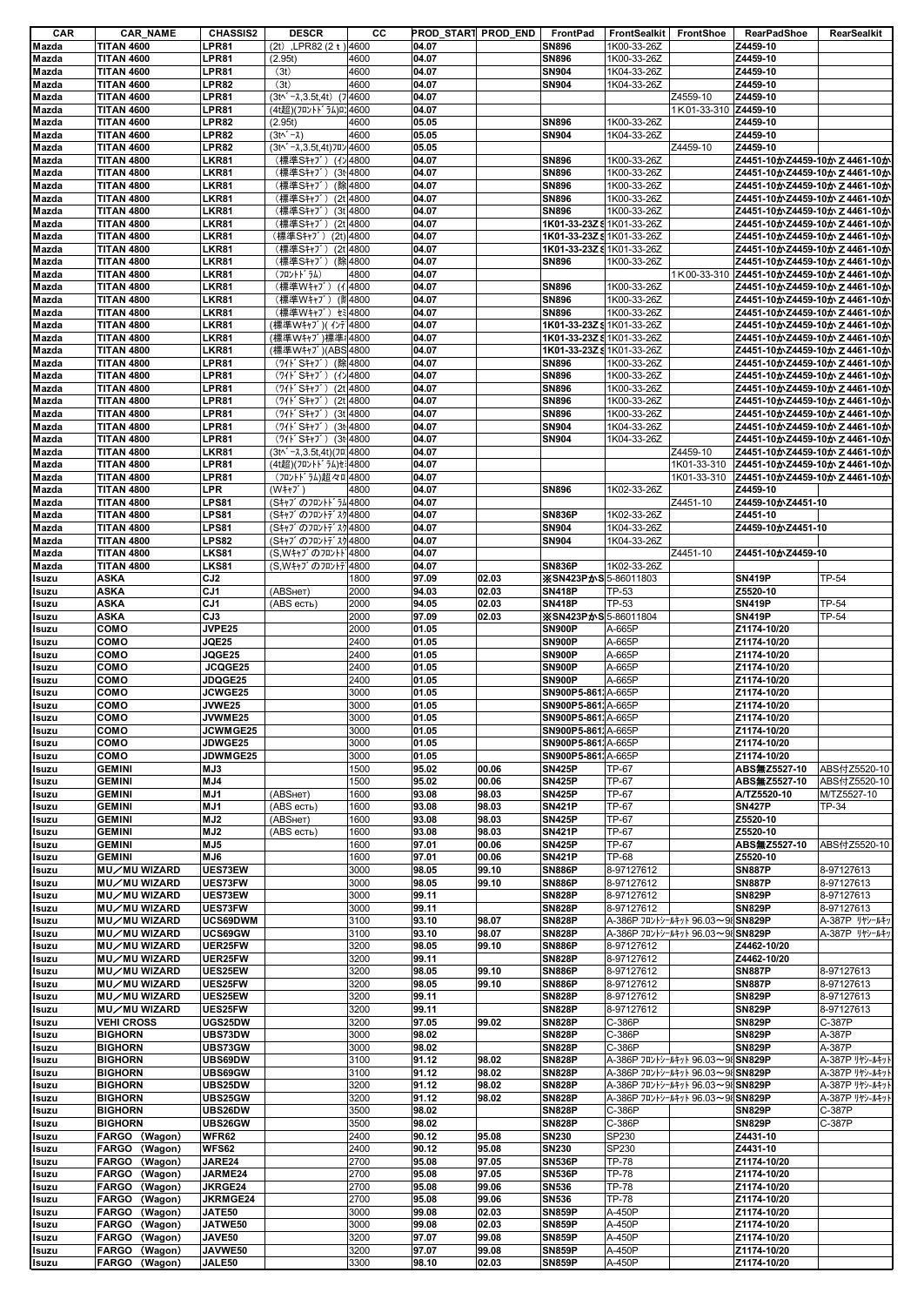| CAR | CAR_NAME | CHASSIS2 | DESCR | CC | PROD_START | PROD_END | FrontPad | FrontSealkit | FrontShoe | RearPadShoe | RearSealkit |
|---|---|---|---|---|---|---|---|---|---|---|---|
| Mazda | TITAN 4600 | LPR81 | (2t) ,LPR82 (2ｔ) | 4600 | 04.07 | | SN896 | 1K00-33-26Z | | Z4459-10 | |
| Mazda | TITAN 4600 | LPR81 | (2.95t) | 4600 | 04.07 | | SN896 | 1K00-33-26Z | | Z4459-10 | |
| Mazda | TITAN 4600 | LPR81 | (3t) | 4600 | 04.07 | | SN904 | 1K04-33-26Z | | Z4459-10 | |
| Mazda | TITAN 4600 | LPR82 | (3t) | 4600 | 04.07 | | SN904 | 1K04-33-26Z | | Z4459-10 | |
| Mazda | TITAN 4600 | LPR81 | (3tﾍﾞｰｽ,3.5t,4t) (7 | 4600 | 04.07 | | | | Z4559-10 | Z4459-10 | |
| Mazda | TITAN 4600 | LPR81 | (4t超)(ﾌﾛﾝﾄﾄﾞﾗﾑ)ﾛ | 4600 | 04.07 | | | | 1K01-33-310 | Z4459-10 | |
| Mazda | TITAN 4600 | LPR82 | (2.95t) | 4600 | 05.05 | | SN896 | 1K00-33-26Z | | Z4459-10 | |
| Mazda | TITAN 4600 | LPR82 | (3tﾍﾞｰｽ) | 4600 | 05.05 | | SN904 | 1K04-33-26Z | | Z4459-10 | |
| Mazda | TITAN 4600 | LPR82 | (3tﾍﾞｰｽ,3.5t,4t)ﾌﾛﾝ | 4600 | 05.05 | | | | Z4459-10 | Z4459-10 | |
| Mazda | TITAN 4800 | LKR81 | (標準Sｷｬﾌﾞ) (イ | 4800 | 04.07 | | SN896 | 1K00-33-26Z | | Z4451-10かZ4459-10かＺ4461-10か | |
| Mazda | TITAN 4800 | LKR81 | (標準Sｷｬﾌﾞ) (3t | 4800 | 04.07 | | SN896 | 1K00-33-26Z | | Z4451-10かZ4459-10かＺ4461-10か | |
| Mazda | TITAN 4800 | LKR81 | (標準Sｷｬﾌﾞ) (除 | 4800 | 04.07 | | SN896 | 1K00-33-26Z | | Z4451-10かZ4459-10かＺ4461-10か | |
| Mazda | TITAN 4800 | LKR81 | (標準Sｷｬﾌﾞ) (2t | 4800 | 04.07 | | SN896 | 1K00-33-26Z | | Z4451-10かZ4459-10かＺ4461-10か | |
| Mazda | TITAN 4800 | LKR81 | (標準Sｷｬﾌﾞ) (3t | 4800 | 04.07 | | SN896 | 1K00-33-26Z | | Z4451-10かZ4459-10かＺ4461-10か | |
| Mazda | TITAN 4800 | LKR81 | (標準Sｷｬﾌﾞ) (2t | 4800 | 04.07 | | 1K01-33-23Z S | 1K01-33-26Z | | Z4451-10かZ4459-10かＺ4461-10か | |
| Mazda | TITAN 4800 | LKR81 | (標準Sｷｬﾌﾞ) (2t) | 4800 | 04.07 | | 1K01-33-23Z S | 1K01-33-26Z | | Z4451-10かZ4459-10かＺ4461-10か | |
| Mazda | TITAN 4800 | LKR81 | (標準Sｷｬﾌﾞ) (2t | 4800 | 04.07 | | 1K01-33-23Z S | 1K01-33-26Z | | Z4451-10かZ4459-10かＺ4461-10か | |
| Mazda | TITAN 4800 | LKR81 | (標準Sｷｬﾌﾞ) (除 | 4800 | 04.07 | | SN896 | 1K00-33-26Z | | Z4451-10かZ4459-10かＺ4461-10か | |
| Mazda | TITAN 4800 | LKR81 | (ﾌﾛﾝﾄﾄﾞﾗﾑ) | 4800 | 04.07 | | | | 1K00-33-310 | Z4451-10かZ4459-10かＺ4461-10か | |
| Mazda | TITAN 4800 | LKR81 | (標準Wｷｬﾌﾞ) (イ | 4800 | 04.07 | | SN896 | 1K00-33-26Z | | Z4451-10かZ4459-10かＺ4461-10か | |
| Mazda | TITAN 4800 | LKR81 | (標準Wｷｬﾌﾞ) (除 | 4800 | 04.07 | | SN896 | 1K00-33-26Z | | Z4451-10かZ4459-10かＺ4461-10か | |
| Mazda | TITAN 4800 | LKR81 | (標準Wｷｬﾌﾞ) ｾﾐ | 4800 | 04.07 | | SN896 | 1K00-33-26Z | | Z4451-10かZ4459-10かＺ4461-10か | |
| Mazda | TITAN 4800 | LKR81 | (標準Wｷｬﾌﾞ)( ｲﾝﾃ | 4800 | 04.07 | | 1K01-33-23Z S | 1K01-33-26Z | | Z4451-10かZ4459-10かＺ4461-10か | |
| Mazda | TITAN 4800 | LKR81 | (標準Wｷｬﾌﾞ)標準 | 4800 | 04.07 | | 1K01-33-23Z S | 1K01-33-26Z | | Z4451-10かZ4459-10かＺ4461-10か | |
| Mazda | TITAN 4800 | LKR81 | (標準Wｷｬﾌﾞ)(ABS | 4800 | 04.07 | | 1K01-33-23Z S | 1K01-33-26Z | | Z4451-10かZ4459-10かＺ4461-10か | |
| Mazda | TITAN 4800 | LPR81 | (ﾜｲﾄﾞSｷｬﾌﾞ) (除 | 4800 | 04.07 | | SN896 | 1K00-33-26Z | | Z4451-10かZ4459-10かＺ4461-10か | |
| Mazda | TITAN 4800 | LPR81 | (ﾜｲﾄﾞSｷｬﾌﾞ) (イ | 4800 | 04.07 | | SN896 | 1K00-33-26Z | | Z4451-10かZ4459-10かＺ4461-10か | |
| Mazda | TITAN 4800 | LPR81 | (ﾜｲﾄﾞSｷｬﾌﾞ) (2t | 4800 | 04.07 | | SN896 | 1K00-33-26Z | | Z4451-10かZ4459-10かＺ4461-10か | |
| Mazda | TITAN 4800 | LPR81 | (ﾜｲﾄﾞSｷｬﾌﾞ) (2t | 4800 | 04.07 | | SN896 | 1K00-33-26Z | | Z4451-10かZ4459-10かＺ4461-10か | |
| Mazda | TITAN 4800 | LPR81 | (ﾜｲﾄﾞSｷｬﾌﾞ) (3t | 4800 | 04.07 | | SN896 | 1K00-33-26Z | | Z4451-10かZ4459-10かＺ4461-10か | |
| Mazda | TITAN 4800 | LPR81 | (ﾜｲﾄﾞSｷｬﾌﾞ) (3t | 4800 | 04.07 | | SN904 | 1K04-33-26Z | | Z4451-10かZ4459-10かＺ4461-10か | |
| Mazda | TITAN 4800 | LPR81 | (ﾜｲﾄﾞSｷｬﾌﾞ) (3t | 4800 | 04.07 | | SN904 | 1K04-33-26Z | | Z4451-10かZ4459-10かＺ4461-10か | |
| Mazda | TITAN 4800 | LKR81 | (3tﾍﾞｰｽ,3.5t,4t)(ﾌﾛ | 4800 | 04.07 | | | | Z4459-10 | Z4451-10かZ4459-10かＺ4461-10か | |
| Mazda | TITAN 4800 | LPR81 | (4t超)(ﾌﾛﾝﾄﾄﾞﾗﾑ)ｾ | 4800 | 04.07 | | | | 1K01-33-310 | Z4451-10かZ4459-10かＺ4461-10か | |
| Mazda | TITAN 4800 | LPR81 | (ﾌﾛﾝﾄﾄﾞﾗﾑ)超々ﾛ | 4800 | 04.07 | | | | 1K01-33-310 | Z4451-10かZ4459-10かＺ4461-10か | |
| Mazda | TITAN 4800 | LPR | (Wｷｬﾌﾞ) | 4800 | 04.07 | | SN896 | 1K02-33-26Z | | Z4459-10 | |
| Mazda | TITAN 4800 | LPS81 | (Sｷｬﾌﾞのﾌﾛﾝﾄﾄﾞﾗﾑ | 4800 | 04.07 | | | | Z4451-10 | Z4459-10かZ4451-10 | |
| Mazda | TITAN 4800 | LPS81 | (Sｷｬﾌﾞのﾌﾛﾝﾄﾃﾞｽｸ | 4800 | 04.07 | | SN836P | 1K02-33-26Z | | Z4451-10 | |
| Mazda | TITAN 4800 | LPS81 | (Sｷｬﾌﾞのﾌﾛﾝﾄﾃﾞｽｸ | 4800 | 04.07 | | SN904 | 1K04-33-26Z | | Z4459-10かZ4451-10 | |
| Mazda | TITAN 4800 | LPS82 | (Sｷｬﾌﾞのﾌﾛﾝﾄﾃﾞｽｸ | 4800 | 04.07 | | SN904 | 1K04-33-26Z | | | |
| Mazda | TITAN 4800 | LKS81 | (S,Wｷｬﾌﾞのﾌﾛﾝﾄﾄﾞ | 4800 | 04.07 | | | | Z4451-10 | Z4451-10かZ4459-10 | |
| Mazda | TITAN 4800 | LKS81 | (S,Wｷｬﾌﾞのﾌﾛﾝﾄﾃﾞ | 4800 | 04.07 | | SN836P | 1K02-33-26Z | | | |
| Isuzu | ASKA | CJ2 | | 1800 | 97.09 | 02.03 | ※SN423PかS | 5-86011803 | | SN419P | TP-54 |
| Isuzu | ASKA | CJ1 | (ABSнет) | 2000 | 94.03 | 02.03 | SN418P | TP-53 | | Z5520-10 | |
| Isuzu | ASKA | CJ1 | (ABS есть) | 2000 | 94.05 | 02.03 | SN418P | TP-53 | | SN419P | TP-54 |
| Isuzu | ASKA | CJ3 | | 2000 | 97.09 | 02.03 | ※SN423PかS | 5-86011804 | | SN419P | TP-54 |
| Isuzu | COMO | JVPE25 | | 2000 | 01.05 | | SN900P | A-665P | | Z1174-10/20 | |
| Isuzu | COMO | JQE25 | | 2400 | 01.05 | | SN900P | A-665P | | Z1174-10/20 | |
| Isuzu | COMO | JQGE25 | | 2400 | 01.05 | | SN900P | A-665P | | Z1174-10/20 | |
| Isuzu | COMO | JCQGE25 | | 2400 | 01.05 | | SN900P | A-665P | | Z1174-10/20 | |
| Isuzu | COMO | JDQGE25 | | 2400 | 01.05 | | SN900P | A-665P | | Z1174-10/20 | |
| Isuzu | COMO | JCWGE25 | | 3000 | 01.05 | | SN900P5-861 | A-665P | | Z1174-10/20 | |
| Isuzu | COMO | JVWE25 | | 3000 | 01.05 | | SN900P5-861 | A-665P | | Z1174-10/20 | |
| Isuzu | COMO | JVWME25 | | 3000 | 01.05 | | SN900P5-861 | A-665P | | Z1174-10/20 | |
| Isuzu | COMO | JCWMGE25 | | 3000 | 01.05 | | SN900P5-861 | A-665P | | Z1174-10/20 | |
| Isuzu | COMO | JDWGE25 | | 3000 | 01.05 | | SN900P5-861 | A-665P | | Z1174-10/20 | |
| Isuzu | COMO | JDWMGE25 | | 3000 | 01.05 | | SN900P5-861 | A-665P | | Z1174-10/20 | |
| Isuzu | GEMINI | MJ3 | | 1500 | 95.02 | 00.06 | SN425P | TP-67 | | ABS無Z5527-10 | ABS付Z5520-10 |
| Isuzu | GEMINI | MJ4 | | 1500 | 95.02 | 00.06 | SN425P | TP-67 | | ABS無Z5527-10 | ABS付Z5520-10 |
| Isuzu | GEMINI | MJ1 | (ABSнет) | 1600 | 93.08 | 98.03 | SN425P | TP-67 | | A/TZ5520-10 | M/TZ5527-10 |
| Isuzu | GEMINI | MJ1 | (ABS есть) | 1600 | 93.08 | 98.03 | SN421P | TP-67 | | SN427P | TP-34 |
| Isuzu | GEMINI | MJ2 | (ABSнет) | 1600 | 93.08 | 98.03 | SN425P | TP-67 | | Z5520-10 | |
| Isuzu | GEMINI | MJ2 | (ABS есть) | 1600 | 93.08 | 98.03 | SN421P | TP-67 | | Z5520-10 | |
| Isuzu | GEMINI | MJ5 | | 1600 | 97.01 | 00.06 | SN425P | TP-67 | | ABS無Z5527-10 | ABS付Z5520-10 |
| Isuzu | GEMINI | MJ6 | | 1600 | 97.01 | 00.06 | SN421P | TP-68 | | Z5520-10 | |
| Isuzu | MU／MU WIZARD | UES73EW | | 3000 | 98.05 | 99.10 | SN886P | 8-97127612 | | SN887P | 8-97127613 |
| Isuzu | MU／MU WIZARD | UES73FW | | 3000 | 98.05 | 99.10 | SN886P | 8-97127612 | | SN887P | 8-97127613 |
| Isuzu | MU／MU WIZARD | UES73EW | | 3000 | 99.11 | | SN828P | 8-97127612 | | SN829P | 8-97127613 |
| Isuzu | MU／MU WIZARD | UES73FW | | 3000 | 99.11 | | SN828P | 8-97127612 | | SN829P | 8-97127613 |
| Isuzu | MU／MU WIZARD | UCS69DWM | | 3100 | 93.10 | 98.07 | SN828P | A-386P ﾌﾛﾝﾄｼｰﾙｷｯﾄ 96.03～98 | | SN829P | A-387P ﾘﾔｼｰﾙｷｯ |
| Isuzu | MU／MU WIZARD | UCS69GW | | 3100 | 93.10 | 98.07 | SN828P | A-386P ﾌﾛﾝﾄｼｰﾙｷｯﾄ 96.03～98 | | SN829P | A-387P ﾘﾔｼｰﾙｷｯ |
| Isuzu | MU／MU WIZARD | UER25FW | | 3200 | 98.05 | 99.10 | SN886P | 8-97127612 | | Z4462-10/20 | |
| Isuzu | MU／MU WIZARD | UER25FW | | 3200 | 99.11 | | SN828P | 8-97127612 | | Z4462-10/20 | |
| Isuzu | MU／MU WIZARD | UES25EW | | 3200 | 98.05 | 99.10 | SN886P | 8-97127612 | | SN887P | 8-97127613 |
| Isuzu | MU／MU WIZARD | UES25FW | | 3200 | 98.05 | 99.10 | SN886P | 8-97127612 | | SN887P | 8-97127613 |
| Isuzu | MU／MU WIZARD | UES25EW | | 3200 | 99.11 | | SN828P | 8-97127612 | | SN829P | 8-97127613 |
| Isuzu | MU／MU WIZARD | UES25FW | | 3200 | 99.11 | | SN828P | 8-97127612 | | SN829P | 8-97127613 |
| Isuzu | VEHI CROSS | UGS25DW | | 3200 | 97.05 | 99.02 | SN828P | C-386P | | SN829P | C-387P |
| Isuzu | BIGHORN | UBS73DW | | 3000 | 98.02 | | SN828P | C-386P | | SN829P | A-387P |
| Isuzu | BIGHORN | UBS73GW | | 3000 | 98.02 | | SN828P | C-386P | | SN829P | A-387P |
| Isuzu | BIGHORN | UBS69DW | | 3100 | 91.12 | 98.02 | SN828P | A-386P ﾌﾛﾝﾄｼｰﾙｷｯﾄ 96.03～98 | | SN829P | A-387P ﾘﾔｼｰﾙｷｯﾄ |
| Isuzu | BIGHORN | UBS69GW | | 3100 | 91.12 | 98.02 | SN828P | A-386P ﾌﾛﾝﾄｼｰﾙｷｯﾄ 96.03～98 | | SN829P | A-387P ﾘﾔｼｰﾙｷｯﾄ |
| Isuzu | BIGHORN | UBS25DW | | 3200 | 91.12 | 98.02 | SN828P | A-386P ﾌﾛﾝﾄｼｰﾙｷｯﾄ 96.03～98 | | SN829P | A-387P ﾘﾔｼｰﾙｷｯﾄ |
| Isuzu | BIGHORN | UBS25GW | | 3200 | 91.12 | 98.02 | SN828P | A-386P ﾌﾛﾝﾄｼｰﾙｷｯﾄ 96.03～98 | | SN829P | A-387P ﾘﾔｼｰﾙｷｯﾄ |
| Isuzu | BIGHORN | UBS26DW | | 3500 | 98.02 | | SN828P | C-386P | | SN829P | C-387P |
| Isuzu | BIGHORN | UBS26GW | | 3500 | 98.02 | | SN828P | C-386P | | SN829P | C-387P |
| Isuzu | FARGO (Wagon) | WFR62 | | 2400 | 90.12 | 95.08 | SN230 | SP230 | | Z4431-10 | |
| Isuzu | FARGO (Wagon) | WFS62 | | 2400 | 90.12 | 95.08 | SN230 | SP230 | | Z4431-10 | |
| Isuzu | FARGO (Wagon) | JARE24 | | 2700 | 95.08 | 97.05 | SN536P | TP-78 | | Z1174-10/20 | |
| Isuzu | FARGO (Wagon) | JARME24 | | 2700 | 95.08 | 97.05 | SN536P | TP-78 | | Z1174-10/20 | |
| Isuzu | FARGO (Wagon) | JKRGE24 | | 2700 | 95.08 | 99.06 | SN536 | TP-78 | | Z1174-10/20 | |
| Isuzu | FARGO (Wagon) | JKRMGE24 | | 2700 | 95.08 | 99.06 | SN536 | TP-78 | | Z1174-10/20 | |
| Isuzu | FARGO (Wagon) | JATE50 | | 3000 | 99.08 | 02.03 | SN859P | A-450P | | Z1174-10/20 | |
| Isuzu | FARGO (Wagon) | JATWE50 | | 3000 | 99.08 | 02.03 | SN859P | A-450P | | Z1174-10/20 | |
| Isuzu | FARGO (Wagon) | JAVE50 | | 3200 | 97.07 | 99.08 | SN859P | A-450P | | Z1174-10/20 | |
| Isuzu | FARGO (Wagon) | JAVWE50 | | 3200 | 97.07 | 99.08 | SN859P | A-450P | | Z1174-10/20 | |
| Isuzu | FARGO (Wagon) | JALE50 | | 3300 | 98.10 | 02.03 | SN859P | A-450P | | Z1174-10/20 | |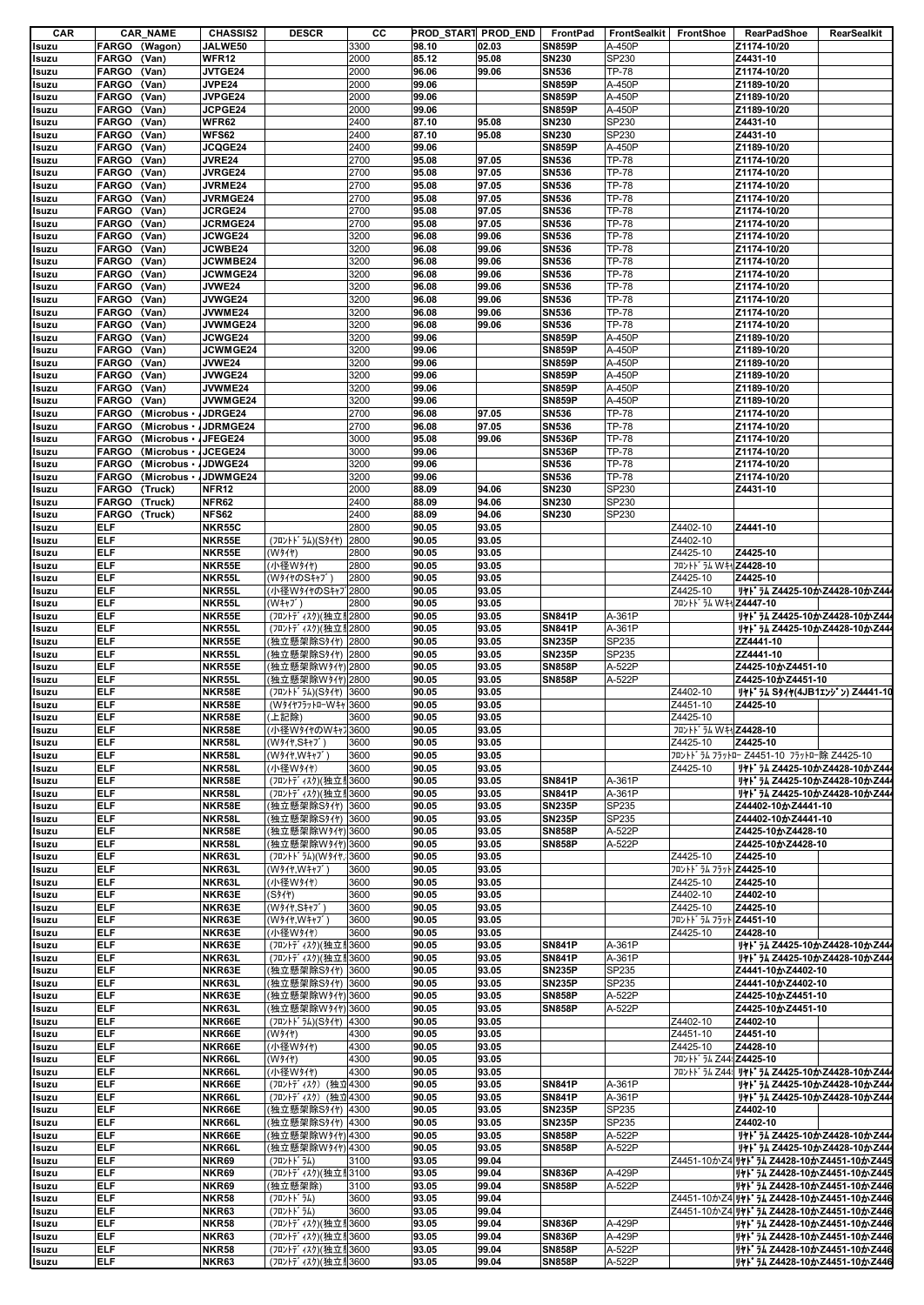| CAR | CAR_NAME | CHASSIS2 | DESCR | CC | PROD_START | PROD_END | FrontPad | FrontSealkit | FrontShoe | RearPadShoe | RearSealkit |
|---|---|---|---|---|---|---|---|---|---|---|---|
| Isuzu | FARGO (Wagon) | JALWE50 | | 3300 | 98.10 | 02.03 | SN859P | A-450P | | Z1174-10/20 | |
| Isuzu | FARGO (Van) | WFR12 | | 2000 | 85.12 | 95.08 | SN230 | SP230 | | Z4431-10 | |
| Isuzu | FARGO (Van) | JVTGE24 | | 2000 | 96.06 | 99.06 | SN536 | TP-78 | | Z1174-10/20 | |
| Isuzu | FARGO (Van) | JVPE24 | | 2000 | 99.06 | | SN859P | A-450P | | Z1189-10/20 | |
| Isuzu | FARGO (Van) | JVPGE24 | | 2000 | 99.06 | | SN859P | A-450P | | Z1189-10/20 | |
| Isuzu | FARGO (Van) | JCPGE24 | | 2000 | 99.06 | | SN859P | A-450P | | Z1189-10/20 | |
| Isuzu | FARGO (Van) | WFR62 | | 2400 | 87.10 | 95.08 | SN230 | SP230 | | Z4431-10 | |
| Isuzu | FARGO (Van) | WFS62 | | 2400 | 87.10 | 95.08 | SN230 | SP230 | | Z4431-10 | |
| Isuzu | FARGO (Van) | JCQGE24 | | 2400 | 99.06 | | SN859P | A-450P | | Z1189-10/20 | |
| Isuzu | FARGO (Van) | JVRE24 | | 2700 | 95.08 | 97.05 | SN536 | TP-78 | | Z1174-10/20 | |
| Isuzu | FARGO (Van) | JVRGE24 | | 2700 | 95.08 | 97.05 | SN536 | TP-78 | | Z1174-10/20 | |
| Isuzu | FARGO (Van) | JVRME24 | | 2700 | 95.08 | 97.05 | SN536 | TP-78 | | Z1174-10/20 | |
| Isuzu | FARGO (Van) | JVRMGE24 | | 2700 | 95.08 | 97.05 | SN536 | TP-78 | | Z1174-10/20 | |
| Isuzu | FARGO (Van) | JCRGE24 | | 2700 | 95.08 | 97.05 | SN536 | TP-78 | | Z1174-10/20 | |
| Isuzu | FARGO (Van) | JCRMGE24 | | 2700 | 95.08 | 97.05 | SN536 | TP-78 | | Z1174-10/20 | |
| Isuzu | FARGO (Van) | JCWGE24 | | 3200 | 96.08 | 99.06 | SN536 | TP-78 | | Z1174-10/20 | |
| Isuzu | FARGO (Van) | JCWBE24 | | 3200 | 96.08 | 99.06 | SN536 | TP-78 | | Z1174-10/20 | |
| Isuzu | FARGO (Van) | JCWMBE24 | | 3200 | 96.08 | 99.06 | SN536 | TP-78 | | Z1174-10/20 | |
| Isuzu | FARGO (Van) | JCWMGE24 | | 3200 | 96.08 | 99.06 | SN536 | TP-78 | | Z1174-10/20 | |
| Isuzu | FARGO (Van) | JVWE24 | | 3200 | 96.08 | 99.06 | SN536 | TP-78 | | Z1174-10/20 | |
| Isuzu | FARGO (Van) | JVWGE24 | | 3200 | 96.08 | 99.06 | SN536 | TP-78 | | Z1174-10/20 | |
| Isuzu | FARGO (Van) | JVWME24 | | 3200 | 96.08 | 99.06 | SN536 | TP-78 | | Z1174-10/20 | |
| Isuzu | FARGO (Van) | JVWMGE24 | | 3200 | 96.08 | 99.06 | SN536 | TP-78 | | Z1174-10/20 | |
| Isuzu | FARGO (Van) | JCWGE24 | | 3200 | 99.06 | | SN859P | A-450P | | Z1189-10/20 | |
| Isuzu | FARGO (Van) | JCWMGE24 | | 3200 | 99.06 | | SN859P | A-450P | | Z1189-10/20 | |
| Isuzu | FARGO (Van) | JVWE24 | | 3200 | 99.06 | | SN859P | A-450P | | Z1189-10/20 | |
| Isuzu | FARGO (Van) | JVWGE24 | | 3200 | 99.06 | | SN859P | A-450P | | Z1189-10/20 | |
| Isuzu | FARGO (Van) | JVWME24 | | 3200 | 99.06 | | SN859P | A-450P | | Z1189-10/20 | |
| Isuzu | FARGO (Van) | JVWMGE24 | | 3200 | 99.06 | | SN859P | A-450P | | Z1189-10/20 | |
| Isuzu | FARGO (Microbus・ | JDRGE24 | | 2700 | 96.08 | 97.05 | SN536 | TP-78 | | Z1174-10/20 | |
| Isuzu | FARGO (Microbus・ | JDRMGE24 | | 2700 | 96.08 | 97.05 | SN536 | TP-78 | | Z1174-10/20 | |
| Isuzu | FARGO (Microbus・ | JFEGE24 | | 3000 | 95.08 | 99.06 | SN536P | TP-78 | | Z1174-10/20 | |
| Isuzu | FARGO (Microbus・ | JCEGE24 | | 3000 | 99.06 | | SN536P | TP-78 | | Z1174-10/20 | |
| Isuzu | FARGO (Microbus・ | JDWGE24 | | 3200 | 99.06 | | SN536 | TP-78 | | Z1174-10/20 | |
| Isuzu | FARGO (Microbus・ | JDWMGE24 | | 3200 | 99.06 | | SN536 | TP-78 | | Z1174-10/20 | |
| Isuzu | FARGO (Truck) | NFR12 | | 2000 | 88.09 | 94.06 | SN230 | SP230 | | Z4431-10 | |
| Isuzu | FARGO (Truck) | NFR62 | | 2400 | 88.09 | 94.06 | SN230 | SP230 | | | |
| Isuzu | FARGO (Truck) | NFS62 | | 2400 | 88.09 | 94.06 | SN230 | SP230 | | | |
| Isuzu | ELF | NKR55C | | 2800 | 90.05 | 93.05 | | | Z4402-10 | Z4441-10 | |
| Isuzu | ELF | NKR55E | (ﾌﾛﾝﾄﾄﾞﾗﾑ)(Sﾀｲﾔ) | 2800 | 90.05 | 93.05 | | | Z4402-10 | | |
| Isuzu | ELF | NKR55E | (Wﾀｲﾔ) | 2800 | 90.05 | 93.05 | | | Z4425-10 | Z4425-10 | |
| Isuzu | ELF | NKR55E | (小径Wﾀｲﾔ) | 2800 | 90.05 | 93.05 | | | ﾌﾛﾝﾄﾄﾞﾗﾑ Wｷｬ | Z4428-10 | |
| Isuzu | ELF | NKR55L | (WﾀｲﾔのSｷｬﾌﾞ) | 2800 | 90.05 | 93.05 | | | Z4425-10 | Z4425-10 | |
| Isuzu | ELF | NKR55L | (小径WﾀｲﾔのSｷｬﾌﾞ | 2800 | 90.05 | 93.05 | | | Z4425-10 | ﾘﾔﾄﾞﾗﾑ Z4425-10かZ4428-10かZ44 | |
| Isuzu | ELF | NKR55L | (Wｷｬﾌﾞ) | 2800 | 90.05 | 93.05 | | | ﾌﾛﾝﾄﾄﾞﾗﾑ Wｷｬ | Z4447-10 | |
| Isuzu | ELF | NKR55E | (ﾌﾛﾝﾄﾃﾞｨｽｸ)(独立 | 2800 | 90.05 | 93.05 | SN841P | A-361P | | ﾘﾔﾄﾞﾗﾑ Z4425-10かZ4428-10かZ44 | |
| Isuzu | ELF | NKR55L | (ﾌﾛﾝﾄﾃﾞｨｽｸ)(独立 | 2800 | 90.05 | 93.05 | SN841P | A-361P | | ﾘﾔﾄﾞﾗﾑ Z4425-10かZ4428-10かZ44 | |
| Isuzu | ELF | NKR55E | (独立懸架除Sﾀｲﾔ) | 2800 | 90.05 | 93.05 | SN235P | SP235 | | ZZ4441-10 | |
| Isuzu | ELF | NKR55L | (独立懸架除Sﾀｲﾔ) | 2800 | 90.05 | 93.05 | SN235P | SP235 | | ZZ4441-10 | |
| Isuzu | ELF | NKR55E | (独立懸架除Wﾀｲﾔ) | 2800 | 90.05 | 93.05 | SN858P | A-522P | | Z4425-10かZ4451-10 | |
| Isuzu | ELF | NKR55L | (独立懸架除Wﾀｲﾔ) | 2800 | 90.05 | 93.05 | SN858P | A-522P | | Z4425-10かZ4451-10 | |
| Isuzu | ELF | NKR58E | (ﾌﾛﾝﾄﾄﾞﾗﾑ)(Sﾀｲﾔ) | 3600 | 90.05 | 93.05 | | | Z4402-10 | ﾘﾔﾄﾞﾗﾑ Sﾀｲﾔ(4JB1ｴﾝｼﾞﾝ) Z4441-10 | |
| Isuzu | ELF | NKR58E | (WﾀｲﾔﾌﾗｯﾄﾛｰWｷｬ | 3600 | 90.05 | 93.05 | | | Z4451-10 | Z4425-10 | |
| Isuzu | ELF | NKR58E | (上記除) | 3600 | 90.05 | 93.05 | | | Z4425-10 | | |
| Isuzu | ELF | NKR58E | (小径WﾀｲﾔのWｷｬ | 3600 | 90.05 | 93.05 | | | ﾌﾛﾝﾄﾄﾞﾗﾑ Wｷｬ | Z4428-10 | |
| Isuzu | ELF | NKR58L | (Wﾀｲﾔ,Sｷｬﾌﾞ) | 3600 | 90.05 | 93.05 | | | Z4425-10 | Z4425-10 | |
| Isuzu | ELF | NKR58L | (Wﾀｲﾔ,Wｷｬﾌﾞ) | 3600 | 90.05 | 93.05 | | | ﾌﾛﾝﾄﾄﾞﾗﾑ ﾌﾗｯﾄﾛｰ Z4451-10 ﾌﾗｯﾄﾛｰ除 Z4425-10 | | |
| Isuzu | ELF | NKR58L | (小径Wﾀｲﾔ) | 3600 | 90.05 | 93.05 | | | Z4425-10 | ﾘﾔﾄﾞﾗﾑ Z4425-10かZ4428-10かZ44 | |
| Isuzu | ELF | NKR58E | (ﾌﾛﾝﾄﾃﾞｨｽｸ)(独立 | 3600 | 90.05 | 93.05 | SN841P | A-361P | | ﾘﾔﾄﾞﾗﾑ Z4425-10かZ4428-10かZ44 | |
| Isuzu | ELF | NKR58L | (ﾌﾛﾝﾄﾃﾞｨｽｸ)(独立 | 3600 | 90.05 | 93.05 | SN841P | A-361P | | ﾘﾔﾄﾞﾗﾑ Z4425-10かZ4428-10かZ44 | |
| Isuzu | ELF | NKR58E | (独立懸架除Sﾀｲﾔ) | 3600 | 90.05 | 93.05 | SN235P | SP235 | | Z44402-10かZ4441-10 | |
| Isuzu | ELF | NKR58L | (独立懸架除Sﾀｲﾔ) | 3600 | 90.05 | 93.05 | SN235P | SP235 | | Z44402-10かZ4441-10 | |
| Isuzu | ELF | NKR58E | (独立懸架除Wﾀｲﾔ) | 3600 | 90.05 | 93.05 | SN858P | A-522P | | Z4425-10かZ4428-10 | |
| Isuzu | ELF | NKR58L | (独立懸架除Wﾀｲﾔ) | 3600 | 90.05 | 93.05 | SN858P | A-522P | | Z4425-10かZ4428-10 | |
| Isuzu | ELF | NKR63L | (ﾌﾛﾝﾄﾄﾞﾗﾑ)(Wﾀｲﾔ, | 3600 | 90.05 | 93.05 | | | Z4425-10 | Z4425-10 | |
| Isuzu | ELF | NKR63L | (Wﾀｲﾔ,Wｷｬﾌﾞ) | 3600 | 90.05 | 93.05 | | | ﾌﾛﾝﾄﾄﾞﾗﾑ ﾌﾗｯﾄ | Z4425-10 | |
| Isuzu | ELF | NKR63L | (小径Wﾀｲﾔ) | 3600 | 90.05 | 93.05 | | | Z4425-10 | Z4425-10 | |
| Isuzu | ELF | NKR63E | (Sﾀｲﾔ) | 3600 | 90.05 | 93.05 | | | Z4402-10 | Z4402-10 | |
| Isuzu | ELF | NKR63E | (Wﾀｲﾔ,Sｷｬﾌﾞ) | 3600 | 90.05 | 93.05 | | | Z4425-10 | Z4425-10 | |
| Isuzu | ELF | NKR63E | (Wﾀｲﾔ,Wｷｬﾌﾞ) | 3600 | 90.05 | 93.05 | | | ﾌﾛﾝﾄﾄﾞﾗﾑ ﾌﾗｯﾄ | Z4451-10 | |
| Isuzu | ELF | NKR63E | (小径Wﾀｲﾔ) | 3600 | 90.05 | 93.05 | | | Z4425-10 | Z4428-10 | |
| Isuzu | ELF | NKR63E | (ﾌﾛﾝﾄﾃﾞｨｽｸ)(独立 | 3600 | 90.05 | 93.05 | SN841P | A-361P | | ﾘﾔﾄﾞﾗﾑ Z4425-10かZ4428-10かZ44 | |
| Isuzu | ELF | NKR63L | (ﾌﾛﾝﾄﾃﾞｨｽｸ)(独立 | 3600 | 90.05 | 93.05 | SN841P | A-361P | | ﾘﾔﾄﾞﾗﾑ Z4425-10かZ4428-10かZ44 | |
| Isuzu | ELF | NKR63E | (独立懸架除Sﾀｲﾔ) | 3600 | 90.05 | 93.05 | SN235P | SP235 | | Z4441-10かZ4402-10 | |
| Isuzu | ELF | NKR63L | (独立懸架除Sﾀｲﾔ) | 3600 | 90.05 | 93.05 | SN235P | SP235 | | Z4441-10かZ4402-10 | |
| Isuzu | ELF | NKR63E | (独立懸架除Wﾀｲﾔ) | 3600 | 90.05 | 93.05 | SN858P | A-522P | | Z4425-10かZ4451-10 | |
| Isuzu | ELF | NKR63L | (独立懸架除Wﾀｲﾔ) | 3600 | 90.05 | 93.05 | SN858P | A-522P | | Z4425-10かZ4451-10 | |
| Isuzu | ELF | NKR66E | (ﾌﾛﾝﾄﾄﾞﾗﾑ)(Sﾀｲﾔ) | 4300 | 90.05 | 93.05 | | | Z4402-10 | Z4402-10 | |
| Isuzu | ELF | NKR66E | (Wﾀｲﾔ) | 4300 | 90.05 | 93.05 | | | Z4451-10 | Z4451-10 | |
| Isuzu | ELF | NKR66E | (小径Wﾀｲﾔ) | 4300 | 90.05 | 93.05 | | | Z4425-10 | Z4428-10 | |
| Isuzu | ELF | NKR66L | (Wﾀｲﾔ) | 4300 | 90.05 | 93.05 | | | ﾌﾛﾝﾄﾄﾞﾗﾑ Z44 | Z4425-10 | |
| Isuzu | ELF | NKR66L | (小径Wﾀｲﾔ) | 4300 | 90.05 | 93.05 | | | ﾌﾛﾝﾄﾄﾞﾗﾑ Z44 | ﾘﾔﾄﾞﾗﾑ Z4425-10かZ4428-10かZ44 | |
| Isuzu | ELF | NKR66E | (ﾌﾛﾝﾄﾃﾞｨｽｸ) (独立 | 4300 | 90.05 | 93.05 | SN841P | A-361P | | ﾘﾔﾄﾞﾗﾑ Z4425-10かZ4428-10かZ44 | |
| Isuzu | ELF | NKR66L | (ﾌﾛﾝﾄﾃﾞｨｽｸ) (独立 | 4300 | 90.05 | 93.05 | SN841P | A-361P | | ﾘﾔﾄﾞﾗﾑ Z4425-10かZ4428-10かZ44 | |
| Isuzu | ELF | NKR66E | (独立懸架除Sﾀｲﾔ) | 4300 | 90.05 | 93.05 | SN235P | SP235 | | Z4402-10 | |
| Isuzu | ELF | NKR66L | (独立懸架除Sﾀｲﾔ) | 4300 | 90.05 | 93.05 | SN235P | SP235 | | Z4402-10 | |
| Isuzu | ELF | NKR66E | (独立懸架除Wﾀｲﾔ) | 4300 | 90.05 | 93.05 | SN858P | A-522P | | ﾘﾔﾄﾞﾗﾑ Z4425-10かZ4428-10かZ44 | |
| Isuzu | ELF | NKR66L | (独立懸架除Wﾀｲﾔ) | 4300 | 90.05 | 93.05 | SN858P | A-522P | | ﾘﾔﾄﾞﾗﾑ Z4425-10かZ4428-10かZ44 | |
| Isuzu | ELF | NKR69 | (ﾌﾛﾝﾄﾄﾞﾗﾑ) | 3100 | 93.05 | 99.04 | | | Z4451-10かZ4 | ﾘﾔﾄﾞﾗﾑ Z4428-10かZ4451-10かZ445 | |
| Isuzu | ELF | NKR69 | (ﾌﾛﾝﾄﾃﾞｨｽｸ)(独立 | 3100 | 93.05 | 99.04 | SN836P | A-429P | | ﾘﾔﾄﾞﾗﾑ Z4428-10かZ4451-10かZ445 | |
| Isuzu | ELF | NKR69 | (独立懸架除) | 3100 | 93.05 | 99.04 | SN858P | A-522P | | ﾘﾔﾄﾞﾗﾑ Z4428-10かZ4451-10かZ446 | |
| Isuzu | ELF | NKR58 | (ﾌﾛﾝﾄﾄﾞﾗﾑ) | 3600 | 93.05 | 99.04 | | | Z4451-10かZ4 | ﾘﾔﾄﾞﾗﾑ Z4428-10かZ4451-10かZ446 | |
| Isuzu | ELF | NKR63 | (ﾌﾛﾝﾄﾄﾞﾗﾑ) | 3600 | 93.05 | 99.04 | | | Z4451-10かZ4 | ﾘﾔﾄﾞﾗﾑ Z4428-10かZ4451-10かZ446 | |
| Isuzu | ELF | NKR58 | (ﾌﾛﾝﾄﾃﾞｨｽｸ)(独立 | 3600 | 93.05 | 99.04 | SN836P | A-429P | | ﾘﾔﾄﾞﾗﾑ Z4428-10かZ4451-10かZ446 | |
| Isuzu | ELF | NKR63 | (ﾌﾛﾝﾄﾃﾞｨｽｸ)(独立 | 3600 | 93.05 | 99.04 | SN836P | A-429P | | ﾘﾔﾄﾞﾗﾑ Z4428-10かZ4451-10かZ446 | |
| Isuzu | ELF | NKR58 | (ﾌﾛﾝﾄﾃﾞｨｽｸ)(独立 | 3600 | 93.05 | 99.04 | SN858P | A-522P | | ﾘﾔﾄﾞﾗﾑ Z4428-10かZ4451-10かZ446 | |
| Isuzu | ELF | NKR63 | (ﾌﾛﾝﾄﾃﾞｨｽｸ)(独立 | 3600 | 93.05 | 99.04 | SN858P | A-522P | | ﾘﾔﾄﾞﾗﾑ Z4428-10かZ4451-10かZ446 | |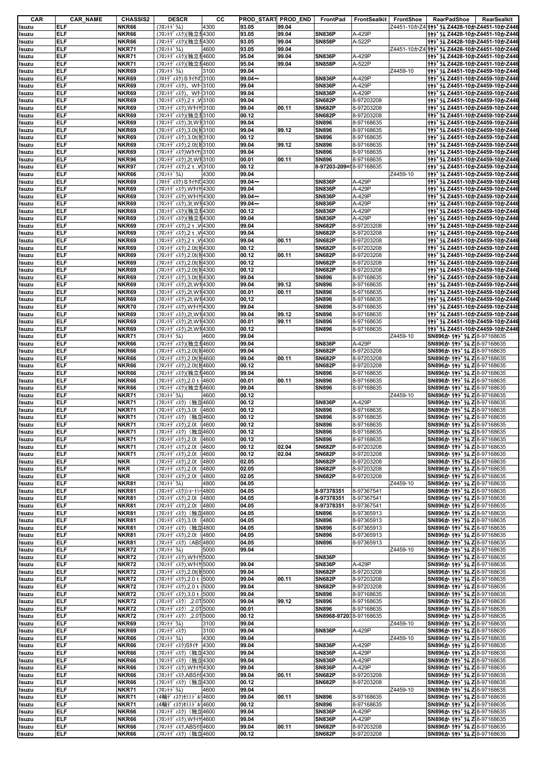| CAR | CAR_NAME | CHASSIS2 | DESCR | CC | PROD_START | PROD_END | FrontPad | FrontSealkit | FrontShoe | RearPadShoe | RearSealkit |
|---|---|---|---|---|---|---|---|---|---|---|---|
| Isuzu | ELF | NKR66 | (ﾌﾛﾝﾄﾄﾞﾗﾑ) | 4300 | 93.05 | 99.04 | | | Z4451-10かZ4 | ﾘﾔﾄﾞﾗﾑ Z4428-10か | Z4451-10かZ446 |
| Isuzu | ELF | NKR66 | (ﾌﾛﾝﾃﾞｨｽｸ)(独立 | 4300 | 93.05 | 99.04 | SN836P | A-429P | | ﾘﾔﾄﾞﾗﾑ Z4428-10か | Z4451-10かZ446 |
| Isuzu | ELF | NKR66 | (ﾌﾛﾝﾃﾞｨｽｸ)(独立 | 4300 | 93.05 | 99.04 | SN858P | A-522P | | ﾘﾔﾄﾞﾗﾑ Z4428-10か | Z4451-10かZ446 |
| Isuzu | ELF | NKR71 | (ﾌﾛﾝﾄﾄﾞﾗﾑ) | 4600 | 93.05 | 99.04 | | | Z4451-10かZ4 | ﾘﾔﾄﾞﾗﾑ Z4428-10か | Z4451-10かZ446 |
| Isuzu | ELF | NKR71 | (ﾌﾛﾝﾃﾞｨｽｸ)(独立 | 4600 | 95.04 | 99.04 | SN836P | A-429P | | ﾘﾔﾄﾞﾗﾑ Z4428-10か | Z4451-10かZ446 |
| Isuzu | ELF | NKR71 | (ﾌﾛﾝﾃﾞｨｽｸ)(独立 | 4600 | 95.04 | 99.04 | SN858P | A-522P | | ﾘﾔﾄﾞﾗﾑ Z4428-10か | Z4451-10かZ446 |
| Isuzu | ELF | NKR69 | (ﾌﾛﾝﾄﾄﾞﾗﾑ) | 3100 | 99.04 | | | | Z4459-10 | ﾘﾔﾄﾞﾗﾑ Z4451-10か | Z4459-10かZ446 |
| Isuzu | ELF | NKR69 | (ﾌﾛﾄﾃﾞｨｽｸ)Sﾀｲﾔの | 3100 | 99.04～ | | SN836P | A-429P | | ﾘﾔﾄﾞﾗﾑ Z4451-10か | Z4459-10かZ446 |
| Isuzu | ELF | NKR69 | (ﾌﾛﾝﾃﾞｨｽｸ)、Wﾀ | 3100 | 99.04 | | SN836P | A-429P | | ﾘﾔﾄﾞﾗﾑ Z4451-10か | Z4459-10かZ446 |
| Isuzu | ELF | NKR69 | (ﾌﾛﾝﾃﾞｨｽｸ)、Wﾀ | 3100 | 99.04 | | SN836P | A-429P | | ﾘﾔﾄﾞﾗﾑ Z4451-10か | Z4459-10かZ446 |
| Isuzu | ELF | NKR69 | (ﾌﾛﾝﾃﾞｨｽｸ),2ｔ,W | 3100 | 99.04 | | SN682P | 8-97203208 | | ﾘﾔﾄﾞﾗﾑ Z4451-10か | Z4459-10かZ446 |
| Isuzu | ELF | NKR69 | (ﾌﾛﾝﾃﾞｨｽｸ),Wﾀｲﾔ | 3100 | 99.04 | 00.11 | SN682P | 8-97203208 | | ﾘﾔﾄﾞﾗﾑ Z4451-10か | Z4459-10かZ446 |
| Isuzu | ELF | NKR69 | (ﾌﾛﾝﾃﾞｨｽｸ)(独立 | 3100 | 00.12 | | SN682P | 8-97203208 | | ﾘﾔﾄﾞﾗﾑ Z4451-10か | Z4459-10かZ446 |
| Isuzu | ELF | NKR69 | (ﾌﾛﾝﾃﾞｨｽｸ),3t,W | 3100 | 99.04 | | SN896 | 8-97168635 | | ﾘﾔﾄﾞﾗﾑ Z4451-10か | Z4459-10かZ446 |
| Isuzu | ELF | NKR69 | (ﾌﾛﾝﾃﾞｨｽｸ),3.0t( | 3100 | 99.04 | 99.12 | SN896 | 8-97168635 | | ﾘﾔﾄﾞﾗﾑ Z4451-10か | Z4459-10かZ446 |
| Isuzu | ELF | NKR69 | (ﾌﾛﾝﾃﾞｨｽｸ),3.0t( | 3100 | 00.12 | | SN896 | 8-97168635 | | ﾘﾔﾄﾞﾗﾑ Z4451-10か | Z4459-10かZ446 |
| Isuzu | ELF | NKR69 | (ﾌﾛﾝﾃﾞｨｽｸ),2.0t( | 3100 | 99.04 | 99.12 | SN896 | 8-97168635 | | ﾘﾔﾄﾞﾗﾑ Z4451-10か | Z4459-10かZ446 |
| Isuzu | ELF | NKR69 | (ﾌﾛﾝﾃﾞｨｽｸ)Wﾀｲﾔ( | 3100 | 99.04 | | SN896 | 8-97168635 | | ﾘﾔﾄﾞﾗﾑ Z4451-10か | Z4459-10かZ446 |
| Isuzu | ELF | NKR96 | (ﾌﾛﾝﾃﾞｨｽｸ),2t,W | 3100 | 00.01 | 00.11 | SN896 | 8-97168635 | | ﾘﾔﾄﾞﾗﾑ Z4451-10か | Z4459-10かZ446 |
| Isuzu | ELF | NKR97 | (ﾌﾛﾝﾃﾞｨｽｸ),2ｔ,W | 3100 | 00.12 | | 8-97203-209= | 8-97168635 | | ﾘﾔﾄﾞﾗﾑ Z4451-10か | Z4459-10かZ446 |
| Isuzu | ELF | NKR66 | (ﾌﾛﾝﾄﾄﾞﾗﾑ) | 4300 | 99.04 | | | | Z4459-10 | ﾘﾔﾄﾞﾗﾑ Z4451-10か | Z4459-10かZ446 |
| Isuzu | ELF | NKR69 | (ﾌﾛﾄﾃﾞｨｽｸ)Sﾀｲﾔの | 4300 | 99.04～ | | SN836P | A-429P | | ﾘﾔﾄﾞﾗﾑ Z4451-10か | Z4459-10かZ446 |
| Isuzu | ELF | NKR69 | (ﾌﾛﾝﾃﾞｨｽｸ),Wﾀｲﾔ | 4300 | 99.04 | | SN836P | A-429P | | ﾘﾔﾄﾞﾗﾑ Z4451-10か | Z4459-10かZ446 |
| Isuzu | ELF | NKR69 | (ﾌﾛﾝﾃﾞｨｽｸ),Wﾀｲﾔ | 4300 | 99.04～ | | SN836P | A-429P | | ﾘﾔﾄﾞﾗﾑ Z4451-10か | Z4459-10かZ446 |
| Isuzu | ELF | NKR69 | (ﾌﾛﾝﾃﾞｨｽｸ),3t,W | 4300 | 99.04～ | | SN836P | A-429P | | ﾘﾔﾄﾞﾗﾑ Z4451-10か | Z4459-10かZ446 |
| Isuzu | ELF | NKR69 | (ﾌﾛﾝﾃﾞｨｽｸ)(独立 | 4300 | 00.12 | | SN836P | A-429P | | ﾘﾔﾄﾞﾗﾑ Z4451-10か | Z4459-10かZ446 |
| Isuzu | ELF | NKR69 | (ﾌﾛﾝﾃﾞｨｽｸ)(独立 | 4300 | 99.04 | | SN836P | A-429P | | ﾘﾔﾄﾞﾗﾑ Z4451-10か | Z4459-10かZ446 |
| Isuzu | ELF | NKR69 | (ﾌﾛﾝﾃﾞｨｽｸ),2ｔ,W | 4300 | 99.04 | | SN682P | 8-97203208 | | ﾘﾔﾄﾞﾗﾑ Z4451-10か | Z4459-10かZ446 |
| Isuzu | ELF | NKR69 | (ﾌﾛﾝﾃﾞｨｽｸ),2ｔ,W | 4300 | 99.04 | | SN682P | 8-97203208 | | ﾘﾔﾄﾞﾗﾑ Z4451-10か | Z4459-10かZ446 |
| Isuzu | ELF | NKR69 | (ﾌﾛﾝﾃﾞｨｽｸ),2ｔ,W | 4300 | 99.04 | 00.11 | SN682P | 8-97203208 | | ﾘﾔﾄﾞﾗﾑ Z4451-10か | Z4459-10かZ446 |
| Isuzu | ELF | NKR69 | (ﾌﾛﾝﾃﾞｨｽｸ),2.0t( | 4300 | 00.12 | | SN682P | 8-97203208 | | ﾘﾔﾄﾞﾗﾑ Z4451-10か | Z4459-10かZ446 |
| Isuzu | ELF | NKR69 | (ﾌﾛﾝﾃﾞｨｽｸ),2.0t( | 4300 | 00.12 | 00.11 | SN682P | 8-97203208 | | ﾘﾔﾄﾞﾗﾑ Z4451-10か | Z4459-10かZ446 |
| Isuzu | ELF | NKR69 | (ﾌﾛﾝﾃﾞｨｽｸ),2.0t( | 4300 | 00.12 | | SN682P | 8-97203208 | | ﾘﾔﾄﾞﾗﾑ Z4451-10か | Z4459-10かZ446 |
| Isuzu | ELF | NKR69 | (ﾌﾛﾝﾃﾞｨｽｸ),2.0t( | 4300 | 00.12 | | SN682P | 8-97203208 | | ﾘﾔﾄﾞﾗﾑ Z4451-10か | Z4459-10かZ446 |
| Isuzu | ELF | NKR69 | (ﾌﾛﾝﾃﾞｨｽｸ),3.0t( | 4300 | 99.04 | | SN896 | 8-97168635 | | ﾘﾔﾄﾞﾗﾑ Z4451-10か | Z4459-10かZ446 |
| Isuzu | ELF | NKR69 | (ﾌﾛﾝﾃﾞｨｽｸ),2t,W | 4300 | 99.04 | 99.12 | SN896 | 8-97168635 | | ﾘﾔﾄﾞﾗﾑ Z4451-10か | Z4459-10かZ446 |
| Isuzu | ELF | NKR69 | (ﾌﾛﾝﾃﾞｨｽｸ),2t,W | 4300 | 00.01 | 00.11 | SN896 | 8-97168635 | | ﾘﾔﾄﾞﾗﾑ Z4451-10か | Z4459-10かZ446 |
| Isuzu | ELF | NKR69 | (ﾌﾛﾝﾃﾞｨｽｸ),2t,W | 4300 | 00,12 | | SN896 | 8-97168635 | | ﾘﾔﾄﾞﾗﾑ Z4451-10か | Z4459-10かZ446 |
| Isuzu | ELF | NKR70 | (ﾌﾛﾝﾃﾞｨｽｸ),Wﾀｲﾔ | 4300 | 99.04 | | SN896 | 8-97168635 | | ﾘﾔﾄﾞﾗﾑ Z4451-10か | Z4459-10かZ446 |
| Isuzu | ELF | NKR69 | (ﾌﾛﾝﾃﾞｨｽｸ),2t,W | 4300 | 99.04 | 99.12 | SN896 | 8-97168635 | | ﾘﾔﾄﾞﾗﾑ Z4451-10か | Z4459-10かZ446 |
| Isuzu | ELF | NKR69 | (ﾌﾛﾝﾃﾞｨｽｸ),2t,W | 4300 | 00.01 | 99.11 | SN896 | 8-97168635 | | ﾘﾔﾄﾞﾗﾑ Z4451-10か | Z4459-10かZ446 |
| Isuzu | ELF | NKR69 | (ﾌﾛﾝﾃﾞｨｽｸ),2t,W | 4300 | 00.12 | | SN896 | 8-97168635 | | ﾘﾔﾄﾞﾗﾑ Z4451-10か | Z4459-10かZ446 |
| Isuzu | ELF | NKR71 | (ﾌﾛﾝﾄﾄﾞﾗﾑ) | 4600 | 99.04 | | | | Z4459-10 | SN896か ﾘﾔﾄﾞﾗﾑ Z | 8-97168635 |
| Isuzu | ELF | NKR66 | (ﾌﾛﾝﾃﾞｨｽｸ)(独立 | 4600 | 99.04 | | SN836P | A-429P | | SN896か ﾘﾔﾄﾞﾗﾑ Z | 8-97168635 |
| Isuzu | ELF | NKR66 | (ﾌﾛﾝﾃﾞｨｽｸ),2.0t( | 4600 | 99.04 | | SN682P | 8-97203208 | | SN896か ﾘﾔﾄﾞﾗﾑ Z | 8-97168635 |
| Isuzu | ELF | NKR66 | (ﾌﾛﾝﾃﾞｨｽｸ),2.0t( | 4600 | 99.04 | 00.11 | SN682P | 8-97203208 | | SN896か ﾘﾔﾄﾞﾗﾑ Z | 8-97168635 |
| Isuzu | ELF | NKR66 | (ﾌﾛﾝﾃﾞｨｽｸ),2.0t( | 4600 | 00.12 | | SN682P | 8-97203208 | | SN896か ﾘﾔﾄﾞﾗﾑ Z | 8-97168635 |
| Isuzu | ELF | NKR66 | (ﾌﾛﾝﾃﾞｨｽｸ)(独立 | 4600 | 99.04 | | SN896 | 8-97168635 | | SN896か ﾘﾔﾄﾞﾗﾑ Z | 8-97168635 |
| Isuzu | ELF | NKR66 | (ﾌﾛﾝﾃﾞｨｽｸ),2.0ｔ | 4600 | 00.01 | 00.11 | SN896 | 8-97168635 | | SN896か ﾘﾔﾄﾞﾗﾑ Z | 8-97168635 |
| Isuzu | ELF | NKR66 | (ﾌﾛﾝﾃﾞｨｽｸ)(独立 | 4600 | 99.04 | | SN896 | 8-97168635 | | SN896か ﾘﾔﾄﾞﾗﾑ Z | 8-97168635 |
| Isuzu | ELF | NKR71 | (ﾌﾛﾝﾄﾄﾞﾗﾑ) | 4600 | 00.12 | | | | Z4459-10 | SN896か ﾘﾔﾄﾞﾗﾑ Z | 8-97168635 |
| Isuzu | ELF | NKR71 | (ﾌﾛﾝﾃﾞｨｽｸ)（独立 | 4600 | 00.12 | | SN836P | A-429P | | SN896か ﾘﾔﾄﾞﾗﾑ Z | 8-97168635 |
| Isuzu | ELF | NKR71 | (ﾌﾛﾝﾃﾞｨｽｸ),3.0t（ | 4600 | 00.12 | | SN896 | 8-97168635 | | SN896か ﾘﾔﾄﾞﾗﾑ Z | 8-97168635 |
| Isuzu | ELF | NKR71 | (ﾌﾛﾝﾃﾞｨｽｸ)（独立 | 4600 | 00.12 | | SN896 | 8-97168635 | | SN896か ﾘﾔﾄﾞﾗﾑ Z | 8-97168635 |
| Isuzu | ELF | NKR71 | (ﾌﾛﾝﾃﾞｨｽｸ),2.0t（ | 4600 | 00.12 | | SN896 | 8-97168635 | | SN896か ﾘﾔﾄﾞﾗﾑ Z | 8-97168635 |
| Isuzu | ELF | NKR71 | (ﾌﾛﾝﾃﾞｨｽｸ)（独立 | 4600 | 00.12 | | SN896 | 8-97168635 | | SN896か ﾘﾔﾄﾞﾗﾑ Z | 8-97168635 |
| Isuzu | ELF | NKR71 | (ﾌﾛﾝﾃﾞｨｽｸ),2.0t（ | 4600 | 00.12 | | SN896 | 8-97168635 | | SN896か ﾘﾔﾄﾞﾗﾑ Z | 8-97168635 |
| Isuzu | ELF | NKR71 | (ﾌﾛﾝﾃﾞｨｽｸ),2.0t（ | 4600 | 00.12 | 02.04 | SN682P | 8-97203208 | | SN896か ﾘﾔﾄﾞﾗﾑ Z | 8-97168635 |
| Isuzu | ELF | NKR71 | (ﾌﾛﾝﾃﾞｨｽｸ),2.0t（ | 4600 | 00.12 | 02.04 | SN682P | 8-97203208 | | SN896か ﾘﾔﾄﾞﾗﾑ Z | 8-97168635 |
| Isuzu | ELF | NKR | (ﾌﾛﾝﾃﾞｨｽｸ),2.0t（ | 4800 | 02.05 | | SN682P | 8-97203208 | | SN896か ﾘﾔﾄﾞﾗﾑ Z | 8-97168635 |
| Isuzu | ELF | NKR | (ﾌﾛﾝﾃﾞｨｽｸ),2.0t（ | 4800 | 02.05 | | SN682P | 8-97203208 | | SN896か ﾘﾔﾄﾞﾗﾑ Z | 8-97168635 |
| Isuzu | ELF | NKR | (ﾌﾛﾝﾃﾞｨｽｸ),2.0t（ | 4800 | 02.05 | | SN682P | 8-97203208 | | SN896か ﾘﾔﾄﾞﾗﾑ Z | 8-97168635 |
| Isuzu | ELF | NKR81 | (ﾌﾛﾝﾄﾄﾞﾗﾑ) | 4800 | 04.05 | | | | Z4459-10 | SN896か ﾘﾔﾄﾞﾗﾑ Z | 8-97168635 |
| Isuzu | ELF | NKR81 | (ﾌﾛﾝﾃﾞｨｽｸ)ｼｮｰﾄｼ | 4800 | 04.05 | | 8-97378351 | 8-97367541 | | SN896か ﾘﾔﾄﾞﾗﾑ Z | 8-97168635 |
| Isuzu | ELF | NKR81 | (ﾌﾛﾝﾃﾞｨｽｸ),2.0t（ | 4800 | 04.05 | | 8-97378351 | 8-97367541 | | SN896か ﾘﾔﾄﾞﾗﾑ Z | 8-97168635 |
| Isuzu | ELF | NKR81 | (ﾌﾛﾝﾃﾞｨｽｸ),2.0t（ | 4800 | 04.05 | | 8-97378351 | 8-97367541 | | SN896か ﾘﾔﾄﾞﾗﾑ Z | 8-97168635 |
| Isuzu | ELF | NKR81 | (ﾌﾛﾝﾃﾞｨｽｸ)（独立 | 4800 | 04.05 | | SN896 | 8-97365913 | | SN896か ﾘﾔﾄﾞﾗﾑ Z | 8-97168635 |
| Isuzu | ELF | NKR81 | (ﾌﾛﾝﾃﾞｨｽｸ),3.0t（ | 4800 | 04.05 | | SN896 | 8-97365913 | | SN896か ﾘﾔﾄﾞﾗﾑ Z | 8-97168635 |
| Isuzu | ELF | NKR81 | (ﾌﾛﾝﾃﾞｨｽｸ)（独立 | 4800 | 04.05 | | SN896 | 8-97365913 | | SN896か ﾘﾔﾄﾞﾗﾑ Z | 8-97168635 |
| Isuzu | ELF | NKR81 | (ﾌﾛﾝﾃﾞｨｽｸ),2.0t（ | 4800 | 04.05 | | SN896 | 8-97365913 | | SN896か ﾘﾔﾄﾞﾗﾑ Z | 8-97168635 |
| Isuzu | ELF | NKR81 | (ﾌﾛﾝﾃﾞｨｽｸ)（ABS | 4800 | 04.05 | | SN896 | 8-97365913 | | SN896か ﾘﾔﾄﾞﾗﾑ Z | 8-97168635 |
| Isuzu | ELF | NKR72 | (ﾌﾛﾝﾄﾄﾞﾗﾑ) | 5000 | 99.04 | | | | Z4459-10 | SN896か ﾘﾔﾄﾞﾗﾑ Z | 8-97168635 |
| Isuzu | ELF | NKR72 | (ﾌﾛﾝﾃﾞｨｽｸ),Wﾀｲﾔ | 5000 | | | SN836P | | | SN896か ﾘﾔﾄﾞﾗﾑ Z | 8-97168635 |
| Isuzu | ELF | NKR72 | (ﾌﾛﾝﾃﾞｨｽｸ),Wﾀｲﾔ | 5000 | 99.04 | | SN836P | A-429P | | SN896か ﾘﾔﾄﾞﾗﾑ Z | 8-97168635 |
| Isuzu | ELF | NKR72 | (ﾌﾛﾝﾃﾞｨｽｸ),2.0t( | 5000 | 99.04 | | SN682P | 8-97203208 | | SN896か ﾘﾔﾄﾞﾗﾑ Z | 8-97168635 |
| Isuzu | ELF | NKR72 | (ﾌﾛﾝﾃﾞｨｽｸ),2.0ｔ | 5000 | 99.04 | 00.11 | SN682P | 8-97203208 | | SN896か ﾘﾔﾄﾞﾗﾑ Z | 8-97168635 |
| Isuzu | ELF | NKR72 | (ﾌﾛﾝﾃﾞｨｽｸ),2.0ｔ | 5000 | 99.04 | | SN682P | 8-97203208 | | SN896か ﾘﾔﾄﾞﾗﾑ Z | 8-97168635 |
| Isuzu | ELF | NKR72 | (ﾌﾛﾝﾃﾞｨｽｸ),3.0ｔ | 5000 | 99.04 | | SN896 | 8-97168635 | | SN896か ﾘﾔﾄﾞﾗﾑ Z | 8-97168635 |
| Isuzu | ELF | NKR72 | (ﾌﾛﾝﾃﾞｨｽｸ) ,2.0T | 5000 | 99.04 | 99.12 | SN896 | 8-97168635 | | SN896か ﾘﾔﾄﾞﾗﾑ Z | 8-97168635 |
| Isuzu | ELF | NKR72 | (ﾌﾛﾝﾃﾞｨｽｸ) ,2.0T | 5000 | 00.01 | | SN896 | 8-97168635 | | SN896か ﾘﾔﾄﾞﾗﾑ Z | 8-97168635 |
| Isuzu | ELF | NKR72 | (ﾌﾛﾝﾃﾞｨｽｸ) ,2.0T | 5000 | 00.12 | | SN8968-97203 | 8-97168635 | | SN896か ﾘﾔﾄﾞﾗﾑ Z | 8-97168635 |
| Isuzu | ELF | NKR69 | (ﾌﾛﾝﾄﾄﾞﾗﾑ) | 3100 | 99.04 | | | | Z4459-10 | SN896か ﾘﾔﾄﾞﾗﾑ Z | 8-97168635 |
| Isuzu | ELF | NKR69 | (ﾌﾛﾝﾃﾞｨｽｸ) | 3100 | 99.04 | | SN836P | A-429P | | SN896か ﾘﾔﾄﾞﾗﾑ Z | 8-97168635 |
| Isuzu | ELF | NKR66 | (ﾌﾛﾝﾄﾄﾞﾗﾑ) | 4300 | 99.04 | | | | Z4459-10 | SN896か ﾘﾔﾄﾞﾗﾑ Z | 8-97168635 |
| Isuzu | ELF | NKR66 | (ﾌﾛﾝﾃﾞｨｽｸ)Sﾀｲﾔ | 4300 | 99.04 | | SN836P | A-429P | | SN896か ﾘﾔﾄﾞﾗﾑ Z | 8-97168635 |
| Isuzu | ELF | NKR66 | (ﾌﾛﾝﾃﾞｨｽｸ)（独立 | 4300 | 99.04 | | SN836P | A-429P | | SN896か ﾘﾔﾄﾞﾗﾑ Z | 8-97168635 |
| Isuzu | ELF | NKR66 | (ﾌﾛﾝﾃﾞｨｽｸ)（独立 | 4300 | 99.04 | | SN836P | A-429P | | SN896か ﾘﾔﾄﾞﾗﾑ Z | 8-97168635 |
| Isuzu | ELF | NKR66 | (ﾌﾛﾝﾃﾞｨｽｸ),Wﾀｲﾔ | 4300 | 99.04 | | SN836P | A-429P | | SN896か ﾘﾔﾄﾞﾗﾑ Z | 8-97168635 |
| Isuzu | ELF | NKR66 | (ﾌﾛﾝﾃﾞｨｽｸ,ABS付 | 4300 | 99.04 | 00.11 | SN682P | 8-97203208 | | SN896か ﾘﾔﾄﾞﾗﾑ Z | 8-97168635 |
| Isuzu | ELF | NKR66 | (ﾌﾛﾝﾃﾞｨｽｸ)（独立 | 4300 | 00.12 | | SN682P | 8-97203208 | | SN896か ﾘﾔﾄﾞﾗﾑ Z | 8-97168635 |
| Isuzu | ELF | NKR71 | (ﾌﾛﾝﾄﾄﾞﾗﾑ) | 4600 | 99.04 | | | | Z4459-10 | SN896か ﾘﾔﾄﾞﾗﾑ Z | 8-97168635 |
| Isuzu | ELF | NKR71 | (4輪ﾃﾞｨｽｸ)ｾﾐﾐﾄﾞﾙ | 4600 | 99.04 | 00.11 | SN896 | 8-97168635 | | SN896か ﾘﾔﾄﾞﾗﾑ Z | 8-97168635 |
| Isuzu | ELF | NKR71 | (4輪ﾃﾞｨｽｸ)ｾﾐﾐﾄﾞﾙ | 4600 | 00.12 | | SN896 | 8-97168635 | | SN896か ﾘﾔﾄﾞﾗﾑ Z | 8-97168635 |
| Isuzu | ELF | NKR66 | (ﾌﾛﾝﾃﾞｨｽｸ)（独立 | 4600 | 99.04 | | SN836P | A-429P | | SN896か ﾘﾔﾄﾞﾗﾑ Z | 8-97168635 |
| Isuzu | ELF | NKR66 | (ﾌﾛﾝﾃﾞｨｽｸ),Wﾀｲﾔ | 4600 | 99.04 | | SN836P | A-429P | | SN896か ﾘﾔﾄﾞﾗﾑ Z | 8-97168635 |
| Isuzu | ELF | NKR66 | (ﾌﾛﾝﾃﾞｨｽｸ,ABS付 | 4600 | 99.04 | 00.11 | SN682P | 8-97203208 | | SN896か ﾘﾔﾄﾞﾗﾑ Z | 8-97168635 |
| Isuzu | ELF | NKR66 | (ﾌﾛﾝﾃﾞｨｽｸ)（独立 | 4600 | 00.12 | | SN682P | 8-97203208 | | SN896か ﾘﾔﾄﾞﾗﾑ Z | 8-97168635 |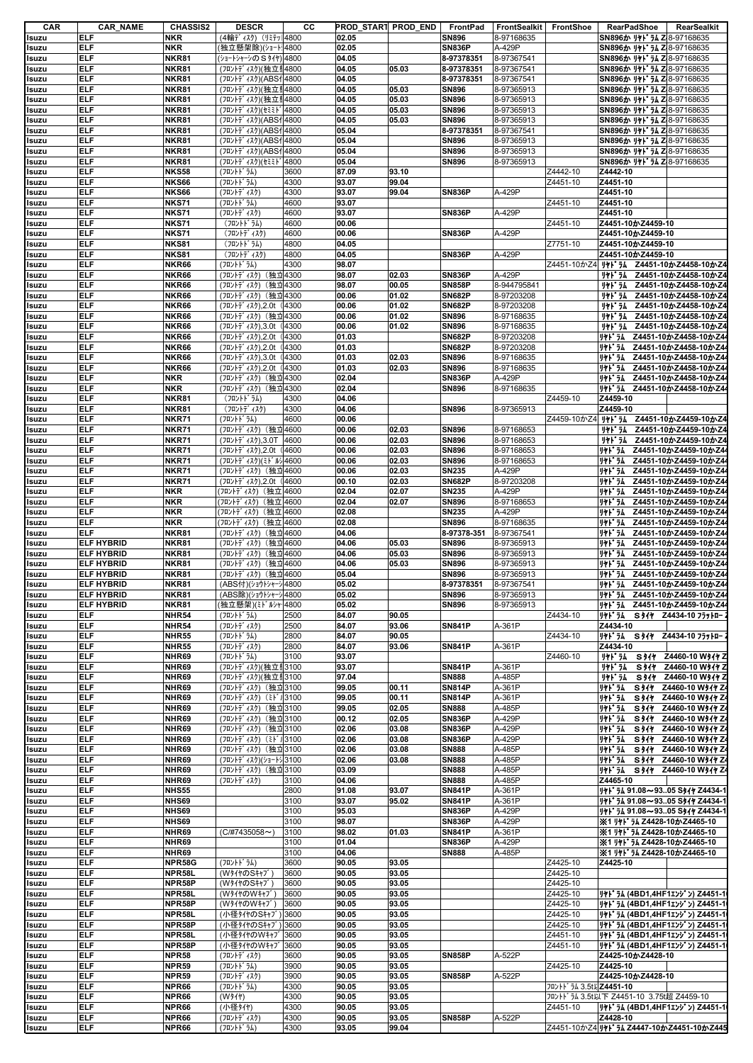| CAR | CAR_NAME | CHASSIS2 | DESCR | CC | PROD_START | PROD_END | FrontPad | FrontSealkit | FrontShoe | RearPadShoe | RearSealkit |
|---|---|---|---|---|---|---|---|---|---|---|---|
| Isuzu | ELF | NKR | (4輪ﾃﾞｨｽｸ) (ﾘﾐﾃｯﾄ | 4800 | 02.05 | | SN896 | 8-97168635 | | SN896か ﾘﾔﾄﾞﾗﾑ Z | 8-97168635 |
| Isuzu | ELF | NKR | (独立懸架除)(ｼｮｰﾄ | 4800 | 02.05 | | SN836P | A-429P | | SN896か ﾘﾔﾄﾞﾗﾑ Z | 8-97168635 |
| Isuzu | ELF | NKR81 | (ｼｮｰﾄｼｬｰｼのＳﾀｲﾔ) | 4800 | 04.05 | | 8-97378351 | 8-97367541 | | SN896か ﾘﾔﾄﾞﾗﾑ Z | 8-97168635 |
| Isuzu | ELF | NKR81 | (ﾌﾛﾝﾄﾃﾞｨｽｸ)(独立 | 4800 | 04.05 | 05.03 | 8-97378351 | 8-97367541 | | SN896か ﾘﾔﾄﾞﾗﾑ Z | 8-97168635 |
| Isuzu | ELF | NKR81 | (ﾌﾛﾝﾄﾃﾞｨｽｸ)(ABS付 | 4800 | 04.05 | | 8-97378351 | 8-97367541 | | SN896か ﾘﾔﾄﾞﾗﾑ Z | 8-97168635 |
| Isuzu | ELF | NKR81 | (ﾌﾛﾝﾄﾃﾞｨｽｸ)(独立 | 4800 | 04.05 | 05.03 | SN896 | 8-97365913 | | SN896か ﾘﾔﾄﾞﾗﾑ Z | 8-97168635 |
| Isuzu | ELF | NKR81 | (ﾌﾛﾝﾄﾃﾞｨｽｸ)(独立 | 4800 | 04.05 | 05.03 | SN896 | 8-97365913 | | SN896か ﾘﾔﾄﾞﾗﾑ Z | 8-97168635 |
| Isuzu | ELF | NKR81 | (ﾌﾛﾝﾄﾃﾞｨｽｸ)(ｾﾐﾐﾄﾞ | 4800 | 04.05 | 05.03 | SN896 | 8-97365913 | | SN896か ﾘﾔﾄﾞﾗﾑ Z | 8-97168635 |
| Isuzu | ELF | NKR81 | (ﾌﾛﾝﾄﾃﾞｨｽｸ)(ABS付 | 4800 | 04.05 | 05.03 | SN896 | 8-97365913 | | SN896か ﾘﾔﾄﾞﾗﾑ Z | 8-97168635 |
| Isuzu | ELF | NKR81 | (ﾌﾛﾝﾄﾃﾞｨｽｸ)(ABS付 | 4800 | 05.04 | | 8-97378351 | 8-97367541 | | SN896か ﾘﾔﾄﾞﾗﾑ Z | 8-97168635 |
| Isuzu | ELF | NKR81 | (ﾌﾛﾝﾄﾃﾞｨｽｸ)(ABS付 | 4800 | 05.04 | | SN896 | 8-97365913 | | SN896か ﾘﾔﾄﾞﾗﾑ Z | 8-97168635 |
| Isuzu | ELF | NKR81 | (ﾌﾛﾝﾄﾃﾞｨｽｸ)(ABS付 | 4800 | 05.04 | | SN896 | 8-97365913 | | SN896か ﾘﾔﾄﾞﾗﾑ Z | 8-97168635 |
| Isuzu | ELF | NKR81 | (ﾌﾛﾝﾄﾃﾞｨｽｸ)(ｾﾐﾐﾄﾞ | 4800 | 05.04 | | SN896 | 8-97365913 | | SN896か ﾘﾔﾄﾞﾗﾑ Z | 8-97168635 |
| Isuzu | ELF | NKS58 | (ﾌﾛﾝﾄﾄﾞﾗﾑ) | 3600 | 87.09 | 93.10 | | | Z4442-10 | Z4442-10 | |
| Isuzu | ELF | NKS66 | (ﾌﾛﾝﾄﾄﾞﾗﾑ) | 4300 | 93.07 | 99.04 | | | Z4451-10 | Z4451-10 | |
| Isuzu | ELF | NKS66 | (ﾌﾛﾝﾄﾃﾞｨｽｸ) | 4300 | 93.07 | 99.04 | SN836P | A-429P | | Z4451-10 | |
| Isuzu | ELF | NKS71 | (ﾌﾛﾝﾄﾄﾞﾗﾑ) | 4600 | 93.07 | | | | Z4451-10 | Z4451-10 | |
| Isuzu | ELF | NKS71 | (ﾌﾛﾝﾄﾃﾞｨｽｸ) | 4600 | 93.07 | | SN836P | A-429P | | Z4451-10 | |
| Isuzu | ELF | NKS71 | (ﾌﾛﾝﾄﾄﾞﾗﾑ) | 4600 | 00.06 | | | | Z4451-10 | Z4451-10かZ4459-10 | |
| Isuzu | ELF | NKS71 | (ﾌﾛﾝﾄﾃﾞｨｽｸ) | 4600 | 00.06 | | SN836P | A-429P | | Z4451-10かZ4459-10 | |
| Isuzu | ELF | NKS81 | (ﾌﾛﾝﾄﾄﾞﾗﾑ) | 4800 | 04.05 | | | | Z7751-10 | Z4451-10かZ4459-10 | |
| Isuzu | ELF | NKS81 | (ﾌﾛﾝﾄﾃﾞｨｽｸ) | 4800 | 04.05 | | SN836P | A-429P | | Z4451-10かZ4459-10 | |
| Isuzu | ELF | NKR66 | (ﾌﾛﾝﾄﾄﾞﾗﾑ) | 4300 | 98.07 | | | | Z4451-10かZ4 | ﾘﾔﾄﾞﾗﾑ Z4451-10かZ4458-10かZ4 | |
| Isuzu | ELF | NKR66 | (ﾌﾛﾝﾄﾃﾞｨｽｸ) (独立 | 4300 | 98.07 | 02.03 | SN836P | A-429P | | ﾘﾔﾄﾞﾗﾑ Z4451-10かZ4458-10かZ4 | |
| Isuzu | ELF | NKR66 | (ﾌﾛﾝﾄﾃﾞｨｽｸ) (独立 | 4300 | 98.07 | 00.05 | SN858P | 8-944795841 | | ﾘﾔﾄﾞﾗﾑ Z4451-10かZ4458-10かZ4 | |
| Isuzu | ELF | NKR66 | (ﾌﾛﾝﾄﾃﾞｨｽｸ) (独立 | 4300 | 00.06 | 01.02 | SN682P | 8-97203208 | | ﾘﾔﾄﾞﾗﾑ Z4451-10かZ4458-10かZ4 | |
| Isuzu | ELF | NKR66 | (ﾌﾛﾝﾄﾃﾞｨｽｸ),2.0t ( | 4300 | 00.06 | 01.02 | SN682P | 8-97203208 | | ﾘﾔﾄﾞﾗﾑ Z4451-10かZ4458-10かZ4 | |
| Isuzu | ELF | NKR66 | (ﾌﾛﾝﾄﾃﾞｨｽｸ) (独立 | 4300 | 00.06 | 01.02 | SN896 | 8-97168635 | | ﾘﾔﾄﾞﾗﾑ Z4451-10かZ4458-10かZ4 | |
| Isuzu | ELF | NKR66 | (ﾌﾛﾝﾄﾃﾞｨｽｸ),3.0t ( | 4300 | 00.06 | 01.02 | SN896 | 8-97168635 | | ﾘﾔﾄﾞﾗﾑ Z4451-10かZ4458-10かZ4 | |
| Isuzu | ELF | NKR66 | (ﾌﾛﾝﾄﾃﾞｨｽｸ),2.0t ( | 4300 | 01.03 | | SN682P | 8-97203208 | | ﾘﾔﾄﾞﾗﾑ Z4451-10かZ4458-10かZ44 | |
| Isuzu | ELF | NKR66 | (ﾌﾛﾝﾄﾃﾞｨｽｸ),2.0t ( | 4300 | 01.03 | | SN682P | 8-97203208 | | ﾘﾔﾄﾞﾗﾑ Z4451-10かZ4458-10かZ44 | |
| Isuzu | ELF | NKR66 | (ﾌﾛﾝﾄﾃﾞｨｽｸ),3.0t ( | 4300 | 01.03 | 02.03 | SN896 | 8-97168635 | | ﾘﾔﾄﾞﾗﾑ Z4451-10かZ4458-10かZ44 | |
| Isuzu | ELF | NKR66 | (ﾌﾛﾝﾄﾃﾞｨｽｸ),2.0t ( | 4300 | 01.03 | 02.03 | SN896 | 8-97168635 | | ﾘﾔﾄﾞﾗﾑ Z4451-10かZ4458-10かZ44 | |
| Isuzu | ELF | NKR | (ﾌﾛﾝﾄﾃﾞｨｽｸ) (独立 | 4300 | 02.04 | | SN836P | A-429P | | ﾘﾔﾄﾞﾗﾑ Z4451-10かZ4458-10かZ44 | |
| Isuzu | ELF | NKR | (ﾌﾛﾝﾄﾃﾞｨｽｸ) (独立 | 4300 | 02.04 | | SN896 | 8-97168635 | | ﾘﾔﾄﾞﾗﾑ Z4451-10かZ4458-10かZ44 | |
| Isuzu | ELF | NKR81 | (ﾌﾛﾝﾄﾄﾞﾗﾑ) | 4300 | 04.06 | | | | Z4459-10 | Z4459-10 | |
| Isuzu | ELF | NKR81 | (ﾌﾛﾝﾄﾃﾞｨｽｸ) | 4300 | 04.06 | | SN896 | 8-97365913 | | Z4459-10 | |
| Isuzu | ELF | NKR71 | (ﾌﾛﾝﾄﾄﾞﾗﾑ) | 4600 | 00.06 | | | | Z4459-10かZ4 | ﾘﾔﾄﾞﾗﾑ Z4451-10かZ4459-10かZ4 | |
| Isuzu | ELF | NKR71 | (ﾌﾛﾝﾄﾃﾞｨｽｸ) (独立 | 4600 | 00.06 | 02.03 | SN896 | 8-97168653 | | ﾘﾔﾄﾞﾗﾑ Z4451-10かZ4459-10かZ4 | |
| Isuzu | ELF | NKR71 | (ﾌﾛﾝﾄﾃﾞｨｽｸ),3.0T | 4600 | 00.06 | 02.03 | SN896 | 8-97168653 | | ﾘﾔﾄﾞﾗﾑ Z4451-10かZ4459-10かZ4 | |
| Isuzu | ELF | NKR71 | (ﾌﾛﾝﾄﾃﾞｨｽｸ),2.0t ( | 4600 | 00.06 | 02.03 | SN896 | 8-97168653 | | ﾘﾔﾄﾞﾗﾑ Z4451-10かZ4459-10かZ44 | |
| Isuzu | ELF | NKR71 | (ﾌﾛﾝﾄﾃﾞｨｽｸ)(ﾐﾄﾞﾙｼ | 4600 | 00.06 | 02.03 | SN896 | 8-97168653 | | ﾘﾔﾄﾞﾗﾑ Z4451-10かZ4459-10かZ44 | |
| Isuzu | ELF | NKR71 | (ﾌﾛﾝﾄﾃﾞｨｽｸ) (独立 | 4600 | 00.06 | 02.03 | SN235 | A-429P | | ﾘﾔﾄﾞﾗﾑ Z4451-10かZ4459-10かZ44 | |
| Isuzu | ELF | NKR71 | (ﾌﾛﾝﾄﾃﾞｨｽｸ),2.0t ( | 4600 | 00.10 | 02.03 | SN682P | 8-97203208 | | ﾘﾔﾄﾞﾗﾑ Z4451-10かZ4459-10かZ44 | |
| Isuzu | ELF | NKR | (ﾌﾛﾝﾄﾃﾞｨｽｸ) (独立 | 4600 | 02.04 | 02.07 | SN235 | A-429P | | ﾘﾔﾄﾞﾗﾑ Z4451-10かZ4459-10かZ44 | |
| Isuzu | ELF | NKR | (ﾌﾛﾝﾄﾃﾞｨｽｸ) (独立 | 4600 | 02.04 | 02.07 | SN896 | 8-97168653 | | ﾘﾔﾄﾞﾗﾑ Z4451-10かZ4459-10かZ44 | |
| Isuzu | ELF | NKR | (ﾌﾛﾝﾄﾃﾞｨｽｸ) (独立 | 4600 | 02.08 | | SN235 | A-429P | | ﾘﾔﾄﾞﾗﾑ Z4451-10かZ4459-10かZ44 | |
| Isuzu | ELF | NKR | (ﾌﾛﾝﾄﾃﾞｨｽｸ) (独立 | 4600 | 02.08 | | SN896 | 8-97168635 | | ﾘﾔﾄﾞﾗﾑ Z4451-10かZ4459-10かZ44 | |
| Isuzu | ELF | NKR81 | (ﾌﾛﾝﾄﾃﾞｨｽｸ) (独立 | 4600 | 04.06 | | 8-97378-351 | 8-97367541 | | ﾘﾔﾄﾞﾗﾑ Z4451-10かZ4459-10かZ44 | |
| Isuzu | ELF HYBRID | NKR81 | (ﾌﾛﾝﾄﾃﾞｨｽｸ) (独立 | 4600 | 04.06 | 05.03 | SN896 | 8-97365913 | | ﾘﾔﾄﾞﾗﾑ Z4451-10かZ4459-10かZ44 | |
| Isuzu | ELF HYBRID | NKR81 | (ﾌﾛﾝﾄﾃﾞｨｽｸ) (独立 | 4600 | 04.06 | 05.03 | SN896 | 8-97365913 | | ﾘﾔﾄﾞﾗﾑ Z4451-10かZ4459-10かZ44 | |
| Isuzu | ELF HYBRID | NKR81 | (ﾌﾛﾝﾄﾃﾞｨｽｸ) (独立 | 4600 | 04.06 | 05.03 | SN896 | 8-97365913 | | ﾘﾔﾄﾞﾗﾑ Z4451-10かZ4459-10かZ44 | |
| Isuzu | ELF HYBRID | NKR81 | (ﾌﾛﾝﾄﾃﾞｨｽｸ) (独立 | 4600 | 05.04 | | SN896 | 8-97365913 | | ﾘﾔﾄﾞﾗﾑ Z4451-10かZ4459-10かZ44 | |
| Isuzu | ELF HYBRID | NKR81 | (ABS付)(ｼｮｳﾄｼｬｰｼ | 4800 | 05.02 | | 8-97378351 | 8-97367541 | | ﾘﾔﾄﾞﾗﾑ Z4451-10かZ4459-10かZ44 | |
| Isuzu | ELF HYBRID | NKR81 | (ABS除)(ｼｮｳﾄｼｬｰｼ | 4800 | 05.02 | | SN896 | 8-97365913 | | ﾘﾔﾄﾞﾗﾑ Z4451-10かZ4459-10かZ44 | |
| Isuzu | ELF HYBRID | NKR81 | (独立懸架)(ﾐﾄﾞﾙｼｬ | 4800 | 05.02 | | SN896 | 8-97365913 | | ﾘﾔﾄﾞﾗﾑ Z4451-10かZ4459-10かZ44 | |
| Isuzu | ELF | NHR54 | (ﾌﾛﾝﾄﾄﾞﾗﾑ) | 2500 | 84.07 | 90.05 | | | Z4434-10 | ﾘﾔﾄﾞﾗﾑ Sﾀｲﾔ Z4434-10 ﾌﾗｯﾄﾛｰ | |
| Isuzu | ELF | NHR54 | (ﾌﾛﾝﾄﾃﾞｨｽｸ) | 2500 | 84.07 | 93.06 | SN841P | A-361P | | Z4434-10 | |
| Isuzu | ELF | NHR55 | (ﾌﾛﾝﾄﾄﾞﾗﾑ) | 2800 | 84.07 | 90.05 | | | Z4434-10 | ﾘﾔﾄﾞﾗﾑ Sﾀｲﾔ Z4434-10 ﾌﾗｯﾄﾛｰ | |
| Isuzu | ELF | NHR55 | (ﾌﾛﾝﾄﾃﾞｨｽｸ) | 2800 | 84.07 | 93.06 | SN841P | A-361P | | Z4434-10 | |
| Isuzu | ELF | NHR69 | (ﾌﾛﾝﾄﾄﾞﾗﾑ) | 3100 | 93.07 | | | | Z4460-10 | ﾘﾔﾄﾞﾗﾑ Sﾀｲﾔ Z4460-10 Wﾀｲﾔ Z | |
| Isuzu | ELF | NHR69 | (ﾌﾛﾝﾄﾃﾞｨｽｸ)(独立 | 3100 | 93.07 | | SN841P | A-361P | | ﾘﾔﾄﾞﾗﾑ Sﾀｲﾔ Z4460-10 Wﾀｲﾔ Z | |
| Isuzu | ELF | NHR69 | (ﾌﾛﾝﾄﾃﾞｨｽｸ)(独立 | 3100 | 97.04 | | SN888 | A-485P | | ﾘﾔﾄﾞﾗﾑ Sﾀｲﾔ Z4460-10 Wﾀｲﾔ Z | |
| Isuzu | ELF | NHR69 | (ﾌﾛﾝﾄﾃﾞｨｽｸ) (独立 | 3100 | 99.05 | 00.11 | SN814P | A-361P | | ﾘﾔﾄﾞﾗﾑ Sﾀｲﾔ Z4460-10 Wﾀｲﾔ Z4 | |
| Isuzu | ELF | NHR69 | (ﾌﾛﾝﾄﾃﾞｨｽｸ) (ﾐﾄﾞ | 3100 | 99.05 | 00.11 | SN814P | A-361P | | ﾘﾔﾄﾞﾗﾑ Sﾀｲﾔ Z4460-10 Wﾀｲﾔ Z4 | |
| Isuzu | ELF | NHR69 | (ﾌﾛﾝﾄﾃﾞｨｽｸ) (独立 | 3100 | 99.05 | 02.05 | SN888 | A-485P | | ﾘﾔﾄﾞﾗﾑ Sﾀｲﾔ Z4460-10 Wﾀｲﾔ Z4 | |
| Isuzu | ELF | NHR69 | (ﾌﾛﾝﾄﾃﾞｨｽｸ) (独立 | 3100 | 00.12 | 02.05 | SN836P | A-429P | | ﾘﾔﾄﾞﾗﾑ Sﾀｲﾔ Z4460-10 Wﾀｲﾔ Z4 | |
| Isuzu | ELF | NHR69 | (ﾌﾛﾝﾄﾃﾞｨｽｸ) (独立 | 3100 | 02.06 | 03.08 | SN836P | A-429P | | ﾘﾔﾄﾞﾗﾑ Sﾀｲﾔ Z4460-10 Wﾀｲﾔ Z4 | |
| Isuzu | ELF | NHR69 | (ﾌﾛﾝﾄﾃﾞｨｽｸ) (ﾐﾄﾞ | 3100 | 02.06 | 03.08 | SN836P | A-429P | | ﾘﾔﾄﾞﾗﾑ Sﾀｲﾔ Z4460-10 Wﾀｲﾔ Z4 | |
| Isuzu | ELF | NHR69 | (ﾌﾛﾝﾄﾃﾞｨｽｸ) (独立 | 3100 | 02.06 | 03.08 | SN888 | A-485P | | ﾘﾔﾄﾞﾗﾑ Sﾀｲﾔ Z4460-10 Wﾀｲﾔ Z4 | |
| Isuzu | ELF | NHR69 | (ﾌﾛﾝﾄﾃﾞｨｽｸ)(ｼｮｰﾄ | 3100 | 02.06 | 03.08 | SN888 | A-485P | | ﾘﾔﾄﾞﾗﾑ Sﾀｲﾔ Z4460-10 Wﾀｲﾔ Z4 | |
| Isuzu | ELF | NHR69 | (ﾌﾛﾝﾄﾃﾞｨｽｸ) (独立 | 3100 | 03.09 | | SN888 | A-485P | | ﾘﾔﾄﾞﾗﾑ Sﾀｲﾔ Z4460-10 Wﾀｲﾔ Z4 | |
| Isuzu | ELF | NHR69 | (ﾌﾛﾝﾄﾃﾞｨｽｸ) | 3100 | 04.06 | | SN888 | A-485P | | Z4465-10 | |
| Isuzu | ELF | NHS55 | | 2800 | 91.08 | 93.07 | SN841P | A-361P | | ﾘﾔﾄﾞﾗﾑ 91.08～93..05 Sﾀｲﾔ Z4434-1 | |
| Isuzu | ELF | NHS69 | | 3100 | 93.07 | 95.02 | SN841P | A-361P | | ﾘﾔﾄﾞﾗﾑ 91.08～93..05 Sﾀｲﾔ Z4434-1 | |
| Isuzu | ELF | NHS69 | | 3100 | 95.03 | | SN836P | A-429P | | ﾘﾔﾄﾞﾗﾑ 91.08～93..05 Sﾀｲﾔ Z4434-1 | |
| Isuzu | ELF | NHS69 | | 3100 | 98.07 | | SN836P | A-429P | | ※1 ﾘﾔﾄﾞﾗﾑ Z4428-10かZ4465-10 | |
| Isuzu | ELF | NHR69 | (C/#7435058～) | 3100 | 98.02 | 01.03 | SN841P | A-361P | | ※1 ﾘﾔﾄﾞﾗﾑ Z4428-10かZ4465-10 | |
| Isuzu | ELF | NHR69 | | 3100 | 01.04 | | SN836P | A-429P | | ※1 ﾘﾔﾄﾞﾗﾑ Z4428-10かZ4465-10 | |
| Isuzu | ELF | NHR69 | | 3100 | 04.06 | | SN888 | A-485P | | ※1 ﾘﾔﾄﾞﾗﾑ Z4428-10かZ4465-10 | |
| Isuzu | ELF | NPR58G | (ﾌﾛﾝﾄﾄﾞﾗﾑ) | 3600 | 90.05 | 93.05 | | | Z4425-10 | Z4425-10 | |
| Isuzu | ELF | NPR58L | (WﾀｲﾔのSｷｬﾌﾞ) | 3600 | 90.05 | 93.05 | | | Z4425-10 | | |
| Isuzu | ELF | NPR58P | (Wﾀｲﾔのｓｷｬﾌﾞ) | 3600 | 90.05 | 93.05 | | | Z4425-10 | | |
| Isuzu | ELF | NPR58L | (WﾀｲﾔのWｷｬﾌﾞ) | 3600 | 90.05 | 93.05 | | | Z4425-10 | ﾘﾔﾄﾞﾗﾑ (4BD1,4HF1ｴﾝｼﾞﾝ) Z4451-1 | |
| Isuzu | ELF | NPR58P | (WﾀｲﾔのWｷｬﾌﾞ) | 3600 | 90.05 | 93.05 | | | Z4425-10 | ﾘﾔﾄﾞﾗﾑ (4BD1,4HF1ｴﾝｼﾞﾝ) Z4451-1 | |
| Isuzu | ELF | NPR58L | (小径ﾀｲﾔのSｷｬﾌﾞ) | 3600 | 90.05 | 93.05 | | | Z4425-10 | ﾘﾔﾄﾞﾗﾑ (4BD1,4HF1ｴﾝｼﾞﾝ) Z4451-1 | |
| Isuzu | ELF | NPR58P | (小径ﾀｲﾔのSｷｬﾌﾞ) | 3600 | 90.05 | 93.05 | | | Z4425-10 | ﾘﾔﾄﾞﾗﾑ (4BD1,4HF1ｴﾝｼﾞﾝ) Z4451-1 | |
| Isuzu | ELF | NPR58L | (小径ﾀｲﾔのWｷｬﾌﾞ) | 3600 | 90.05 | 93.05 | | | Z4451-10 | ﾘﾔﾄﾞﾗﾑ (4BD1,4HF1ｴﾝｼﾞﾝ) Z4451-1 | |
| Isuzu | ELF | NPR58P | (小径ﾀｲﾔのWｷｬﾌﾞ) | 3600 | 90.05 | 93.05 | | | Z4451-10 | ﾘﾔﾄﾞﾗﾑ (4BD1,4HF1ｴﾝｼﾞﾝ) Z4451-1 | |
| Isuzu | ELF | NPR58 | (ﾌﾛﾝﾄﾃﾞｨｽｸ) | 3600 | 90.05 | 93.05 | SN858P | A-522P | | Z4425-10かZ4428-10 | |
| Isuzu | ELF | NPR59 | (ﾌﾛﾝﾄﾄﾞﾗﾑ) | 3900 | 90.05 | 93.05 | | | Z4425-10 | Z4425-10 | |
| Isuzu | ELF | NPR59 | (ﾌﾛﾝﾄﾃﾞｨｽｸ) | 3900 | 90.05 | 93.05 | SN858P | A-522P | | Z4425-10かZ4428-10 | |
| Isuzu | ELF | NPR66 | (ﾌﾛﾝﾄﾄﾞﾗﾑ) | 4300 | 90.05 | 93.05 | | | ﾌﾛﾝﾄﾄﾞﾗﾑ 3.5t以 | Z4451-10 | |
| Isuzu | ELF | NPR66 | (Wﾀｲﾔ) | 4300 | 90.05 | 93.05 | | | ﾌﾛﾝﾄﾄﾞﾗﾑ 3.5t以下 Z4451-10 3.75t超 Z4459-10 | | |
| Isuzu | ELF | NPR66 | (小径ﾀｲﾔ) | 4300 | 90.05 | 93.05 | | | Z4451-10 | ﾘﾔﾄﾞﾗﾑ (4BD1,4HF1ｴﾝｼﾞﾝ) Z4451-1 | |
| Isuzu | ELF | NPR66 | (ﾌﾛﾝﾄﾃﾞｨｽｸ) | 4300 | 90.05 | 93.05 | SN858P | A-522P | | Z4428-10 | |
| Isuzu | ELF | NPR66 | (ﾌﾛﾝﾄﾄﾞﾗﾑ) | 4300 | 93.05 | 99.04 | | | Z4451-10かZ4 | ﾘﾔﾄﾞﾗﾑ Z4447-10かZ4451-10かZ445 | |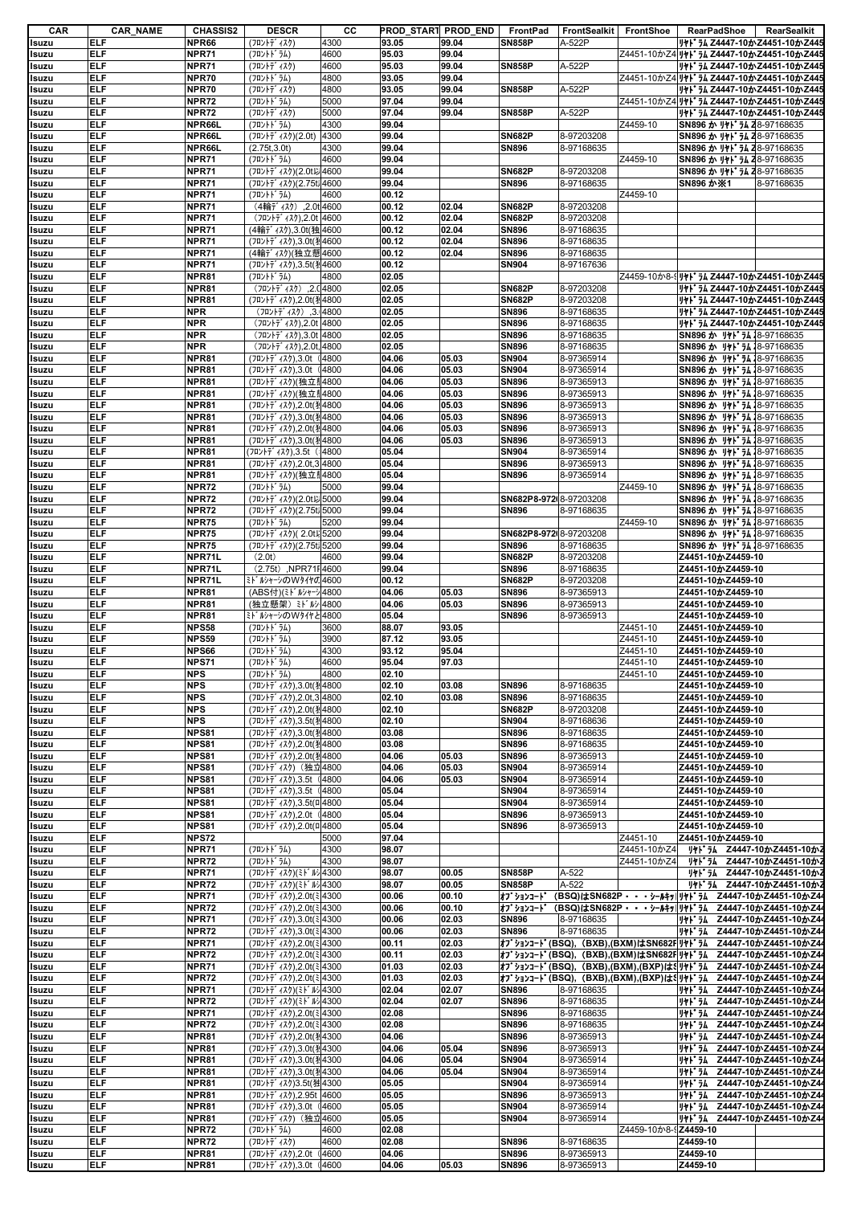| CAR | CAR_NAME | CHASSIS2 | DESCR | CC | PROD_START | PROD_END | FrontPad | FrontSealkit | FrontShoe | RearPadShoe | RearSealkit |
|---|---|---|---|---|---|---|---|---|---|---|---|
| Isuzu | ELF | NPR66 | (ﾌﾛﾝﾄﾃﾞｨｽｸ) | 4300 | 93.05 | 99.04 | SN858P | A-522P | | ﾘﾔﾄﾞﾗﾑ Z4447-10かZ4451-10かZ445 | |
| Isuzu | ELF | NPR71 | (ﾌﾛﾝﾄﾄﾞﾗﾑ) | 4600 | 95.03 | 99.04 | | | Z4451-10かZ4 | ﾘﾔﾄﾞﾗﾑ Z4447-10かZ4451-10かZ445 | |
| Isuzu | ELF | NPR71 | (ﾌﾛﾝﾄﾃﾞｨｽｸ) | 4600 | 95.03 | 99.04 | SN858P | A-522P | | ﾘﾔﾄﾞﾗﾑ Z4447-10かZ4451-10かZ445 | |
| Isuzu | ELF | NPR70 | (ﾌﾛﾝﾄﾄﾞﾗﾑ) | 4800 | 93.05 | 99.04 | | | Z4451-10かZ4 | ﾘﾔﾄﾞﾗﾑ Z4447-10かZ4451-10かZ445 | |
| Isuzu | ELF | NPR70 | (ﾌﾛﾝﾄﾃﾞｨｽｸ) | 4800 | 93.05 | 99.04 | SN858P | A-522P | | ﾘﾔﾄﾞﾗﾑ Z4447-10かZ4451-10かZ445 | |
| Isuzu | ELF | NPR72 | (ﾌﾛﾝﾄﾄﾞﾗﾑ) | 5000 | 97.04 | 99.04 | | | Z4451-10かZ4 | ﾘﾔﾄﾞﾗﾑ Z4447-10かZ4451-10かZ445 | |
| Isuzu | ELF | NPR72 | (ﾌﾛﾝﾄﾃﾞｨｽｸ) | 5000 | 97.04 | 99.04 | SN858P | A-522P | | ﾘﾔﾄﾞﾗﾑ Z4447-10かZ4451-10かZ445 | |
| Isuzu | ELF | NPR66L | (ﾌﾛﾝﾄﾄﾞﾗﾑ) | 4300 | 99.04 | | | | Z4459-10 | SN896 か ﾘﾔﾄﾞﾗﾑ Z | 8-97168635 |
| Isuzu | ELF | NPR66L | (ﾌﾛﾝﾄﾃﾞｨｽｸ)(2.0t) | 4300 | 99.04 | | SN682P | 8-97203208 | | SN896 か ﾘﾔﾄﾞﾗﾑ Z | 8-97168635 |
| Isuzu | ELF | NPR66L | (2.75t,3.0t) | 4300 | 99.04 | | SN896 | 8-97168635 | | SN896 か ﾘﾔﾄﾞﾗﾑ Z | 8-97168635 |
| Isuzu | ELF | NPR71 | (ﾌﾛﾝﾄﾄﾞﾗﾑ) | 4600 | 99.04 | | | | Z4459-10 | SN896 か ﾘﾔﾄﾞﾗﾑ Z | 8-97168635 |
| Isuzu | ELF | NPR71 | (ﾌﾛﾝﾄﾃﾞｨｽｸ)(2.0tﾐ | 4600 | 99.04 | | SN682P | 8-97203208 | | SN896 か ﾘﾔﾄﾞﾗﾑ Z | 8-97168635 |
| Isuzu | ELF | NPR71 | (ﾌﾛﾝﾄﾃﾞｨｽｸ)(2.75t | 4600 | 99.04 | | SN896 | 8-97168635 | | SN896 か ﾘﾔﾄﾞﾗﾑ Z | 8-97168635 |
| Isuzu | ELF | NPR71 | (ﾌﾛﾝﾄﾄﾞﾗﾑ) | 4600 | 00.12 | | | | Z4459-10 | SN896 か※1 | 8-97168635 |
| Isuzu | ELF | NPR71 | (4輪ﾃﾞｨｽｸ) ,2.0t | 4600 | 00.12 | 02.04 | SN682P | 8-97203208 | | | |
| Isuzu | ELF | NPR71 | (ﾌﾛﾝﾄﾃﾞｨｽｸ),2.0t | 4600 | 00.12 | 02.04 | SN682P | 8-97203208 | | | |
| Isuzu | ELF | NPR71 | (4輪ﾃﾞｨｽｸ),3.0t(独 | 4600 | 00.12 | 02.04 | SN896 | 8-97168635 | | | |
| Isuzu | ELF | NPR71 | (ﾌﾛﾝﾄﾃﾞｨｽｸ),3.0t(独 | 4600 | 00.12 | 02.04 | SN896 | 8-97168635 | | | |
| Isuzu | ELF | NPR71 | (4輪ﾃﾞｨｽｸ)(独立懸 | 4600 | 00.12 | 02.04 | SN896 | 8-97168635 | | | |
| Isuzu | ELF | NPR71 | (ﾌﾛﾝﾄﾃﾞｨｽｸ),3.5t(独 | 4600 | 00.12 | | SN904 | 8-97167636 | | | |
| Isuzu | ELF | NPR81 | (ﾌﾛﾝﾄﾄﾞﾗﾑ) | 4800 | 02.05 | | | | Z4459-10か8-9 | ﾘﾔﾄﾞﾗﾑ Z4447-10かZ4451-10かZ445 | |
| Isuzu | ELF | NPR81 | (ﾌﾛﾝﾄﾃﾞｨｽｸ) ,2.0 | 4800 | 02.05 | | SN682P | 8-97203208 | | ﾘﾔﾄﾞﾗﾑ Z4447-10かZ4451-10かZ445 | |
| Isuzu | ELF | NPR81 | (ﾌﾛﾝﾄﾃﾞｨｽｸ),2.0t(独 | 4800 | 02.05 | | SN682P | 8-97203208 | | ﾘﾔﾄﾞﾗﾑ Z4447-10かZ4451-10かZ445 | |
| Isuzu | ELF | NPR | (ﾌﾛﾝﾄﾃﾞｨｽｸ) ,3. | 4800 | 02.05 | | SN896 | 8-97168635 | | ﾘﾔﾄﾞﾗﾑ Z4447-10かZ4451-10かZ445 | |
| Isuzu | ELF | NPR | (ﾌﾛﾝﾄﾃﾞｨｽｸ),2.0t | 4800 | 02.05 | | SN896 | 8-97168635 | | ﾘﾔﾄﾞﾗﾑ Z4447-10かZ4451-10かZ445 | |
| Isuzu | ELF | NPR | (ﾌﾛﾝﾄﾃﾞｨｽｸ),3.0t | 4800 | 02.05 | | SN896 | 8-97168635 | | SN896 か ﾘﾔﾄﾞﾗﾑ | 8-97168635 |
| Isuzu | ELF | NPR | (ﾌﾛﾝﾄﾃﾞｨｽｸ),2.0t | 4800 | 02.05 | | SN896 | 8-97168635 | | SN896 か ﾘﾔﾄﾞﾗﾑ | 8-97168635 |
| Isuzu | ELF | NPR81 | (ﾌﾛﾝﾄﾃﾞｨｽｸ),3.0t ( | 4800 | 04.06 | 05.03 | SN904 | 8-97365914 | | SN896 か ﾘﾔﾄﾞﾗﾑ | 8-97168635 |
| Isuzu | ELF | NPR81 | (ﾌﾛﾝﾄﾃﾞｨｽｸ),3.0t ( | 4800 | 04.06 | 05.03 | SN904 | 8-97365914 | | SN896 か ﾘﾔﾄﾞﾗﾑ | 8-97168635 |
| Isuzu | ELF | NPR81 | (ﾌﾛﾝﾄﾃﾞｨｽｸ)(独立 | 4800 | 04.06 | 05.03 | SN896 | 8-97365913 | | SN896 か ﾘﾔﾄﾞﾗﾑ | 8-97168635 |
| Isuzu | ELF | NPR81 | (ﾌﾛﾝﾄﾃﾞｨｽｸ)(独立 | 4800 | 04.06 | 05.03 | SN896 | 8-97365913 | | SN896 か ﾘﾔﾄﾞﾗﾑ | 8-97168635 |
| Isuzu | ELF | NPR81 | (ﾌﾛﾝﾄﾃﾞｨｽｸ),2.0t(独 | 4800 | 04.06 | 05.03 | SN896 | 8-97365913 | | SN896 か ﾘﾔﾄﾞﾗﾑ | 8-97168635 |
| Isuzu | ELF | NPR81 | (ﾌﾛﾝﾄﾃﾞｨｽｸ),3.0t(独 | 4800 | 04.06 | 05.03 | SN896 | 8-97365913 | | SN896 か ﾘﾔﾄﾞﾗﾑ | 8-97168635 |
| Isuzu | ELF | NPR81 | (ﾌﾛﾝﾄﾃﾞｨｽｸ),2.0t(独 | 4800 | 04.06 | 05.03 | SN896 | 8-97365913 | | SN896 か ﾘﾔﾄﾞﾗﾑ | 8-97168635 |
| Isuzu | ELF | NPR81 | (ﾌﾛﾝﾄﾃﾞｨｽｸ),3.0t(独 | 4800 | 04.06 | 05.03 | SN896 | 8-97365913 | | SN896 か ﾘﾔﾄﾞﾗﾑ | 8-97168635 |
| Isuzu | ELF | NPR81 | (ﾌﾛﾝﾄﾃﾞｨｽｸ),3.5t ( | 4800 | 05.04 | | SN904 | 8-97365914 | | SN896 か ﾘﾔﾄﾞﾗﾑ | 8-97168635 |
| Isuzu | ELF | NPR81 | (ﾌﾛﾝﾄﾃﾞｨｽｸ),2.0t,3 | 4800 | 05.04 | | SN896 | 8-97365913 | | SN896 か ﾘﾔﾄﾞﾗﾑ | 8-97168635 |
| Isuzu | ELF | NPR81 | (ﾌﾛﾝﾄﾃﾞｨｽｸ)(独立 | 4800 | 05.04 | | SN896 | 8-97365914 | | SN896 か ﾘﾔﾄﾞﾗﾑ | 8-97168635 |
| Isuzu | ELF | NPR72 | (ﾌﾛﾝﾄﾄﾞﾗﾑ) | 5000 | 99.04 | | | | Z4459-10 | SN896 か ﾘﾔﾄﾞﾗﾑ | 8-97168635 |
| Isuzu | ELF | NPR72 | (ﾌﾛﾝﾄﾃﾞｨｽｸ)(2.0tﾐ | 5000 | 99.04 | | SN682P8-972 | 8-97203208 | | SN896 か ﾘﾔﾄﾞﾗﾑ | 8-97168635 |
| Isuzu | ELF | NPR72 | (ﾌﾛﾝﾄﾃﾞｨｽｸ)(2.75t | 5000 | 99.04 | | SN896 | 8-97168635 | | SN896 か ﾘﾔﾄﾞﾗﾑ | 8-97168635 |
| Isuzu | ELF | NPR75 | (ﾌﾛﾝﾄﾄﾞﾗﾑ) | 5200 | 99.04 | | | | Z4459-10 | SN896 か ﾘﾔﾄﾞﾗﾑ | 8-97168635 |
| Isuzu | ELF | NPR75 | (ﾌﾛﾝﾄﾃﾞｨｽｸ)( 2.0tﾐ | 5200 | 99.04 | | SN682P8-972 | 8-97203208 | | SN896 か ﾘﾔﾄﾞﾗﾑ | 8-97168635 |
| Isuzu | ELF | NPR75 | (ﾌﾛﾝﾄﾃﾞｨｽｸ)(2.75t | 5200 | 99.04 | | SN896 | 8-97168635 | | SN896 か ﾘﾔﾄﾞﾗﾑ | 8-97168635 |
| Isuzu | ELF | NPR71L | (2.0t) | 4600 | 99.04 | | SN682P | 8-97203208 | | Z4451-10かZ4459-10 | |
| Isuzu | ELF | NPR71L | (2.75t) ,NPR71F | 4600 | 99.04 | | SN896 | 8-97168635 | | Z4451-10かZ4459-10 | |
| Isuzu | ELF | NPR71L | ﾐﾄﾞﾙｼｬｰｼのWﾀｲﾔ | 4600 | 00.12 | | SN682P | 8-97203208 | | Z4451-10かZ4459-10 | |
| Isuzu | ELF | NPR81 | (ABS付)(ﾐﾄﾞﾙｼｬｰｼ | 4800 | 04.06 | 05.03 | SN896 | 8-97365913 | | Z4451-10かZ4459-10 | |
| Isuzu | ELF | NPR81 | (独立懸架) ﾐﾄﾞﾙｼ | 4800 | 04.06 | 05.03 | SN896 | 8-97365913 | | Z4451-10かZ4459-10 | |
| Isuzu | ELF | NPR81 | ﾐﾄﾞﾙｼｬｰｼのWﾀｲﾔと | 4800 | 05.04 | | SN896 | 8-97365913 | | Z4451-10かZ4459-10 | |
| Isuzu | ELF | NPS58 | (ﾌﾛﾝﾄﾄﾞﾗﾑ) | 3600 | 88.07 | 93.05 | | | Z4451-10 | Z4451-10かZ4459-10 | |
| Isuzu | ELF | NPS59 | (ﾌﾛﾝﾄﾄﾞﾗﾑ) | 3900 | 87.12 | 93.05 | | | Z4451-10 | Z4451-10かZ4459-10 | |
| Isuzu | ELF | NPS66 | (ﾌﾛﾝﾄﾄﾞﾗﾑ) | 4300 | 93.12 | 95.04 | | | Z4451-10 | Z4451-10かZ4459-10 | |
| Isuzu | ELF | NPS71 | (ﾌﾛﾝﾄﾄﾞﾗﾑ) | 4600 | 95.04 | 97.03 | | | Z4451-10 | Z4451-10かZ4459-10 | |
| Isuzu | ELF | NPS | (ﾌﾛﾝﾄﾄﾞﾗﾑ) | 4800 | 02.10 | | | | Z4451-10 | Z4451-10かZ4459-10 | |
| Isuzu | ELF | NPS | (ﾌﾛﾝﾄﾃﾞｨｽｸ),3.0t(独 | 4800 | 02.10 | 03.08 | SN896 | 8-97168635 | | Z4451-10かZ4459-10 | |
| Isuzu | ELF | NPS | (ﾌﾛﾝﾄﾃﾞｨｽｸ),2.0t,3 | 4800 | 02.10 | 03.08 | SN896 | 8-97168635 | | Z4451-10かZ4459-10 | |
| Isuzu | ELF | NPS | (ﾌﾛﾝﾄﾃﾞｨｽｸ),2.0t(独 | 4800 | 02.10 | | SN682P | 8-97203208 | | Z4451-10かZ4459-10 | |
| Isuzu | ELF | NPS | (ﾌﾛﾝﾄﾃﾞｨｽｸ),3.5t(独 | 4800 | 02.10 | | SN904 | 8-97168636 | | Z4451-10かZ4459-10 | |
| Isuzu | ELF | NPS81 | (ﾌﾛﾝﾄﾃﾞｨｽｸ),3.0t(独 | 4800 | 03.08 | | SN896 | 8-97168635 | | Z4451-10かZ4459-10 | |
| Isuzu | ELF | NPS81 | (ﾌﾛﾝﾄﾃﾞｨｽｸ),2.0t(独 | 4800 | 03.08 | | SN896 | 8-97168635 | | Z4451-10かZ4459-10 | |
| Isuzu | ELF | NPS81 | (ﾌﾛﾝﾄﾃﾞｨｽｸ),2.0t(独 | 4800 | 04.06 | 05.03 | SN896 | 8-97365913 | | Z4451-10かZ4459-10 | |
| Isuzu | ELF | NPS81 | (ﾌﾛﾝﾄﾃﾞｨｽｸ) (独立 | 4800 | 04.06 | 05.03 | SN904 | 8-97365914 | | Z4451-10かZ4459-10 | |
| Isuzu | ELF | NPS81 | (ﾌﾛﾝﾄﾃﾞｨｽｸ),3.5t ( | 4800 | 04.06 | 05.03 | SN904 | 8-97365914 | | Z4451-10かZ4459-10 | |
| Isuzu | ELF | NPS81 | (ﾌﾛﾝﾄﾃﾞｨｽｸ),3.5t ( | 4800 | 05.04 | | SN904 | 8-97365914 | | Z4451-10かZ4459-10 | |
| Isuzu | ELF | NPS81 | (ﾌﾛﾝﾄﾃﾞｨｽｸ),3.5t(ﾛ | 4800 | 05.04 | | SN904 | 8-97365914 | | Z4451-10かZ4459-10 | |
| Isuzu | ELF | NPS81 | (ﾌﾛﾝﾄﾃﾞｨｽｸ),2.0t ( | 4800 | 05.04 | | SN896 | 8-97365913 | | Z4451-10かZ4459-10 | |
| Isuzu | ELF | NPS81 | (ﾌﾛﾝﾄﾃﾞｨｽｸ),2.0t(ﾛ | 4800 | 05.04 | | SN896 | 8-97365913 | | Z4451-10かZ4459-10 | |
| Isuzu | ELF | NPS72 | | 5000 | 97.04 | | | | Z4451-10 | Z4451-10かZ4459-10 | |
| Isuzu | ELF | NPR71 | (ﾌﾛﾝﾄﾄﾞﾗﾑ) | 4300 | 98.07 | | | | Z4451-10かZ4 | ﾘﾔﾄﾞﾗﾑ Z4447-10かZ4451-10か | |
| Isuzu | ELF | NPR72 | (ﾌﾛﾝﾄﾄﾞﾗﾑ) | 4300 | 98.07 | | | | Z4451-10かZ4 | ﾘﾔﾄﾞﾗﾑ Z4447-10かZ4451-10か | |
| Isuzu | ELF | NPR71 | (ﾌﾛﾝﾄﾃﾞｨｽｸ)(ﾐﾄﾞﾙ | 4300 | 98.07 | 00.05 | SN858P | A-522 | | ﾘﾔﾄﾞﾗﾑ Z4447-10かZ4451-10か | |
| Isuzu | ELF | NPR72 | (ﾌﾛﾝﾄﾃﾞｨｽｸ)(ﾐﾄﾞﾙ | 4300 | 98.07 | 00.05 | SN858P | A-522 | | ﾘﾔﾄﾞﾗﾑ Z4447-10かZ4451-10か | |
| Isuzu | ELF | NPR71 | (ﾌﾛﾝﾄﾃﾞｨｽｸ),2.0t(ﾐ | 4300 | 00.06 | 00.10 | ｵﾌﾟｼｮﾝｺｰﾄﾞ | (BSQ)はSN682P・・・ｼｰﾙｷｯ | | ﾘﾔﾄﾞﾗﾑ Z4447-10かZ4451-10かZ4 | |
| Isuzu | ELF | NPR72 | (ﾌﾛﾝﾄﾃﾞｨｽｸ),2.0t(ﾐ | 4300 | 00.06 | 00.10 | ｵﾌﾟｼｮﾝｺｰﾄﾞ | (BSQ)はSN682P・・・ｼｰﾙｷｯ | | ﾘﾔﾄﾞﾗﾑ Z4447-10かZ4451-10かZ4 | |
| Isuzu | ELF | NPR71 | (ﾌﾛﾝﾄﾃﾞｨｽｸ),3.0t(ﾐ | 4300 | 00.06 | 02.03 | SN896 | 8-97168635 | | ﾘﾔﾄﾞﾗﾑ Z4447-10かZ4451-10かZ4 | |
| Isuzu | ELF | NPR72 | (ﾌﾛﾝﾄﾃﾞｨｽｸ),3.0t(ﾐ | 4300 | 00.06 | 02.03 | SN896 | 8-97168635 | | ﾘﾔﾄﾞﾗﾑ Z4447-10かZ4451-10かZ4 | |
| Isuzu | ELF | NPR71 | (ﾌﾛﾝﾄﾃﾞｨｽｸ),2.0t(ﾐ | 4300 | 00.11 | 02.03 | ｵﾌﾟｼｮﾝｺｰﾄﾞ(BSQ), (BXB),(BXM)はSN682P | | | ﾘﾔﾄﾞﾗﾑ Z4447-10かZ4451-10かZ4 | |
| Isuzu | ELF | NPR72 | (ﾌﾛﾝﾄﾃﾞｨｽｸ),2.0t(ﾐ | 4300 | 00.11 | 02.03 | ｵﾌﾟｼｮﾝｺｰﾄﾞ(BSQ), (BXB),(BXM)はSN682P | | | ﾘﾔﾄﾞﾗﾑ Z4447-10かZ4451-10かZ4 | |
| Isuzu | ELF | NPR71 | (ﾌﾛﾝﾄﾃﾞｨｽｸ),2.0t(ﾐ | 4300 | 01.03 | 02.03 | ｵﾌﾟｼｮﾝｺｰﾄﾞ(BSQ), (BXB),(BXM),(BXP)はS | | | ﾘﾔﾄﾞﾗﾑ Z4447-10かZ4451-10かZ4 | |
| Isuzu | ELF | NPR72 | (ﾌﾛﾝﾄﾃﾞｨｽｸ),2.0t(ﾐ | 4300 | 01.03 | 02.03 | ｵﾌﾟｼｮﾝｺｰﾄﾞ(BSQ), (BXB),(BXM),(BXP)はS | | | ﾘﾔﾄﾞﾗﾑ Z4447-10かZ4451-10かZ4 | |
| Isuzu | ELF | NPR71 | (ﾌﾛﾝﾄﾃﾞｨｽｸ)(ﾐﾄﾞﾙ | 4300 | 02.04 | 02.07 | SN896 | 8-97168635 | | ﾘﾔﾄﾞﾗﾑ Z4447-10かZ4451-10かZ4 | |
| Isuzu | ELF | NPR72 | (ﾌﾛﾝﾄﾃﾞｨｽｸ)(ﾐﾄﾞﾙ | 4300 | 02.04 | 02.07 | SN896 | 8-97168635 | | ﾘﾔﾄﾞﾗﾑ Z4447-10かZ4451-10かZ4 | |
| Isuzu | ELF | NPR71 | (ﾌﾛﾝﾄﾃﾞｨｽｸ),2.0t(ﾐ | 4300 | 02.08 | | SN896 | 8-97168635 | | ﾘﾔﾄﾞﾗﾑ Z4447-10かZ4451-10かZ4 | |
| Isuzu | ELF | NPR72 | (ﾌﾛﾝﾄﾃﾞｨｽｸ),2.0t(ﾐ | 4300 | 02.08 | | SN896 | 8-97168635 | | ﾘﾔﾄﾞﾗﾑ Z4447-10かZ4451-10かZ4 | |
| Isuzu | ELF | NPR81 | (ﾌﾛﾝﾄﾃﾞｨｽｸ),2.0t(独 | 4300 | 04.06 | | SN896 | 8-97365913 | | ﾘﾔﾄﾞﾗﾑ Z4447-10かZ4451-10かZ4 | |
| Isuzu | ELF | NPR81 | (ﾌﾛﾝﾄﾃﾞｨｽｸ),3.0t(独 | 4300 | 04.06 | 05.04 | SN896 | 8-97365913 | | ﾘﾔﾄﾞﾗﾑ Z4447-10かZ4451-10かZ4 | |
| Isuzu | ELF | NPR81 | (ﾌﾛﾝﾄﾃﾞｨｽｸ),3.0t(独 | 4300 | 04.06 | 05.04 | SN904 | 8-97365914 | | ﾘﾔﾄﾞﾗﾑ Z4447-10かZ4451-10かZ4 | |
| Isuzu | ELF | NPR81 | (ﾌﾛﾝﾄﾃﾞｨｽｸ),3.0t(独 | 4300 | 04.06 | 05.04 | SN904 | 8-97365914 | | ﾘﾔﾄﾞﾗﾑ Z4447-10かZ4451-10かZ4 | |
| Isuzu | ELF | NPR81 | (ﾌﾛﾝﾄﾃﾞｨｽｸ)3.5t(独 | 4300 | 05.05 | | SN904 | 8-97365914 | | ﾘﾔﾄﾞﾗﾑ Z4447-10かZ4451-10かZ4 | |
| Isuzu | ELF | NPR81 | (ﾌﾛﾝﾄﾃﾞｨｽｸ),2.95t | 4600 | 05.05 | | SN896 | 8-97365913 | | ﾘﾔﾄﾞﾗﾑ Z4447-10かZ4451-10かZ4 | |
| Isuzu | ELF | NPR81 | (ﾌﾛﾝﾄﾃﾞｨｽｸ),3.0t ( | 4600 | 05.05 | | SN904 | 8-97365914 | | ﾘﾔﾄﾞﾗﾑ Z4447-10かZ4451-10かZ4 | |
| Isuzu | ELF | NPR81 | (ﾌﾛﾝﾄﾃﾞｨｽｸ) (独立 | 4600 | 05.05 | | SN904 | 8-97365914 | | ﾘﾔﾄﾞﾗﾑ Z4447-10かZ4451-10かZ4 | |
| Isuzu | ELF | NPR72 | (ﾌﾛﾝﾄﾄﾞﾗﾑ) | 4600 | 02.08 | | | | Z4459-10か8-9 | Z4459-10 | |
| Isuzu | ELF | NPR72 | (ﾌﾛﾝﾄﾃﾞｨｽｸ) | 4600 | 02.08 | | SN896 | 8-97168635 | | Z4459-10 | |
| Isuzu | ELF | NPR81 | (ﾌﾛﾝﾄﾃﾞｨｽｸ),2.0t ( | 4600 | 04.06 | | SN896 | 8-97365913 | | Z4459-10 | |
| Isuzu | ELF | NPR81 | (ﾌﾛﾝﾄﾃﾞｨｽｸ),3.0t ( | 4600 | 04.06 | 05.03 | SN896 | 8-97365913 | | Z4459-10 | |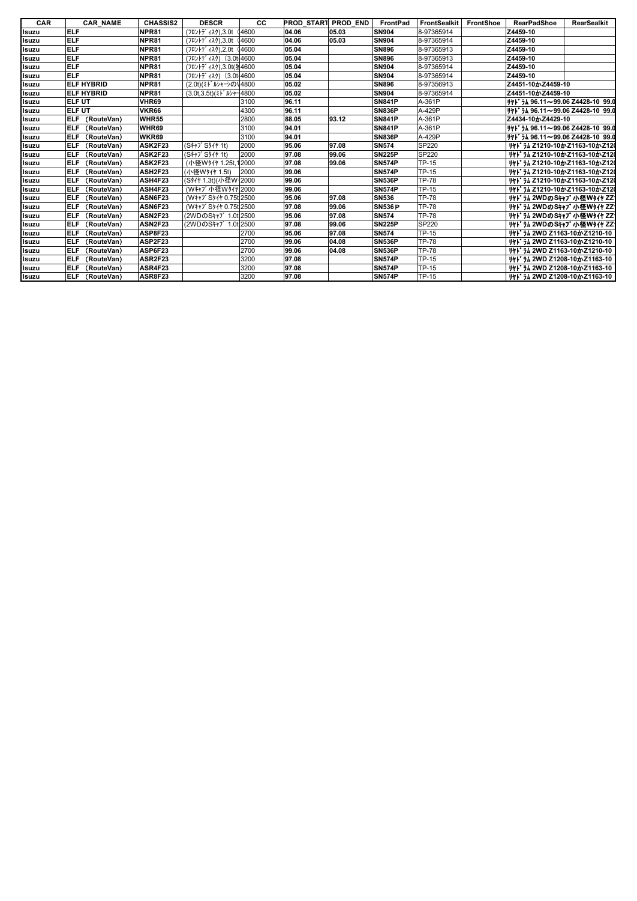| CAR | CAR_NAME | CHASSIS2 | DESCR | CC | PROD_START | PROD_END | FrontPad | FrontSealkit | FrontShoe | RearPadShoe | RearSealkit |
|---|---|---|---|---|---|---|---|---|---|---|---|
| Isuzu | ELF | NPR81 | (ﾌﾛﾝﾄﾃﾞｨｽｸ),3.0t ( | 4600 | 04.06 | 05.03 | SN904 | 8-97365914 | | Z4459-10 | |
| Isuzu | ELF | NPR81 | (ﾌﾛﾝﾄﾃﾞｨｽｸ),3.0t ( | 4600 | 04.06 | 05.03 | SN904 | 8-97365914 | | Z4459-10 | |
| Isuzu | ELF | NPR81 | (ﾌﾛﾝﾄﾃﾞｨｽｸ),2.0t ( | 4600 | 05.04 | | SN896 | 8-97365913 | | Z4459-10 | |
| Isuzu | ELF | NPR81 | (ﾌﾛﾝﾄﾃﾞｨｽｸ) (3.0t | 4600 | 05.04 | | SN896 | 8-97365913 | | Z4459-10 | |
| Isuzu | ELF | NPR81 | (ﾌﾛﾝﾄﾃﾞｨｽｸ),3.0t(ｼ | 4600 | 05.04 | | SN904 | 8-97365914 | | Z4459-10 | |
| Isuzu | ELF | NPR81 | (ﾌﾛﾝﾄﾃﾞｨｽｸ) (3.0t | 4600 | 05.04 | | SN904 | 8-97365914 | | Z4459-10 | |
| Isuzu | ELF HYBRID | NPR81 | (2.0t)(ﾐﾄﾞﾙｼｬｰｼの\ | 4800 | 05.02 | | SN896 | 8-97356913 | | Z4451-10かZ4459-10 | |
| Isuzu | ELF HYBRID | NPR81 | (3.0t,3.5t)(ﾐﾄﾞﾙｼｬｰ | 4800 | 05.02 | | SN904 | 8-97365914 | | Z4451-10かZ4459-10 | |
| Isuzu | ELF UT | VHR69 | | 3100 | 96.11 | | SN841P | A-361P | | ﾘﾔﾄﾞﾗﾑ 96.11～99.06 Z4428-10 99.0 | |
| Isuzu | ELF UT | VKR66 | | 4300 | 96.11 | | SN836P | A-429P | | ﾘﾔﾄﾞﾗﾑ 96.11～99.06 Z4428-10 99.0 | |
| Isuzu | ELF (RouteVan) | WHR55 | | 2800 | 88.05 | 93.12 | SN841P | A-361P | | Z4434-10かZ4429-10 | |
| Isuzu | ELF (RouteVan) | WHR69 | | 3100 | 94.01 | | SN841P | A-361P | | ﾘﾔﾄﾞﾗﾑ 96.11～99.06 Z4428-10 99.0 | |
| Isuzu | ELF (RouteVan) | WKR69 | | 3100 | 94.01 | | SN836P | A-429P | | ﾘﾔﾄﾞﾗﾑ 96.11～99.06 Z4428-10 99.0 | |
| Isuzu | ELF (RouteVan) | ASK2F23 | (Sｷｬﾌﾞ Sﾀｲﾔ 1t) | 2000 | 95.06 | 97.08 | SN574 | SP220 | | ﾘﾔﾄﾞﾗﾑ Z1210-10かZ1163-10かZ12 | |
| Isuzu | ELF (RouteVan) | ASK2F23 | (Sｷｬﾌﾞ Sﾀｲﾔ 1t) | 2000 | 97.08 | 99.06 | SN225P | SP220 | | ﾘﾔﾄﾞﾗﾑ Z1210-10かZ1163-10かZ12 | |
| Isuzu | ELF (RouteVan) | ASK2F23 | (小径Wﾀｲﾔ 1.25t,1 | 2000 | 97.08 | 99.06 | SN574P | TP-15 | | ﾘﾔﾄﾞﾗﾑ Z1210-10かZ1163-10かZ12 | |
| Isuzu | ELF (RouteVan) | ASH2F23 | (小径Wﾀｲﾔ 1.5t) | 2000 | 99.06 | | SN574P | TP-15 | | ﾘﾔﾄﾞﾗﾑ Z1210-10かZ1163-10かZ12 | |
| Isuzu | ELF (RouteVan) | ASH4F23 | (Sﾀｲﾔ 1.3t)(小径W | 2000 | 99.06 | | SN536P | TP-78 | | ﾘﾔﾄﾞﾗﾑ Z1210-10かZ1163-10かZ12 | |
| Isuzu | ELF (RouteVan) | ASH4F23 | (Wｷｬﾌﾞ 小径Wﾀｲﾔ | 2000 | 99.06 | | SN574P | TP-15 | | ﾘﾔﾄﾞﾗﾑ Z1210-10かZ1163-10かZ12 | |
| Isuzu | ELF (RouteVan) | ASN6F23 | (Wｷｬﾌﾞ Sﾀｲﾔ 0.75t | 2500 | 95.06 | 97.08 | SN536 | TP-78 | | ﾘﾔﾄﾞﾗﾑ 2WDのSｷｬﾌﾞ 小径Wﾀｲﾔ ZZ | |
| Isuzu | ELF (RouteVan) | ASN6F23 | (Wｷｬﾌﾞ Sﾀｲﾔ 0.75t | 2500 | 97.08 | 99.06 | SN536P | TP-78 | | ﾘﾔﾄﾞﾗﾑ 2WDのSｷｬﾌﾞ 小径Wﾀｲﾔ ZZ | |
| Isuzu | ELF (RouteVan) | ASN2F23 | (2WDのSｷｬﾌﾞ 1.0t | 2500 | 95.06 | 97.08 | SN574 | TP-78 | | ﾘﾔﾄﾞﾗﾑ 2WDのSｷｬﾌﾞ 小径Wﾀｲﾔ ZZ | |
| Isuzu | ELF (RouteVan) | ASN2F23 | (2WDのSｷｬﾌﾞ 1.0t | 2500 | 97.08 | 99.06 | SN225P | SP220 | | ﾘﾔﾄﾞﾗﾑ 2WDのSｷｬﾌﾞ 小径Wﾀｲﾔ ZZ | |
| Isuzu | ELF (RouteVan) | ASP8F23 | | 2700 | 95.06 | 97.08 | SN574 | TP-15 | | ﾘﾔﾄﾞﾗﾑ 2WD Z1163-10かZ1210-10 | |
| Isuzu | ELF (RouteVan) | ASP2F23 | | 2700 | 99.06 | 04.08 | SN536P | TP-78 | | ﾘﾔﾄﾞﾗﾑ 2WD Z1163-10かZ1210-10 | |
| Isuzu | ELF (RouteVan) | ASP6F23 | | 2700 | 99.06 | 04.08 | SN536P | TP-78 | | ﾘﾔﾄﾞﾗﾑ 2WD Z1163-10かZ1210-10 | |
| Isuzu | ELF (RouteVan) | ASR2F23 | | 3200 | 97.08 | | SN574P | TP-15 | | ﾘﾔﾄﾞﾗﾑ 2WD Z1208-10かZ1163-10 | |
| Isuzu | ELF (RouteVan) | ASR4F23 | | 3200 | 97.08 | | SN574P | TP-15 | | ﾘﾔﾄﾞﾗﾑ 2WD Z1208-10かZ1163-10 | |
| Isuzu | ELF (RouteVan) | ASR8F23 | | 3200 | 97.08 | | SN574P | TP-15 | | ﾘﾔﾄﾞﾗﾑ 2WD Z1208-10かZ1163-10 | |